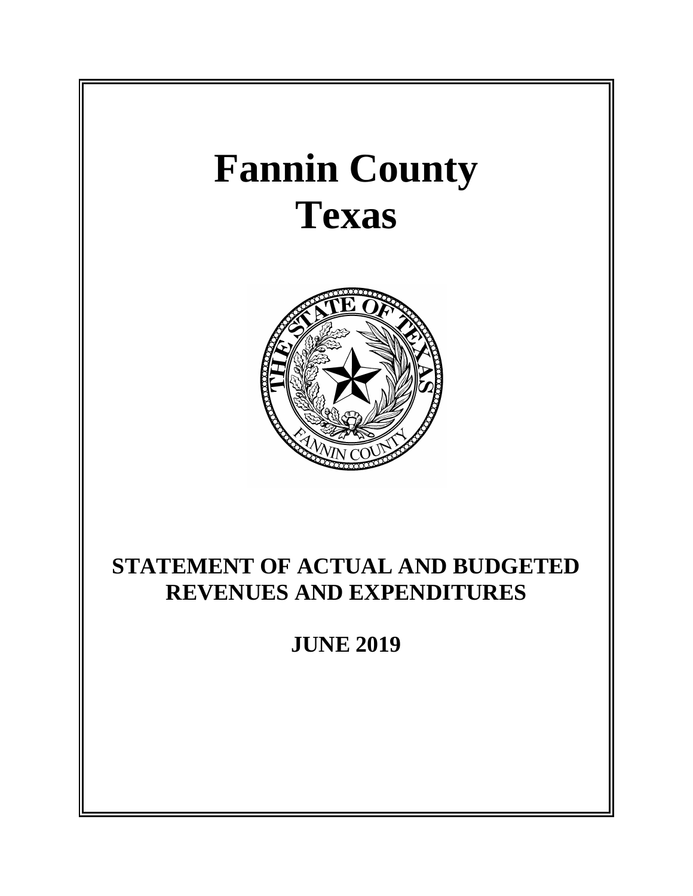# Fannin County
# Texas

## STATEMENT OF ACTUAL AND BUDGETED REVENUES AND EXPENDITURES

## JUNE 2019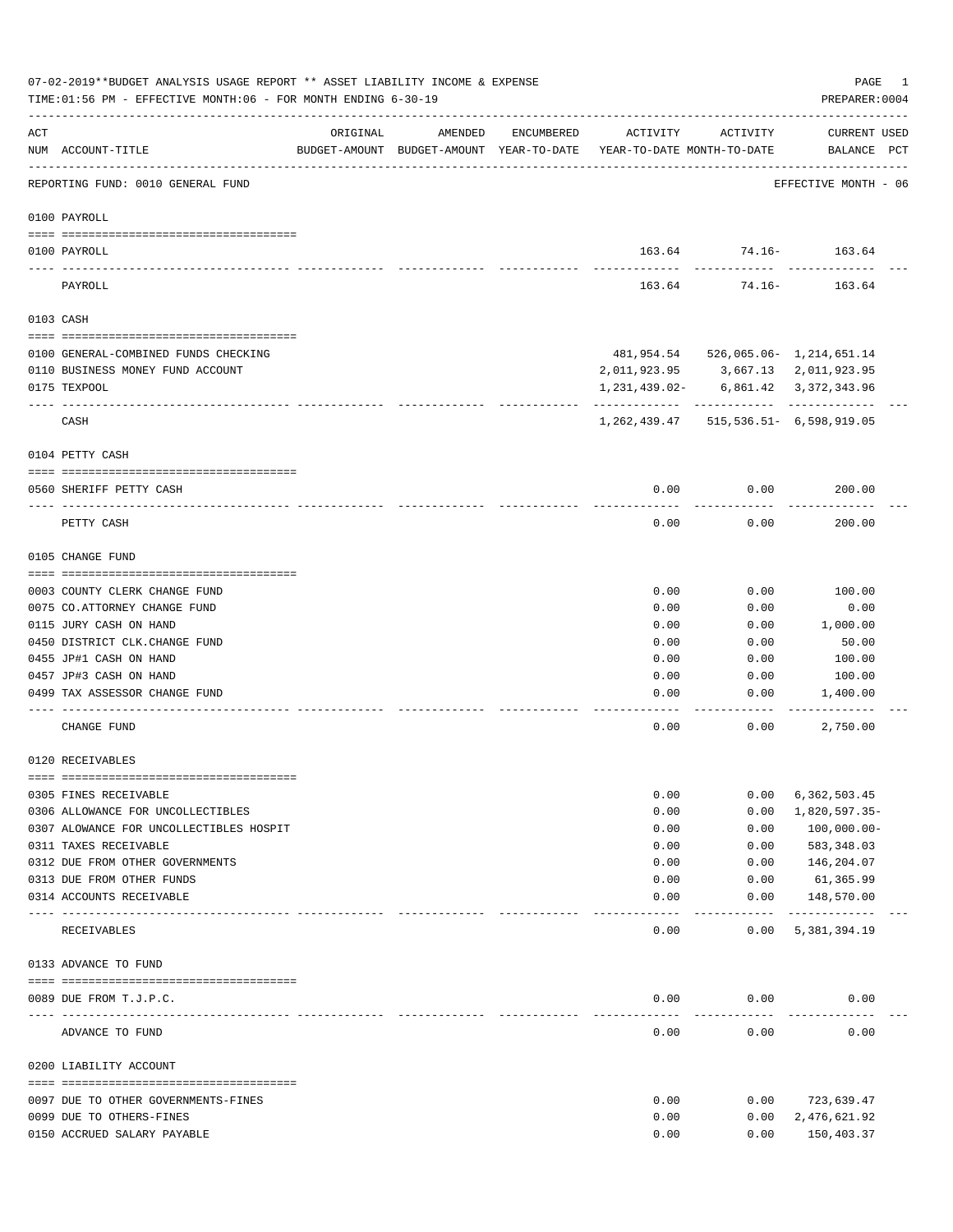07-02-2019**BUDGET ANALYSIS USAGE REPORT ** ASSET LIABILITY INCOME & EXPENSE

TIME:01:56 PM - EFFECTIVE MONTH:06 - FOR MONTH ENDING 6-30-19

PREPARER:0004

| ACT NUM | ACCOUNT-TITLE | ORIGINAL BUDGET-AMOUNT | AMENDED BUDGET-AMOUNT | ENCUMBERED YEAR-TO-DATE | ACTIVITY YEAR-TO-DATE | ACTIVITY MONTH-TO-DATE | CURRENT BALANCE | USED PCT |
|---|---|---|---|---|---|---|---|---|
| | REPORTING FUND: 0010 GENERAL FUND | | | | | | EFFECTIVE MONTH - 06 | |
| | **0100 PAYROLL** | | | | | | | |
| 0100 | PAYROLL | | | | 163.64 | 74.16- | 163.64 | |
| | PAYROLL | | | | 163.64 | 74.16- | 163.64 | |
| | **0103 CASH** | | | | | | | |
| 0100 | GENERAL-COMBINED FUNDS CHECKING | | | | 481,954.54 | 526,065.06- | 1,214,651.14 | |
| 0110 | BUSINESS MONEY FUND ACCOUNT | | | | 2,011,923.95 | 3,667.13 | 2,011,923.95 | |
| 0175 | TEXPOOL | | | | 1,231,439.02- | 6,861.42 | 3,372,343.96 | |
| | CASH | | | | 1,262,439.47 | 515,536.51- | 6,598,919.05 | |
| | **0104 PETTY CASH** | | | | | | | |
| 0560 | SHERIFF PETTY CASH | | | | 0.00 | 0.00 | 200.00 | |
| | PETTY CASH | | | | 0.00 | 0.00 | 200.00 | |
| | **0105 CHANGE FUND** | | | | | | | |
| 0003 | COUNTY CLERK CHANGE FUND | | | | 0.00 | 0.00 | 100.00 | |
| 0075 | CO.ATTORNEY CHANGE FUND | | | | 0.00 | 0.00 | 0.00 | |
| 0115 | JURY CASH ON HAND | | | | 0.00 | 0.00 | 1,000.00 | |
| 0450 | DISTRICT CLK.CHANGE FUND | | | | 0.00 | 0.00 | 50.00 | |
| 0455 | JP#1 CASH ON HAND | | | | 0.00 | 0.00 | 100.00 | |
| 0457 | JP#3 CASH ON HAND | | | | 0.00 | 0.00 | 100.00 | |
| 0499 | TAX ASSESSOR CHANGE FUND | | | | 0.00 | 0.00 | 1,400.00 | |
| | CHANGE FUND | | | | 0.00 | 0.00 | 2,750.00 | |
| | **0120 RECEIVABLES** | | | | | | | |
| 0305 | FINES RECEIVABLE | | | | 0.00 | 0.00 | 6,362,503.45 | |
| 0306 | ALLOWANCE FOR UNCOLLECTIBLES | | | | 0.00 | 0.00 | 1,820,597.35- | |
| 0307 | ALOWANCE FOR UNCOLLECTIBLES HOSPIT | | | | 0.00 | 0.00 | 100,000.00- | |
| 0311 | TAXES RECEIVABLE | | | | 0.00 | 0.00 | 583,348.03 | |
| 0312 | DUE FROM OTHER GOVERNMENTS | | | | 0.00 | 0.00 | 146,204.07 | |
| 0313 | DUE FROM OTHER FUNDS | | | | 0.00 | 0.00 | 61,365.99 | |
| 0314 | ACCOUNTS RECEIVABLE | | | | 0.00 | 0.00 | 148,570.00 | |
| | RECEIVABLES | | | | 0.00 | 0.00 | 5,381,394.19 | |
| | **0133 ADVANCE TO FUND** | | | | | | | |
| 0089 | DUE FROM T.J.P.C. | | | | 0.00 | 0.00 | 0.00 | |
| | ADVANCE TO FUND | | | | 0.00 | 0.00 | 0.00 | |
| | **0200 LIABILITY ACCOUNT** | | | | | | | |
| 0097 | DUE TO OTHER GOVERNMENTS-FINES | | | | 0.00 | 0.00 | 723,639.47 | |
| 0099 | DUE TO OTHERS-FINES | | | | 0.00 | 0.00 | 2,476,621.92 | |
| 0150 | ACCRUED SALARY PAYABLE | | | | 0.00 | 0.00 | 150,403.37 | |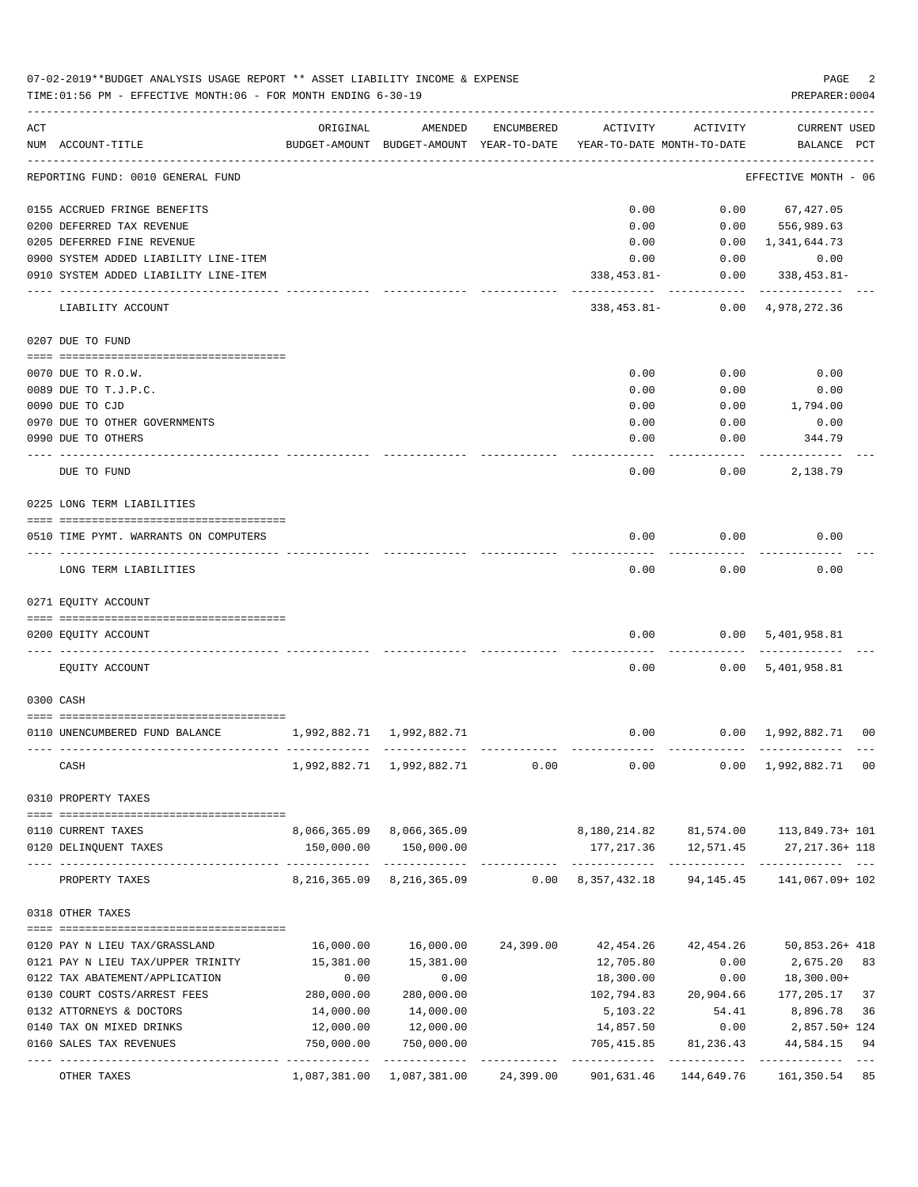07-02-2019**BUDGET ANALYSIS USAGE REPORT ** ASSET LIABILITY INCOME & EXPENSE

TIME:01:56 PM - EFFECTIVE MONTH:06 - FOR MONTH ENDING 6-30-19

PREPARER:0004

| ACT NUM | ACCOUNT-TITLE | ORIGINAL BUDGET-AMOUNT | AMENDED BUDGET-AMOUNT | ENCUMBERED YEAR-TO-DATE | ACTIVITY YEAR-TO-DATE | ACTIVITY MONTH-TO-DATE | CURRENT USED BALANCE | PCT |
|---|---|---|---|---|---|---|---|---|
| | REPORTING FUND: 0010 GENERAL FUND | | | | | | EFFECTIVE MONTH - 06 | |
| 0155 | ACCRUED FRINGE BENEFITS | | | | 0.00 | 0.00 | 67,427.05 | |
| 0200 | DEFERRED TAX REVENUE | | | | 0.00 | 0.00 | 556,989.63 | |
| 0205 | DEFERRED FINE REVENUE | | | | 0.00 | 0.00 | 1,341,644.73 | |
| 0900 | SYSTEM ADDED LIABILITY LINE-ITEM | | | | 0.00 | 0.00 | 0.00 | |
| 0910 | SYSTEM ADDED LIABILITY LINE-ITEM | | | | 338,453.81- | 0.00 | 338,453.81- | |
| | LIABILITY ACCOUNT | | | | 338,453.81- | 0.00 | 4,978,272.36 | |
| | 0207 DUE TO FUND | | | | | | | |
| 0070 | DUE TO R.O.W. | | | | 0.00 | 0.00 | 0.00 | |
| 0089 | DUE TO T.J.P.C. | | | | 0.00 | 0.00 | 0.00 | |
| 0090 | DUE TO CJD | | | | 0.00 | 0.00 | 1,794.00 | |
| 0970 | DUE TO OTHER GOVERNMENTS | | | | 0.00 | 0.00 | 0.00 | |
| 0990 | DUE TO OTHERS | | | | 0.00 | 0.00 | 344.79 | |
| | DUE TO FUND | | | | 0.00 | 0.00 | 2,138.79 | |
| | 0225 LONG TERM LIABILITIES | | | | | | | |
| 0510 | TIME PYMT. WARRANTS ON COMPUTERS | | | | 0.00 | 0.00 | 0.00 | |
| | LONG TERM LIABILITIES | | | | 0.00 | 0.00 | 0.00 | |
| | 0271 EQUITY ACCOUNT | | | | | | | |
| 0200 | EQUITY ACCOUNT | | | | 0.00 | 0.00 | 5,401,958.81 | |
| | EQUITY ACCOUNT | | | | 0.00 | 0.00 | 5,401,958.81 | |
| | 0300 CASH | | | | | | | |
| 0110 | UNENCUMBERED FUND BALANCE | 1,992,882.71 | 1,992,882.71 | | 0.00 | 0.00 | 1,992,882.71 | 00 |
| | CASH | 1,992,882.71 | 1,992,882.71 | 0.00 | 0.00 | 0.00 | 1,992,882.71 | 00 |
| | 0310 PROPERTY TAXES | | | | | | | |
| 0110 | CURRENT TAXES | 8,066,365.09 | 8,066,365.09 | | 8,180,214.82 | 81,574.00 | 113,849.73+ | 101 |
| 0120 | DELINQUENT TAXES | 150,000.00 | 150,000.00 | | 177,217.36 | 12,571.45 | 27,217.36+ | 118 |
| | PROPERTY TAXES | 8,216,365.09 | 8,216,365.09 | 0.00 | 8,357,432.18 | 94,145.45 | 141,067.09+ | 102 |
| | 0318 OTHER TAXES | | | | | | | |
| 0120 | PAY N LIEU TAX/GRASSLAND | 16,000.00 | 16,000.00 | 24,399.00 | 42,454.26 | 42,454.26 | 50,853.26+ | 418 |
| 0121 | PAY N LIEU TAX/UPPER TRINITY | 15,381.00 | 15,381.00 | | 12,705.80 | 0.00 | 2,675.20 | 83 |
| 0122 | TAX ABATEMENT/APPLICATION | 0.00 | 0.00 | | 18,300.00 | 0.00 | 18,300.00+ | |
| 0130 | COURT COSTS/ARREST FEES | 280,000.00 | 280,000.00 | | 102,794.83 | 20,904.66 | 177,205.17 | 37 |
| 0132 | ATTORNEYS & DOCTORS | 14,000.00 | 14,000.00 | | 5,103.22 | 54.41 | 8,896.78 | 36 |
| 0140 | TAX ON MIXED DRINKS | 12,000.00 | 12,000.00 | | 14,857.50 | 0.00 | 2,857.50+ | 124 |
| 0160 | SALES TAX REVENUES | 750,000.00 | 750,000.00 | | 705,415.85 | 81,236.43 | 44,584.15 | 94 |
| | OTHER TAXES | 1,087,381.00 | 1,087,381.00 | 24,399.00 | 901,631.46 | 144,649.76 | 161,350.54 | 85 |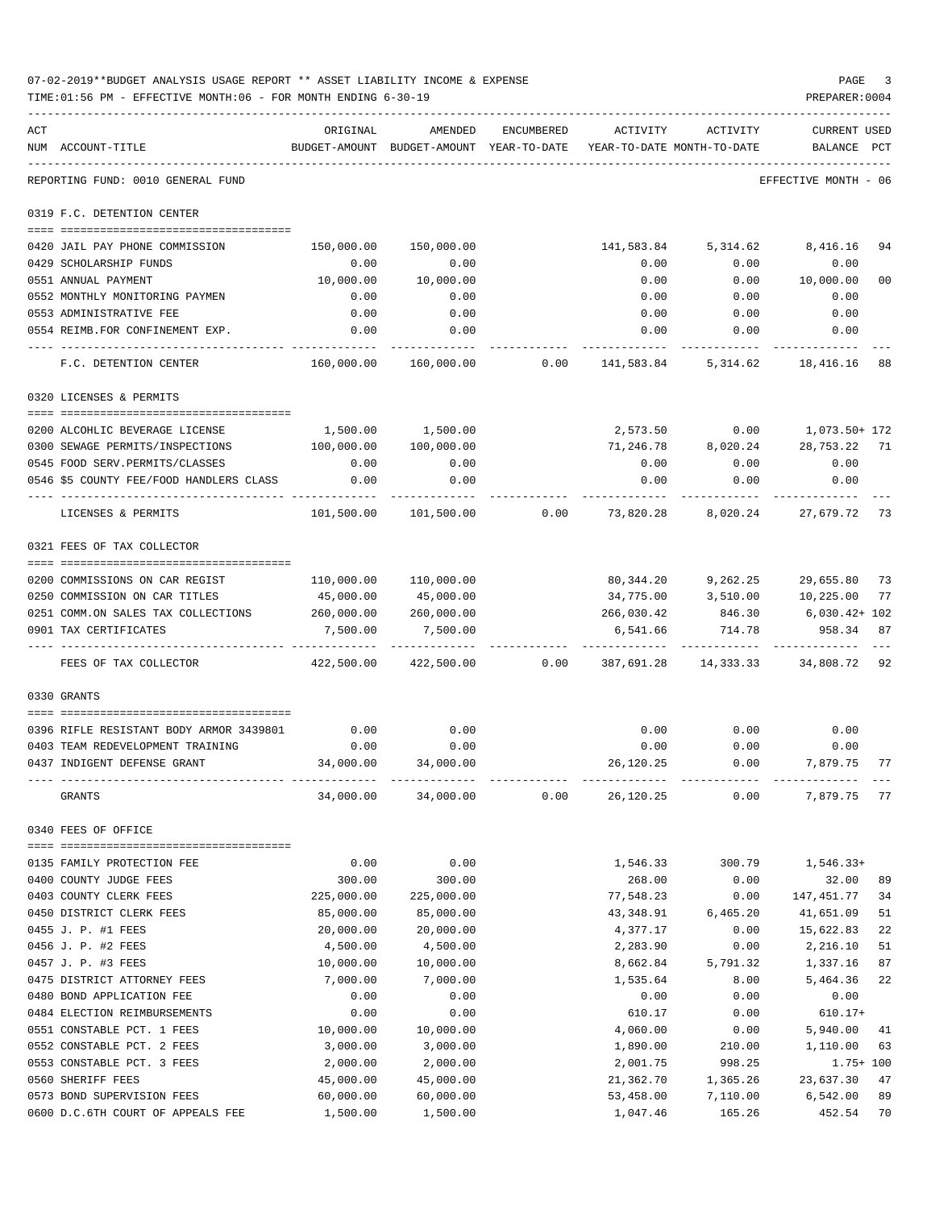07-02-2019**BUDGET ANALYSIS USAGE REPORT ** ASSET LIABILITY INCOME & EXPENSE

TIME:01:56 PM - EFFECTIVE MONTH:06 - FOR MONTH ENDING 6-30-19

PREPARER:0004

REPORTING FUND: 0010 GENERAL FUND — EFFECTIVE MONTH - 06

| ACT NUM | ACCOUNT-TITLE | ORIGINAL BUDGET-AMOUNT | AMENDED BUDGET-AMOUNT | ENCUMBERED YEAR-TO-DATE | ACTIVITY YEAR-TO-DATE | ACTIVITY MONTH-TO-DATE | CURRENT BALANCE | USED PCT |
|---|---|---|---|---|---|---|---|---|
| | **0319 F.C. DETENTION CENTER** | | | | | | | |
| 0420 | JAIL PAY PHONE COMMISSION | 150,000.00 | 150,000.00 | | 141,583.84 | 5,314.62 | 8,416.16 | 94 |
| 0429 | SCHOLARSHIP FUNDS | 0.00 | 0.00 | | 0.00 | 0.00 | 0.00 | |
| 0551 | ANNUAL PAYMENT | 10,000.00 | 10,000.00 | | 0.00 | 0.00 | 10,000.00 | 00 |
| 0552 | MONTHLY MONITORING PAYMEN | 0.00 | 0.00 | | 0.00 | 0.00 | 0.00 | |
| 0553 | ADMINISTRATIVE FEE | 0.00 | 0.00 | | 0.00 | 0.00 | 0.00 | |
| 0554 | REIMB.FOR CONFINEMENT EXP. | 0.00 | 0.00 | | 0.00 | 0.00 | 0.00 | |
| | F.C. DETENTION CENTER | 160,000.00 | 160,000.00 | 0.00 | 141,583.84 | 5,314.62 | 18,416.16 | 88 |
| | **0320 LICENSES & PERMITS** | | | | | | | |
| 0200 | ALCOHLIC BEVERAGE LICENSE | 1,500.00 | 1,500.00 | | 2,573.50 | 0.00 | 1,073.50+ | 172 |
| 0300 | SEWAGE PERMITS/INSPECTIONS | 100,000.00 | 100,000.00 | | 71,246.78 | 8,020.24 | 28,753.22 | 71 |
| 0545 | FOOD SERV.PERMITS/CLASSES | 0.00 | 0.00 | | 0.00 | 0.00 | 0.00 | |
| 0546 | $5 COUNTY FEE/FOOD HANDLERS CLASS | 0.00 | 0.00 | | 0.00 | 0.00 | 0.00 | |
| | LICENSES & PERMITS | 101,500.00 | 101,500.00 | 0.00 | 73,820.28 | 8,020.24 | 27,679.72 | 73 |
| | **0321 FEES OF TAX COLLECTOR** | | | | | | | |
| 0200 | COMMISSIONS ON CAR REGIST | 110,000.00 | 110,000.00 | | 80,344.20 | 9,262.25 | 29,655.80 | 73 |
| 0250 | COMMISSION ON CAR TITLES | 45,000.00 | 45,000.00 | | 34,775.00 | 3,510.00 | 10,225.00 | 77 |
| 0251 | COMM.ON SALES TAX COLLECTIONS | 260,000.00 | 260,000.00 | | 266,030.42 | 846.30 | 6,030.42+ | 102 |
| 0901 | TAX CERTIFICATES | 7,500.00 | 7,500.00 | | 6,541.66 | 714.78 | 958.34 | 87 |
| | FEES OF TAX COLLECTOR | 422,500.00 | 422,500.00 | 0.00 | 387,691.28 | 14,333.33 | 34,808.72 | 92 |
| | **0330 GRANTS** | | | | | | | |
| 0396 | RIFLE RESISTANT BODY ARMOR 3439801 | 0.00 | 0.00 | | 0.00 | 0.00 | 0.00 | |
| 0403 | TEAM REDEVELOPMENT TRAINING | 0.00 | 0.00 | | 0.00 | 0.00 | 0.00 | |
| 0437 | INDIGENT DEFENSE GRANT | 34,000.00 | 34,000.00 | | 26,120.25 | 0.00 | 7,879.75 | 77 |
| | GRANTS | 34,000.00 | 34,000.00 | 0.00 | 26,120.25 | 0.00 | 7,879.75 | 77 |
| | **0340 FEES OF OFFICE** | | | | | | | |
| 0135 | FAMILY PROTECTION FEE | 0.00 | 0.00 | | 1,546.33 | 300.79 | 1,546.33+ | |
| 0400 | COUNTY JUDGE FEES | 300.00 | 300.00 | | 268.00 | 0.00 | 32.00 | 89 |
| 0403 | COUNTY CLERK FEES | 225,000.00 | 225,000.00 | | 77,548.23 | 0.00 | 147,451.77 | 34 |
| 0450 | DISTRICT CLERK FEES | 85,000.00 | 85,000.00 | | 43,348.91 | 6,465.20 | 41,651.09 | 51 |
| 0455 | J. P. #1 FEES | 20,000.00 | 20,000.00 | | 4,377.17 | 0.00 | 15,622.83 | 22 |
| 0456 | J. P. #2 FEES | 4,500.00 | 4,500.00 | | 2,283.90 | 0.00 | 2,216.10 | 51 |
| 0457 | J. P. #3 FEES | 10,000.00 | 10,000.00 | | 8,662.84 | 5,791.32 | 1,337.16 | 87 |
| 0475 | DISTRICT ATTORNEY FEES | 7,000.00 | 7,000.00 | | 1,535.64 | 8.00 | 5,464.36 | 22 |
| 0480 | BOND APPLICATION FEE | 0.00 | 0.00 | | 0.00 | 0.00 | 0.00 | |
| 0484 | ELECTION REIMBURSEMENTS | 0.00 | 0.00 | | 610.17 | 0.00 | 610.17+ | |
| 0551 | CONSTABLE PCT. 1 FEES | 10,000.00 | 10,000.00 | | 4,060.00 | 0.00 | 5,940.00 | 41 |
| 0552 | CONSTABLE PCT. 2 FEES | 3,000.00 | 3,000.00 | | 1,890.00 | 210.00 | 1,110.00 | 63 |
| 0553 | CONSTABLE PCT. 3 FEES | 2,000.00 | 2,000.00 | | 2,001.75 | 998.25 | 1.75+ | 100 |
| 0560 | SHERIFF FEES | 45,000.00 | 45,000.00 | | 21,362.70 | 1,365.26 | 23,637.30 | 47 |
| 0573 | BOND SUPERVISION FEES | 60,000.00 | 60,000.00 | | 53,458.00 | 7,110.00 | 6,542.00 | 89 |
| 0600 | D.C.6TH COURT OF APPEALS FEE | 1,500.00 | 1,500.00 | | 1,047.46 | 165.26 | 452.54 | 70 |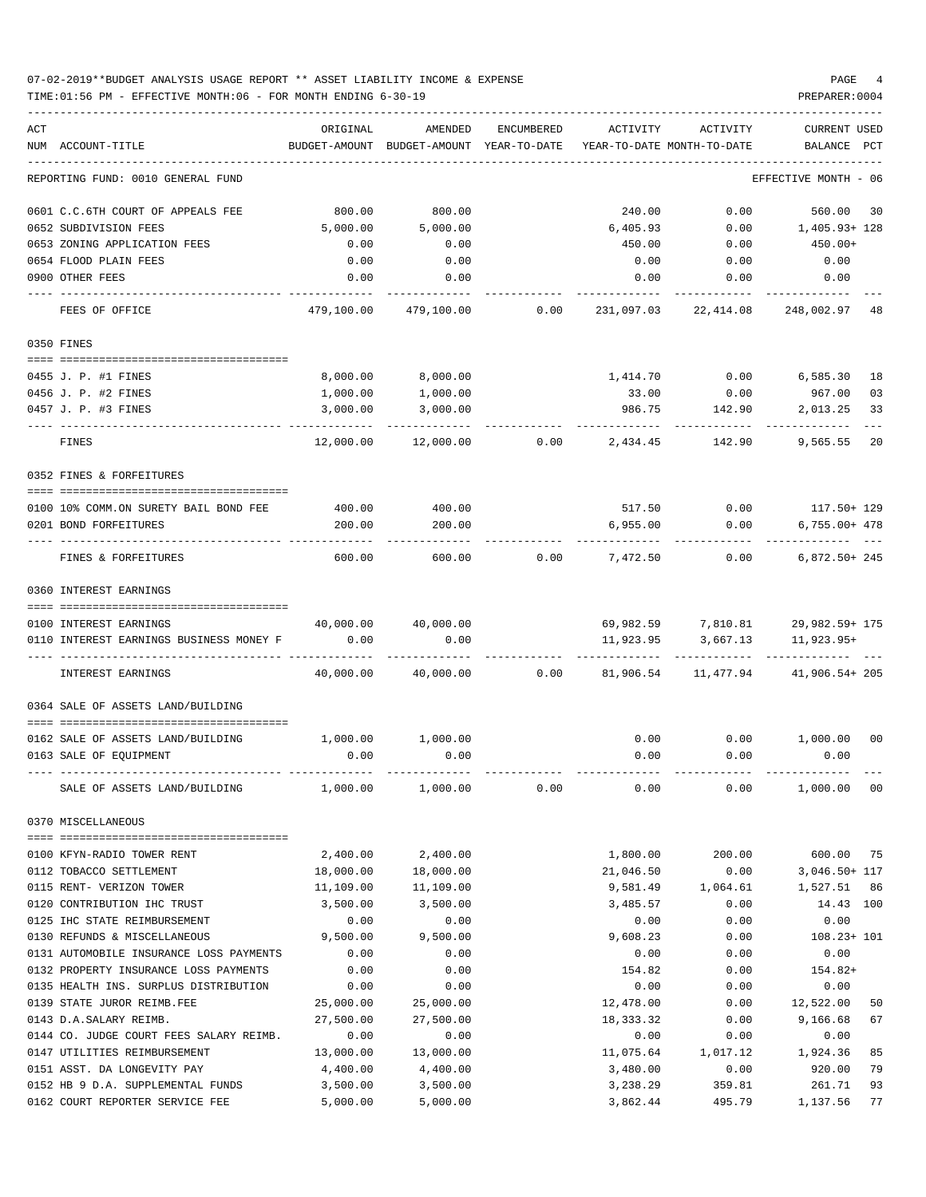07-02-2019**BUDGET ANALYSIS USAGE REPORT ** ASSET LIABILITY INCOME & EXPENSE

TIME:01:56 PM - EFFECTIVE MONTH:06 - FOR MONTH ENDING 6-30-19

PREPARER:0004

REPORTING FUND: 0010 GENERAL FUND — EFFECTIVE MONTH - 06

| ACT NUM | ACCOUNT-TITLE | ORIGINAL BUDGET-AMOUNT | AMENDED BUDGET-AMOUNT | ENCUMBERED YEAR-TO-DATE | ACTIVITY YEAR-TO-DATE | ACTIVITY MONTH-TO-DATE | CURRENT USED BALANCE | PCT |
|---|---|---|---|---|---|---|---|---|
| 0601 | C.C.6TH COURT OF APPEALS FEE | 800.00 | 800.00 | | 240.00 | 0.00 | 560.00 | 30 |
| 0652 | SUBDIVISION FEES | 5,000.00 | 5,000.00 | | 6,405.93 | 0.00 | 1,405.93+ | 128 |
| 0653 | ZONING APPLICATION FEES | 0.00 | 0.00 | | 450.00 | 0.00 | 450.00+ | |
| 0654 | FLOOD PLAIN FEES | 0.00 | 0.00 | | 0.00 | 0.00 | 0.00 | |
| 0900 | OTHER FEES | 0.00 | 0.00 | | 0.00 | 0.00 | 0.00 | |
| | FEES OF OFFICE | 479,100.00 | 479,100.00 | 0.00 | 231,097.03 | 22,414.08 | 248,002.97 | 48 |
| 0350 | FINES | | | | | | | |
| 0455 | J. P. #1 FINES | 8,000.00 | 8,000.00 | | 1,414.70 | 0.00 | 6,585.30 | 18 |
| 0456 | J. P. #2 FINES | 1,000.00 | 1,000.00 | | 33.00 | 0.00 | 967.00 | 03 |
| 0457 | J. P. #3 FINES | 3,000.00 | 3,000.00 | | 986.75 | 142.90 | 2,013.25 | 33 |
| | FINES | 12,000.00 | 12,000.00 | 0.00 | 2,434.45 | 142.90 | 9,565.55 | 20 |
| 0352 | FINES & FORFEITURES | | | | | | | |
| 0100 | 10% COMM.ON SURETY BAIL BOND FEE | 400.00 | 400.00 | | 517.50 | 0.00 | 117.50+ | 129 |
| 0201 | BOND FORFEITURES | 200.00 | 200.00 | | 6,955.00 | 0.00 | 6,755.00+ | 478 |
| | FINES & FORFEITURES | 600.00 | 600.00 | 0.00 | 7,472.50 | 0.00 | 6,872.50+ | 245 |
| 0360 | INTEREST EARNINGS | | | | | | | |
| 0100 | INTEREST EARNINGS | 40,000.00 | 40,000.00 | | 69,982.59 | 7,810.81 | 29,982.59+ | 175 |
| 0110 | INTEREST EARNINGS BUSINESS MONEY F | 0.00 | 0.00 | | 11,923.95 | 3,667.13 | 11,923.95+ | |
| | INTEREST EARNINGS | 40,000.00 | 40,000.00 | 0.00 | 81,906.54 | 11,477.94 | 41,906.54+ | 205 |
| 0364 | SALE OF ASSETS LAND/BUILDING | | | | | | | |
| 0162 | SALE OF ASSETS LAND/BUILDING | 1,000.00 | 1,000.00 | | 0.00 | 0.00 | 1,000.00 | 00 |
| 0163 | SALE OF EQUIPMENT | 0.00 | 0.00 | | 0.00 | 0.00 | 0.00 | |
| | SALE OF ASSETS LAND/BUILDING | 1,000.00 | 1,000.00 | 0.00 | 0.00 | 0.00 | 1,000.00 | 00 |
| 0370 | MISCELLANEOUS | | | | | | | |
| 0100 | KFYN-RADIO TOWER RENT | 2,400.00 | 2,400.00 | | 1,800.00 | 200.00 | 600.00 | 75 |
| 0112 | TOBACCO SETTLEMENT | 18,000.00 | 18,000.00 | | 21,046.50 | 0.00 | 3,046.50+ | 117 |
| 0115 | RENT- VERIZON TOWER | 11,109.00 | 11,109.00 | | 9,581.49 | 1,064.61 | 1,527.51 | 86 |
| 0120 | CONTRIBUTION IHC TRUST | 3,500.00 | 3,500.00 | | 3,485.57 | 0.00 | 14.43 | 100 |
| 0125 | IHC STATE REIMBURSEMENT | 0.00 | 0.00 | | 0.00 | 0.00 | 0.00 | |
| 0130 | REFUNDS & MISCELLANEOUS | 9,500.00 | 9,500.00 | | 9,608.23 | 0.00 | 108.23+ | 101 |
| 0131 | AUTOMOBILE INSURANCE LOSS PAYMENTS | 0.00 | 0.00 | | 0.00 | 0.00 | 0.00 | |
| 0132 | PROPERTY INSURANCE LOSS PAYMENTS | 0.00 | 0.00 | | 154.82 | 0.00 | 154.82+ | |
| 0135 | HEALTH INS. SURPLUS DISTRIBUTION | 0.00 | 0.00 | | 0.00 | 0.00 | 0.00 | |
| 0139 | STATE JUROR REIMB.FEE | 25,000.00 | 25,000.00 | | 12,478.00 | 0.00 | 12,522.00 | 50 |
| 0143 | D.A.SALARY REIMB. | 27,500.00 | 27,500.00 | | 18,333.32 | 0.00 | 9,166.68 | 67 |
| 0144 | CO. JUDGE COURT FEES SALARY REIMB. | 0.00 | 0.00 | | 0.00 | 0.00 | 0.00 | |
| 0147 | UTILITIES REIMBURSEMENT | 13,000.00 | 13,000.00 | | 11,075.64 | 1,017.12 | 1,924.36 | 85 |
| 0151 | ASST. DA LONGEVITY PAY | 4,400.00 | 4,400.00 | | 3,480.00 | 0.00 | 920.00 | 79 |
| 0152 | HB 9 D.A. SUPPLEMENTAL FUNDS | 3,500.00 | 3,500.00 | | 3,238.29 | 359.81 | 261.71 | 93 |
| 0162 | COURT REPORTER SERVICE FEE | 5,000.00 | 5,000.00 | | 3,862.44 | 495.79 | 1,137.56 | 77 |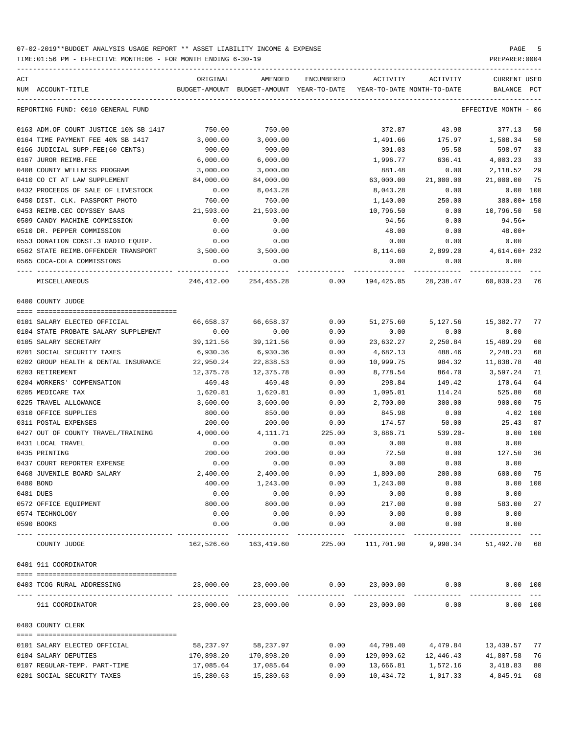07-02-2019**BUDGET ANALYSIS USAGE REPORT ** ASSET LIABILITY INCOME & EXPENSE

TIME:01:56 PM - EFFECTIVE MONTH:06 - FOR MONTH ENDING 6-30-19

PREPARER:0004

REPORTING FUND: 0010 GENERAL FUND — EFFECTIVE MONTH - 06

| ACT NUM | ACCOUNT-TITLE | ORIGINAL BUDGET-AMOUNT | AMENDED BUDGET-AMOUNT | ENCUMBERED YEAR-TO-DATE | ACTIVITY YEAR-TO-DATE | ACTIVITY MONTH-TO-DATE | CURRENT BALANCE | USED PCT |
|---|---|---|---|---|---|---|---|---|
| 0163 | ADM.OF COURT JUSTICE 10% SB 1417 | 750.00 | 750.00 | | 372.87 | 43.98 | 377.13 | 50 |
| 0164 | TIME PAYMENT FEE 40% SB 1417 | 3,000.00 | 3,000.00 | | 1,491.66 | 175.97 | 1,508.34 | 50 |
| 0166 | JUDICIAL SUPP.FEE(60 CENTS) | 900.00 | 900.00 | | 301.03 | 95.58 | 598.97 | 33 |
| 0167 | JUROR REIMB.FEE | 6,000.00 | 6,000.00 | | 1,996.77 | 636.41 | 4,003.23 | 33 |
| 0408 | COUNTY WELLNESS PROGRAM | 3,000.00 | 3,000.00 | | 881.48 | 0.00 | 2,118.52 | 29 |
| 0410 | CO CT AT LAW SUPPLEMENT | 84,000.00 | 84,000.00 | | 63,000.00 | 21,000.00 | 21,000.00 | 75 |
| 0432 | PROCEEDS OF SALE OF LIVESTOCK | 0.00 | 8,043.28 | | 8,043.28 | 0.00 | 0.00 | 100 |
| 0450 | DIST. CLK. PASSPORT PHOTO | 760.00 | 760.00 | | 1,140.00 | 250.00 | 380.00+ | 150 |
| 0453 | REIMB.CEC ODYSSEY SAAS | 21,593.00 | 21,593.00 | | 10,796.50 | 0.00 | 10,796.50 | 50 |
| 0509 | CANDY MACHINE COMMISSION | 0.00 | 0.00 | | 94.56 | 0.00 | 94.56+ | |
| 0510 | DR. PEPPER COMMISSION | 0.00 | 0.00 | | 48.00 | 0.00 | 48.00+ | |
| 0553 | DONATION CONST.3 RADIO EQUIP. | 0.00 | 0.00 | | 0.00 | 0.00 | 0.00 | |
| 0562 | STATE REIMB.OFFENDER TRANSPORT | 3,500.00 | 3,500.00 | | 8,114.60 | 2,899.20 | 4,614.60+ | 232 |
| 0565 | COCA-COLA COMMISSIONS | 0.00 | 0.00 | | 0.00 | 0.00 | 0.00 | |
| | MISCELLANEOUS | 246,412.00 | 254,455.28 | 0.00 | 194,425.05 | 28,238.47 | 60,030.23 | 76 |

0400 COUNTY JUDGE

| ACT NUM | ACCOUNT-TITLE | ORIGINAL BUDGET-AMOUNT | AMENDED BUDGET-AMOUNT | ENCUMBERED YEAR-TO-DATE | ACTIVITY YEAR-TO-DATE | ACTIVITY MONTH-TO-DATE | CURRENT BALANCE | USED PCT |
|---|---|---|---|---|---|---|---|---|
| 0101 | SALARY ELECTED OFFICIAL | 66,658.37 | 66,658.37 | 0.00 | 51,275.60 | 5,127.56 | 15,382.77 | 77 |
| 0104 | STATE PROBATE SALARY SUPPLEMENT | 0.00 | 0.00 | 0.00 | 0.00 | 0.00 | 0.00 | |
| 0105 | SALARY SECRETARY | 39,121.56 | 39,121.56 | 0.00 | 23,632.27 | 2,250.84 | 15,489.29 | 60 |
| 0201 | SOCIAL SECURITY TAXES | 6,930.36 | 6,930.36 | 0.00 | 4,682.13 | 488.46 | 2,248.23 | 68 |
| 0202 | GROUP HEALTH & DENTAL INSURANCE | 22,950.24 | 22,838.53 | 0.00 | 10,999.75 | 984.32 | 11,838.78 | 48 |
| 0203 | RETIREMENT | 12,375.78 | 12,375.78 | 0.00 | 8,778.54 | 864.70 | 3,597.24 | 71 |
| 0204 | WORKERS' COMPENSATION | 469.48 | 469.48 | 0.00 | 298.84 | 149.42 | 170.64 | 64 |
| 0205 | MEDICARE TAX | 1,620.81 | 1,620.81 | 0.00 | 1,095.01 | 114.24 | 525.80 | 68 |
| 0225 | TRAVEL ALLOWANCE | 3,600.00 | 3,600.00 | 0.00 | 2,700.00 | 300.00 | 900.00 | 75 |
| 0310 | OFFICE SUPPLIES | 800.00 | 850.00 | 0.00 | 845.98 | 0.00 | 4.02 | 100 |
| 0311 | POSTAL EXPENSES | 200.00 | 200.00 | 0.00 | 174.57 | 50.00 | 25.43 | 87 |
| 0427 | OUT OF COUNTY TRAVEL/TRAINING | 4,000.00 | 4,111.71 | 225.00 | 3,886.71 | 539.20- | 0.00 | 100 |
| 0431 | LOCAL TRAVEL | 0.00 | 0.00 | 0.00 | 0.00 | 0.00 | 0.00 | |
| 0435 | PRINTING | 200.00 | 200.00 | 0.00 | 72.50 | 0.00 | 127.50 | 36 |
| 0437 | COURT REPORTER EXPENSE | 0.00 | 0.00 | 0.00 | 0.00 | 0.00 | 0.00 | |
| 0468 | JUVENILE BOARD SALARY | 2,400.00 | 2,400.00 | 0.00 | 1,800.00 | 200.00 | 600.00 | 75 |
| 0480 | BOND | 400.00 | 1,243.00 | 0.00 | 1,243.00 | 0.00 | 0.00 | 100 |
| 0481 | DUES | 0.00 | 0.00 | 0.00 | 0.00 | 0.00 | 0.00 | |
| 0572 | OFFICE EQUIPMENT | 800.00 | 800.00 | 0.00 | 217.00 | 0.00 | 583.00 | 27 |
| 0574 | TECHNOLOGY | 0.00 | 0.00 | 0.00 | 0.00 | 0.00 | 0.00 | |
| 0590 | BOOKS | 0.00 | 0.00 | 0.00 | 0.00 | 0.00 | 0.00 | |
| | COUNTY JUDGE | 162,526.60 | 163,419.60 | 225.00 | 111,701.90 | 9,990.34 | 51,492.70 | 68 |

0401 911 COORDINATOR

| ACT NUM | ACCOUNT-TITLE | ORIGINAL BUDGET-AMOUNT | AMENDED BUDGET-AMOUNT | ENCUMBERED YEAR-TO-DATE | ACTIVITY YEAR-TO-DATE | ACTIVITY MONTH-TO-DATE | CURRENT BALANCE | USED PCT |
|---|---|---|---|---|---|---|---|---|
| 0403 | TCOG RURAL ADDRESSING | 23,000.00 | 23,000.00 | 0.00 | 23,000.00 | 0.00 | 0.00 | 100 |
| | 911 COORDINATOR | 23,000.00 | 23,000.00 | 0.00 | 23,000.00 | 0.00 | 0.00 | 100 |

0403 COUNTY CLERK

| ACT NUM | ACCOUNT-TITLE | ORIGINAL BUDGET-AMOUNT | AMENDED BUDGET-AMOUNT | ENCUMBERED YEAR-TO-DATE | ACTIVITY YEAR-TO-DATE | ACTIVITY MONTH-TO-DATE | CURRENT BALANCE | USED PCT |
|---|---|---|---|---|---|---|---|---|
| 0101 | SALARY ELECTED OFFICIAL | 58,237.97 | 58,237.97 | 0.00 | 44,798.40 | 4,479.84 | 13,439.57 | 77 |
| 0104 | SALARY DEPUTIES | 170,898.20 | 170,898.20 | 0.00 | 129,090.62 | 12,446.43 | 41,807.58 | 76 |
| 0107 | REGULAR-TEMP. PART-TIME | 17,085.64 | 17,085.64 | 0.00 | 13,666.81 | 1,572.16 | 3,418.83 | 80 |
| 0201 | SOCIAL SECURITY TAXES | 15,280.63 | 15,280.63 | 0.00 | 10,434.72 | 1,017.33 | 4,845.91 | 68 |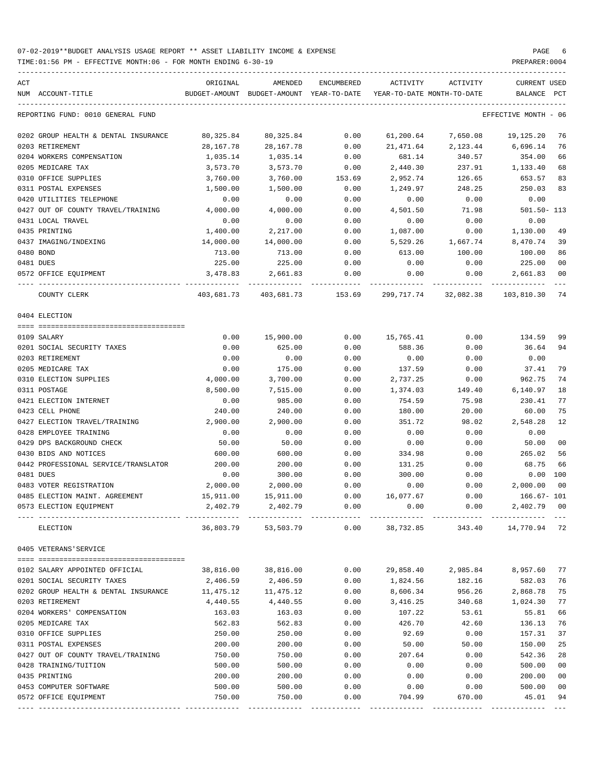07-02-2019**BUDGET ANALYSIS USAGE REPORT ** ASSET LIABILITY INCOME & EXPENSE

TIME:01:56 PM - EFFECTIVE MONTH:06 - FOR MONTH ENDING 6-30-19

PREPARER:0004

REPORTING FUND: 0010 GENERAL FUND — EFFECTIVE MONTH - 06

| ACT NUM | ACCOUNT-TITLE | ORIGINAL BUDGET-AMOUNT | AMENDED BUDGET-AMOUNT | ENCUMBERED YEAR-TO-DATE | ACTIVITY YEAR-TO-DATE | ACTIVITY MONTH-TO-DATE | CURRENT BALANCE | USED PCT |
|---|---|---|---|---|---|---|---|---|
| 0202 | GROUP HEALTH & DENTAL INSURANCE | 80,325.84 | 80,325.84 | 0.00 | 61,200.64 | 7,650.08 | 19,125.20 | 76 |
| 0203 | RETIREMENT | 28,167.78 | 28,167.78 | 0.00 | 21,471.64 | 2,123.44 | 6,696.14 | 76 |
| 0204 | WORKERS COMPENSATION | 1,035.14 | 1,035.14 | 0.00 | 681.14 | 340.57 | 354.00 | 66 |
| 0205 | MEDICARE TAX | 3,573.70 | 3,573.70 | 0.00 | 2,440.30 | 237.91 | 1,133.40 | 68 |
| 0310 | OFFICE SUPPLIES | 3,760.00 | 3,760.00 | 153.69 | 2,952.74 | 126.65 | 653.57 | 83 |
| 0311 | POSTAL EXPENSES | 1,500.00 | 1,500.00 | 0.00 | 1,249.97 | 248.25 | 250.03 | 83 |
| 0420 | UTILITIES TELEPHONE | 0.00 | 0.00 | 0.00 | 0.00 | 0.00 | 0.00 | |
| 0427 | OUT OF COUNTY TRAVEL/TRAINING | 4,000.00 | 4,000.00 | 0.00 | 4,501.50 | 71.98 | 501.50- | 113 |
| 0431 | LOCAL TRAVEL | 0.00 | 0.00 | 0.00 | 0.00 | 0.00 | 0.00 | |
| 0435 | PRINTING | 1,400.00 | 2,217.00 | 0.00 | 1,087.00 | 0.00 | 1,130.00 | 49 |
| 0437 | IMAGING/INDEXING | 14,000.00 | 14,000.00 | 0.00 | 5,529.26 | 1,667.74 | 8,470.74 | 39 |
| 0480 | BOND | 713.00 | 713.00 | 0.00 | 613.00 | 100.00 | 100.00 | 86 |
| 0481 | DUES | 225.00 | 225.00 | 0.00 | 0.00 | 0.00 | 225.00 | 00 |
| 0572 | OFFICE EQUIPMENT | 3,478.83 | 2,661.83 | 0.00 | 0.00 | 0.00 | 2,661.83 | 00 |
| | COUNTY CLERK | 403,681.73 | 403,681.73 | 153.69 | 299,717.74 | 32,082.38 | 103,810.30 | 74 |

0404 ELECTION

| ACT NUM | ACCOUNT-TITLE | ORIGINAL BUDGET-AMOUNT | AMENDED BUDGET-AMOUNT | ENCUMBERED YEAR-TO-DATE | ACTIVITY YEAR-TO-DATE | ACTIVITY MONTH-TO-DATE | CURRENT BALANCE | USED PCT |
|---|---|---|---|---|---|---|---|---|
| 0109 | SALARY | 0.00 | 15,900.00 | 0.00 | 15,765.41 | 0.00 | 134.59 | 99 |
| 0201 | SOCIAL SECURITY TAXES | 0.00 | 625.00 | 0.00 | 588.36 | 0.00 | 36.64 | 94 |
| 0203 | RETIREMENT | 0.00 | 0.00 | 0.00 | 0.00 | 0.00 | 0.00 | |
| 0205 | MEDICARE TAX | 0.00 | 175.00 | 0.00 | 137.59 | 0.00 | 37.41 | 79 |
| 0310 | ELECTION SUPPLIES | 4,000.00 | 3,700.00 | 0.00 | 2,737.25 | 0.00 | 962.75 | 74 |
| 0311 | POSTAGE | 8,500.00 | 7,515.00 | 0.00 | 1,374.03 | 149.40 | 6,140.97 | 18 |
| 0421 | ELECTION INTERNET | 0.00 | 985.00 | 0.00 | 754.59 | 75.98 | 230.41 | 77 |
| 0423 | CELL PHONE | 240.00 | 240.00 | 0.00 | 180.00 | 20.00 | 60.00 | 75 |
| 0427 | ELECTION TRAVEL/TRAINING | 2,900.00 | 2,900.00 | 0.00 | 351.72 | 98.02 | 2,548.28 | 12 |
| 0428 | EMPLOYEE TRAINING | 0.00 | 0.00 | 0.00 | 0.00 | 0.00 | 0.00 | |
| 0429 | DPS BACKGROUND CHECK | 50.00 | 50.00 | 0.00 | 0.00 | 0.00 | 50.00 | 00 |
| 0430 | BIDS AND NOTICES | 600.00 | 600.00 | 0.00 | 334.98 | 0.00 | 265.02 | 56 |
| 0442 | PROFESSIONAL SERVICE/TRANSLATOR | 200.00 | 200.00 | 0.00 | 131.25 | 0.00 | 68.75 | 66 |
| 0481 | DUES | 0.00 | 300.00 | 0.00 | 300.00 | 0.00 | 0.00 | 100 |
| 0483 | VOTER REGISTRATION | 2,000.00 | 2,000.00 | 0.00 | 0.00 | 0.00 | 2,000.00 | 00 |
| 0485 | ELECTION MAINT. AGREEMENT | 15,911.00 | 15,911.00 | 0.00 | 16,077.67 | 0.00 | 166.67- | 101 |
| 0573 | ELECTION EQUIPMENT | 2,402.79 | 2,402.79 | 0.00 | 0.00 | 0.00 | 2,402.79 | 00 |
| | ELECTION | 36,803.79 | 53,503.79 | 0.00 | 38,732.85 | 343.40 | 14,770.94 | 72 |

0405 VETERANS'SERVICE

| ACT NUM | ACCOUNT-TITLE | ORIGINAL BUDGET-AMOUNT | AMENDED BUDGET-AMOUNT | ENCUMBERED YEAR-TO-DATE | ACTIVITY YEAR-TO-DATE | ACTIVITY MONTH-TO-DATE | CURRENT BALANCE | USED PCT |
|---|---|---|---|---|---|---|---|---|
| 0102 | SALARY APPOINTED OFFICIAL | 38,816.00 | 38,816.00 | 0.00 | 29,858.40 | 2,985.84 | 8,957.60 | 77 |
| 0201 | SOCIAL SECURITY TAXES | 2,406.59 | 2,406.59 | 0.00 | 1,824.56 | 182.16 | 582.03 | 76 |
| 0202 | GROUP HEALTH & DENTAL INSURANCE | 11,475.12 | 11,475.12 | 0.00 | 8,606.34 | 956.26 | 2,868.78 | 75 |
| 0203 | RETIREMENT | 4,440.55 | 4,440.55 | 0.00 | 3,416.25 | 340.68 | 1,024.30 | 77 |
| 0204 | WORKERS' COMPENSATION | 163.03 | 163.03 | 0.00 | 107.22 | 53.61 | 55.81 | 66 |
| 0205 | MEDICARE TAX | 562.83 | 562.83 | 0.00 | 426.70 | 42.60 | 136.13 | 76 |
| 0310 | OFFICE SUPPLIES | 250.00 | 250.00 | 0.00 | 92.69 | 0.00 | 157.31 | 37 |
| 0311 | POSTAL EXPENSES | 200.00 | 200.00 | 0.00 | 50.00 | 50.00 | 150.00 | 25 |
| 0427 | OUT OF COUNTY TRAVEL/TRAINING | 750.00 | 750.00 | 0.00 | 207.64 | 0.00 | 542.36 | 28 |
| 0428 | TRAINING/TUITION | 500.00 | 500.00 | 0.00 | 0.00 | 0.00 | 500.00 | 00 |
| 0435 | PRINTING | 200.00 | 200.00 | 0.00 | 0.00 | 0.00 | 200.00 | 00 |
| 0453 | COMPUTER SOFTWARE | 500.00 | 500.00 | 0.00 | 0.00 | 0.00 | 500.00 | 00 |
| 0572 | OFFICE EQUIPMENT | 750.00 | 750.00 | 0.00 | 704.99 | 670.00 | 45.01 | 94 |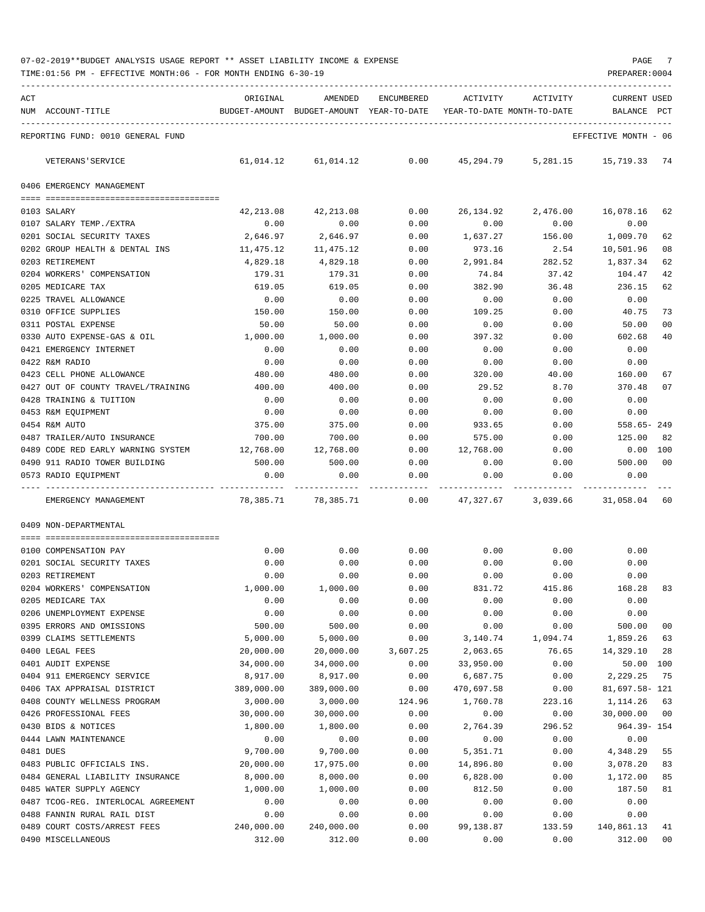07-02-2019**BUDGET ANALYSIS USAGE REPORT ** ASSET LIABILITY INCOME & EXPENSE

TIME:01:56 PM - EFFECTIVE MONTH:06 - FOR MONTH ENDING 6-30-19

PREPARER:0004

REPORTING FUND: 0010 GENERAL FUND — EFFECTIVE MONTH - 06

| ACT NUM | ACCOUNT-TITLE | ORIGINAL BUDGET-AMOUNT | AMENDED BUDGET-AMOUNT | ENCUMBERED YEAR-TO-DATE | ACTIVITY YEAR-TO-DATE | ACTIVITY MONTH-TO-DATE | CURRENT BALANCE | USED PCT |
|---|---|---|---|---|---|---|---|---|
| | VETERANS'SERVICE | 61,014.12 | 61,014.12 | 0.00 | 45,294.79 | 5,281.15 | 15,719.33 | 74 |
| | **0406 EMERGENCY MANAGEMENT** | | | | | | | |
| 0103 | SALARY | 42,213.08 | 42,213.08 | 0.00 | 26,134.92 | 2,476.00 | 16,078.16 | 62 |
| 0107 | SALARY TEMP./EXTRA | 0.00 | 0.00 | 0.00 | 0.00 | 0.00 | 0.00 | |
| 0201 | SOCIAL SECURITY TAXES | 2,646.97 | 2,646.97 | 0.00 | 1,637.27 | 156.00 | 1,009.70 | 62 |
| 0202 | GROUP HEALTH & DENTAL INS | 11,475.12 | 11,475.12 | 0.00 | 973.16 | 2.54 | 10,501.96 | 08 |
| 0203 | RETIREMENT | 4,829.18 | 4,829.18 | 0.00 | 2,991.84 | 282.52 | 1,837.34 | 62 |
| 0204 | WORKERS' COMPENSATION | 179.31 | 179.31 | 0.00 | 74.84 | 37.42 | 104.47 | 42 |
| 0205 | MEDICARE TAX | 619.05 | 619.05 | 0.00 | 382.90 | 36.48 | 236.15 | 62 |
| 0225 | TRAVEL ALLOWANCE | 0.00 | 0.00 | 0.00 | 0.00 | 0.00 | 0.00 | |
| 0310 | OFFICE SUPPLIES | 150.00 | 150.00 | 0.00 | 109.25 | 0.00 | 40.75 | 73 |
| 0311 | POSTAL EXPENSE | 50.00 | 50.00 | 0.00 | 0.00 | 0.00 | 50.00 | 00 |
| 0330 | AUTO EXPENSE-GAS & OIL | 1,000.00 | 1,000.00 | 0.00 | 397.32 | 0.00 | 602.68 | 40 |
| 0421 | EMERGENCY INTERNET | 0.00 | 0.00 | 0.00 | 0.00 | 0.00 | 0.00 | |
| 0422 | R&M RADIO | 0.00 | 0.00 | 0.00 | 0.00 | 0.00 | 0.00 | |
| 0423 | CELL PHONE ALLOWANCE | 480.00 | 480.00 | 0.00 | 320.00 | 40.00 | 160.00 | 67 |
| 0427 | OUT OF COUNTY TRAVEL/TRAINING | 400.00 | 400.00 | 0.00 | 29.52 | 8.70 | 370.48 | 07 |
| 0428 | TRAINING & TUITION | 0.00 | 0.00 | 0.00 | 0.00 | 0.00 | 0.00 | |
| 0453 | R&M EQUIPMENT | 0.00 | 0.00 | 0.00 | 0.00 | 0.00 | 0.00 | |
| 0454 | R&M AUTO | 375.00 | 375.00 | 0.00 | 933.65 | 0.00 | 558.65- | 249 |
| 0487 | TRAILER/AUTO INSURANCE | 700.00 | 700.00 | 0.00 | 575.00 | 0.00 | 125.00 | 82 |
| 0489 | CODE RED EARLY WARNING SYSTEM | 12,768.00 | 12,768.00 | 0.00 | 12,768.00 | 0.00 | 0.00 | 100 |
| 0490 | 911 RADIO TOWER BUILDING | 500.00 | 500.00 | 0.00 | 0.00 | 0.00 | 500.00 | 00 |
| 0573 | RADIO EQUIPMENT | 0.00 | 0.00 | 0.00 | 0.00 | 0.00 | 0.00 | |
| | EMERGENCY MANAGEMENT | 78,385.71 | 78,385.71 | 0.00 | 47,327.67 | 3,039.66 | 31,058.04 | 60 |
| | **0409 NON-DEPARTMENTAL** | | | | | | | |
| 0100 | COMPENSATION PAY | 0.00 | 0.00 | 0.00 | 0.00 | 0.00 | 0.00 | |
| 0201 | SOCIAL SECURITY TAXES | 0.00 | 0.00 | 0.00 | 0.00 | 0.00 | 0.00 | |
| 0203 | RETIREMENT | 0.00 | 0.00 | 0.00 | 0.00 | 0.00 | 0.00 | |
| 0204 | WORKERS' COMPENSATION | 1,000.00 | 1,000.00 | 0.00 | 831.72 | 415.86 | 168.28 | 83 |
| 0205 | MEDICARE TAX | 0.00 | 0.00 | 0.00 | 0.00 | 0.00 | 0.00 | |
| 0206 | UNEMPLOYMENT EXPENSE | 0.00 | 0.00 | 0.00 | 0.00 | 0.00 | 0.00 | |
| 0395 | ERRORS AND OMISSIONS | 500.00 | 500.00 | 0.00 | 0.00 | 0.00 | 500.00 | 00 |
| 0399 | CLAIMS SETTLEMENTS | 5,000.00 | 5,000.00 | 0.00 | 3,140.74 | 1,094.74 | 1,859.26 | 63 |
| 0400 | LEGAL FEES | 20,000.00 | 20,000.00 | 3,607.25 | 2,063.65 | 76.65 | 14,329.10 | 28 |
| 0401 | AUDIT EXPENSE | 34,000.00 | 34,000.00 | 0.00 | 33,950.00 | 0.00 | 50.00 | 100 |
| 0404 | 911 EMERGENCY SERVICE | 8,917.00 | 8,917.00 | 0.00 | 6,687.75 | 0.00 | 2,229.25 | 75 |
| 0406 | TAX APPRAISAL DISTRICT | 389,000.00 | 389,000.00 | 0.00 | 470,697.58 | 0.00 | 81,697.58- | 121 |
| 0408 | COUNTY WELLNESS PROGRAM | 3,000.00 | 3,000.00 | 124.96 | 1,760.78 | 223.16 | 1,114.26 | 63 |
| 0426 | PROFESSIONAL FEES | 30,000.00 | 30,000.00 | 0.00 | 0.00 | 0.00 | 30,000.00 | 00 |
| 0430 | BIDS & NOTICES | 1,800.00 | 1,800.00 | 0.00 | 2,764.39 | 296.52 | 964.39- | 154 |
| 0444 | LAWN MAINTENANCE | 0.00 | 0.00 | 0.00 | 0.00 | 0.00 | 0.00 | |
| 0481 | DUES | 9,700.00 | 9,700.00 | 0.00 | 5,351.71 | 0.00 | 4,348.29 | 55 |
| 0483 | PUBLIC OFFICIALS INS. | 20,000.00 | 17,975.00 | 0.00 | 14,896.80 | 0.00 | 3,078.20 | 83 |
| 0484 | GENERAL LIABILITY INSURANCE | 8,000.00 | 8,000.00 | 0.00 | 6,828.00 | 0.00 | 1,172.00 | 85 |
| 0485 | WATER SUPPLY AGENCY | 1,000.00 | 1,000.00 | 0.00 | 812.50 | 0.00 | 187.50 | 81 |
| 0487 | TCOG-REG. INTERLOCAL AGREEMENT | 0.00 | 0.00 | 0.00 | 0.00 | 0.00 | 0.00 | |
| 0488 | FANNIN RURAL RAIL DIST | 0.00 | 0.00 | 0.00 | 0.00 | 0.00 | 0.00 | |
| 0489 | COURT COSTS/ARREST FEES | 240,000.00 | 240,000.00 | 0.00 | 99,138.87 | 133.59 | 140,861.13 | 41 |
| 0490 | MISCELLANEOUS | 312.00 | 312.00 | 0.00 | 0.00 | 0.00 | 312.00 | 00 |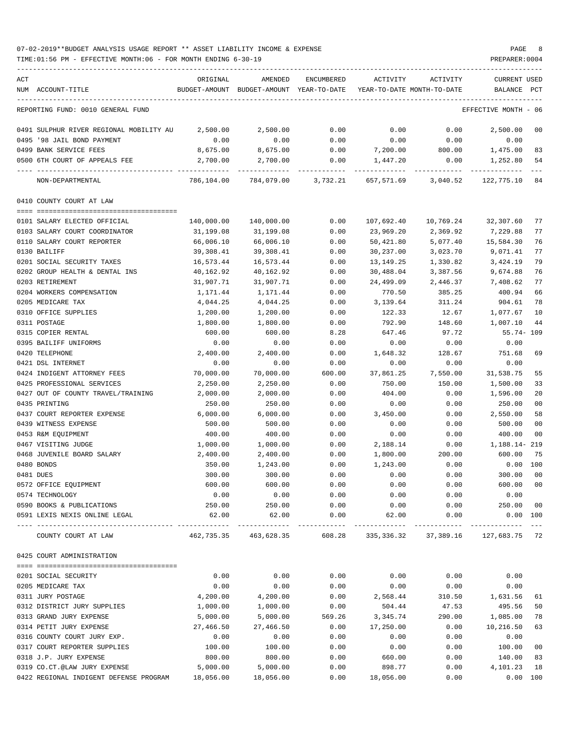07-02-2019**BUDGET ANALYSIS USAGE REPORT ** ASSET LIABILITY INCOME & EXPENSE

TIME:01:56 PM - EFFECTIVE MONTH:06 - FOR MONTH ENDING 6-30-19

REPORTING FUND: 0010 GENERAL FUND — EFFECTIVE MONTH - 06

| ACT NUM | ACCOUNT-TITLE | ORIGINAL BUDGET-AMOUNT | AMENDED BUDGET-AMOUNT | ENCUMBERED YEAR-TO-DATE | ACTIVITY YEAR-TO-DATE | ACTIVITY MONTH-TO-DATE | CURRENT BALANCE | USED PCT |
|---|---|---|---|---|---|---|---|---|
| 0491 | SULPHUR RIVER REGIONAL MOBILITY AU | 2,500.00 | 2,500.00 | 0.00 | 0.00 | 0.00 | 2,500.00 | 00 |
| 0495 | '98 JAIL BOND PAYMENT | 0.00 | 0.00 | 0.00 | 0.00 | 0.00 | 0.00 | |
| 0499 | BANK SERVICE FEES | 8,675.00 | 8,675.00 | 0.00 | 7,200.00 | 800.00 | 1,475.00 | 83 |
| 0500 | 6TH COURT OF APPEALS FEE | 2,700.00 | 2,700.00 | 0.00 | 1,447.20 | 0.00 | 1,252.80 | 54 |
| | NON-DEPARTMENTAL | 786,104.00 | 784,079.00 | 3,732.21 | 657,571.69 | 3,040.52 | 122,775.10 | 84 |

0410 COUNTY COURT AT LAW

| ACT NUM | ACCOUNT-TITLE | ORIGINAL BUDGET-AMOUNT | AMENDED BUDGET-AMOUNT | ENCUMBERED YEAR-TO-DATE | ACTIVITY YEAR-TO-DATE | ACTIVITY MONTH-TO-DATE | CURRENT BALANCE | USED PCT |
|---|---|---|---|---|---|---|---|---|
| 0101 | SALARY ELECTED OFFICIAL | 140,000.00 | 140,000.00 | 0.00 | 107,692.40 | 10,769.24 | 32,307.60 | 77 |
| 0103 | SALARY COURT COORDINATOR | 31,199.08 | 31,199.08 | 0.00 | 23,969.20 | 2,369.92 | 7,229.88 | 77 |
| 0110 | SALARY COURT REPORTER | 66,006.10 | 66,006.10 | 0.00 | 50,421.80 | 5,077.40 | 15,584.30 | 76 |
| 0130 | BAILIFF | 39,308.41 | 39,308.41 | 0.00 | 30,237.00 | 3,023.70 | 9,071.41 | 77 |
| 0201 | SOCIAL SECURITY TAXES | 16,573.44 | 16,573.44 | 0.00 | 13,149.25 | 1,330.82 | 3,424.19 | 79 |
| 0202 | GROUP HEALTH & DENTAL INS | 40,162.92 | 40,162.92 | 0.00 | 30,488.04 | 3,387.56 | 9,674.88 | 76 |
| 0203 | RETIREMENT | 31,907.71 | 31,907.71 | 0.00 | 24,499.09 | 2,446.37 | 7,408.62 | 77 |
| 0204 | WORKERS COMPENSATION | 1,171.44 | 1,171.44 | 0.00 | 770.50 | 385.25 | 400.94 | 66 |
| 0205 | MEDICARE TAX | 4,044.25 | 4,044.25 | 0.00 | 3,139.64 | 311.24 | 904.61 | 78 |
| 0310 | OFFICE SUPPLIES | 1,200.00 | 1,200.00 | 0.00 | 122.33 | 12.67 | 1,077.67 | 10 |
| 0311 | POSTAGE | 1,800.00 | 1,800.00 | 0.00 | 792.90 | 148.60 | 1,007.10 | 44 |
| 0315 | COPIER RENTAL | 600.00 | 600.00 | 8.28 | 647.46 | 97.72 | 55.74- | 109 |
| 0395 | BAILIFF UNIFORMS | 0.00 | 0.00 | 0.00 | 0.00 | 0.00 | 0.00 | |
| 0420 | TELEPHONE | 2,400.00 | 2,400.00 | 0.00 | 1,648.32 | 128.67 | 751.68 | 69 |
| 0421 | DSL INTERNET | 0.00 | 0.00 | 0.00 | 0.00 | 0.00 | 0.00 | |
| 0424 | INDIGENT ATTORNEY FEES | 70,000.00 | 70,000.00 | 600.00 | 37,861.25 | 7,550.00 | 31,538.75 | 55 |
| 0425 | PROFESSIONAL SERVICES | 2,250.00 | 2,250.00 | 0.00 | 750.00 | 150.00 | 1,500.00 | 33 |
| 0427 | OUT OF COUNTY TRAVEL/TRAINING | 2,000.00 | 2,000.00 | 0.00 | 404.00 | 0.00 | 1,596.00 | 20 |
| 0435 | PRINTING | 250.00 | 250.00 | 0.00 | 0.00 | 0.00 | 250.00 | 00 |
| 0437 | COURT REPORTER EXPENSE | 6,000.00 | 6,000.00 | 0.00 | 3,450.00 | 0.00 | 2,550.00 | 58 |
| 0439 | WITNESS EXPENSE | 500.00 | 500.00 | 0.00 | 0.00 | 0.00 | 500.00 | 00 |
| 0453 | R&M EQUIPMENT | 400.00 | 400.00 | 0.00 | 0.00 | 0.00 | 400.00 | 00 |
| 0467 | VISITING JUDGE | 1,000.00 | 1,000.00 | 0.00 | 2,188.14 | 0.00 | 1,188.14- | 219 |
| 0468 | JUVENILE BOARD SALARY | 2,400.00 | 2,400.00 | 0.00 | 1,800.00 | 200.00 | 600.00 | 75 |
| 0480 | BONDS | 350.00 | 1,243.00 | 0.00 | 1,243.00 | 0.00 | 0.00 | 100 |
| 0481 | DUES | 300.00 | 300.00 | 0.00 | 0.00 | 0.00 | 300.00 | 00 |
| 0572 | OFFICE EQUIPMENT | 600.00 | 600.00 | 0.00 | 0.00 | 0.00 | 600.00 | 00 |
| 0574 | TECHNOLOGY | 0.00 | 0.00 | 0.00 | 0.00 | 0.00 | 0.00 | |
| 0590 | BOOKS & PUBLICATIONS | 250.00 | 250.00 | 0.00 | 0.00 | 0.00 | 250.00 | 00 |
| 0591 | LEXIS NEXIS ONLINE LEGAL | 62.00 | 62.00 | 0.00 | 62.00 | 0.00 | 0.00 | 100 |
| | COUNTY COURT AT LAW | 462,735.35 | 463,628.35 | 608.28 | 335,336.32 | 37,389.16 | 127,683.75 | 72 |

0425 COURT ADMINISTRATION

| ACT NUM | ACCOUNT-TITLE | ORIGINAL BUDGET-AMOUNT | AMENDED BUDGET-AMOUNT | ENCUMBERED YEAR-TO-DATE | ACTIVITY YEAR-TO-DATE | ACTIVITY MONTH-TO-DATE | CURRENT BALANCE | USED PCT |
|---|---|---|---|---|---|---|---|---|
| 0201 | SOCIAL SECURITY | 0.00 | 0.00 | 0.00 | 0.00 | 0.00 | 0.00 | |
| 0205 | MEDICARE TAX | 0.00 | 0.00 | 0.00 | 0.00 | 0.00 | 0.00 | |
| 0311 | JURY POSTAGE | 4,200.00 | 4,200.00 | 0.00 | 2,568.44 | 310.50 | 1,631.56 | 61 |
| 0312 | DISTRICT JURY SUPPLIES | 1,000.00 | 1,000.00 | 0.00 | 504.44 | 47.53 | 495.56 | 50 |
| 0313 | GRAND JURY EXPENSE | 5,000.00 | 5,000.00 | 569.26 | 3,345.74 | 290.00 | 1,085.00 | 78 |
| 0314 | PETIT JURY EXPENSE | 27,466.50 | 27,466.50 | 0.00 | 17,250.00 | 0.00 | 10,216.50 | 63 |
| 0316 | COUNTY COURT JURY EXP. | 0.00 | 0.00 | 0.00 | 0.00 | 0.00 | 0.00 | |
| 0317 | COURT REPORTER SUPPLIES | 100.00 | 100.00 | 0.00 | 0.00 | 0.00 | 100.00 | 00 |
| 0318 | J.P. JURY EXPENSE | 800.00 | 800.00 | 0.00 | 660.00 | 0.00 | 140.00 | 83 |
| 0319 | CO.CT.@LAW JURY EXPENSE | 5,000.00 | 5,000.00 | 0.00 | 898.77 | 0.00 | 4,101.23 | 18 |
| 0422 | REGIONAL INDIGENT DEFENSE PROGRAM | 18,056.00 | 18,056.00 | 0.00 | 18,056.00 | 0.00 | 0.00 | 100 |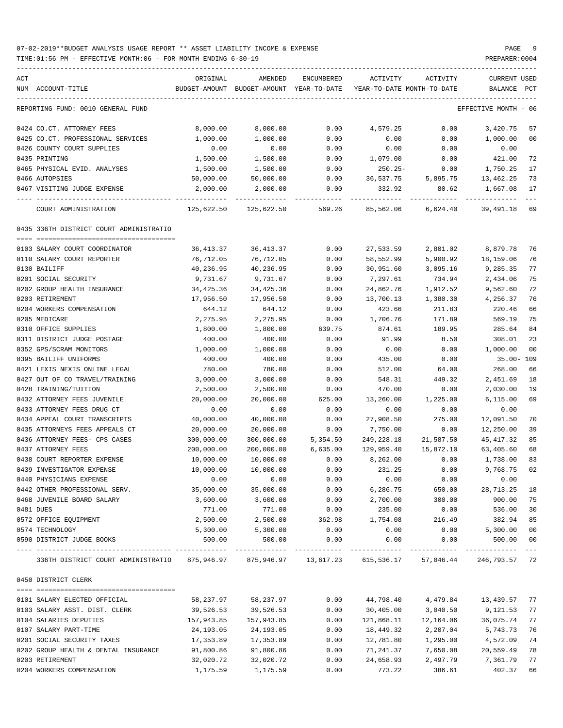07-02-2019**BUDGET ANALYSIS USAGE REPORT ** ASSET LIABILITY INCOME & EXPENSE

TIME:01:56 PM - EFFECTIVE MONTH:06 - FOR MONTH ENDING 6-30-19 PREPARER:0004

REPORTING FUND: 0010 GENERAL FUND — EFFECTIVE MONTH - 06

| ACT NUM | ACCOUNT-TITLE | ORIGINAL BUDGET-AMOUNT | AMENDED BUDGET-AMOUNT | ENCUMBERED YEAR-TO-DATE | ACTIVITY YEAR-TO-DATE | ACTIVITY MONTH-TO-DATE | CURRENT BALANCE | USED PCT |
|---|---|---|---|---|---|---|---|---|
| 0424 | CO.CT. ATTORNEY FEES | 8,000.00 | 8,000.00 | 0.00 | 4,579.25 | 0.00 | 3,420.75 | 57 |
| 0425 | CO.CT. PROFESSIONAL SERVICES | 1,000.00 | 1,000.00 | 0.00 | 0.00 | 0.00 | 1,000.00 | 00 |
| 0426 | COUNTY COURT SUPPLIES | 0.00 | 0.00 | 0.00 | 0.00 | 0.00 | 0.00 | |
| 0435 | PRINTING | 1,500.00 | 1,500.00 | 0.00 | 1,079.00 | 0.00 | 421.00 | 72 |
| 0465 | PHYSICAL EVID. ANALYSES | 1,500.00 | 1,500.00 | 0.00 | 250.25- | 0.00 | 1,750.25 | 17 |
| 0466 | AUTOPSIES | 50,000.00 | 50,000.00 | 0.00 | 36,537.75 | 5,895.75 | 13,462.25 | 73 |
| 0467 | VISITING JUDGE EXPENSE | 2,000.00 | 2,000.00 | 0.00 | 332.92 | 80.62 | 1,667.08 | 17 |
| | COURT ADMINISTRATION | 125,622.50 | 125,622.50 | 569.26 | 85,562.06 | 6,624.40 | 39,491.18 | 69 |
| **0435** | **336TH DISTRICT COURT ADMINISTRATIO** | | | | | | | |
| 0103 | SALARY COURT COORDINATOR | 36,413.37 | 36,413.37 | 0.00 | 27,533.59 | 2,801.02 | 8,879.78 | 76 |
| 0110 | SALARY COURT REPORTER | 76,712.05 | 76,712.05 | 0.00 | 58,552.99 | 5,900.92 | 18,159.06 | 76 |
| 0130 | BAILIFF | 40,236.95 | 40,236.95 | 0.00 | 30,951.60 | 3,095.16 | 9,285.35 | 77 |
| 0201 | SOCIAL SECURITY | 9,731.67 | 9,731.67 | 0.00 | 7,297.61 | 734.94 | 2,434.06 | 75 |
| 0202 | GROUP HEALTH INSURANCE | 34,425.36 | 34,425.36 | 0.00 | 24,862.76 | 1,912.52 | 9,562.60 | 72 |
| 0203 | RETIREMENT | 17,956.50 | 17,956.50 | 0.00 | 13,700.13 | 1,380.30 | 4,256.37 | 76 |
| 0204 | WORKERS COMPENSATION | 644.12 | 644.12 | 0.00 | 423.66 | 211.83 | 220.46 | 66 |
| 0205 | MEDICARE | 2,275.95 | 2,275.95 | 0.00 | 1,706.76 | 171.89 | 569.19 | 75 |
| 0310 | OFFICE SUPPLIES | 1,800.00 | 1,800.00 | 639.75 | 874.61 | 189.95 | 285.64 | 84 |
| 0311 | DISTRICT JUDGE POSTAGE | 400.00 | 400.00 | 0.00 | 91.99 | 8.50 | 308.01 | 23 |
| 0352 | GPS/SCRAM MONITORS | 1,000.00 | 1,000.00 | 0.00 | 0.00 | 0.00 | 1,000.00 | 00 |
| 0395 | BAILIFF UNIFORMS | 400.00 | 400.00 | 0.00 | 435.00 | 0.00 | 35.00- | 109 |
| 0421 | LEXIS NEXIS ONLINE LEGAL | 780.00 | 780.00 | 0.00 | 512.00 | 64.00 | 268.00 | 66 |
| 0427 | OUT OF CO TRAVEL/TRAINING | 3,000.00 | 3,000.00 | 0.00 | 548.31 | 449.32 | 2,451.69 | 18 |
| 0428 | TRAINING/TUITION | 2,500.00 | 2,500.00 | 0.00 | 470.00 | 0.00 | 2,030.00 | 19 |
| 0432 | ATTORNEY FEES JUVENILE | 20,000.00 | 20,000.00 | 625.00 | 13,260.00 | 1,225.00 | 6,115.00 | 69 |
| 0433 | ATTORNEY FEES DRUG CT | 0.00 | 0.00 | 0.00 | 0.00 | 0.00 | 0.00 | |
| 0434 | APPEAL COURT TRANSCRIPTS | 40,000.00 | 40,000.00 | 0.00 | 27,908.50 | 275.00 | 12,091.50 | 70 |
| 0435 | ATTORNEYS FEES APPEALS CT | 20,000.00 | 20,000.00 | 0.00 | 7,750.00 | 0.00 | 12,250.00 | 39 |
| 0436 | ATTORNEY FEES- CPS CASES | 300,000.00 | 300,000.00 | 5,354.50 | 249,228.18 | 21,587.50 | 45,417.32 | 85 |
| 0437 | ATTORNEY FEES | 200,000.00 | 200,000.00 | 6,635.00 | 129,959.40 | 15,872.10 | 63,405.60 | 68 |
| 0438 | COURT REPORTER EXPENSE | 10,000.00 | 10,000.00 | 0.00 | 8,262.00 | 0.00 | 1,738.00 | 83 |
| 0439 | INVESTIGATOR EXPENSE | 10,000.00 | 10,000.00 | 0.00 | 231.25 | 0.00 | 9,768.75 | 02 |
| 0440 | PHYSICIANS EXPENSE | 0.00 | 0.00 | 0.00 | 0.00 | 0.00 | 0.00 | |
| 0442 | OTHER PROFESSIONAL SERV. | 35,000.00 | 35,000.00 | 0.00 | 6,286.75 | 650.00 | 28,713.25 | 18 |
| 0468 | JUVENILE BOARD SALARY | 3,600.00 | 3,600.00 | 0.00 | 2,700.00 | 300.00 | 900.00 | 75 |
| 0481 | DUES | 771.00 | 771.00 | 0.00 | 235.00 | 0.00 | 536.00 | 30 |
| 0572 | OFFICE EQUIPMENT | 2,500.00 | 2,500.00 | 362.98 | 1,754.08 | 216.49 | 382.94 | 85 |
| 0574 | TECHNOLOGY | 5,300.00 | 5,300.00 | 0.00 | 0.00 | 0.00 | 5,300.00 | 00 |
| 0590 | DISTRICT JUDGE BOOKS | 500.00 | 500.00 | 0.00 | 0.00 | 0.00 | 500.00 | 00 |
| | 336TH DISTRICT COURT ADMINISTRATIO | 875,946.97 | 875,946.97 | 13,617.23 | 615,536.17 | 57,046.44 | 246,793.57 | 72 |
| **0450** | **DISTRICT CLERK** | | | | | | | |
| 0101 | SALARY ELECTED OFFICIAL | 58,237.97 | 58,237.97 | 0.00 | 44,798.40 | 4,479.84 | 13,439.57 | 77 |
| 0103 | SALARY ASST. DIST. CLERK | 39,526.53 | 39,526.53 | 0.00 | 30,405.00 | 3,040.50 | 9,121.53 | 77 |
| 0104 | SALARIES DEPUTIES | 157,943.85 | 157,943.85 | 0.00 | 121,868.11 | 12,164.06 | 36,075.74 | 77 |
| 0107 | SALARY PART-TIME | 24,193.05 | 24,193.05 | 0.00 | 18,449.32 | 2,207.04 | 5,743.73 | 76 |
| 0201 | SOCIAL SECURITY TAXES | 17,353.89 | 17,353.89 | 0.00 | 12,781.80 | 1,295.00 | 4,572.09 | 74 |
| 0202 | GROUP HEALTH & DENTAL INSURANCE | 91,800.86 | 91,800.86 | 0.00 | 71,241.37 | 7,650.08 | 20,559.49 | 78 |
| 0203 | RETIREMENT | 32,020.72 | 32,020.72 | 0.00 | 24,658.93 | 2,497.79 | 7,361.79 | 77 |
| 0204 | WORKERS COMPENSATION | 1,175.59 | 1,175.59 | 0.00 | 773.22 | 386.61 | 402.37 | 66 |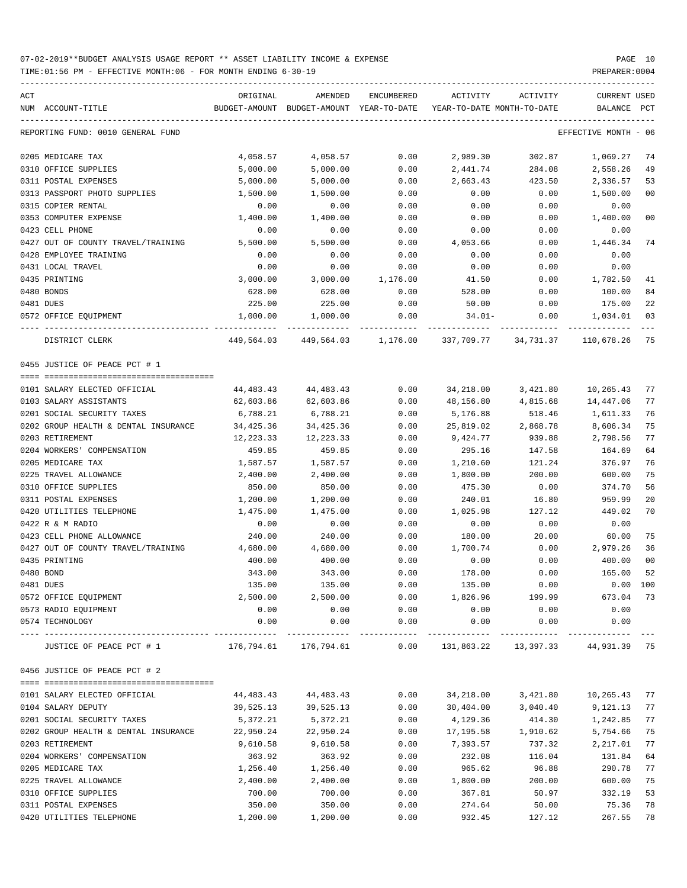07-02-2019**BUDGET ANALYSIS USAGE REPORT ** ASSET LIABILITY INCOME & EXPENSE

TIME:01:56 PM - EFFECTIVE MONTH:06 - FOR MONTH ENDING 6-30-19

PREPARER:0004

| ACT NUM | ACCOUNT-TITLE | ORIGINAL BUDGET-AMOUNT | AMENDED BUDGET-AMOUNT | ENCUMBERED YEAR-TO-DATE | ACTIVITY YEAR-TO-DATE | ACTIVITY MONTH-TO-DATE | CURRENT BALANCE | USED PCT |
|---|---|---|---|---|---|---|---|---|
| | REPORTING FUND: 0010 GENERAL FUND | | | | | | EFFECTIVE MONTH - 06 | |
| 0205 | MEDICARE TAX | 4,058.57 | 4,058.57 | 0.00 | 2,989.30 | 302.87 | 1,069.27 | 74 |
| 0310 | OFFICE SUPPLIES | 5,000.00 | 5,000.00 | 0.00 | 2,441.74 | 284.08 | 2,558.26 | 49 |
| 0311 | POSTAL EXPENSES | 5,000.00 | 5,000.00 | 0.00 | 2,663.43 | 423.50 | 2,336.57 | 53 |
| 0313 | PASSPORT PHOTO SUPPLIES | 1,500.00 | 1,500.00 | 0.00 | 0.00 | 0.00 | 1,500.00 | 00 |
| 0315 | COPIER RENTAL | 0.00 | 0.00 | 0.00 | 0.00 | 0.00 | 0.00 | |
| 0353 | COMPUTER EXPENSE | 1,400.00 | 1,400.00 | 0.00 | 0.00 | 0.00 | 1,400.00 | 00 |
| 0423 | CELL PHONE | 0.00 | 0.00 | 0.00 | 0.00 | 0.00 | 0.00 | |
| 0427 | OUT OF COUNTY TRAVEL/TRAINING | 5,500.00 | 5,500.00 | 0.00 | 4,053.66 | 0.00 | 1,446.34 | 74 |
| 0428 | EMPLOYEE TRAINING | 0.00 | 0.00 | 0.00 | 0.00 | 0.00 | 0.00 | |
| 0431 | LOCAL TRAVEL | 0.00 | 0.00 | 0.00 | 0.00 | 0.00 | 0.00 | |
| 0435 | PRINTING | 3,000.00 | 3,000.00 | 1,176.00 | 41.50 | 0.00 | 1,782.50 | 41 |
| 0480 | BONDS | 628.00 | 628.00 | 0.00 | 528.00 | 0.00 | 100.00 | 84 |
| 0481 | DUES | 225.00 | 225.00 | 0.00 | 50.00 | 0.00 | 175.00 | 22 |
| 0572 | OFFICE EQUIPMENT | 1,000.00 | 1,000.00 | 0.00 | 34.01- | 0.00 | 1,034.01 | 03 |
| | DISTRICT CLERK | 449,564.03 | 449,564.03 | 1,176.00 | 337,709.77 | 34,731.37 | 110,678.26 | 75 |
| | 0455 JUSTICE OF PEACE PCT # 1 | | | | | | | |
| 0101 | SALARY ELECTED OFFICIAL | 44,483.43 | 44,483.43 | 0.00 | 34,218.00 | 3,421.80 | 10,265.43 | 77 |
| 0103 | SALARY ASSISTANTS | 62,603.86 | 62,603.86 | 0.00 | 48,156.80 | 4,815.68 | 14,447.06 | 77 |
| 0201 | SOCIAL SECURITY TAXES | 6,788.21 | 6,788.21 | 0.00 | 5,176.88 | 518.46 | 1,611.33 | 76 |
| 0202 | GROUP HEALTH & DENTAL INSURANCE | 34,425.36 | 34,425.36 | 0.00 | 25,819.02 | 2,868.78 | 8,606.34 | 75 |
| 0203 | RETIREMENT | 12,223.33 | 12,223.33 | 0.00 | 9,424.77 | 939.88 | 2,798.56 | 77 |
| 0204 | WORKERS' COMPENSATION | 459.85 | 459.85 | 0.00 | 295.16 | 147.58 | 164.69 | 64 |
| 0205 | MEDICARE TAX | 1,587.57 | 1,587.57 | 0.00 | 1,210.60 | 121.24 | 376.97 | 76 |
| 0225 | TRAVEL ALLOWANCE | 2,400.00 | 2,400.00 | 0.00 | 1,800.00 | 200.00 | 600.00 | 75 |
| 0310 | OFFICE SUPPLIES | 850.00 | 850.00 | 0.00 | 475.30 | 0.00 | 374.70 | 56 |
| 0311 | POSTAL EXPENSES | 1,200.00 | 1,200.00 | 0.00 | 240.01 | 16.80 | 959.99 | 20 |
| 0420 | UTILITIES TELEPHONE | 1,475.00 | 1,475.00 | 0.00 | 1,025.98 | 127.12 | 449.02 | 70 |
| 0422 | R & M RADIO | 0.00 | 0.00 | 0.00 | 0.00 | 0.00 | 0.00 | |
| 0423 | CELL PHONE ALLOWANCE | 240.00 | 240.00 | 0.00 | 180.00 | 20.00 | 60.00 | 75 |
| 0427 | OUT OF COUNTY TRAVEL/TRAINING | 4,680.00 | 4,680.00 | 0.00 | 1,700.74 | 0.00 | 2,979.26 | 36 |
| 0435 | PRINTING | 400.00 | 400.00 | 0.00 | 0.00 | 0.00 | 400.00 | 00 |
| 0480 | BOND | 343.00 | 343.00 | 0.00 | 178.00 | 0.00 | 165.00 | 52 |
| 0481 | DUES | 135.00 | 135.00 | 0.00 | 135.00 | 0.00 | 0.00 | 100 |
| 0572 | OFFICE EQUIPMENT | 2,500.00 | 2,500.00 | 0.00 | 1,826.96 | 199.99 | 673.04 | 73 |
| 0573 | RADIO EQUIPMENT | 0.00 | 0.00 | 0.00 | 0.00 | 0.00 | 0.00 | |
| 0574 | TECHNOLOGY | 0.00 | 0.00 | 0.00 | 0.00 | 0.00 | 0.00 | |
| | JUSTICE OF PEACE PCT # 1 | 176,794.61 | 176,794.61 | 0.00 | 131,863.22 | 13,397.33 | 44,931.39 | 75 |
| | 0456 JUSTICE OF PEACE PCT # 2 | | | | | | | |
| 0101 | SALARY ELECTED OFFICIAL | 44,483.43 | 44,483.43 | 0.00 | 34,218.00 | 3,421.80 | 10,265.43 | 77 |
| 0104 | SALARY DEPUTY | 39,525.13 | 39,525.13 | 0.00 | 30,404.00 | 3,040.40 | 9,121.13 | 77 |
| 0201 | SOCIAL SECURITY TAXES | 5,372.21 | 5,372.21 | 0.00 | 4,129.36 | 414.30 | 1,242.85 | 77 |
| 0202 | GROUP HEALTH & DENTAL INSURANCE | 22,950.24 | 22,950.24 | 0.00 | 17,195.58 | 1,910.62 | 5,754.66 | 75 |
| 0203 | RETIREMENT | 9,610.58 | 9,610.58 | 0.00 | 7,393.57 | 737.32 | 2,217.01 | 77 |
| 0204 | WORKERS' COMPENSATION | 363.92 | 363.92 | 0.00 | 232.08 | 116.04 | 131.84 | 64 |
| 0205 | MEDICARE TAX | 1,256.40 | 1,256.40 | 0.00 | 965.62 | 96.88 | 290.78 | 77 |
| 0225 | TRAVEL ALLOWANCE | 2,400.00 | 2,400.00 | 0.00 | 1,800.00 | 200.00 | 600.00 | 75 |
| 0310 | OFFICE SUPPLIES | 700.00 | 700.00 | 0.00 | 367.81 | 50.97 | 332.19 | 53 |
| 0311 | POSTAL EXPENSES | 350.00 | 350.00 | 0.00 | 274.64 | 50.00 | 75.36 | 78 |
| 0420 | UTILITIES TELEPHONE | 1,200.00 | 1,200.00 | 0.00 | 932.45 | 127.12 | 267.55 | 78 |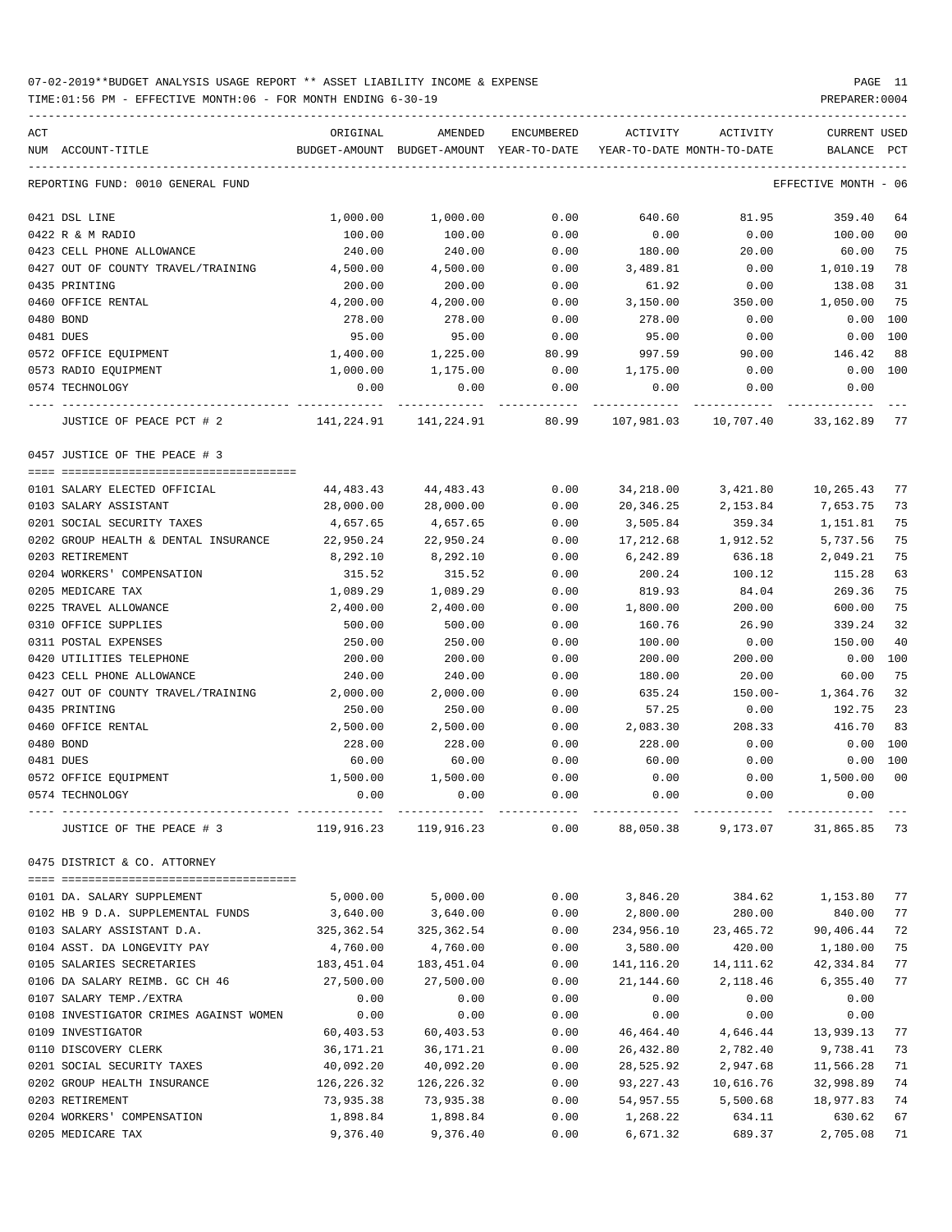07-02-2019**BUDGET ANALYSIS USAGE REPORT ** ASSET LIABILITY INCOME & EXPENSE

TIME:01:56 PM - EFFECTIVE MONTH:06 - FOR MONTH ENDING 6-30-19

PREPARER:0004

| ACT NUM | ACCOUNT-TITLE | ORIGINAL BUDGET-AMOUNT | AMENDED BUDGET-AMOUNT | ENCUMBERED YEAR-TO-DATE | ACTIVITY YEAR-TO-DATE | ACTIVITY MONTH-TO-DATE | CURRENT BALANCE | USED PCT |
|---|---|---|---|---|---|---|---|---|
| | REPORTING FUND: 0010 GENERAL FUND | | | | | | EFFECTIVE MONTH - 06 | |
| 0421 | DSL LINE | 1,000.00 | 1,000.00 | 0.00 | 640.60 | 81.95 | 359.40 | 64 |
| 0422 | R & M RADIO | 100.00 | 100.00 | 0.00 | 0.00 | 0.00 | 100.00 | 00 |
| 0423 | CELL PHONE ALLOWANCE | 240.00 | 240.00 | 0.00 | 180.00 | 20.00 | 60.00 | 75 |
| 0427 | OUT OF COUNTY TRAVEL/TRAINING | 4,500.00 | 4,500.00 | 0.00 | 3,489.81 | 0.00 | 1,010.19 | 78 |
| 0435 | PRINTING | 200.00 | 200.00 | 0.00 | 61.92 | 0.00 | 138.08 | 31 |
| 0460 | OFFICE RENTAL | 4,200.00 | 4,200.00 | 0.00 | 3,150.00 | 350.00 | 1,050.00 | 75 |
| 0480 | BOND | 278.00 | 278.00 | 0.00 | 278.00 | 0.00 | 0.00 | 100 |
| 0481 | DUES | 95.00 | 95.00 | 0.00 | 95.00 | 0.00 | 0.00 | 100 |
| 0572 | OFFICE EQUIPMENT | 1,400.00 | 1,225.00 | 80.99 | 997.59 | 90.00 | 146.42 | 88 |
| 0573 | RADIO EQUIPMENT | 1,000.00 | 1,175.00 | 0.00 | 1,175.00 | 0.00 | 0.00 | 100 |
| 0574 | TECHNOLOGY | 0.00 | 0.00 | 0.00 | 0.00 | 0.00 | 0.00 | |
| | JUSTICE OF PEACE PCT # 2 | 141,224.91 | 141,224.91 | 80.99 | 107,981.03 | 10,707.40 | 33,162.89 | 77 |
| | 0457 JUSTICE OF THE PEACE # 3 | | | | | | | |
| 0101 | SALARY ELECTED OFFICIAL | 44,483.43 | 44,483.43 | 0.00 | 34,218.00 | 3,421.80 | 10,265.43 | 77 |
| 0103 | SALARY ASSISTANT | 28,000.00 | 28,000.00 | 0.00 | 20,346.25 | 2,153.84 | 7,653.75 | 73 |
| 0201 | SOCIAL SECURITY TAXES | 4,657.65 | 4,657.65 | 0.00 | 3,505.84 | 359.34 | 1,151.81 | 75 |
| 0202 | GROUP HEALTH & DENTAL INSURANCE | 22,950.24 | 22,950.24 | 0.00 | 17,212.68 | 1,912.52 | 5,737.56 | 75 |
| 0203 | RETIREMENT | 8,292.10 | 8,292.10 | 0.00 | 6,242.89 | 636.18 | 2,049.21 | 75 |
| 0204 | WORKERS' COMPENSATION | 315.52 | 315.52 | 0.00 | 200.24 | 100.12 | 115.28 | 63 |
| 0205 | MEDICARE TAX | 1,089.29 | 1,089.29 | 0.00 | 819.93 | 84.04 | 269.36 | 75 |
| 0225 | TRAVEL ALLOWANCE | 2,400.00 | 2,400.00 | 0.00 | 1,800.00 | 200.00 | 600.00 | 75 |
| 0310 | OFFICE SUPPLIES | 500.00 | 500.00 | 0.00 | 160.76 | 26.90 | 339.24 | 32 |
| 0311 | POSTAL EXPENSES | 250.00 | 250.00 | 0.00 | 100.00 | 0.00 | 150.00 | 40 |
| 0420 | UTILITIES TELEPHONE | 200.00 | 200.00 | 0.00 | 200.00 | 200.00 | 0.00 | 100 |
| 0423 | CELL PHONE ALLOWANCE | 240.00 | 240.00 | 0.00 | 180.00 | 20.00 | 60.00 | 75 |
| 0427 | OUT OF COUNTY TRAVEL/TRAINING | 2,000.00 | 2,000.00 | 0.00 | 635.24 | 150.00- | 1,364.76 | 32 |
| 0435 | PRINTING | 250.00 | 250.00 | 0.00 | 57.25 | 0.00 | 192.75 | 23 |
| 0460 | OFFICE RENTAL | 2,500.00 | 2,500.00 | 0.00 | 2,083.30 | 208.33 | 416.70 | 83 |
| 0480 | BOND | 228.00 | 228.00 | 0.00 | 228.00 | 0.00 | 0.00 | 100 |
| 0481 | DUES | 60.00 | 60.00 | 0.00 | 60.00 | 0.00 | 0.00 | 100 |
| 0572 | OFFICE EQUIPMENT | 1,500.00 | 1,500.00 | 0.00 | 0.00 | 0.00 | 1,500.00 | 00 |
| 0574 | TECHNOLOGY | 0.00 | 0.00 | 0.00 | 0.00 | 0.00 | 0.00 | |
| | JUSTICE OF THE PEACE # 3 | 119,916.23 | 119,916.23 | 0.00 | 88,050.38 | 9,173.07 | 31,865.85 | 73 |
| | 0475 DISTRICT & CO. ATTORNEY | | | | | | | |
| 0101 | DA. SALARY SUPPLEMENT | 5,000.00 | 5,000.00 | 0.00 | 3,846.20 | 384.62 | 1,153.80 | 77 |
| 0102 | HB 9 D.A. SUPPLEMENTAL FUNDS | 3,640.00 | 3,640.00 | 0.00 | 2,800.00 | 280.00 | 840.00 | 77 |
| 0103 | SALARY ASSISTANT D.A. | 325,362.54 | 325,362.54 | 0.00 | 234,956.10 | 23,465.72 | 90,406.44 | 72 |
| 0104 | ASST. DA LONGEVITY PAY | 4,760.00 | 4,760.00 | 0.00 | 3,580.00 | 420.00 | 1,180.00 | 75 |
| 0105 | SALARIES SECRETARIES | 183,451.04 | 183,451.04 | 0.00 | 141,116.20 | 14,111.62 | 42,334.84 | 77 |
| 0106 | DA SALARY REIMB. GC CH 46 | 27,500.00 | 27,500.00 | 0.00 | 21,144.60 | 2,118.46 | 6,355.40 | 77 |
| 0107 | SALARY TEMP./EXTRA | 0.00 | 0.00 | 0.00 | 0.00 | 0.00 | 0.00 | |
| 0108 | INVESTIGATOR CRIMES AGAINST WOMEN | 0.00 | 0.00 | 0.00 | 0.00 | 0.00 | 0.00 | |
| 0109 | INVESTIGATOR | 60,403.53 | 60,403.53 | 0.00 | 46,464.40 | 4,646.44 | 13,939.13 | 77 |
| 0110 | DISCOVERY CLERK | 36,171.21 | 36,171.21 | 0.00 | 26,432.80 | 2,782.40 | 9,738.41 | 73 |
| 0201 | SOCIAL SECURITY TAXES | 40,092.20 | 40,092.20 | 0.00 | 28,525.92 | 2,947.68 | 11,566.28 | 71 |
| 0202 | GROUP HEALTH INSURANCE | 126,226.32 | 126,226.32 | 0.00 | 93,227.43 | 10,616.76 | 32,998.89 | 74 |
| 0203 | RETIREMENT | 73,935.38 | 73,935.38 | 0.00 | 54,957.55 | 5,500.68 | 18,977.83 | 74 |
| 0204 | WORKERS' COMPENSATION | 1,898.84 | 1,898.84 | 0.00 | 1,268.22 | 634.11 | 630.62 | 67 |
| 0205 | MEDICARE TAX | 9,376.40 | 9,376.40 | 0.00 | 6,671.32 | 689.37 | 2,705.08 | 71 |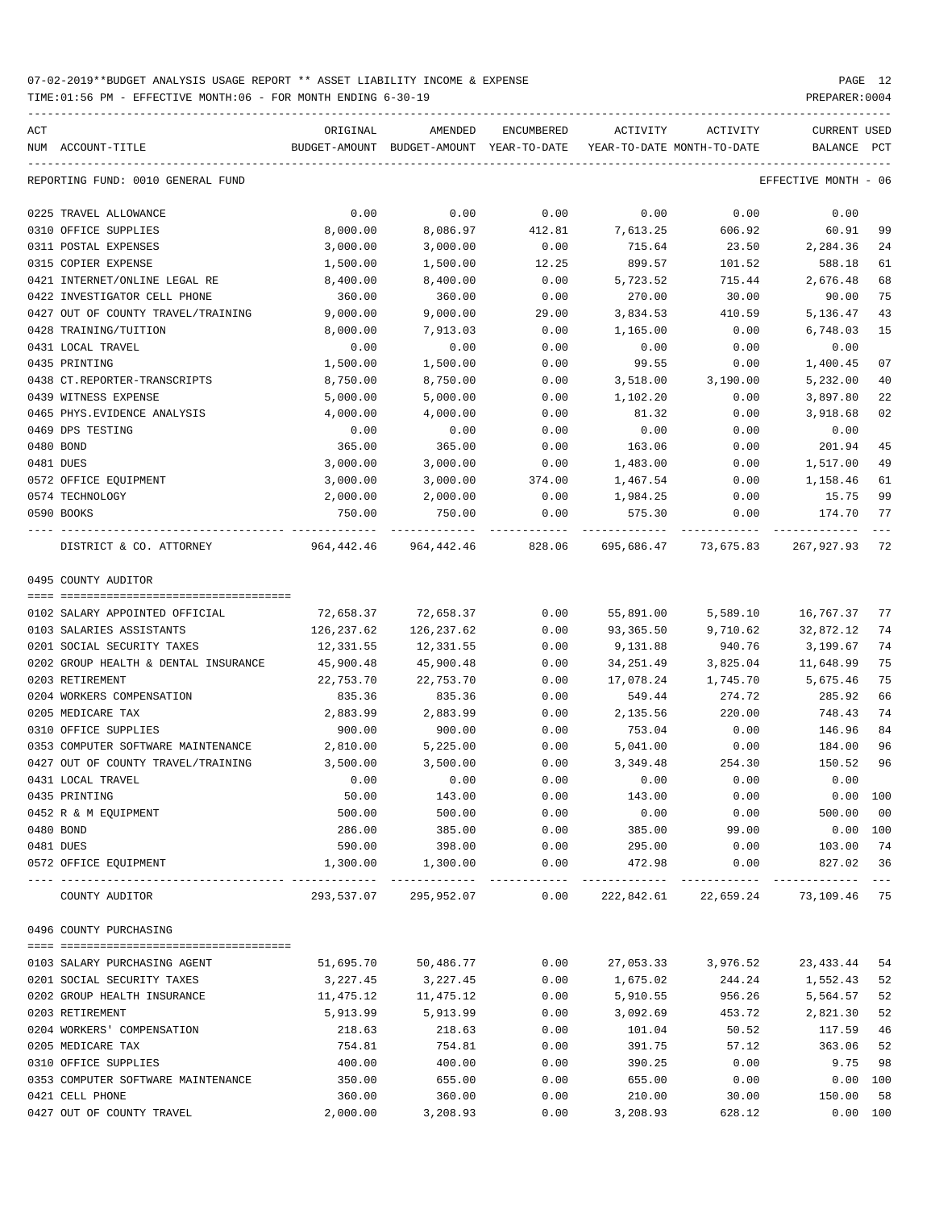REPORTING FUND: 0010 GENERAL FUND — EFFECTIVE MONTH - 06

| ACT NUM | ACCOUNT-TITLE | ORIGINAL BUDGET-AMOUNT | AMENDED BUDGET-AMOUNT | ENCUMBERED YEAR-TO-DATE | ACTIVITY YEAR-TO-DATE | ACTIVITY MONTH-TO-DATE | CURRENT BALANCE | USED PCT |
|---|---|---|---|---|---|---|---|---|
| 0225 | TRAVEL ALLOWANCE | 0.00 | 0.00 | 0.00 | 0.00 | 0.00 | 0.00 | |
| 0310 | OFFICE SUPPLIES | 8,000.00 | 8,086.97 | 412.81 | 7,613.25 | 606.92 | 60.91 | 99 |
| 0311 | POSTAL EXPENSES | 3,000.00 | 3,000.00 | 0.00 | 715.64 | 23.50 | 2,284.36 | 24 |
| 0315 | COPIER EXPENSE | 1,500.00 | 1,500.00 | 12.25 | 899.57 | 101.52 | 588.18 | 61 |
| 0421 | INTERNET/ONLINE LEGAL RE | 8,400.00 | 8,400.00 | 0.00 | 5,723.52 | 715.44 | 2,676.48 | 68 |
| 0422 | INVESTIGATOR CELL PHONE | 360.00 | 360.00 | 0.00 | 270.00 | 30.00 | 90.00 | 75 |
| 0427 | OUT OF COUNTY TRAVEL/TRAINING | 9,000.00 | 9,000.00 | 29.00 | 3,834.53 | 410.59 | 5,136.47 | 43 |
| 0428 | TRAINING/TUITION | 8,000.00 | 7,913.03 | 0.00 | 1,165.00 | 0.00 | 6,748.03 | 15 |
| 0431 | LOCAL TRAVEL | 0.00 | 0.00 | 0.00 | 0.00 | 0.00 | 0.00 | |
| 0435 | PRINTING | 1,500.00 | 1,500.00 | 0.00 | 99.55 | 0.00 | 1,400.45 | 07 |
| 0438 | CT.REPORTER-TRANSCRIPTS | 8,750.00 | 8,750.00 | 0.00 | 3,518.00 | 3,190.00 | 5,232.00 | 40 |
| 0439 | WITNESS EXPENSE | 5,000.00 | 5,000.00 | 0.00 | 1,102.20 | 0.00 | 3,897.80 | 22 |
| 0465 | PHYS.EVIDENCE ANALYSIS | 4,000.00 | 4,000.00 | 0.00 | 81.32 | 0.00 | 3,918.68 | 02 |
| 0469 | DPS TESTING | 0.00 | 0.00 | 0.00 | 0.00 | 0.00 | 0.00 | |
| 0480 | BOND | 365.00 | 365.00 | 0.00 | 163.06 | 0.00 | 201.94 | 45 |
| 0481 | DUES | 3,000.00 | 3,000.00 | 0.00 | 1,483.00 | 0.00 | 1,517.00 | 49 |
| 0572 | OFFICE EQUIPMENT | 3,000.00 | 3,000.00 | 374.00 | 1,467.54 | 0.00 | 1,158.46 | 61 |
| 0574 | TECHNOLOGY | 2,000.00 | 2,000.00 | 0.00 | 1,984.25 | 0.00 | 15.75 | 99 |
| 0590 | BOOKS | 750.00 | 750.00 | 0.00 | 575.30 | 0.00 | 174.70 | 77 |
| | DISTRICT & CO. ATTORNEY | 964,442.46 | 964,442.46 | 828.06 | 695,686.47 | 73,675.83 | 267,927.93 | 72 |

## 0495 COUNTY AUDITOR

| ACT NUM | ACCOUNT-TITLE | ORIGINAL BUDGET-AMOUNT | AMENDED BUDGET-AMOUNT | ENCUMBERED YEAR-TO-DATE | ACTIVITY YEAR-TO-DATE | ACTIVITY MONTH-TO-DATE | CURRENT BALANCE | USED PCT |
|---|---|---|---|---|---|---|---|---|
| 0102 | SALARY APPOINTED OFFICIAL | 72,658.37 | 72,658.37 | 0.00 | 55,891.00 | 5,589.10 | 16,767.37 | 77 |
| 0103 | SALARIES ASSISTANTS | 126,237.62 | 126,237.62 | 0.00 | 93,365.50 | 9,710.62 | 32,872.12 | 74 |
| 0201 | SOCIAL SECURITY TAXES | 12,331.55 | 12,331.55 | 0.00 | 9,131.88 | 940.76 | 3,199.67 | 74 |
| 0202 | GROUP HEALTH & DENTAL INSURANCE | 45,900.48 | 45,900.48 | 0.00 | 34,251.49 | 3,825.04 | 11,648.99 | 75 |
| 0203 | RETIREMENT | 22,753.70 | 22,753.70 | 0.00 | 17,078.24 | 1,745.70 | 5,675.46 | 75 |
| 0204 | WORKERS COMPENSATION | 835.36 | 835.36 | 0.00 | 549.44 | 274.72 | 285.92 | 66 |
| 0205 | MEDICARE TAX | 2,883.99 | 2,883.99 | 0.00 | 2,135.56 | 220.00 | 748.43 | 74 |
| 0310 | OFFICE SUPPLIES | 900.00 | 900.00 | 0.00 | 753.04 | 0.00 | 146.96 | 84 |
| 0353 | COMPUTER SOFTWARE MAINTENANCE | 2,810.00 | 5,225.00 | 0.00 | 5,041.00 | 0.00 | 184.00 | 96 |
| 0427 | OUT OF COUNTY TRAVEL/TRAINING | 3,500.00 | 3,500.00 | 0.00 | 3,349.48 | 254.30 | 150.52 | 96 |
| 0431 | LOCAL TRAVEL | 0.00 | 0.00 | 0.00 | 0.00 | 0.00 | 0.00 | |
| 0435 | PRINTING | 50.00 | 143.00 | 0.00 | 143.00 | 0.00 | 0.00 | 100 |
| 0452 | R & M EQUIPMENT | 500.00 | 500.00 | 0.00 | 0.00 | 0.00 | 500.00 | 00 |
| 0480 | BOND | 286.00 | 385.00 | 0.00 | 385.00 | 99.00 | 0.00 | 100 |
| 0481 | DUES | 590.00 | 398.00 | 0.00 | 295.00 | 0.00 | 103.00 | 74 |
| 0572 | OFFICE EQUIPMENT | 1,300.00 | 1,300.00 | 0.00 | 472.98 | 0.00 | 827.02 | 36 |
| | COUNTY AUDITOR | 293,537.07 | 295,952.07 | 0.00 | 222,842.61 | 22,659.24 | 73,109.46 | 75 |

## 0496 COUNTY PURCHASING

| ACT NUM | ACCOUNT-TITLE | ORIGINAL BUDGET-AMOUNT | AMENDED BUDGET-AMOUNT | ENCUMBERED YEAR-TO-DATE | ACTIVITY YEAR-TO-DATE | ACTIVITY MONTH-TO-DATE | CURRENT BALANCE | USED PCT |
|---|---|---|---|---|---|---|---|---|
| 0103 | SALARY PURCHASING AGENT | 51,695.70 | 50,486.77 | 0.00 | 27,053.33 | 3,976.52 | 23,433.44 | 54 |
| 0201 | SOCIAL SECURITY TAXES | 3,227.45 | 3,227.45 | 0.00 | 1,675.02 | 244.24 | 1,552.43 | 52 |
| 0202 | GROUP HEALTH INSURANCE | 11,475.12 | 11,475.12 | 0.00 | 5,910.55 | 956.26 | 5,564.57 | 52 |
| 0203 | RETIREMENT | 5,913.99 | 5,913.99 | 0.00 | 3,092.69 | 453.72 | 2,821.30 | 52 |
| 0204 | WORKERS' COMPENSATION | 218.63 | 218.63 | 0.00 | 101.04 | 50.52 | 117.59 | 46 |
| 0205 | MEDICARE TAX | 754.81 | 754.81 | 0.00 | 391.75 | 57.12 | 363.06 | 52 |
| 0310 | OFFICE SUPPLIES | 400.00 | 400.00 | 0.00 | 390.25 | 0.00 | 9.75 | 98 |
| 0353 | COMPUTER SOFTWARE MAINTENANCE | 350.00 | 655.00 | 0.00 | 655.00 | 0.00 | 0.00 | 100 |
| 0421 | CELL PHONE | 360.00 | 360.00 | 0.00 | 210.00 | 30.00 | 150.00 | 58 |
| 0427 | OUT OF COUNTY TRAVEL | 2,000.00 | 3,208.93 | 0.00 | 3,208.93 | 628.12 | 0.00 | 100 |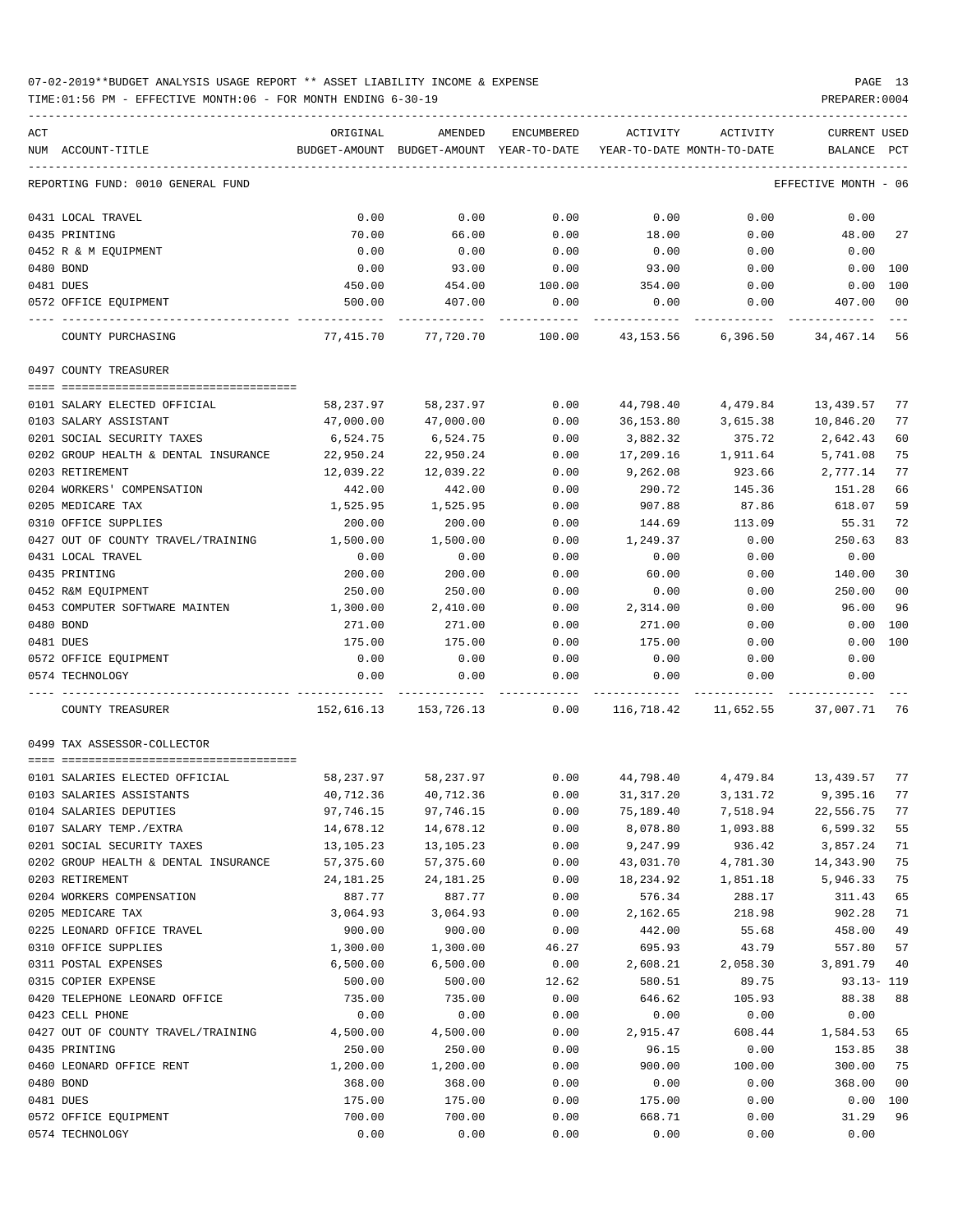07-02-2019**BUDGET ANALYSIS USAGE REPORT ** ASSET LIABILITY INCOME & EXPENSE

TIME:01:56 PM - EFFECTIVE MONTH:06 - FOR MONTH ENDING 6-30-19

PREPARER:0004

| ACT NUM | ACCOUNT-TITLE | ORIGINAL BUDGET-AMOUNT | AMENDED BUDGET-AMOUNT | ENCUMBERED YEAR-TO-DATE | ACTIVITY YEAR-TO-DATE | ACTIVITY MONTH-TO-DATE | CURRENT BALANCE | USED PCT |
|---|---|---|---|---|---|---|---|---|
| | REPORTING FUND: 0010 GENERAL FUND | | | | | | EFFECTIVE MONTH - 06 | |
| 0431 | LOCAL TRAVEL | 0.00 | 0.00 | 0.00 | 0.00 | 0.00 | 0.00 | |
| 0435 | PRINTING | 70.00 | 66.00 | 0.00 | 18.00 | 0.00 | 48.00 | 27 |
| 0452 | R & M EQUIPMENT | 0.00 | 0.00 | 0.00 | 0.00 | 0.00 | 0.00 | |
| 0480 | BOND | 0.00 | 93.00 | 0.00 | 93.00 | 0.00 | 0.00 | 100 |
| 0481 | DUES | 450.00 | 454.00 | 100.00 | 354.00 | 0.00 | 0.00 | 100 |
| 0572 | OFFICE EQUIPMENT | 500.00 | 407.00 | 0.00 | 0.00 | 0.00 | 407.00 | 00 |
| | COUNTY PURCHASING | 77,415.70 | 77,720.70 | 100.00 | 43,153.56 | 6,396.50 | 34,467.14 | 56 |
| | 0497 COUNTY TREASURER | | | | | | | |
| 0101 | SALARY ELECTED OFFICIAL | 58,237.97 | 58,237.97 | 0.00 | 44,798.40 | 4,479.84 | 13,439.57 | 77 |
| 0103 | SALARY ASSISTANT | 47,000.00 | 47,000.00 | 0.00 | 36,153.80 | 3,615.38 | 10,846.20 | 77 |
| 0201 | SOCIAL SECURITY TAXES | 6,524.75 | 6,524.75 | 0.00 | 3,882.32 | 375.72 | 2,642.43 | 60 |
| 0202 | GROUP HEALTH & DENTAL INSURANCE | 22,950.24 | 22,950.24 | 0.00 | 17,209.16 | 1,911.64 | 5,741.08 | 75 |
| 0203 | RETIREMENT | 12,039.22 | 12,039.22 | 0.00 | 9,262.08 | 923.66 | 2,777.14 | 77 |
| 0204 | WORKERS' COMPENSATION | 442.00 | 442.00 | 0.00 | 290.72 | 145.36 | 151.28 | 66 |
| 0205 | MEDICARE TAX | 1,525.95 | 1,525.95 | 0.00 | 907.88 | 87.86 | 618.07 | 59 |
| 0310 | OFFICE SUPPLIES | 200.00 | 200.00 | 0.00 | 144.69 | 113.09 | 55.31 | 72 |
| 0427 | OUT OF COUNTY TRAVEL/TRAINING | 1,500.00 | 1,500.00 | 0.00 | 1,249.37 | 0.00 | 250.63 | 83 |
| 0431 | LOCAL TRAVEL | 0.00 | 0.00 | 0.00 | 0.00 | 0.00 | 0.00 | |
| 0435 | PRINTING | 200.00 | 200.00 | 0.00 | 60.00 | 0.00 | 140.00 | 30 |
| 0452 | R&M EQUIPMENT | 250.00 | 250.00 | 0.00 | 0.00 | 0.00 | 250.00 | 00 |
| 0453 | COMPUTER SOFTWARE MAINTEN | 1,300.00 | 2,410.00 | 0.00 | 2,314.00 | 0.00 | 96.00 | 96 |
| 0480 | BOND | 271.00 | 271.00 | 0.00 | 271.00 | 0.00 | 0.00 | 100 |
| 0481 | DUES | 175.00 | 175.00 | 0.00 | 175.00 | 0.00 | 0.00 | 100 |
| 0572 | OFFICE EQUIPMENT | 0.00 | 0.00 | 0.00 | 0.00 | 0.00 | 0.00 | |
| 0574 | TECHNOLOGY | 0.00 | 0.00 | 0.00 | 0.00 | 0.00 | 0.00 | |
| | COUNTY TREASURER | 152,616.13 | 153,726.13 | 0.00 | 116,718.42 | 11,652.55 | 37,007.71 | 76 |
| | 0499 TAX ASSESSOR-COLLECTOR | | | | | | | |
| 0101 | SALARIES ELECTED OFFICIAL | 58,237.97 | 58,237.97 | 0.00 | 44,798.40 | 4,479.84 | 13,439.57 | 77 |
| 0103 | SALARIES ASSISTANTS | 40,712.36 | 40,712.36 | 0.00 | 31,317.20 | 3,131.72 | 9,395.16 | 77 |
| 0104 | SALARIES DEPUTIES | 97,746.15 | 97,746.15 | 0.00 | 75,189.40 | 7,518.94 | 22,556.75 | 77 |
| 0107 | SALARY TEMP./EXTRA | 14,678.12 | 14,678.12 | 0.00 | 8,078.80 | 1,093.88 | 6,599.32 | 55 |
| 0201 | SOCIAL SECURITY TAXES | 13,105.23 | 13,105.23 | 0.00 | 9,247.99 | 936.42 | 3,857.24 | 71 |
| 0202 | GROUP HEALTH & DENTAL INSURANCE | 57,375.60 | 57,375.60 | 0.00 | 43,031.70 | 4,781.30 | 14,343.90 | 75 |
| 0203 | RETIREMENT | 24,181.25 | 24,181.25 | 0.00 | 18,234.92 | 1,851.18 | 5,946.33 | 75 |
| 0204 | WORKERS COMPENSATION | 887.77 | 887.77 | 0.00 | 576.34 | 288.17 | 311.43 | 65 |
| 0205 | MEDICARE TAX | 3,064.93 | 3,064.93 | 0.00 | 2,162.65 | 218.98 | 902.28 | 71 |
| 0225 | LEONARD OFFICE TRAVEL | 900.00 | 900.00 | 0.00 | 442.00 | 55.68 | 458.00 | 49 |
| 0310 | OFFICE SUPPLIES | 1,300.00 | 1,300.00 | 46.27 | 695.93 | 43.79 | 557.80 | 57 |
| 0311 | POSTAL EXPENSES | 6,500.00 | 6,500.00 | 0.00 | 2,608.21 | 2,058.30 | 3,891.79 | 40 |
| 0315 | COPIER EXPENSE | 500.00 | 500.00 | 12.62 | 580.51 | 89.75 | 93.13- | 119 |
| 0420 | TELEPHONE LEONARD OFFICE | 735.00 | 735.00 | 0.00 | 646.62 | 105.93 | 88.38 | 88 |
| 0423 | CELL PHONE | 0.00 | 0.00 | 0.00 | 0.00 | 0.00 | 0.00 | |
| 0427 | OUT OF COUNTY TRAVEL/TRAINING | 4,500.00 | 4,500.00 | 0.00 | 2,915.47 | 608.44 | 1,584.53 | 65 |
| 0435 | PRINTING | 250.00 | 250.00 | 0.00 | 96.15 | 0.00 | 153.85 | 38 |
| 0460 | LEONARD OFFICE RENT | 1,200.00 | 1,200.00 | 0.00 | 900.00 | 100.00 | 300.00 | 75 |
| 0480 | BOND | 368.00 | 368.00 | 0.00 | 0.00 | 0.00 | 368.00 | 00 |
| 0481 | DUES | 175.00 | 175.00 | 0.00 | 175.00 | 0.00 | 0.00 | 100 |
| 0572 | OFFICE EQUIPMENT | 700.00 | 700.00 | 0.00 | 668.71 | 0.00 | 31.29 | 96 |
| 0574 | TECHNOLOGY | 0.00 | 0.00 | 0.00 | 0.00 | 0.00 | 0.00 | |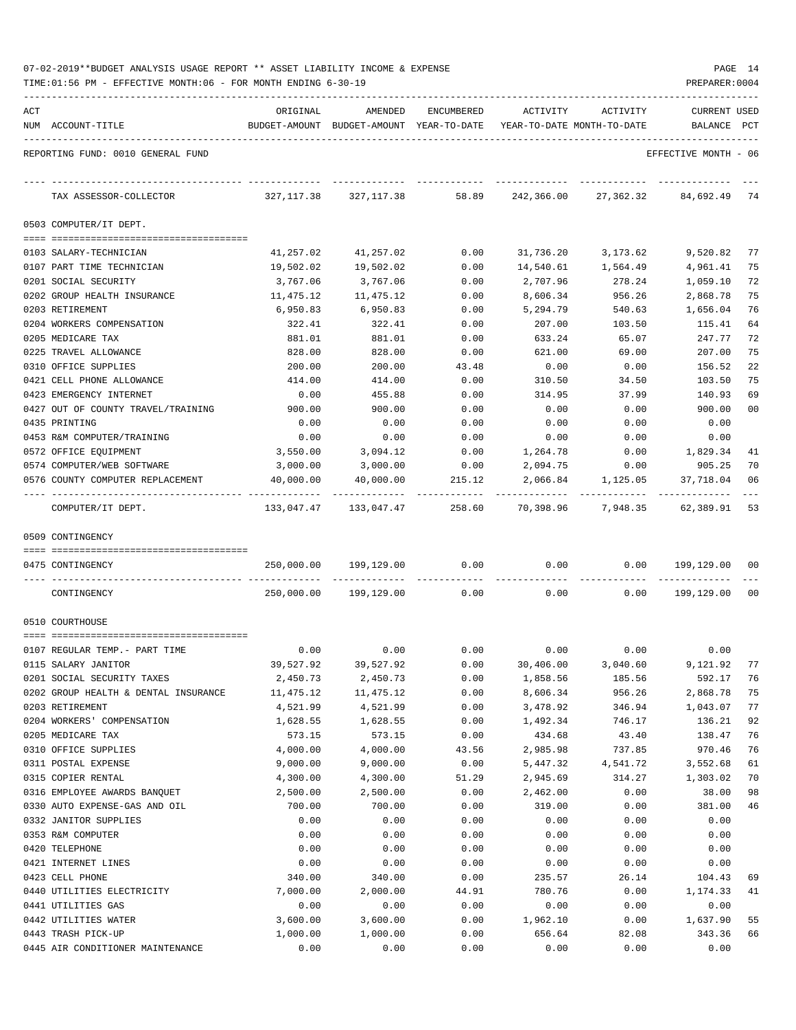07-02-2019**BUDGET ANALYSIS USAGE REPORT ** ASSET LIABILITY INCOME & EXPENSE

TIME:01:56 PM - EFFECTIVE MONTH:06 - FOR MONTH ENDING 6-30-19

PREPARER:0004

REPORTING FUND: 0010 GENERAL FUND — EFFECTIVE MONTH - 06

| ACT NUM | ACCOUNT-TITLE | ORIGINAL BUDGET-AMOUNT | AMENDED BUDGET-AMOUNT | ENCUMBERED YEAR-TO-DATE | ACTIVITY YEAR-TO-DATE | ACTIVITY MONTH-TO-DATE | CURRENT BALANCE | USED PCT |
|---|---|---|---|---|---|---|---|---|
| | TAX ASSESSOR-COLLECTOR | 327,117.38 | 327,117.38 | 58.89 | 242,366.00 | 27,362.32 | 84,692.49 | 74 |
| | **0503 COMPUTER/IT DEPT.** | | | | | | | |
| 0103 | SALARY-TECHNICIAN | 41,257.02 | 41,257.02 | 0.00 | 31,736.20 | 3,173.62 | 9,520.82 | 77 |
| 0107 | PART TIME TECHNICIAN | 19,502.02 | 19,502.02 | 0.00 | 14,540.61 | 1,564.49 | 4,961.41 | 75 |
| 0201 | SOCIAL SECURITY | 3,767.06 | 3,767.06 | 0.00 | 2,707.96 | 278.24 | 1,059.10 | 72 |
| 0202 | GROUP HEALTH INSURANCE | 11,475.12 | 11,475.12 | 0.00 | 8,606.34 | 956.26 | 2,868.78 | 75 |
| 0203 | RETIREMENT | 6,950.83 | 6,950.83 | 0.00 | 5,294.79 | 540.63 | 1,656.04 | 76 |
| 0204 | WORKERS COMPENSATION | 322.41 | 322.41 | 0.00 | 207.00 | 103.50 | 115.41 | 64 |
| 0205 | MEDICARE TAX | 881.01 | 881.01 | 0.00 | 633.24 | 65.07 | 247.77 | 72 |
| 0225 | TRAVEL ALLOWANCE | 828.00 | 828.00 | 0.00 | 621.00 | 69.00 | 207.00 | 75 |
| 0310 | OFFICE SUPPLIES | 200.00 | 200.00 | 43.48 | 0.00 | 0.00 | 156.52 | 22 |
| 0421 | CELL PHONE ALLOWANCE | 414.00 | 414.00 | 0.00 | 310.50 | 34.50 | 103.50 | 75 |
| 0423 | EMERGENCY INTERNET | 0.00 | 455.88 | 0.00 | 314.95 | 37.99 | 140.93 | 69 |
| 0427 | OUT OF COUNTY TRAVEL/TRAINING | 900.00 | 900.00 | 0.00 | 0.00 | 0.00 | 900.00 | 00 |
| 0435 | PRINTING | 0.00 | 0.00 | 0.00 | 0.00 | 0.00 | 0.00 | |
| 0453 | R&M COMPUTER/TRAINING | 0.00 | 0.00 | 0.00 | 0.00 | 0.00 | 0.00 | |
| 0572 | OFFICE EQUIPMENT | 3,550.00 | 3,094.12 | 0.00 | 1,264.78 | 0.00 | 1,829.34 | 41 |
| 0574 | COMPUTER/WEB SOFTWARE | 3,000.00 | 3,000.00 | 0.00 | 2,094.75 | 0.00 | 905.25 | 70 |
| 0576 | COUNTY COMPUTER REPLACEMENT | 40,000.00 | 40,000.00 | 215.12 | 2,066.84 | 1,125.05 | 37,718.04 | 06 |
| | COMPUTER/IT DEPT. | 133,047.47 | 133,047.47 | 258.60 | 70,398.96 | 7,948.35 | 62,389.91 | 53 |
| | **0509 CONTINGENCY** | | | | | | | |
| 0475 | CONTINGENCY | 250,000.00 | 199,129.00 | 0.00 | 0.00 | 0.00 | 199,129.00 | 00 |
| | CONTINGENCY | 250,000.00 | 199,129.00 | 0.00 | 0.00 | 0.00 | 199,129.00 | 00 |
| | **0510 COURTHOUSE** | | | | | | | |
| 0107 | REGULAR TEMP.- PART TIME | 0.00 | 0.00 | 0.00 | 0.00 | 0.00 | 0.00 | |
| 0115 | SALARY JANITOR | 39,527.92 | 39,527.92 | 0.00 | 30,406.00 | 3,040.60 | 9,121.92 | 77 |
| 0201 | SOCIAL SECURITY TAXES | 2,450.73 | 2,450.73 | 0.00 | 1,858.56 | 185.56 | 592.17 | 76 |
| 0202 | GROUP HEALTH & DENTAL INSURANCE | 11,475.12 | 11,475.12 | 0.00 | 8,606.34 | 956.26 | 2,868.78 | 75 |
| 0203 | RETIREMENT | 4,521.99 | 4,521.99 | 0.00 | 3,478.92 | 346.94 | 1,043.07 | 77 |
| 0204 | WORKERS' COMPENSATION | 1,628.55 | 1,628.55 | 0.00 | 1,492.34 | 746.17 | 136.21 | 92 |
| 0205 | MEDICARE TAX | 573.15 | 573.15 | 0.00 | 434.68 | 43.40 | 138.47 | 76 |
| 0310 | OFFICE SUPPLIES | 4,000.00 | 4,000.00 | 43.56 | 2,985.98 | 737.85 | 970.46 | 76 |
| 0311 | POSTAL EXPENSE | 9,000.00 | 9,000.00 | 0.00 | 5,447.32 | 4,541.72 | 3,552.68 | 61 |
| 0315 | COPIER RENTAL | 4,300.00 | 4,300.00 | 51.29 | 2,945.69 | 314.27 | 1,303.02 | 70 |
| 0316 | EMPLOYEE AWARDS BANQUET | 2,500.00 | 2,500.00 | 0.00 | 2,462.00 | 0.00 | 38.00 | 98 |
| 0330 | AUTO EXPENSE-GAS AND OIL | 700.00 | 700.00 | 0.00 | 319.00 | 0.00 | 381.00 | 46 |
| 0332 | JANITOR SUPPLIES | 0.00 | 0.00 | 0.00 | 0.00 | 0.00 | 0.00 | |
| 0353 | R&M COMPUTER | 0.00 | 0.00 | 0.00 | 0.00 | 0.00 | 0.00 | |
| 0420 | TELEPHONE | 0.00 | 0.00 | 0.00 | 0.00 | 0.00 | 0.00 | |
| 0421 | INTERNET LINES | 0.00 | 0.00 | 0.00 | 0.00 | 0.00 | 0.00 | |
| 0423 | CELL PHONE | 340.00 | 340.00 | 0.00 | 235.57 | 26.14 | 104.43 | 69 |
| 0440 | UTILITIES ELECTRICITY | 7,000.00 | 2,000.00 | 44.91 | 780.76 | 0.00 | 1,174.33 | 41 |
| 0441 | UTILITIES GAS | 0.00 | 0.00 | 0.00 | 0.00 | 0.00 | 0.00 | |
| 0442 | UTILITIES WATER | 3,600.00 | 3,600.00 | 0.00 | 1,962.10 | 0.00 | 1,637.90 | 55 |
| 0443 | TRASH PICK-UP | 1,000.00 | 1,000.00 | 0.00 | 656.64 | 82.08 | 343.36 | 66 |
| 0445 | AIR CONDITIONER MAINTENANCE | 0.00 | 0.00 | 0.00 | 0.00 | 0.00 | 0.00 | |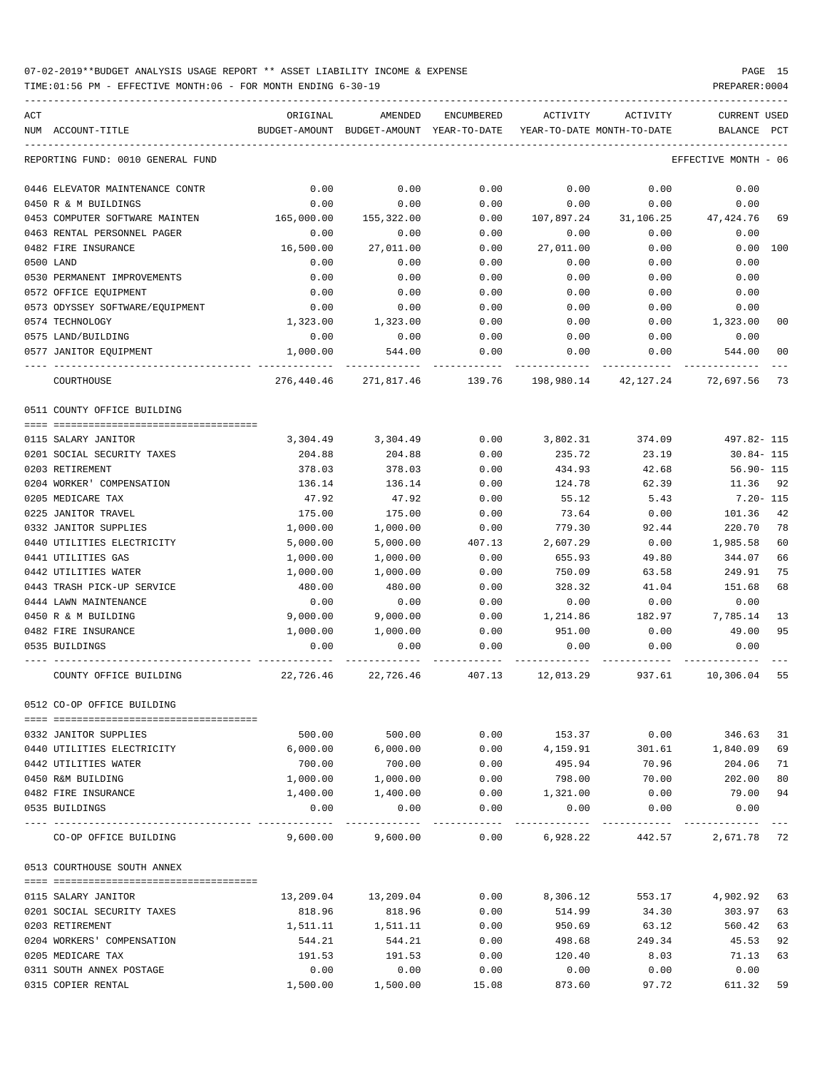07-02-2019**BUDGET ANALYSIS USAGE REPORT ** ASSET LIABILITY INCOME & EXPENSE

TIME:01:56 PM - EFFECTIVE MONTH:06 - FOR MONTH ENDING 6-30-19

PREPARER:0004

REPORTING FUND: 0010 GENERAL FUND — EFFECTIVE MONTH - 06

| ACT NUM | ACCOUNT-TITLE | ORIGINAL BUDGET-AMOUNT | AMENDED BUDGET-AMOUNT | ENCUMBERED YEAR-TO-DATE | ACTIVITY YEAR-TO-DATE | ACTIVITY MONTH-TO-DATE | CURRENT BALANCE | USED PCT |
|---|---|---|---|---|---|---|---|---|
| 0446 | ELEVATOR MAINTENANCE CONTR | 0.00 | 0.00 | 0.00 | 0.00 | 0.00 | 0.00 | |
| 0450 | R & M BUILDINGS | 0.00 | 0.00 | 0.00 | 0.00 | 0.00 | 0.00 | |
| 0453 | COMPUTER SOFTWARE MAINTEN | 165,000.00 | 155,322.00 | 0.00 | 107,897.24 | 31,106.25 | 47,424.76 | 69 |
| 0463 | RENTAL PERSONNEL PAGER | 0.00 | 0.00 | 0.00 | 0.00 | 0.00 | 0.00 | |
| 0482 | FIRE INSURANCE | 16,500.00 | 27,011.00 | 0.00 | 27,011.00 | 0.00 | 0.00 | 100 |
| 0500 | LAND | 0.00 | 0.00 | 0.00 | 0.00 | 0.00 | 0.00 | |
| 0530 | PERMANENT IMPROVEMENTS | 0.00 | 0.00 | 0.00 | 0.00 | 0.00 | 0.00 | |
| 0572 | OFFICE EQUIPMENT | 0.00 | 0.00 | 0.00 | 0.00 | 0.00 | 0.00 | |
| 0573 | ODYSSEY SOFTWARE/EQUIPMENT | 0.00 | 0.00 | 0.00 | 0.00 | 0.00 | 0.00 | |
| 0574 | TECHNOLOGY | 1,323.00 | 1,323.00 | 0.00 | 0.00 | 0.00 | 1,323.00 | 00 |
| 0575 | LAND/BUILDING | 0.00 | 0.00 | 0.00 | 0.00 | 0.00 | 0.00 | |
| 0577 | JANITOR EQUIPMENT | 1,000.00 | 544.00 | 0.00 | 0.00 | 0.00 | 544.00 | 00 |
| | COURTHOUSE | 276,440.46 | 271,817.46 | 139.76 | 198,980.14 | 42,127.24 | 72,697.56 | 73 |

0511 COUNTY OFFICE BUILDING

| ACT NUM | ACCOUNT-TITLE | ORIGINAL BUDGET-AMOUNT | AMENDED BUDGET-AMOUNT | ENCUMBERED YEAR-TO-DATE | ACTIVITY YEAR-TO-DATE | ACTIVITY MONTH-TO-DATE | CURRENT BALANCE | USED PCT |
|---|---|---|---|---|---|---|---|---|
| 0115 | SALARY JANITOR | 3,304.49 | 3,304.49 | 0.00 | 3,802.31 | 374.09 | 497.82- | 115 |
| 0201 | SOCIAL SECURITY TAXES | 204.88 | 204.88 | 0.00 | 235.72 | 23.19 | 30.84- | 115 |
| 0203 | RETIREMENT | 378.03 | 378.03 | 0.00 | 434.93 | 42.68 | 56.90- | 115 |
| 0204 | WORKER' COMPENSATION | 136.14 | 136.14 | 0.00 | 124.78 | 62.39 | 11.36 | 92 |
| 0205 | MEDICARE TAX | 47.92 | 47.92 | 0.00 | 55.12 | 5.43 | 7.20- | 115 |
| 0225 | JANITOR TRAVEL | 175.00 | 175.00 | 0.00 | 73.64 | 0.00 | 101.36 | 42 |
| 0332 | JANITOR SUPPLIES | 1,000.00 | 1,000.00 | 0.00 | 779.30 | 92.44 | 220.70 | 78 |
| 0440 | UTILITIES ELECTRICITY | 5,000.00 | 5,000.00 | 407.13 | 2,607.29 | 0.00 | 1,985.58 | 60 |
| 0441 | UTILITIES GAS | 1,000.00 | 1,000.00 | 0.00 | 655.93 | 49.80 | 344.07 | 66 |
| 0442 | UTILITIES WATER | 1,000.00 | 1,000.00 | 0.00 | 750.09 | 63.58 | 249.91 | 75 |
| 0443 | TRASH PICK-UP SERVICE | 480.00 | 480.00 | 0.00 | 328.32 | 41.04 | 151.68 | 68 |
| 0444 | LAWN MAINTENANCE | 0.00 | 0.00 | 0.00 | 0.00 | 0.00 | 0.00 | |
| 0450 | R & M BUILDING | 9,000.00 | 9,000.00 | 0.00 | 1,214.86 | 182.97 | 7,785.14 | 13 |
| 0482 | FIRE INSURANCE | 1,000.00 | 1,000.00 | 0.00 | 951.00 | 0.00 | 49.00 | 95 |
| 0535 | BUILDINGS | 0.00 | 0.00 | 0.00 | 0.00 | 0.00 | 0.00 | |
| | COUNTY OFFICE BUILDING | 22,726.46 | 22,726.46 | 407.13 | 12,013.29 | 937.61 | 10,306.04 | 55 |

0512 CO-OP OFFICE BUILDING

| ACT NUM | ACCOUNT-TITLE | ORIGINAL BUDGET-AMOUNT | AMENDED BUDGET-AMOUNT | ENCUMBERED YEAR-TO-DATE | ACTIVITY YEAR-TO-DATE | ACTIVITY MONTH-TO-DATE | CURRENT BALANCE | USED PCT |
|---|---|---|---|---|---|---|---|---|
| 0332 | JANITOR SUPPLIES | 500.00 | 500.00 | 0.00 | 153.37 | 0.00 | 346.63 | 31 |
| 0440 | UTILITIES ELECTRICITY | 6,000.00 | 6,000.00 | 0.00 | 4,159.91 | 301.61 | 1,840.09 | 69 |
| 0442 | UTILITIES WATER | 700.00 | 700.00 | 0.00 | 495.94 | 70.96 | 204.06 | 71 |
| 0450 | R&M BUILDING | 1,000.00 | 1,000.00 | 0.00 | 798.00 | 70.00 | 202.00 | 80 |
| 0482 | FIRE INSURANCE | 1,400.00 | 1,400.00 | 0.00 | 1,321.00 | 0.00 | 79.00 | 94 |
| 0535 | BUILDINGS | 0.00 | 0.00 | 0.00 | 0.00 | 0.00 | 0.00 | |
| | CO-OP OFFICE BUILDING | 9,600.00 | 9,600.00 | 0.00 | 6,928.22 | 442.57 | 2,671.78 | 72 |

0513 COURTHOUSE SOUTH ANNEX

| ACT NUM | ACCOUNT-TITLE | ORIGINAL BUDGET-AMOUNT | AMENDED BUDGET-AMOUNT | ENCUMBERED YEAR-TO-DATE | ACTIVITY YEAR-TO-DATE | ACTIVITY MONTH-TO-DATE | CURRENT BALANCE | USED PCT |
|---|---|---|---|---|---|---|---|---|
| 0115 | SALARY JANITOR | 13,209.04 | 13,209.04 | 0.00 | 8,306.12 | 553.17 | 4,902.92 | 63 |
| 0201 | SOCIAL SECURITY TAXES | 818.96 | 818.96 | 0.00 | 514.99 | 34.30 | 303.97 | 63 |
| 0203 | RETIREMENT | 1,511.11 | 1,511.11 | 0.00 | 950.69 | 63.12 | 560.42 | 63 |
| 0204 | WORKERS' COMPENSATION | 544.21 | 544.21 | 0.00 | 498.68 | 249.34 | 45.53 | 92 |
| 0205 | MEDICARE TAX | 191.53 | 191.53 | 0.00 | 120.40 | 8.03 | 71.13 | 63 |
| 0311 | SOUTH ANNEX POSTAGE | 0.00 | 0.00 | 0.00 | 0.00 | 0.00 | 0.00 | |
| 0315 | COPIER RENTAL | 1,500.00 | 1,500.00 | 15.08 | 873.60 | 97.72 | 611.32 | 59 |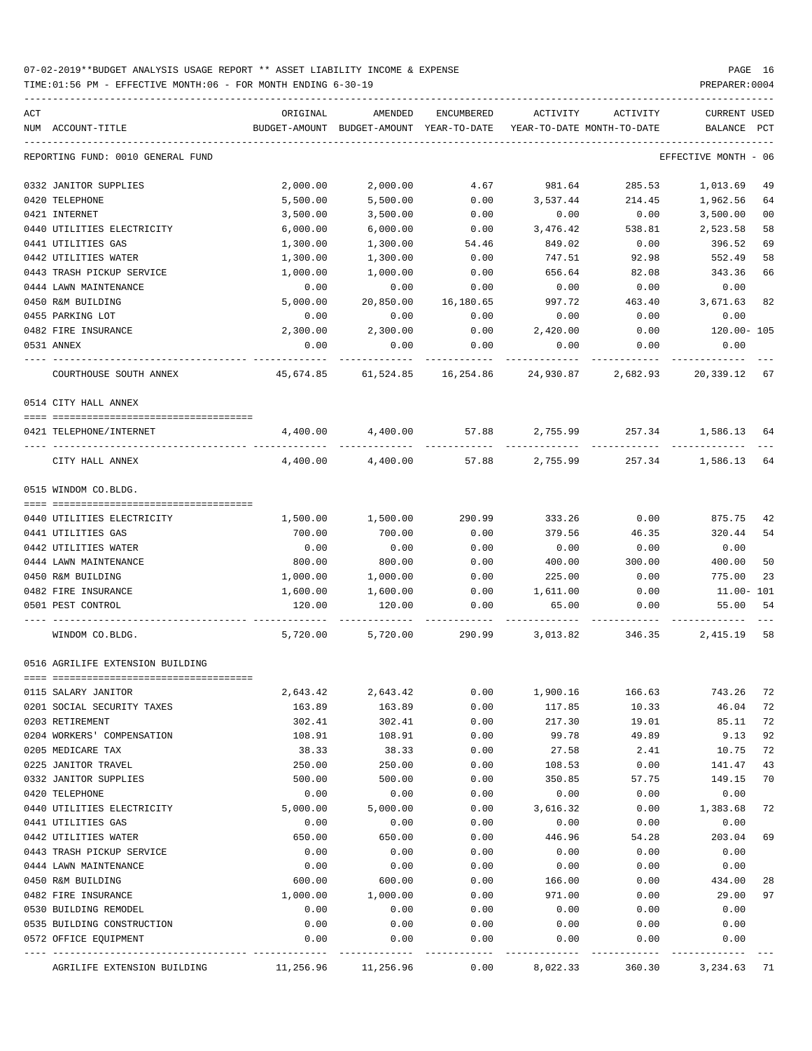07-02-2019**BUDGET ANALYSIS USAGE REPORT ** ASSET LIABILITY INCOME & EXPENSE

TIME:01:56 PM - EFFECTIVE MONTH:06 - FOR MONTH ENDING 6-30-19

PREPARER:0004

REPORTING FUND: 0010 GENERAL FUND — EFFECTIVE MONTH - 06

| ACT NUM | ACCOUNT-TITLE | ORIGINAL BUDGET-AMOUNT | AMENDED BUDGET-AMOUNT | ENCUMBERED YEAR-TO-DATE | ACTIVITY YEAR-TO-DATE | ACTIVITY MONTH-TO-DATE | CURRENT BALANCE | USED PCT |
|---|---|---|---|---|---|---|---|---|
| 0332 | JANITOR SUPPLIES | 2,000.00 | 2,000.00 | 4.67 | 981.64 | 285.53 | 1,013.69 | 49 |
| 0420 | TELEPHONE | 5,500.00 | 5,500.00 | 0.00 | 3,537.44 | 214.45 | 1,962.56 | 64 |
| 0421 | INTERNET | 3,500.00 | 3,500.00 | 0.00 | 0.00 | 0.00 | 3,500.00 | 00 |
| 0440 | UTILITIES ELECTRICITY | 6,000.00 | 6,000.00 | 0.00 | 3,476.42 | 538.81 | 2,523.58 | 58 |
| 0441 | UTILITIES GAS | 1,300.00 | 1,300.00 | 54.46 | 849.02 | 0.00 | 396.52 | 69 |
| 0442 | UTILITIES WATER | 1,300.00 | 1,300.00 | 0.00 | 747.51 | 92.98 | 552.49 | 58 |
| 0443 | TRASH PICKUP SERVICE | 1,000.00 | 1,000.00 | 0.00 | 656.64 | 82.08 | 343.36 | 66 |
| 0444 | LAWN MAINTENANCE | 0.00 | 0.00 | 0.00 | 0.00 | 0.00 | 0.00 | |
| 0450 | R&M BUILDING | 5,000.00 | 20,850.00 | 16,180.65 | 997.72 | 463.40 | 3,671.63 | 82 |
| 0455 | PARKING LOT | 0.00 | 0.00 | 0.00 | 0.00 | 0.00 | 0.00 | |
| 0482 | FIRE INSURANCE | 2,300.00 | 2,300.00 | 0.00 | 2,420.00 | 0.00 | 120.00- | 105 |
| 0531 | ANNEX | 0.00 | 0.00 | 0.00 | 0.00 | 0.00 | 0.00 | |
| | COURTHOUSE SOUTH ANNEX | 45,674.85 | 61,524.85 | 16,254.86 | 24,930.87 | 2,682.93 | 20,339.12 | 67 |

## 0514 CITY HALL ANNEX

| ACT NUM | ACCOUNT-TITLE | ORIGINAL BUDGET-AMOUNT | AMENDED BUDGET-AMOUNT | ENCUMBERED YEAR-TO-DATE | ACTIVITY YEAR-TO-DATE | ACTIVITY MONTH-TO-DATE | CURRENT BALANCE | USED PCT |
|---|---|---|---|---|---|---|---|---|
| 0421 | TELEPHONE/INTERNET | 4,400.00 | 4,400.00 | 57.88 | 2,755.99 | 257.34 | 1,586.13 | 64 |
| | CITY HALL ANNEX | 4,400.00 | 4,400.00 | 57.88 | 2,755.99 | 257.34 | 1,586.13 | 64 |

## 0515 WINDOM CO.BLDG.

| ACT NUM | ACCOUNT-TITLE | ORIGINAL BUDGET-AMOUNT | AMENDED BUDGET-AMOUNT | ENCUMBERED YEAR-TO-DATE | ACTIVITY YEAR-TO-DATE | ACTIVITY MONTH-TO-DATE | CURRENT BALANCE | USED PCT |
|---|---|---|---|---|---|---|---|---|
| 0440 | UTILITIES ELECTRICITY | 1,500.00 | 1,500.00 | 290.99 | 333.26 | 0.00 | 875.75 | 42 |
| 0441 | UTILITIES GAS | 700.00 | 700.00 | 0.00 | 379.56 | 46.35 | 320.44 | 54 |
| 0442 | UTILITIES WATER | 0.00 | 0.00 | 0.00 | 0.00 | 0.00 | 0.00 | |
| 0444 | LAWN MAINTENANCE | 800.00 | 800.00 | 0.00 | 400.00 | 300.00 | 400.00 | 50 |
| 0450 | R&M BUILDING | 1,000.00 | 1,000.00 | 0.00 | 225.00 | 0.00 | 775.00 | 23 |
| 0482 | FIRE INSURANCE | 1,600.00 | 1,600.00 | 0.00 | 1,611.00 | 0.00 | 11.00- | 101 |
| 0501 | PEST CONTROL | 120.00 | 120.00 | 0.00 | 65.00 | 0.00 | 55.00 | 54 |
| | WINDOM CO.BLDG. | 5,720.00 | 5,720.00 | 290.99 | 3,013.82 | 346.35 | 2,415.19 | 58 |

## 0516 AGRILIFE EXTENSION BUILDING

| ACT NUM | ACCOUNT-TITLE | ORIGINAL BUDGET-AMOUNT | AMENDED BUDGET-AMOUNT | ENCUMBERED YEAR-TO-DATE | ACTIVITY YEAR-TO-DATE | ACTIVITY MONTH-TO-DATE | CURRENT BALANCE | USED PCT |
|---|---|---|---|---|---|---|---|---|
| 0115 | SALARY JANITOR | 2,643.42 | 2,643.42 | 0.00 | 1,900.16 | 166.63 | 743.26 | 72 |
| 0201 | SOCIAL SECURITY TAXES | 163.89 | 163.89 | 0.00 | 117.85 | 10.33 | 46.04 | 72 |
| 0203 | RETIREMENT | 302.41 | 302.41 | 0.00 | 217.30 | 19.01 | 85.11 | 72 |
| 0204 | WORKERS' COMPENSATION | 108.91 | 108.91 | 0.00 | 99.78 | 49.89 | 9.13 | 92 |
| 0205 | MEDICARE TAX | 38.33 | 38.33 | 0.00 | 27.58 | 2.41 | 10.75 | 72 |
| 0225 | JANITOR TRAVEL | 250.00 | 250.00 | 0.00 | 108.53 | 0.00 | 141.47 | 43 |
| 0332 | JANITOR SUPPLIES | 500.00 | 500.00 | 0.00 | 350.85 | 57.75 | 149.15 | 70 |
| 0420 | TELEPHONE | 0.00 | 0.00 | 0.00 | 0.00 | 0.00 | 0.00 | |
| 0440 | UTILITIES ELECTRICITY | 5,000.00 | 5,000.00 | 0.00 | 3,616.32 | 0.00 | 1,383.68 | 72 |
| 0441 | UTILITIES GAS | 0.00 | 0.00 | 0.00 | 0.00 | 0.00 | 0.00 | |
| 0442 | UTILITIES WATER | 650.00 | 650.00 | 0.00 | 446.96 | 54.28 | 203.04 | 69 |
| 0443 | TRASH PICKUP SERVICE | 0.00 | 0.00 | 0.00 | 0.00 | 0.00 | 0.00 | |
| 0444 | LAWN MAINTENANCE | 0.00 | 0.00 | 0.00 | 0.00 | 0.00 | 0.00 | |
| 0450 | R&M BUILDING | 600.00 | 600.00 | 0.00 | 166.00 | 0.00 | 434.00 | 28 |
| 0482 | FIRE INSURANCE | 1,000.00 | 1,000.00 | 0.00 | 971.00 | 0.00 | 29.00 | 97 |
| 0530 | BUILDING REMODEL | 0.00 | 0.00 | 0.00 | 0.00 | 0.00 | 0.00 | |
| 0535 | BUILDING CONSTRUCTION | 0.00 | 0.00 | 0.00 | 0.00 | 0.00 | 0.00 | |
| 0572 | OFFICE EQUIPMENT | 0.00 | 0.00 | 0.00 | 0.00 | 0.00 | 0.00 | |
| | AGRILIFE EXTENSION BUILDING | 11,256.96 | 11,256.96 | 0.00 | 8,022.33 | 360.30 | 3,234.63 | 71 |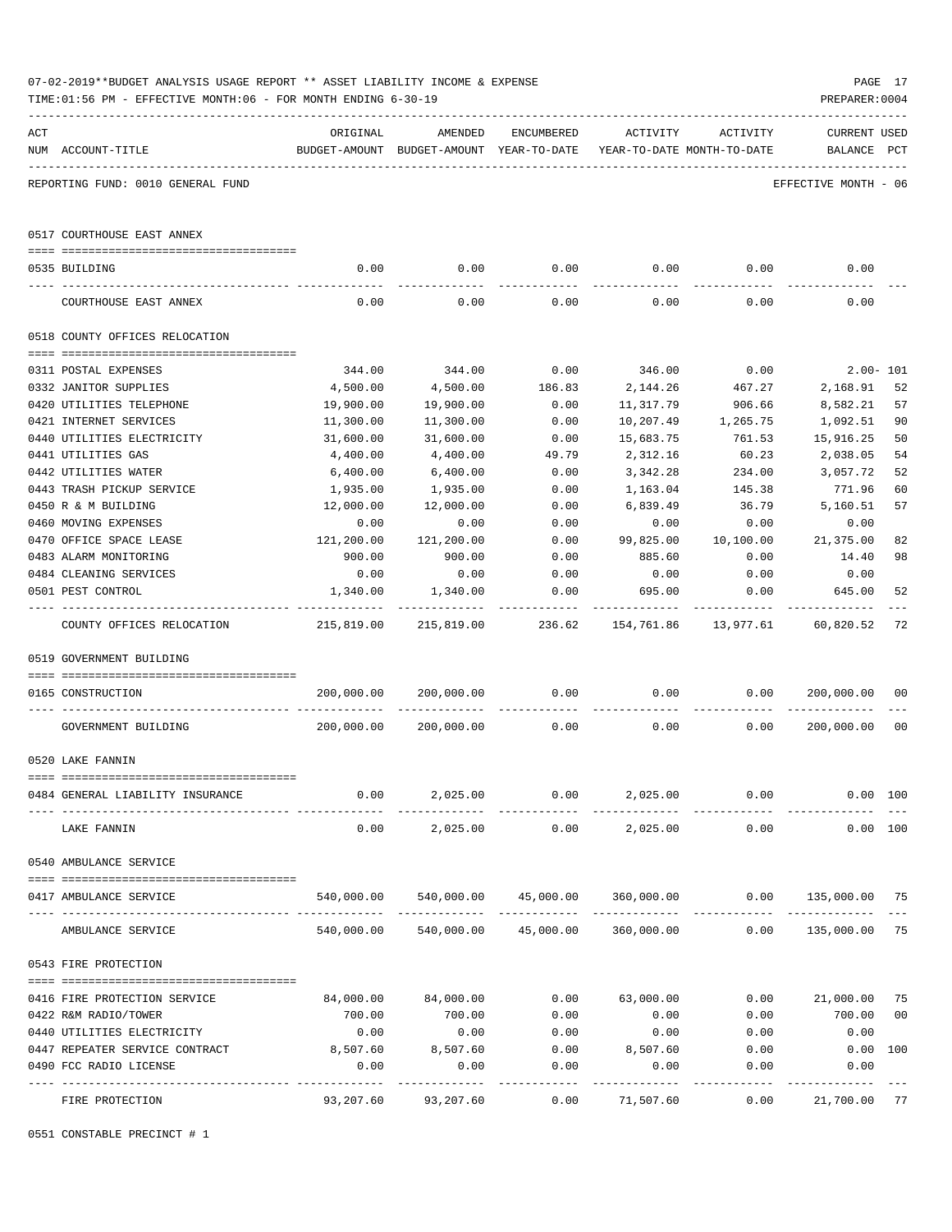07-02-2019**BUDGET ANALYSIS USAGE REPORT ** ASSET LIABILITY INCOME & EXPENSE

TIME:01:56 PM - EFFECTIVE MONTH:06 - FOR MONTH ENDING 6-30-19

PREPARER:0004

REPORTING FUND: 0010 GENERAL FUND — EFFECTIVE MONTH - 06

| ACT NUM | ACCOUNT-TITLE | ORIGINAL BUDGET-AMOUNT | AMENDED BUDGET-AMOUNT | ENCUMBERED YEAR-TO-DATE | ACTIVITY YEAR-TO-DATE | ACTIVITY MONTH-TO-DATE | CURRENT BALANCE | USED PCT |
|---|---|---|---|---|---|---|---|---|
| **0517** | **COURTHOUSE EAST ANNEX** | | | | | | | |
| 0535 | BUILDING | 0.00 | 0.00 | 0.00 | 0.00 | 0.00 | 0.00 | |
| | COURTHOUSE EAST ANNEX | 0.00 | 0.00 | 0.00 | 0.00 | 0.00 | 0.00 | |
| **0518** | **COUNTY OFFICES RELOCATION** | | | | | | | |
| 0311 | POSTAL EXPENSES | 344.00 | 344.00 | 0.00 | 346.00 | 0.00 | 2.00- | 101 |
| 0332 | JANITOR SUPPLIES | 4,500.00 | 4,500.00 | 186.83 | 2,144.26 | 467.27 | 2,168.91 | 52 |
| 0420 | UTILITIES TELEPHONE | 19,900.00 | 19,900.00 | 0.00 | 11,317.79 | 906.66 | 8,582.21 | 57 |
| 0421 | INTERNET SERVICES | 11,300.00 | 11,300.00 | 0.00 | 10,207.49 | 1,265.75 | 1,092.51 | 90 |
| 0440 | UTILITIES ELECTRICITY | 31,600.00 | 31,600.00 | 0.00 | 15,683.75 | 761.53 | 15,916.25 | 50 |
| 0441 | UTILITIES GAS | 4,400.00 | 4,400.00 | 49.79 | 2,312.16 | 60.23 | 2,038.05 | 54 |
| 0442 | UTILITIES WATER | 6,400.00 | 6,400.00 | 0.00 | 3,342.28 | 234.00 | 3,057.72 | 52 |
| 0443 | TRASH PICKUP SERVICE | 1,935.00 | 1,935.00 | 0.00 | 1,163.04 | 145.38 | 771.96 | 60 |
| 0450 | R & M BUILDING | 12,000.00 | 12,000.00 | 0.00 | 6,839.49 | 36.79 | 5,160.51 | 57 |
| 0460 | MOVING EXPENSES | 0.00 | 0.00 | 0.00 | 0.00 | 0.00 | 0.00 | |
| 0470 | OFFICE SPACE LEASE | 121,200.00 | 121,200.00 | 0.00 | 99,825.00 | 10,100.00 | 21,375.00 | 82 |
| 0483 | ALARM MONITORING | 900.00 | 900.00 | 0.00 | 885.60 | 0.00 | 14.40 | 98 |
| 0484 | CLEANING SERVICES | 0.00 | 0.00 | 0.00 | 0.00 | 0.00 | 0.00 | |
| 0501 | PEST CONTROL | 1,340.00 | 1,340.00 | 0.00 | 695.00 | 0.00 | 645.00 | 52 |
| | COUNTY OFFICES RELOCATION | 215,819.00 | 215,819.00 | 236.62 | 154,761.86 | 13,977.61 | 60,820.52 | 72 |
| **0519** | **GOVERNMENT BUILDING** | | | | | | | |
| 0165 | CONSTRUCTION | 200,000.00 | 200,000.00 | 0.00 | 0.00 | 0.00 | 200,000.00 | 00 |
| | GOVERNMENT BUILDING | 200,000.00 | 200,000.00 | 0.00 | 0.00 | 0.00 | 200,000.00 | 00 |
| **0520** | **LAKE FANNIN** | | | | | | | |
| 0484 | GENERAL LIABILITY INSURANCE | 0.00 | 2,025.00 | 0.00 | 2,025.00 | 0.00 | 0.00 | 100 |
| | LAKE FANNIN | 0.00 | 2,025.00 | 0.00 | 2,025.00 | 0.00 | 0.00 | 100 |
| **0540** | **AMBULANCE SERVICE** | | | | | | | |
| 0417 | AMBULANCE SERVICE | 540,000.00 | 540,000.00 | 45,000.00 | 360,000.00 | 0.00 | 135,000.00 | 75 |
| | AMBULANCE SERVICE | 540,000.00 | 540,000.00 | 45,000.00 | 360,000.00 | 0.00 | 135,000.00 | 75 |
| **0543** | **FIRE PROTECTION** | | | | | | | |
| 0416 | FIRE PROTECTION SERVICE | 84,000.00 | 84,000.00 | 0.00 | 63,000.00 | 0.00 | 21,000.00 | 75 |
| 0422 | R&M RADIO/TOWER | 700.00 | 700.00 | 0.00 | 0.00 | 0.00 | 700.00 | 00 |
| 0440 | UTILITIES ELECTRICITY | 0.00 | 0.00 | 0.00 | 0.00 | 0.00 | 0.00 | |
| 0447 | REPEATER SERVICE CONTRACT | 8,507.60 | 8,507.60 | 0.00 | 8,507.60 | 0.00 | 0.00 | 100 |
| 0490 | FCC RADIO LICENSE | 0.00 | 0.00 | 0.00 | 0.00 | 0.00 | 0.00 | |
| | FIRE PROTECTION | 93,207.60 | 93,207.60 | 0.00 | 71,507.60 | 0.00 | 21,700.00 | 77 |

0551 CONSTABLE PRECINCT # 1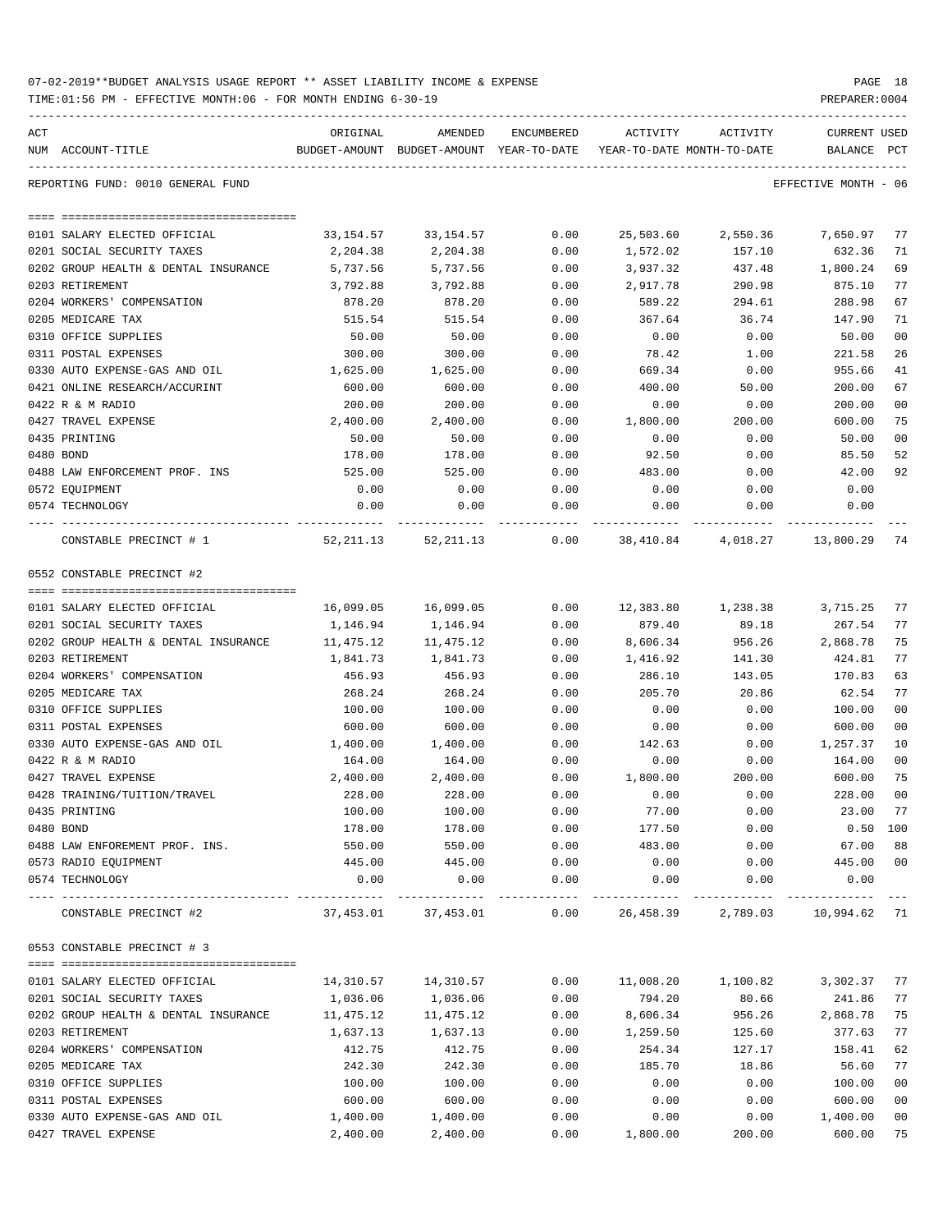07-02-2019**BUDGET ANALYSIS USAGE REPORT ** ASSET LIABILITY INCOME & EXPENSE

TIME:01:56 PM - EFFECTIVE MONTH:06 - FOR MONTH ENDING 6-30-19

REPORTING FUND: 0010 GENERAL FUND — EFFECTIVE MONTH - 06

| ACT NUM | ACCOUNT-TITLE | ORIGINAL BUDGET-AMOUNT | AMENDED BUDGET-AMOUNT | ENCUMBERED YEAR-TO-DATE | ACTIVITY YEAR-TO-DATE | ACTIVITY MONTH-TO-DATE | CURRENT BALANCE | USED PCT |
|---|---|---|---|---|---|---|---|---|
| 0101 | SALARY ELECTED OFFICIAL | 33,154.57 | 33,154.57 | 0.00 | 25,503.60 | 2,550.36 | 7,650.97 | 77 |
| 0201 | SOCIAL SECURITY TAXES | 2,204.38 | 2,204.38 | 0.00 | 1,572.02 | 157.10 | 632.36 | 71 |
| 0202 | GROUP HEALTH & DENTAL INSURANCE | 5,737.56 | 5,737.56 | 0.00 | 3,937.32 | 437.48 | 1,800.24 | 69 |
| 0203 | RETIREMENT | 3,792.88 | 3,792.88 | 0.00 | 2,917.78 | 290.98 | 875.10 | 77 |
| 0204 | WORKERS' COMPENSATION | 878.20 | 878.20 | 0.00 | 589.22 | 294.61 | 288.98 | 67 |
| 0205 | MEDICARE TAX | 515.54 | 515.54 | 0.00 | 367.64 | 36.74 | 147.90 | 71 |
| 0310 | OFFICE SUPPLIES | 50.00 | 50.00 | 0.00 | 0.00 | 0.00 | 50.00 | 00 |
| 0311 | POSTAL EXPENSES | 300.00 | 300.00 | 0.00 | 78.42 | 1.00 | 221.58 | 26 |
| 0330 | AUTO EXPENSE-GAS AND OIL | 1,625.00 | 1,625.00 | 0.00 | 669.34 | 0.00 | 955.66 | 41 |
| 0421 | ONLINE RESEARCH/ACCURINT | 600.00 | 600.00 | 0.00 | 400.00 | 50.00 | 200.00 | 67 |
| 0422 | R & M RADIO | 200.00 | 200.00 | 0.00 | 0.00 | 0.00 | 200.00 | 00 |
| 0427 | TRAVEL EXPENSE | 2,400.00 | 2,400.00 | 0.00 | 1,800.00 | 200.00 | 600.00 | 75 |
| 0435 | PRINTING | 50.00 | 50.00 | 0.00 | 0.00 | 0.00 | 50.00 | 00 |
| 0480 | BOND | 178.00 | 178.00 | 0.00 | 92.50 | 0.00 | 85.50 | 52 |
| 0488 | LAW ENFORCEMENT PROF. INS | 525.00 | 525.00 | 0.00 | 483.00 | 0.00 | 42.00 | 92 |
| 0572 | EQUIPMENT | 0.00 | 0.00 | 0.00 | 0.00 | 0.00 | 0.00 | |
| 0574 | TECHNOLOGY | 0.00 | 0.00 | 0.00 | 0.00 | 0.00 | 0.00 | |
| | CONSTABLE PRECINCT # 1 | 52,211.13 | 52,211.13 | 0.00 | 38,410.84 | 4,018.27 | 13,800.29 | 74 |

0552 CONSTABLE PRECINCT #2

| ACT NUM | ACCOUNT-TITLE | ORIGINAL BUDGET-AMOUNT | AMENDED BUDGET-AMOUNT | ENCUMBERED YEAR-TO-DATE | ACTIVITY YEAR-TO-DATE | ACTIVITY MONTH-TO-DATE | CURRENT BALANCE | USED PCT |
|---|---|---|---|---|---|---|---|---|
| 0101 | SALARY ELECTED OFFICIAL | 16,099.05 | 16,099.05 | 0.00 | 12,383.80 | 1,238.38 | 3,715.25 | 77 |
| 0201 | SOCIAL SECURITY TAXES | 1,146.94 | 1,146.94 | 0.00 | 879.40 | 89.18 | 267.54 | 77 |
| 0202 | GROUP HEALTH & DENTAL INSURANCE | 11,475.12 | 11,475.12 | 0.00 | 8,606.34 | 956.26 | 2,868.78 | 75 |
| 0203 | RETIREMENT | 1,841.73 | 1,841.73 | 0.00 | 1,416.92 | 141.30 | 424.81 | 77 |
| 0204 | WORKERS' COMPENSATION | 456.93 | 456.93 | 0.00 | 286.10 | 143.05 | 170.83 | 63 |
| 0205 | MEDICARE TAX | 268.24 | 268.24 | 0.00 | 205.70 | 20.86 | 62.54 | 77 |
| 0310 | OFFICE SUPPLIES | 100.00 | 100.00 | 0.00 | 0.00 | 0.00 | 100.00 | 00 |
| 0311 | POSTAL EXPENSES | 600.00 | 600.00 | 0.00 | 0.00 | 0.00 | 600.00 | 00 |
| 0330 | AUTO EXPENSE-GAS AND OIL | 1,400.00 | 1,400.00 | 0.00 | 142.63 | 0.00 | 1,257.37 | 10 |
| 0422 | R & M RADIO | 164.00 | 164.00 | 0.00 | 0.00 | 0.00 | 164.00 | 00 |
| 0427 | TRAVEL EXPENSE | 2,400.00 | 2,400.00 | 0.00 | 1,800.00 | 200.00 | 600.00 | 75 |
| 0428 | TRAINING/TUITION/TRAVEL | 228.00 | 228.00 | 0.00 | 0.00 | 0.00 | 228.00 | 00 |
| 0435 | PRINTING | 100.00 | 100.00 | 0.00 | 77.00 | 0.00 | 23.00 | 77 |
| 0480 | BOND | 178.00 | 178.00 | 0.00 | 177.50 | 0.00 | 0.50 | 100 |
| 0488 | LAW ENFOREMENT PROF. INS. | 550.00 | 550.00 | 0.00 | 483.00 | 0.00 | 67.00 | 88 |
| 0573 | RADIO EQUIPMENT | 445.00 | 445.00 | 0.00 | 0.00 | 0.00 | 445.00 | 00 |
| 0574 | TECHNOLOGY | 0.00 | 0.00 | 0.00 | 0.00 | 0.00 | 0.00 | |
| | CONSTABLE PRECINCT #2 | 37,453.01 | 37,453.01 | 0.00 | 26,458.39 | 2,789.03 | 10,994.62 | 71 |

0553 CONSTABLE PRECINCT # 3

| ACT NUM | ACCOUNT-TITLE | ORIGINAL BUDGET-AMOUNT | AMENDED BUDGET-AMOUNT | ENCUMBERED YEAR-TO-DATE | ACTIVITY YEAR-TO-DATE | ACTIVITY MONTH-TO-DATE | CURRENT BALANCE | USED PCT |
|---|---|---|---|---|---|---|---|---|
| 0101 | SALARY ELECTED OFFICIAL | 14,310.57 | 14,310.57 | 0.00 | 11,008.20 | 1,100.82 | 3,302.37 | 77 |
| 0201 | SOCIAL SECURITY TAXES | 1,036.06 | 1,036.06 | 0.00 | 794.20 | 80.66 | 241.86 | 77 |
| 0202 | GROUP HEALTH & DENTAL INSURANCE | 11,475.12 | 11,475.12 | 0.00 | 8,606.34 | 956.26 | 2,868.78 | 75 |
| 0203 | RETIREMENT | 1,637.13 | 1,637.13 | 0.00 | 1,259.50 | 125.60 | 377.63 | 77 |
| 0204 | WORKERS' COMPENSATION | 412.75 | 412.75 | 0.00 | 254.34 | 127.17 | 158.41 | 62 |
| 0205 | MEDICARE TAX | 242.30 | 242.30 | 0.00 | 185.70 | 18.86 | 56.60 | 77 |
| 0310 | OFFICE SUPPLIES | 100.00 | 100.00 | 0.00 | 0.00 | 0.00 | 100.00 | 00 |
| 0311 | POSTAL EXPENSES | 600.00 | 600.00 | 0.00 | 0.00 | 0.00 | 600.00 | 00 |
| 0330 | AUTO EXPENSE-GAS AND OIL | 1,400.00 | 1,400.00 | 0.00 | 0.00 | 0.00 | 1,400.00 | 00 |
| 0427 | TRAVEL EXPENSE | 2,400.00 | 2,400.00 | 0.00 | 1,800.00 | 200.00 | 600.00 | 75 |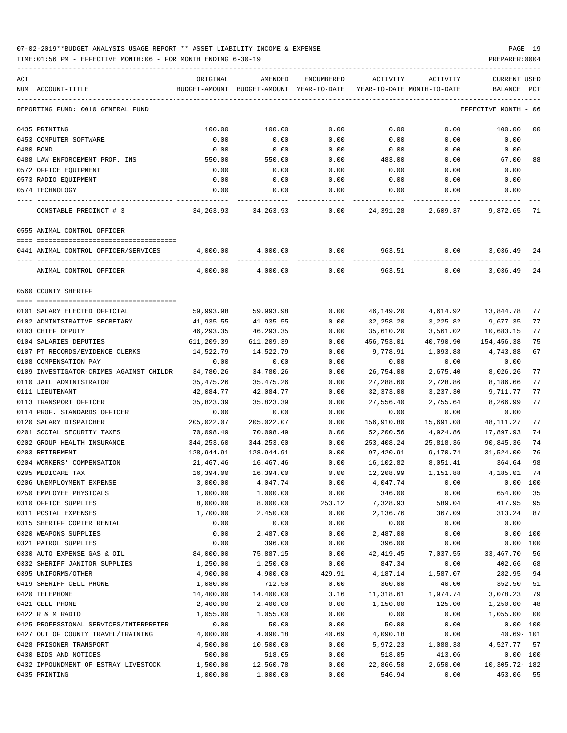07-02-2019**BUDGET ANALYSIS USAGE REPORT ** ASSET LIABILITY INCOME & EXPENSE

TIME:01:56 PM - EFFECTIVE MONTH:06 - FOR MONTH ENDING 6-30-19

REPORTING FUND: 0010 GENERAL FUND — EFFECTIVE MONTH - 06

| ACT NUM | ACCOUNT-TITLE | ORIGINAL BUDGET-AMOUNT | AMENDED BUDGET-AMOUNT | ENCUMBERED YEAR-TO-DATE | ACTIVITY YEAR-TO-DATE | ACTIVITY MONTH-TO-DATE | CURRENT USED BALANCE | PCT |
|---|---|---|---|---|---|---|---|---|
| 0435 | PRINTING | 100.00 | 100.00 | 0.00 | 0.00 | 0.00 | 100.00 | 00 |
| 0453 | COMPUTER SOFTWARE | 0.00 | 0.00 | 0.00 | 0.00 | 0.00 | 0.00 | |
| 0480 | BOND | 0.00 | 0.00 | 0.00 | 0.00 | 0.00 | 0.00 | |
| 0488 | LAW ENFORCEMENT PROF. INS | 550.00 | 550.00 | 0.00 | 483.00 | 0.00 | 67.00 | 88 |
| 0572 | OFFICE EQUIPMENT | 0.00 | 0.00 | 0.00 | 0.00 | 0.00 | 0.00 | |
| 0573 | RADIO EQUIPMENT | 0.00 | 0.00 | 0.00 | 0.00 | 0.00 | 0.00 | |
| 0574 | TECHNOLOGY | 0.00 | 0.00 | 0.00 | 0.00 | 0.00 | 0.00 | |
| | CONSTABLE PRECINCT # 3 | 34,263.93 | 34,263.93 | 0.00 | 24,391.28 | 2,609.37 | 9,872.65 | 71 |
| | **0555 ANIMAL CONTROL OFFICER** | | | | | | | |
| 0441 | ANIMAL CONTROL OFFICER/SERVICES | 4,000.00 | 4,000.00 | 0.00 | 963.51 | 0.00 | 3,036.49 | 24 |
| | ANIMAL CONTROL OFFICER | 4,000.00 | 4,000.00 | 0.00 | 963.51 | 0.00 | 3,036.49 | 24 |
| | **0560 COUNTY SHERIFF** | | | | | | | |
| 0101 | SALARY ELECTED OFFICIAL | 59,993.98 | 59,993.98 | 0.00 | 46,149.20 | 4,614.92 | 13,844.78 | 77 |
| 0102 | ADMINISTRATIVE SECRETARY | 41,935.55 | 41,935.55 | 0.00 | 32,258.20 | 3,225.82 | 9,677.35 | 77 |
| 0103 | CHIEF DEPUTY | 46,293.35 | 46,293.35 | 0.00 | 35,610.20 | 3,561.02 | 10,683.15 | 77 |
| 0104 | SALARIES DEPUTIES | 611,209.39 | 611,209.39 | 0.00 | 456,753.01 | 40,790.90 | 154,456.38 | 75 |
| 0107 | PT RECORDS/EVIDENCE CLERKS | 14,522.79 | 14,522.79 | 0.00 | 9,778.91 | 1,093.88 | 4,743.88 | 67 |
| 0108 | COMPENSATION PAY | 0.00 | 0.00 | 0.00 | 0.00 | 0.00 | 0.00 | |
| 0109 | INVESTIGATOR-CRIMES AGAINST CHILDR | 34,780.26 | 34,780.26 | 0.00 | 26,754.00 | 2,675.40 | 8,026.26 | 77 |
| 0110 | JAIL ADMINISTRATOR | 35,475.26 | 35,475.26 | 0.00 | 27,288.60 | 2,728.86 | 8,186.66 | 77 |
| 0111 | LIEUTENANT | 42,084.77 | 42,084.77 | 0.00 | 32,373.00 | 3,237.30 | 9,711.77 | 77 |
| 0113 | TRANSPORT OFFICER | 35,823.39 | 35,823.39 | 0.00 | 27,556.40 | 2,755.64 | 8,266.99 | 77 |
| 0114 | PROF. STANDARDS OFFICER | 0.00 | 0.00 | 0.00 | 0.00 | 0.00 | 0.00 | |
| 0120 | SALARY DISPATCHER | 205,022.07 | 205,022.07 | 0.00 | 156,910.80 | 15,691.08 | 48,111.27 | 77 |
| 0201 | SOCIAL SECURITY TAXES | 70,098.49 | 70,098.49 | 0.00 | 52,200.56 | 4,924.86 | 17,897.93 | 74 |
| 0202 | GROUP HEALTH INSURANCE | 344,253.60 | 344,253.60 | 0.00 | 253,408.24 | 25,818.36 | 90,845.36 | 74 |
| 0203 | RETIREMENT | 128,944.91 | 128,944.91 | 0.00 | 97,420.91 | 9,170.74 | 31,524.00 | 76 |
| 0204 | WORKERS' COMPENSATION | 21,467.46 | 16,467.46 | 0.00 | 16,102.82 | 8,051.41 | 364.64 | 98 |
| 0205 | MEDICARE TAX | 16,394.00 | 16,394.00 | 0.00 | 12,208.99 | 1,151.88 | 4,185.01 | 74 |
| 0206 | UNEMPLOYMENT EXPENSE | 3,000.00 | 4,047.74 | 0.00 | 4,047.74 | 0.00 | 0.00 | 100 |
| 0250 | EMPLOYEE PHYSICALS | 1,000.00 | 1,000.00 | 0.00 | 346.00 | 0.00 | 654.00 | 35 |
| 0310 | OFFICE SUPPLIES | 8,000.00 | 8,000.00 | 253.12 | 7,328.93 | 589.04 | 417.95 | 95 |
| 0311 | POSTAL EXPENSES | 1,700.00 | 2,450.00 | 0.00 | 2,136.76 | 367.09 | 313.24 | 87 |
| 0315 | SHERIFF COPIER RENTAL | 0.00 | 0.00 | 0.00 | 0.00 | 0.00 | 0.00 | |
| 0320 | WEAPONS SUPPLIES | 0.00 | 2,487.00 | 0.00 | 2,487.00 | 0.00 | 0.00 | 100 |
| 0321 | PATROL SUPPLIES | 0.00 | 396.00 | 0.00 | 396.00 | 0.00 | 0.00 | 100 |
| 0330 | AUTO EXPENSE GAS & OIL | 84,000.00 | 75,887.15 | 0.00 | 42,419.45 | 7,037.55 | 33,467.70 | 56 |
| 0332 | SHERIFF JANITOR SUPPLIES | 1,250.00 | 1,250.00 | 0.00 | 847.34 | 0.00 | 402.66 | 68 |
| 0395 | UNIFORMS/OTHER | 4,900.00 | 4,900.00 | 429.91 | 4,187.14 | 1,587.07 | 282.95 | 94 |
| 0419 | SHERIFF CELL PHONE | 1,080.00 | 712.50 | 0.00 | 360.00 | 40.00 | 352.50 | 51 |
| 0420 | TELEPHONE | 14,400.00 | 14,400.00 | 3.16 | 11,318.61 | 1,974.74 | 3,078.23 | 79 |
| 0421 | CELL PHONE | 2,400.00 | 2,400.00 | 0.00 | 1,150.00 | 125.00 | 1,250.00 | 48 |
| 0422 | R & M RADIO | 1,055.00 | 1,055.00 | 0.00 | 0.00 | 0.00 | 1,055.00 | 00 |
| 0425 | PROFESSIONAL SERVICES/INTERPRETER | 0.00 | 50.00 | 0.00 | 50.00 | 0.00 | 0.00 | 100 |
| 0427 | OUT OF COUNTY TRAVEL/TRAINING | 4,000.00 | 4,090.18 | 40.69 | 4,090.18 | 0.00 | 40.69- | 101 |
| 0428 | PRISONER TRANSPORT | 4,500.00 | 10,500.00 | 0.00 | 5,972.23 | 1,088.38 | 4,527.77 | 57 |
| 0430 | BIDS AND NOTICES | 500.00 | 518.05 | 0.00 | 518.05 | 413.06 | 0.00 | 100 |
| 0432 | IMPOUNDMENT OF ESTRAY LIVESTOCK | 1,500.00 | 12,560.78 | 0.00 | 22,866.50 | 2,650.00 | 10,305.72- | 182 |
| 0435 | PRINTING | 1,000.00 | 1,000.00 | 0.00 | 546.94 | 0.00 | 453.06 | 55 |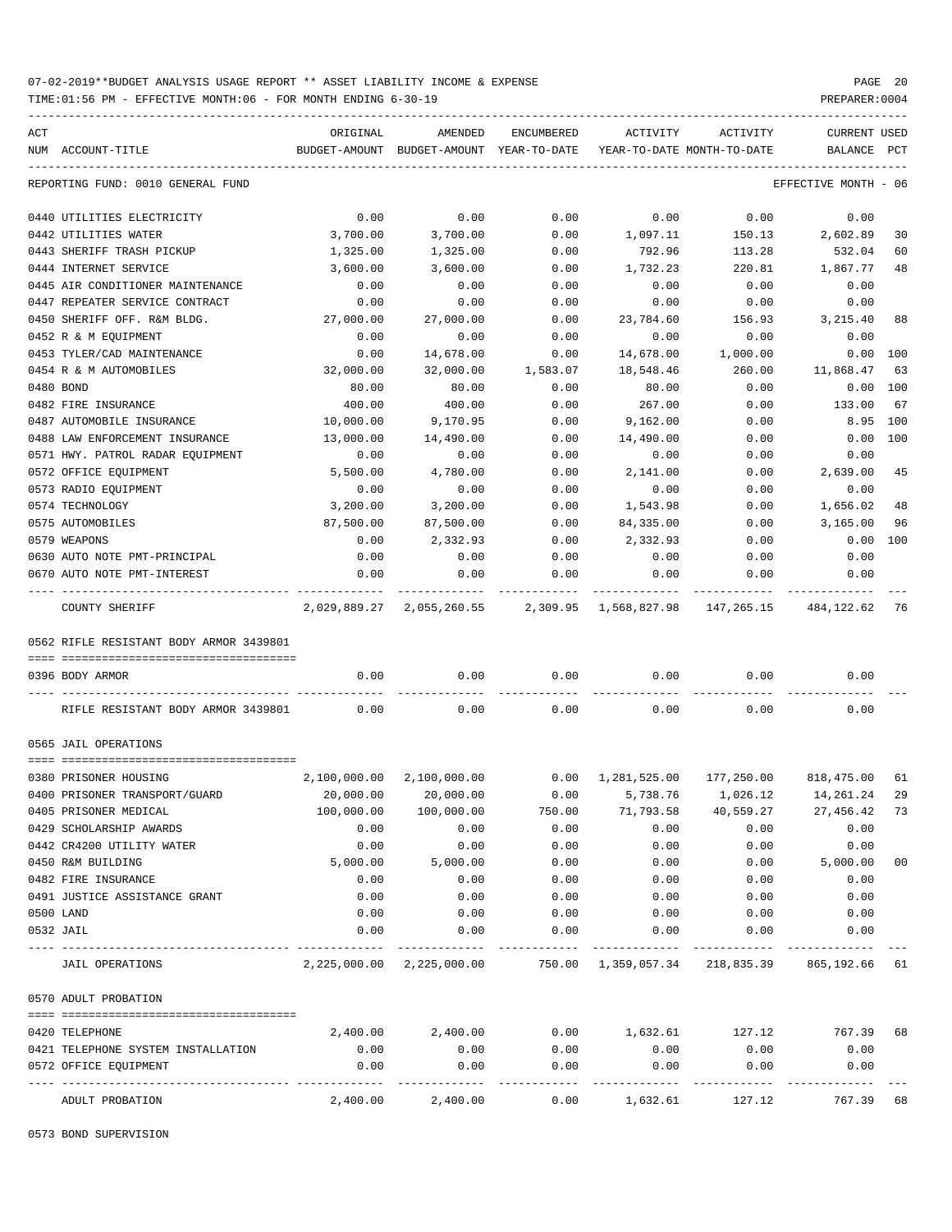07-02-2019**BUDGET ANALYSIS USAGE REPORT ** ASSET LIABILITY INCOME & EXPENSE

TIME:01:56 PM - EFFECTIVE MONTH:06 - FOR MONTH ENDING 6-30-19

REPORTING FUND: 0010 GENERAL FUND — EFFECTIVE MONTH - 06

| ACT NUM | ACCOUNT-TITLE | ORIGINAL BUDGET-AMOUNT | AMENDED BUDGET-AMOUNT | ENCUMBERED YEAR-TO-DATE | ACTIVITY YEAR-TO-DATE | ACTIVITY MONTH-TO-DATE | CURRENT BALANCE | USED PCT |
|---|---|---|---|---|---|---|---|---|
| 0440 | UTILITIES ELECTRICITY | 0.00 | 0.00 | 0.00 | 0.00 | 0.00 | 0.00 | |
| 0442 | UTILITIES WATER | 3,700.00 | 3,700.00 | 0.00 | 1,097.11 | 150.13 | 2,602.89 | 30 |
| 0443 | SHERIFF TRASH PICKUP | 1,325.00 | 1,325.00 | 0.00 | 792.96 | 113.28 | 532.04 | 60 |
| 0444 | INTERNET SERVICE | 3,600.00 | 3,600.00 | 0.00 | 1,732.23 | 220.81 | 1,867.77 | 48 |
| 0445 | AIR CONDITIONER MAINTENANCE | 0.00 | 0.00 | 0.00 | 0.00 | 0.00 | 0.00 | |
| 0447 | REPEATER SERVICE CONTRACT | 0.00 | 0.00 | 0.00 | 0.00 | 0.00 | 0.00 | |
| 0450 | SHERIFF OFF. R&M BLDG. | 27,000.00 | 27,000.00 | 0.00 | 23,784.60 | 156.93 | 3,215.40 | 88 |
| 0452 | R & M EQUIPMENT | 0.00 | 0.00 | 0.00 | 0.00 | 0.00 | 0.00 | |
| 0453 | TYLER/CAD MAINTENANCE | 0.00 | 14,678.00 | 0.00 | 14,678.00 | 1,000.00 | 0.00 | 100 |
| 0454 | R & M AUTOMOBILES | 32,000.00 | 32,000.00 | 1,583.07 | 18,548.46 | 260.00 | 11,868.47 | 63 |
| 0480 | BOND | 80.00 | 80.00 | 0.00 | 80.00 | 0.00 | 0.00 | 100 |
| 0482 | FIRE INSURANCE | 400.00 | 400.00 | 0.00 | 267.00 | 0.00 | 133.00 | 67 |
| 0487 | AUTOMOBILE INSURANCE | 10,000.00 | 9,170.95 | 0.00 | 9,162.00 | 0.00 | 8.95 | 100 |
| 0488 | LAW ENFORCEMENT INSURANCE | 13,000.00 | 14,490.00 | 0.00 | 14,490.00 | 0.00 | 0.00 | 100 |
| 0571 | HWY. PATROL RADAR EQUIPMENT | 0.00 | 0.00 | 0.00 | 0.00 | 0.00 | 0.00 | |
| 0572 | OFFICE EQUIPMENT | 5,500.00 | 4,780.00 | 0.00 | 2,141.00 | 0.00 | 2,639.00 | 45 |
| 0573 | RADIO EQUIPMENT | 0.00 | 0.00 | 0.00 | 0.00 | 0.00 | 0.00 | |
| 0574 | TECHNOLOGY | 3,200.00 | 3,200.00 | 0.00 | 1,543.98 | 0.00 | 1,656.02 | 48 |
| 0575 | AUTOMOBILES | 87,500.00 | 87,500.00 | 0.00 | 84,335.00 | 0.00 | 3,165.00 | 96 |
| 0579 | WEAPONS | 0.00 | 2,332.93 | 0.00 | 2,332.93 | 0.00 | 0.00 | 100 |
| 0630 | AUTO NOTE PMT-PRINCIPAL | 0.00 | 0.00 | 0.00 | 0.00 | 0.00 | 0.00 | |
| 0670 | AUTO NOTE PMT-INTEREST | 0.00 | 0.00 | 0.00 | 0.00 | 0.00 | 0.00 | |
| | COUNTY SHERIFF | 2,029,889.27 | 2,055,260.55 | 2,309.95 | 1,568,827.98 | 147,265.15 | 484,122.62 | 76 |

0562 RIFLE RESISTANT BODY ARMOR 3439801

| ACT NUM | ACCOUNT-TITLE | ORIGINAL BUDGET-AMOUNT | AMENDED BUDGET-AMOUNT | ENCUMBERED YEAR-TO-DATE | ACTIVITY YEAR-TO-DATE | ACTIVITY MONTH-TO-DATE | CURRENT BALANCE | USED PCT |
|---|---|---|---|---|---|---|---|---|
| 0396 | BODY ARMOR | 0.00 | 0.00 | 0.00 | 0.00 | 0.00 | 0.00 | |
| | RIFLE RESISTANT BODY ARMOR 3439801 | 0.00 | 0.00 | 0.00 | 0.00 | 0.00 | 0.00 | |

0565 JAIL OPERATIONS

| ACT NUM | ACCOUNT-TITLE | ORIGINAL BUDGET-AMOUNT | AMENDED BUDGET-AMOUNT | ENCUMBERED YEAR-TO-DATE | ACTIVITY YEAR-TO-DATE | ACTIVITY MONTH-TO-DATE | CURRENT BALANCE | USED PCT |
|---|---|---|---|---|---|---|---|---|
| 0380 | PRISONER HOUSING | 2,100,000.00 | 2,100,000.00 | 0.00 | 1,281,525.00 | 177,250.00 | 818,475.00 | 61 |
| 0400 | PRISONER TRANSPORT/GUARD | 20,000.00 | 20,000.00 | 0.00 | 5,738.76 | 1,026.12 | 14,261.24 | 29 |
| 0405 | PRISONER MEDICAL | 100,000.00 | 100,000.00 | 750.00 | 71,793.58 | 40,559.27 | 27,456.42 | 73 |
| 0429 | SCHOLARSHIP AWARDS | 0.00 | 0.00 | 0.00 | 0.00 | 0.00 | 0.00 | |
| 0442 | CR4200 UTILITY WATER | 0.00 | 0.00 | 0.00 | 0.00 | 0.00 | 0.00 | |
| 0450 | R&M BUILDING | 5,000.00 | 5,000.00 | 0.00 | 0.00 | 0.00 | 5,000.00 | 00 |
| 0482 | FIRE INSURANCE | 0.00 | 0.00 | 0.00 | 0.00 | 0.00 | 0.00 | |
| 0491 | JUSTICE ASSISTANCE GRANT | 0.00 | 0.00 | 0.00 | 0.00 | 0.00 | 0.00 | |
| 0500 | LAND | 0.00 | 0.00 | 0.00 | 0.00 | 0.00 | 0.00 | |
| 0532 | JAIL | 0.00 | 0.00 | 0.00 | 0.00 | 0.00 | 0.00 | |
| | JAIL OPERATIONS | 2,225,000.00 | 2,225,000.00 | 750.00 | 1,359,057.34 | 218,835.39 | 865,192.66 | 61 |

0570 ADULT PROBATION

| ACT NUM | ACCOUNT-TITLE | ORIGINAL BUDGET-AMOUNT | AMENDED BUDGET-AMOUNT | ENCUMBERED YEAR-TO-DATE | ACTIVITY YEAR-TO-DATE | ACTIVITY MONTH-TO-DATE | CURRENT BALANCE | USED PCT |
|---|---|---|---|---|---|---|---|---|
| 0420 | TELEPHONE | 2,400.00 | 2,400.00 | 0.00 | 1,632.61 | 127.12 | 767.39 | 68 |
| 0421 | TELEPHONE SYSTEM INSTALLATION | 0.00 | 0.00 | 0.00 | 0.00 | 0.00 | 0.00 | |
| 0572 | OFFICE EQUIPMENT | 0.00 | 0.00 | 0.00 | 0.00 | 0.00 | 0.00 | |
| | ADULT PROBATION | 2,400.00 | 2,400.00 | 0.00 | 1,632.61 | 127.12 | 767.39 | 68 |

0573 BOND SUPERVISION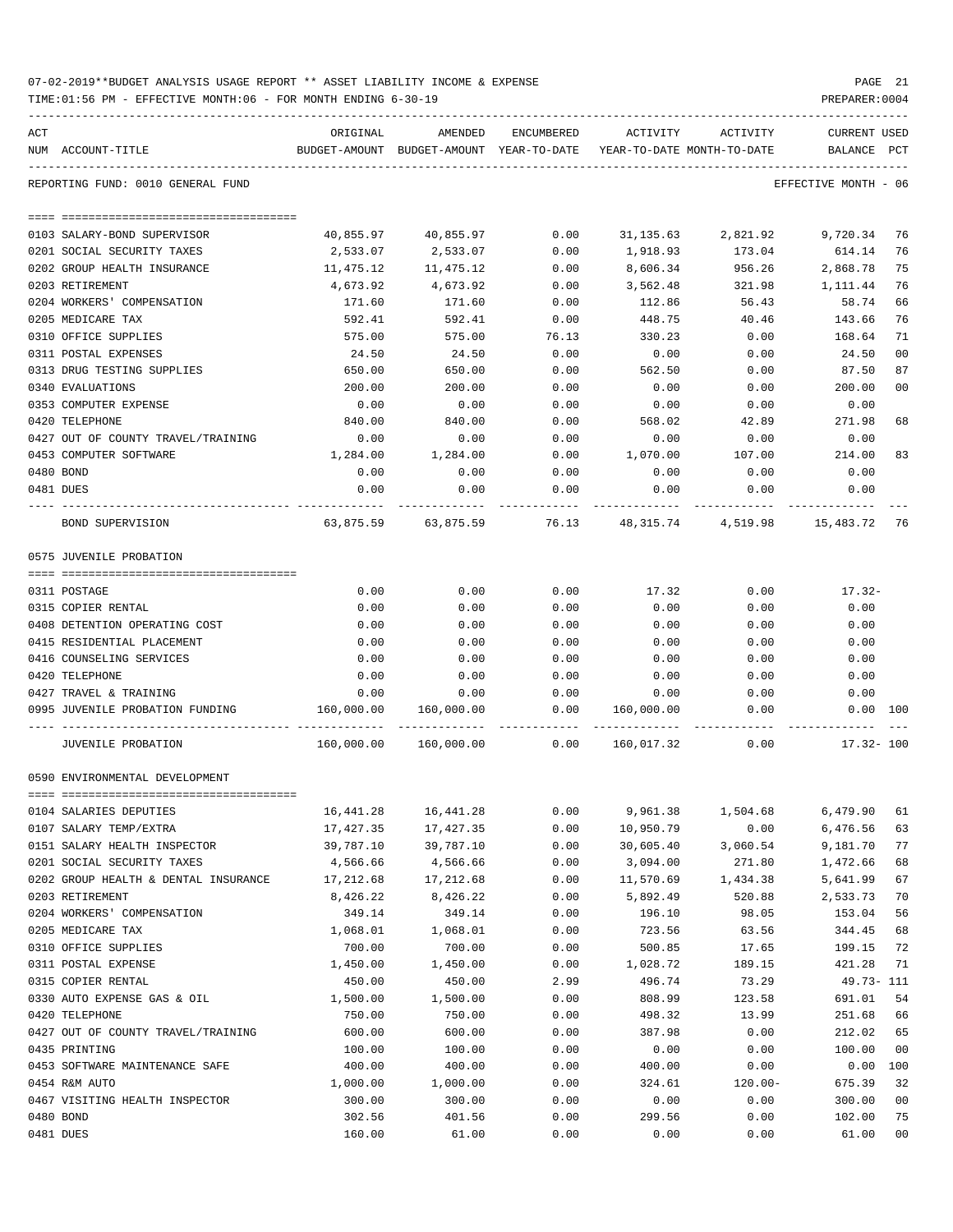07-02-2019**BUDGET ANALYSIS USAGE REPORT ** ASSET LIABILITY INCOME & EXPENSE

TIME:01:56 PM - EFFECTIVE MONTH:06 - FOR MONTH ENDING 6-30-19

REPORTING FUND: 0010 GENERAL FUND — EFFECTIVE MONTH - 06

| ACT NUM | ACCOUNT-TITLE | ORIGINAL BUDGET-AMOUNT | AMENDED BUDGET-AMOUNT | ENCUMBERED YEAR-TO-DATE | ACTIVITY YEAR-TO-DATE | ACTIVITY MONTH-TO-DATE | CURRENT BALANCE | USED PCT |
|---|---|---|---|---|---|---|---|---|
| 0103 | SALARY-BOND SUPERVISOR | 40,855.97 | 40,855.97 | 0.00 | 31,135.63 | 2,821.92 | 9,720.34 | 76 |
| 0201 | SOCIAL SECURITY TAXES | 2,533.07 | 2,533.07 | 0.00 | 1,918.93 | 173.04 | 614.14 | 76 |
| 0202 | GROUP HEALTH INSURANCE | 11,475.12 | 11,475.12 | 0.00 | 8,606.34 | 956.26 | 2,868.78 | 75 |
| 0203 | RETIREMENT | 4,673.92 | 4,673.92 | 0.00 | 3,562.48 | 321.98 | 1,111.44 | 76 |
| 0204 | WORKERS' COMPENSATION | 171.60 | 171.60 | 0.00 | 112.86 | 56.43 | 58.74 | 66 |
| 0205 | MEDICARE TAX | 592.41 | 592.41 | 0.00 | 448.75 | 40.46 | 143.66 | 76 |
| 0310 | OFFICE SUPPLIES | 575.00 | 575.00 | 76.13 | 330.23 | 0.00 | 168.64 | 71 |
| 0311 | POSTAL EXPENSES | 24.50 | 24.50 | 0.00 | 0.00 | 0.00 | 24.50 | 00 |
| 0313 | DRUG TESTING SUPPLIES | 650.00 | 650.00 | 0.00 | 562.50 | 0.00 | 87.50 | 87 |
| 0340 | EVALUATIONS | 200.00 | 200.00 | 0.00 | 0.00 | 0.00 | 200.00 | 00 |
| 0353 | COMPUTER EXPENSE | 0.00 | 0.00 | 0.00 | 0.00 | 0.00 | 0.00 | |
| 0420 | TELEPHONE | 840.00 | 840.00 | 0.00 | 568.02 | 42.89 | 271.98 | 68 |
| 0427 | OUT OF COUNTY TRAVEL/TRAINING | 0.00 | 0.00 | 0.00 | 0.00 | 0.00 | 0.00 | |
| 0453 | COMPUTER SOFTWARE | 1,284.00 | 1,284.00 | 0.00 | 1,070.00 | 107.00 | 214.00 | 83 |
| 0480 | BOND | 0.00 | 0.00 | 0.00 | 0.00 | 0.00 | 0.00 | |
| 0481 | DUES | 0.00 | 0.00 | 0.00 | 0.00 | 0.00 | 0.00 | |
| | BOND SUPERVISION | 63,875.59 | 63,875.59 | 76.13 | 48,315.74 | 4,519.98 | 15,483.72 | 76 |
| | **0575 JUVENILE PROBATION** | | | | | | | |
| 0311 | POSTAGE | 0.00 | 0.00 | 0.00 | 17.32 | 0.00 | 17.32- | |
| 0315 | COPIER RENTAL | 0.00 | 0.00 | 0.00 | 0.00 | 0.00 | 0.00 | |
| 0408 | DETENTION OPERATING COST | 0.00 | 0.00 | 0.00 | 0.00 | 0.00 | 0.00 | |
| 0415 | RESIDENTIAL PLACEMENT | 0.00 | 0.00 | 0.00 | 0.00 | 0.00 | 0.00 | |
| 0416 | COUNSELING SERVICES | 0.00 | 0.00 | 0.00 | 0.00 | 0.00 | 0.00 | |
| 0420 | TELEPHONE | 0.00 | 0.00 | 0.00 | 0.00 | 0.00 | 0.00 | |
| 0427 | TRAVEL & TRAINING | 0.00 | 0.00 | 0.00 | 0.00 | 0.00 | 0.00 | |
| 0995 | JUVENILE PROBATION FUNDING | 160,000.00 | 160,000.00 | 0.00 | 160,000.00 | 0.00 | 0.00 | 100 |
| | JUVENILE PROBATION | 160,000.00 | 160,000.00 | 0.00 | 160,017.32 | 0.00 | 17.32- | 100 |
| | **0590 ENVIRONMENTAL DEVELOPMENT** | | | | | | | |
| 0104 | SALARIES DEPUTIES | 16,441.28 | 16,441.28 | 0.00 | 9,961.38 | 1,504.68 | 6,479.90 | 61 |
| 0107 | SALARY TEMP/EXTRA | 17,427.35 | 17,427.35 | 0.00 | 10,950.79 | 0.00 | 6,476.56 | 63 |
| 0151 | SALARY HEALTH INSPECTOR | 39,787.10 | 39,787.10 | 0.00 | 30,605.40 | 3,060.54 | 9,181.70 | 77 |
| 0201 | SOCIAL SECURITY TAXES | 4,566.66 | 4,566.66 | 0.00 | 3,094.00 | 271.80 | 1,472.66 | 68 |
| 0202 | GROUP HEALTH & DENTAL INSURANCE | 17,212.68 | 17,212.68 | 0.00 | 11,570.69 | 1,434.38 | 5,641.99 | 67 |
| 0203 | RETIREMENT | 8,426.22 | 8,426.22 | 0.00 | 5,892.49 | 520.88 | 2,533.73 | 70 |
| 0204 | WORKERS' COMPENSATION | 349.14 | 349.14 | 0.00 | 196.10 | 98.05 | 153.04 | 56 |
| 0205 | MEDICARE TAX | 1,068.01 | 1,068.01 | 0.00 | 723.56 | 63.56 | 344.45 | 68 |
| 0310 | OFFICE SUPPLIES | 700.00 | 700.00 | 0.00 | 500.85 | 17.65 | 199.15 | 72 |
| 0311 | POSTAL EXPENSE | 1,450.00 | 1,450.00 | 0.00 | 1,028.72 | 189.15 | 421.28 | 71 |
| 0315 | COPIER RENTAL | 450.00 | 450.00 | 2.99 | 496.74 | 73.29 | 49.73- | 111 |
| 0330 | AUTO EXPENSE GAS & OIL | 1,500.00 | 1,500.00 | 0.00 | 808.99 | 123.58 | 691.01 | 54 |
| 0420 | TELEPHONE | 750.00 | 750.00 | 0.00 | 498.32 | 13.99 | 251.68 | 66 |
| 0427 | OUT OF COUNTY TRAVEL/TRAINING | 600.00 | 600.00 | 0.00 | 387.98 | 0.00 | 212.02 | 65 |
| 0435 | PRINTING | 100.00 | 100.00 | 0.00 | 0.00 | 0.00 | 100.00 | 00 |
| 0453 | SOFTWARE MAINTENANCE SAFE | 400.00 | 400.00 | 0.00 | 400.00 | 0.00 | 0.00 | 100 |
| 0454 | R&M AUTO | 1,000.00 | 1,000.00 | 0.00 | 324.61 | 120.00- | 675.39 | 32 |
| 0467 | VISITING HEALTH INSPECTOR | 300.00 | 300.00 | 0.00 | 0.00 | 0.00 | 300.00 | 00 |
| 0480 | BOND | 302.56 | 401.56 | 0.00 | 299.56 | 0.00 | 102.00 | 75 |
| 0481 | DUES | 160.00 | 61.00 | 0.00 | 0.00 | 0.00 | 61.00 | 00 |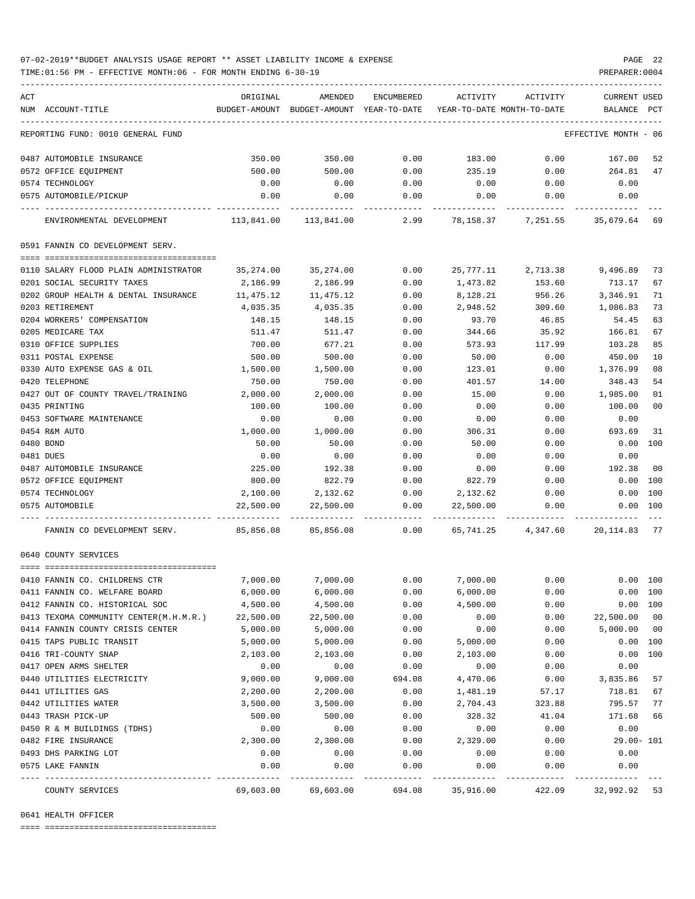07-02-2019**BUDGET ANALYSIS USAGE REPORT ** ASSET LIABILITY INCOME & EXPENSE

TIME:01:56 PM - EFFECTIVE MONTH:06 - FOR MONTH ENDING 6-30-19

PREPARER:0004

REPORTING FUND: 0010 GENERAL FUND — EFFECTIVE MONTH - 06

| ACT NUM | ACCOUNT-TITLE | ORIGINAL BUDGET-AMOUNT | AMENDED BUDGET-AMOUNT | ENCUMBERED YEAR-TO-DATE | ACTIVITY YEAR-TO-DATE | ACTIVITY MONTH-TO-DATE | CURRENT USED BALANCE | PCT |
|---|---|---|---|---|---|---|---|---|
| 0487 | AUTOMOBILE INSURANCE | 350.00 | 350.00 | 0.00 | 183.00 | 0.00 | 167.00 | 52 |
| 0572 | OFFICE EQUIPMENT | 500.00 | 500.00 | 0.00 | 235.19 | 0.00 | 264.81 | 47 |
| 0574 | TECHNOLOGY | 0.00 | 0.00 | 0.00 | 0.00 | 0.00 | 0.00 | |
| 0575 | AUTOMOBILE/PICKUP | 0.00 | 0.00 | 0.00 | 0.00 | 0.00 | 0.00 | |
| | ENVIRONMENTAL DEVELOPMENT | 113,841.00 | 113,841.00 | 2.99 | 78,158.37 | 7,251.55 | 35,679.64 | 69 |

0591 FANNIN CO DEVELOPMENT SERV.

| ACT NUM | ACCOUNT-TITLE | ORIGINAL BUDGET-AMOUNT | AMENDED BUDGET-AMOUNT | ENCUMBERED YEAR-TO-DATE | ACTIVITY YEAR-TO-DATE | ACTIVITY MONTH-TO-DATE | CURRENT USED BALANCE | PCT |
|---|---|---|---|---|---|---|---|---|
| 0110 | SALARY FLOOD PLAIN ADMINISTRATOR | 35,274.00 | 35,274.00 | 0.00 | 25,777.11 | 2,713.38 | 9,496.89 | 73 |
| 0201 | SOCIAL SECURITY TAXES | 2,186.99 | 2,186.99 | 0.00 | 1,473.82 | 153.60 | 713.17 | 67 |
| 0202 | GROUP HEALTH & DENTAL INSURANCE | 11,475.12 | 11,475.12 | 0.00 | 8,128.21 | 956.26 | 3,346.91 | 71 |
| 0203 | RETIREMENT | 4,035.35 | 4,035.35 | 0.00 | 2,948.52 | 309.60 | 1,086.83 | 73 |
| 0204 | WORKERS' COMPENSATION | 148.15 | 148.15 | 0.00 | 93.70 | 46.85 | 54.45 | 63 |
| 0205 | MEDICARE TAX | 511.47 | 511.47 | 0.00 | 344.66 | 35.92 | 166.81 | 67 |
| 0310 | OFFICE SUPPLIES | 700.00 | 677.21 | 0.00 | 573.93 | 117.99 | 103.28 | 85 |
| 0311 | POSTAL EXPENSE | 500.00 | 500.00 | 0.00 | 50.00 | 0.00 | 450.00 | 10 |
| 0330 | AUTO EXPENSE GAS & OIL | 1,500.00 | 1,500.00 | 0.00 | 123.01 | 0.00 | 1,376.99 | 08 |
| 0420 | TELEPHONE | 750.00 | 750.00 | 0.00 | 401.57 | 14.00 | 348.43 | 54 |
| 0427 | OUT OF COUNTY TRAVEL/TRAINING | 2,000.00 | 2,000.00 | 0.00 | 15.00 | 0.00 | 1,985.00 | 01 |
| 0435 | PRINTING | 100.00 | 100.00 | 0.00 | 0.00 | 0.00 | 100.00 | 00 |
| 0453 | SOFTWARE MAINTENANCE | 0.00 | 0.00 | 0.00 | 0.00 | 0.00 | 0.00 | |
| 0454 | R&M AUTO | 1,000.00 | 1,000.00 | 0.00 | 306.31 | 0.00 | 693.69 | 31 |
| 0480 | BOND | 50.00 | 50.00 | 0.00 | 50.00 | 0.00 | 0.00 | 100 |
| 0481 | DUES | 0.00 | 0.00 | 0.00 | 0.00 | 0.00 | 0.00 | |
| 0487 | AUTOMOBILE INSURANCE | 225.00 | 192.38 | 0.00 | 0.00 | 0.00 | 192.38 | 00 |
| 0572 | OFFICE EQUIPMENT | 800.00 | 822.79 | 0.00 | 822.79 | 0.00 | 0.00 | 100 |
| 0574 | TECHNOLOGY | 2,100.00 | 2,132.62 | 0.00 | 2,132.62 | 0.00 | 0.00 | 100 |
| 0575 | AUTOMOBILE | 22,500.00 | 22,500.00 | 0.00 | 22,500.00 | 0.00 | 0.00 | 100 |
| | FANNIN CO DEVELOPMENT SERV. | 85,856.08 | 85,856.08 | 0.00 | 65,741.25 | 4,347.60 | 20,114.83 | 77 |

0640 COUNTY SERVICES

| ACT NUM | ACCOUNT-TITLE | ORIGINAL BUDGET-AMOUNT | AMENDED BUDGET-AMOUNT | ENCUMBERED YEAR-TO-DATE | ACTIVITY YEAR-TO-DATE | ACTIVITY MONTH-TO-DATE | CURRENT USED BALANCE | PCT |
|---|---|---|---|---|---|---|---|---|
| 0410 | FANNIN CO. CHILDRENS CTR | 7,000.00 | 7,000.00 | 0.00 | 7,000.00 | 0.00 | 0.00 | 100 |
| 0411 | FANNIN CO. WELFARE BOARD | 6,000.00 | 6,000.00 | 0.00 | 6,000.00 | 0.00 | 0.00 | 100 |
| 0412 | FANNIN CO. HISTORICAL SOC | 4,500.00 | 4,500.00 | 0.00 | 4,500.00 | 0.00 | 0.00 | 100 |
| 0413 | TEXOMA COMMUNITY CENTER(M.H.M.R.) | 22,500.00 | 22,500.00 | 0.00 | 0.00 | 0.00 | 22,500.00 | 00 |
| 0414 | FANNIN COUNTY CRISIS CENTER | 5,000.00 | 5,000.00 | 0.00 | 0.00 | 0.00 | 5,000.00 | 00 |
| 0415 | TAPS PUBLIC TRANSIT | 5,000.00 | 5,000.00 | 0.00 | 5,000.00 | 0.00 | 0.00 | 100 |
| 0416 | TRI-COUNTY SNAP | 2,103.00 | 2,103.00 | 0.00 | 2,103.00 | 0.00 | 0.00 | 100 |
| 0417 | OPEN ARMS SHELTER | 0.00 | 0.00 | 0.00 | 0.00 | 0.00 | 0.00 | |
| 0440 | UTILITIES ELECTRICITY | 9,000.00 | 9,000.00 | 694.08 | 4,470.06 | 0.00 | 3,835.86 | 57 |
| 0441 | UTILITIES GAS | 2,200.00 | 2,200.00 | 0.00 | 1,481.19 | 57.17 | 718.81 | 67 |
| 0442 | UTILITIES WATER | 3,500.00 | 3,500.00 | 0.00 | 2,704.43 | 323.88 | 795.57 | 77 |
| 0443 | TRASH PICK-UP | 500.00 | 500.00 | 0.00 | 328.32 | 41.04 | 171.68 | 66 |
| 0450 | R & M BUILDINGS (TDHS) | 0.00 | 0.00 | 0.00 | 0.00 | 0.00 | 0.00 | |
| 0482 | FIRE INSURANCE | 2,300.00 | 2,300.00 | 0.00 | 2,329.00 | 0.00 | 29.00- | 101 |
| 0493 | DHS PARKING LOT | 0.00 | 0.00 | 0.00 | 0.00 | 0.00 | 0.00 | |
| 0575 | LAKE FANNIN | 0.00 | 0.00 | 0.00 | 0.00 | 0.00 | 0.00 | |
| | COUNTY SERVICES | 69,603.00 | 69,603.00 | 694.08 | 35,916.00 | 422.09 | 32,992.92 | 53 |

0641 HEALTH OFFICER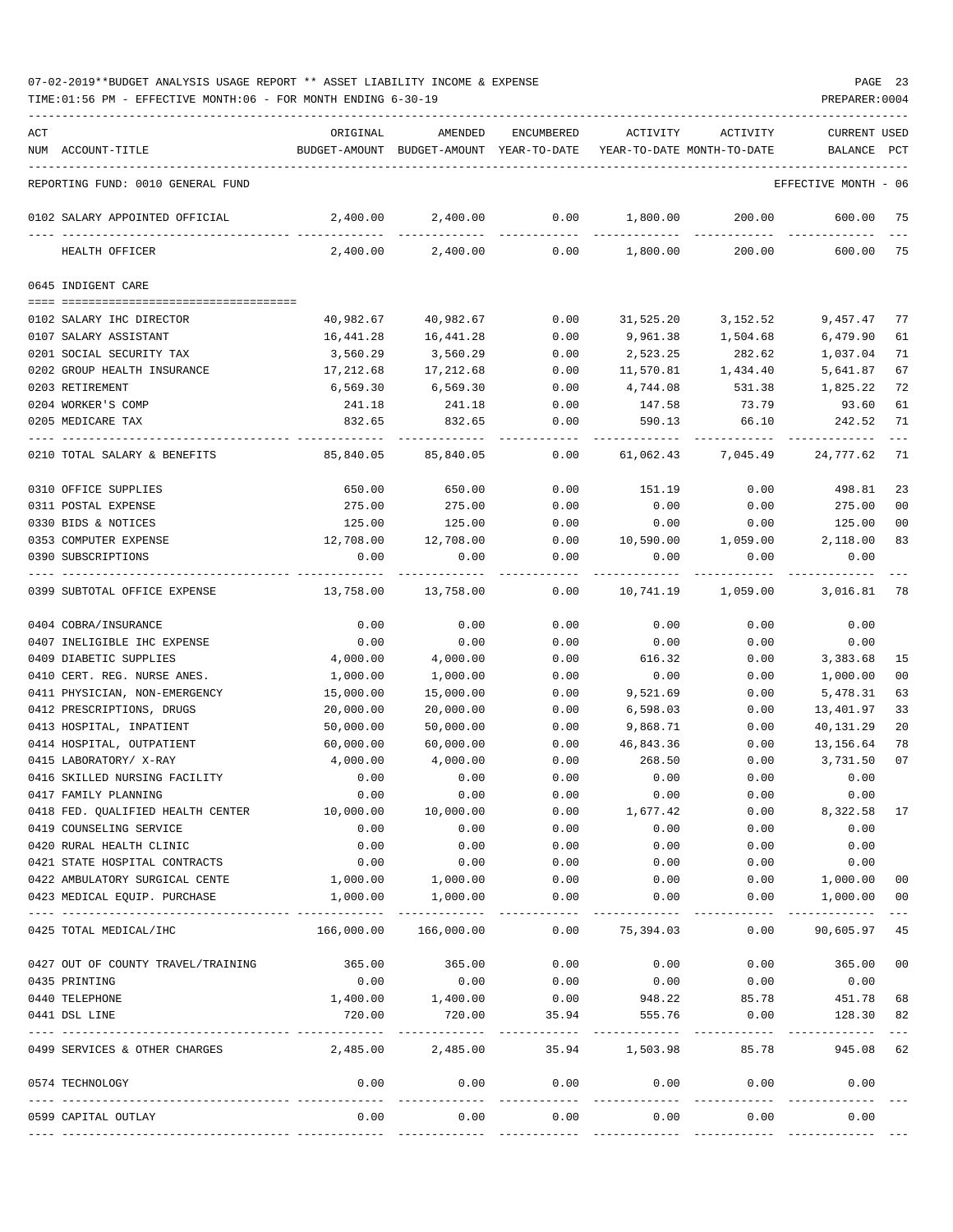07-02-2019**BUDGET ANALYSIS USAGE REPORT ** ASSET LIABILITY INCOME & EXPENSE

TIME:01:56 PM - EFFECTIVE MONTH:06 - FOR MONTH ENDING 6-30-19

REPORTING FUND: 0010 GENERAL FUND — EFFECTIVE MONTH - 06

| ACT NUM | ACCOUNT-TITLE | ORIGINAL BUDGET-AMOUNT | AMENDED BUDGET-AMOUNT | ENCUMBERED YEAR-TO-DATE | ACTIVITY YEAR-TO-DATE | ACTIVITY MONTH-TO-DATE | CURRENT BALANCE | USED PCT |
|---|---|---|---|---|---|---|---|---|
| 0102 | SALARY APPOINTED OFFICIAL | 2,400.00 | 2,400.00 | 0.00 | 1,800.00 | 200.00 | 600.00 | 75 |
| | HEALTH OFFICER | 2,400.00 | 2,400.00 | 0.00 | 1,800.00 | 200.00 | 600.00 | 75 |
| | **0645 INDIGENT CARE** | | | | | | | |
| 0102 | SALARY IHC DIRECTOR | 40,982.67 | 40,982.67 | 0.00 | 31,525.20 | 3,152.52 | 9,457.47 | 77 |
| 0107 | SALARY ASSISTANT | 16,441.28 | 16,441.28 | 0.00 | 9,961.38 | 1,504.68 | 6,479.90 | 61 |
| 0201 | SOCIAL SECURITY TAX | 3,560.29 | 3,560.29 | 0.00 | 2,523.25 | 282.62 | 1,037.04 | 71 |
| 0202 | GROUP HEALTH INSURANCE | 17,212.68 | 17,212.68 | 0.00 | 11,570.81 | 1,434.40 | 5,641.87 | 67 |
| 0203 | RETIREMENT | 6,569.30 | 6,569.30 | 0.00 | 4,744.08 | 531.38 | 1,825.22 | 72 |
| 0204 | WORKER'S COMP | 241.18 | 241.18 | 0.00 | 147.58 | 73.79 | 93.60 | 61 |
| 0205 | MEDICARE TAX | 832.65 | 832.65 | 0.00 | 590.13 | 66.10 | 242.52 | 71 |
| 0210 | TOTAL SALARY & BENEFITS | 85,840.05 | 85,840.05 | 0.00 | 61,062.43 | 7,045.49 | 24,777.62 | 71 |
| 0310 | OFFICE SUPPLIES | 650.00 | 650.00 | 0.00 | 151.19 | 0.00 | 498.81 | 23 |
| 0311 | POSTAL EXPENSE | 275.00 | 275.00 | 0.00 | 0.00 | 0.00 | 275.00 | 00 |
| 0330 | BIDS & NOTICES | 125.00 | 125.00 | 0.00 | 0.00 | 0.00 | 125.00 | 00 |
| 0353 | COMPUTER EXPENSE | 12,708.00 | 12,708.00 | 0.00 | 10,590.00 | 1,059.00 | 2,118.00 | 83 |
| 0390 | SUBSCRIPTIONS | 0.00 | 0.00 | 0.00 | 0.00 | 0.00 | 0.00 | |
| 0399 | SUBTOTAL OFFICE EXPENSE | 13,758.00 | 13,758.00 | 0.00 | 10,741.19 | 1,059.00 | 3,016.81 | 78 |
| 0404 | COBRA/INSURANCE | 0.00 | 0.00 | 0.00 | 0.00 | 0.00 | 0.00 | |
| 0407 | INELIGIBLE IHC EXPENSE | 0.00 | 0.00 | 0.00 | 0.00 | 0.00 | 0.00 | |
| 0409 | DIABETIC SUPPLIES | 4,000.00 | 4,000.00 | 0.00 | 616.32 | 0.00 | 3,383.68 | 15 |
| 0410 | CERT. REG. NURSE ANES. | 1,000.00 | 1,000.00 | 0.00 | 0.00 | 0.00 | 1,000.00 | 00 |
| 0411 | PHYSICIAN, NON-EMERGENCY | 15,000.00 | 15,000.00 | 0.00 | 9,521.69 | 0.00 | 5,478.31 | 63 |
| 0412 | PRESCRIPTIONS, DRUGS | 20,000.00 | 20,000.00 | 0.00 | 6,598.03 | 0.00 | 13,401.97 | 33 |
| 0413 | HOSPITAL, INPATIENT | 50,000.00 | 50,000.00 | 0.00 | 9,868.71 | 0.00 | 40,131.29 | 20 |
| 0414 | HOSPITAL, OUTPATIENT | 60,000.00 | 60,000.00 | 0.00 | 46,843.36 | 0.00 | 13,156.64 | 78 |
| 0415 | LABORATORY/ X-RAY | 4,000.00 | 4,000.00 | 0.00 | 268.50 | 0.00 | 3,731.50 | 07 |
| 0416 | SKILLED NURSING FACILITY | 0.00 | 0.00 | 0.00 | 0.00 | 0.00 | 0.00 | |
| 0417 | FAMILY PLANNING | 0.00 | 0.00 | 0.00 | 0.00 | 0.00 | 0.00 | |
| 0418 | FED. QUALIFIED HEALTH CENTER | 10,000.00 | 10,000.00 | 0.00 | 1,677.42 | 0.00 | 8,322.58 | 17 |
| 0419 | COUNSELING SERVICE | 0.00 | 0.00 | 0.00 | 0.00 | 0.00 | 0.00 | |
| 0420 | RURAL HEALTH CLINIC | 0.00 | 0.00 | 0.00 | 0.00 | 0.00 | 0.00 | |
| 0421 | STATE HOSPITAL CONTRACTS | 0.00 | 0.00 | 0.00 | 0.00 | 0.00 | 0.00 | |
| 0422 | AMBULATORY SURGICAL CENTE | 1,000.00 | 1,000.00 | 0.00 | 0.00 | 0.00 | 1,000.00 | 00 |
| 0423 | MEDICAL EQUIP. PURCHASE | 1,000.00 | 1,000.00 | 0.00 | 0.00 | 0.00 | 1,000.00 | 00 |
| 0425 | TOTAL MEDICAL/IHC | 166,000.00 | 166,000.00 | 0.00 | 75,394.03 | 0.00 | 90,605.97 | 45 |
| 0427 | OUT OF COUNTY TRAVEL/TRAINING | 365.00 | 365.00 | 0.00 | 0.00 | 0.00 | 365.00 | 00 |
| 0435 | PRINTING | 0.00 | 0.00 | 0.00 | 0.00 | 0.00 | 0.00 | |
| 0440 | TELEPHONE | 1,400.00 | 1,400.00 | 0.00 | 948.22 | 85.78 | 451.78 | 68 |
| 0441 | DSL LINE | 720.00 | 720.00 | 35.94 | 555.76 | 0.00 | 128.30 | 82 |
| 0499 | SERVICES & OTHER CHARGES | 2,485.00 | 2,485.00 | 35.94 | 1,503.98 | 85.78 | 945.08 | 62 |
| 0574 | TECHNOLOGY | 0.00 | 0.00 | 0.00 | 0.00 | 0.00 | 0.00 | |
| 0599 | CAPITAL OUTLAY | 0.00 | 0.00 | 0.00 | 0.00 | 0.00 | 0.00 | |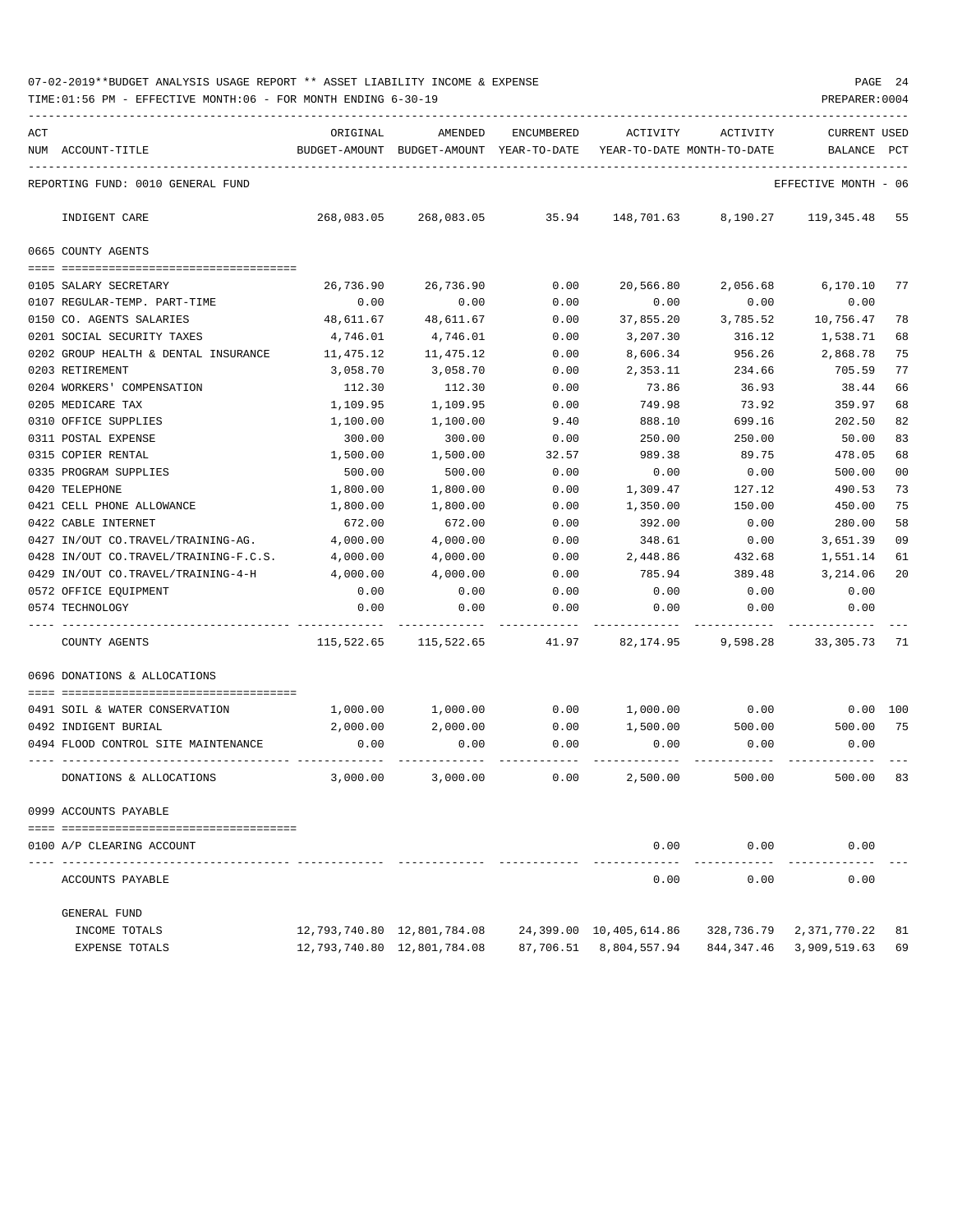07-02-2019**BUDGET ANALYSIS USAGE REPORT ** ASSET LIABILITY INCOME & EXPENSE

TIME:01:56 PM - EFFECTIVE MONTH:06 - FOR MONTH ENDING 6-30-19

PREPARER:0004

| ACT NUM | ACCOUNT-TITLE | ORIGINAL BUDGET-AMOUNT | AMENDED BUDGET-AMOUNT | ENCUMBERED YEAR-TO-DATE | ACTIVITY YEAR-TO-DATE | ACTIVITY MONTH-TO-DATE | CURRENT BALANCE | USED PCT |
|---|---|---|---|---|---|---|---|---|
| | REPORTING FUND: 0010 GENERAL FUND | | | | | | EFFECTIVE MONTH - 06 | |
| | INDIGENT CARE | 268,083.05 | 268,083.05 | 35.94 | 148,701.63 | 8,190.27 | 119,345.48 | 55 |
| | 0665 COUNTY AGENTS | | | | | | | |
| 0105 | SALARY SECRETARY | 26,736.90 | 26,736.90 | 0.00 | 20,566.80 | 2,056.68 | 6,170.10 | 77 |
| 0107 | REGULAR-TEMP. PART-TIME | 0.00 | 0.00 | 0.00 | 0.00 | 0.00 | 0.00 | |
| 0150 | CO. AGENTS SALARIES | 48,611.67 | 48,611.67 | 0.00 | 37,855.20 | 3,785.52 | 10,756.47 | 78 |
| 0201 | SOCIAL SECURITY TAXES | 4,746.01 | 4,746.01 | 0.00 | 3,207.30 | 316.12 | 1,538.71 | 68 |
| 0202 | GROUP HEALTH & DENTAL INSURANCE | 11,475.12 | 11,475.12 | 0.00 | 8,606.34 | 956.26 | 2,868.78 | 75 |
| 0203 | RETIREMENT | 3,058.70 | 3,058.70 | 0.00 | 2,353.11 | 234.66 | 705.59 | 77 |
| 0204 | WORKERS' COMPENSATION | 112.30 | 112.30 | 0.00 | 73.86 | 36.93 | 38.44 | 66 |
| 0205 | MEDICARE TAX | 1,109.95 | 1,109.95 | 0.00 | 749.98 | 73.92 | 359.97 | 68 |
| 0310 | OFFICE SUPPLIES | 1,100.00 | 1,100.00 | 9.40 | 888.10 | 699.16 | 202.50 | 82 |
| 0311 | POSTAL EXPENSE | 300.00 | 300.00 | 0.00 | 250.00 | 250.00 | 50.00 | 83 |
| 0315 | COPIER RENTAL | 1,500.00 | 1,500.00 | 32.57 | 989.38 | 89.75 | 478.05 | 68 |
| 0335 | PROGRAM SUPPLIES | 500.00 | 500.00 | 0.00 | 0.00 | 0.00 | 500.00 | 00 |
| 0420 | TELEPHONE | 1,800.00 | 1,800.00 | 0.00 | 1,309.47 | 127.12 | 490.53 | 73 |
| 0421 | CELL PHONE ALLOWANCE | 1,800.00 | 1,800.00 | 0.00 | 1,350.00 | 150.00 | 450.00 | 75 |
| 0422 | CABLE INTERNET | 672.00 | 672.00 | 0.00 | 392.00 | 0.00 | 280.00 | 58 |
| 0427 | IN/OUT CO.TRAVEL/TRAINING-AG. | 4,000.00 | 4,000.00 | 0.00 | 348.61 | 0.00 | 3,651.39 | 09 |
| 0428 | IN/OUT CO.TRAVEL/TRAINING-F.C.S. | 4,000.00 | 4,000.00 | 0.00 | 2,448.86 | 432.68 | 1,551.14 | 61 |
| 0429 | IN/OUT CO.TRAVEL/TRAINING-4-H | 4,000.00 | 4,000.00 | 0.00 | 785.94 | 389.48 | 3,214.06 | 20 |
| 0572 | OFFICE EQUIPMENT | 0.00 | 0.00 | 0.00 | 0.00 | 0.00 | 0.00 | |
| 0574 | TECHNOLOGY | 0.00 | 0.00 | 0.00 | 0.00 | 0.00 | 0.00 | |
| | COUNTY AGENTS | 115,522.65 | 115,522.65 | 41.97 | 82,174.95 | 9,598.28 | 33,305.73 | 71 |
| | 0696 DONATIONS & ALLOCATIONS | | | | | | | |
| 0491 | SOIL & WATER CONSERVATION | 1,000.00 | 1,000.00 | 0.00 | 1,000.00 | 0.00 | 0.00 | 100 |
| 0492 | INDIGENT BURIAL | 2,000.00 | 2,000.00 | 0.00 | 1,500.00 | 500.00 | 500.00 | 75 |
| 0494 | FLOOD CONTROL SITE MAINTENANCE | 0.00 | 0.00 | 0.00 | 0.00 | 0.00 | 0.00 | |
| | DONATIONS & ALLOCATIONS | 3,000.00 | 3,000.00 | 0.00 | 2,500.00 | 500.00 | 500.00 | 83 |
| | 0999 ACCOUNTS PAYABLE | | | | | | | |
| 0100 | A/P CLEARING ACCOUNT | | | | 0.00 | 0.00 | 0.00 | |
| | ACCOUNTS PAYABLE | | | | 0.00 | 0.00 | 0.00 | |
| | GENERAL FUND | | | | | | | |
| | INCOME TOTALS | 12,793,740.80 | 12,801,784.08 | 24,399.00 | 10,405,614.86 | 328,736.79 | 2,371,770.22 | 81 |
| | EXPENSE TOTALS | 12,793,740.80 | 12,801,784.08 | 87,706.51 | 8,804,557.94 | 844,347.46 | 3,909,519.63 | 69 |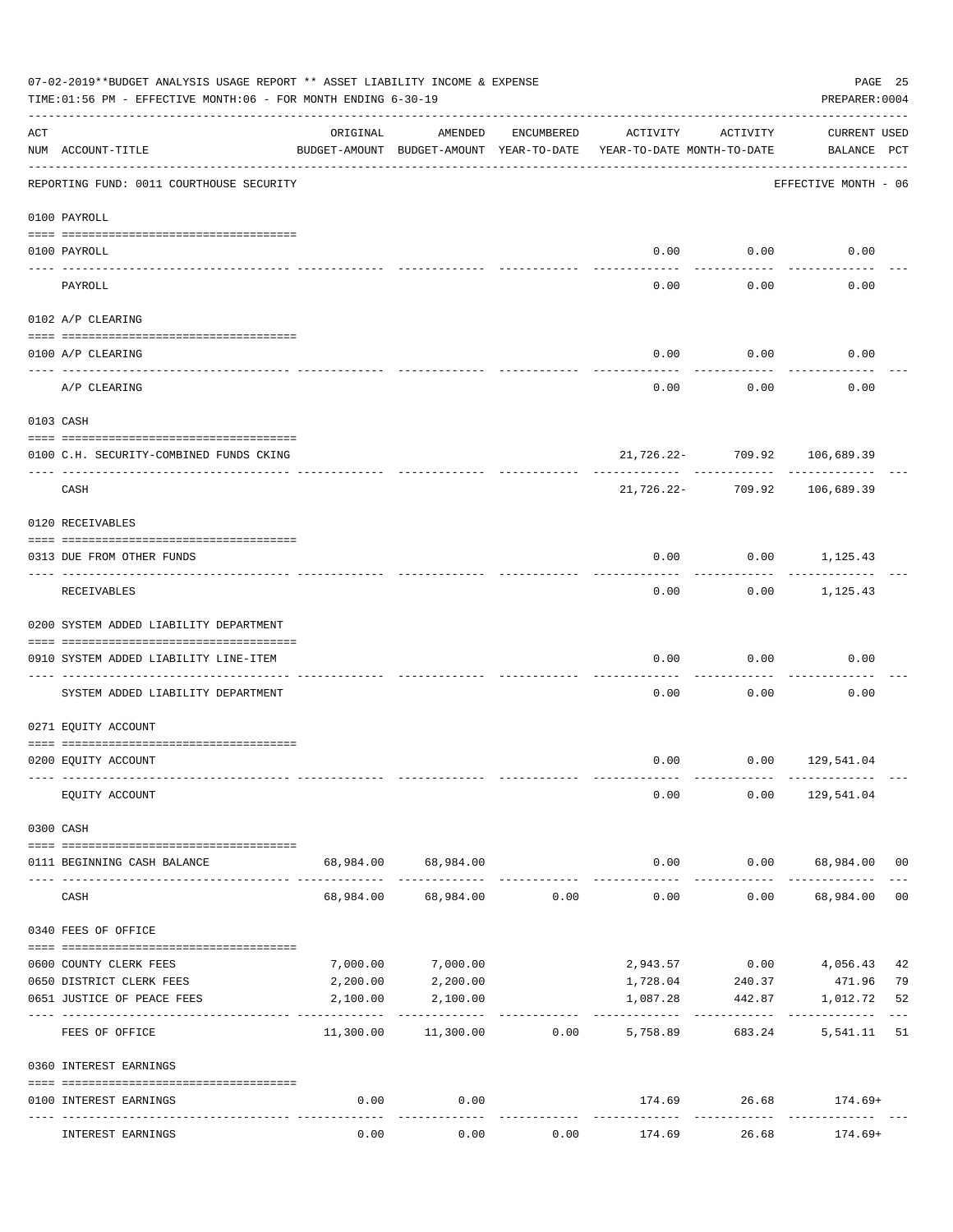07-02-2019**BUDGET ANALYSIS USAGE REPORT ** ASSET LIABILITY INCOME & EXPENSE

TIME:01:56 PM - EFFECTIVE MONTH:06 - FOR MONTH ENDING 6-30-19

PREPARER:0004

| ACT NUM | ACCOUNT-TITLE | ORIGINAL BUDGET-AMOUNT | AMENDED BUDGET-AMOUNT | ENCUMBERED YEAR-TO-DATE | ACTIVITY YEAR-TO-DATE | ACTIVITY MONTH-TO-DATE | CURRENT BALANCE | USED PCT |
|---|---|---|---|---|---|---|---|---|
| | REPORTING FUND: 0011 COURTHOUSE SECURITY | | | | | | EFFECTIVE MONTH - 06 | |
| | 0100 PAYROLL | | | | | | | |
| 0100 | PAYROLL | | | | 0.00 | 0.00 | 0.00 | |
| | PAYROLL | | | | 0.00 | 0.00 | 0.00 | |
| | 0102 A/P CLEARING | | | | | | | |
| 0100 | A/P CLEARING | | | | 0.00 | 0.00 | 0.00 | |
| | A/P CLEARING | | | | 0.00 | 0.00 | 0.00 | |
| | 0103 CASH | | | | | | | |
| 0100 | C.H. SECURITY-COMBINED FUNDS CKING | | | | 21,726.22- | 709.92 | 106,689.39 | |
| | CASH | | | | 21,726.22- | 709.92 | 106,689.39 | |
| | 0120 RECEIVABLES | | | | | | | |
| 0313 | DUE FROM OTHER FUNDS | | | | 0.00 | 0.00 | 1,125.43 | |
| | RECEIVABLES | | | | 0.00 | 0.00 | 1,125.43 | |
| | 0200 SYSTEM ADDED LIABILITY DEPARTMENT | | | | | | | |
| 0910 | SYSTEM ADDED LIABILITY LINE-ITEM | | | | 0.00 | 0.00 | 0.00 | |
| | SYSTEM ADDED LIABILITY DEPARTMENT | | | | 0.00 | 0.00 | 0.00 | |
| | 0271 EQUITY ACCOUNT | | | | | | | |
| 0200 | EQUITY ACCOUNT | | | | 0.00 | 0.00 | 129,541.04 | |
| | EQUITY ACCOUNT | | | | 0.00 | 0.00 | 129,541.04 | |
| | 0300 CASH | | | | | | | |
| 0111 | BEGINNING CASH BALANCE | 68,984.00 | 68,984.00 | | 0.00 | 0.00 | 68,984.00 | 00 |
| | CASH | 68,984.00 | 68,984.00 | 0.00 | 0.00 | 0.00 | 68,984.00 | 00 |
| | 0340 FEES OF OFFICE | | | | | | | |
| 0600 | COUNTY CLERK FEES | 7,000.00 | 7,000.00 | | 2,943.57 | 0.00 | 4,056.43 | 42 |
| 0650 | DISTRICT CLERK FEES | 2,200.00 | 2,200.00 | | 1,728.04 | 240.37 | 471.96 | 79 |
| 0651 | JUSTICE OF PEACE FEES | 2,100.00 | 2,100.00 | | 1,087.28 | 442.87 | 1,012.72 | 52 |
| | FEES OF OFFICE | 11,300.00 | 11,300.00 | 0.00 | 5,758.89 | 683.24 | 5,541.11 | 51 |
| | 0360 INTEREST EARNINGS | | | | | | | |
| 0100 | INTEREST EARNINGS | 0.00 | 0.00 | | 174.69 | 26.68 | 174.69+ | |
| | INTEREST EARNINGS | 0.00 | 0.00 | 0.00 | 174.69 | 26.68 | 174.69+ | |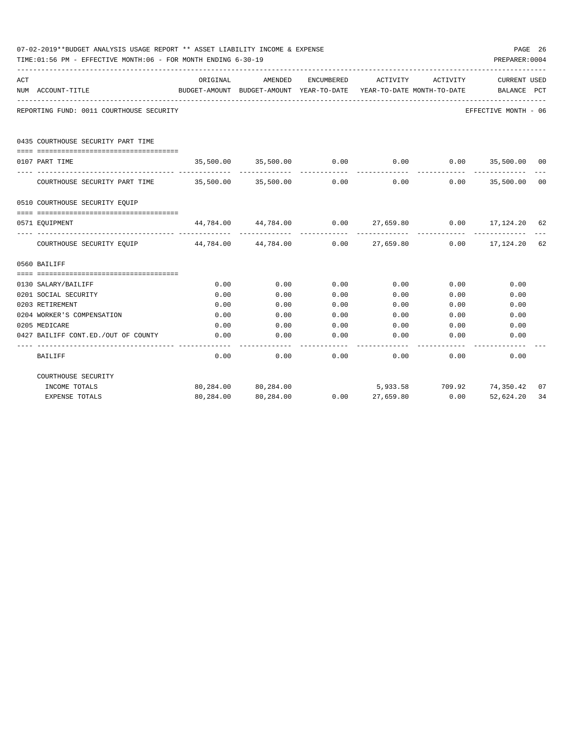07-02-2019**BUDGET ANALYSIS USAGE REPORT ** ASSET LIABILITY INCOME & EXPENSE

TIME:01:56 PM - EFFECTIVE MONTH:06 - FOR MONTH ENDING 6-30-19

PREPARER:0004

REPORTING FUND: 0011 COURTHOUSE SECURITY — EFFECTIVE MONTH - 06

| ACT NUM | ACCOUNT-TITLE | ORIGINAL BUDGET-AMOUNT | AMENDED BUDGET-AMOUNT | ENCUMBERED YEAR-TO-DATE | ACTIVITY YEAR-TO-DATE | ACTIVITY MONTH-TO-DATE | CURRENT BALANCE | USED PCT |
|---|---|---|---|---|---|---|---|---|
| | **0435 COURTHOUSE SECURITY PART TIME** | | | | | | | |
| 0107 | PART TIME | 35,500.00 | 35,500.00 | 0.00 | 0.00 | 0.00 | 35,500.00 | 00 |
| | COURTHOUSE SECURITY PART TIME | 35,500.00 | 35,500.00 | 0.00 | 0.00 | 0.00 | 35,500.00 | 00 |
| | **0510 COURTHOUSE SECURITY EQUIP** | | | | | | | |
| 0571 | EQUIPMENT | 44,784.00 | 44,784.00 | 0.00 | 27,659.80 | 0.00 | 17,124.20 | 62 |
| | COURTHOUSE SECURITY EQUIP | 44,784.00 | 44,784.00 | 0.00 | 27,659.80 | 0.00 | 17,124.20 | 62 |
| | **0560 BAILIFF** | | | | | | | |
| 0130 | SALARY/BAILIFF | 0.00 | 0.00 | 0.00 | 0.00 | 0.00 | 0.00 | |
| 0201 | SOCIAL SECURITY | 0.00 | 0.00 | 0.00 | 0.00 | 0.00 | 0.00 | |
| 0203 | RETIREMENT | 0.00 | 0.00 | 0.00 | 0.00 | 0.00 | 0.00 | |
| 0204 | WORKER'S COMPENSATION | 0.00 | 0.00 | 0.00 | 0.00 | 0.00 | 0.00 | |
| 0205 | MEDICARE | 0.00 | 0.00 | 0.00 | 0.00 | 0.00 | 0.00 | |
| 0427 | BAILIFF CONT.ED./OUT OF COUNTY | 0.00 | 0.00 | 0.00 | 0.00 | 0.00 | 0.00 | |
| | BAILIFF | 0.00 | 0.00 | 0.00 | 0.00 | 0.00 | 0.00 | |
| | **COURTHOUSE SECURITY** | | | | | | | |
| | INCOME TOTALS | 80,284.00 | 80,284.00 | | 5,933.58 | 709.92 | 74,350.42 | 07 |
| | EXPENSE TOTALS | 80,284.00 | 80,284.00 | 0.00 | 27,659.80 | 0.00 | 52,624.20 | 34 |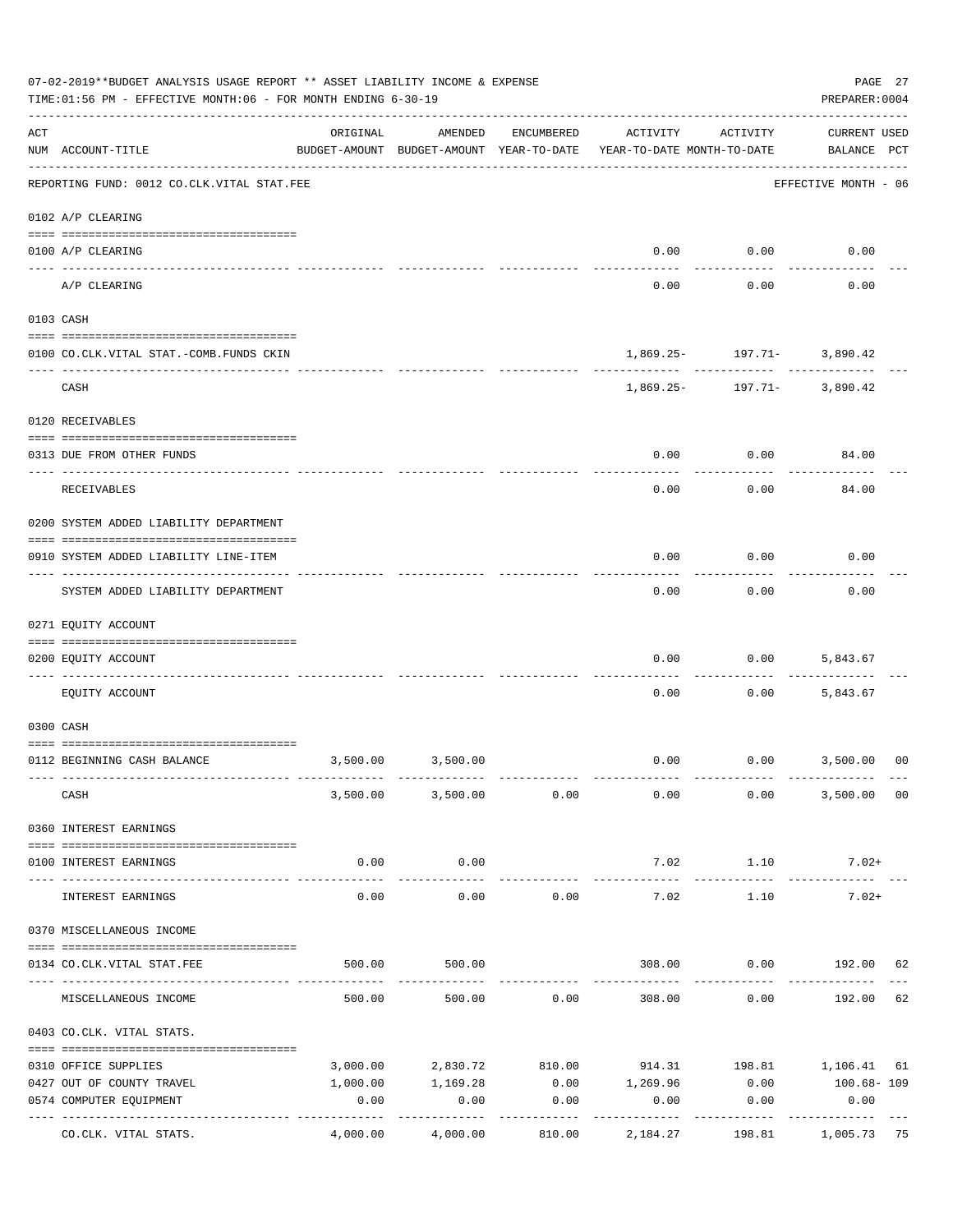07-02-2019**BUDGET ANALYSIS USAGE REPORT ** ASSET LIABILITY INCOME & EXPENSE

TIME:01:56 PM - EFFECTIVE MONTH:06 - FOR MONTH ENDING 6-30-19

PREPARER:0004

| ACT NUM | ACCOUNT-TITLE | ORIGINAL BUDGET-AMOUNT | AMENDED BUDGET-AMOUNT | ENCUMBERED YEAR-TO-DATE | ACTIVITY YEAR-TO-DATE | ACTIVITY MONTH-TO-DATE | CURRENT USED BALANCE | PCT |
|---|---|---|---|---|---|---|---|---|
| | REPORTING FUND: 0012 CO.CLK.VITAL STAT.FEE | | | | | | EFFECTIVE MONTH - 06 | |
| | 0102 A/P CLEARING | | | | | | | |
| 0100 | A/P CLEARING | | | | 0.00 | 0.00 | 0.00 | |
| | A/P CLEARING | | | | 0.00 | 0.00 | 0.00 | |
| | 0103 CASH | | | | | | | |
| 0100 | CO.CLK.VITAL STAT.-COMB.FUNDS CKIN | | | | 1,869.25- | 197.71- | 3,890.42 | |
| | CASH | | | | 1,869.25- | 197.71- | 3,890.42 | |
| | 0120 RECEIVABLES | | | | | | | |
| 0313 | DUE FROM OTHER FUNDS | | | | 0.00 | 0.00 | 84.00 | |
| | RECEIVABLES | | | | 0.00 | 0.00 | 84.00 | |
| | 0200 SYSTEM ADDED LIABILITY DEPARTMENT | | | | | | | |
| 0910 | SYSTEM ADDED LIABILITY LINE-ITEM | | | | 0.00 | 0.00 | 0.00 | |
| | SYSTEM ADDED LIABILITY DEPARTMENT | | | | 0.00 | 0.00 | 0.00 | |
| | 0271 EQUITY ACCOUNT | | | | | | | |
| 0200 | EQUITY ACCOUNT | | | | 0.00 | 0.00 | 5,843.67 | |
| | EQUITY ACCOUNT | | | | 0.00 | 0.00 | 5,843.67 | |
| | 0300 CASH | | | | | | | |
| 0112 | BEGINNING CASH BALANCE | 3,500.00 | 3,500.00 | | 0.00 | 0.00 | 3,500.00 | 00 |
| | CASH | 3,500.00 | 3,500.00 | 0.00 | 0.00 | 0.00 | 3,500.00 | 00 |
| | 0360 INTEREST EARNINGS | | | | | | | |
| 0100 | INTEREST EARNINGS | 0.00 | 0.00 | | 7.02 | 1.10 | 7.02+ | |
| | INTEREST EARNINGS | 0.00 | 0.00 | 0.00 | 7.02 | 1.10 | 7.02+ | |
| | 0370 MISCELLANEOUS INCOME | | | | | | | |
| 0134 | CO.CLK.VITAL STAT.FEE | 500.00 | 500.00 | | 308.00 | 0.00 | 192.00 | 62 |
| | MISCELLANEOUS INCOME | 500.00 | 500.00 | 0.00 | 308.00 | 0.00 | 192.00 | 62 |
| | 0403 CO.CLK. VITAL STATS. | | | | | | | |
| 0310 | OFFICE SUPPLIES | 3,000.00 | 2,830.72 | 810.00 | 914.31 | 198.81 | 1,106.41 | 61 |
| 0427 | OUT OF COUNTY TRAVEL | 1,000.00 | 1,169.28 | 0.00 | 1,269.96 | 0.00 | 100.68- | 109 |
| 0574 | COMPUTER EQUIPMENT | 0.00 | 0.00 | 0.00 | 0.00 | 0.00 | 0.00 | |
| | CO.CLK. VITAL STATS. | 4,000.00 | 4,000.00 | 810.00 | 2,184.27 | 198.81 | 1,005.73 | 75 |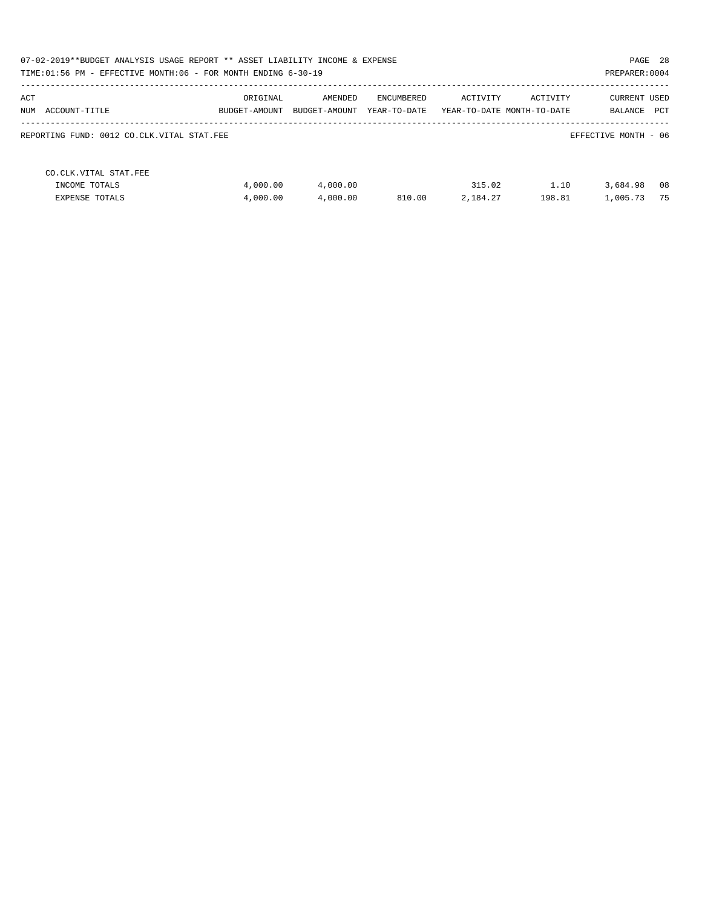07-02-2019**BUDGET ANALYSIS USAGE REPORT ** ASSET LIABILITY INCOME & EXPENSE

TIME:01:56 PM - EFFECTIVE MONTH:06 - FOR MONTH ENDING 6-30-19

PREPARER:0004

REPORTING FUND: 0012 CO.CLK.VITAL STAT.FEE

EFFECTIVE MONTH - 06

| ACT NUM ACCOUNT-TITLE | ORIGINAL BUDGET-AMOUNT | AMENDED BUDGET-AMOUNT | ENCUMBERED YEAR-TO-DATE | ACTIVITY YEAR-TO-DATE | ACTIVITY MONTH-TO-DATE | CURRENT BALANCE | USED PCT |
|---|---|---|---|---|---|---|---|
| CO.CLK.VITAL STAT.FEE | | | | | | | |
| INCOME TOTALS | 4,000.00 | 4,000.00 | | 315.02 | 1.10 | 3,684.98 | 08 |
| EXPENSE TOTALS | 4,000.00 | 4,000.00 | 810.00 | 2,184.27 | 198.81 | 1,005.73 | 75 |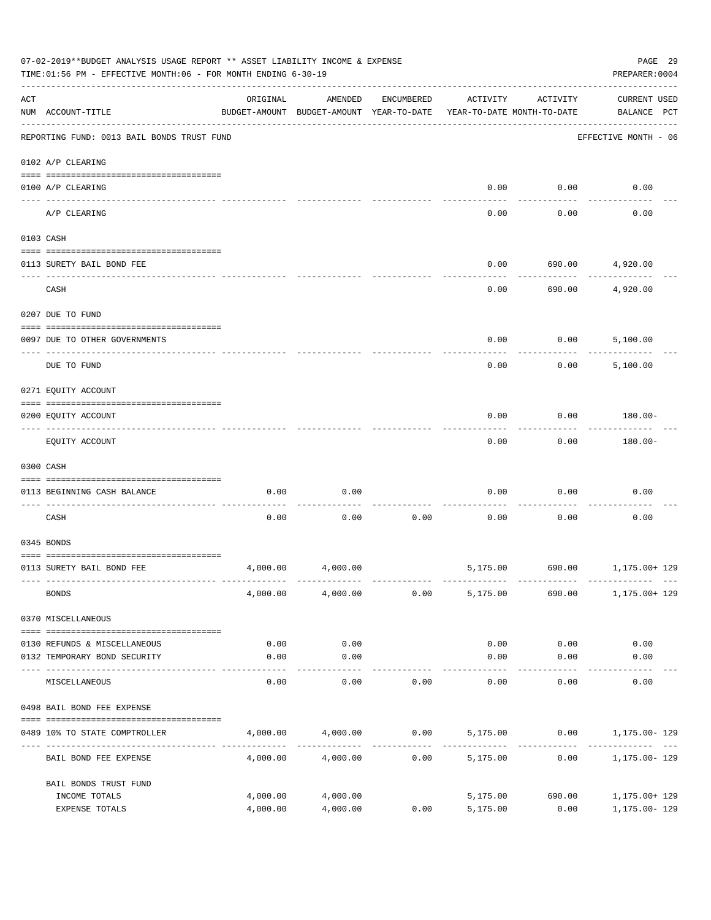07-02-2019**BUDGET ANALYSIS USAGE REPORT ** ASSET LIABILITY INCOME & EXPENSE

TIME:01:56 PM - EFFECTIVE MONTH:06 - FOR MONTH ENDING 6-30-19

PREPARER:0004

| ACT NUM | ACCOUNT-TITLE | ORIGINAL BUDGET-AMOUNT | AMENDED BUDGET-AMOUNT | ENCUMBERED YEAR-TO-DATE | ACTIVITY YEAR-TO-DATE | ACTIVITY MONTH-TO-DATE | CURRENT USED BALANCE | PCT |
|---|---|---|---|---|---|---|---|---|
| | REPORTING FUND: 0013 BAIL BONDS TRUST FUND | | | | | | EFFECTIVE MONTH - 06 | |
| | 0102 A/P CLEARING | | | | | | | |
| 0100 | A/P CLEARING | | | | 0.00 | 0.00 | 0.00 | |
| | A/P CLEARING | | | | 0.00 | 0.00 | 0.00 | |
| | 0103 CASH | | | | | | | |
| 0113 | SURETY BAIL BOND FEE | | | | 0.00 | 690.00 | 4,920.00 | |
| | CASH | | | | 0.00 | 690.00 | 4,920.00 | |
| | 0207 DUE TO FUND | | | | | | | |
| 0097 | DUE TO OTHER GOVERNMENTS | | | | 0.00 | 0.00 | 5,100.00 | |
| | DUE TO FUND | | | | 0.00 | 0.00 | 5,100.00 | |
| | 0271 EQUITY ACCOUNT | | | | | | | |
| 0200 | EQUITY ACCOUNT | | | | 0.00 | 0.00 | 180.00- | |
| | EQUITY ACCOUNT | | | | 0.00 | 0.00 | 180.00- | |
| | 0300 CASH | | | | | | | |
| 0113 | BEGINNING CASH BALANCE | 0.00 | 0.00 | | 0.00 | 0.00 | 0.00 | |
| | CASH | 0.00 | 0.00 | 0.00 | 0.00 | 0.00 | 0.00 | |
| | 0345 BONDS | | | | | | | |
| 0113 | SURETY BAIL BOND FEE | 4,000.00 | 4,000.00 | | 5,175.00 | 690.00 | 1,175.00+ | 129 |
| | BONDS | 4,000.00 | 4,000.00 | 0.00 | 5,175.00 | 690.00 | 1,175.00+ | 129 |
| | 0370 MISCELLANEOUS | | | | | | | |
| 0130 | REFUNDS & MISCELLANEOUS | 0.00 | 0.00 | | 0.00 | 0.00 | 0.00 | |
| 0132 | TEMPORARY BOND SECURITY | 0.00 | 0.00 | | 0.00 | 0.00 | 0.00 | |
| | MISCELLANEOUS | 0.00 | 0.00 | 0.00 | 0.00 | 0.00 | 0.00 | |
| | 0498 BAIL BOND FEE EXPENSE | | | | | | | |
| 0489 | 10% TO STATE COMPTROLLER | 4,000.00 | 4,000.00 | 0.00 | 5,175.00 | 0.00 | 1,175.00- | 129 |
| | BAIL BOND FEE EXPENSE | 4,000.00 | 4,000.00 | 0.00 | 5,175.00 | 0.00 | 1,175.00- | 129 |
| | BAIL BONDS TRUST FUND | | | | | | | |
| | INCOME TOTALS | 4,000.00 | 4,000.00 | | 5,175.00 | 690.00 | 1,175.00+ | 129 |
| | EXPENSE TOTALS | 4,000.00 | 4,000.00 | 0.00 | 5,175.00 | 0.00 | 1,175.00- | 129 |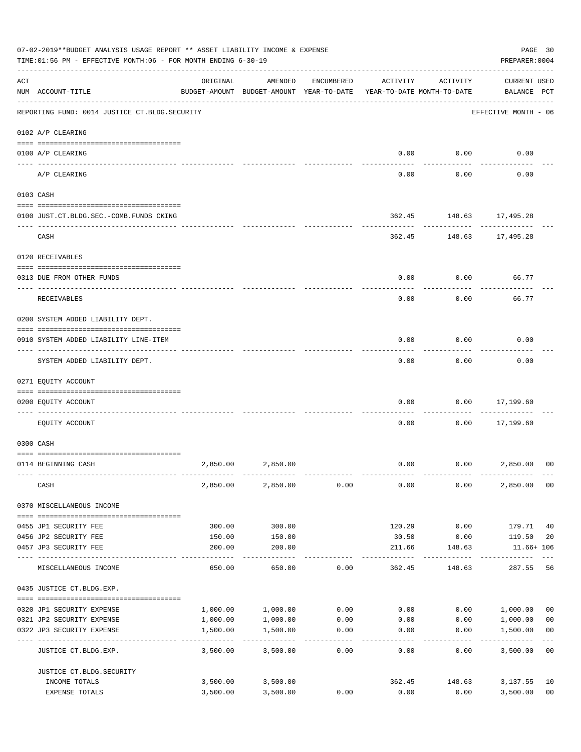07-02-2019**BUDGET ANALYSIS USAGE REPORT ** ASSET LIABILITY INCOME & EXPENSE

TIME:01:56 PM - EFFECTIVE MONTH:06 - FOR MONTH ENDING 6-30-19

PREPARER:0004

| ACT NUM | ACCOUNT-TITLE | ORIGINAL BUDGET-AMOUNT | AMENDED BUDGET-AMOUNT | ENCUMBERED YEAR-TO-DATE | ACTIVITY YEAR-TO-DATE | ACTIVITY MONTH-TO-DATE | CURRENT BALANCE | USED PCT |
|---|---|---|---|---|---|---|---|---|
| | REPORTING FUND: 0014 JUSTICE CT.BLDG.SECURITY | | | | | | EFFECTIVE MONTH - 06 | |
| | 0102 A/P CLEARING | | | | | | | |
| 0100 | A/P CLEARING | | | | 0.00 | 0.00 | 0.00 | |
| | A/P CLEARING | | | | 0.00 | 0.00 | 0.00 | |
| | 0103 CASH | | | | | | | |
| 0100 | JUST.CT.BLDG.SEC.-COMB.FUNDS CKING | | | | 362.45 | 148.63 | 17,495.28 | |
| | CASH | | | | 362.45 | 148.63 | 17,495.28 | |
| | 0120 RECEIVABLES | | | | | | | |
| 0313 | DUE FROM OTHER FUNDS | | | | 0.00 | 0.00 | 66.77 | |
| | RECEIVABLES | | | | 0.00 | 0.00 | 66.77 | |
| | 0200 SYSTEM ADDED LIABILITY DEPT. | | | | | | | |
| 0910 | SYSTEM ADDED LIABILITY LINE-ITEM | | | | 0.00 | 0.00 | 0.00 | |
| | SYSTEM ADDED LIABILITY DEPT. | | | | 0.00 | 0.00 | 0.00 | |
| | 0271 EQUITY ACCOUNT | | | | | | | |
| 0200 | EQUITY ACCOUNT | | | | 0.00 | 0.00 | 17,199.60 | |
| | EQUITY ACCOUNT | | | | 0.00 | 0.00 | 17,199.60 | |
| | 0300 CASH | | | | | | | |
| 0114 | BEGINNING CASH | 2,850.00 | 2,850.00 | | 0.00 | 0.00 | 2,850.00 | 00 |
| | CASH | 2,850.00 | 2,850.00 | 0.00 | 0.00 | 0.00 | 2,850.00 | 00 |
| | 0370 MISCELLANEOUS INCOME | | | | | | | |
| 0455 | JP1 SECURITY FEE | 300.00 | 300.00 | | 120.29 | 0.00 | 179.71 | 40 |
| 0456 | JP2 SECURITY FEE | 150.00 | 150.00 | | 30.50 | 0.00 | 119.50 | 20 |
| 0457 | JP3 SECURITY FEE | 200.00 | 200.00 | | 211.66 | 148.63 | 11.66+ | 106 |
| | MISCELLANEOUS INCOME | 650.00 | 650.00 | 0.00 | 362.45 | 148.63 | 287.55 | 56 |
| | 0435 JUSTICE CT.BLDG.EXP. | | | | | | | |
| 0320 | JP1 SECURITY EXPENSE | 1,000.00 | 1,000.00 | 0.00 | 0.00 | 0.00 | 1,000.00 | 00 |
| 0321 | JP2 SECURITY EXPENSE | 1,000.00 | 1,000.00 | 0.00 | 0.00 | 0.00 | 1,000.00 | 00 |
| 0322 | JP3 SECURITY EXPENSE | 1,500.00 | 1,500.00 | 0.00 | 0.00 | 0.00 | 1,500.00 | 00 |
| | JUSTICE CT.BLDG.EXP. | 3,500.00 | 3,500.00 | 0.00 | 0.00 | 0.00 | 3,500.00 | 00 |
| | JUSTICE CT.BLDG.SECURITY | | | | | | | |
| | INCOME TOTALS | 3,500.00 | 3,500.00 | | 362.45 | 148.63 | 3,137.55 | 10 |
| | EXPENSE TOTALS | 3,500.00 | 3,500.00 | 0.00 | 0.00 | 0.00 | 3,500.00 | 00 |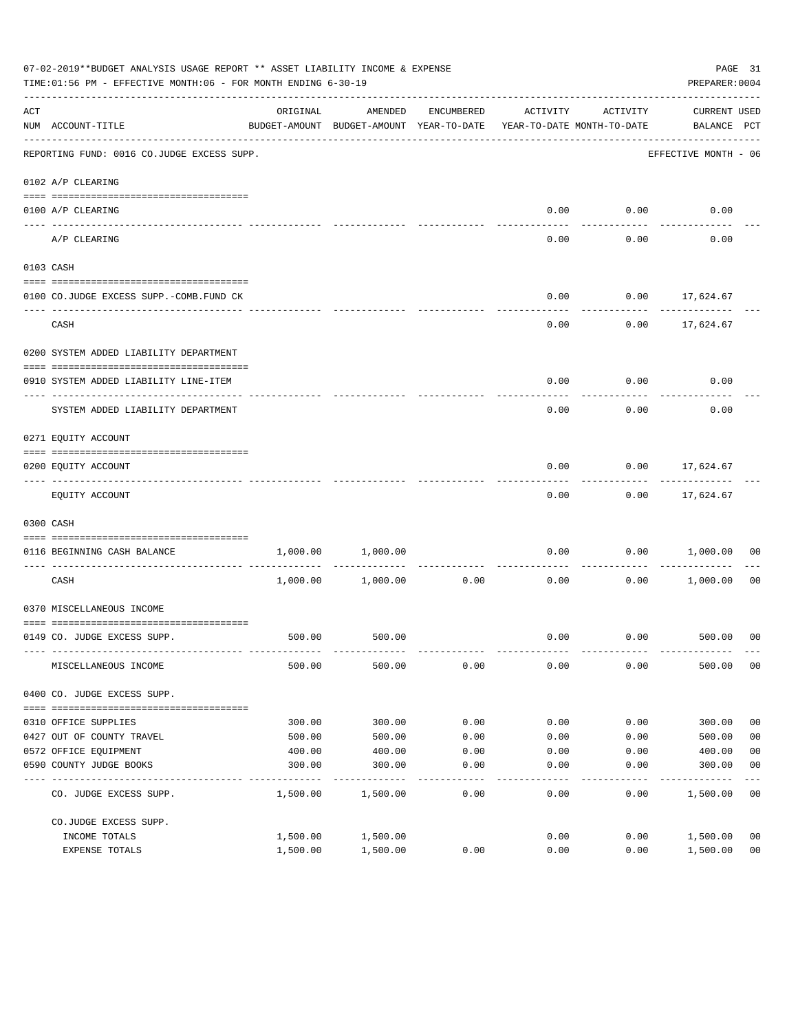07-02-2019**BUDGET ANALYSIS USAGE REPORT ** ASSET LIABILITY INCOME & EXPENSE

TIME:01:56 PM - EFFECTIVE MONTH:06 - FOR MONTH ENDING 6-30-19

PREPARER:0004

| ACT NUM | ACCOUNT-TITLE | ORIGINAL BUDGET-AMOUNT | AMENDED BUDGET-AMOUNT | ENCUMBERED YEAR-TO-DATE | ACTIVITY YEAR-TO-DATE | ACTIVITY MONTH-TO-DATE | CURRENT BALANCE | USED PCT |
|---|---|---|---|---|---|---|---|---|
| | REPORTING FUND: 0016 CO.JUDGE EXCESS SUPP. | | | | | | EFFECTIVE MONTH - 06 | |
| | 0102 A/P CLEARING | | | | | | | |
| 0100 | A/P CLEARING | | | | 0.00 | 0.00 | 0.00 | |
| | A/P CLEARING | | | | 0.00 | 0.00 | 0.00 | |
| | 0103 CASH | | | | | | | |
| 0100 | CO.JUDGE EXCESS SUPP.-COMB.FUND CK | | | | 0.00 | 0.00 | 17,624.67 | |
| | CASH | | | | 0.00 | 0.00 | 17,624.67 | |
| | 0200 SYSTEM ADDED LIABILITY DEPARTMENT | | | | | | | |
| 0910 | SYSTEM ADDED LIABILITY LINE-ITEM | | | | 0.00 | 0.00 | 0.00 | |
| | SYSTEM ADDED LIABILITY DEPARTMENT | | | | 0.00 | 0.00 | 0.00 | |
| | 0271 EQUITY ACCOUNT | | | | | | | |
| 0200 | EQUITY ACCOUNT | | | | 0.00 | 0.00 | 17,624.67 | |
| | EQUITY ACCOUNT | | | | 0.00 | 0.00 | 17,624.67 | |
| | 0300 CASH | | | | | | | |
| 0116 | BEGINNING CASH BALANCE | 1,000.00 | 1,000.00 | | 0.00 | 0.00 | 1,000.00 | 00 |
| | CASH | 1,000.00 | 1,000.00 | 0.00 | 0.00 | 0.00 | 1,000.00 | 00 |
| | 0370 MISCELLANEOUS INCOME | | | | | | | |
| 0149 | CO. JUDGE EXCESS SUPP. | 500.00 | 500.00 | | 0.00 | 0.00 | 500.00 | 00 |
| | MISCELLANEOUS INCOME | 500.00 | 500.00 | 0.00 | 0.00 | 0.00 | 500.00 | 00 |
| | 0400 CO. JUDGE EXCESS SUPP. | | | | | | | |
| 0310 | OFFICE SUPPLIES | 300.00 | 300.00 | 0.00 | 0.00 | 0.00 | 300.00 | 00 |
| 0427 | OUT OF COUNTY TRAVEL | 500.00 | 500.00 | 0.00 | 0.00 | 0.00 | 500.00 | 00 |
| 0572 | OFFICE EQUIPMENT | 400.00 | 400.00 | 0.00 | 0.00 | 0.00 | 400.00 | 00 |
| 0590 | COUNTY JUDGE BOOKS | 300.00 | 300.00 | 0.00 | 0.00 | 0.00 | 300.00 | 00 |
| | CO. JUDGE EXCESS SUPP. | 1,500.00 | 1,500.00 | 0.00 | 0.00 | 0.00 | 1,500.00 | 00 |
| | CO.JUDGE EXCESS SUPP. | | | | | | | |
| | INCOME TOTALS | 1,500.00 | 1,500.00 | | 0.00 | 0.00 | 1,500.00 | 00 |
| | EXPENSE TOTALS | 1,500.00 | 1,500.00 | 0.00 | 0.00 | 0.00 | 1,500.00 | 00 |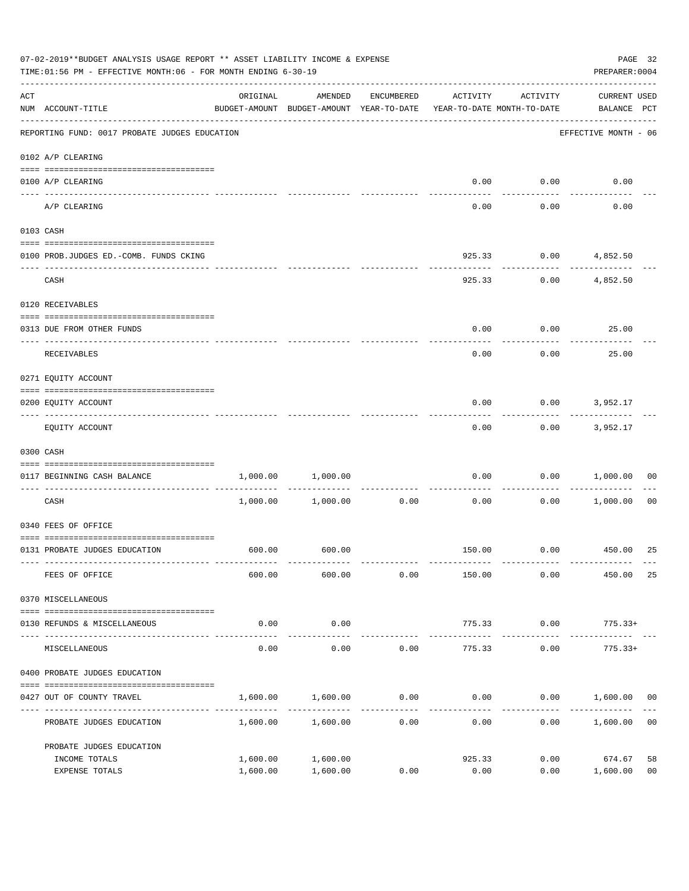07-02-2019**BUDGET ANALYSIS USAGE REPORT ** ASSET LIABILITY INCOME & EXPENSE

TIME:01:56 PM - EFFECTIVE MONTH:06 - FOR MONTH ENDING 6-30-19

PREPARER:0004

REPORTING FUND: 0017 PROBATE JUDGES EDUCATION — EFFECTIVE MONTH - 06

| ACT NUM | ACCOUNT-TITLE | ORIGINAL BUDGET-AMOUNT | AMENDED BUDGET-AMOUNT | ENCUMBERED YEAR-TO-DATE | ACTIVITY YEAR-TO-DATE | ACTIVITY MONTH-TO-DATE | CURRENT USED BALANCE | PCT |
|---|---|---|---|---|---|---|---|---|
| **0102** | **A/P CLEARING** | | | | | | | |
| 0100 | A/P CLEARING | | | | 0.00 | 0.00 | 0.00 | |
| | A/P CLEARING | | | | 0.00 | 0.00 | 0.00 | |
| **0103** | **CASH** | | | | | | | |
| 0100 | PROB.JUDGES ED.-COMB. FUNDS CKING | | | | 925.33 | 0.00 | 4,852.50 | |
| | CASH | | | | 925.33 | 0.00 | 4,852.50 | |
| **0120** | **RECEIVABLES** | | | | | | | |
| 0313 | DUE FROM OTHER FUNDS | | | | 0.00 | 0.00 | 25.00 | |
| | RECEIVABLES | | | | 0.00 | 0.00 | 25.00 | |
| **0271** | **EQUITY ACCOUNT** | | | | | | | |
| 0200 | EQUITY ACCOUNT | | | | 0.00 | 0.00 | 3,952.17 | |
| | EQUITY ACCOUNT | | | | 0.00 | 0.00 | 3,952.17 | |
| **0300** | **CASH** | | | | | | | |
| 0117 | BEGINNING CASH BALANCE | 1,000.00 | 1,000.00 | | 0.00 | 0.00 | 1,000.00 | 00 |
| | CASH | 1,000.00 | 1,000.00 | 0.00 | 0.00 | 0.00 | 1,000.00 | 00 |
| **0340** | **FEES OF OFFICE** | | | | | | | |
| 0131 | PROBATE JUDGES EDUCATION | 600.00 | 600.00 | | 150.00 | 0.00 | 450.00 | 25 |
| | FEES OF OFFICE | 600.00 | 600.00 | 0.00 | 150.00 | 0.00 | 450.00 | 25 |
| **0370** | **MISCELLANEOUS** | | | | | | | |
| 0130 | REFUNDS & MISCELLANEOUS | 0.00 | 0.00 | | 775.33 | 0.00 | 775.33+ | |
| | MISCELLANEOUS | 0.00 | 0.00 | 0.00 | 775.33 | 0.00 | 775.33+ | |
| **0400** | **PROBATE JUDGES EDUCATION** | | | | | | | |
| 0427 | OUT OF COUNTY TRAVEL | 1,600.00 | 1,600.00 | 0.00 | 0.00 | 0.00 | 1,600.00 | 00 |
| | PROBATE JUDGES EDUCATION | 1,600.00 | 1,600.00 | 0.00 | 0.00 | 0.00 | 1,600.00 | 00 |
| | **PROBATE JUDGES EDUCATION** | | | | | | | |
| | INCOME TOTALS | 1,600.00 | 1,600.00 | | 925.33 | 0.00 | 674.67 | 58 |
| | EXPENSE TOTALS | 1,600.00 | 1,600.00 | 0.00 | 0.00 | 0.00 | 1,600.00 | 00 |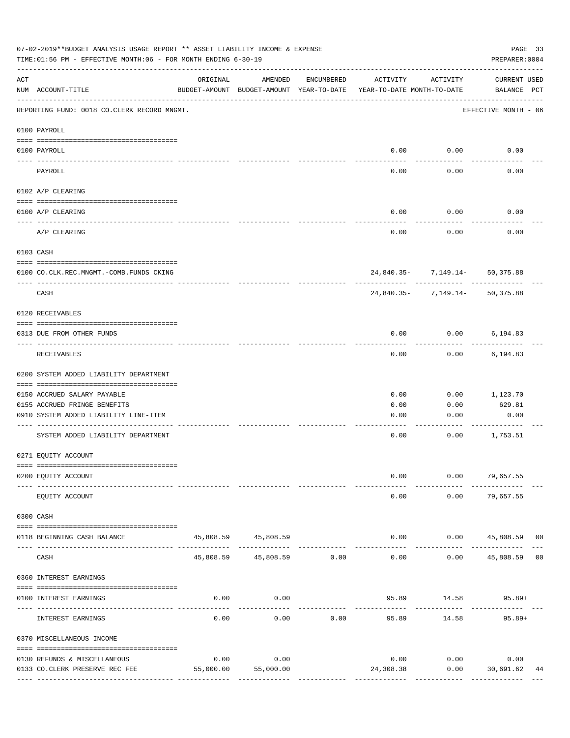07-02-2019**BUDGET ANALYSIS USAGE REPORT ** ASSET LIABILITY INCOME & EXPENSE

TIME:01:56 PM - EFFECTIVE MONTH:06 - FOR MONTH ENDING 6-30-19

PREPARER:0004

| ACT NUM | ACCOUNT-TITLE | ORIGINAL BUDGET-AMOUNT | AMENDED BUDGET-AMOUNT | ENCUMBERED YEAR-TO-DATE | ACTIVITY YEAR-TO-DATE | ACTIVITY MONTH-TO-DATE | CURRENT BALANCE | USED PCT |
|---|---|---|---|---|---|---|---|---|
| | REPORTING FUND: 0018 CO.CLERK RECORD MNGMT. | | | | | | EFFECTIVE MONTH - 06 | |
| | **0100 PAYROLL** | | | | | | | |
| 0100 | PAYROLL | | | | 0.00 | 0.00 | 0.00 | |
| | PAYROLL | | | | 0.00 | 0.00 | 0.00 | |
| | **0102 A/P CLEARING** | | | | | | | |
| 0100 | A/P CLEARING | | | | 0.00 | 0.00 | 0.00 | |
| | A/P CLEARING | | | | 0.00 | 0.00 | 0.00 | |
| | **0103 CASH** | | | | | | | |
| 0100 | CO.CLK.REC.MNGMT.-COMB.FUNDS CKING | | | | 24,840.35- | 7,149.14- | 50,375.88 | |
| | CASH | | | | 24,840.35- | 7,149.14- | 50,375.88 | |
| | **0120 RECEIVABLES** | | | | | | | |
| 0313 | DUE FROM OTHER FUNDS | | | | 0.00 | 0.00 | 6,194.83 | |
| | RECEIVABLES | | | | 0.00 | 0.00 | 6,194.83 | |
| | **0200 SYSTEM ADDED LIABILITY DEPARTMENT** | | | | | | | |
| 0150 | ACCRUED SALARY PAYABLE | | | | 0.00 | 0.00 | 1,123.70 | |
| 0155 | ACCRUED FRINGE BENEFITS | | | | 0.00 | 0.00 | 629.81 | |
| 0910 | SYSTEM ADDED LIABILITY LINE-ITEM | | | | 0.00 | 0.00 | 0.00 | |
| | SYSTEM ADDED LIABILITY DEPARTMENT | | | | 0.00 | 0.00 | 1,753.51 | |
| | **0271 EQUITY ACCOUNT** | | | | | | | |
| 0200 | EQUITY ACCOUNT | | | | 0.00 | 0.00 | 79,657.55 | |
| | EQUITY ACCOUNT | | | | 0.00 | 0.00 | 79,657.55 | |
| | **0300 CASH** | | | | | | | |
| 0118 | BEGINNING CASH BALANCE | 45,808.59 | 45,808.59 | | 0.00 | 0.00 | 45,808.59 | 00 |
| | CASH | 45,808.59 | 45,808.59 | 0.00 | 0.00 | 0.00 | 45,808.59 | 00 |
| | **0360 INTEREST EARNINGS** | | | | | | | |
| 0100 | INTEREST EARNINGS | 0.00 | 0.00 | | 95.89 | 14.58 | 95.89+ | |
| | INTEREST EARNINGS | 0.00 | 0.00 | 0.00 | 95.89 | 14.58 | 95.89+ | |
| | **0370 MISCELLANEOUS INCOME** | | | | | | | |
| 0130 | REFUNDS & MISCELLANEOUS | 0.00 | 0.00 | | 0.00 | 0.00 | 0.00 | |
| 0133 | CO.CLERK PRESERVE REC FEE | 55,000.00 | 55,000.00 | | 24,308.38 | 0.00 | 30,691.62 | 44 |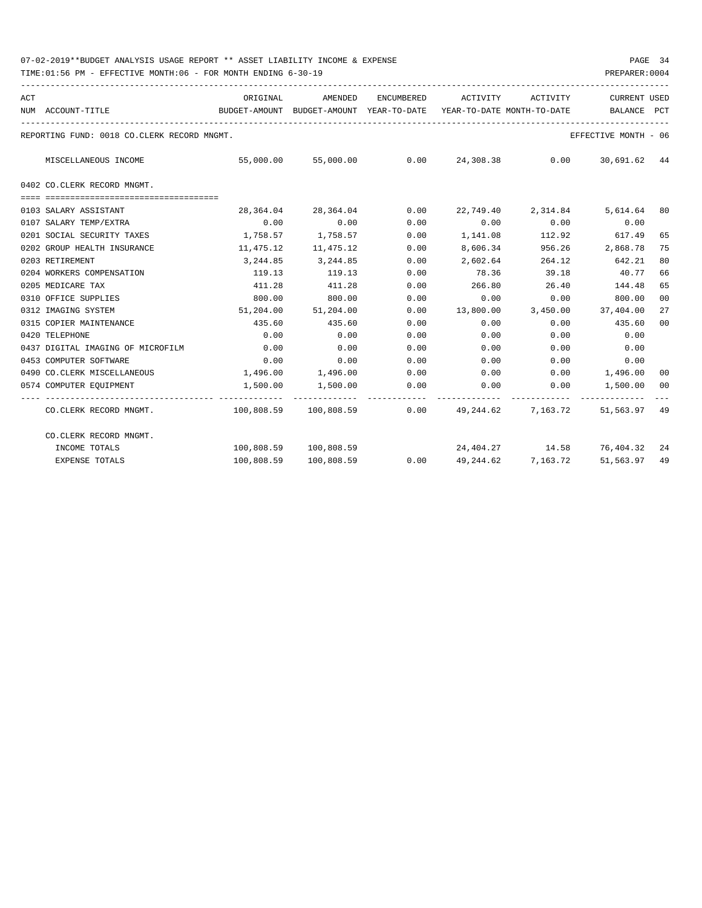07-02-2019**BUDGET ANALYSIS USAGE REPORT ** ASSET LIABILITY INCOME & EXPENSE

TIME:01:56 PM - EFFECTIVE MONTH:06 - FOR MONTH ENDING 6-30-19

PREPARER:0004

| ACT NUM | ACCOUNT-TITLE | ORIGINAL BUDGET-AMOUNT | AMENDED BUDGET-AMOUNT | ENCUMBERED YEAR-TO-DATE | ACTIVITY YEAR-TO-DATE | ACTIVITY MONTH-TO-DATE | CURRENT BALANCE | USED PCT |
|---|---|---|---|---|---|---|---|---|
| | REPORTING FUND: 0018 CO.CLERK RECORD MNGMT. | | | | | | EFFECTIVE MONTH - 06 | |
| | MISCELLANEOUS INCOME | 55,000.00 | 55,000.00 | 0.00 | 24,308.38 | 0.00 | 30,691.62 | 44 |
| | 0402 CO.CLERK RECORD MNGMT. | | | | | | | |
| 0103 | SALARY ASSISTANT | 28,364.04 | 28,364.04 | 0.00 | 22,749.40 | 2,314.84 | 5,614.64 | 80 |
| 0107 | SALARY TEMP/EXTRA | 0.00 | 0.00 | 0.00 | 0.00 | 0.00 | 0.00 | |
| 0201 | SOCIAL SECURITY TAXES | 1,758.57 | 1,758.57 | 0.00 | 1,141.08 | 112.92 | 617.49 | 65 |
| 0202 | GROUP HEALTH INSURANCE | 11,475.12 | 11,475.12 | 0.00 | 8,606.34 | 956.26 | 2,868.78 | 75 |
| 0203 | RETIREMENT | 3,244.85 | 3,244.85 | 0.00 | 2,602.64 | 264.12 | 642.21 | 80 |
| 0204 | WORKERS COMPENSATION | 119.13 | 119.13 | 0.00 | 78.36 | 39.18 | 40.77 | 66 |
| 0205 | MEDICARE TAX | 411.28 | 411.28 | 0.00 | 266.80 | 26.40 | 144.48 | 65 |
| 0310 | OFFICE SUPPLIES | 800.00 | 800.00 | 0.00 | 0.00 | 0.00 | 800.00 | 00 |
| 0312 | IMAGING SYSTEM | 51,204.00 | 51,204.00 | 0.00 | 13,800.00 | 3,450.00 | 37,404.00 | 27 |
| 0315 | COPIER MAINTENANCE | 435.60 | 435.60 | 0.00 | 0.00 | 0.00 | 435.60 | 00 |
| 0420 | TELEPHONE | 0.00 | 0.00 | 0.00 | 0.00 | 0.00 | 0.00 | |
| 0437 | DIGITAL IMAGING OF MICROFILM | 0.00 | 0.00 | 0.00 | 0.00 | 0.00 | 0.00 | |
| 0453 | COMPUTER SOFTWARE | 0.00 | 0.00 | 0.00 | 0.00 | 0.00 | 0.00 | |
| 0490 | CO.CLERK MISCELLANEOUS | 1,496.00 | 1,496.00 | 0.00 | 0.00 | 0.00 | 1,496.00 | 00 |
| 0574 | COMPUTER EQUIPMENT | 1,500.00 | 1,500.00 | 0.00 | 0.00 | 0.00 | 1,500.00 | 00 |
| | CO.CLERK RECORD MNGMT. | 100,808.59 | 100,808.59 | 0.00 | 49,244.62 | 7,163.72 | 51,563.97 | 49 |
| | CO.CLERK RECORD MNGMT. | | | | | | | |
| | INCOME TOTALS | 100,808.59 | 100,808.59 | | 24,404.27 | 14.58 | 76,404.32 | 24 |
| | EXPENSE TOTALS | 100,808.59 | 100,808.59 | 0.00 | 49,244.62 | 7,163.72 | 51,563.97 | 49 |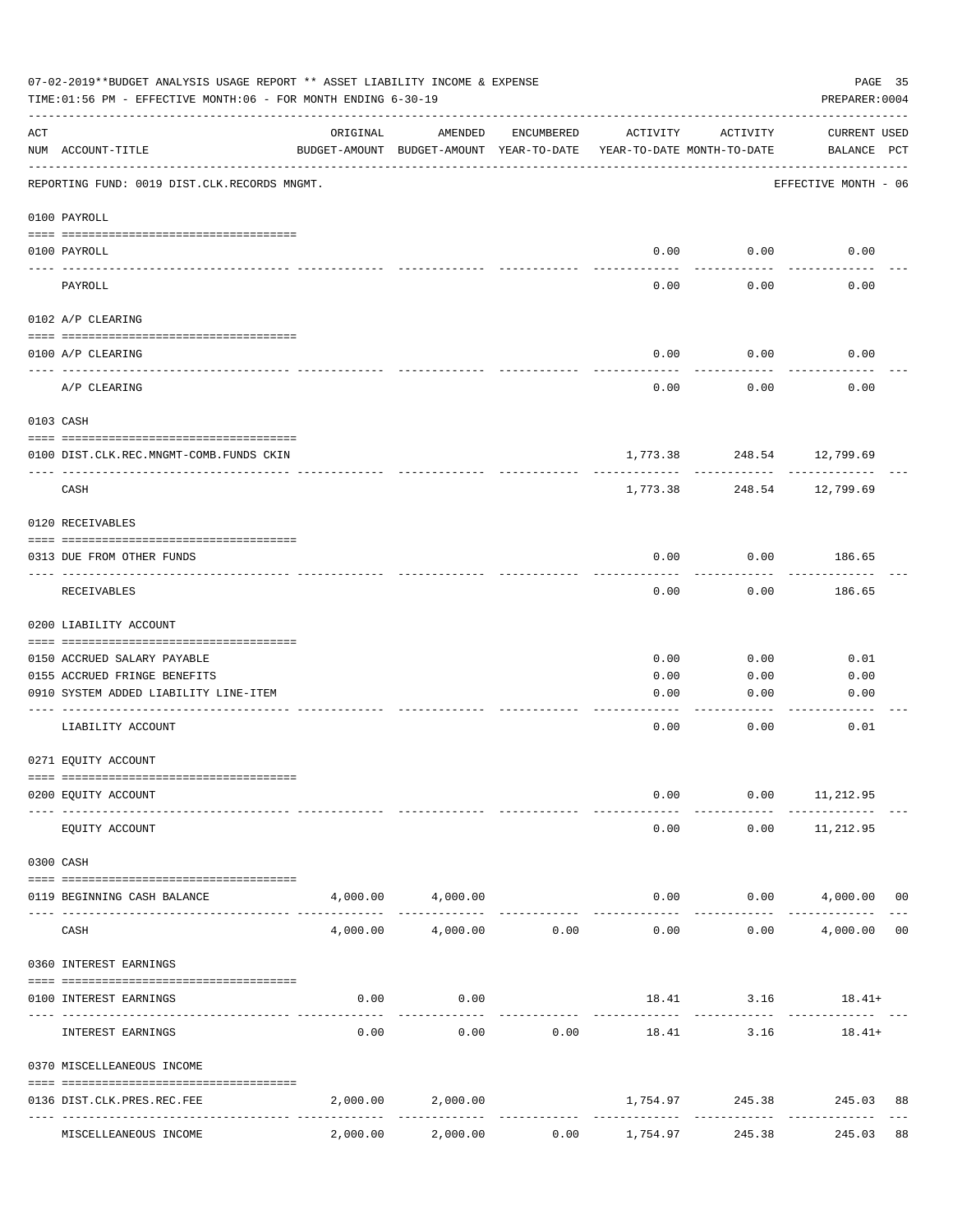07-02-2019**BUDGET ANALYSIS USAGE REPORT ** ASSET LIABILITY INCOME & EXPENSE

TIME:01:56 PM - EFFECTIVE MONTH:06 - FOR MONTH ENDING 6-30-19

PREPARER:0004

REPORTING FUND: 0019 DIST.CLK.RECORDS MNGMT. — EFFECTIVE MONTH - 06

| ACT NUM | ACCOUNT-TITLE | ORIGINAL BUDGET-AMOUNT | AMENDED BUDGET-AMOUNT | ENCUMBERED YEAR-TO-DATE | ACTIVITY YEAR-TO-DATE | ACTIVITY MONTH-TO-DATE | CURRENT BALANCE | USED PCT |
|---|---|---|---|---|---|---|---|---|
| | **0100 PAYROLL** | | | | | | | |
| 0100 | PAYROLL | | | | 0.00 | 0.00 | 0.00 | |
| | PAYROLL | | | | 0.00 | 0.00 | 0.00 | |
| | **0102 A/P CLEARING** | | | | | | | |
| 0100 | A/P CLEARING | | | | 0.00 | 0.00 | 0.00 | |
| | A/P CLEARING | | | | 0.00 | 0.00 | 0.00 | |
| | **0103 CASH** | | | | | | | |
| 0100 | DIST.CLK.REC.MNGMT-COMB.FUNDS CKIN | | | | 1,773.38 | 248.54 | 12,799.69 | |
| | CASH | | | | 1,773.38 | 248.54 | 12,799.69 | |
| | **0120 RECEIVABLES** | | | | | | | |
| 0313 | DUE FROM OTHER FUNDS | | | | 0.00 | 0.00 | 186.65 | |
| | RECEIVABLES | | | | 0.00 | 0.00 | 186.65 | |
| | **0200 LIABILITY ACCOUNT** | | | | | | | |
| 0150 | ACCRUED SALARY PAYABLE | | | | 0.00 | 0.00 | 0.01 | |
| 0155 | ACCRUED FRINGE BENEFITS | | | | 0.00 | 0.00 | 0.00 | |
| 0910 | SYSTEM ADDED LIABILITY LINE-ITEM | | | | 0.00 | 0.00 | 0.00 | |
| | LIABILITY ACCOUNT | | | | 0.00 | 0.00 | 0.01 | |
| | **0271 EQUITY ACCOUNT** | | | | | | | |
| 0200 | EQUITY ACCOUNT | | | | 0.00 | 0.00 | 11,212.95 | |
| | EQUITY ACCOUNT | | | | 0.00 | 0.00 | 11,212.95 | |
| | **0300 CASH** | | | | | | | |
| 0119 | BEGINNING CASH BALANCE | 4,000.00 | 4,000.00 | | 0.00 | 0.00 | 4,000.00 | 00 |
| | CASH | 4,000.00 | 4,000.00 | 0.00 | 0.00 | 0.00 | 4,000.00 | 00 |
| | **0360 INTEREST EARNINGS** | | | | | | | |
| 0100 | INTEREST EARNINGS | 0.00 | 0.00 | | 18.41 | 3.16 | 18.41+ | |
| | INTEREST EARNINGS | 0.00 | 0.00 | 0.00 | 18.41 | 3.16 | 18.41+ | |
| | **0370 MISCELLEANEOUS INCOME** | | | | | | | |
| 0136 | DIST.CLK.PRES.REC.FEE | 2,000.00 | 2,000.00 | | 1,754.97 | 245.38 | 245.03 | 88 |
| | MISCELLEANEOUS INCOME | 2,000.00 | 2,000.00 | 0.00 | 1,754.97 | 245.38 | 245.03 | 88 |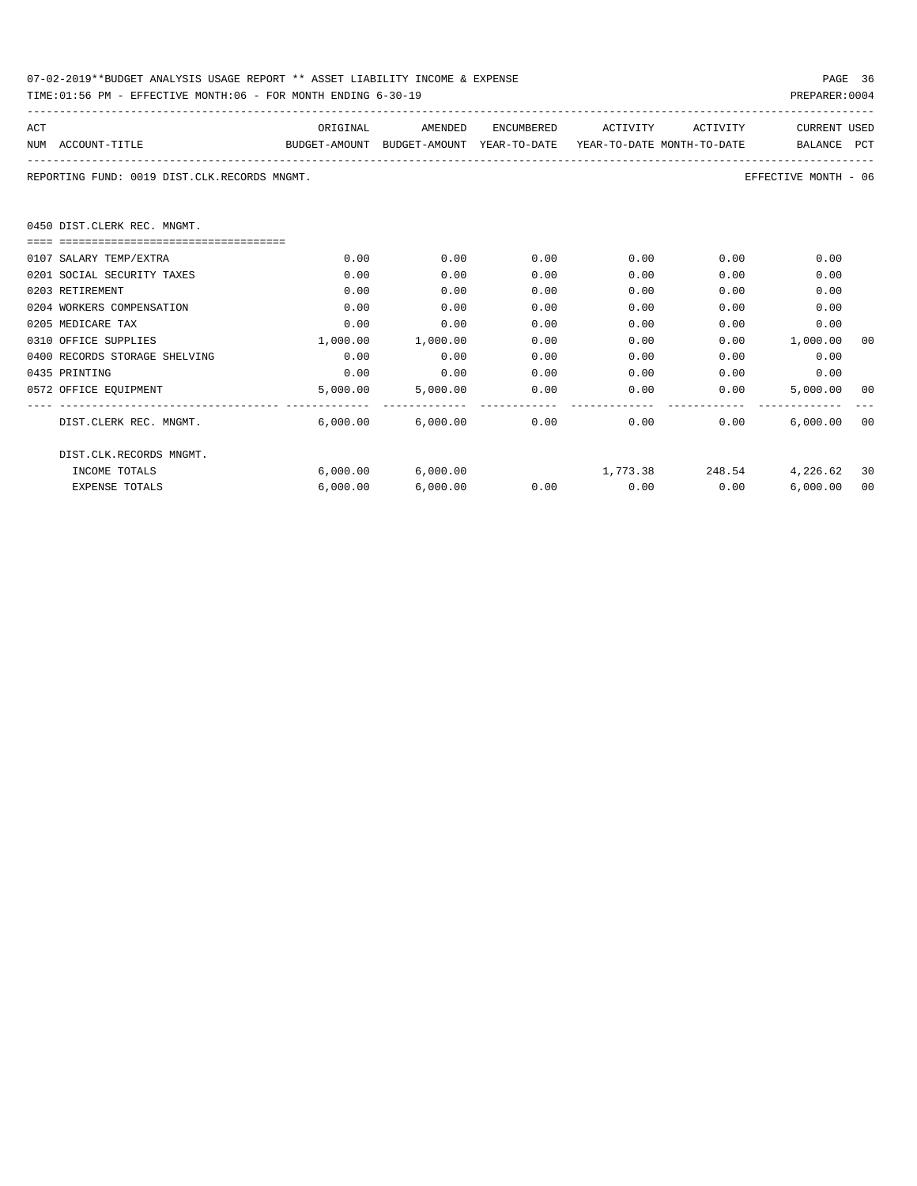07-02-2019**BUDGET ANALYSIS USAGE REPORT ** ASSET LIABILITY INCOME & EXPENSE

TIME:01:56 PM - EFFECTIVE MONTH:06 - FOR MONTH ENDING 6-30-19

PREPARER:0004

REPORTING FUND: 0019 DIST.CLK.RECORDS MNGMT.

EFFECTIVE MONTH - 06

## 0450 DIST.CLERK REC. MNGMT.

| ACT NUM | ACCOUNT-TITLE | ORIGINAL BUDGET-AMOUNT | AMENDED BUDGET-AMOUNT | ENCUMBERED YEAR-TO-DATE | ACTIVITY YEAR-TO-DATE | ACTIVITY MONTH-TO-DATE | CURRENT BALANCE | USED PCT |
|---|---|---|---|---|---|---|---|---|
| 0107 | SALARY TEMP/EXTRA | 0.00 | 0.00 | 0.00 | 0.00 | 0.00 | 0.00 | |
| 0201 | SOCIAL SECURITY TAXES | 0.00 | 0.00 | 0.00 | 0.00 | 0.00 | 0.00 | |
| 0203 | RETIREMENT | 0.00 | 0.00 | 0.00 | 0.00 | 0.00 | 0.00 | |
| 0204 | WORKERS COMPENSATION | 0.00 | 0.00 | 0.00 | 0.00 | 0.00 | 0.00 | |
| 0205 | MEDICARE TAX | 0.00 | 0.00 | 0.00 | 0.00 | 0.00 | 0.00 | |
| 0310 | OFFICE SUPPLIES | 1,000.00 | 1,000.00 | 0.00 | 0.00 | 0.00 | 1,000.00 | 00 |
| 0400 | RECORDS STORAGE SHELVING | 0.00 | 0.00 | 0.00 | 0.00 | 0.00 | 0.00 | |
| 0435 | PRINTING | 0.00 | 0.00 | 0.00 | 0.00 | 0.00 | 0.00 | |
| 0572 | OFFICE EQUIPMENT | 5,000.00 | 5,000.00 | 0.00 | 0.00 | 0.00 | 5,000.00 | 00 |
| | DIST.CLERK REC. MNGMT. | 6,000.00 | 6,000.00 | 0.00 | 0.00 | 0.00 | 6,000.00 | 00 |
| | DIST.CLK.RECORDS MNGMT. | | | | | | | |
| | INCOME TOTALS | 6,000.00 | 6,000.00 | | 1,773.38 | 248.54 | 4,226.62 | 30 |
| | EXPENSE TOTALS | 6,000.00 | 6,000.00 | 0.00 | 0.00 | 0.00 | 6,000.00 | 00 |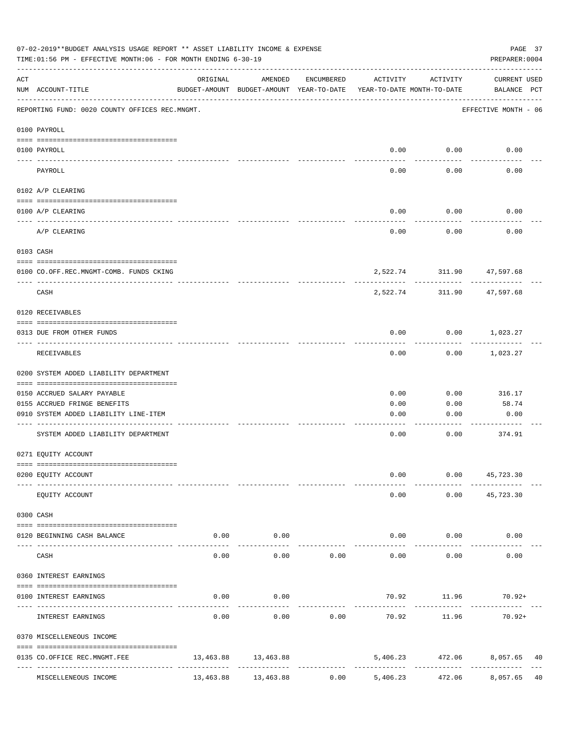07-02-2019**BUDGET ANALYSIS USAGE REPORT ** ASSET LIABILITY INCOME & EXPENSE

TIME:01:56 PM - EFFECTIVE MONTH:06 - FOR MONTH ENDING 6-30-19

PREPARER:0004

| ACT NUM | ACCOUNT-TITLE | ORIGINAL BUDGET-AMOUNT | AMENDED BUDGET-AMOUNT | ENCUMBERED YEAR-TO-DATE | ACTIVITY YEAR-TO-DATE | ACTIVITY MONTH-TO-DATE | CURRENT BALANCE | USED PCT |
|---|---|---|---|---|---|---|---|---|
| | REPORTING FUND: 0020 COUNTY OFFICES REC.MNGMT. | | | | | | EFFECTIVE MONTH - 06 | |
| | 0100 PAYROLL | | | | | | | |
| 0100 | PAYROLL | | | | 0.00 | 0.00 | 0.00 | |
| | PAYROLL | | | | 0.00 | 0.00 | 0.00 | |
| | 0102 A/P CLEARING | | | | | | | |
| 0100 | A/P CLEARING | | | | 0.00 | 0.00 | 0.00 | |
| | A/P CLEARING | | | | 0.00 | 0.00 | 0.00 | |
| | 0103 CASH | | | | | | | |
| 0100 | CO.OFF.REC.MNGMT-COMB. FUNDS CKING | | | | 2,522.74 | 311.90 | 47,597.68 | |
| | CASH | | | | 2,522.74 | 311.90 | 47,597.68 | |
| | 0120 RECEIVABLES | | | | | | | |
| 0313 | DUE FROM OTHER FUNDS | | | | 0.00 | 0.00 | 1,023.27 | |
| | RECEIVABLES | | | | 0.00 | 0.00 | 1,023.27 | |
| | 0200 SYSTEM ADDED LIABILITY DEPARTMENT | | | | | | | |
| 0150 | ACCRUED SALARY PAYABLE | | | | 0.00 | 0.00 | 316.17 | |
| 0155 | ACCRUED FRINGE BENEFITS | | | | 0.00 | 0.00 | 58.74 | |
| 0910 | SYSTEM ADDED LIABILITY LINE-ITEM | | | | 0.00 | 0.00 | 0.00 | |
| | SYSTEM ADDED LIABILITY DEPARTMENT | | | | 0.00 | 0.00 | 374.91 | |
| | 0271 EQUITY ACCOUNT | | | | | | | |
| 0200 | EQUITY ACCOUNT | | | | 0.00 | 0.00 | 45,723.30 | |
| | EQUITY ACCOUNT | | | | 0.00 | 0.00 | 45,723.30 | |
| | 0300 CASH | | | | | | | |
| 0120 | BEGINNING CASH BALANCE | 0.00 | 0.00 | | 0.00 | 0.00 | 0.00 | |
| | CASH | 0.00 | 0.00 | 0.00 | 0.00 | 0.00 | 0.00 | |
| | 0360 INTEREST EARNINGS | | | | | | | |
| 0100 | INTEREST EARNINGS | 0.00 | 0.00 | | 70.92 | 11.96 | 70.92+ | |
| | INTEREST EARNINGS | 0.00 | 0.00 | 0.00 | 70.92 | 11.96 | 70.92+ | |
| | 0370 MISCELLENEOUS INCOME | | | | | | | |
| 0135 | CO.OFFICE REC.MNGMT.FEE | 13,463.88 | 13,463.88 | | 5,406.23 | 472.06 | 8,057.65 | 40 |
| | MISCELLENEOUS INCOME | 13,463.88 | 13,463.88 | 0.00 | 5,406.23 | 472.06 | 8,057.65 | 40 |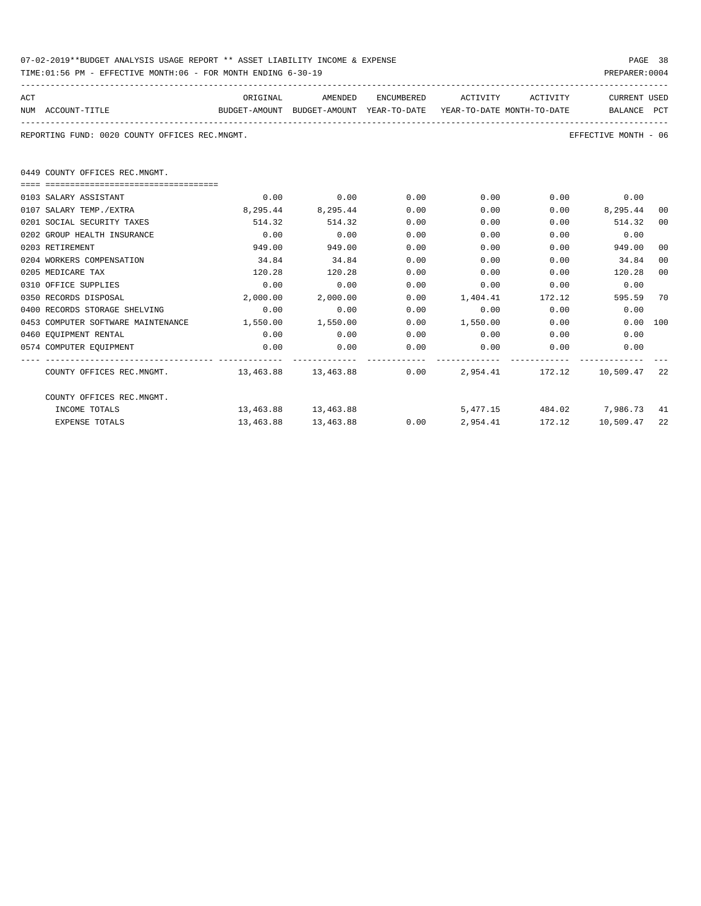07-02-2019**BUDGET ANALYSIS USAGE REPORT ** ASSET LIABILITY INCOME & EXPENSE

TIME:01:56 PM - EFFECTIVE MONTH:06 - FOR MONTH ENDING 6-30-19

PREPARER:0004

REPORTING FUND: 0020 COUNTY OFFICES REC.MNGMT.

EFFECTIVE MONTH - 06

0449 COUNTY OFFICES REC.MNGMT.

| ACT NUM | ACCOUNT-TITLE | ORIGINAL BUDGET-AMOUNT | AMENDED BUDGET-AMOUNT | ENCUMBERED YEAR-TO-DATE | ACTIVITY YEAR-TO-DATE | ACTIVITY MONTH-TO-DATE | CURRENT BALANCE | USED PCT |
|---|---|---|---|---|---|---|---|---|
| 0103 | SALARY ASSISTANT | 0.00 | 0.00 | 0.00 | 0.00 | 0.00 | 0.00 | |
| 0107 | SALARY TEMP./EXTRA | 8,295.44 | 8,295.44 | 0.00 | 0.00 | 0.00 | 8,295.44 | 00 |
| 0201 | SOCIAL SECURITY TAXES | 514.32 | 514.32 | 0.00 | 0.00 | 0.00 | 514.32 | 00 |
| 0202 | GROUP HEALTH INSURANCE | 0.00 | 0.00 | 0.00 | 0.00 | 0.00 | 0.00 | |
| 0203 | RETIREMENT | 949.00 | 949.00 | 0.00 | 0.00 | 0.00 | 949.00 | 00 |
| 0204 | WORKERS COMPENSATION | 34.84 | 34.84 | 0.00 | 0.00 | 0.00 | 34.84 | 00 |
| 0205 | MEDICARE TAX | 120.28 | 120.28 | 0.00 | 0.00 | 0.00 | 120.28 | 00 |
| 0310 | OFFICE SUPPLIES | 0.00 | 0.00 | 0.00 | 0.00 | 0.00 | 0.00 | |
| 0350 | RECORDS DISPOSAL | 2,000.00 | 2,000.00 | 0.00 | 1,404.41 | 172.12 | 595.59 | 70 |
| 0400 | RECORDS STORAGE SHELVING | 0.00 | 0.00 | 0.00 | 0.00 | 0.00 | 0.00 | |
| 0453 | COMPUTER SOFTWARE MAINTENANCE | 1,550.00 | 1,550.00 | 0.00 | 1,550.00 | 0.00 | 0.00 | 100 |
| 0460 | EQUIPMENT RENTAL | 0.00 | 0.00 | 0.00 | 0.00 | 0.00 | 0.00 | |
| 0574 | COMPUTER EQUIPMENT | 0.00 | 0.00 | 0.00 | 0.00 | 0.00 | 0.00 | |
| | COUNTY OFFICES REC.MNGMT. | 13,463.88 | 13,463.88 | 0.00 | 2,954.41 | 172.12 | 10,509.47 | 22 |
| | COUNTY OFFICES REC.MNGMT. | | | | | | | |
| | INCOME TOTALS | 13,463.88 | 13,463.88 | | 5,477.15 | 484.02 | 7,986.73 | 41 |
| | EXPENSE TOTALS | 13,463.88 | 13,463.88 | 0.00 | 2,954.41 | 172.12 | 10,509.47 | 22 |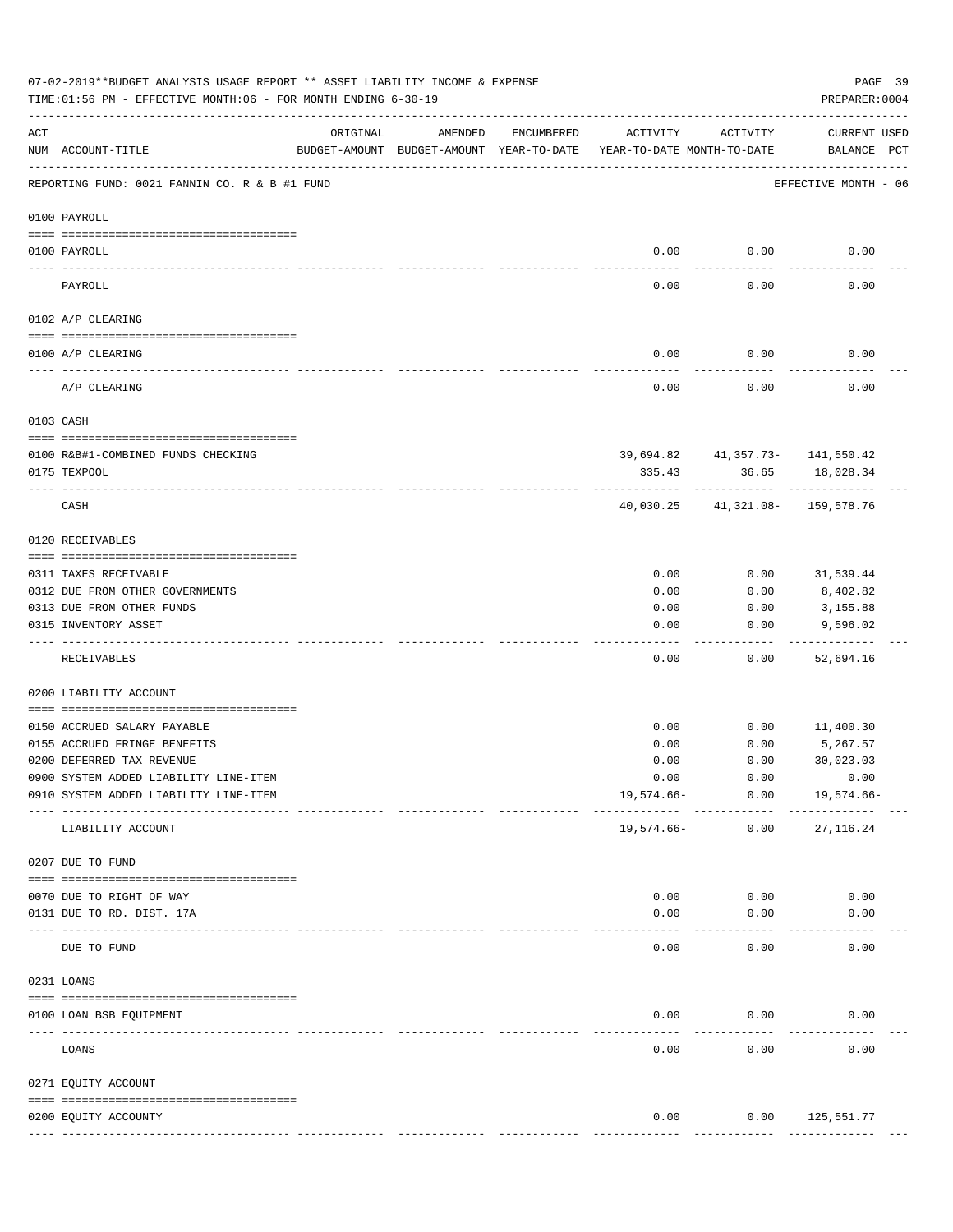07-02-2019**BUDGET ANALYSIS USAGE REPORT ** ASSET LIABILITY INCOME & EXPENSE

TIME:01:56 PM - EFFECTIVE MONTH:06 - FOR MONTH ENDING 6-30-19

PREPARER:0004

| ACT NUM | ACCOUNT-TITLE | ORIGINAL BUDGET-AMOUNT | AMENDED BUDGET-AMOUNT | ENCUMBERED YEAR-TO-DATE | ACTIVITY YEAR-TO-DATE | ACTIVITY MONTH-TO-DATE | CURRENT BALANCE | USED PCT |
|---|---|---|---|---|---|---|---|---|
| | REPORTING FUND: 0021 FANNIN CO. R & B #1 FUND | | | | | | EFFECTIVE MONTH - 06 | |
| | 0100 PAYROLL | | | | | | | |
| 0100 | PAYROLL | | | | 0.00 | 0.00 | 0.00 | |
| | PAYROLL | | | | 0.00 | 0.00 | 0.00 | |
| | 0102 A/P CLEARING | | | | | | | |
| 0100 | A/P CLEARING | | | | 0.00 | 0.00 | 0.00 | |
| | A/P CLEARING | | | | 0.00 | 0.00 | 0.00 | |
| | 0103 CASH | | | | | | | |
| 0100 | R&B#1-COMBINED FUNDS CHECKING | | | | 39,694.82 | 41,357.73- | 141,550.42 | |
| 0175 | TEXPOOL | | | | 335.43 | 36.65 | 18,028.34 | |
| | CASH | | | | 40,030.25 | 41,321.08- | 159,578.76 | |
| | 0120 RECEIVABLES | | | | | | | |
| 0311 | TAXES RECEIVABLE | | | | 0.00 | 0.00 | 31,539.44 | |
| 0312 | DUE FROM OTHER GOVERNMENTS | | | | 0.00 | 0.00 | 8,402.82 | |
| 0313 | DUE FROM OTHER FUNDS | | | | 0.00 | 0.00 | 3,155.88 | |
| 0315 | INVENTORY ASSET | | | | 0.00 | 0.00 | 9,596.02 | |
| | RECEIVABLES | | | | 0.00 | 0.00 | 52,694.16 | |
| | 0200 LIABILITY ACCOUNT | | | | | | | |
| 0150 | ACCRUED SALARY PAYABLE | | | | 0.00 | 0.00 | 11,400.30 | |
| 0155 | ACCRUED FRINGE BENEFITS | | | | 0.00 | 0.00 | 5,267.57 | |
| 0200 | DEFERRED TAX REVENUE | | | | 0.00 | 0.00 | 30,023.03 | |
| 0900 | SYSTEM ADDED LIABILITY LINE-ITEM | | | | 0.00 | 0.00 | 0.00 | |
| 0910 | SYSTEM ADDED LIABILITY LINE-ITEM | | | | 19,574.66- | 0.00 | 19,574.66- | |
| | LIABILITY ACCOUNT | | | | 19,574.66- | 0.00 | 27,116.24 | |
| | 0207 DUE TO FUND | | | | | | | |
| 0070 | DUE TO RIGHT OF WAY | | | | 0.00 | 0.00 | 0.00 | |
| 0131 | DUE TO RD. DIST. 17A | | | | 0.00 | 0.00 | 0.00 | |
| | DUE TO FUND | | | | 0.00 | 0.00 | 0.00 | |
| | 0231 LOANS | | | | | | | |
| 0100 | LOAN BSB EQUIPMENT | | | | 0.00 | 0.00 | 0.00 | |
| | LOANS | | | | 0.00 | 0.00 | 0.00 | |
| | 0271 EQUITY ACCOUNT | | | | | | | |
| 0200 | EQUITY ACCOUNTY | | | | 0.00 | 0.00 | 125,551.77 | |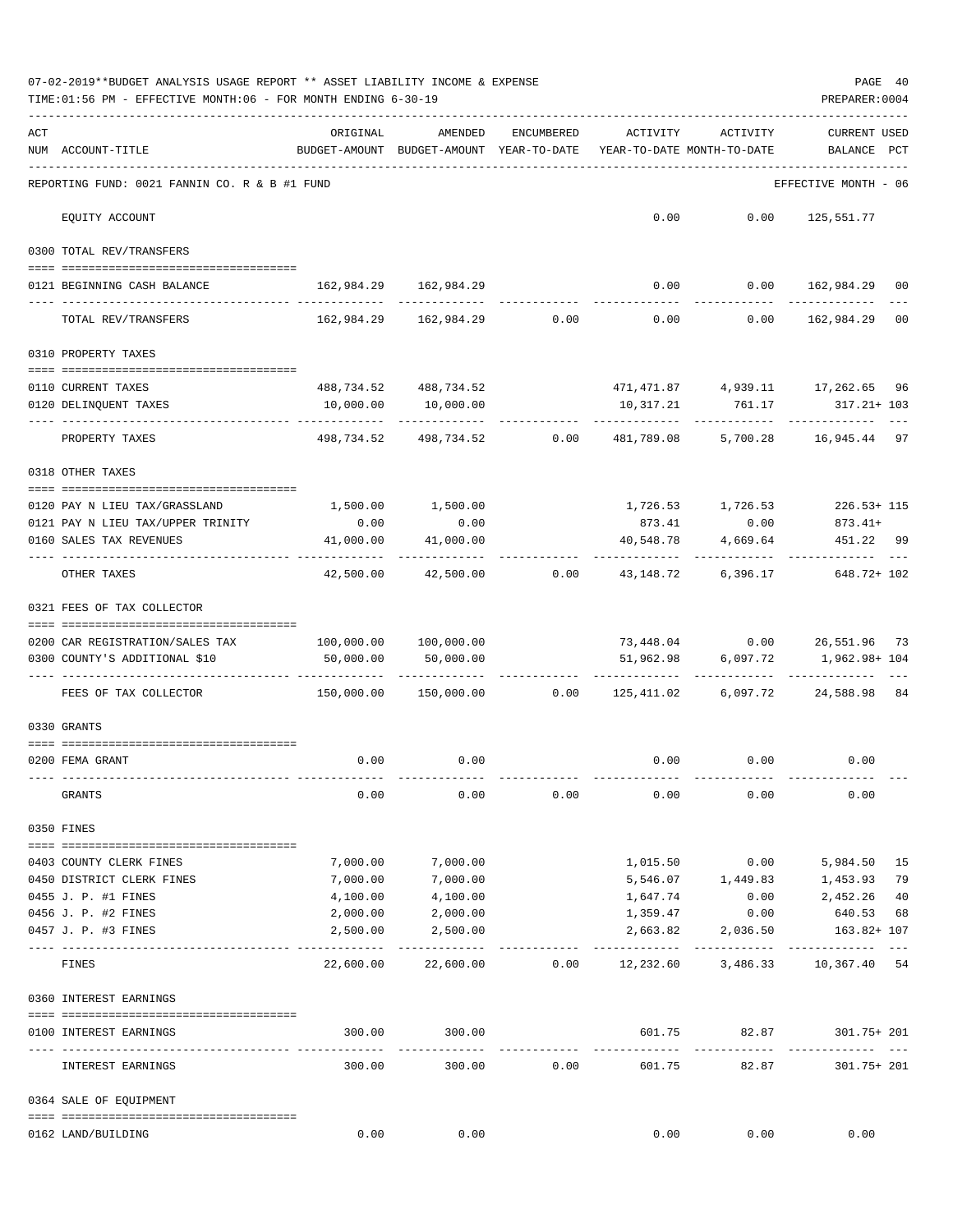07-02-2019**BUDGET ANALYSIS USAGE REPORT ** ASSET LIABILITY INCOME & EXPENSE

TIME:01:56 PM - EFFECTIVE MONTH:06 - FOR MONTH ENDING 6-30-19

PREPARER:0004

| ACT NUM | ACCOUNT-TITLE | ORIGINAL BUDGET-AMOUNT | AMENDED BUDGET-AMOUNT | ENCUMBERED YEAR-TO-DATE | ACTIVITY YEAR-TO-DATE | ACTIVITY MONTH-TO-DATE | CURRENT USED BALANCE | PCT |
|---|---|---|---|---|---|---|---|---|
| | REPORTING FUND: 0021 FANNIN CO. R & B #1 FUND | | | | | | EFFECTIVE MONTH - 06 | |
| | EQUITY ACCOUNT | | | | 0.00 | 0.00 | 125,551.77 | |
| | 0300 TOTAL REV/TRANSFERS | | | | | | | |
| 0121 | BEGINNING CASH BALANCE | 162,984.29 | 162,984.29 | | 0.00 | 0.00 | 162,984.29 | 00 |
| | TOTAL REV/TRANSFERS | 162,984.29 | 162,984.29 | 0.00 | 0.00 | 0.00 | 162,984.29 | 00 |
| | 0310 PROPERTY TAXES | | | | | | | |
| 0110 | CURRENT TAXES | 488,734.52 | 488,734.52 | | 471,471.87 | 4,939.11 | 17,262.65 | 96 |
| 0120 | DELINQUENT TAXES | 10,000.00 | 10,000.00 | | 10,317.21 | 761.17 | 317.21+ | 103 |
| | PROPERTY TAXES | 498,734.52 | 498,734.52 | 0.00 | 481,789.08 | 5,700.28 | 16,945.44 | 97 |
| | 0318 OTHER TAXES | | | | | | | |
| 0120 | PAY N LIEU TAX/GRASSLAND | 1,500.00 | 1,500.00 | | 1,726.53 | 1,726.53 | 226.53+ | 115 |
| 0121 | PAY N LIEU TAX/UPPER TRINITY | 0.00 | 0.00 | | 873.41 | 0.00 | 873.41+ | |
| 0160 | SALES TAX REVENUES | 41,000.00 | 41,000.00 | | 40,548.78 | 4,669.64 | 451.22 | 99 |
| | OTHER TAXES | 42,500.00 | 42,500.00 | 0.00 | 43,148.72 | 6,396.17 | 648.72+ | 102 |
| | 0321 FEES OF TAX COLLECTOR | | | | | | | |
| 0200 | CAR REGISTRATION/SALES TAX | 100,000.00 | 100,000.00 | | 73,448.04 | 0.00 | 26,551.96 | 73 |
| 0300 | COUNTY'S ADDITIONAL $10 | 50,000.00 | 50,000.00 | | 51,962.98 | 6,097.72 | 1,962.98+ | 104 |
| | FEES OF TAX COLLECTOR | 150,000.00 | 150,000.00 | 0.00 | 125,411.02 | 6,097.72 | 24,588.98 | 84 |
| | 0330 GRANTS | | | | | | | |
| 0200 | FEMA GRANT | 0.00 | 0.00 | | 0.00 | 0.00 | 0.00 | |
| | GRANTS | 0.00 | 0.00 | 0.00 | 0.00 | 0.00 | 0.00 | |
| | 0350 FINES | | | | | | | |
| 0403 | COUNTY CLERK FINES | 7,000.00 | 7,000.00 | | 1,015.50 | 0.00 | 5,984.50 | 15 |
| 0450 | DISTRICT CLERK FINES | 7,000.00 | 7,000.00 | | 5,546.07 | 1,449.83 | 1,453.93 | 79 |
| 0455 | J. P. #1 FINES | 4,100.00 | 4,100.00 | | 1,647.74 | 0.00 | 2,452.26 | 40 |
| 0456 | J. P. #2 FINES | 2,000.00 | 2,000.00 | | 1,359.47 | 0.00 | 640.53 | 68 |
| 0457 | J. P. #3 FINES | 2,500.00 | 2,500.00 | | 2,663.82 | 2,036.50 | 163.82+ | 107 |
| | FINES | 22,600.00 | 22,600.00 | 0.00 | 12,232.60 | 3,486.33 | 10,367.40 | 54 |
| | 0360 INTEREST EARNINGS | | | | | | | |
| 0100 | INTEREST EARNINGS | 300.00 | 300.00 | | 601.75 | 82.87 | 301.75+ | 201 |
| | INTEREST EARNINGS | 300.00 | 300.00 | 0.00 | 601.75 | 82.87 | 301.75+ | 201 |
| | 0364 SALE OF EQUIPMENT | | | | | | | |
| 0162 | LAND/BUILDING | 0.00 | 0.00 | | 0.00 | 0.00 | 0.00 | |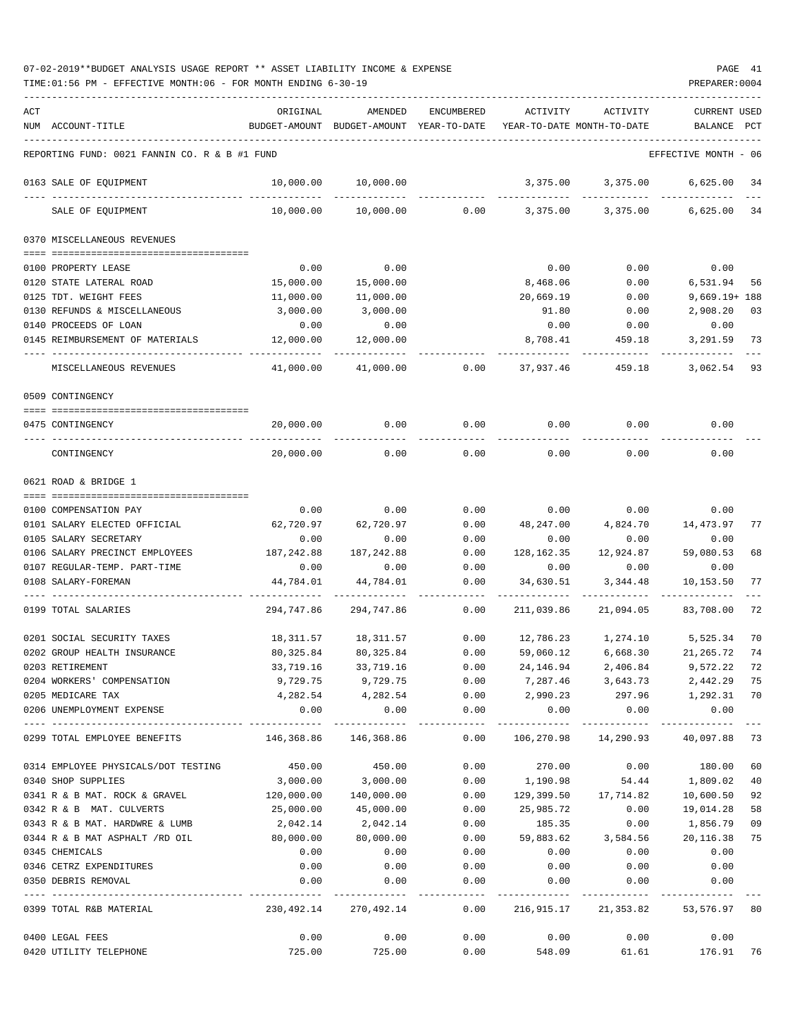07-02-2019**BUDGET ANALYSIS USAGE REPORT ** ASSET LIABILITY INCOME & EXPENSE

TIME:01:56 PM - EFFECTIVE MONTH:06 - FOR MONTH ENDING 6-30-19

PREPARER:0004

| ACT NUM | ACCOUNT-TITLE | ORIGINAL BUDGET-AMOUNT | AMENDED BUDGET-AMOUNT | ENCUMBERED YEAR-TO-DATE | ACTIVITY YEAR-TO-DATE | ACTIVITY MONTH-TO-DATE | CURRENT BALANCE | USED PCT |
|---|---|---|---|---|---|---|---|---|
| | REPORTING FUND: 0021 FANNIN CO. R & B #1 FUND | | | | | | EFFECTIVE MONTH - 06 | |
| 0163 | SALE OF EQUIPMENT | 10,000.00 | 10,000.00 | | 3,375.00 | 3,375.00 | 6,625.00 | 34 |
| | SALE OF EQUIPMENT | 10,000.00 | 10,000.00 | 0.00 | 3,375.00 | 3,375.00 | 6,625.00 | 34 |
| | 0370 MISCELLANEOUS REVENUES | | | | | | | |
| 0100 | PROPERTY LEASE | 0.00 | 0.00 | | 0.00 | 0.00 | 0.00 | |
| 0120 | STATE LATERAL ROAD | 15,000.00 | 15,000.00 | | 8,468.06 | 0.00 | 6,531.94 | 56 |
| 0125 | TDT. WEIGHT FEES | 11,000.00 | 11,000.00 | | 20,669.19 | 0.00 | 9,669.19+ | 188 |
| 0130 | REFUNDS & MISCELLANEOUS | 3,000.00 | 3,000.00 | | 91.80 | 0.00 | 2,908.20 | 03 |
| 0140 | PROCEEDS OF LOAN | 0.00 | 0.00 | | 0.00 | 0.00 | 0.00 | |
| 0145 | REIMBURSEMENT OF MATERIALS | 12,000.00 | 12,000.00 | | 8,708.41 | 459.18 | 3,291.59 | 73 |
| | MISCELLANEOUS REVENUES | 41,000.00 | 41,000.00 | 0.00 | 37,937.46 | 459.18 | 3,062.54 | 93 |
| | 0509 CONTINGENCY | | | | | | | |
| 0475 | CONTINGENCY | 20,000.00 | 0.00 | 0.00 | 0.00 | 0.00 | 0.00 | |
| | CONTINGENCY | 20,000.00 | 0.00 | 0.00 | 0.00 | 0.00 | 0.00 | |
| | 0621 ROAD & BRIDGE 1 | | | | | | | |
| 0100 | COMPENSATION PAY | 0.00 | 0.00 | 0.00 | 0.00 | 0.00 | 0.00 | |
| 0101 | SALARY ELECTED OFFICIAL | 62,720.97 | 62,720.97 | 0.00 | 48,247.00 | 4,824.70 | 14,473.97 | 77 |
| 0105 | SALARY SECRETARY | 0.00 | 0.00 | 0.00 | 0.00 | 0.00 | 0.00 | |
| 0106 | SALARY PRECINCT EMPLOYEES | 187,242.88 | 187,242.88 | 0.00 | 128,162.35 | 12,924.87 | 59,080.53 | 68 |
| 0107 | REGULAR-TEMP. PART-TIME | 0.00 | 0.00 | 0.00 | 0.00 | 0.00 | 0.00 | |
| 0108 | SALARY-FOREMAN | 44,784.01 | 44,784.01 | 0.00 | 34,630.51 | 3,344.48 | 10,153.50 | 77 |
| 0199 | TOTAL SALARIES | 294,747.86 | 294,747.86 | 0.00 | 211,039.86 | 21,094.05 | 83,708.00 | 72 |
| 0201 | SOCIAL SECURITY TAXES | 18,311.57 | 18,311.57 | 0.00 | 12,786.23 | 1,274.10 | 5,525.34 | 70 |
| 0202 | GROUP HEALTH INSURANCE | 80,325.84 | 80,325.84 | 0.00 | 59,060.12 | 6,668.30 | 21,265.72 | 74 |
| 0203 | RETIREMENT | 33,719.16 | 33,719.16 | 0.00 | 24,146.94 | 2,406.84 | 9,572.22 | 72 |
| 0204 | WORKERS' COMPENSATION | 9,729.75 | 9,729.75 | 0.00 | 7,287.46 | 3,643.73 | 2,442.29 | 75 |
| 0205 | MEDICARE TAX | 4,282.54 | 4,282.54 | 0.00 | 2,990.23 | 297.96 | 1,292.31 | 70 |
| 0206 | UNEMPLOYMENT EXPENSE | 0.00 | 0.00 | 0.00 | 0.00 | 0.00 | 0.00 | |
| 0299 | TOTAL EMPLOYEE BENEFITS | 146,368.86 | 146,368.86 | 0.00 | 106,270.98 | 14,290.93 | 40,097.88 | 73 |
| 0314 | EMPLOYEE PHYSICALS/DOT TESTING | 450.00 | 450.00 | 0.00 | 270.00 | 0.00 | 180.00 | 60 |
| 0340 | SHOP SUPPLIES | 3,000.00 | 3,000.00 | 0.00 | 1,190.98 | 54.44 | 1,809.02 | 40 |
| 0341 | R & B MAT. ROCK & GRAVEL | 120,000.00 | 140,000.00 | 0.00 | 129,399.50 | 17,714.82 | 10,600.50 | 92 |
| 0342 | R & B MAT. CULVERTS | 25,000.00 | 45,000.00 | 0.00 | 25,985.72 | 0.00 | 19,014.28 | 58 |
| 0343 | R & B MAT. HARDWRE & LUMB | 2,042.14 | 2,042.14 | 0.00 | 185.35 | 0.00 | 1,856.79 | 09 |
| 0344 | R & B MAT ASPHALT /RD OIL | 80,000.00 | 80,000.00 | 0.00 | 59,883.62 | 3,584.56 | 20,116.38 | 75 |
| 0345 | CHEMICALS | 0.00 | 0.00 | 0.00 | 0.00 | 0.00 | 0.00 | |
| 0346 | CETRZ EXPENDITURES | 0.00 | 0.00 | 0.00 | 0.00 | 0.00 | 0.00 | |
| 0350 | DEBRIS REMOVAL | 0.00 | 0.00 | 0.00 | 0.00 | 0.00 | 0.00 | |
| 0399 | TOTAL R&B MATERIAL | 230,492.14 | 270,492.14 | 0.00 | 216,915.17 | 21,353.82 | 53,576.97 | 80 |
| 0400 | LEGAL FEES | 0.00 | 0.00 | 0.00 | 0.00 | 0.00 | 0.00 | |
| 0420 | UTILITY TELEPHONE | 725.00 | 725.00 | 0.00 | 548.09 | 61.61 | 176.91 | 76 |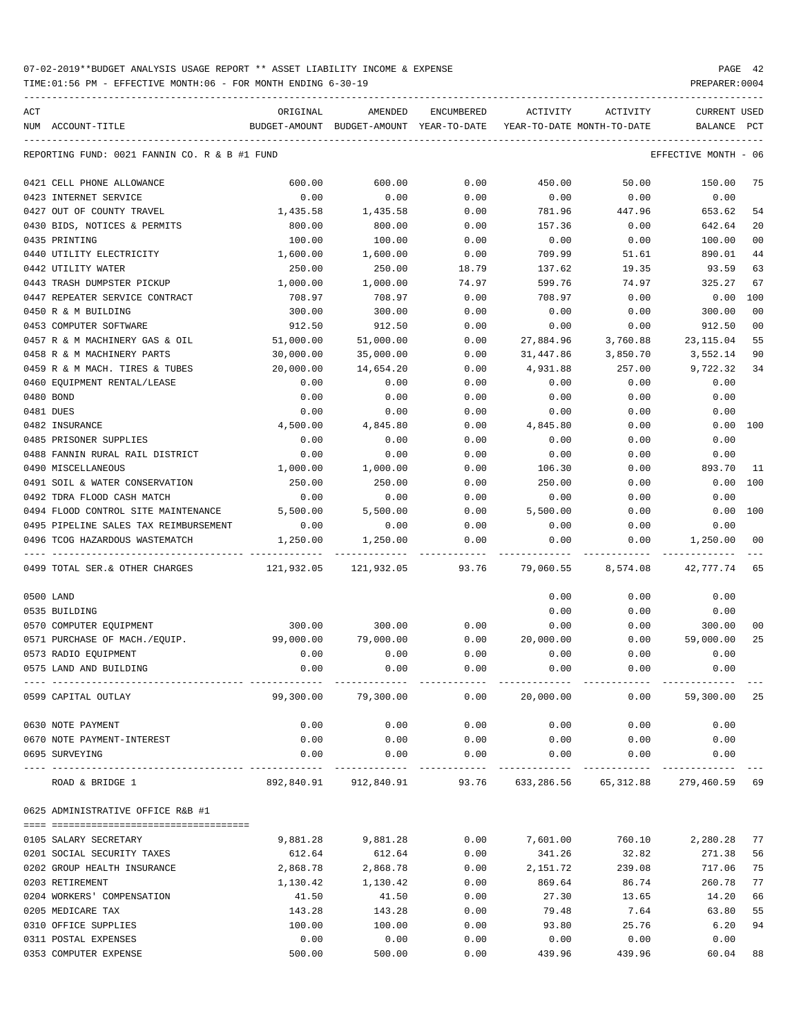07-02-2019**BUDGET ANALYSIS USAGE REPORT ** ASSET LIABILITY INCOME & EXPENSE

TIME:01:56 PM - EFFECTIVE MONTH:06 - FOR MONTH ENDING 6-30-19

PREPARER:0004

REPORTING FUND: 0021 FANNIN CO. R & B #1 FUND — EFFECTIVE MONTH - 06

| ACT NUM | ACCOUNT-TITLE | ORIGINAL BUDGET-AMOUNT | AMENDED BUDGET-AMOUNT | ENCUMBERED YEAR-TO-DATE | ACTIVITY YEAR-TO-DATE | ACTIVITY MONTH-TO-DATE | CURRENT BALANCE | USED PCT |
|---|---|---|---|---|---|---|---|---|
| 0421 | CELL PHONE ALLOWANCE | 600.00 | 600.00 | 0.00 | 450.00 | 50.00 | 150.00 | 75 |
| 0423 | INTERNET SERVICE | 0.00 | 0.00 | 0.00 | 0.00 | 0.00 | 0.00 | |
| 0427 | OUT OF COUNTY TRAVEL | 1,435.58 | 1,435.58 | 0.00 | 781.96 | 447.96 | 653.62 | 54 |
| 0430 | BIDS, NOTICES & PERMITS | 800.00 | 800.00 | 0.00 | 157.36 | 0.00 | 642.64 | 20 |
| 0435 | PRINTING | 100.00 | 100.00 | 0.00 | 0.00 | 0.00 | 100.00 | 00 |
| 0440 | UTILITY ELECTRICITY | 1,600.00 | 1,600.00 | 0.00 | 709.99 | 51.61 | 890.01 | 44 |
| 0442 | UTILITY WATER | 250.00 | 250.00 | 18.79 | 137.62 | 19.35 | 93.59 | 63 |
| 0443 | TRASH DUMPSTER PICKUP | 1,000.00 | 1,000.00 | 74.97 | 599.76 | 74.97 | 325.27 | 67 |
| 0447 | REPEATER SERVICE CONTRACT | 708.97 | 708.97 | 0.00 | 708.97 | 0.00 | 0.00 | 100 |
| 0450 | R & M BUILDING | 300.00 | 300.00 | 0.00 | 0.00 | 0.00 | 300.00 | 00 |
| 0453 | COMPUTER SOFTWARE | 912.50 | 912.50 | 0.00 | 0.00 | 0.00 | 912.50 | 00 |
| 0457 | R & M MACHINERY GAS & OIL | 51,000.00 | 51,000.00 | 0.00 | 27,884.96 | 3,760.88 | 23,115.04 | 55 |
| 0458 | R & M MACHINERY PARTS | 30,000.00 | 35,000.00 | 0.00 | 31,447.86 | 3,850.70 | 3,552.14 | 90 |
| 0459 | R & M MACH. TIRES & TUBES | 20,000.00 | 14,654.20 | 0.00 | 4,931.88 | 257.00 | 9,722.32 | 34 |
| 0460 | EQUIPMENT RENTAL/LEASE | 0.00 | 0.00 | 0.00 | 0.00 | 0.00 | 0.00 | |
| 0480 | BOND | 0.00 | 0.00 | 0.00 | 0.00 | 0.00 | 0.00 | |
| 0481 | DUES | 0.00 | 0.00 | 0.00 | 0.00 | 0.00 | 0.00 | |
| 0482 | INSURANCE | 4,500.00 | 4,845.80 | 0.00 | 4,845.80 | 0.00 | 0.00 | 100 |
| 0485 | PRISONER SUPPLIES | 0.00 | 0.00 | 0.00 | 0.00 | 0.00 | 0.00 | |
| 0488 | FANNIN RURAL RAIL DISTRICT | 0.00 | 0.00 | 0.00 | 0.00 | 0.00 | 0.00 | |
| 0490 | MISCELLANEOUS | 1,000.00 | 1,000.00 | 0.00 | 106.30 | 0.00 | 893.70 | 11 |
| 0491 | SOIL & WATER CONSERVATION | 250.00 | 250.00 | 0.00 | 250.00 | 0.00 | 0.00 | 100 |
| 0492 | TDRA FLOOD CASH MATCH | 0.00 | 0.00 | 0.00 | 0.00 | 0.00 | 0.00 | |
| 0494 | FLOOD CONTROL SITE MAINTENANCE | 5,500.00 | 5,500.00 | 0.00 | 5,500.00 | 0.00 | 0.00 | 100 |
| 0495 | PIPELINE SALES TAX REIMBURSEMENT | 0.00 | 0.00 | 0.00 | 0.00 | 0.00 | 0.00 | |
| 0496 | TCOG HAZARDOUS WASTEMATCH | 1,250.00 | 1,250.00 | 0.00 | 0.00 | 0.00 | 1,250.00 | 00 |
| 0499 | TOTAL SER.& OTHER CHARGES | 121,932.05 | 121,932.05 | 93.76 | 79,060.55 | 8,574.08 | 42,777.74 | 65 |
| 0500 | LAND | | | | 0.00 | 0.00 | 0.00 | |
| 0535 | BUILDING | | | | 0.00 | 0.00 | 0.00 | |
| 0570 | COMPUTER EQUIPMENT | 300.00 | 300.00 | 0.00 | 0.00 | 0.00 | 300.00 | 00 |
| 0571 | PURCHASE OF MACH./EQUIP. | 99,000.00 | 79,000.00 | 0.00 | 20,000.00 | 0.00 | 59,000.00 | 25 |
| 0573 | RADIO EQUIPMENT | 0.00 | 0.00 | 0.00 | 0.00 | 0.00 | 0.00 | |
| 0575 | LAND AND BUILDING | 0.00 | 0.00 | 0.00 | 0.00 | 0.00 | 0.00 | |
| 0599 | CAPITAL OUTLAY | 99,300.00 | 79,300.00 | 0.00 | 20,000.00 | 0.00 | 59,300.00 | 25 |
| 0630 | NOTE PAYMENT | 0.00 | 0.00 | 0.00 | 0.00 | 0.00 | 0.00 | |
| 0670 | NOTE PAYMENT-INTEREST | 0.00 | 0.00 | 0.00 | 0.00 | 0.00 | 0.00 | |
| 0695 | SURVEYING | 0.00 | 0.00 | 0.00 | 0.00 | 0.00 | 0.00 | |
| | ROAD & BRIDGE 1 | 892,840.91 | 912,840.91 | 93.76 | 633,286.56 | 65,312.88 | 279,460.59 | 69 |

0625 ADMINISTRATIVE OFFICE R&B #1

| ACT NUM | ACCOUNT-TITLE | ORIGINAL BUDGET-AMOUNT | AMENDED BUDGET-AMOUNT | ENCUMBERED YEAR-TO-DATE | ACTIVITY YEAR-TO-DATE | ACTIVITY MONTH-TO-DATE | CURRENT BALANCE | USED PCT |
|---|---|---|---|---|---|---|---|---|
| 0105 | SALARY SECRETARY | 9,881.28 | 9,881.28 | 0.00 | 7,601.00 | 760.10 | 2,280.28 | 77 |
| 0201 | SOCIAL SECURITY TAXES | 612.64 | 612.64 | 0.00 | 341.26 | 32.82 | 271.38 | 56 |
| 0202 | GROUP HEALTH INSURANCE | 2,868.78 | 2,868.78 | 0.00 | 2,151.72 | 239.08 | 717.06 | 75 |
| 0203 | RETIREMENT | 1,130.42 | 1,130.42 | 0.00 | 869.64 | 86.74 | 260.78 | 77 |
| 0204 | WORKERS' COMPENSATION | 41.50 | 41.50 | 0.00 | 27.30 | 13.65 | 14.20 | 66 |
| 0205 | MEDICARE TAX | 143.28 | 143.28 | 0.00 | 79.48 | 7.64 | 63.80 | 55 |
| 0310 | OFFICE SUPPLIES | 100.00 | 100.00 | 0.00 | 93.80 | 25.76 | 6.20 | 94 |
| 0311 | POSTAL EXPENSES | 0.00 | 0.00 | 0.00 | 0.00 | 0.00 | 0.00 | |
| 0353 | COMPUTER EXPENSE | 500.00 | 500.00 | 0.00 | 439.96 | 439.96 | 60.04 | 88 |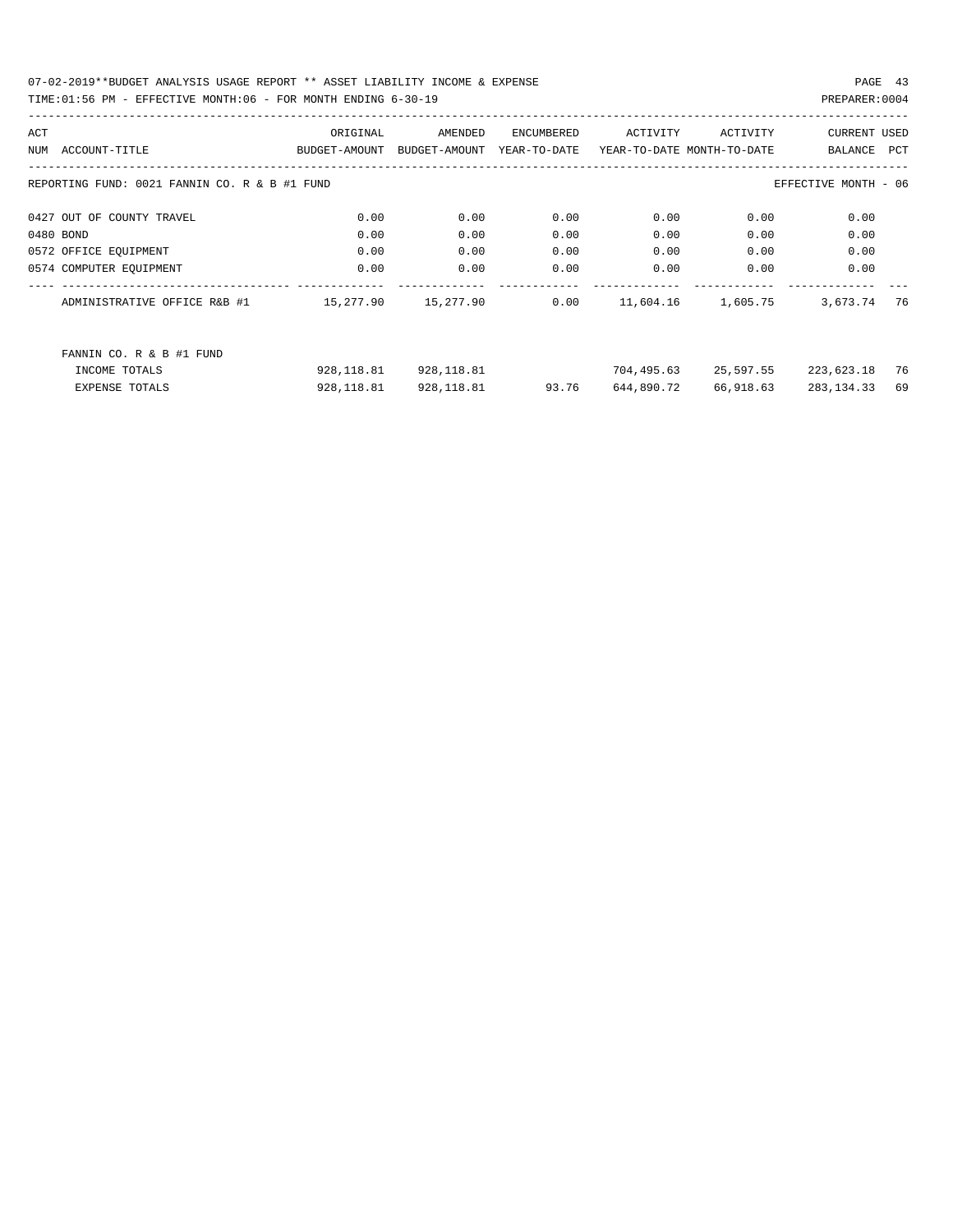07-02-2019**BUDGET ANALYSIS USAGE REPORT ** ASSET LIABILITY INCOME & EXPENSE

TIME:01:56 PM - EFFECTIVE MONTH:06 - FOR MONTH ENDING 6-30-19

PREPARER:0004

| ACT NUM | ACCOUNT-TITLE | ORIGINAL BUDGET-AMOUNT | AMENDED BUDGET-AMOUNT | ENCUMBERED YEAR-TO-DATE | ACTIVITY YEAR-TO-DATE | ACTIVITY MONTH-TO-DATE | CURRENT BALANCE | USED PCT |
|---|---|---|---|---|---|---|---|---|
| | REPORTING FUND: 0021 FANNIN CO. R & B #1 FUND | | | | | | EFFECTIVE MONTH - 06 | |
| 0427 | OUT OF COUNTY TRAVEL | 0.00 | 0.00 | 0.00 | 0.00 | 0.00 | 0.00 | |
| 0480 | BOND | 0.00 | 0.00 | 0.00 | 0.00 | 0.00 | 0.00 | |
| 0572 | OFFICE EQUIPMENT | 0.00 | 0.00 | 0.00 | 0.00 | 0.00 | 0.00 | |
| 0574 | COMPUTER EQUIPMENT | 0.00 | 0.00 | 0.00 | 0.00 | 0.00 | 0.00 | |
| | ADMINISTRATIVE OFFICE R&B #1 | 15,277.90 | 15,277.90 | 0.00 | 11,604.16 | 1,605.75 | 3,673.74 | 76 |
| | FANNIN CO. R & B #1 FUND | | | | | | | |
| | INCOME TOTALS | 928,118.81 | 928,118.81 | | 704,495.63 | 25,597.55 | 223,623.18 | 76 |
| | EXPENSE TOTALS | 928,118.81 | 928,118.81 | 93.76 | 644,890.72 | 66,918.63 | 283,134.33 | 69 |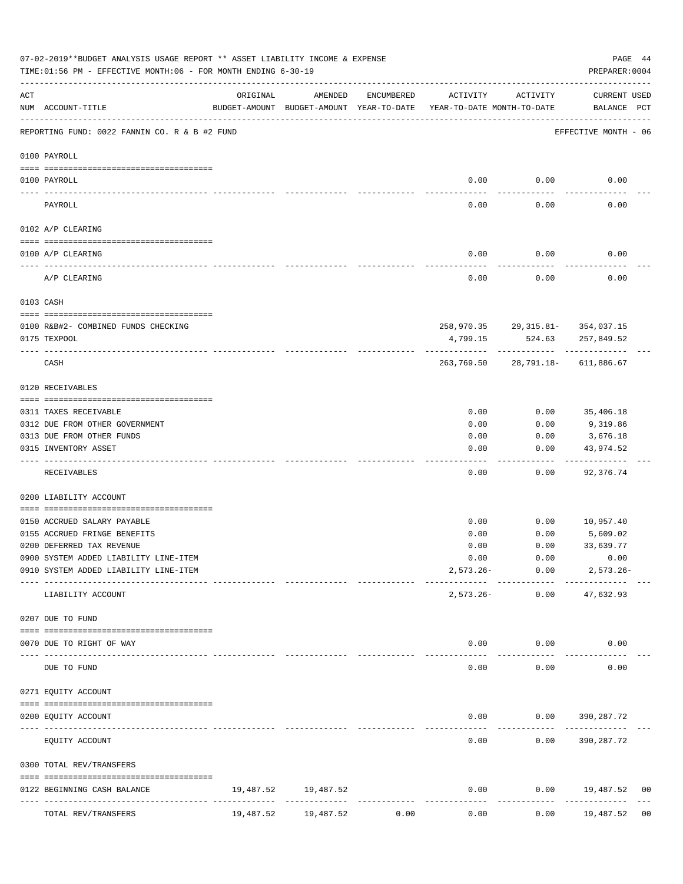07-02-2019**BUDGET ANALYSIS USAGE REPORT ** ASSET LIABILITY INCOME & EXPENSE

TIME:01:56 PM - EFFECTIVE MONTH:06 - FOR MONTH ENDING 6-30-19

PREPARER:0004

| ACT NUM | ACCOUNT-TITLE | ORIGINAL BUDGET-AMOUNT | AMENDED BUDGET-AMOUNT | ENCUMBERED YEAR-TO-DATE | ACTIVITY YEAR-TO-DATE | ACTIVITY MONTH-TO-DATE | CURRENT BALANCE | USED PCT |
|---|---|---|---|---|---|---|---|---|
| | REPORTING FUND: 0022 FANNIN CO. R & B #2 FUND | | | | | | EFFECTIVE MONTH - 06 | |
| | 0100 PAYROLL | | | | | | | |
| 0100 | PAYROLL | | | | 0.00 | 0.00 | 0.00 | |
| | PAYROLL | | | | 0.00 | 0.00 | 0.00 | |
| | 0102 A/P CLEARING | | | | | | | |
| 0100 | A/P CLEARING | | | | 0.00 | 0.00 | 0.00 | |
| | A/P CLEARING | | | | 0.00 | 0.00 | 0.00 | |
| | 0103 CASH | | | | | | | |
| 0100 | R&B#2- COMBINED FUNDS CHECKING | | | | 258,970.35 | 29,315.81- | 354,037.15 | |
| 0175 | TEXPOOL | | | | 4,799.15 | 524.63 | 257,849.52 | |
| | CASH | | | | 263,769.50 | 28,791.18- | 611,886.67 | |
| | 0120 RECEIVABLES | | | | | | | |
| 0311 | TAXES RECEIVABLE | | | | 0.00 | 0.00 | 35,406.18 | |
| 0312 | DUE FROM OTHER GOVERNMENT | | | | 0.00 | 0.00 | 9,319.86 | |
| 0313 | DUE FROM OTHER FUNDS | | | | 0.00 | 0.00 | 3,676.18 | |
| 0315 | INVENTORY ASSET | | | | 0.00 | 0.00 | 43,974.52 | |
| | RECEIVABLES | | | | 0.00 | 0.00 | 92,376.74 | |
| | 0200 LIABILITY ACCOUNT | | | | | | | |
| 0150 | ACCRUED SALARY PAYABLE | | | | 0.00 | 0.00 | 10,957.40 | |
| 0155 | ACCRUED FRINGE BENEFITS | | | | 0.00 | 0.00 | 5,609.02 | |
| 0200 | DEFERRED TAX REVENUE | | | | 0.00 | 0.00 | 33,639.77 | |
| 0900 | SYSTEM ADDED LIABILITY LINE-ITEM | | | | 0.00 | 0.00 | 0.00 | |
| 0910 | SYSTEM ADDED LIABILITY LINE-ITEM | | | | 2,573.26- | 0.00 | 2,573.26- | |
| | LIABILITY ACCOUNT | | | | 2,573.26- | 0.00 | 47,632.93 | |
| | 0207 DUE TO FUND | | | | | | | |
| 0070 | DUE TO RIGHT OF WAY | | | | 0.00 | 0.00 | 0.00 | |
| | DUE TO FUND | | | | 0.00 | 0.00 | 0.00 | |
| | 0271 EQUITY ACCOUNT | | | | | | | |
| 0200 | EQUITY ACCOUNT | | | | 0.00 | 0.00 | 390,287.72 | |
| | EQUITY ACCOUNT | | | | 0.00 | 0.00 | 390,287.72 | |
| | 0300 TOTAL REV/TRANSFERS | | | | | | | |
| 0122 | BEGINNING CASH BALANCE | 19,487.52 | 19,487.52 | | 0.00 | 0.00 | 19,487.52 | 00 |
| | TOTAL REV/TRANSFERS | 19,487.52 | 19,487.52 | 0.00 | 0.00 | 0.00 | 19,487.52 | 00 |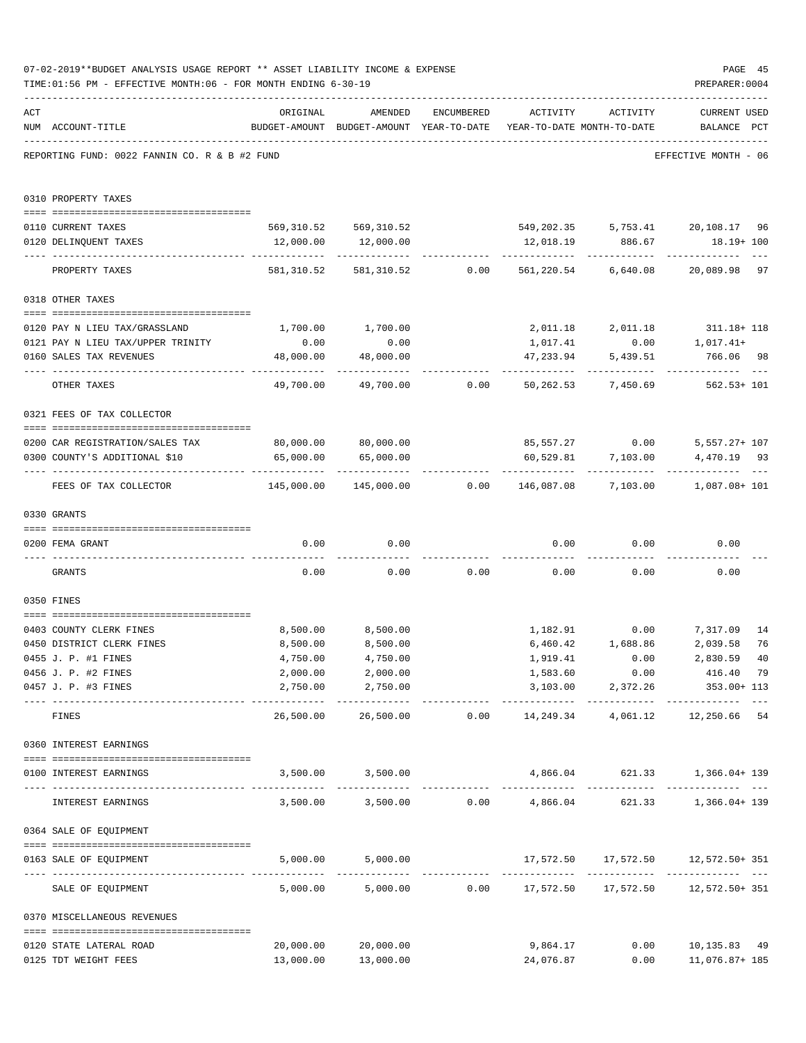07-02-2019**BUDGET ANALYSIS USAGE REPORT ** ASSET LIABILITY INCOME & EXPENSE

TIME:01:56 PM - EFFECTIVE MONTH:06 - FOR MONTH ENDING 6-30-19

PREPARER:0004

REPORTING FUND: 0022 FANNIN CO. R & B #2 FUND — EFFECTIVE MONTH - 06

| ACT NUM | ACCOUNT-TITLE | ORIGINAL BUDGET-AMOUNT | AMENDED BUDGET-AMOUNT | ENCUMBERED YEAR-TO-DATE | ACTIVITY YEAR-TO-DATE | ACTIVITY MONTH-TO-DATE | CURRENT BALANCE | USED PCT |
|---|---|---|---|---|---|---|---|---|
| | **0310 PROPERTY TAXES** | | | | | | | |
| 0110 | CURRENT TAXES | 569,310.52 | 569,310.52 | | 549,202.35 | 5,753.41 | 20,108.17 | 96 |
| 0120 | DELINQUENT TAXES | 12,000.00 | 12,000.00 | | 12,018.19 | 886.67 | 18.19+ | 100 |
| | PROPERTY TAXES | 581,310.52 | 581,310.52 | 0.00 | 561,220.54 | 6,640.08 | 20,089.98 | 97 |
| | **0318 OTHER TAXES** | | | | | | | |
| 0120 | PAY N LIEU TAX/GRASSLAND | 1,700.00 | 1,700.00 | | 2,011.18 | 2,011.18 | 311.18+ | 118 |
| 0121 | PAY N LIEU TAX/UPPER TRINITY | 0.00 | 0.00 | | 1,017.41 | 0.00 | 1,017.41+ | |
| 0160 | SALES TAX REVENUES | 48,000.00 | 48,000.00 | | 47,233.94 | 5,439.51 | 766.06 | 98 |
| | OTHER TAXES | 49,700.00 | 49,700.00 | 0.00 | 50,262.53 | 7,450.69 | 562.53+ | 101 |
| | **0321 FEES OF TAX COLLECTOR** | | | | | | | |
| 0200 | CAR REGISTRATION/SALES TAX | 80,000.00 | 80,000.00 | | 85,557.27 | 0.00 | 5,557.27+ | 107 |
| 0300 | COUNTY'S ADDITIONAL $10 | 65,000.00 | 65,000.00 | | 60,529.81 | 7,103.00 | 4,470.19 | 93 |
| | FEES OF TAX COLLECTOR | 145,000.00 | 145,000.00 | 0.00 | 146,087.08 | 7,103.00 | 1,087.08+ | 101 |
| | **0330 GRANTS** | | | | | | | |
| 0200 | FEMA GRANT | 0.00 | 0.00 | | 0.00 | 0.00 | 0.00 | |
| | GRANTS | 0.00 | 0.00 | 0.00 | 0.00 | 0.00 | 0.00 | |
| | **0350 FINES** | | | | | | | |
| 0403 | COUNTY CLERK FINES | 8,500.00 | 8,500.00 | | 1,182.91 | 0.00 | 7,317.09 | 14 |
| 0450 | DISTRICT CLERK FINES | 8,500.00 | 8,500.00 | | 6,460.42 | 1,688.86 | 2,039.58 | 76 |
| 0455 | J. P. #1 FINES | 4,750.00 | 4,750.00 | | 1,919.41 | 0.00 | 2,830.59 | 40 |
| 0456 | J. P. #2 FINES | 2,000.00 | 2,000.00 | | 1,583.60 | 0.00 | 416.40 | 79 |
| 0457 | J. P. #3 FINES | 2,750.00 | 2,750.00 | | 3,103.00 | 2,372.26 | 353.00+ | 113 |
| | FINES | 26,500.00 | 26,500.00 | 0.00 | 14,249.34 | 4,061.12 | 12,250.66 | 54 |
| | **0360 INTEREST EARNINGS** | | | | | | | |
| 0100 | INTEREST EARNINGS | 3,500.00 | 3,500.00 | | 4,866.04 | 621.33 | 1,366.04+ | 139 |
| | INTEREST EARNINGS | 3,500.00 | 3,500.00 | 0.00 | 4,866.04 | 621.33 | 1,366.04+ | 139 |
| | **0364 SALE OF EQUIPMENT** | | | | | | | |
| 0163 | SALE OF EQUIPMENT | 5,000.00 | 5,000.00 | | 17,572.50 | 17,572.50 | 12,572.50+ | 351 |
| | SALE OF EQUIPMENT | 5,000.00 | 5,000.00 | 0.00 | 17,572.50 | 17,572.50 | 12,572.50+ | 351 |
| | **0370 MISCELLANEOUS REVENUES** | | | | | | | |
| 0120 | STATE LATERAL ROAD | 20,000.00 | 20,000.00 | | 9,864.17 | 0.00 | 10,135.83 | 49 |
| 0125 | TDT WEIGHT FEES | 13,000.00 | 13,000.00 | | 24,076.87 | 0.00 | 11,076.87+ | 185 |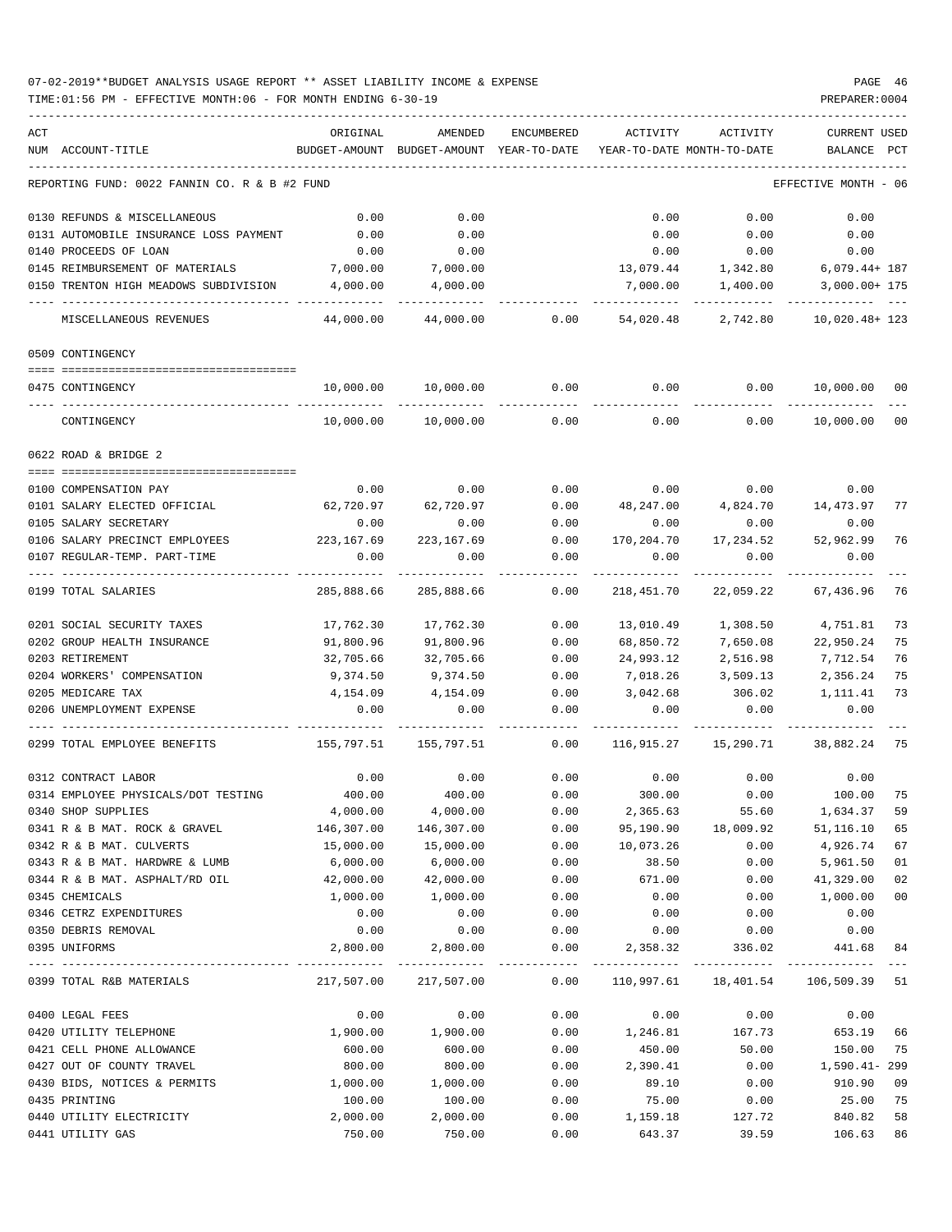07-02-2019**BUDGET ANALYSIS USAGE REPORT ** ASSET LIABILITY INCOME & EXPENSE

TIME:01:56 PM - EFFECTIVE MONTH:06 - FOR MONTH ENDING 6-30-19

PREPARER:0004

REPORTING FUND: 0022 FANNIN CO. R & B #2 FUND — EFFECTIVE MONTH - 06

| ACT NUM | ACCOUNT-TITLE | ORIGINAL BUDGET-AMOUNT | AMENDED BUDGET-AMOUNT | ENCUMBERED YEAR-TO-DATE | ACTIVITY YEAR-TO-DATE | ACTIVITY MONTH-TO-DATE | CURRENT USED BALANCE | PCT |
|---|---|---|---|---|---|---|---|---|
| 0130 | REFUNDS & MISCELLANEOUS | 0.00 | 0.00 | | 0.00 | 0.00 | 0.00 | |
| 0131 | AUTOMOBILE INSURANCE LOSS PAYMENT | 0.00 | 0.00 | | 0.00 | 0.00 | 0.00 | |
| 0140 | PROCEEDS OF LOAN | 0.00 | 0.00 | | 0.00 | 0.00 | 0.00 | |
| 0145 | REIMBURSEMENT OF MATERIALS | 7,000.00 | 7,000.00 | | 13,079.44 | 1,342.80 | 6,079.44+ | 187 |
| 0150 | TRENTON HIGH MEADOWS SUBDIVISION | 4,000.00 | 4,000.00 | | 7,000.00 | 1,400.00 | 3,000.00+ | 175 |
| | MISCELLANEOUS REVENUES | 44,000.00 | 44,000.00 | 0.00 | 54,020.48 | 2,742.80 | 10,020.48+ | 123 |
| | **0509 CONTINGENCY** | | | | | | | |
| 0475 | CONTINGENCY | 10,000.00 | 10,000.00 | 0.00 | 0.00 | 0.00 | 10,000.00 | 00 |
| | CONTINGENCY | 10,000.00 | 10,000.00 | 0.00 | 0.00 | 0.00 | 10,000.00 | 00 |
| | **0622 ROAD & BRIDGE 2** | | | | | | | |
| 0100 | COMPENSATION PAY | 0.00 | 0.00 | 0.00 | 0.00 | 0.00 | 0.00 | |
| 0101 | SALARY ELECTED OFFICIAL | 62,720.97 | 62,720.97 | 0.00 | 48,247.00 | 4,824.70 | 14,473.97 | 77 |
| 0105 | SALARY SECRETARY | 0.00 | 0.00 | 0.00 | 0.00 | 0.00 | 0.00 | |
| 0106 | SALARY PRECINCT EMPLOYEES | 223,167.69 | 223,167.69 | 0.00 | 170,204.70 | 17,234.52 | 52,962.99 | 76 |
| 0107 | REGULAR-TEMP. PART-TIME | 0.00 | 0.00 | 0.00 | 0.00 | 0.00 | 0.00 | |
| 0199 | TOTAL SALARIES | 285,888.66 | 285,888.66 | 0.00 | 218,451.70 | 22,059.22 | 67,436.96 | 76 |
| 0201 | SOCIAL SECURITY TAXES | 17,762.30 | 17,762.30 | 0.00 | 13,010.49 | 1,308.50 | 4,751.81 | 73 |
| 0202 | GROUP HEALTH INSURANCE | 91,800.96 | 91,800.96 | 0.00 | 68,850.72 | 7,650.08 | 22,950.24 | 75 |
| 0203 | RETIREMENT | 32,705.66 | 32,705.66 | 0.00 | 24,993.12 | 2,516.98 | 7,712.54 | 76 |
| 0204 | WORKERS' COMPENSATION | 9,374.50 | 9,374.50 | 0.00 | 7,018.26 | 3,509.13 | 2,356.24 | 75 |
| 0205 | MEDICARE TAX | 4,154.09 | 4,154.09 | 0.00 | 3,042.68 | 306.02 | 1,111.41 | 73 |
| 0206 | UNEMPLOYMENT EXPENSE | 0.00 | 0.00 | 0.00 | 0.00 | 0.00 | 0.00 | |
| 0299 | TOTAL EMPLOYEE BENEFITS | 155,797.51 | 155,797.51 | 0.00 | 116,915.27 | 15,290.71 | 38,882.24 | 75 |
| 0312 | CONTRACT LABOR | 0.00 | 0.00 | 0.00 | 0.00 | 0.00 | 0.00 | |
| 0314 | EMPLOYEE PHYSICALS/DOT TESTING | 400.00 | 400.00 | 0.00 | 300.00 | 0.00 | 100.00 | 75 |
| 0340 | SHOP SUPPLIES | 4,000.00 | 4,000.00 | 0.00 | 2,365.63 | 55.60 | 1,634.37 | 59 |
| 0341 | R & B MAT. ROCK & GRAVEL | 146,307.00 | 146,307.00 | 0.00 | 95,190.90 | 18,009.92 | 51,116.10 | 65 |
| 0342 | R & B MAT. CULVERTS | 15,000.00 | 15,000.00 | 0.00 | 10,073.26 | 0.00 | 4,926.74 | 67 |
| 0343 | R & B MAT. HARDWRE & LUMB | 6,000.00 | 6,000.00 | 0.00 | 38.50 | 0.00 | 5,961.50 | 01 |
| 0344 | R & B MAT. ASPHALT/RD OIL | 42,000.00 | 42,000.00 | 0.00 | 671.00 | 0.00 | 41,329.00 | 02 |
| 0345 | CHEMICALS | 1,000.00 | 1,000.00 | 0.00 | 0.00 | 0.00 | 1,000.00 | 00 |
| 0346 | CETRZ EXPENDITURES | 0.00 | 0.00 | 0.00 | 0.00 | 0.00 | 0.00 | |
| 0350 | DEBRIS REMOVAL | 0.00 | 0.00 | 0.00 | 0.00 | 0.00 | 0.00 | |
| 0395 | UNIFORMS | 2,800.00 | 2,800.00 | 0.00 | 2,358.32 | 336.02 | 441.68 | 84 |
| 0399 | TOTAL R&B MATERIALS | 217,507.00 | 217,507.00 | 0.00 | 110,997.61 | 18,401.54 | 106,509.39 | 51 |
| 0400 | LEGAL FEES | 0.00 | 0.00 | 0.00 | 0.00 | 0.00 | 0.00 | |
| 0420 | UTILITY TELEPHONE | 1,900.00 | 1,900.00 | 0.00 | 1,246.81 | 167.73 | 653.19 | 66 |
| 0421 | CELL PHONE ALLOWANCE | 600.00 | 600.00 | 0.00 | 450.00 | 50.00 | 150.00 | 75 |
| 0427 | OUT OF COUNTY TRAVEL | 800.00 | 800.00 | 0.00 | 2,390.41 | 0.00 | 1,590.41- | 299 |
| 0430 | BIDS, NOTICES & PERMITS | 1,000.00 | 1,000.00 | 0.00 | 89.10 | 0.00 | 910.90 | 09 |
| 0435 | PRINTING | 100.00 | 100.00 | 0.00 | 75.00 | 0.00 | 25.00 | 75 |
| 0440 | UTILITY ELECTRICITY | 2,000.00 | 2,000.00 | 0.00 | 1,159.18 | 127.72 | 840.82 | 58 |
| 0441 | UTILITY GAS | 750.00 | 750.00 | 0.00 | 643.37 | 39.59 | 106.63 | 86 |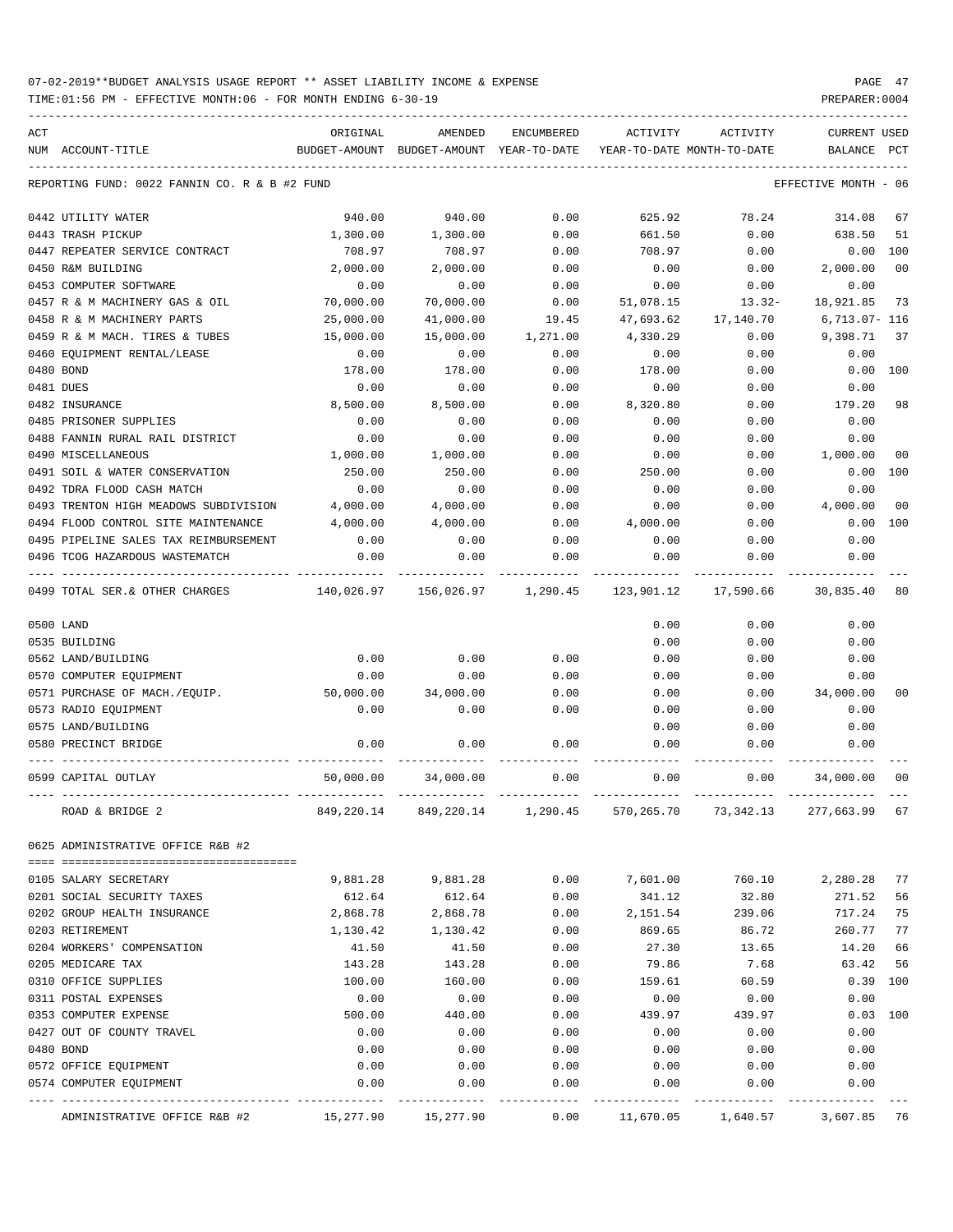07-02-2019**BUDGET ANALYSIS USAGE REPORT ** ASSET LIABILITY INCOME & EXPENSE

TIME:01:56 PM - EFFECTIVE MONTH:06 - FOR MONTH ENDING 6-30-19

REPORTING FUND: 0022 FANNIN CO. R & B #2 FUND — EFFECTIVE MONTH - 06

| ACT NUM | ACCOUNT-TITLE | ORIGINAL BUDGET-AMOUNT | AMENDED BUDGET-AMOUNT | ENCUMBERED YEAR-TO-DATE | ACTIVITY YEAR-TO-DATE | ACTIVITY MONTH-TO-DATE | CURRENT BALANCE | USED PCT |
|---|---|---|---|---|---|---|---|---|
| 0442 | UTILITY WATER | 940.00 | 940.00 | 0.00 | 625.92 | 78.24 | 314.08 | 67 |
| 0443 | TRASH PICKUP | 1,300.00 | 1,300.00 | 0.00 | 661.50 | 0.00 | 638.50 | 51 |
| 0447 | REPEATER SERVICE CONTRACT | 708.97 | 708.97 | 0.00 | 708.97 | 0.00 | 0.00 | 100 |
| 0450 | R&M BUILDING | 2,000.00 | 2,000.00 | 0.00 | 0.00 | 0.00 | 2,000.00 | 00 |
| 0453 | COMPUTER SOFTWARE | 0.00 | 0.00 | 0.00 | 0.00 | 0.00 | 0.00 | |
| 0457 | R & M MACHINERY GAS & OIL | 70,000.00 | 70,000.00 | 0.00 | 51,078.15 | 13.32- | 18,921.85 | 73 |
| 0458 | R & M MACHINERY PARTS | 25,000.00 | 41,000.00 | 19.45 | 47,693.62 | 17,140.70 | 6,713.07- | 116 |
| 0459 | R & M MACH. TIRES & TUBES | 15,000.00 | 15,000.00 | 1,271.00 | 4,330.29 | 0.00 | 9,398.71 | 37 |
| 0460 | EQUIPMENT RENTAL/LEASE | 0.00 | 0.00 | 0.00 | 0.00 | 0.00 | 0.00 | |
| 0480 | BOND | 178.00 | 178.00 | 0.00 | 178.00 | 0.00 | 0.00 | 100 |
| 0481 | DUES | 0.00 | 0.00 | 0.00 | 0.00 | 0.00 | 0.00 | |
| 0482 | INSURANCE | 8,500.00 | 8,500.00 | 0.00 | 8,320.80 | 0.00 | 179.20 | 98 |
| 0485 | PRISONER SUPPLIES | 0.00 | 0.00 | 0.00 | 0.00 | 0.00 | 0.00 | |
| 0488 | FANNIN RURAL RAIL DISTRICT | 0.00 | 0.00 | 0.00 | 0.00 | 0.00 | 0.00 | |
| 0490 | MISCELLANEOUS | 1,000.00 | 1,000.00 | 0.00 | 0.00 | 0.00 | 1,000.00 | 00 |
| 0491 | SOIL & WATER CONSERVATION | 250.00 | 250.00 | 0.00 | 250.00 | 0.00 | 0.00 | 100 |
| 0492 | TDRA FLOOD CASH MATCH | 0.00 | 0.00 | 0.00 | 0.00 | 0.00 | 0.00 | |
| 0493 | TRENTON HIGH MEADOWS SUBDIVISION | 4,000.00 | 4,000.00 | 0.00 | 0.00 | 0.00 | 4,000.00 | 00 |
| 0494 | FLOOD CONTROL SITE MAINTENANCE | 4,000.00 | 4,000.00 | 0.00 | 4,000.00 | 0.00 | 0.00 | 100 |
| 0495 | PIPELINE SALES TAX REIMBURSEMENT | 0.00 | 0.00 | 0.00 | 0.00 | 0.00 | 0.00 | |
| 0496 | TCOG HAZARDOUS WASTEMATCH | 0.00 | 0.00 | 0.00 | 0.00 | 0.00 | 0.00 | |
| 0499 | TOTAL SER.& OTHER CHARGES | 140,026.97 | 156,026.97 | 1,290.45 | 123,901.12 | 17,590.66 | 30,835.40 | 80 |
| 0500 | LAND | | | | 0.00 | 0.00 | 0.00 | |
| 0535 | BUILDING | | | | 0.00 | 0.00 | 0.00 | |
| 0562 | LAND/BUILDING | 0.00 | 0.00 | 0.00 | 0.00 | 0.00 | 0.00 | |
| 0570 | COMPUTER EQUIPMENT | 0.00 | 0.00 | 0.00 | 0.00 | 0.00 | 0.00 | |
| 0571 | PURCHASE OF MACH./EQUIP. | 50,000.00 | 34,000.00 | 0.00 | 0.00 | 0.00 | 34,000.00 | 00 |
| 0573 | RADIO EQUIPMENT | 0.00 | 0.00 | 0.00 | 0.00 | 0.00 | 0.00 | |
| 0575 | LAND/BUILDING | | | | 0.00 | 0.00 | 0.00 | |
| 0580 | PRECINCT BRIDGE | 0.00 | 0.00 | 0.00 | 0.00 | 0.00 | 0.00 | |
| 0599 | CAPITAL OUTLAY | 50,000.00 | 34,000.00 | 0.00 | 0.00 | 0.00 | 34,000.00 | 00 |
| | ROAD & BRIDGE 2 | 849,220.14 | 849,220.14 | 1,290.45 | 570,265.70 | 73,342.13 | 277,663.99 | 67 |

## 0625 ADMINISTRATIVE OFFICE R&B #2

| ACT NUM | ACCOUNT-TITLE | ORIGINAL BUDGET-AMOUNT | AMENDED BUDGET-AMOUNT | ENCUMBERED YEAR-TO-DATE | ACTIVITY YEAR-TO-DATE | ACTIVITY MONTH-TO-DATE | CURRENT BALANCE | USED PCT |
|---|---|---|---|---|---|---|---|---|
| 0105 | SALARY SECRETARY | 9,881.28 | 9,881.28 | 0.00 | 7,601.00 | 760.10 | 2,280.28 | 77 |
| 0201 | SOCIAL SECURITY TAXES | 612.64 | 612.64 | 0.00 | 341.12 | 32.80 | 271.52 | 56 |
| 0202 | GROUP HEALTH INSURANCE | 2,868.78 | 2,868.78 | 0.00 | 2,151.54 | 239.06 | 717.24 | 75 |
| 0203 | RETIREMENT | 1,130.42 | 1,130.42 | 0.00 | 869.65 | 86.72 | 260.77 | 77 |
| 0204 | WORKERS' COMPENSATION | 41.50 | 41.50 | 0.00 | 27.30 | 13.65 | 14.20 | 66 |
| 0205 | MEDICARE TAX | 143.28 | 143.28 | 0.00 | 79.86 | 7.68 | 63.42 | 56 |
| 0310 | OFFICE SUPPLIES | 100.00 | 160.00 | 0.00 | 159.61 | 60.59 | 0.39 | 100 |
| 0311 | POSTAL EXPENSES | 0.00 | 0.00 | 0.00 | 0.00 | 0.00 | 0.00 | |
| 0353 | COMPUTER EXPENSE | 500.00 | 440.00 | 0.00 | 439.97 | 439.97 | 0.03 | 100 |
| 0427 | OUT OF COUNTY TRAVEL | 0.00 | 0.00 | 0.00 | 0.00 | 0.00 | 0.00 | |
| 0480 | BOND | 0.00 | 0.00 | 0.00 | 0.00 | 0.00 | 0.00 | |
| 0572 | OFFICE EQUIPMENT | 0.00 | 0.00 | 0.00 | 0.00 | 0.00 | 0.00 | |
| 0574 | COMPUTER EQUIPMENT | 0.00 | 0.00 | 0.00 | 0.00 | 0.00 | 0.00 | |
| | ADMINISTRATIVE OFFICE R&B #2 | 15,277.90 | 15,277.90 | 0.00 | 11,670.05 | 1,640.57 | 3,607.85 | 76 |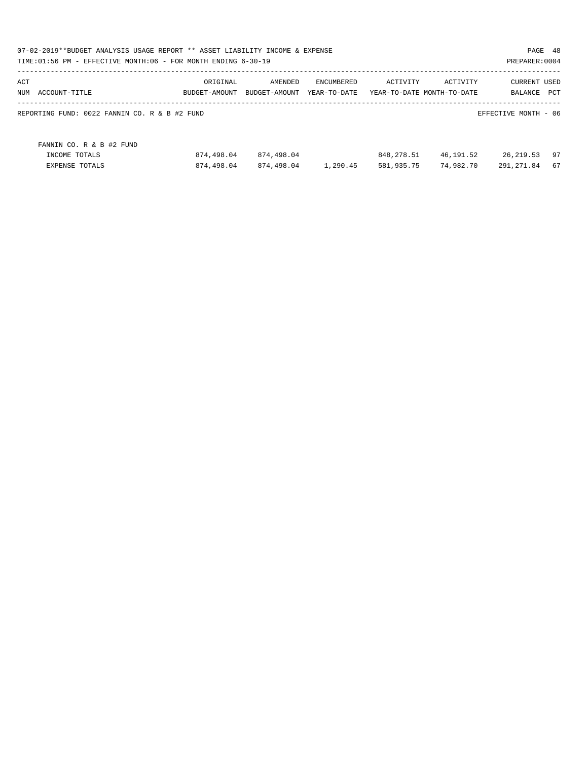07-02-2019**BUDGET ANALYSIS USAGE REPORT ** ASSET LIABILITY INCOME & EXPENSE

TIME:01:56 PM - EFFECTIVE MONTH:06 - FOR MONTH ENDING 6-30-19

PREPARER:0004

| ACT NUM | ACCOUNT-TITLE | ORIGINAL BUDGET-AMOUNT | AMENDED BUDGET-AMOUNT | ENCUMBERED YEAR-TO-DATE | ACTIVITY YEAR-TO-DATE | ACTIVITY MONTH-TO-DATE | CURRENT BALANCE | USED PCT |
|---|---|---|---|---|---|---|---|---|

REPORTING FUND: 0022 FANNIN CO. R & B #2 FUND

EFFECTIVE MONTH - 06

| | ORIGINAL BUDGET-AMOUNT | AMENDED BUDGET-AMOUNT | ENCUMBERED YEAR-TO-DATE | ACTIVITY YEAR-TO-DATE | ACTIVITY MONTH-TO-DATE | CURRENT BALANCE | USED PCT |
|---|---|---|---|---|---|---|---|
| FANNIN CO. R & B #2 FUND | | | | | | | |
| INCOME TOTALS | 874,498.04 | 874,498.04 | | 848,278.51 | 46,191.52 | 26,219.53 | 97 |
| EXPENSE TOTALS | 874,498.04 | 874,498.04 | 1,290.45 | 581,935.75 | 74,982.70 | 291,271.84 | 67 |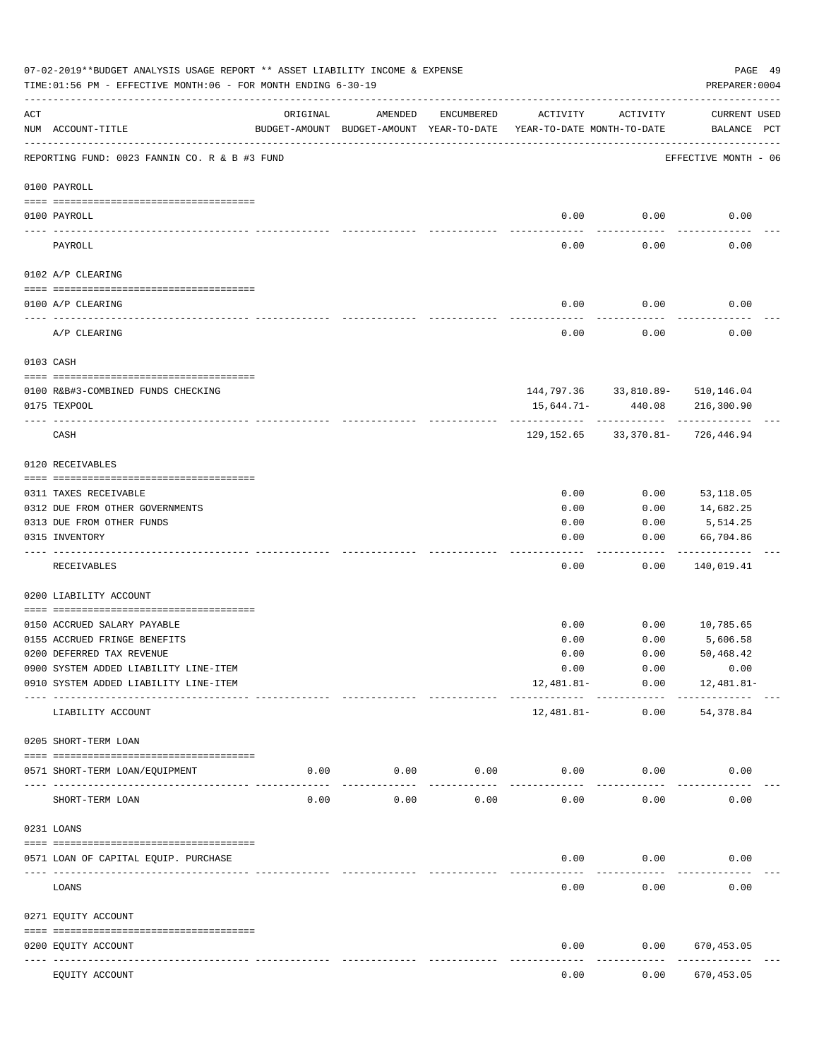07-02-2019**BUDGET ANALYSIS USAGE REPORT ** ASSET LIABILITY INCOME & EXPENSE

TIME:01:56 PM - EFFECTIVE MONTH:06 - FOR MONTH ENDING 6-30-19

PREPARER:0004

REPORTING FUND: 0023 FANNIN CO. R & B #3 FUND — EFFECTIVE MONTH - 06

| ACT NUM | ACCOUNT-TITLE | ORIGINAL BUDGET-AMOUNT | AMENDED BUDGET-AMOUNT | ENCUMBERED YEAR-TO-DATE | ACTIVITY YEAR-TO-DATE | ACTIVITY MONTH-TO-DATE | CURRENT BALANCE | USED PCT |
|---|---|---|---|---|---|---|---|---|
| | **0100 PAYROLL** | | | | | | | |
| 0100 | PAYROLL | | | | 0.00 | 0.00 | 0.00 | |
| | PAYROLL | | | | 0.00 | 0.00 | 0.00 | |
| | **0102 A/P CLEARING** | | | | | | | |
| 0100 | A/P CLEARING | | | | 0.00 | 0.00 | 0.00 | |
| | A/P CLEARING | | | | 0.00 | 0.00 | 0.00 | |
| | **0103 CASH** | | | | | | | |
| 0100 | R&B#3-COMBINED FUNDS CHECKING | | | | 144,797.36 | 33,810.89- | 510,146.04 | |
| 0175 | TEXPOOL | | | | 15,644.71- | 440.08 | 216,300.90 | |
| | CASH | | | | 129,152.65 | 33,370.81- | 726,446.94 | |
| | **0120 RECEIVABLES** | | | | | | | |
| 0311 | TAXES RECEIVABLE | | | | 0.00 | 0.00 | 53,118.05 | |
| 0312 | DUE FROM OTHER GOVERNMENTS | | | | 0.00 | 0.00 | 14,682.25 | |
| 0313 | DUE FROM OTHER FUNDS | | | | 0.00 | 0.00 | 5,514.25 | |
| 0315 | INVENTORY | | | | 0.00 | 0.00 | 66,704.86 | |
| | RECEIVABLES | | | | 0.00 | 0.00 | 140,019.41 | |
| | **0200 LIABILITY ACCOUNT** | | | | | | | |
| 0150 | ACCRUED SALARY PAYABLE | | | | 0.00 | 0.00 | 10,785.65 | |
| 0155 | ACCRUED FRINGE BENEFITS | | | | 0.00 | 0.00 | 5,606.58 | |
| 0200 | DEFERRED TAX REVENUE | | | | 0.00 | 0.00 | 50,468.42 | |
| 0900 | SYSTEM ADDED LIABILITY LINE-ITEM | | | | 0.00 | 0.00 | 0.00 | |
| 0910 | SYSTEM ADDED LIABILITY LINE-ITEM | | | | 12,481.81- | 0.00 | 12,481.81- | |
| | LIABILITY ACCOUNT | | | | 12,481.81- | 0.00 | 54,378.84 | |
| | **0205 SHORT-TERM LOAN** | | | | | | | |
| 0571 | SHORT-TERM LOAN/EQUIPMENT | 0.00 | 0.00 | 0.00 | 0.00 | 0.00 | 0.00 | |
| | SHORT-TERM LOAN | 0.00 | 0.00 | 0.00 | 0.00 | 0.00 | 0.00 | |
| | **0231 LOANS** | | | | | | | |
| 0571 | LOAN OF CAPITAL EQUIP. PURCHASE | | | | 0.00 | 0.00 | 0.00 | |
| | LOANS | | | | 0.00 | 0.00 | 0.00 | |
| | **0271 EQUITY ACCOUNT** | | | | | | | |
| 0200 | EQUITY ACCOUNT | | | | 0.00 | 0.00 | 670,453.05 | |
| | EQUITY ACCOUNT | | | | 0.00 | 0.00 | 670,453.05 | |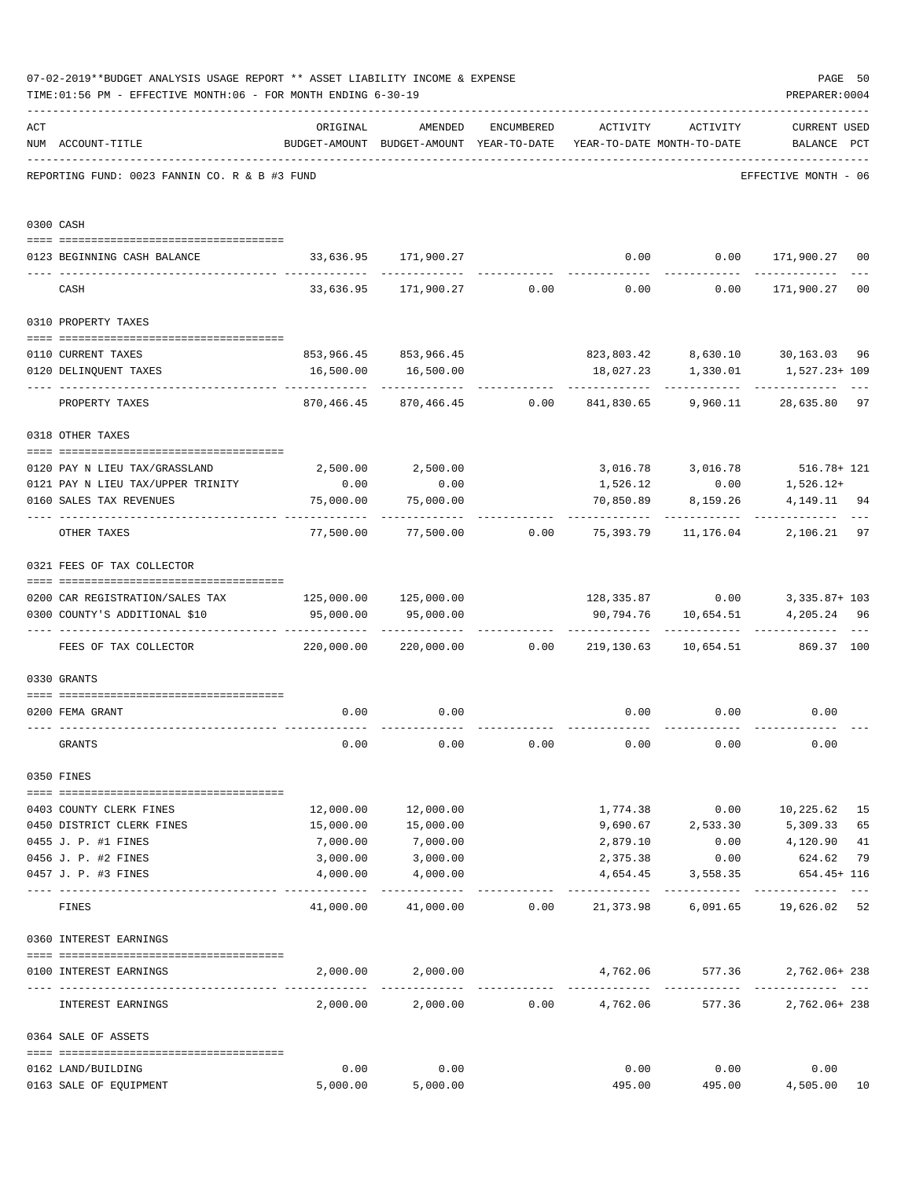07-02-2019**BUDGET ANALYSIS USAGE REPORT ** ASSET LIABILITY INCOME & EXPENSE

TIME:01:56 PM - EFFECTIVE MONTH:06 - FOR MONTH ENDING 6-30-19

PREPARER:0004

REPORTING FUND: 0023 FANNIN CO. R & B #3 FUND — EFFECTIVE MONTH - 06

| ACT NUM | ACCOUNT-TITLE | ORIGINAL BUDGET-AMOUNT | AMENDED BUDGET-AMOUNT | ENCUMBERED YEAR-TO-DATE | ACTIVITY YEAR-TO-DATE | ACTIVITY MONTH-TO-DATE | CURRENT BALANCE | USED PCT |
|---|---|---|---|---|---|---|---|---|
| **0300** | **CASH** | | | | | | | |
| 0123 | BEGINNING CASH BALANCE | 33,636.95 | 171,900.27 | | 0.00 | 0.00 | 171,900.27 | 00 |
| | CASH | 33,636.95 | 171,900.27 | 0.00 | 0.00 | 0.00 | 171,900.27 | 00 |
| **0310** | **PROPERTY TAXES** | | | | | | | |
| 0110 | CURRENT TAXES | 853,966.45 | 853,966.45 | | 823,803.42 | 8,630.10 | 30,163.03 | 96 |
| 0120 | DELINQUENT TAXES | 16,500.00 | 16,500.00 | | 18,027.23 | 1,330.01 | 1,527.23+ | 109 |
| | PROPERTY TAXES | 870,466.45 | 870,466.45 | 0.00 | 841,830.65 | 9,960.11 | 28,635.80 | 97 |
| **0318** | **OTHER TAXES** | | | | | | | |
| 0120 | PAY N LIEU TAX/GRASSLAND | 2,500.00 | 2,500.00 | | 3,016.78 | 3,016.78 | 516.78+ | 121 |
| 0121 | PAY N LIEU TAX/UPPER TRINITY | 0.00 | 0.00 | | 1,526.12 | 0.00 | 1,526.12+ | |
| 0160 | SALES TAX REVENUES | 75,000.00 | 75,000.00 | | 70,850.89 | 8,159.26 | 4,149.11 | 94 |
| | OTHER TAXES | 77,500.00 | 77,500.00 | 0.00 | 75,393.79 | 11,176.04 | 2,106.21 | 97 |
| **0321** | **FEES OF TAX COLLECTOR** | | | | | | | |
| 0200 | CAR REGISTRATION/SALES TAX | 125,000.00 | 125,000.00 | | 128,335.87 | 0.00 | 3,335.87+ | 103 |
| 0300 | COUNTY'S ADDITIONAL $10 | 95,000.00 | 95,000.00 | | 90,794.76 | 10,654.51 | 4,205.24 | 96 |
| | FEES OF TAX COLLECTOR | 220,000.00 | 220,000.00 | 0.00 | 219,130.63 | 10,654.51 | 869.37 | 100 |
| **0330** | **GRANTS** | | | | | | | |
| 0200 | FEMA GRANT | 0.00 | 0.00 | | 0.00 | 0.00 | 0.00 | |
| | GRANTS | 0.00 | 0.00 | 0.00 | 0.00 | 0.00 | 0.00 | |
| **0350** | **FINES** | | | | | | | |
| 0403 | COUNTY CLERK FINES | 12,000.00 | 12,000.00 | | 1,774.38 | 0.00 | 10,225.62 | 15 |
| 0450 | DISTRICT CLERK FINES | 15,000.00 | 15,000.00 | | 9,690.67 | 2,533.30 | 5,309.33 | 65 |
| 0455 | J. P. #1 FINES | 7,000.00 | 7,000.00 | | 2,879.10 | 0.00 | 4,120.90 | 41 |
| 0456 | J. P. #2 FINES | 3,000.00 | 3,000.00 | | 2,375.38 | 0.00 | 624.62 | 79 |
| 0457 | J. P. #3 FINES | 4,000.00 | 4,000.00 | | 4,654.45 | 3,558.35 | 654.45+ | 116 |
| | FINES | 41,000.00 | 41,000.00 | 0.00 | 21,373.98 | 6,091.65 | 19,626.02 | 52 |
| **0360** | **INTEREST EARNINGS** | | | | | | | |
| 0100 | INTEREST EARNINGS | 2,000.00 | 2,000.00 | | 4,762.06 | 577.36 | 2,762.06+ | 238 |
| | INTEREST EARNINGS | 2,000.00 | 2,000.00 | 0.00 | 4,762.06 | 577.36 | 2,762.06+ | 238 |
| **0364** | **SALE OF ASSETS** | | | | | | | |
| 0162 | LAND/BUILDING | 0.00 | 0.00 | | 0.00 | 0.00 | 0.00 | |
| 0163 | SALE OF EQUIPMENT | 5,000.00 | 5,000.00 | | 495.00 | 495.00 | 4,505.00 | 10 |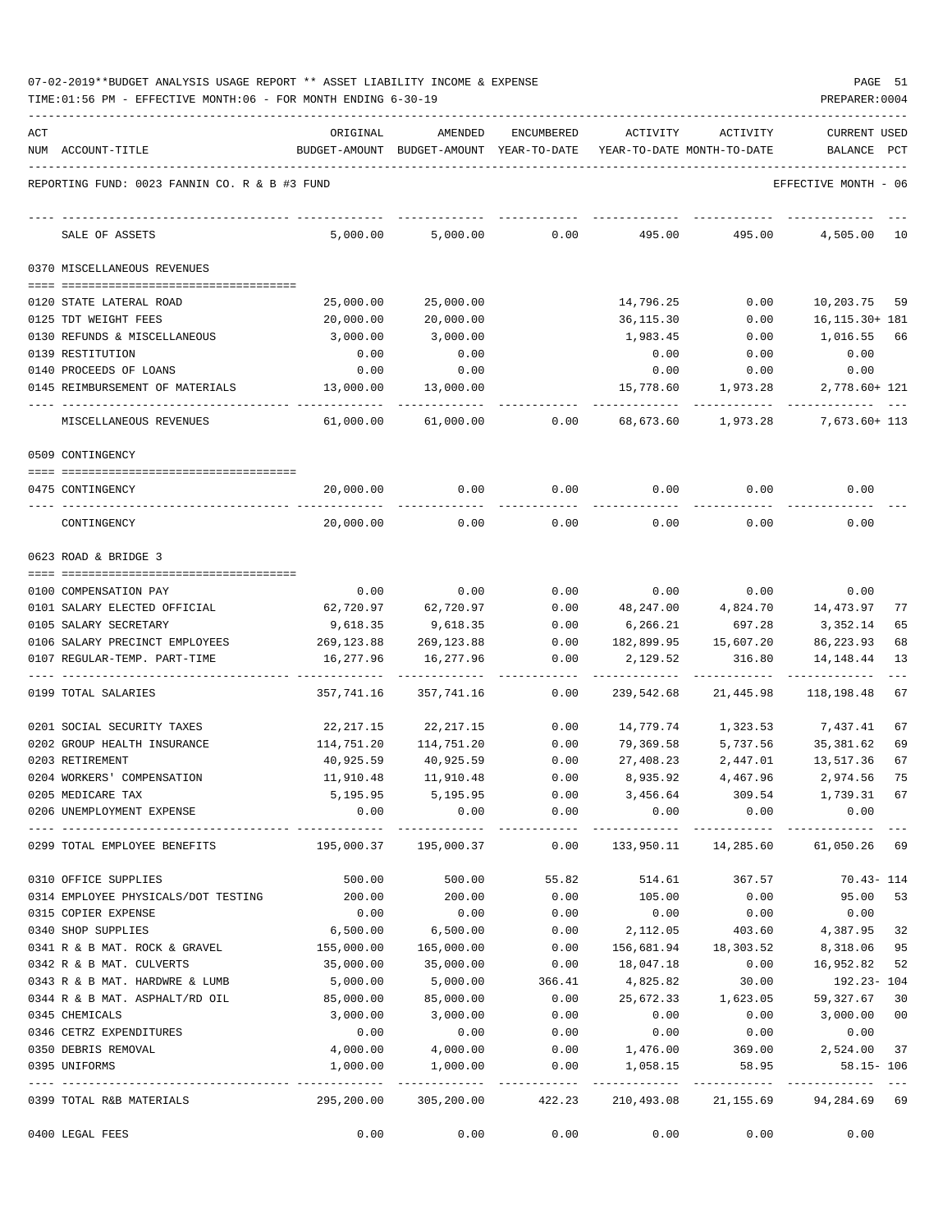07-02-2019**BUDGET ANALYSIS USAGE REPORT ** ASSET LIABILITY INCOME & EXPENSE

TIME:01:56 PM - EFFECTIVE MONTH:06 - FOR MONTH ENDING 6-30-19

PREPARER:0004

REPORTING FUND: 0023 FANNIN CO. R & B #3 FUND — EFFECTIVE MONTH - 06

| ACT NUM | ACCOUNT-TITLE | ORIGINAL BUDGET-AMOUNT | AMENDED BUDGET-AMOUNT | ENCUMBERED YEAR-TO-DATE | ACTIVITY YEAR-TO-DATE | ACTIVITY MONTH-TO-DATE | CURRENT USED BALANCE | PCT |
|---|---|---|---|---|---|---|---|---|
| | SALE OF ASSETS | 5,000.00 | 5,000.00 | 0.00 | 495.00 | 495.00 | 4,505.00 | 10 |
| | **0370 MISCELLANEOUS REVENUES** | | | | | | | |
| 0120 | STATE LATERAL ROAD | 25,000.00 | 25,000.00 | | 14,796.25 | 0.00 | 10,203.75 | 59 |
| 0125 | TDT WEIGHT FEES | 20,000.00 | 20,000.00 | | 36,115.30 | 0.00 | 16,115.30+ | 181 |
| 0130 | REFUNDS & MISCELLANEOUS | 3,000.00 | 3,000.00 | | 1,983.45 | 0.00 | 1,016.55 | 66 |
| 0139 | RESTITUTION | 0.00 | 0.00 | | 0.00 | 0.00 | 0.00 | |
| 0140 | PROCEEDS OF LOANS | 0.00 | 0.00 | | 0.00 | 0.00 | 0.00 | |
| 0145 | REIMBURSEMENT OF MATERIALS | 13,000.00 | 13,000.00 | | 15,778.60 | 1,973.28 | 2,778.60+ | 121 |
| | MISCELLANEOUS REVENUES | 61,000.00 | 61,000.00 | 0.00 | 68,673.60 | 1,973.28 | 7,673.60+ | 113 |
| | **0509 CONTINGENCY** | | | | | | | |
| 0475 | CONTINGENCY | 20,000.00 | 0.00 | 0.00 | 0.00 | 0.00 | 0.00 | |
| | CONTINGENCY | 20,000.00 | 0.00 | 0.00 | 0.00 | 0.00 | 0.00 | |
| | **0623 ROAD & BRIDGE 3** | | | | | | | |
| 0100 | COMPENSATION PAY | 0.00 | 0.00 | 0.00 | 0.00 | 0.00 | 0.00 | |
| 0101 | SALARY ELECTED OFFICIAL | 62,720.97 | 62,720.97 | 0.00 | 48,247.00 | 4,824.70 | 14,473.97 | 77 |
| 0105 | SALARY SECRETARY | 9,618.35 | 9,618.35 | 0.00 | 6,266.21 | 697.28 | 3,352.14 | 65 |
| 0106 | SALARY PRECINCT EMPLOYEES | 269,123.88 | 269,123.88 | 0.00 | 182,899.95 | 15,607.20 | 86,223.93 | 68 |
| 0107 | REGULAR-TEMP. PART-TIME | 16,277.96 | 16,277.96 | 0.00 | 2,129.52 | 316.80 | 14,148.44 | 13 |
| 0199 | TOTAL SALARIES | 357,741.16 | 357,741.16 | 0.00 | 239,542.68 | 21,445.98 | 118,198.48 | 67 |
| 0201 | SOCIAL SECURITY TAXES | 22,217.15 | 22,217.15 | 0.00 | 14,779.74 | 1,323.53 | 7,437.41 | 67 |
| 0202 | GROUP HEALTH INSURANCE | 114,751.20 | 114,751.20 | 0.00 | 79,369.58 | 5,737.56 | 35,381.62 | 69 |
| 0203 | RETIREMENT | 40,925.59 | 40,925.59 | 0.00 | 27,408.23 | 2,447.01 | 13,517.36 | 67 |
| 0204 | WORKERS' COMPENSATION | 11,910.48 | 11,910.48 | 0.00 | 8,935.92 | 4,467.96 | 2,974.56 | 75 |
| 0205 | MEDICARE TAX | 5,195.95 | 5,195.95 | 0.00 | 3,456.64 | 309.54 | 1,739.31 | 67 |
| 0206 | UNEMPLOYMENT EXPENSE | 0.00 | 0.00 | 0.00 | 0.00 | 0.00 | 0.00 | |
| 0299 | TOTAL EMPLOYEE BENEFITS | 195,000.37 | 195,000.37 | 0.00 | 133,950.11 | 14,285.60 | 61,050.26 | 69 |
| 0310 | OFFICE SUPPLIES | 500.00 | 500.00 | 55.82 | 514.61 | 367.57 | 70.43- | 114 |
| 0314 | EMPLOYEE PHYSICALS/DOT TESTING | 200.00 | 200.00 | 0.00 | 105.00 | 0.00 | 95.00 | 53 |
| 0315 | COPIER EXPENSE | 0.00 | 0.00 | 0.00 | 0.00 | 0.00 | 0.00 | |
| 0340 | SHOP SUPPLIES | 6,500.00 | 6,500.00 | 0.00 | 2,112.05 | 403.60 | 4,387.95 | 32 |
| 0341 | R & B MAT. ROCK & GRAVEL | 155,000.00 | 165,000.00 | 0.00 | 156,681.94 | 18,303.52 | 8,318.06 | 95 |
| 0342 | R & B MAT. CULVERTS | 35,000.00 | 35,000.00 | 0.00 | 18,047.18 | 0.00 | 16,952.82 | 52 |
| 0343 | R & B MAT. HARDWRE & LUMB | 5,000.00 | 5,000.00 | 366.41 | 4,825.82 | 30.00 | 192.23- | 104 |
| 0344 | R & B MAT. ASPHALT/RD OIL | 85,000.00 | 85,000.00 | 0.00 | 25,672.33 | 1,623.05 | 59,327.67 | 30 |
| 0345 | CHEMICALS | 3,000.00 | 3,000.00 | 0.00 | 0.00 | 0.00 | 3,000.00 | 00 |
| 0346 | CETRZ EXPENDITURES | 0.00 | 0.00 | 0.00 | 0.00 | 0.00 | 0.00 | |
| 0350 | DEBRIS REMOVAL | 4,000.00 | 4,000.00 | 0.00 | 1,476.00 | 369.00 | 2,524.00 | 37 |
| 0395 | UNIFORMS | 1,000.00 | 1,000.00 | 0.00 | 1,058.15 | 58.95 | 58.15- | 106 |
| 0399 | TOTAL R&B MATERIALS | 295,200.00 | 305,200.00 | 422.23 | 210,493.08 | 21,155.69 | 94,284.69 | 69 |
| 0400 | LEGAL FEES | 0.00 | 0.00 | 0.00 | 0.00 | 0.00 | 0.00 | |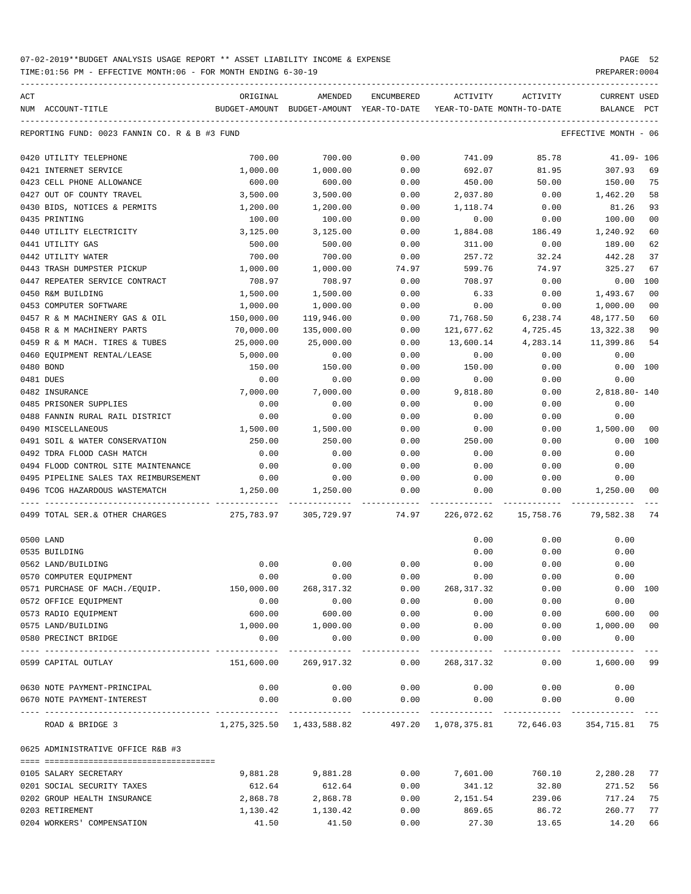07-02-2019**BUDGET ANALYSIS USAGE REPORT ** ASSET LIABILITY INCOME & EXPENSE

TIME:01:56 PM - EFFECTIVE MONTH:06 - FOR MONTH ENDING 6-30-19

PREPARER:0004

| ACT NUM | ACCOUNT-TITLE | ORIGINAL BUDGET-AMOUNT | AMENDED BUDGET-AMOUNT | ENCUMBERED YEAR-TO-DATE | ACTIVITY YEAR-TO-DATE | ACTIVITY MONTH-TO-DATE | CURRENT BALANCE | USED PCT |
|---|---|---|---|---|---|---|---|---|
| | REPORTING FUND: 0023 FANNIN CO. R & B #3 FUND | | | | | | EFFECTIVE MONTH - 06 | |
| 0420 | UTILITY TELEPHONE | 700.00 | 700.00 | 0.00 | 741.09 | 85.78 | 41.09- | 106 |
| 0421 | INTERNET SERVICE | 1,000.00 | 1,000.00 | 0.00 | 692.07 | 81.95 | 307.93 | 69 |
| 0423 | CELL PHONE ALLOWANCE | 600.00 | 600.00 | 0.00 | 450.00 | 50.00 | 150.00 | 75 |
| 0427 | OUT OF COUNTY TRAVEL | 3,500.00 | 3,500.00 | 0.00 | 2,037.80 | 0.00 | 1,462.20 | 58 |
| 0430 | BIDS, NOTICES & PERMITS | 1,200.00 | 1,200.00 | 0.00 | 1,118.74 | 0.00 | 81.26 | 93 |
| 0435 | PRINTING | 100.00 | 100.00 | 0.00 | 0.00 | 0.00 | 100.00 | 00 |
| 0440 | UTILITY ELECTRICITY | 3,125.00 | 3,125.00 | 0.00 | 1,884.08 | 186.49 | 1,240.92 | 60 |
| 0441 | UTILITY GAS | 500.00 | 500.00 | 0.00 | 311.00 | 0.00 | 189.00 | 62 |
| 0442 | UTILITY WATER | 700.00 | 700.00 | 0.00 | 257.72 | 32.24 | 442.28 | 37 |
| 0443 | TRASH DUMPSTER PICKUP | 1,000.00 | 1,000.00 | 74.97 | 599.76 | 74.97 | 325.27 | 67 |
| 0447 | REPEATER SERVICE CONTRACT | 708.97 | 708.97 | 0.00 | 708.97 | 0.00 | 0.00 | 100 |
| 0450 | R&M BUILDING | 1,500.00 | 1,500.00 | 0.00 | 6.33 | 0.00 | 1,493.67 | 00 |
| 0453 | COMPUTER SOFTWARE | 1,000.00 | 1,000.00 | 0.00 | 0.00 | 0.00 | 1,000.00 | 00 |
| 0457 | R & M MACHINERY GAS & OIL | 150,000.00 | 119,946.00 | 0.00 | 71,768.50 | 6,238.74 | 48,177.50 | 60 |
| 0458 | R & M MACHINERY PARTS | 70,000.00 | 135,000.00 | 0.00 | 121,677.62 | 4,725.45 | 13,322.38 | 90 |
| 0459 | R & M MACH. TIRES & TUBES | 25,000.00 | 25,000.00 | 0.00 | 13,600.14 | 4,283.14 | 11,399.86 | 54 |
| 0460 | EQUIPMENT RENTAL/LEASE | 5,000.00 | 0.00 | 0.00 | 0.00 | 0.00 | 0.00 | |
| 0480 | BOND | 150.00 | 150.00 | 0.00 | 150.00 | 0.00 | 0.00 | 100 |
| 0481 | DUES | 0.00 | 0.00 | 0.00 | 0.00 | 0.00 | 0.00 | |
| 0482 | INSURANCE | 7,000.00 | 7,000.00 | 0.00 | 9,818.80 | 0.00 | 2,818.80- | 140 |
| 0485 | PRISONER SUPPLIES | 0.00 | 0.00 | 0.00 | 0.00 | 0.00 | 0.00 | |
| 0488 | FANNIN RURAL RAIL DISTRICT | 0.00 | 0.00 | 0.00 | 0.00 | 0.00 | 0.00 | |
| 0490 | MISCELLANEOUS | 1,500.00 | 1,500.00 | 0.00 | 0.00 | 0.00 | 1,500.00 | 00 |
| 0491 | SOIL & WATER CONSERVATION | 250.00 | 250.00 | 0.00 | 250.00 | 0.00 | 0.00 | 100 |
| 0492 | TDRA FLOOD CASH MATCH | 0.00 | 0.00 | 0.00 | 0.00 | 0.00 | 0.00 | |
| 0494 | FLOOD CONTROL SITE MAINTENANCE | 0.00 | 0.00 | 0.00 | 0.00 | 0.00 | 0.00 | |
| 0495 | PIPELINE SALES TAX REIMBURSEMENT | 0.00 | 0.00 | 0.00 | 0.00 | 0.00 | 0.00 | |
| 0496 | TCOG HAZARDOUS WASTEMATCH | 1,250.00 | 1,250.00 | 0.00 | 0.00 | 0.00 | 1,250.00 | 00 |
| 0499 | TOTAL SER.& OTHER CHARGES | 275,783.97 | 305,729.97 | 74.97 | 226,072.62 | 15,758.76 | 79,582.38 | 74 |
| 0500 | LAND | | | | 0.00 | 0.00 | 0.00 | |
| 0535 | BUILDING | | | | 0.00 | 0.00 | 0.00 | |
| 0562 | LAND/BUILDING | 0.00 | 0.00 | 0.00 | 0.00 | 0.00 | 0.00 | |
| 0570 | COMPUTER EQUIPMENT | 0.00 | 0.00 | 0.00 | 0.00 | 0.00 | 0.00 | |
| 0571 | PURCHASE OF MACH./EQUIP. | 150,000.00 | 268,317.32 | 0.00 | 268,317.32 | 0.00 | 0.00 | 100 |
| 0572 | OFFICE EQUIPMENT | 0.00 | 0.00 | 0.00 | 0.00 | 0.00 | 0.00 | |
| 0573 | RADIO EQUIPMENT | 600.00 | 600.00 | 0.00 | 0.00 | 0.00 | 600.00 | 00 |
| 0575 | LAND/BUILDING | 1,000.00 | 1,000.00 | 0.00 | 0.00 | 0.00 | 1,000.00 | 00 |
| 0580 | PRECINCT BRIDGE | 0.00 | 0.00 | 0.00 | 0.00 | 0.00 | 0.00 | |
| 0599 | CAPITAL OUTLAY | 151,600.00 | 269,917.32 | 0.00 | 268,317.32 | 0.00 | 1,600.00 | 99 |
| 0630 | NOTE PAYMENT-PRINCIPAL | 0.00 | 0.00 | 0.00 | 0.00 | 0.00 | 0.00 | |
| 0670 | NOTE PAYMENT-INTEREST | 0.00 | 0.00 | 0.00 | 0.00 | 0.00 | 0.00 | |
| | ROAD & BRIDGE 3 | 1,275,325.50 | 1,433,588.82 | 497.20 | 1,078,375.81 | 72,646.03 | 354,715.81 | 75 |
| 0625 | ADMINISTRATIVE OFFICE R&B #3 | | | | | | | |
| 0105 | SALARY SECRETARY | 9,881.28 | 9,881.28 | 0.00 | 7,601.00 | 760.10 | 2,280.28 | 77 |
| 0201 | SOCIAL SECURITY TAXES | 612.64 | 612.64 | 0.00 | 341.12 | 32.80 | 271.52 | 56 |
| 0202 | GROUP HEALTH INSURANCE | 2,868.78 | 2,868.78 | 0.00 | 2,151.54 | 239.06 | 717.24 | 75 |
| 0203 | RETIREMENT | 1,130.42 | 1,130.42 | 0.00 | 869.65 | 86.72 | 260.77 | 77 |
| 0204 | WORKERS' COMPENSATION | 41.50 | 41.50 | 0.00 | 27.30 | 13.65 | 14.20 | 66 |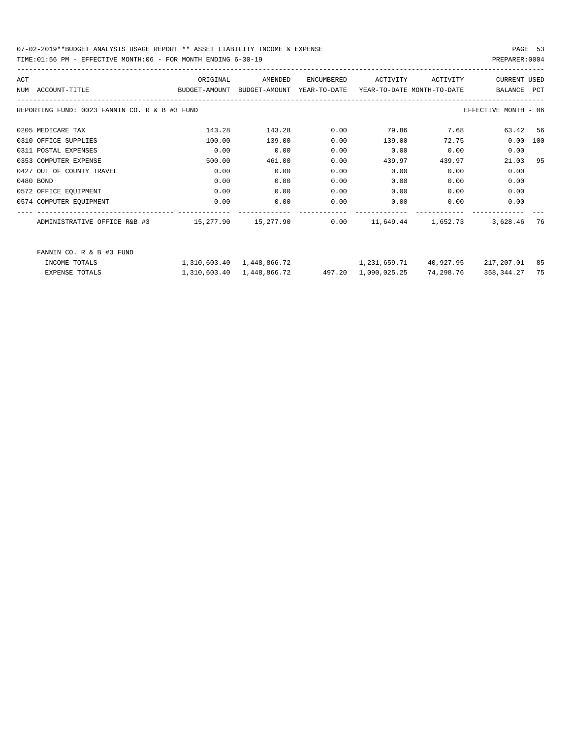REPORTING FUND: 0023 FANNIN CO. R & B #3 FUND — EFFECTIVE MONTH - 06

| ACT NUM | ACCOUNT-TITLE | ORIGINAL BUDGET-AMOUNT | AMENDED BUDGET-AMOUNT | ENCUMBERED YEAR-TO-DATE | ACTIVITY YEAR-TO-DATE | ACTIVITY MONTH-TO-DATE | CURRENT BALANCE | USED PCT |
|---|---|---|---|---|---|---|---|---|
| 0205 | MEDICARE TAX | 143.28 | 143.28 | 0.00 | 79.86 | 7.68 | 63.42 | 56 |
| 0310 | OFFICE SUPPLIES | 100.00 | 139.00 | 0.00 | 139.00 | 72.75 | 0.00 | 100 |
| 0311 | POSTAL EXPENSES | 0.00 | 0.00 | 0.00 | 0.00 | 0.00 | 0.00 | |
| 0353 | COMPUTER EXPENSE | 500.00 | 461.00 | 0.00 | 439.97 | 439.97 | 21.03 | 95 |
| 0427 | OUT OF COUNTY TRAVEL | 0.00 | 0.00 | 0.00 | 0.00 | 0.00 | 0.00 | |
| 0480 | BOND | 0.00 | 0.00 | 0.00 | 0.00 | 0.00 | 0.00 | |
| 0572 | OFFICE EQUIPMENT | 0.00 | 0.00 | 0.00 | 0.00 | 0.00 | 0.00 | |
| 0574 | COMPUTER EQUIPMENT | 0.00 | 0.00 | 0.00 | 0.00 | 0.00 | 0.00 | |
| | ADMINISTRATIVE OFFICE R&B #3 | 15,277.90 | 15,277.90 | 0.00 | 11,649.44 | 1,652.73 | 3,628.46 | 76 |

FANNIN CO. R & B #3 FUND

| | ORIGINAL BUDGET-AMOUNT | AMENDED BUDGET-AMOUNT | ENCUMBERED YEAR-TO-DATE | ACTIVITY YEAR-TO-DATE | ACTIVITY MONTH-TO-DATE | CURRENT BALANCE | USED PCT |
|---|---|---|---|---|---|---|---|
| INCOME TOTALS | 1,310,603.40 | 1,448,866.72 | | 1,231,659.71 | 40,927.95 | 217,207.01 | 85 |
| EXPENSE TOTALS | 1,310,603.40 | 1,448,866.72 | 497.20 | 1,090,025.25 | 74,298.76 | 358,344.27 | 75 |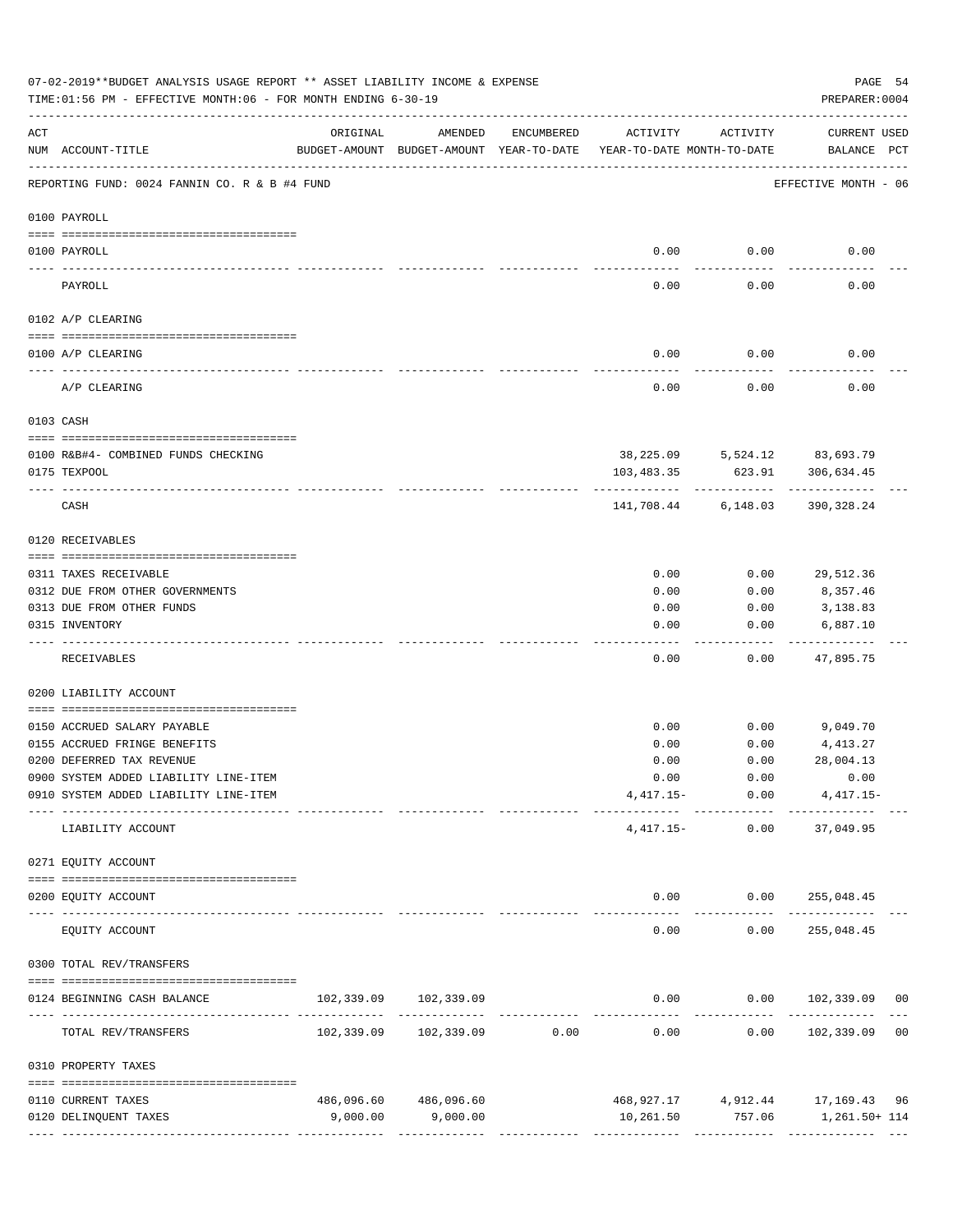07-02-2019**BUDGET ANALYSIS USAGE REPORT ** ASSET LIABILITY INCOME & EXPENSE

TIME:01:56 PM - EFFECTIVE MONTH:06 - FOR MONTH ENDING 6-30-19

PREPARER:0004

| ACT NUM | ACCOUNT-TITLE | ORIGINAL BUDGET-AMOUNT | AMENDED BUDGET-AMOUNT | ENCUMBERED YEAR-TO-DATE | ACTIVITY YEAR-TO-DATE | ACTIVITY MONTH-TO-DATE | CURRENT BALANCE | USED PCT |
|---|---|---|---|---|---|---|---|---|
| | REPORTING FUND: 0024 FANNIN CO. R & B #4 FUND | | | | | | EFFECTIVE MONTH - 06 | |
| | **0100 PAYROLL** | | | | | | | |
| 0100 | PAYROLL | | | | 0.00 | 0.00 | 0.00 | |
| | PAYROLL | | | | 0.00 | 0.00 | 0.00 | |
| | **0102 A/P CLEARING** | | | | | | | |
| 0100 | A/P CLEARING | | | | 0.00 | 0.00 | 0.00 | |
| | A/P CLEARING | | | | 0.00 | 0.00 | 0.00 | |
| | **0103 CASH** | | | | | | | |
| 0100 | R&B#4- COMBINED FUNDS CHECKING | | | | 38,225.09 | 5,524.12 | 83,693.79 | |
| 0175 | TEXPOOL | | | | 103,483.35 | 623.91 | 306,634.45 | |
| | CASH | | | | 141,708.44 | 6,148.03 | 390,328.24 | |
| | **0120 RECEIVABLES** | | | | | | | |
| 0311 | TAXES RECEIVABLE | | | | 0.00 | 0.00 | 29,512.36 | |
| 0312 | DUE FROM OTHER GOVERNMENTS | | | | 0.00 | 0.00 | 8,357.46 | |
| 0313 | DUE FROM OTHER FUNDS | | | | 0.00 | 0.00 | 3,138.83 | |
| 0315 | INVENTORY | | | | 0.00 | 0.00 | 6,887.10 | |
| | RECEIVABLES | | | | 0.00 | 0.00 | 47,895.75 | |
| | **0200 LIABILITY ACCOUNT** | | | | | | | |
| 0150 | ACCRUED SALARY PAYABLE | | | | 0.00 | 0.00 | 9,049.70 | |
| 0155 | ACCRUED FRINGE BENEFITS | | | | 0.00 | 0.00 | 4,413.27 | |
| 0200 | DEFERRED TAX REVENUE | | | | 0.00 | 0.00 | 28,004.13 | |
| 0900 | SYSTEM ADDED LIABILITY LINE-ITEM | | | | 0.00 | 0.00 | 0.00 | |
| 0910 | SYSTEM ADDED LIABILITY LINE-ITEM | | | | 4,417.15- | 0.00 | 4,417.15- | |
| | LIABILITY ACCOUNT | | | | 4,417.15- | 0.00 | 37,049.95 | |
| | **0271 EQUITY ACCOUNT** | | | | | | | |
| 0200 | EQUITY ACCOUNT | | | | 0.00 | 0.00 | 255,048.45 | |
| | EQUITY ACCOUNT | | | | 0.00 | 0.00 | 255,048.45 | |
| | **0300 TOTAL REV/TRANSFERS** | | | | | | | |
| 0124 | BEGINNING CASH BALANCE | 102,339.09 | 102,339.09 | | 0.00 | 0.00 | 102,339.09 | 00 |
| | TOTAL REV/TRANSFERS | 102,339.09 | 102,339.09 | 0.00 | 0.00 | 0.00 | 102,339.09 | 00 |
| | **0310 PROPERTY TAXES** | | | | | | | |
| 0110 | CURRENT TAXES | 486,096.60 | 486,096.60 | | 468,927.17 | 4,912.44 | 17,169.43 | 96 |
| 0120 | DELINQUENT TAXES | 9,000.00 | 9,000.00 | | 10,261.50 | 757.06 | 1,261.50+ | 114 |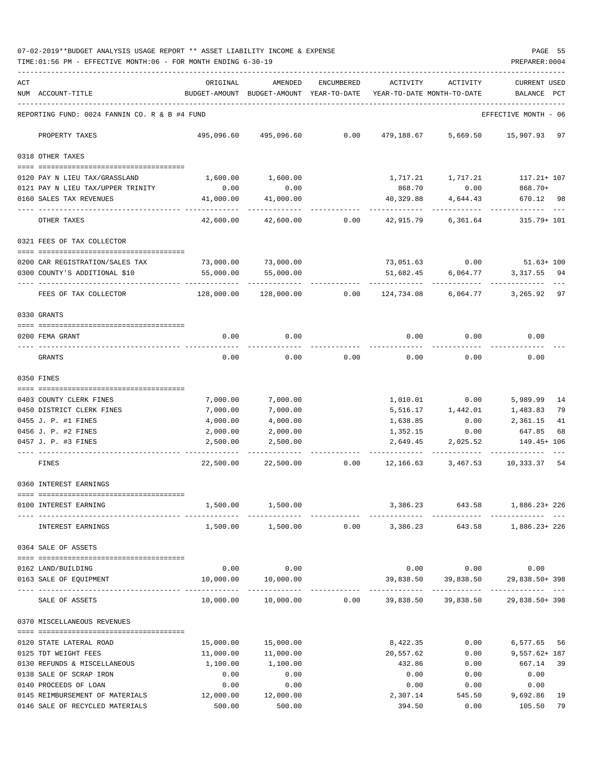07-02-2019**BUDGET ANALYSIS USAGE REPORT ** ASSET LIABILITY INCOME & EXPENSE

TIME:01:56 PM - EFFECTIVE MONTH:06 - FOR MONTH ENDING 6-30-19

PREPARER:0004

REPORTING FUND: 0024 FANNIN CO. R & B #4 FUND — EFFECTIVE MONTH - 06

| ACT NUM | ACCOUNT-TITLE | ORIGINAL BUDGET-AMOUNT | AMENDED BUDGET-AMOUNT | ENCUMBERED YEAR-TO-DATE | ACTIVITY YEAR-TO-DATE | ACTIVITY MONTH-TO-DATE | CURRENT USED BALANCE | PCT |
|---|---|---|---|---|---|---|---|---|
| | PROPERTY TAXES | 495,096.60 | 495,096.60 | 0.00 | 479,188.67 | 5,669.50 | 15,907.93 | 97 |
| | **0318 OTHER TAXES** | | | | | | | |
| 0120 | PAY N LIEU TAX/GRASSLAND | 1,600.00 | 1,600.00 | | 1,717.21 | 1,717.21 | 117.21+ | 107 |
| 0121 | PAY N LIEU TAX/UPPER TRINITY | 0.00 | 0.00 | | 868.70 | 0.00 | 868.70+ | |
| 0160 | SALES TAX REVENUES | 41,000.00 | 41,000.00 | | 40,329.88 | 4,644.43 | 670.12 | 98 |
| | OTHER TAXES | 42,600.00 | 42,600.00 | 0.00 | 42,915.79 | 6,361.64 | 315.79+ | 101 |
| | **0321 FEES OF TAX COLLECTOR** | | | | | | | |
| 0200 | CAR REGISTRATION/SALES TAX | 73,000.00 | 73,000.00 | | 73,051.63 | 0.00 | 51.63+ | 100 |
| 0300 | COUNTY'S ADDITIONAL $10 | 55,000.00 | 55,000.00 | | 51,682.45 | 6,064.77 | 3,317.55 | 94 |
| | FEES OF TAX COLLECTOR | 128,000.00 | 128,000.00 | 0.00 | 124,734.08 | 6,064.77 | 3,265.92 | 97 |
| | **0330 GRANTS** | | | | | | | |
| 0200 | FEMA GRANT | 0.00 | 0.00 | | 0.00 | 0.00 | 0.00 | |
| | GRANTS | 0.00 | 0.00 | 0.00 | 0.00 | 0.00 | 0.00 | |
| | **0350 FINES** | | | | | | | |
| 0403 | COUNTY CLERK FINES | 7,000.00 | 7,000.00 | | 1,010.01 | 0.00 | 5,989.99 | 14 |
| 0450 | DISTRICT CLERK FINES | 7,000.00 | 7,000.00 | | 5,516.17 | 1,442.01 | 1,483.83 | 79 |
| 0455 | J. P. #1 FINES | 4,000.00 | 4,000.00 | | 1,638.85 | 0.00 | 2,361.15 | 41 |
| 0456 | J. P. #2 FINES | 2,000.00 | 2,000.00 | | 1,352.15 | 0.00 | 647.85 | 68 |
| 0457 | J. P. #3 FINES | 2,500.00 | 2,500.00 | | 2,649.45 | 2,025.52 | 149.45+ | 106 |
| | FINES | 22,500.00 | 22,500.00 | 0.00 | 12,166.63 | 3,467.53 | 10,333.37 | 54 |
| | **0360 INTEREST EARNINGS** | | | | | | | |
| 0100 | INTEREST EARNING | 1,500.00 | 1,500.00 | | 3,386.23 | 643.58 | 1,886.23+ | 226 |
| | INTEREST EARNINGS | 1,500.00 | 1,500.00 | 0.00 | 3,386.23 | 643.58 | 1,886.23+ | 226 |
| | **0364 SALE OF ASSETS** | | | | | | | |
| 0162 | LAND/BUILDING | 0.00 | 0.00 | | 0.00 | 0.00 | 0.00 | |
| 0163 | SALE OF EQUIPMENT | 10,000.00 | 10,000.00 | | 39,838.50 | 39,838.50 | 29,838.50+ | 398 |
| | SALE OF ASSETS | 10,000.00 | 10,000.00 | 0.00 | 39,838.50 | 39,838.50 | 29,838.50+ | 398 |
| | **0370 MISCELLANEOUS REVENUES** | | | | | | | |
| 0120 | STATE LATERAL ROAD | 15,000.00 | 15,000.00 | | 8,422.35 | 0.00 | 6,577.65 | 56 |
| 0125 | TDT WEIGHT FEES | 11,000.00 | 11,000.00 | | 20,557.62 | 0.00 | 9,557.62+ | 187 |
| 0130 | REFUNDS & MISCELLANEOUS | 1,100.00 | 1,100.00 | | 432.86 | 0.00 | 667.14 | 39 |
| 0138 | SALE OF SCRAP IRON | 0.00 | 0.00 | | 0.00 | 0.00 | 0.00 | |
| 0140 | PROCEEDS OF LOAN | 0.00 | 0.00 | | 0.00 | 0.00 | 0.00 | |
| 0145 | REIMBURSEMENT OF MATERIALS | 12,000.00 | 12,000.00 | | 2,307.14 | 545.50 | 9,692.86 | 19 |
| 0146 | SALE OF RECYCLED MATERIALS | 500.00 | 500.00 | | 394.50 | 0.00 | 105.50 | 79 |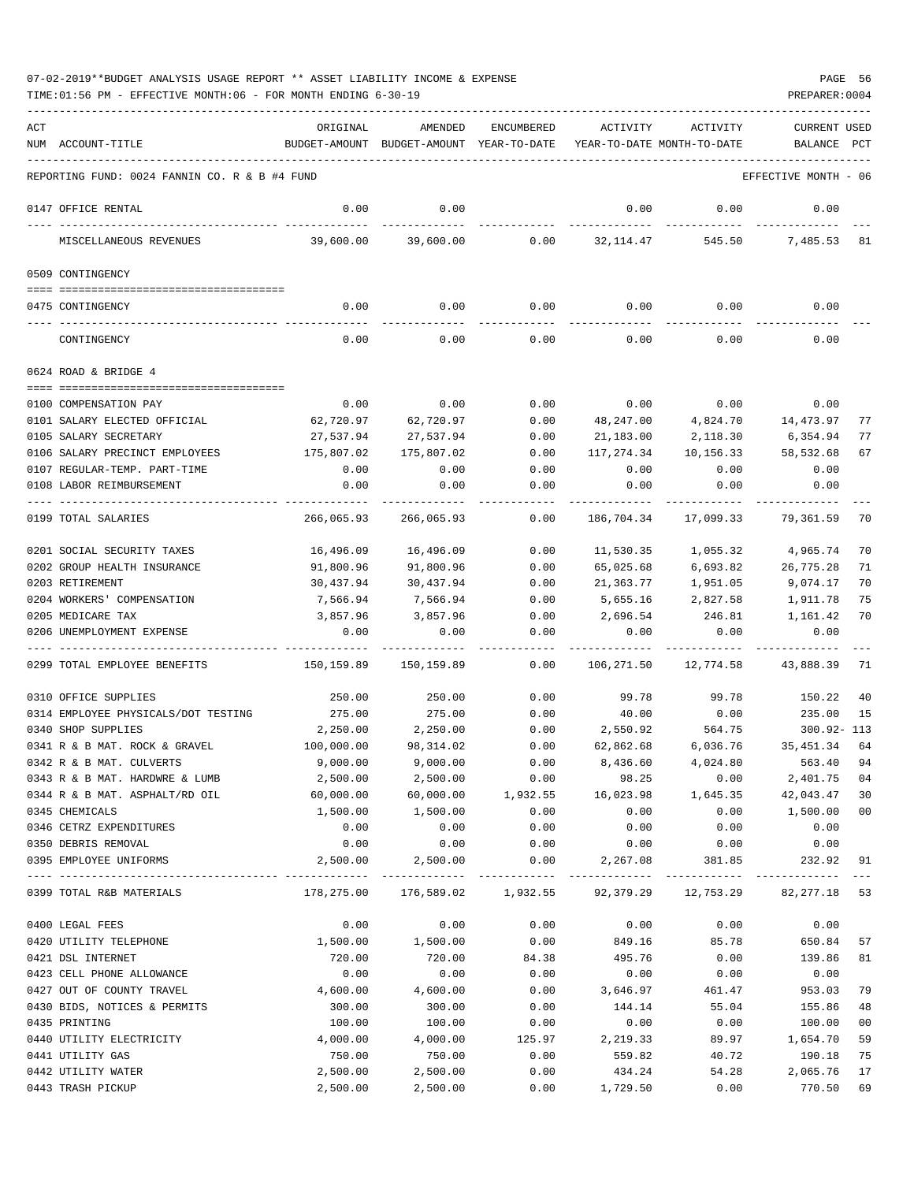07-02-2019**BUDGET ANALYSIS USAGE REPORT ** ASSET LIABILITY INCOME & EXPENSE

TIME:01:56 PM - EFFECTIVE MONTH:06 - FOR MONTH ENDING 6-30-19

PREPARER:0004

| ACT NUM | ACCOUNT-TITLE | ORIGINAL BUDGET-AMOUNT | AMENDED BUDGET-AMOUNT | ENCUMBERED YEAR-TO-DATE | ACTIVITY YEAR-TO-DATE | ACTIVITY MONTH-TO-DATE | CURRENT BALANCE | USED PCT |
|---|---|---|---|---|---|---|---|---|
| | REPORTING FUND: 0024 FANNIN CO. R & B #4 FUND | | | | | | EFFECTIVE MONTH - 06 | |
| 0147 | OFFICE RENTAL | 0.00 | 0.00 | | 0.00 | 0.00 | 0.00 | |
| | MISCELLANEOUS REVENUES | 39,600.00 | 39,600.00 | 0.00 | 32,114.47 | 545.50 | 7,485.53 | 81 |
| 0509 | CONTINGENCY | | | | | | | |
| 0475 | CONTINGENCY | 0.00 | 0.00 | 0.00 | 0.00 | 0.00 | 0.00 | |
| | CONTINGENCY | 0.00 | 0.00 | 0.00 | 0.00 | 0.00 | 0.00 | |
| 0624 | ROAD & BRIDGE 4 | | | | | | | |
| 0100 | COMPENSATION PAY | 0.00 | 0.00 | 0.00 | 0.00 | 0.00 | 0.00 | |
| 0101 | SALARY ELECTED OFFICIAL | 62,720.97 | 62,720.97 | 0.00 | 48,247.00 | 4,824.70 | 14,473.97 | 77 |
| 0105 | SALARY SECRETARY | 27,537.94 | 27,537.94 | 0.00 | 21,183.00 | 2,118.30 | 6,354.94 | 77 |
| 0106 | SALARY PRECINCT EMPLOYEES | 175,807.02 | 175,807.02 | 0.00 | 117,274.34 | 10,156.33 | 58,532.68 | 67 |
| 0107 | REGULAR-TEMP. PART-TIME | 0.00 | 0.00 | 0.00 | 0.00 | 0.00 | 0.00 | |
| 0108 | LABOR REIMBURSEMENT | 0.00 | 0.00 | 0.00 | 0.00 | 0.00 | 0.00 | |
| 0199 | TOTAL SALARIES | 266,065.93 | 266,065.93 | 0.00 | 186,704.34 | 17,099.33 | 79,361.59 | 70 |
| 0201 | SOCIAL SECURITY TAXES | 16,496.09 | 16,496.09 | 0.00 | 11,530.35 | 1,055.32 | 4,965.74 | 70 |
| 0202 | GROUP HEALTH INSURANCE | 91,800.96 | 91,800.96 | 0.00 | 65,025.68 | 6,693.82 | 26,775.28 | 71 |
| 0203 | RETIREMENT | 30,437.94 | 30,437.94 | 0.00 | 21,363.77 | 1,951.05 | 9,074.17 | 70 |
| 0204 | WORKERS' COMPENSATION | 7,566.94 | 7,566.94 | 0.00 | 5,655.16 | 2,827.58 | 1,911.78 | 75 |
| 0205 | MEDICARE TAX | 3,857.96 | 3,857.96 | 0.00 | 2,696.54 | 246.81 | 1,161.42 | 70 |
| 0206 | UNEMPLOYMENT EXPENSE | 0.00 | 0.00 | 0.00 | 0.00 | 0.00 | 0.00 | |
| 0299 | TOTAL EMPLOYEE BENEFITS | 150,159.89 | 150,159.89 | 0.00 | 106,271.50 | 12,774.58 | 43,888.39 | 71 |
| 0310 | OFFICE SUPPLIES | 250.00 | 250.00 | 0.00 | 99.78 | 99.78 | 150.22 | 40 |
| 0314 | EMPLOYEE PHYSICALS/DOT TESTING | 275.00 | 275.00 | 0.00 | 40.00 | 0.00 | 235.00 | 15 |
| 0340 | SHOP SUPPLIES | 2,250.00 | 2,250.00 | 0.00 | 2,550.92 | 564.75 | 300.92- | 113 |
| 0341 | R & B MAT. ROCK & GRAVEL | 100,000.00 | 98,314.02 | 0.00 | 62,862.68 | 6,036.76 | 35,451.34 | 64 |
| 0342 | R & B MAT. CULVERTS | 9,000.00 | 9,000.00 | 0.00 | 8,436.60 | 4,024.80 | 563.40 | 94 |
| 0343 | R & B MAT. HARDWRE & LUMB | 2,500.00 | 2,500.00 | 0.00 | 98.25 | 0.00 | 2,401.75 | 04 |
| 0344 | R & B MAT. ASPHALT/RD OIL | 60,000.00 | 60,000.00 | 1,932.55 | 16,023.98 | 1,645.35 | 42,043.47 | 30 |
| 0345 | CHEMICALS | 1,500.00 | 1,500.00 | 0.00 | 0.00 | 0.00 | 1,500.00 | 00 |
| 0346 | CETRZ EXPENDITURES | 0.00 | 0.00 | 0.00 | 0.00 | 0.00 | 0.00 | |
| 0350 | DEBRIS REMOVAL | 0.00 | 0.00 | 0.00 | 0.00 | 0.00 | 0.00 | |
| 0395 | EMPLOYEE UNIFORMS | 2,500.00 | 2,500.00 | 0.00 | 2,267.08 | 381.85 | 232.92 | 91 |
| 0399 | TOTAL R&B MATERIALS | 178,275.00 | 176,589.02 | 1,932.55 | 92,379.29 | 12,753.29 | 82,277.18 | 53 |
| 0400 | LEGAL FEES | 0.00 | 0.00 | 0.00 | 0.00 | 0.00 | 0.00 | |
| 0420 | UTILITY TELEPHONE | 1,500.00 | 1,500.00 | 0.00 | 849.16 | 85.78 | 650.84 | 57 |
| 0421 | DSL INTERNET | 720.00 | 720.00 | 84.38 | 495.76 | 0.00 | 139.86 | 81 |
| 0423 | CELL PHONE ALLOWANCE | 0.00 | 0.00 | 0.00 | 0.00 | 0.00 | 0.00 | |
| 0427 | OUT OF COUNTY TRAVEL | 4,600.00 | 4,600.00 | 0.00 | 3,646.97 | 461.47 | 953.03 | 79 |
| 0430 | BIDS, NOTICES & PERMITS | 300.00 | 300.00 | 0.00 | 144.14 | 55.04 | 155.86 | 48 |
| 0435 | PRINTING | 100.00 | 100.00 | 0.00 | 0.00 | 0.00 | 100.00 | 00 |
| 0440 | UTILITY ELECTRICITY | 4,000.00 | 4,000.00 | 125.97 | 2,219.33 | 89.97 | 1,654.70 | 59 |
| 0441 | UTILITY GAS | 750.00 | 750.00 | 0.00 | 559.82 | 40.72 | 190.18 | 75 |
| 0442 | UTILITY WATER | 2,500.00 | 2,500.00 | 0.00 | 434.24 | 54.28 | 2,065.76 | 17 |
| 0443 | TRASH PICKUP | 2,500.00 | 2,500.00 | 0.00 | 1,729.50 | 0.00 | 770.50 | 69 |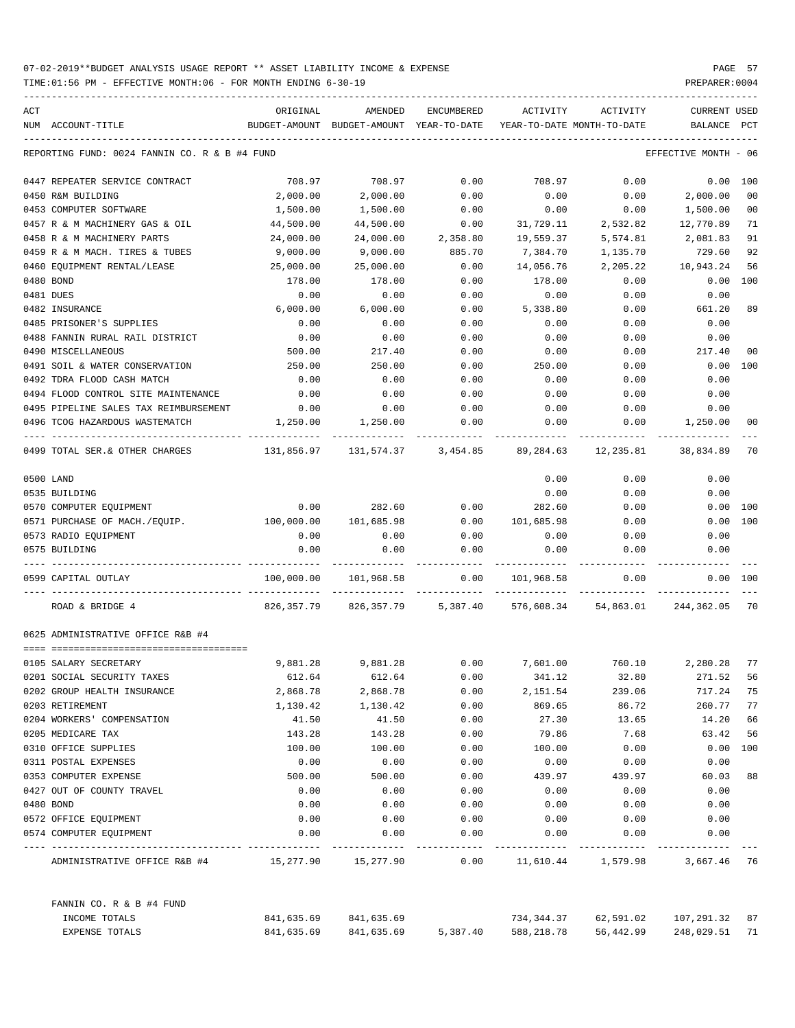07-02-2019**BUDGET ANALYSIS USAGE REPORT ** ASSET LIABILITY INCOME & EXPENSE

TIME:01:56 PM - EFFECTIVE MONTH:06 - FOR MONTH ENDING 6-30-19

REPORTING FUND: 0024 FANNIN CO. R & B #4 FUND — EFFECTIVE MONTH - 06

| ACT NUM | ACCOUNT-TITLE | ORIGINAL BUDGET-AMOUNT | AMENDED BUDGET-AMOUNT | ENCUMBERED YEAR-TO-DATE | ACTIVITY YEAR-TO-DATE | ACTIVITY MONTH-TO-DATE | CURRENT BALANCE | USED PCT |
|---|---|---|---|---|---|---|---|---|
| 0447 | REPEATER SERVICE CONTRACT | 708.97 | 708.97 | 0.00 | 708.97 | 0.00 | 0.00 | 100 |
| 0450 | R&M BUILDING | 2,000.00 | 2,000.00 | 0.00 | 0.00 | 0.00 | 2,000.00 | 00 |
| 0453 | COMPUTER SOFTWARE | 1,500.00 | 1,500.00 | 0.00 | 0.00 | 0.00 | 1,500.00 | 00 |
| 0457 | R & M MACHINERY GAS & OIL | 44,500.00 | 44,500.00 | 0.00 | 31,729.11 | 2,532.82 | 12,770.89 | 71 |
| 0458 | R & M MACHINERY PARTS | 24,000.00 | 24,000.00 | 2,358.80 | 19,559.37 | 5,574.81 | 2,081.83 | 91 |
| 0459 | R & M MACH. TIRES & TUBES | 9,000.00 | 9,000.00 | 885.70 | 7,384.70 | 1,135.70 | 729.60 | 92 |
| 0460 | EQUIPMENT RENTAL/LEASE | 25,000.00 | 25,000.00 | 0.00 | 14,056.76 | 2,205.22 | 10,943.24 | 56 |
| 0480 | BOND | 178.00 | 178.00 | 0.00 | 178.00 | 0.00 | 0.00 | 100 |
| 0481 | DUES | 0.00 | 0.00 | 0.00 | 0.00 | 0.00 | 0.00 | |
| 0482 | INSURANCE | 6,000.00 | 6,000.00 | 0.00 | 5,338.80 | 0.00 | 661.20 | 89 |
| 0485 | PRISONER'S SUPPLIES | 0.00 | 0.00 | 0.00 | 0.00 | 0.00 | 0.00 | |
| 0488 | FANNIN RURAL RAIL DISTRICT | 0.00 | 0.00 | 0.00 | 0.00 | 0.00 | 0.00 | |
| 0490 | MISCELLANEOUS | 500.00 | 217.40 | 0.00 | 0.00 | 0.00 | 217.40 | 00 |
| 0491 | SOIL & WATER CONSERVATION | 250.00 | 250.00 | 0.00 | 250.00 | 0.00 | 0.00 | 100 |
| 0492 | TDRA FLOOD CASH MATCH | 0.00 | 0.00 | 0.00 | 0.00 | 0.00 | 0.00 | |
| 0494 | FLOOD CONTROL SITE MAINTENANCE | 0.00 | 0.00 | 0.00 | 0.00 | 0.00 | 0.00 | |
| 0495 | PIPELINE SALES TAX REIMBURSEMENT | 0.00 | 0.00 | 0.00 | 0.00 | 0.00 | 0.00 | |
| 0496 | TCOG HAZARDOUS WASTEMATCH | 1,250.00 | 1,250.00 | 0.00 | 0.00 | 0.00 | 1,250.00 | 00 |
| 0499 | TOTAL SER.& OTHER CHARGES | 131,856.97 | 131,574.37 | 3,454.85 | 89,284.63 | 12,235.81 | 38,834.89 | 70 |
| 0500 | LAND | | | | 0.00 | 0.00 | 0.00 | |
| 0535 | BUILDING | | | | 0.00 | 0.00 | 0.00 | |
| 0570 | COMPUTER EQUIPMENT | 0.00 | 282.60 | 0.00 | 282.60 | 0.00 | 0.00 | 100 |
| 0571 | PURCHASE OF MACH./EQUIP. | 100,000.00 | 101,685.98 | 0.00 | 101,685.98 | 0.00 | 0.00 | 100 |
| 0573 | RADIO EQUIPMENT | 0.00 | 0.00 | 0.00 | 0.00 | 0.00 | 0.00 | |
| 0575 | BUILDING | 0.00 | 0.00 | 0.00 | 0.00 | 0.00 | 0.00 | |
| 0599 | CAPITAL OUTLAY | 100,000.00 | 101,968.58 | 0.00 | 101,968.58 | 0.00 | 0.00 | 100 |
| | ROAD & BRIDGE 4 | 826,357.79 | 826,357.79 | 5,387.40 | 576,608.34 | 54,863.01 | 244,362.05 | 70 |

0625 ADMINISTRATIVE OFFICE R&B #4

| ACT NUM | ACCOUNT-TITLE | ORIGINAL BUDGET-AMOUNT | AMENDED BUDGET-AMOUNT | ENCUMBERED YEAR-TO-DATE | ACTIVITY YEAR-TO-DATE | ACTIVITY MONTH-TO-DATE | CURRENT BALANCE | USED PCT |
|---|---|---|---|---|---|---|---|---|
| 0105 | SALARY SECRETARY | 9,881.28 | 9,881.28 | 0.00 | 7,601.00 | 760.10 | 2,280.28 | 77 |
| 0201 | SOCIAL SECURITY TAXES | 612.64 | 612.64 | 0.00 | 341.12 | 32.80 | 271.52 | 56 |
| 0202 | GROUP HEALTH INSURANCE | 2,868.78 | 2,868.78 | 0.00 | 2,151.54 | 239.06 | 717.24 | 75 |
| 0203 | RETIREMENT | 1,130.42 | 1,130.42 | 0.00 | 869.65 | 86.72 | 260.77 | 77 |
| 0204 | WORKERS' COMPENSATION | 41.50 | 41.50 | 0.00 | 27.30 | 13.65 | 14.20 | 66 |
| 0205 | MEDICARE TAX | 143.28 | 143.28 | 0.00 | 79.86 | 7.68 | 63.42 | 56 |
| 0310 | OFFICE SUPPLIES | 100.00 | 100.00 | 0.00 | 100.00 | 0.00 | 0.00 | 100 |
| 0311 | POSTAL EXPENSES | 0.00 | 0.00 | 0.00 | 0.00 | 0.00 | 0.00 | |
| 0353 | COMPUTER EXPENSE | 500.00 | 500.00 | 0.00 | 439.97 | 439.97 | 60.03 | 88 |
| 0427 | OUT OF COUNTY TRAVEL | 0.00 | 0.00 | 0.00 | 0.00 | 0.00 | 0.00 | |
| 0480 | BOND | 0.00 | 0.00 | 0.00 | 0.00 | 0.00 | 0.00 | |
| 0572 | OFFICE EQUIPMENT | 0.00 | 0.00 | 0.00 | 0.00 | 0.00 | 0.00 | |
| 0574 | COMPUTER EQUIPMENT | 0.00 | 0.00 | 0.00 | 0.00 | 0.00 | 0.00 | |
| | ADMINISTRATIVE OFFICE R&B #4 | 15,277.90 | 15,277.90 | 0.00 | 11,610.44 | 1,579.98 | 3,667.46 | 76 |

FANNIN CO. R & B #4 FUND

| | ORIGINAL BUDGET-AMOUNT | AMENDED BUDGET-AMOUNT | ENCUMBERED YEAR-TO-DATE | ACTIVITY YEAR-TO-DATE | ACTIVITY MONTH-TO-DATE | CURRENT BALANCE | USED PCT |
|---|---|---|---|---|---|---|---|
| INCOME TOTALS | 841,635.69 | 841,635.69 | | 734,344.37 | 62,591.02 | 107,291.32 | 87 |
| EXPENSE TOTALS | 841,635.69 | 841,635.69 | 5,387.40 | 588,218.78 | 56,442.99 | 248,029.51 | 71 |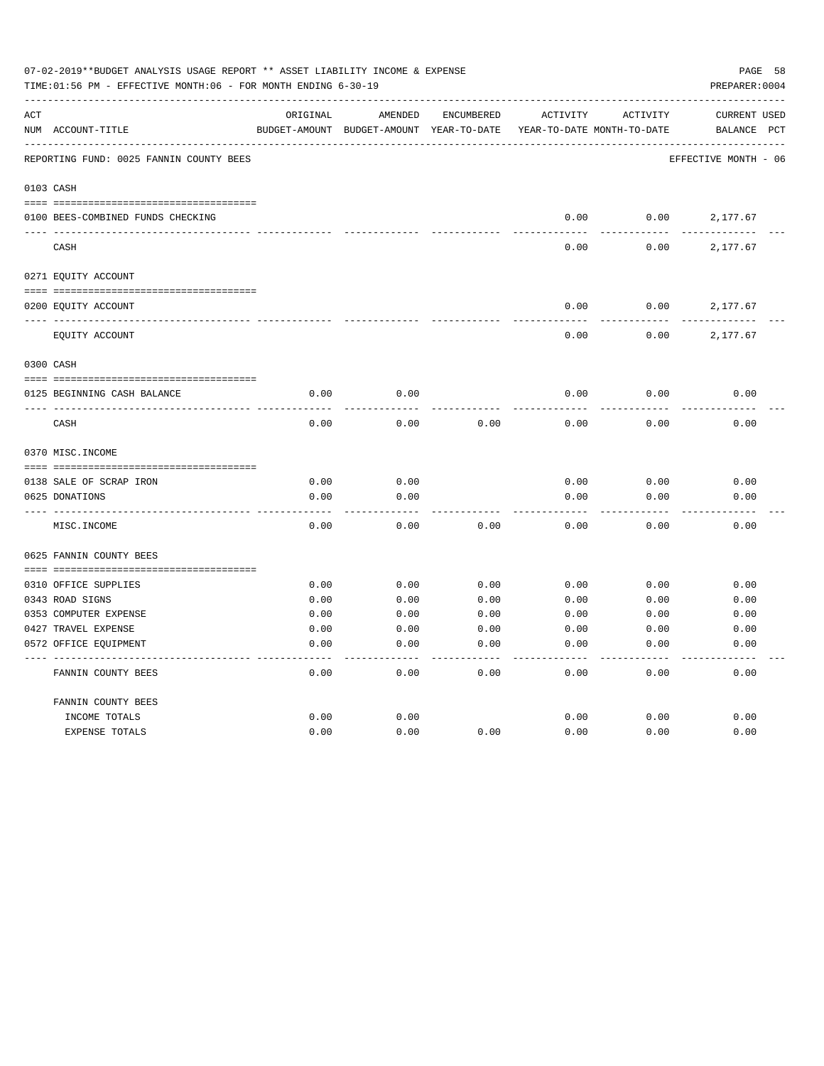07-02-2019**BUDGET ANALYSIS USAGE REPORT ** ASSET LIABILITY INCOME & EXPENSE

TIME:01:56 PM - EFFECTIVE MONTH:06 - FOR MONTH ENDING 6-30-19

PREPARER:0004

REPORTING FUND: 0025 FANNIN COUNTY BEES — EFFECTIVE MONTH - 06

| ACT NUM | ACCOUNT-TITLE | ORIGINAL BUDGET-AMOUNT | AMENDED BUDGET-AMOUNT | ENCUMBERED YEAR-TO-DATE | ACTIVITY YEAR-TO-DATE | ACTIVITY MONTH-TO-DATE | CURRENT BALANCE | USED PCT |
|---|---|---|---|---|---|---|---|---|
| **0103 CASH** | | | | | | | | |
| 0100 | BEES-COMBINED FUNDS CHECKING | | | | 0.00 | 0.00 | 2,177.67 | |
| | CASH | | | | 0.00 | 0.00 | 2,177.67 | |
| **0271 EQUITY ACCOUNT** | | | | | | | | |
| 0200 | EQUITY ACCOUNT | | | | 0.00 | 0.00 | 2,177.67 | |
| | EQUITY ACCOUNT | | | | 0.00 | 0.00 | 2,177.67 | |
| **0300 CASH** | | | | | | | | |
| 0125 | BEGINNING CASH BALANCE | 0.00 | 0.00 | | 0.00 | 0.00 | 0.00 | |
| | CASH | 0.00 | 0.00 | 0.00 | 0.00 | 0.00 | 0.00 | |
| **0370 MISC.INCOME** | | | | | | | | |
| 0138 | SALE OF SCRAP IRON | 0.00 | 0.00 | | 0.00 | 0.00 | 0.00 | |
| 0625 | DONATIONS | 0.00 | 0.00 | | 0.00 | 0.00 | 0.00 | |
| | MISC.INCOME | 0.00 | 0.00 | 0.00 | 0.00 | 0.00 | 0.00 | |
| **0625 FANNIN COUNTY BEES** | | | | | | | | |
| 0310 | OFFICE SUPPLIES | 0.00 | 0.00 | 0.00 | 0.00 | 0.00 | 0.00 | |
| 0343 | ROAD SIGNS | 0.00 | 0.00 | 0.00 | 0.00 | 0.00 | 0.00 | |
| 0353 | COMPUTER EXPENSE | 0.00 | 0.00 | 0.00 | 0.00 | 0.00 | 0.00 | |
| 0427 | TRAVEL EXPENSE | 0.00 | 0.00 | 0.00 | 0.00 | 0.00 | 0.00 | |
| 0572 | OFFICE EQUIPMENT | 0.00 | 0.00 | 0.00 | 0.00 | 0.00 | 0.00 | |
| | FANNIN COUNTY BEES | 0.00 | 0.00 | 0.00 | 0.00 | 0.00 | 0.00 | |
| | **FANNIN COUNTY BEES** | | | | | | | |
| | INCOME TOTALS | 0.00 | 0.00 | | 0.00 | 0.00 | 0.00 | |
| | EXPENSE TOTALS | 0.00 | 0.00 | 0.00 | 0.00 | 0.00 | 0.00 | |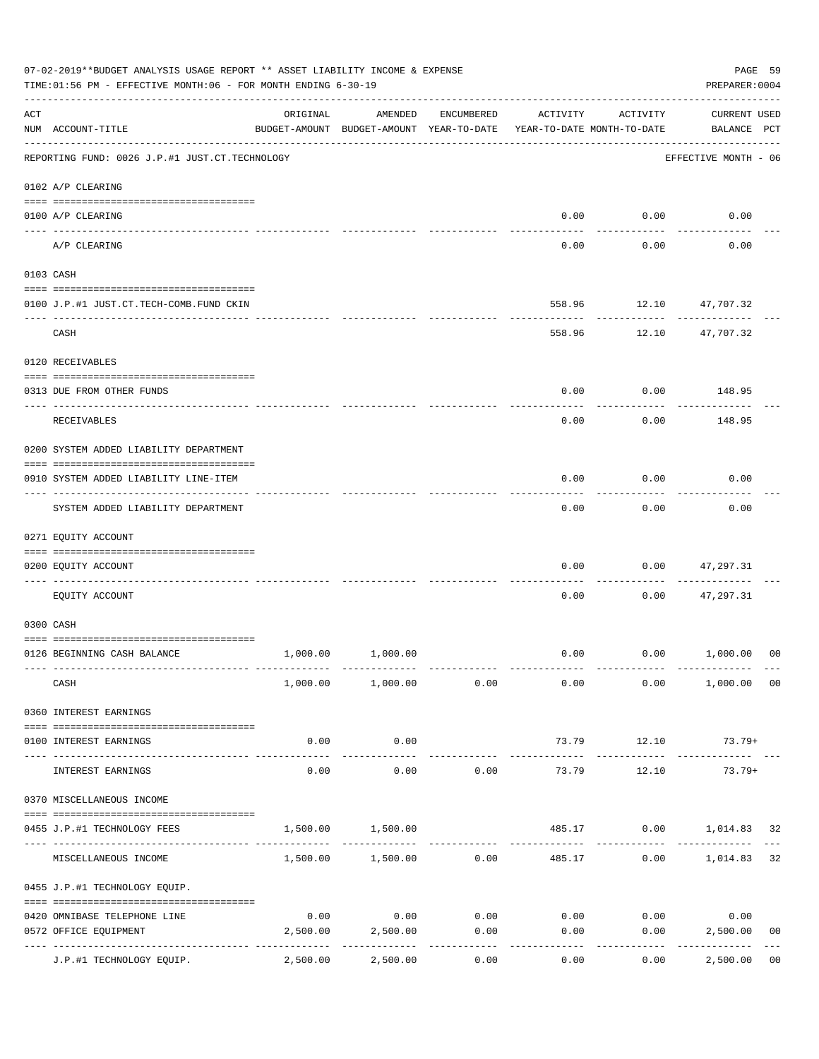07-02-2019**BUDGET ANALYSIS USAGE REPORT ** ASSET LIABILITY INCOME & EXPENSE

TIME:01:56 PM - EFFECTIVE MONTH:06 - FOR MONTH ENDING 6-30-19

PREPARER:0004

REPORTING FUND: 0026 J.P.#1 JUST.CT.TECHNOLOGY — EFFECTIVE MONTH - 06

| ACT NUM | ACCOUNT-TITLE | ORIGINAL BUDGET-AMOUNT | AMENDED BUDGET-AMOUNT | ENCUMBERED YEAR-TO-DATE | ACTIVITY YEAR-TO-DATE | ACTIVITY MONTH-TO-DATE | CURRENT USED BALANCE | PCT |
|---|---|---|---|---|---|---|---|---|
| 0102 | A/P CLEARING | | | | | | | |
| 0100 | A/P CLEARING | | | | 0.00 | 0.00 | 0.00 | |
| | A/P CLEARING | | | | 0.00 | 0.00 | 0.00 | |
| 0103 | CASH | | | | | | | |
| 0100 | J.P.#1 JUST.CT.TECH-COMB.FUND CKIN | | | | 558.96 | 12.10 | 47,707.32 | |
| | CASH | | | | 558.96 | 12.10 | 47,707.32 | |
| 0120 | RECEIVABLES | | | | | | | |
| 0313 | DUE FROM OTHER FUNDS | | | | 0.00 | 0.00 | 148.95 | |
| | RECEIVABLES | | | | 0.00 | 0.00 | 148.95 | |
| 0200 | SYSTEM ADDED LIABILITY DEPARTMENT | | | | | | | |
| 0910 | SYSTEM ADDED LIABILITY LINE-ITEM | | | | 0.00 | 0.00 | 0.00 | |
| | SYSTEM ADDED LIABILITY DEPARTMENT | | | | 0.00 | 0.00 | 0.00 | |
| 0271 | EQUITY ACCOUNT | | | | | | | |
| 0200 | EQUITY ACCOUNT | | | | 0.00 | 0.00 | 47,297.31 | |
| | EQUITY ACCOUNT | | | | 0.00 | 0.00 | 47,297.31 | |
| 0300 | CASH | | | | | | | |
| 0126 | BEGINNING CASH BALANCE | 1,000.00 | 1,000.00 | | 0.00 | 0.00 | 1,000.00 | 00 |
| | CASH | 1,000.00 | 1,000.00 | 0.00 | 0.00 | 0.00 | 1,000.00 | 00 |
| 0360 | INTEREST EARNINGS | | | | | | | |
| 0100 | INTEREST EARNINGS | 0.00 | 0.00 | | 73.79 | 12.10 | 73.79+ | |
| | INTEREST EARNINGS | 0.00 | 0.00 | 0.00 | 73.79 | 12.10 | 73.79+ | |
| 0370 | MISCELLANEOUS INCOME | | | | | | | |
| 0455 | J.P.#1 TECHNOLOGY FEES | 1,500.00 | 1,500.00 | | 485.17 | 0.00 | 1,014.83 | 32 |
| | MISCELLANEOUS INCOME | 1,500.00 | 1,500.00 | 0.00 | 485.17 | 0.00 | 1,014.83 | 32 |
| 0455 | J.P.#1 TECHNOLOGY EQUIP. | | | | | | | |
| 0420 | OMNIBASE TELEPHONE LINE | 0.00 | 0.00 | 0.00 | 0.00 | 0.00 | 0.00 | |
| 0572 | OFFICE EQUIPMENT | 2,500.00 | 2,500.00 | 0.00 | 0.00 | 0.00 | 2,500.00 | 00 |
| | J.P.#1 TECHNOLOGY EQUIP. | 2,500.00 | 2,500.00 | 0.00 | 0.00 | 0.00 | 2,500.00 | 00 |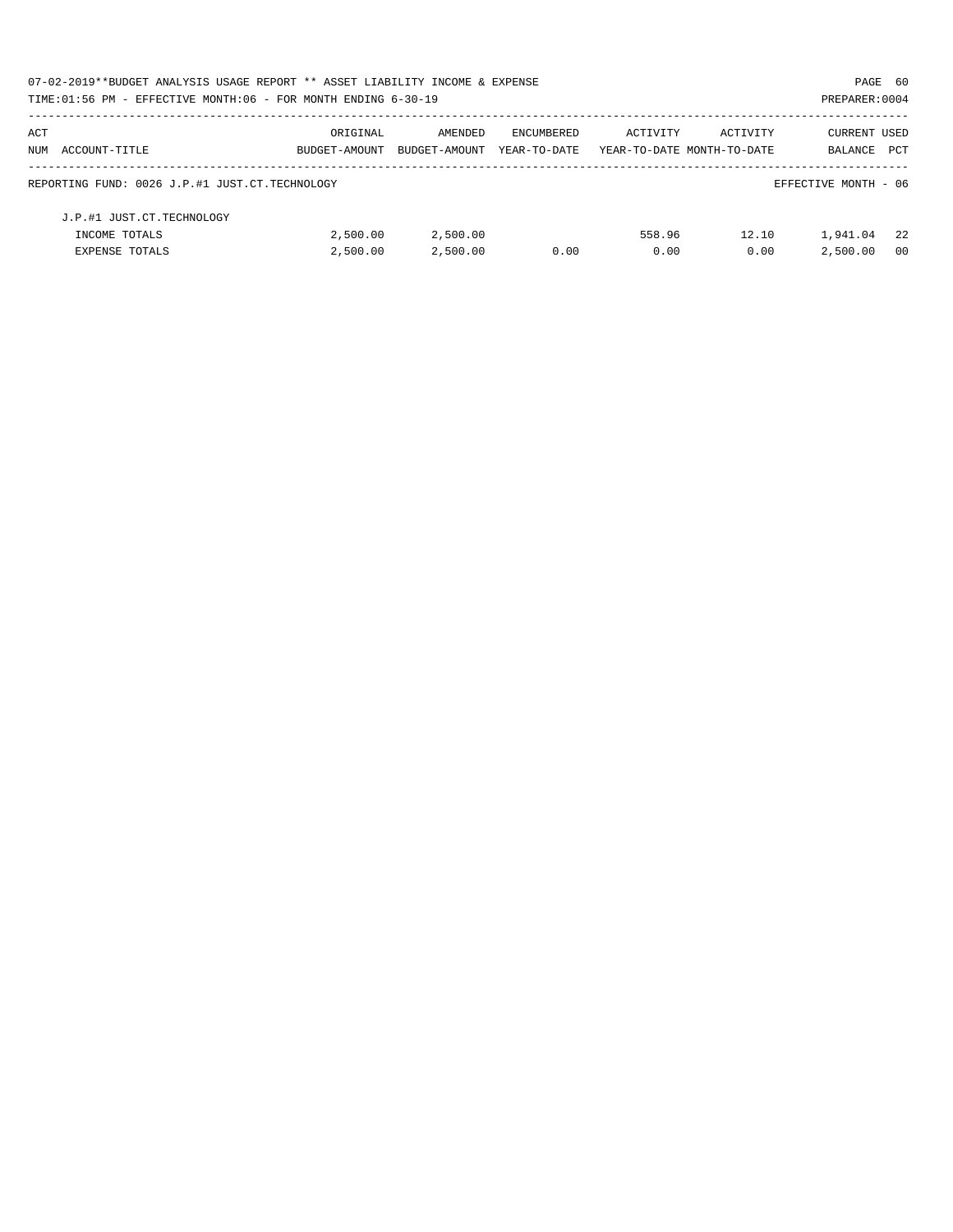| ACT NUM | ACCOUNT-TITLE | ORIGINAL BUDGET-AMOUNT | AMENDED BUDGET-AMOUNT | ENCUMBERED YEAR-TO-DATE | ACTIVITY YEAR-TO-DATE | ACTIVITY MONTH-TO-DATE | CURRENT BALANCE | USED PCT |
|---|---|---|---|---|---|---|---|---|
| REPORTING FUND: 0026 J.P.#1 JUST.CT.TECHNOLOGY | | | | | | | EFFECTIVE MONTH - 06 | |
| | J.P.#1 JUST.CT.TECHNOLOGY | | | | | | | |
| | INCOME TOTALS | 2,500.00 | 2,500.00 | | 558.96 | 12.10 | 1,941.04 | 22 |
| | EXPENSE TOTALS | 2,500.00 | 2,500.00 | 0.00 | 0.00 | 0.00 | 2,500.00 | 00 |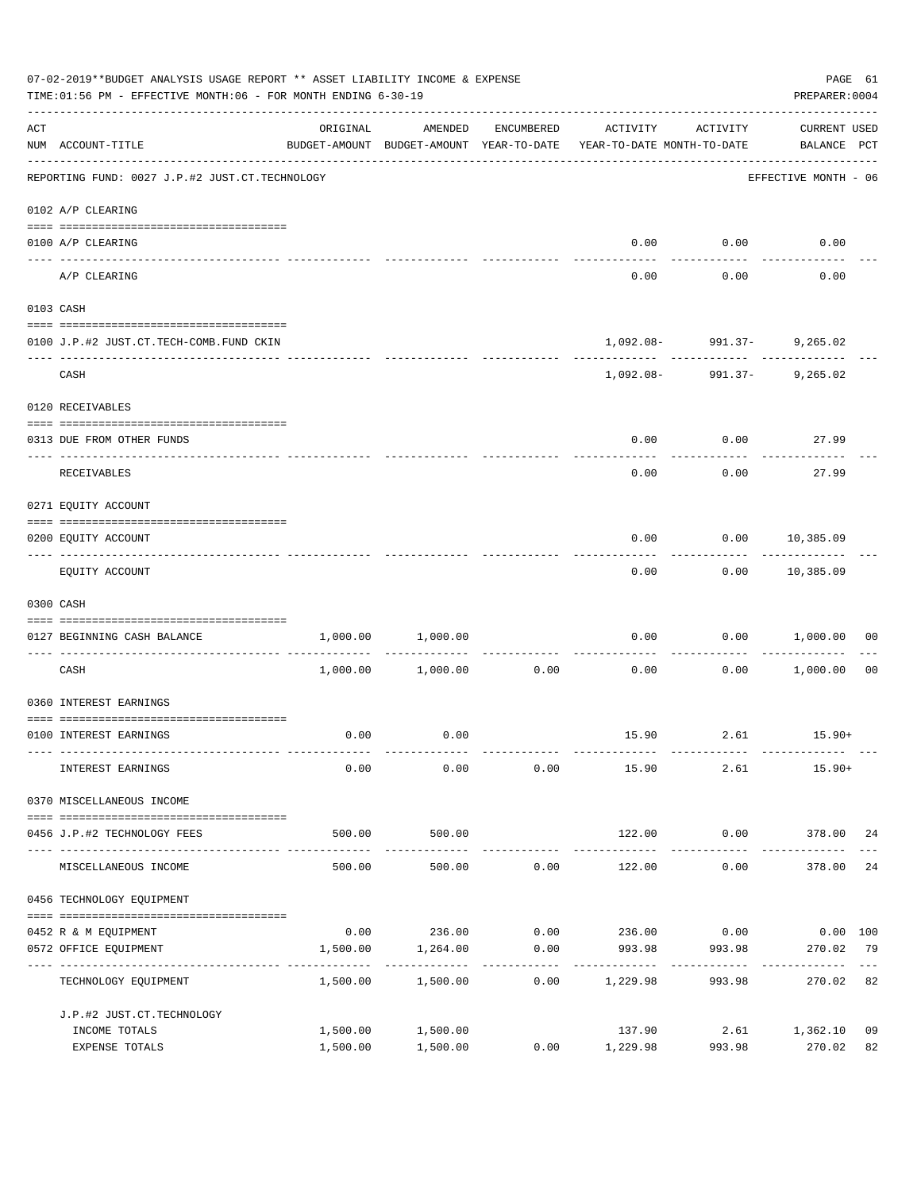07-02-2019**BUDGET ANALYSIS USAGE REPORT ** ASSET LIABILITY INCOME & EXPENSE

TIME:01:56 PM - EFFECTIVE MONTH:06 - FOR MONTH ENDING 6-30-19

PREPARER:0004

REPORTING FUND: 0027 J.P.#2 JUST.CT.TECHNOLOGY — EFFECTIVE MONTH - 06

| ACT NUM | ACCOUNT-TITLE | ORIGINAL BUDGET-AMOUNT | AMENDED BUDGET-AMOUNT | ENCUMBERED YEAR-TO-DATE | ACTIVITY YEAR-TO-DATE | ACTIVITY MONTH-TO-DATE | CURRENT USED BALANCE | PCT |
|---|---|---|---|---|---|---|---|---|
| 0102 | A/P CLEARING | | | | | | | |
| 0100 | A/P CLEARING | | | | 0.00 | 0.00 | 0.00 | |
| | A/P CLEARING | | | | 0.00 | 0.00 | 0.00 | |
| 0103 | CASH | | | | | | | |
| 0100 | J.P.#2 JUST.CT.TECH-COMB.FUND CKIN | | | | 1,092.08- | 991.37- | 9,265.02 | |
| | CASH | | | | 1,092.08- | 991.37- | 9,265.02 | |
| 0120 | RECEIVABLES | | | | | | | |
| 0313 | DUE FROM OTHER FUNDS | | | | 0.00 | 0.00 | 27.99 | |
| | RECEIVABLES | | | | 0.00 | 0.00 | 27.99 | |
| 0271 | EQUITY ACCOUNT | | | | | | | |
| 0200 | EQUITY ACCOUNT | | | | 0.00 | 0.00 | 10,385.09 | |
| | EQUITY ACCOUNT | | | | 0.00 | 0.00 | 10,385.09 | |
| 0300 | CASH | | | | | | | |
| 0127 | BEGINNING CASH BALANCE | 1,000.00 | 1,000.00 | | 0.00 | 0.00 | 1,000.00 | 00 |
| | CASH | 1,000.00 | 1,000.00 | 0.00 | 0.00 | 0.00 | 1,000.00 | 00 |
| 0360 | INTEREST EARNINGS | | | | | | | |
| 0100 | INTEREST EARNINGS | 0.00 | 0.00 | | 15.90 | 2.61 | 15.90+ | |
| | INTEREST EARNINGS | 0.00 | 0.00 | 0.00 | 15.90 | 2.61 | 15.90+ | |
| 0370 | MISCELLANEOUS INCOME | | | | | | | |
| 0456 | J.P.#2 TECHNOLOGY FEES | 500.00 | 500.00 | | 122.00 | 0.00 | 378.00 | 24 |
| | MISCELLANEOUS INCOME | 500.00 | 500.00 | 0.00 | 122.00 | 0.00 | 378.00 | 24 |
| 0456 | TECHNOLOGY EQUIPMENT | | | | | | | |
| 0452 | R & M EQUIPMENT | 0.00 | 236.00 | 0.00 | 236.00 | 0.00 | 0.00 | 100 |
| 0572 | OFFICE EQUIPMENT | 1,500.00 | 1,264.00 | 0.00 | 993.98 | 993.98 | 270.02 | 79 |
| | TECHNOLOGY EQUIPMENT | 1,500.00 | 1,500.00 | 0.00 | 1,229.98 | 993.98 | 270.02 | 82 |
| | J.P.#2 JUST.CT.TECHNOLOGY | | | | | | | |
| | INCOME TOTALS | 1,500.00 | 1,500.00 | | 137.90 | 2.61 | 1,362.10 | 09 |
| | EXPENSE TOTALS | 1,500.00 | 1,500.00 | 0.00 | 1,229.98 | 993.98 | 270.02 | 82 |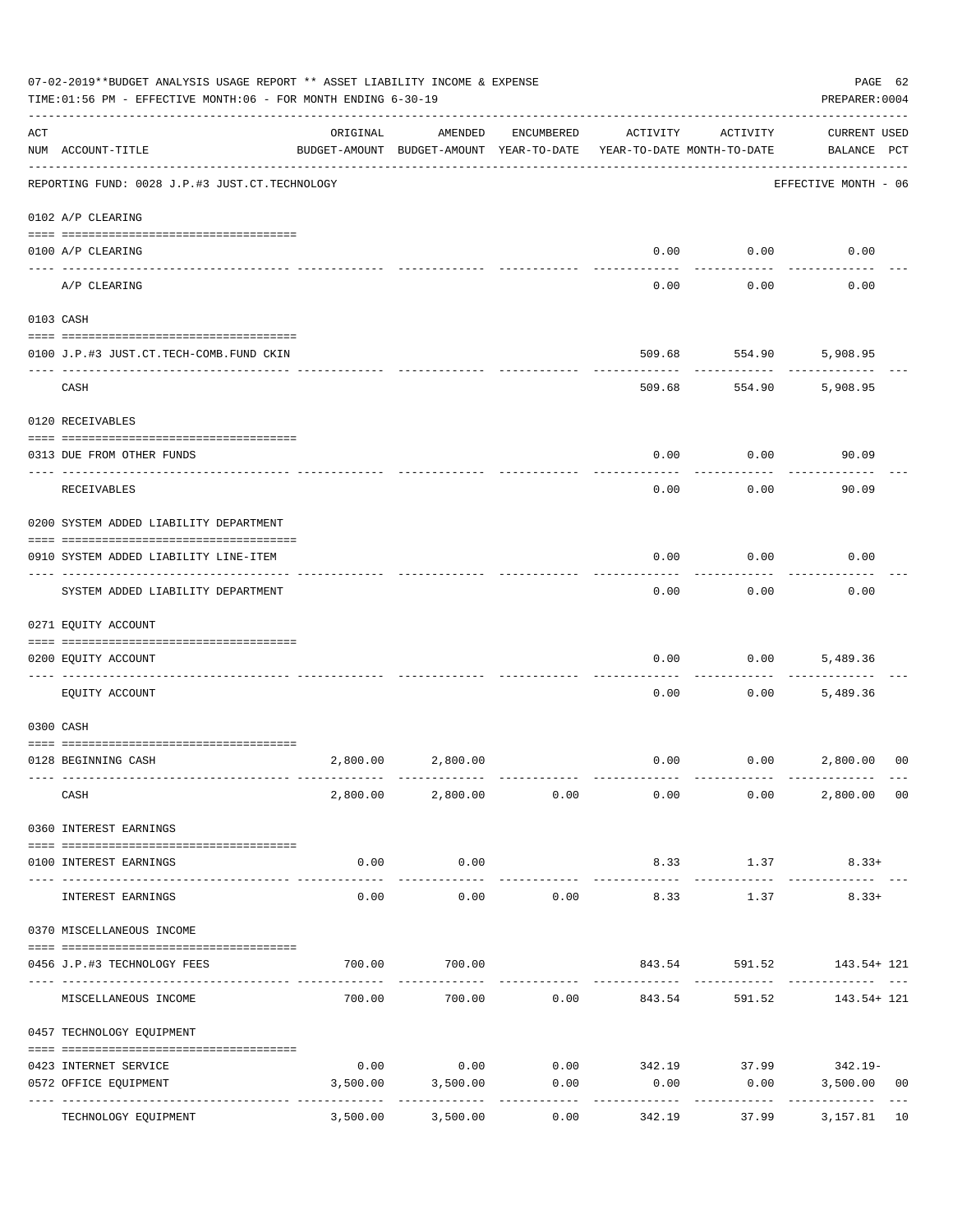07-02-2019**BUDGET ANALYSIS USAGE REPORT ** ASSET LIABILITY INCOME & EXPENSE

TIME:01:56 PM - EFFECTIVE MONTH:06 - FOR MONTH ENDING 6-30-19

PREPARER:0004

| ACT NUM | ACCOUNT-TITLE | ORIGINAL BUDGET-AMOUNT | AMENDED BUDGET-AMOUNT | ENCUMBERED YEAR-TO-DATE | ACTIVITY YEAR-TO-DATE | ACTIVITY MONTH-TO-DATE | CURRENT BALANCE | USED PCT |
|---|---|---|---|---|---|---|---|---|
| | REPORTING FUND: 0028 J.P.#3 JUST.CT.TECHNOLOGY | | | | | | EFFECTIVE MONTH - 06 | |
| | 0102 A/P CLEARING | | | | | | | |
| 0100 | A/P CLEARING | | | | 0.00 | 0.00 | 0.00 | |
| | A/P CLEARING | | | | 0.00 | 0.00 | 0.00 | |
| | 0103 CASH | | | | | | | |
| 0100 | J.P.#3 JUST.CT.TECH-COMB.FUND CKIN | | | | 509.68 | 554.90 | 5,908.95 | |
| | CASH | | | | 509.68 | 554.90 | 5,908.95 | |
| | 0120 RECEIVABLES | | | | | | | |
| 0313 | DUE FROM OTHER FUNDS | | | | 0.00 | 0.00 | 90.09 | |
| | RECEIVABLES | | | | 0.00 | 0.00 | 90.09 | |
| | 0200 SYSTEM ADDED LIABILITY DEPARTMENT | | | | | | | |
| 0910 | SYSTEM ADDED LIABILITY LINE-ITEM | | | | 0.00 | 0.00 | 0.00 | |
| | SYSTEM ADDED LIABILITY DEPARTMENT | | | | 0.00 | 0.00 | 0.00 | |
| | 0271 EQUITY ACCOUNT | | | | | | | |
| 0200 | EQUITY ACCOUNT | | | | 0.00 | 0.00 | 5,489.36 | |
| | EQUITY ACCOUNT | | | | 0.00 | 0.00 | 5,489.36 | |
| | 0300 CASH | | | | | | | |
| 0128 | BEGINNING CASH | 2,800.00 | 2,800.00 | | 0.00 | 0.00 | 2,800.00 | 00 |
| | CASH | 2,800.00 | 2,800.00 | 0.00 | 0.00 | 0.00 | 2,800.00 | 00 |
| | 0360 INTEREST EARNINGS | | | | | | | |
| 0100 | INTEREST EARNINGS | 0.00 | 0.00 | | 8.33 | 1.37 | 8.33+ | |
| | INTEREST EARNINGS | 0.00 | 0.00 | 0.00 | 8.33 | 1.37 | 8.33+ | |
| | 0370 MISCELLANEOUS INCOME | | | | | | | |
| 0456 | J.P.#3 TECHNOLOGY FEES | 700.00 | 700.00 | | 843.54 | 591.52 | 143.54+ | 121 |
| | MISCELLANEOUS INCOME | 700.00 | 700.00 | 0.00 | 843.54 | 591.52 | 143.54+ | 121 |
| | 0457 TECHNOLOGY EQUIPMENT | | | | | | | |
| 0423 | INTERNET SERVICE | 0.00 | 0.00 | 0.00 | 342.19 | 37.99 | 342.19- | |
| 0572 | OFFICE EQUIPMENT | 3,500.00 | 3,500.00 | 0.00 | 0.00 | 0.00 | 3,500.00 | 00 |
| | TECHNOLOGY EQUIPMENT | 3,500.00 | 3,500.00 | 0.00 | 342.19 | 37.99 | 3,157.81 | 10 |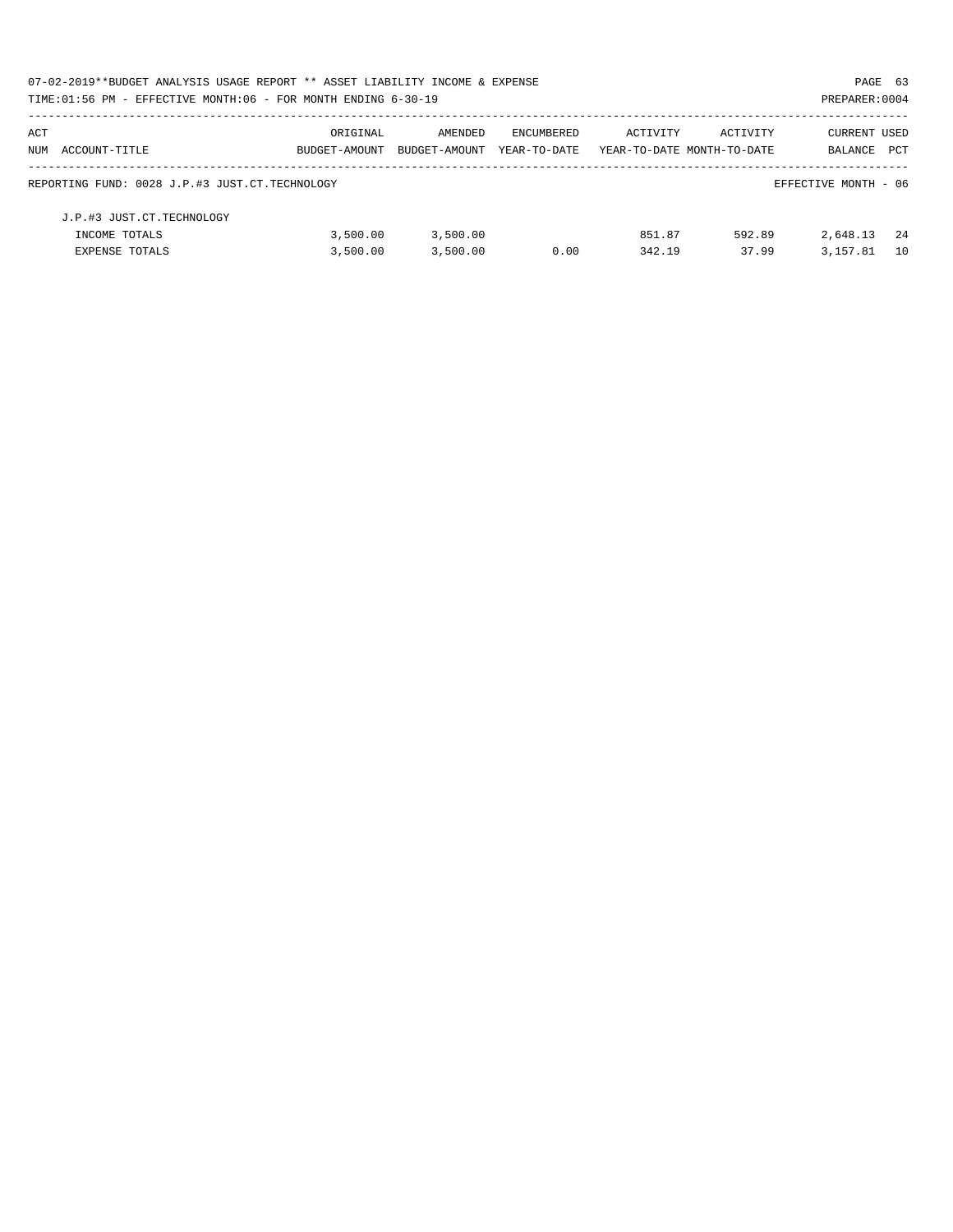07-02-2019**BUDGET ANALYSIS USAGE REPORT ** ASSET LIABILITY INCOME & EXPENSE

TIME:01:56 PM - EFFECTIVE MONTH:06 - FOR MONTH ENDING 6-30-19

| ACT NUM | ACCOUNT-TITLE | ORIGINAL BUDGET-AMOUNT | AMENDED BUDGET-AMOUNT | ENCUMBERED YEAR-TO-DATE | ACTIVITY YEAR-TO-DATE | ACTIVITY MONTH-TO-DATE | CURRENT BALANCE | USED PCT |
|---|---|---|---|---|---|---|---|---|
| | REPORTING FUND: 0028 J.P.#3 JUST.CT.TECHNOLOGY | | | | | | EFFECTIVE MONTH - 06 | |
| | J.P.#3 JUST.CT.TECHNOLOGY | | | | | | | |
| | INCOME TOTALS | 3,500.00 | 3,500.00 | | 851.87 | 592.89 | 2,648.13 | 24 |
| | EXPENSE TOTALS | 3,500.00 | 3,500.00 | 0.00 | 342.19 | 37.99 | 3,157.81 | 10 |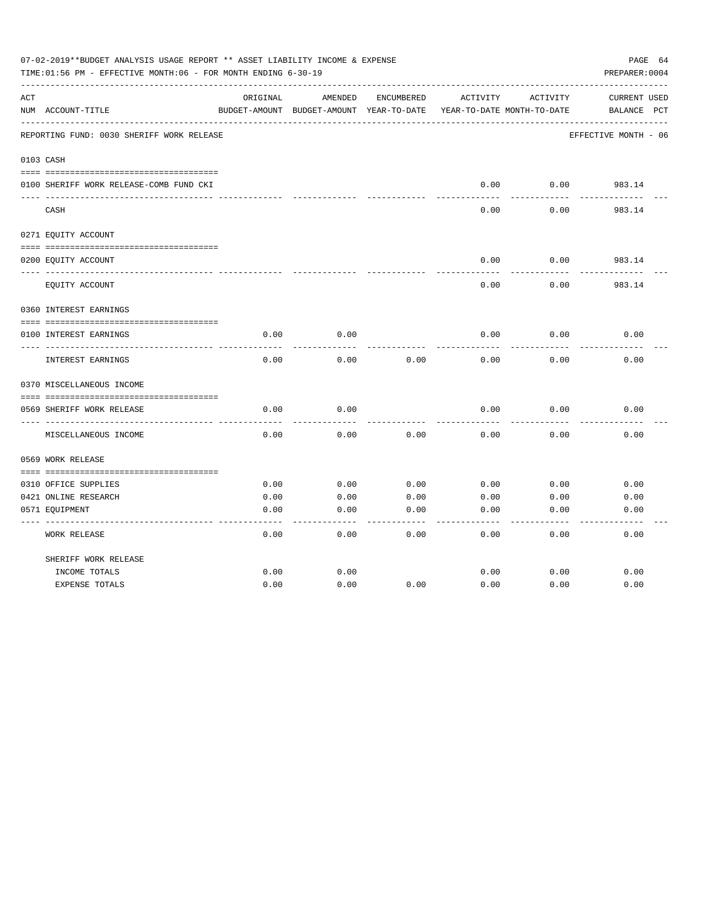07-02-2019**BUDGET ANALYSIS USAGE REPORT ** ASSET LIABILITY INCOME & EXPENSE

TIME:01:56 PM - EFFECTIVE MONTH:06 - FOR MONTH ENDING 6-30-19

PREPARER:0004

| ACT NUM | ACCOUNT-TITLE | ORIGINAL BUDGET-AMOUNT | AMENDED BUDGET-AMOUNT | ENCUMBERED YEAR-TO-DATE | ACTIVITY YEAR-TO-DATE | ACTIVITY MONTH-TO-DATE | CURRENT BALANCE | USED PCT |
|---|---|---|---|---|---|---|---|---|
| | REPORTING FUND: 0030 SHERIFF WORK RELEASE | | | | | | EFFECTIVE MONTH - 06 | |
| 0103 | CASH | | | | | | | |
| 0100 | SHERIFF WORK RELEASE-COMB FUND CKI | | | | 0.00 | 0.00 | 983.14 | |
| | CASH | | | | 0.00 | 0.00 | 983.14 | |
| 0271 | EQUITY ACCOUNT | | | | | | | |
| 0200 | EQUITY ACCOUNT | | | | 0.00 | 0.00 | 983.14 | |
| | EQUITY ACCOUNT | | | | 0.00 | 0.00 | 983.14 | |
| 0360 | INTEREST EARNINGS | | | | | | | |
| 0100 | INTEREST EARNINGS | 0.00 | 0.00 | | 0.00 | 0.00 | 0.00 | |
| | INTEREST EARNINGS | 0.00 | 0.00 | 0.00 | 0.00 | 0.00 | 0.00 | |
| 0370 | MISCELLANEOUS INCOME | | | | | | | |
| 0569 | SHERIFF WORK RELEASE | 0.00 | 0.00 | | 0.00 | 0.00 | 0.00 | |
| | MISCELLANEOUS INCOME | 0.00 | 0.00 | 0.00 | 0.00 | 0.00 | 0.00 | |
| 0569 | WORK RELEASE | | | | | | | |
| 0310 | OFFICE SUPPLIES | 0.00 | 0.00 | 0.00 | 0.00 | 0.00 | 0.00 | |
| 0421 | ONLINE RESEARCH | 0.00 | 0.00 | 0.00 | 0.00 | 0.00 | 0.00 | |
| 0571 | EQUIPMENT | 0.00 | 0.00 | 0.00 | 0.00 | 0.00 | 0.00 | |
| | WORK RELEASE | 0.00 | 0.00 | 0.00 | 0.00 | 0.00 | 0.00 | |
| | SHERIFF WORK RELEASE | | | | | | | |
| | INCOME TOTALS | 0.00 | 0.00 | | 0.00 | 0.00 | 0.00 | |
| | EXPENSE TOTALS | 0.00 | 0.00 | 0.00 | 0.00 | 0.00 | 0.00 | |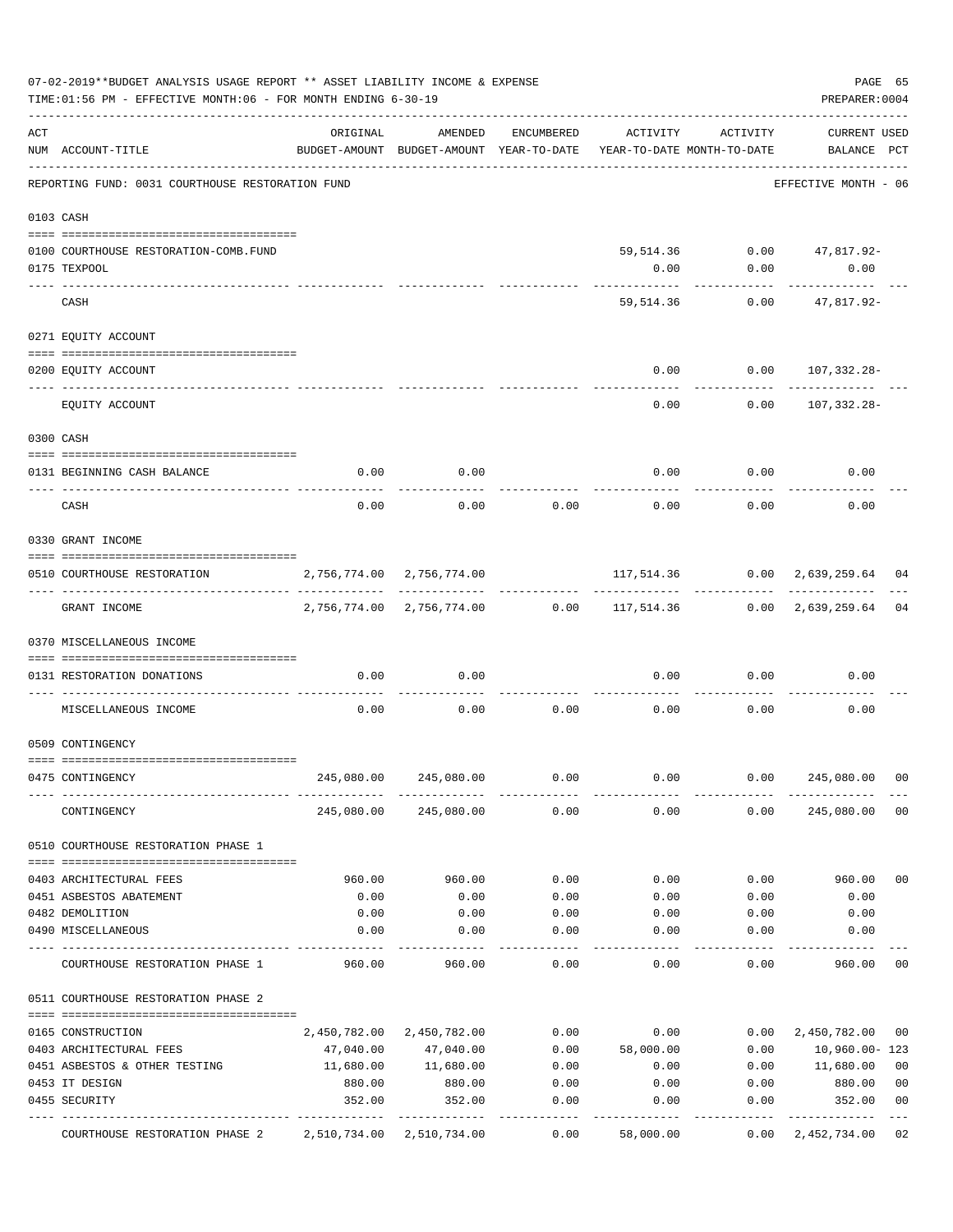07-02-2019**BUDGET ANALYSIS USAGE REPORT ** ASSET LIABILITY INCOME & EXPENSE

TIME:01:56 PM - EFFECTIVE MONTH:06 - FOR MONTH ENDING 6-30-19

PREPARER:0004

| ACT NUM | ACCOUNT-TITLE | ORIGINAL BUDGET-AMOUNT | AMENDED BUDGET-AMOUNT | ENCUMBERED YEAR-TO-DATE | ACTIVITY YEAR-TO-DATE | ACTIVITY MONTH-TO-DATE | CURRENT USED BALANCE | PCT |
|---|---|---|---|---|---|---|---|---|
| | REPORTING FUND: 0031 COURTHOUSE RESTORATION FUND | | | | | | EFFECTIVE MONTH - 06 | |
| 0103 | CASH | | | | | | | |
| 0100 | COURTHOUSE RESTORATION-COMB.FUND | | | | 59,514.36 | 0.00 | 47,817.92- | |
| 0175 | TEXPOOL | | | | 0.00 | 0.00 | 0.00 | |
| | CASH | | | | 59,514.36 | 0.00 | 47,817.92- | |
| 0271 | EQUITY ACCOUNT | | | | | | | |
| 0200 | EQUITY ACCOUNT | | | | 0.00 | 0.00 | 107,332.28- | |
| | EQUITY ACCOUNT | | | | 0.00 | 0.00 | 107,332.28- | |
| 0300 | CASH | | | | | | | |
| 0131 | BEGINNING CASH BALANCE | 0.00 | 0.00 | | 0.00 | 0.00 | 0.00 | |
| | CASH | 0.00 | 0.00 | 0.00 | 0.00 | 0.00 | 0.00 | |
| 0330 | GRANT INCOME | | | | | | | |
| 0510 | COURTHOUSE RESTORATION | 2,756,774.00 | 2,756,774.00 | | 117,514.36 | 0.00 | 2,639,259.64 | 04 |
| | GRANT INCOME | 2,756,774.00 | 2,756,774.00 | 0.00 | 117,514.36 | 0.00 | 2,639,259.64 | 04 |
| 0370 | MISCELLANEOUS INCOME | | | | | | | |
| 0131 | RESTORATION DONATIONS | 0.00 | 0.00 | | 0.00 | 0.00 | 0.00 | |
| | MISCELLANEOUS INCOME | 0.00 | 0.00 | 0.00 | 0.00 | 0.00 | 0.00 | |
| 0509 | CONTINGENCY | | | | | | | |
| 0475 | CONTINGENCY | 245,080.00 | 245,080.00 | 0.00 | 0.00 | 0.00 | 245,080.00 | 00 |
| | CONTINGENCY | 245,080.00 | 245,080.00 | 0.00 | 0.00 | 0.00 | 245,080.00 | 00 |
| 0510 | COURTHOUSE RESTORATION PHASE 1 | | | | | | | |
| 0403 | ARCHITECTURAL FEES | 960.00 | 960.00 | 0.00 | 0.00 | 0.00 | 960.00 | 00 |
| 0451 | ASBESTOS ABATEMENT | 0.00 | 0.00 | 0.00 | 0.00 | 0.00 | 0.00 | |
| 0482 | DEMOLITION | 0.00 | 0.00 | 0.00 | 0.00 | 0.00 | 0.00 | |
| 0490 | MISCELLANEOUS | 0.00 | 0.00 | 0.00 | 0.00 | 0.00 | 0.00 | |
| | COURTHOUSE RESTORATION PHASE 1 | 960.00 | 960.00 | 0.00 | 0.00 | 0.00 | 960.00 | 00 |
| 0511 | COURTHOUSE RESTORATION PHASE 2 | | | | | | | |
| 0165 | CONSTRUCTION | 2,450,782.00 | 2,450,782.00 | 0.00 | 0.00 | 0.00 | 2,450,782.00 | 00 |
| 0403 | ARCHITECTURAL FEES | 47,040.00 | 47,040.00 | 0.00 | 58,000.00 | 0.00 | 10,960.00- | 123 |
| 0451 | ASBESTOS & OTHER TESTING | 11,680.00 | 11,680.00 | 0.00 | 0.00 | 0.00 | 11,680.00 | 00 |
| 0453 | IT DESIGN | 880.00 | 880.00 | 0.00 | 0.00 | 0.00 | 880.00 | 00 |
| 0455 | SECURITY | 352.00 | 352.00 | 0.00 | 0.00 | 0.00 | 352.00 | 00 |
| | COURTHOUSE RESTORATION PHASE 2 | 2,510,734.00 | 2,510,734.00 | 0.00 | 58,000.00 | 0.00 | 2,452,734.00 | 02 |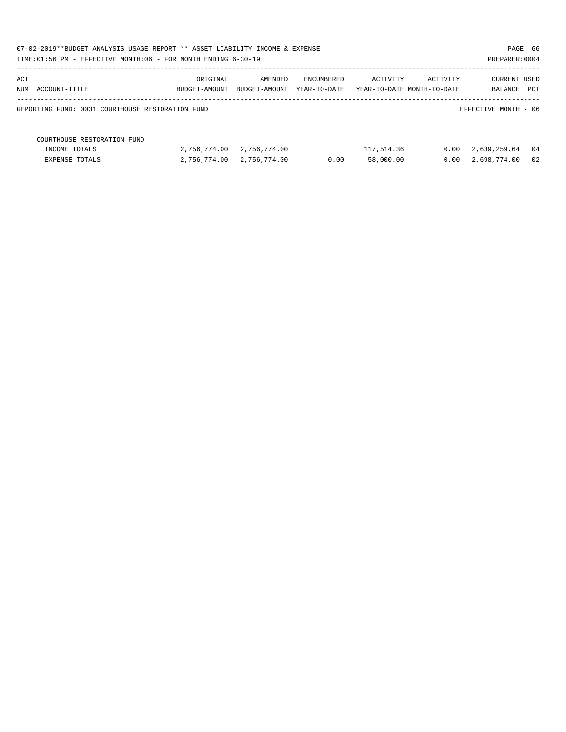07-02-2019**BUDGET ANALYSIS USAGE REPORT ** ASSET LIABILITY INCOME & EXPENSE

TIME:01:56 PM - EFFECTIVE MONTH:06 - FOR MONTH ENDING 6-30-19

PREPARER:0004

| ACT NUM ACCOUNT-TITLE | ORIGINAL BUDGET-AMOUNT | AMENDED BUDGET-AMOUNT | ENCUMBERED YEAR-TO-DATE | ACTIVITY YEAR-TO-DATE | ACTIVITY MONTH-TO-DATE | CURRENT BALANCE | USED PCT |
|---|---|---|---|---|---|---|---|
| REPORTING FUND: 0031 COURTHOUSE RESTORATION FUND | | | | | | EFFECTIVE MONTH - 06 | |
| COURTHOUSE RESTORATION FUND | | | | | | | |
| INCOME TOTALS | 2,756,774.00 | 2,756,774.00 | | 117,514.36 | 0.00 | 2,639,259.64 | 04 |
| EXPENSE TOTALS | 2,756,774.00 | 2,756,774.00 | 0.00 | 58,000.00 | 0.00 | 2,698,774.00 | 02 |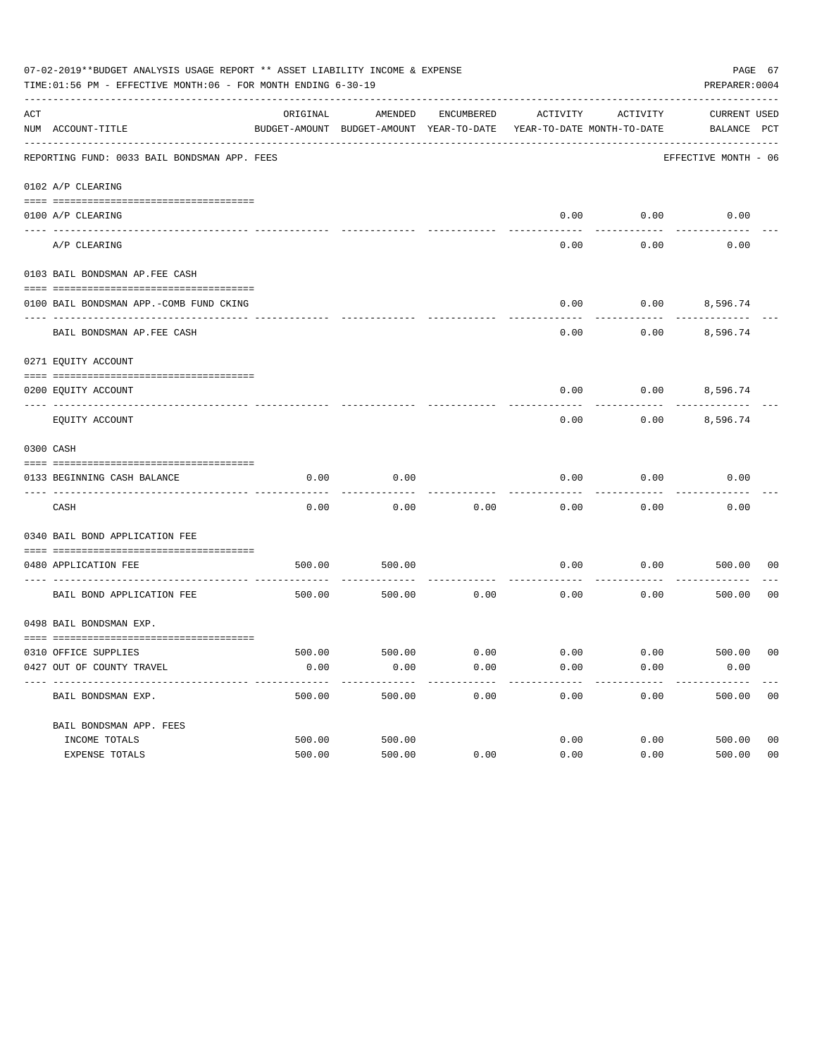07-02-2019**BUDGET ANALYSIS USAGE REPORT ** ASSET LIABILITY INCOME & EXPENSE

TIME:01:56 PM - EFFECTIVE MONTH:06 - FOR MONTH ENDING 6-30-19

PREPARER:0004

| ACT NUM | ACCOUNT-TITLE | ORIGINAL BUDGET-AMOUNT | AMENDED BUDGET-AMOUNT | ENCUMBERED YEAR-TO-DATE | ACTIVITY YEAR-TO-DATE | ACTIVITY MONTH-TO-DATE | CURRENT BALANCE | USED PCT |
|---|---|---|---|---|---|---|---|---|
| | REPORTING FUND: 0033 BAIL BONDSMAN APP. FEES | | | | | | EFFECTIVE MONTH - 06 | |
| | 0102 A/P CLEARING | | | | | | | |
| 0100 | A/P CLEARING | | | | 0.00 | 0.00 | 0.00 | |
| | A/P CLEARING | | | | 0.00 | 0.00 | 0.00 | |
| | 0103 BAIL BONDSMAN AP.FEE CASH | | | | | | | |
| 0100 | BAIL BONDSMAN APP.-COMB FUND CKING | | | | 0.00 | 0.00 | 8,596.74 | |
| | BAIL BONDSMAN AP.FEE CASH | | | | 0.00 | 0.00 | 8,596.74 | |
| | 0271 EQUITY ACCOUNT | | | | | | | |
| 0200 | EQUITY ACCOUNT | | | | 0.00 | 0.00 | 8,596.74 | |
| | EQUITY ACCOUNT | | | | 0.00 | 0.00 | 8,596.74 | |
| | 0300 CASH | | | | | | | |
| 0133 | BEGINNING CASH BALANCE | 0.00 | 0.00 | | 0.00 | 0.00 | 0.00 | |
| | CASH | 0.00 | 0.00 | 0.00 | 0.00 | 0.00 | 0.00 | |
| | 0340 BAIL BOND APPLICATION FEE | | | | | | | |
| 0480 | APPLICATION FEE | 500.00 | 500.00 | | 0.00 | 0.00 | 500.00 | 00 |
| | BAIL BOND APPLICATION FEE | 500.00 | 500.00 | 0.00 | 0.00 | 0.00 | 500.00 | 00 |
| | 0498 BAIL BONDSMAN EXP. | | | | | | | |
| 0310 | OFFICE SUPPLIES | 500.00 | 500.00 | 0.00 | 0.00 | 0.00 | 500.00 | 00 |
| 0427 | OUT OF COUNTY TRAVEL | 0.00 | 0.00 | 0.00 | 0.00 | 0.00 | 0.00 | |
| | BAIL BONDSMAN EXP. | 500.00 | 500.00 | 0.00 | 0.00 | 0.00 | 500.00 | 00 |
| | BAIL BONDSMAN APP. FEES | | | | | | | |
| | INCOME TOTALS | 500.00 | 500.00 | | 0.00 | 0.00 | 500.00 | 00 |
| | EXPENSE TOTALS | 500.00 | 500.00 | 0.00 | 0.00 | 0.00 | 500.00 | 00 |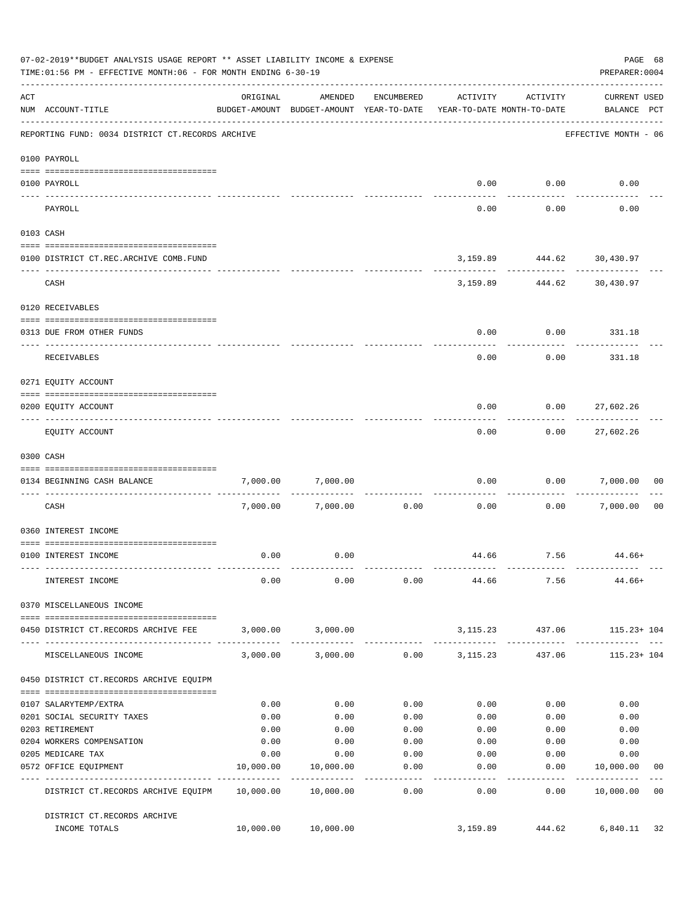07-02-2019**BUDGET ANALYSIS USAGE REPORT ** ASSET LIABILITY INCOME & EXPENSE

TIME:01:56 PM - EFFECTIVE MONTH:06 - FOR MONTH ENDING 6-30-19

PREPARER:0004

| ACT NUM | ACCOUNT-TITLE | ORIGINAL BUDGET-AMOUNT | AMENDED BUDGET-AMOUNT | ENCUMBERED YEAR-TO-DATE | ACTIVITY YEAR-TO-DATE | ACTIVITY MONTH-TO-DATE | CURRENT USED BALANCE | PCT |
|---|---|---|---|---|---|---|---|---|
| | REPORTING FUND: 0034 DISTRICT CT.RECORDS ARCHIVE | | | | | | EFFECTIVE MONTH - 06 | |
| | 0100 PAYROLL | | | | | | | |
| 0100 | PAYROLL | | | | 0.00 | 0.00 | 0.00 | |
| | PAYROLL | | | | 0.00 | 0.00 | 0.00 | |
| | 0103 CASH | | | | | | | |
| 0100 | DISTRICT CT.REC.ARCHIVE COMB.FUND | | | | 3,159.89 | 444.62 | 30,430.97 | |
| | CASH | | | | 3,159.89 | 444.62 | 30,430.97 | |
| | 0120 RECEIVABLES | | | | | | | |
| 0313 | DUE FROM OTHER FUNDS | | | | 0.00 | 0.00 | 331.18 | |
| | RECEIVABLES | | | | 0.00 | 0.00 | 331.18 | |
| | 0271 EQUITY ACCOUNT | | | | | | | |
| 0200 | EQUITY ACCOUNT | | | | 0.00 | 0.00 | 27,602.26 | |
| | EQUITY ACCOUNT | | | | 0.00 | 0.00 | 27,602.26 | |
| | 0300 CASH | | | | | | | |
| 0134 | BEGINNING CASH BALANCE | 7,000.00 | 7,000.00 | | 0.00 | 0.00 | 7,000.00 | 00 |
| | CASH | 7,000.00 | 7,000.00 | 0.00 | 0.00 | 0.00 | 7,000.00 | 00 |
| | 0360 INTEREST INCOME | | | | | | | |
| 0100 | INTEREST INCOME | 0.00 | 0.00 | | 44.66 | 7.56 | 44.66+ | |
| | INTEREST INCOME | 0.00 | 0.00 | 0.00 | 44.66 | 7.56 | 44.66+ | |
| | 0370 MISCELLANEOUS INCOME | | | | | | | |
| 0450 | DISTRICT CT.RECORDS ARCHIVE FEE | 3,000.00 | 3,000.00 | | 3,115.23 | 437.06 | 115.23+ | 104 |
| | MISCELLANEOUS INCOME | 3,000.00 | 3,000.00 | 0.00 | 3,115.23 | 437.06 | 115.23+ | 104 |
| | 0450 DISTRICT CT.RECORDS ARCHIVE EQUIPM | | | | | | | |
| 0107 | SALARYTEMP/EXTRA | 0.00 | 0.00 | 0.00 | 0.00 | 0.00 | 0.00 | |
| 0201 | SOCIAL SECURITY TAXES | 0.00 | 0.00 | 0.00 | 0.00 | 0.00 | 0.00 | |
| 0203 | RETIREMENT | 0.00 | 0.00 | 0.00 | 0.00 | 0.00 | 0.00 | |
| 0204 | WORKERS COMPENSATION | 0.00 | 0.00 | 0.00 | 0.00 | 0.00 | 0.00 | |
| 0205 | MEDICARE TAX | 0.00 | 0.00 | 0.00 | 0.00 | 0.00 | 0.00 | |
| 0572 | OFFICE EQUIPMENT | 10,000.00 | 10,000.00 | 0.00 | 0.00 | 0.00 | 10,000.00 | 00 |
| | DISTRICT CT.RECORDS ARCHIVE EQUIPM | 10,000.00 | 10,000.00 | 0.00 | 0.00 | 0.00 | 10,000.00 | 00 |
| | DISTRICT CT.RECORDS ARCHIVE INCOME TOTALS | 10,000.00 | 10,000.00 | | 3,159.89 | 444.62 | 6,840.11 | 32 |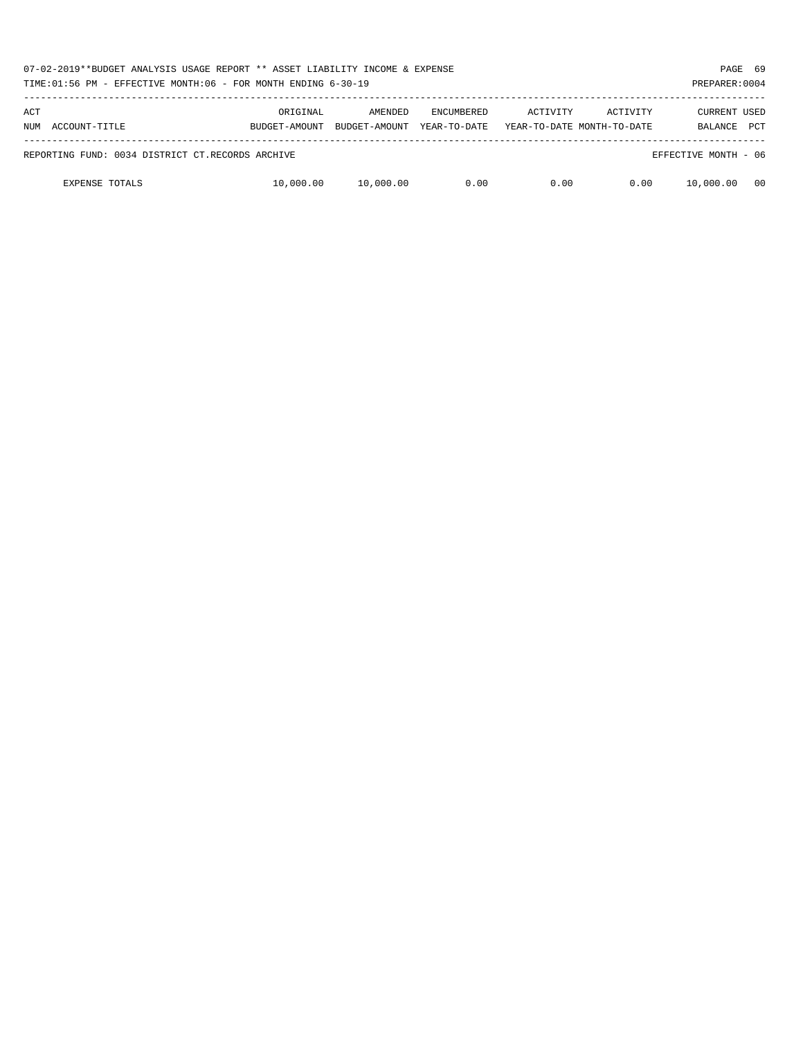| ACT NUM | ACCOUNT-TITLE | ORIGINAL BUDGET-AMOUNT | AMENDED BUDGET-AMOUNT | ENCUMBERED YEAR-TO-DATE | ACTIVITY YEAR-TO-DATE | ACTIVITY MONTH-TO-DATE | CURRENT BALANCE | USED PCT |
|---|---|---|---|---|---|---|---|---|
| REPORTING FUND: 0034 DISTRICT CT.RECORDS ARCHIVE | | | | | | | EFFECTIVE MONTH - 06 | |
| | EXPENSE TOTALS | 10,000.00 | 10,000.00 | 0.00 | 0.00 | 0.00 | 10,000.00 | 00 |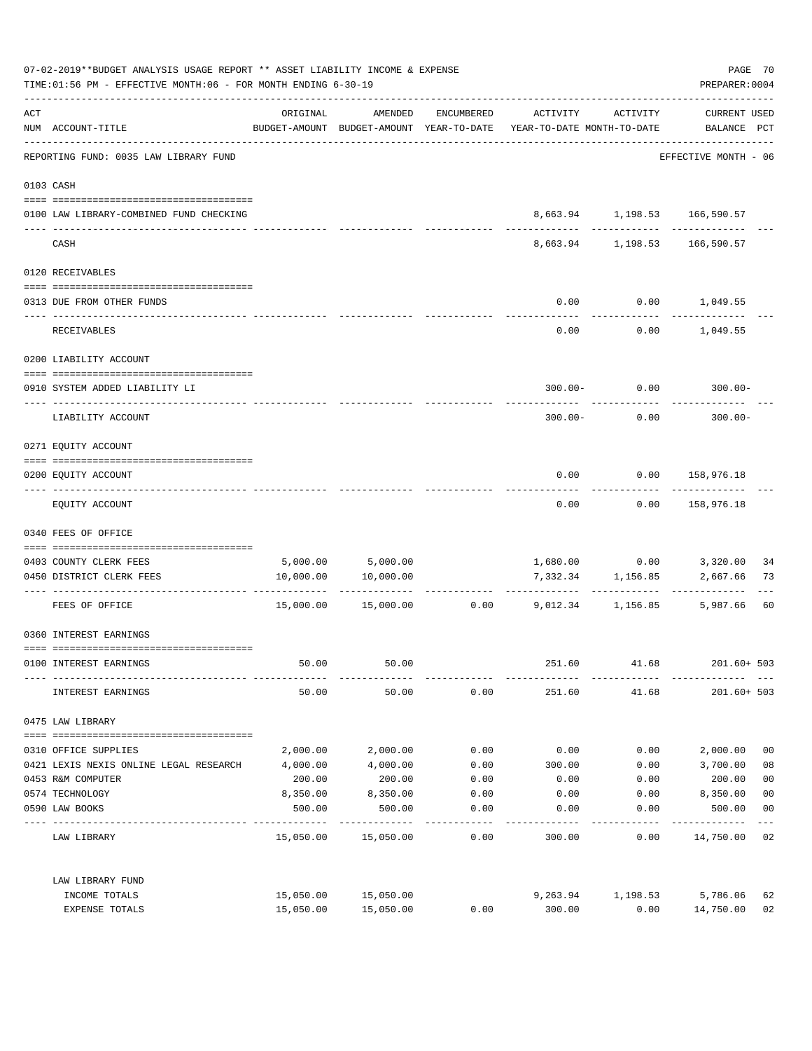07-02-2019**BUDGET ANALYSIS USAGE REPORT ** ASSET LIABILITY INCOME & EXPENSE

TIME:01:56 PM - EFFECTIVE MONTH:06 - FOR MONTH ENDING 6-30-19

PREPARER:0004

| ACT NUM | ACCOUNT-TITLE | ORIGINAL BUDGET-AMOUNT | AMENDED BUDGET-AMOUNT | ENCUMBERED YEAR-TO-DATE | ACTIVITY YEAR-TO-DATE | ACTIVITY MONTH-TO-DATE | CURRENT USED BALANCE | PCT |
|---|---|---|---|---|---|---|---|---|
| | REPORTING FUND: 0035 LAW LIBRARY FUND | | | | | | EFFECTIVE MONTH - 06 | |
| | 0103 CASH | | | | | | | |
| 0100 | LAW LIBRARY-COMBINED FUND CHECKING | | | | 8,663.94 | 1,198.53 | 166,590.57 | |
| | CASH | | | | 8,663.94 | 1,198.53 | 166,590.57 | |
| | 0120 RECEIVABLES | | | | | | | |
| 0313 | DUE FROM OTHER FUNDS | | | | 0.00 | 0.00 | 1,049.55 | |
| | RECEIVABLES | | | | 0.00 | 0.00 | 1,049.55 | |
| | 0200 LIABILITY ACCOUNT | | | | | | | |
| 0910 | SYSTEM ADDED LIABILITY LI | | | | 300.00- | 0.00 | 300.00- | |
| | LIABILITY ACCOUNT | | | | 300.00- | 0.00 | 300.00- | |
| | 0271 EQUITY ACCOUNT | | | | | | | |
| 0200 | EQUITY ACCOUNT | | | | 0.00 | 0.00 | 158,976.18 | |
| | EQUITY ACCOUNT | | | | 0.00 | 0.00 | 158,976.18 | |
| | 0340 FEES OF OFFICE | | | | | | | |
| 0403 | COUNTY CLERK FEES | 5,000.00 | 5,000.00 | | 1,680.00 | 0.00 | 3,320.00 | 34 |
| 0450 | DISTRICT CLERK FEES | 10,000.00 | 10,000.00 | | 7,332.34 | 1,156.85 | 2,667.66 | 73 |
| | FEES OF OFFICE | 15,000.00 | 15,000.00 | 0.00 | 9,012.34 | 1,156.85 | 5,987.66 | 60 |
| | 0360 INTEREST EARNINGS | | | | | | | |
| 0100 | INTEREST EARNINGS | 50.00 | 50.00 | | 251.60 | 41.68 | 201.60+ | 503 |
| | INTEREST EARNINGS | 50.00 | 50.00 | 0.00 | 251.60 | 41.68 | 201.60+ | 503 |
| | 0475 LAW LIBRARY | | | | | | | |
| 0310 | OFFICE SUPPLIES | 2,000.00 | 2,000.00 | 0.00 | 0.00 | 0.00 | 2,000.00 | 00 |
| 0421 | LEXIS NEXIS ONLINE LEGAL RESEARCH | 4,000.00 | 4,000.00 | 0.00 | 300.00 | 0.00 | 3,700.00 | 08 |
| 0453 | R&M COMPUTER | 200.00 | 200.00 | 0.00 | 0.00 | 0.00 | 200.00 | 00 |
| 0574 | TECHNOLOGY | 8,350.00 | 8,350.00 | 0.00 | 0.00 | 0.00 | 8,350.00 | 00 |
| 0590 | LAW BOOKS | 500.00 | 500.00 | 0.00 | 0.00 | 0.00 | 500.00 | 00 |
| | LAW LIBRARY | 15,050.00 | 15,050.00 | 0.00 | 300.00 | 0.00 | 14,750.00 | 02 |
| | LAW LIBRARY FUND | | | | | | | |
| | INCOME TOTALS | 15,050.00 | 15,050.00 | | 9,263.94 | 1,198.53 | 5,786.06 | 62 |
| | EXPENSE TOTALS | 15,050.00 | 15,050.00 | 0.00 | 300.00 | 0.00 | 14,750.00 | 02 |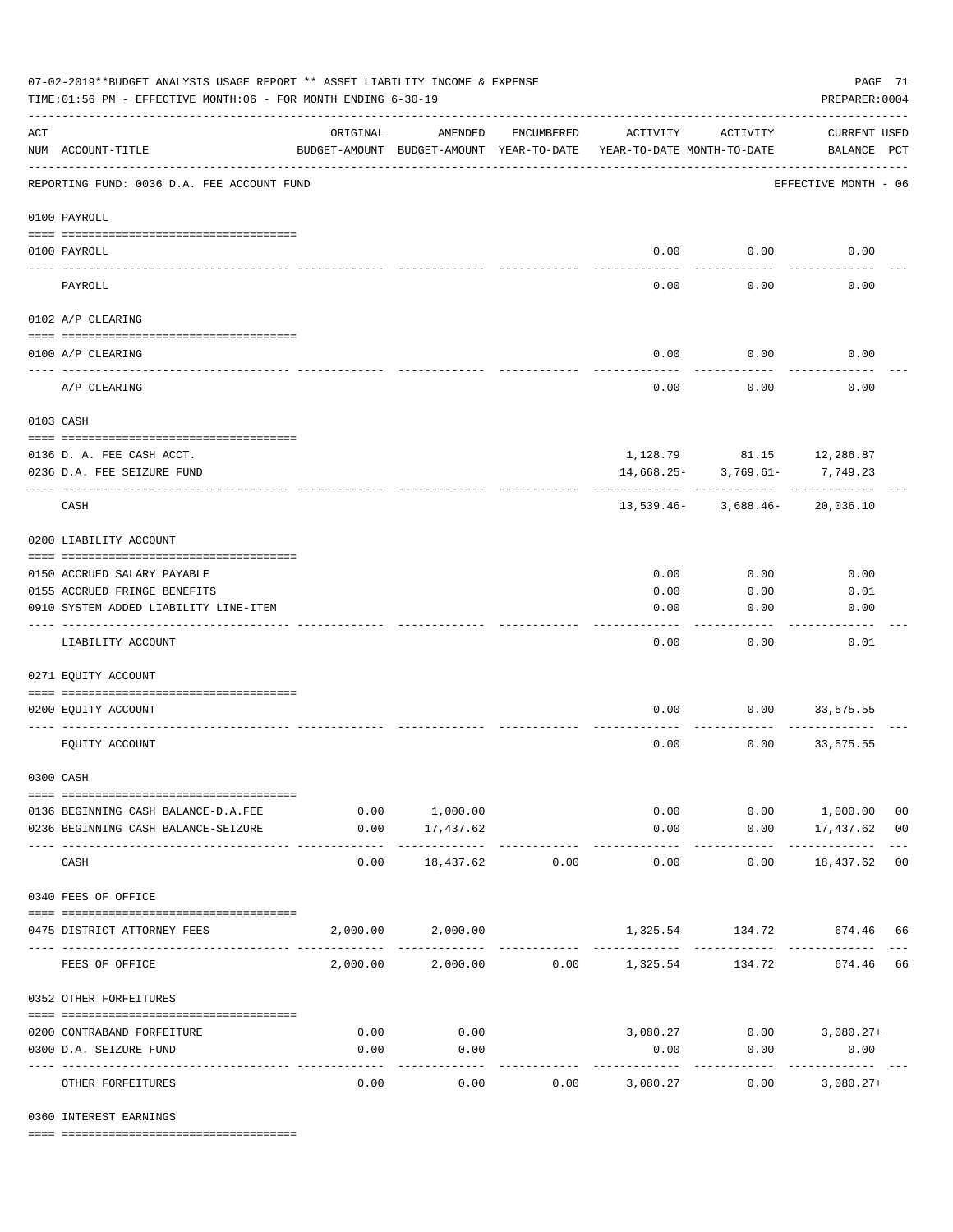07-02-2019**BUDGET ANALYSIS USAGE REPORT ** ASSET LIABILITY INCOME & EXPENSE
TIME:01:56 PM - EFFECTIVE MONTH:06 - FOR MONTH ENDING 6-30-19
PREPARER:0004

| ACT NUM | ACCOUNT-TITLE | ORIGINAL BUDGET-AMOUNT | AMENDED BUDGET-AMOUNT | ENCUMBERED YEAR-TO-DATE | ACTIVITY YEAR-TO-DATE | ACTIVITY MONTH-TO-DATE | CURRENT USED BALANCE | PCT |
|---|---|---|---|---|---|---|---|---|
| | REPORTING FUND: 0036 D.A. FEE ACCOUNT FUND | | | | | | EFFECTIVE MONTH - 06 | |
| | 0100 PAYROLL | | | | | | | |
| 0100 | PAYROLL | | | | 0.00 | 0.00 | 0.00 | |
| | PAYROLL | | | | 0.00 | 0.00 | 0.00 | |
| | 0102 A/P CLEARING | | | | | | | |
| 0100 | A/P CLEARING | | | | 0.00 | 0.00 | 0.00 | |
| | A/P CLEARING | | | | 0.00 | 0.00 | 0.00 | |
| | 0103 CASH | | | | | | | |
| 0136 | D. A. FEE CASH ACCT. | | | | 1,128.79 | 81.15 | 12,286.87 | |
| 0236 | D.A. FEE SEIZURE FUND | | | | 14,668.25- | 3,769.61- | 7,749.23 | |
| | CASH | | | | 13,539.46- | 3,688.46- | 20,036.10 | |
| | 0200 LIABILITY ACCOUNT | | | | | | | |
| 0150 | ACCRUED SALARY PAYABLE | | | | 0.00 | 0.00 | 0.00 | |
| 0155 | ACCRUED FRINGE BENEFITS | | | | 0.00 | 0.00 | 0.01 | |
| 0910 | SYSTEM ADDED LIABILITY LINE-ITEM | | | | 0.00 | 0.00 | 0.00 | |
| | LIABILITY ACCOUNT | | | | 0.00 | 0.00 | 0.01 | |
| | 0271 EQUITY ACCOUNT | | | | | | | |
| 0200 | EQUITY ACCOUNT | | | | 0.00 | 0.00 | 33,575.55 | |
| | EQUITY ACCOUNT | | | | 0.00 | 0.00 | 33,575.55 | |
| | 0300 CASH | | | | | | | |
| 0136 | BEGINNING CASH BALANCE-D.A.FEE | 0.00 | 1,000.00 | | 0.00 | 0.00 | 1,000.00 | 00 |
| 0236 | BEGINNING CASH BALANCE-SEIZURE | 0.00 | 17,437.62 | | 0.00 | 0.00 | 17,437.62 | 00 |
| | CASH | 0.00 | 18,437.62 | 0.00 | 0.00 | 0.00 | 18,437.62 | 00 |
| | 0340 FEES OF OFFICE | | | | | | | |
| 0475 | DISTRICT ATTORNEY FEES | 2,000.00 | 2,000.00 | | 1,325.54 | 134.72 | 674.46 | 66 |
| | FEES OF OFFICE | 2,000.00 | 2,000.00 | 0.00 | 1,325.54 | 134.72 | 674.46 | 66 |
| | 0352 OTHER FORFEITURES | | | | | | | |
| 0200 | CONTRABAND FORFEITURE | 0.00 | 0.00 | | 3,080.27 | 0.00 | 3,080.27+ | |
| 0300 | D.A. SEIZURE FUND | 0.00 | 0.00 | | 0.00 | 0.00 | 0.00 | |
| | OTHER FORFEITURES | 0.00 | 0.00 | 0.00 | 3,080.27 | 0.00 | 3,080.27+ | |
| | 0360 INTEREST EARNINGS | | | | | | | |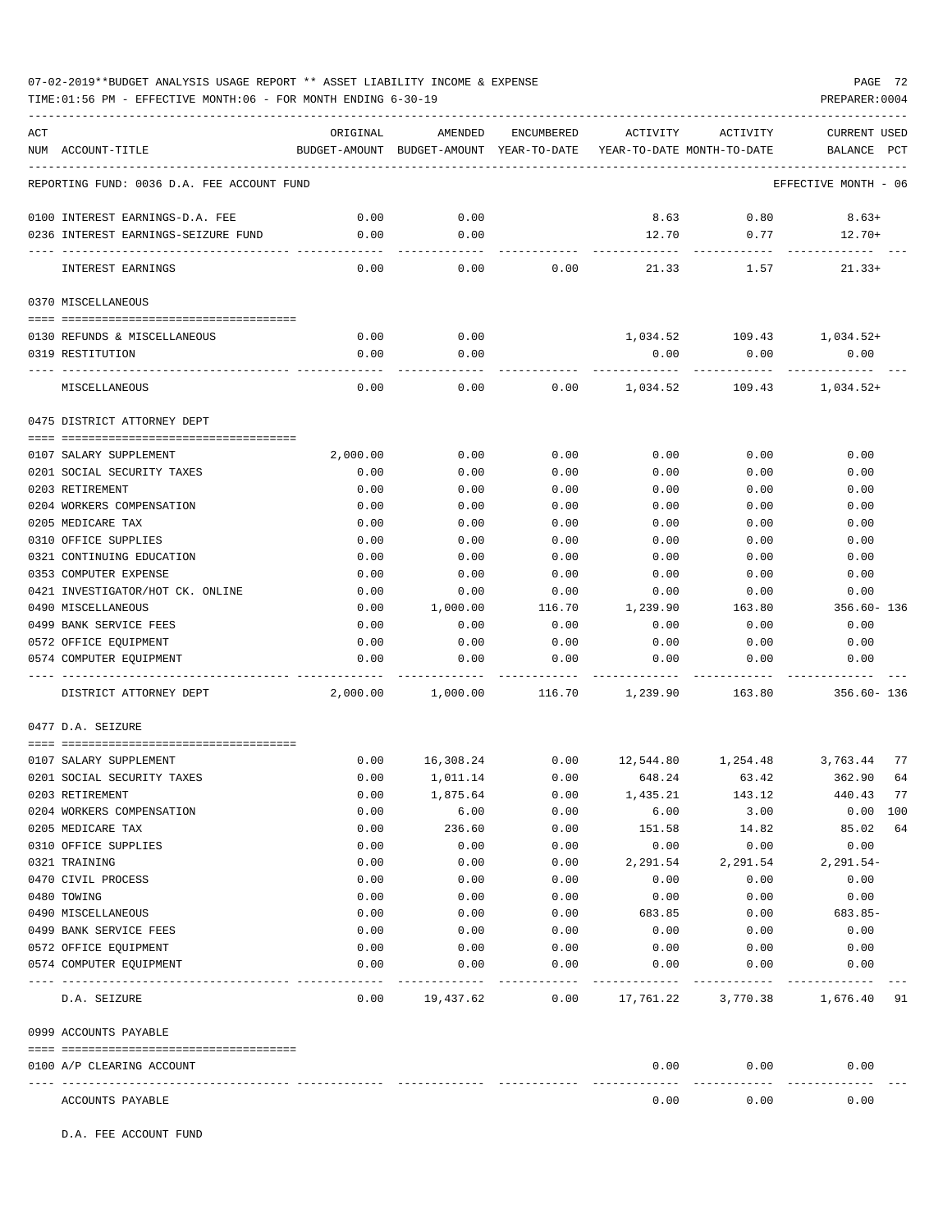07-02-2019**BUDGET ANALYSIS USAGE REPORT ** ASSET LIABILITY INCOME & EXPENSE

TIME:01:56 PM - EFFECTIVE MONTH:06 - FOR MONTH ENDING 6-30-19

PREPARER:0004

| ACT NUM | ACCOUNT-TITLE | ORIGINAL BUDGET-AMOUNT | AMENDED BUDGET-AMOUNT | ENCUMBERED YEAR-TO-DATE | ACTIVITY YEAR-TO-DATE | ACTIVITY MONTH-TO-DATE | CURRENT USED BALANCE | PCT |
|---|---|---|---|---|---|---|---|---|
| | REPORTING FUND: 0036 D.A. FEE ACCOUNT FUND | | | | | | EFFECTIVE MONTH - 06 | |
| 0100 | INTEREST EARNINGS-D.A. FEE | 0.00 | 0.00 | | 8.63 | 0.80 | 8.63+ | |
| 0236 | INTEREST EARNINGS-SEIZURE FUND | 0.00 | 0.00 | | 12.70 | 0.77 | 12.70+ | |
| | INTEREST EARNINGS | 0.00 | 0.00 | 0.00 | 21.33 | 1.57 | 21.33+ | |
| | 0370 MISCELLANEOUS | | | | | | | |
| 0130 | REFUNDS & MISCELLANEOUS | 0.00 | 0.00 | | 1,034.52 | 109.43 | 1,034.52+ | |
| 0319 | RESTITUTION | 0.00 | 0.00 | | 0.00 | 0.00 | 0.00 | |
| | MISCELLANEOUS | 0.00 | 0.00 | 0.00 | 1,034.52 | 109.43 | 1,034.52+ | |
| | 0475 DISTRICT ATTORNEY DEPT | | | | | | | |
| 0107 | SALARY SUPPLEMENT | 2,000.00 | 0.00 | 0.00 | 0.00 | 0.00 | 0.00 | |
| 0201 | SOCIAL SECURITY TAXES | 0.00 | 0.00 | 0.00 | 0.00 | 0.00 | 0.00 | |
| 0203 | RETIREMENT | 0.00 | 0.00 | 0.00 | 0.00 | 0.00 | 0.00 | |
| 0204 | WORKERS COMPENSATION | 0.00 | 0.00 | 0.00 | 0.00 | 0.00 | 0.00 | |
| 0205 | MEDICARE TAX | 0.00 | 0.00 | 0.00 | 0.00 | 0.00 | 0.00 | |
| 0310 | OFFICE SUPPLIES | 0.00 | 0.00 | 0.00 | 0.00 | 0.00 | 0.00 | |
| 0321 | CONTINUING EDUCATION | 0.00 | 0.00 | 0.00 | 0.00 | 0.00 | 0.00 | |
| 0353 | COMPUTER EXPENSE | 0.00 | 0.00 | 0.00 | 0.00 | 0.00 | 0.00 | |
| 0421 | INVESTIGATOR/HOT CK. ONLINE | 0.00 | 0.00 | 0.00 | 0.00 | 0.00 | 0.00 | |
| 0490 | MISCELLANEOUS | 0.00 | 1,000.00 | 116.70 | 1,239.90 | 163.80 | 356.60- | 136 |
| 0499 | BANK SERVICE FEES | 0.00 | 0.00 | 0.00 | 0.00 | 0.00 | 0.00 | |
| 0572 | OFFICE EQUIPMENT | 0.00 | 0.00 | 0.00 | 0.00 | 0.00 | 0.00 | |
| 0574 | COMPUTER EQUIPMENT | 0.00 | 0.00 | 0.00 | 0.00 | 0.00 | 0.00 | |
| | DISTRICT ATTORNEY DEPT | 2,000.00 | 1,000.00 | 116.70 | 1,239.90 | 163.80 | 356.60- | 136 |
| | 0477 D.A. SEIZURE | | | | | | | |
| 0107 | SALARY SUPPLEMENT | 0.00 | 16,308.24 | 0.00 | 12,544.80 | 1,254.48 | 3,763.44 | 77 |
| 0201 | SOCIAL SECURITY TAXES | 0.00 | 1,011.14 | 0.00 | 648.24 | 63.42 | 362.90 | 64 |
| 0203 | RETIREMENT | 0.00 | 1,875.64 | 0.00 | 1,435.21 | 143.12 | 440.43 | 77 |
| 0204 | WORKERS COMPENSATION | 0.00 | 6.00 | 0.00 | 6.00 | 3.00 | 0.00 | 100 |
| 0205 | MEDICARE TAX | 0.00 | 236.60 | 0.00 | 151.58 | 14.82 | 85.02 | 64 |
| 0310 | OFFICE SUPPLIES | 0.00 | 0.00 | 0.00 | 0.00 | 0.00 | 0.00 | |
| 0321 | TRAINING | 0.00 | 0.00 | 0.00 | 2,291.54 | 2,291.54 | 2,291.54- | |
| 0470 | CIVIL PROCESS | 0.00 | 0.00 | 0.00 | 0.00 | 0.00 | 0.00 | |
| 0480 | TOWING | 0.00 | 0.00 | 0.00 | 0.00 | 0.00 | 0.00 | |
| 0490 | MISCELLANEOUS | 0.00 | 0.00 | 0.00 | 683.85 | 0.00 | 683.85- | |
| 0499 | BANK SERVICE FEES | 0.00 | 0.00 | 0.00 | 0.00 | 0.00 | 0.00 | |
| 0572 | OFFICE EQUIPMENT | 0.00 | 0.00 | 0.00 | 0.00 | 0.00 | 0.00 | |
| 0574 | COMPUTER EQUIPMENT | 0.00 | 0.00 | 0.00 | 0.00 | 0.00 | 0.00 | |
| | D.A. SEIZURE | 0.00 | 19,437.62 | 0.00 | 17,761.22 | 3,770.38 | 1,676.40 | 91 |
| | 0999 ACCOUNTS PAYABLE | | | | | | | |
| 0100 | A/P CLEARING ACCOUNT | | | | 0.00 | 0.00 | 0.00 | |
| | ACCOUNTS PAYABLE | | | | 0.00 | 0.00 | 0.00 | |

D.A. FEE ACCOUNT FUND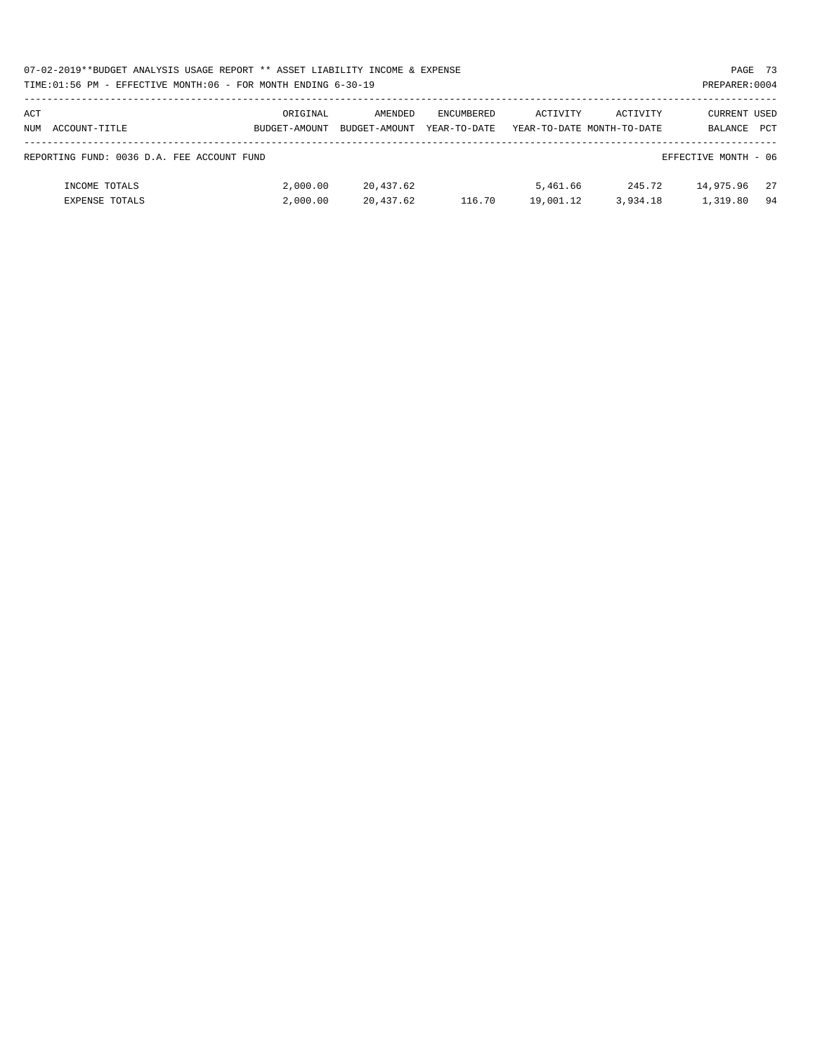07-02-2019**BUDGET ANALYSIS USAGE REPORT ** ASSET LIABILITY INCOME & EXPENSE

TIME:01:56 PM - EFFECTIVE MONTH:06 - FOR MONTH ENDING 6-30-19

PREPARER:0004

| ACT NUM ACCOUNT-TITLE | ORIGINAL BUDGET-AMOUNT | AMENDED BUDGET-AMOUNT | ENCUMBERED YEAR-TO-DATE | ACTIVITY YEAR-TO-DATE | ACTIVITY MONTH-TO-DATE | CURRENT BALANCE | USED PCT |
|---|---|---|---|---|---|---|---|
| REPORTING FUND: 0036 D.A. FEE ACCOUNT FUND | | | | | | EFFECTIVE MONTH - 06 | |
| INCOME TOTALS | 2,000.00 | 20,437.62 | | 5,461.66 | 245.72 | 14,975.96 | 27 |
| EXPENSE TOTALS | 2,000.00 | 20,437.62 | 116.70 | 19,001.12 | 3,934.18 | 1,319.80 | 94 |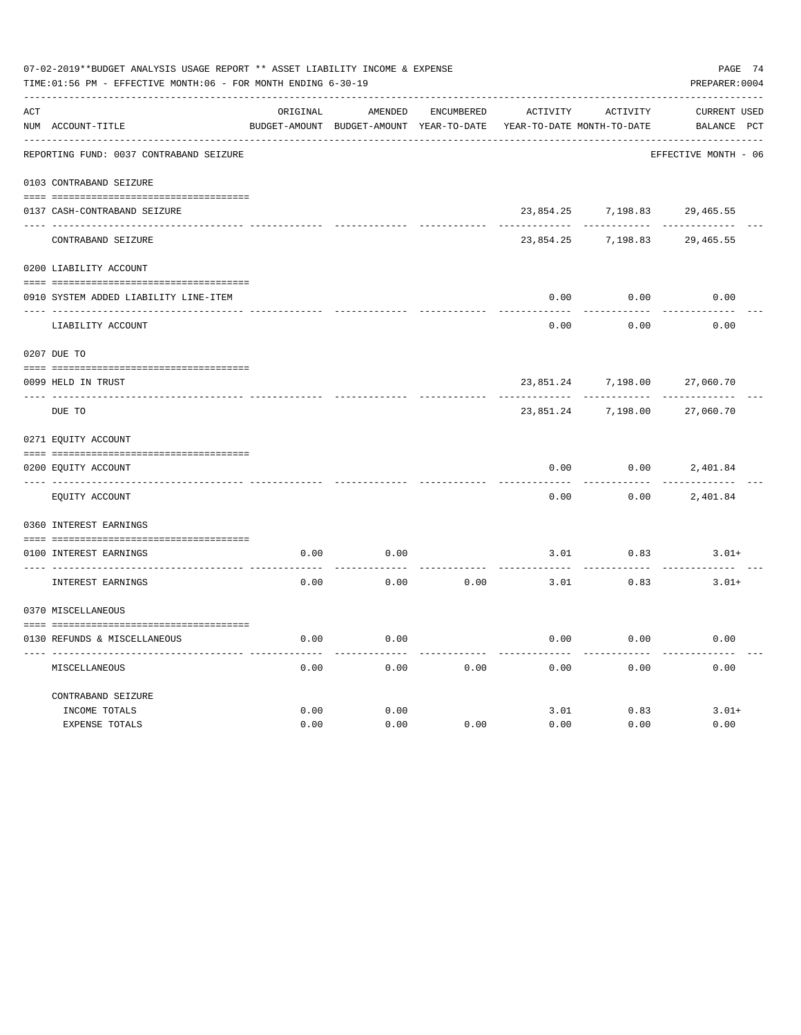07-02-2019**BUDGET ANALYSIS USAGE REPORT ** ASSET LIABILITY INCOME & EXPENSE

TIME:01:56 PM - EFFECTIVE MONTH:06 - FOR MONTH ENDING 6-30-19

PREPARER:0004

| ACT NUM | ACCOUNT-TITLE | ORIGINAL BUDGET-AMOUNT | AMENDED BUDGET-AMOUNT | ENCUMBERED YEAR-TO-DATE | ACTIVITY YEAR-TO-DATE | ACTIVITY MONTH-TO-DATE | CURRENT BALANCE | USED PCT |
|---|---|---|---|---|---|---|---|---|
| | REPORTING FUND: 0037 CONTRABAND SEIZURE | | | | | | EFFECTIVE MONTH - 06 | |
| | 0103 CONTRABAND SEIZURE | | | | | | | |
| 0137 | CASH-CONTRABAND SEIZURE | | | | 23,854.25 | 7,198.83 | 29,465.55 | |
| | CONTRABAND SEIZURE | | | | 23,854.25 | 7,198.83 | 29,465.55 | |
| | 0200 LIABILITY ACCOUNT | | | | | | | |
| 0910 | SYSTEM ADDED LIABILITY LINE-ITEM | | | | 0.00 | 0.00 | 0.00 | |
| | LIABILITY ACCOUNT | | | | 0.00 | 0.00 | 0.00 | |
| | 0207 DUE TO | | | | | | | |
| 0099 | HELD IN TRUST | | | | 23,851.24 | 7,198.00 | 27,060.70 | |
| | DUE TO | | | | 23,851.24 | 7,198.00 | 27,060.70 | |
| | 0271 EQUITY ACCOUNT | | | | | | | |
| 0200 | EQUITY ACCOUNT | | | | 0.00 | 0.00 | 2,401.84 | |
| | EQUITY ACCOUNT | | | | 0.00 | 0.00 | 2,401.84 | |
| | 0360 INTEREST EARNINGS | | | | | | | |
| 0100 | INTEREST EARNINGS | 0.00 | 0.00 | | 3.01 | 0.83 | 3.01+ | |
| | INTEREST EARNINGS | 0.00 | 0.00 | 0.00 | 3.01 | 0.83 | 3.01+ | |
| | 0370 MISCELLANEOUS | | | | | | | |
| 0130 | REFUNDS & MISCELLANEOUS | 0.00 | 0.00 | | 0.00 | 0.00 | 0.00 | |
| | MISCELLANEOUS | 0.00 | 0.00 | 0.00 | 0.00 | 0.00 | 0.00 | |
| | CONTRABAND SEIZURE | | | | | | | |
| | INCOME TOTALS | 0.00 | 0.00 | | 3.01 | 0.83 | 3.01+ | |
| | EXPENSE TOTALS | 0.00 | 0.00 | 0.00 | 0.00 | 0.00 | 0.00 | |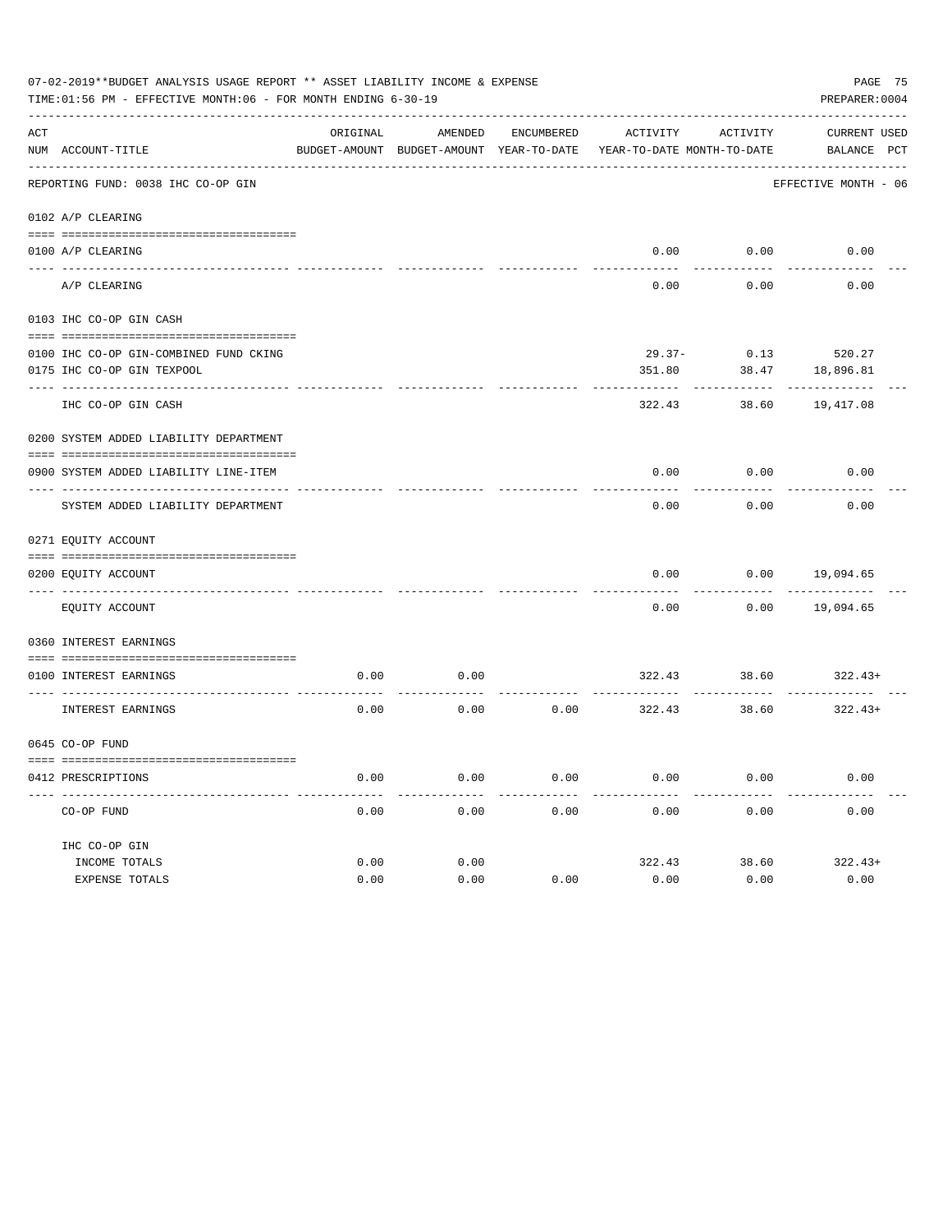07-02-2019**BUDGET ANALYSIS USAGE REPORT ** ASSET LIABILITY INCOME & EXPENSE

TIME:01:56 PM - EFFECTIVE MONTH:06 - FOR MONTH ENDING 6-30-19

PREPARER:0004

| ACT NUM | ACCOUNT-TITLE | ORIGINAL BUDGET-AMOUNT | AMENDED BUDGET-AMOUNT | ENCUMBERED YEAR-TO-DATE | ACTIVITY YEAR-TO-DATE | ACTIVITY MONTH-TO-DATE | CURRENT BALANCE | USED PCT |
|---|---|---|---|---|---|---|---|---|
| | REPORTING FUND: 0038 IHC CO-OP GIN | | | | | | EFFECTIVE MONTH - 06 | |
| | 0102 A/P CLEARING | | | | | | | |
| 0100 | A/P CLEARING | | | | 0.00 | 0.00 | 0.00 | |
| | A/P CLEARING | | | | 0.00 | 0.00 | 0.00 | |
| | 0103 IHC CO-OP GIN CASH | | | | | | | |
| 0100 | IHC CO-OP GIN-COMBINED FUND CKING | | | | 29.37- | 0.13 | 520.27 | |
| 0175 | IHC CO-OP GIN TEXPOOL | | | | 351.80 | 38.47 | 18,896.81 | |
| | IHC CO-OP GIN CASH | | | | 322.43 | 38.60 | 19,417.08 | |
| | 0200 SYSTEM ADDED LIABILITY DEPARTMENT | | | | | | | |
| 0900 | SYSTEM ADDED LIABILITY LINE-ITEM | | | | 0.00 | 0.00 | 0.00 | |
| | SYSTEM ADDED LIABILITY DEPARTMENT | | | | 0.00 | 0.00 | 0.00 | |
| | 0271 EQUITY ACCOUNT | | | | | | | |
| 0200 | EQUITY ACCOUNT | | | | 0.00 | 0.00 | 19,094.65 | |
| | EQUITY ACCOUNT | | | | 0.00 | 0.00 | 19,094.65 | |
| | 0360 INTEREST EARNINGS | | | | | | | |
| 0100 | INTEREST EARNINGS | 0.00 | 0.00 | | 322.43 | 38.60 | 322.43+ | |
| | INTEREST EARNINGS | 0.00 | 0.00 | 0.00 | 322.43 | 38.60 | 322.43+ | |
| | 0645 CO-OP FUND | | | | | | | |
| 0412 | PRESCRIPTIONS | 0.00 | 0.00 | 0.00 | 0.00 | 0.00 | 0.00 | |
| | CO-OP FUND | 0.00 | 0.00 | 0.00 | 0.00 | 0.00 | 0.00 | |
| | IHC CO-OP GIN | | | | | | | |
| | INCOME TOTALS | 0.00 | 0.00 | | 322.43 | 38.60 | 322.43+ | |
| | EXPENSE TOTALS | 0.00 | 0.00 | 0.00 | 0.00 | 0.00 | 0.00 | |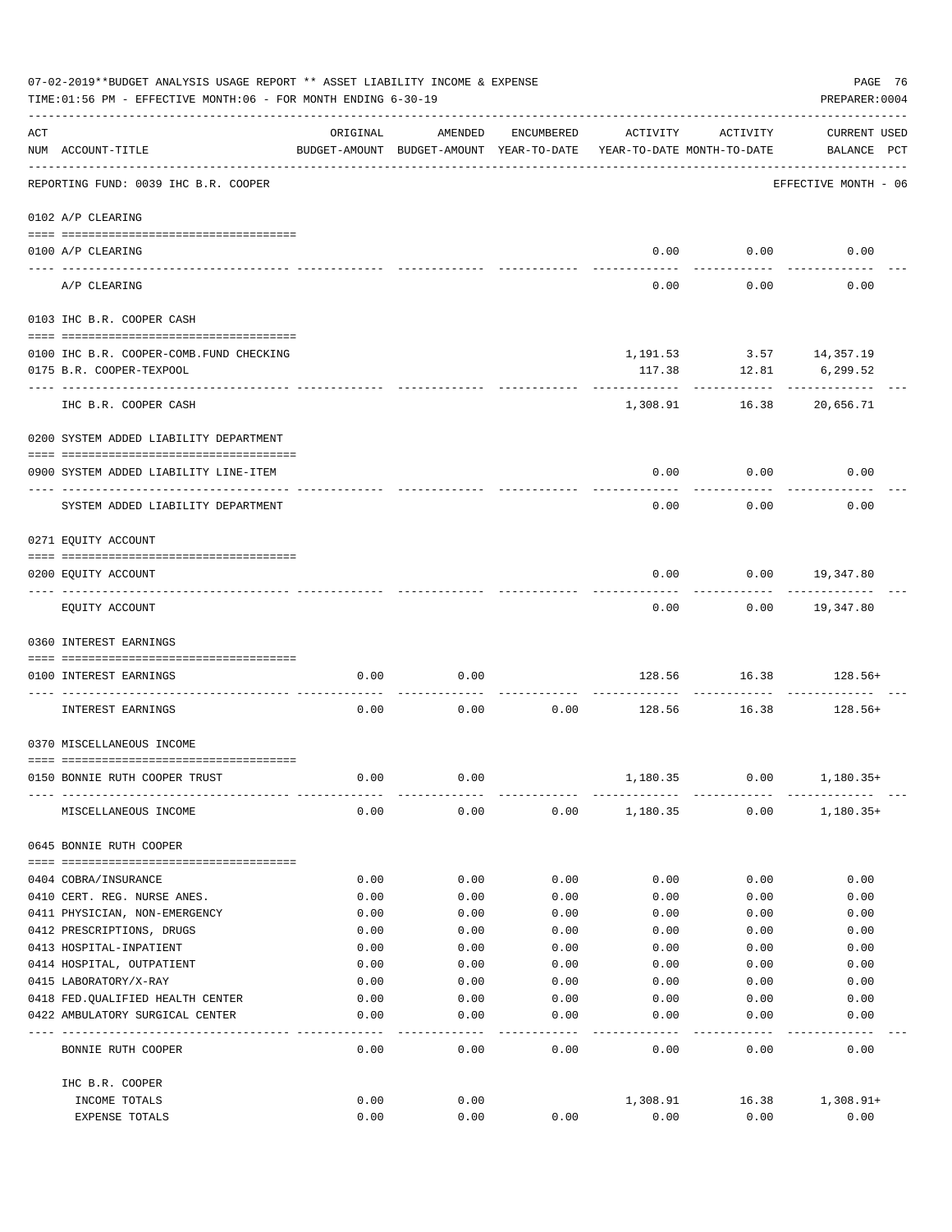07-02-2019**BUDGET ANALYSIS USAGE REPORT ** ASSET LIABILITY INCOME & EXPENSE

TIME:01:56 PM - EFFECTIVE MONTH:06 - FOR MONTH ENDING 6-30-19

PREPARER:0004

| ACT NUM | ACCOUNT-TITLE | ORIGINAL BUDGET-AMOUNT | AMENDED BUDGET-AMOUNT | ENCUMBERED YEAR-TO-DATE | ACTIVITY YEAR-TO-DATE | ACTIVITY MONTH-TO-DATE | CURRENT USED BALANCE | PCT |
|---|---|---|---|---|---|---|---|---|
| | REPORTING FUND: 0039 IHC B.R. COOPER | | | | | | EFFECTIVE MONTH - 06 | |
| | 0102 A/P CLEARING | | | | | | | |
| 0100 | A/P CLEARING | | | | 0.00 | 0.00 | 0.00 | |
| | A/P CLEARING | | | | 0.00 | 0.00 | 0.00 | |
| | 0103 IHC B.R. COOPER CASH | | | | | | | |
| 0100 | IHC B.R. COOPER-COMB.FUND CHECKING | | | | 1,191.53 | 3.57 | 14,357.19 | |
| 0175 | B.R. COOPER-TEXPOOL | | | | 117.38 | 12.81 | 6,299.52 | |
| | IHC B.R. COOPER CASH | | | | 1,308.91 | 16.38 | 20,656.71 | |
| | 0200 SYSTEM ADDED LIABILITY DEPARTMENT | | | | | | | |
| 0900 | SYSTEM ADDED LIABILITY LINE-ITEM | | | | 0.00 | 0.00 | 0.00 | |
| | SYSTEM ADDED LIABILITY DEPARTMENT | | | | 0.00 | 0.00 | 0.00 | |
| | 0271 EQUITY ACCOUNT | | | | | | | |
| 0200 | EQUITY ACCOUNT | | | | 0.00 | 0.00 | 19,347.80 | |
| | EQUITY ACCOUNT | | | | 0.00 | 0.00 | 19,347.80 | |
| | 0360 INTEREST EARNINGS | | | | | | | |
| 0100 | INTEREST EARNINGS | 0.00 | 0.00 | | 128.56 | 16.38 | 128.56+ | |
| | INTEREST EARNINGS | 0.00 | 0.00 | 0.00 | 128.56 | 16.38 | 128.56+ | |
| | 0370 MISCELLANEOUS INCOME | | | | | | | |
| 0150 | BONNIE RUTH COOPER TRUST | 0.00 | 0.00 | | 1,180.35 | 0.00 | 1,180.35+ | |
| | MISCELLANEOUS INCOME | 0.00 | 0.00 | 0.00 | 1,180.35 | 0.00 | 1,180.35+ | |
| | 0645 BONNIE RUTH COOPER | | | | | | | |
| 0404 | COBRA/INSURANCE | 0.00 | 0.00 | 0.00 | 0.00 | 0.00 | 0.00 | |
| 0410 | CERT. REG. NURSE ANES. | 0.00 | 0.00 | 0.00 | 0.00 | 0.00 | 0.00 | |
| 0411 | PHYSICIAN, NON-EMERGENCY | 0.00 | 0.00 | 0.00 | 0.00 | 0.00 | 0.00 | |
| 0412 | PRESCRIPTIONS, DRUGS | 0.00 | 0.00 | 0.00 | 0.00 | 0.00 | 0.00 | |
| 0413 | HOSPITAL-INPATIENT | 0.00 | 0.00 | 0.00 | 0.00 | 0.00 | 0.00 | |
| 0414 | HOSPITAL, OUTPATIENT | 0.00 | 0.00 | 0.00 | 0.00 | 0.00 | 0.00 | |
| 0415 | LABORATORY/X-RAY | 0.00 | 0.00 | 0.00 | 0.00 | 0.00 | 0.00 | |
| 0418 | FED.QUALIFIED HEALTH CENTER | 0.00 | 0.00 | 0.00 | 0.00 | 0.00 | 0.00 | |
| 0422 | AMBULATORY SURGICAL CENTER | 0.00 | 0.00 | 0.00 | 0.00 | 0.00 | 0.00 | |
| | BONNIE RUTH COOPER | 0.00 | 0.00 | 0.00 | 0.00 | 0.00 | 0.00 | |
| | IHC B.R. COOPER | | | | | | | |
| | INCOME TOTALS | 0.00 | 0.00 | | 1,308.91 | 16.38 | 1,308.91+ | |
| | EXPENSE TOTALS | 0.00 | 0.00 | 0.00 | 0.00 | 0.00 | 0.00 | |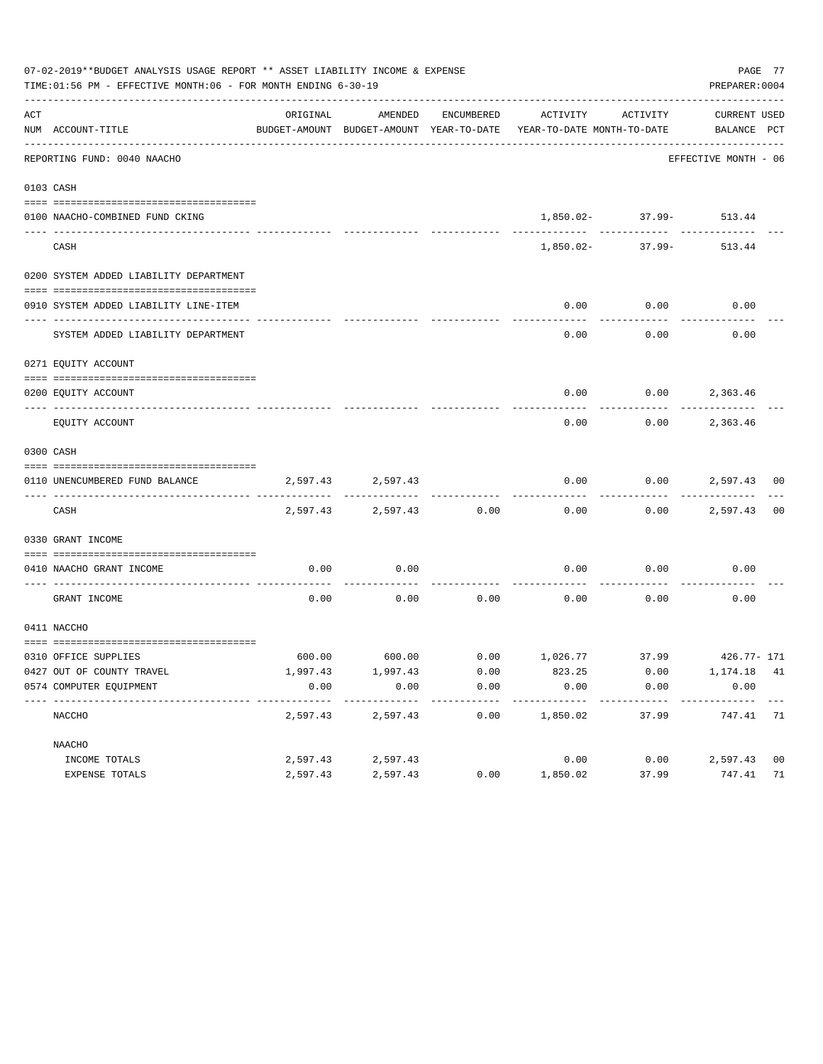07-02-2019**BUDGET ANALYSIS USAGE REPORT ** ASSET LIABILITY INCOME & EXPENSE

TIME:01:56 PM - EFFECTIVE MONTH:06 - FOR MONTH ENDING 6-30-19

PREPARER:0004

| ACT NUM | ACCOUNT-TITLE | ORIGINAL BUDGET-AMOUNT | AMENDED BUDGET-AMOUNT | ENCUMBERED YEAR-TO-DATE | ACTIVITY YEAR-TO-DATE | ACTIVITY MONTH-TO-DATE | CURRENT BALANCE | USED PCT |
|---|---|---|---|---|---|---|---|---|
| | REPORTING FUND: 0040 NAACHO | | | | | | EFFECTIVE MONTH - 06 | |
| 0103 | CASH | | | | | | | |
| 0100 | NAACHO-COMBINED FUND CKING | | | | 1,850.02- | 37.99- | 513.44 | |
| | CASH | | | | 1,850.02- | 37.99- | 513.44 | |
| 0200 | SYSTEM ADDED LIABILITY DEPARTMENT | | | | | | | |
| 0910 | SYSTEM ADDED LIABILITY LINE-ITEM | | | | 0.00 | 0.00 | 0.00 | |
| | SYSTEM ADDED LIABILITY DEPARTMENT | | | | 0.00 | 0.00 | 0.00 | |
| 0271 | EQUITY ACCOUNT | | | | | | | |
| 0200 | EQUITY ACCOUNT | | | | 0.00 | 0.00 | 2,363.46 | |
| | EQUITY ACCOUNT | | | | 0.00 | 0.00 | 2,363.46 | |
| 0300 | CASH | | | | | | | |
| 0110 | UNENCUMBERED FUND BALANCE | 2,597.43 | 2,597.43 | | 0.00 | 0.00 | 2,597.43 | 00 |
| | CASH | 2,597.43 | 2,597.43 | 0.00 | 0.00 | 0.00 | 2,597.43 | 00 |
| 0330 | GRANT INCOME | | | | | | | |
| 0410 | NAACHO GRANT INCOME | 0.00 | 0.00 | | 0.00 | 0.00 | 0.00 | |
| | GRANT INCOME | 0.00 | 0.00 | 0.00 | 0.00 | 0.00 | 0.00 | |
| 0411 | NACCHO | | | | | | | |
| 0310 | OFFICE SUPPLIES | 600.00 | 600.00 | 0.00 | 1,026.77 | 37.99 | 426.77- | 171 |
| 0427 | OUT OF COUNTY TRAVEL | 1,997.43 | 1,997.43 | 0.00 | 823.25 | 0.00 | 1,174.18 | 41 |
| 0574 | COMPUTER EQUIPMENT | 0.00 | 0.00 | 0.00 | 0.00 | 0.00 | 0.00 | |
| | NACCHO | 2,597.43 | 2,597.43 | 0.00 | 1,850.02 | 37.99 | 747.41 | 71 |
| | NAACHO | | | | | | | |
| | INCOME TOTALS | 2,597.43 | 2,597.43 | | 0.00 | 0.00 | 2,597.43 | 00 |
| | EXPENSE TOTALS | 2,597.43 | 2,597.43 | 0.00 | 1,850.02 | 37.99 | 747.41 | 71 |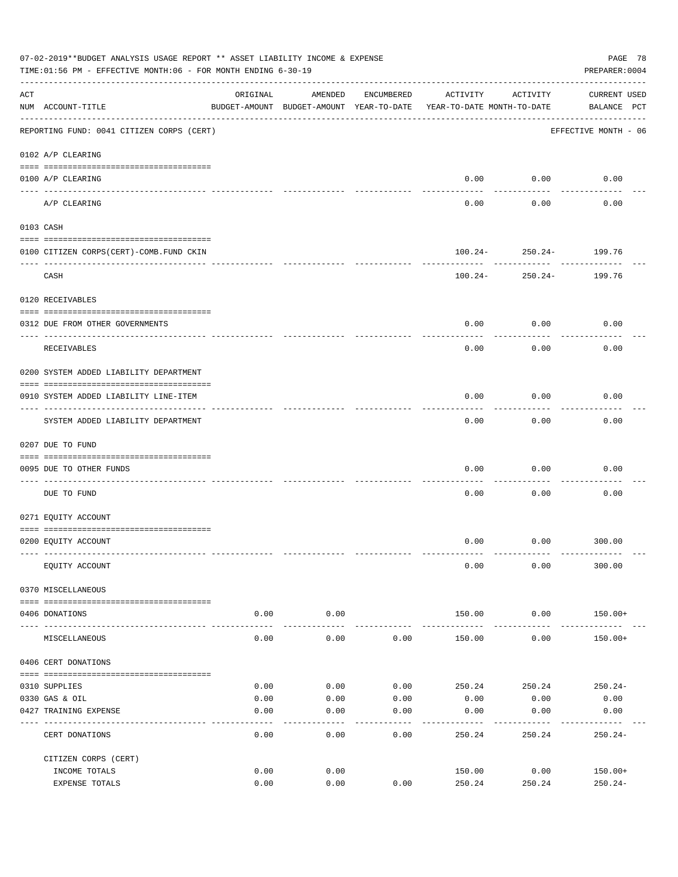07-02-2019**BUDGET ANALYSIS USAGE REPORT ** ASSET LIABILITY INCOME & EXPENSE

TIME:01:56 PM - EFFECTIVE MONTH:06 - FOR MONTH ENDING 6-30-19

PREPARER:0004

| ACT NUM | ACCOUNT-TITLE | ORIGINAL BUDGET-AMOUNT | AMENDED BUDGET-AMOUNT | ENCUMBERED YEAR-TO-DATE | ACTIVITY YEAR-TO-DATE | ACTIVITY MONTH-TO-DATE | CURRENT BALANCE | USED PCT |
|---|---|---|---|---|---|---|---|---|
| | REPORTING FUND: 0041 CITIZEN CORPS (CERT) | | | | | | EFFECTIVE MONTH - 06 | |
| | 0102 A/P CLEARING | | | | | | | |
| 0100 | A/P CLEARING | | | | 0.00 | 0.00 | 0.00 | |
| | A/P CLEARING | | | | 0.00 | 0.00 | 0.00 | |
| | 0103 CASH | | | | | | | |
| 0100 | CITIZEN CORPS(CERT)-COMB.FUND CKIN | | | | 100.24- | 250.24- | 199.76 | |
| | CASH | | | | 100.24- | 250.24- | 199.76 | |
| | 0120 RECEIVABLES | | | | | | | |
| 0312 | DUE FROM OTHER GOVERNMENTS | | | | 0.00 | 0.00 | 0.00 | |
| | RECEIVABLES | | | | 0.00 | 0.00 | 0.00 | |
| | 0200 SYSTEM ADDED LIABILITY DEPARTMENT | | | | | | | |
| 0910 | SYSTEM ADDED LIABILITY LINE-ITEM | | | | 0.00 | 0.00 | 0.00 | |
| | SYSTEM ADDED LIABILITY DEPARTMENT | | | | 0.00 | 0.00 | 0.00 | |
| | 0207 DUE TO FUND | | | | | | | |
| 0095 | DUE TO OTHER FUNDS | | | | 0.00 | 0.00 | 0.00 | |
| | DUE TO FUND | | | | 0.00 | 0.00 | 0.00 | |
| | 0271 EQUITY ACCOUNT | | | | | | | |
| 0200 | EQUITY ACCOUNT | | | | 0.00 | 0.00 | 300.00 | |
| | EQUITY ACCOUNT | | | | 0.00 | 0.00 | 300.00 | |
| | 0370 MISCELLANEOUS | | | | | | | |
| 0406 | DONATIONS | 0.00 | 0.00 | | 150.00 | 0.00 | 150.00+ | |
| | MISCELLANEOUS | 0.00 | 0.00 | 0.00 | 150.00 | 0.00 | 150.00+ | |
| | 0406 CERT DONATIONS | | | | | | | |
| 0310 | SUPPLIES | 0.00 | 0.00 | 0.00 | 250.24 | 250.24 | 250.24- | |
| 0330 | GAS & OIL | 0.00 | 0.00 | 0.00 | 0.00 | 0.00 | 0.00 | |
| 0427 | TRAINING EXPENSE | 0.00 | 0.00 | 0.00 | 0.00 | 0.00 | 0.00 | |
| | CERT DONATIONS | 0.00 | 0.00 | 0.00 | 250.24 | 250.24 | 250.24- | |
| | CITIZEN CORPS (CERT) | | | | | | | |
| | INCOME TOTALS | 0.00 | 0.00 | | 150.00 | 0.00 | 150.00+ | |
| | EXPENSE TOTALS | 0.00 | 0.00 | 0.00 | 250.24 | 250.24 | 250.24- | |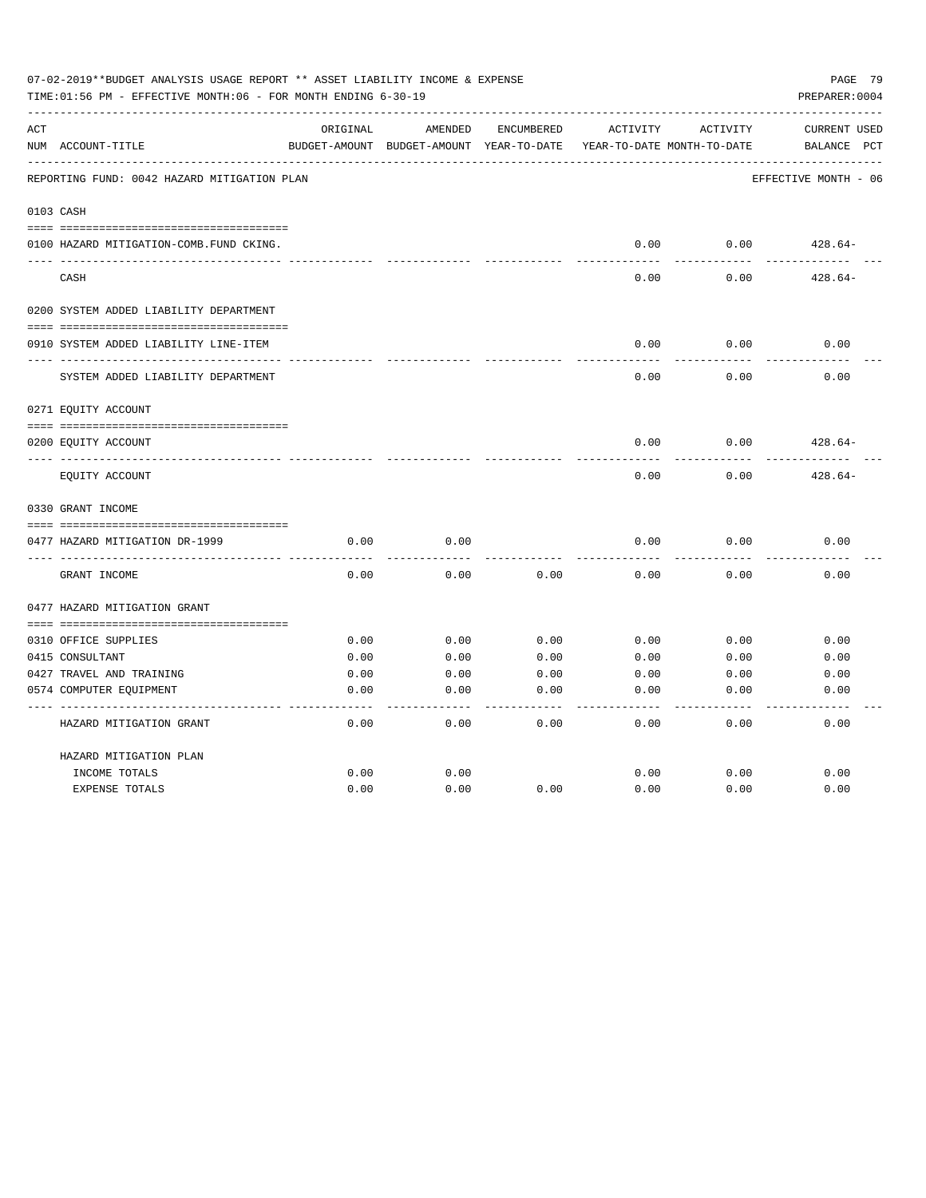07-02-2019**BUDGET ANALYSIS USAGE REPORT ** ASSET LIABILITY INCOME & EXPENSE

TIME:01:56 PM - EFFECTIVE MONTH:06 - FOR MONTH ENDING 6-30-19

PREPARER:0004

REPORTING FUND: 0042 HAZARD MITIGATION PLAN — EFFECTIVE MONTH - 06

| ACT NUM | ACCOUNT-TITLE | ORIGINAL BUDGET-AMOUNT | AMENDED BUDGET-AMOUNT | ENCUMBERED YEAR-TO-DATE | ACTIVITY YEAR-TO-DATE | ACTIVITY MONTH-TO-DATE | CURRENT BALANCE | USED PCT |
|---|---|---|---|---|---|---|---|---|
| 0103 | CASH | | | | | | | |
| 0100 | HAZARD MITIGATION-COMB.FUND CKING. | | | | 0.00 | 0.00 | 428.64- | |
| | CASH | | | | 0.00 | 0.00 | 428.64- | |
| 0200 | SYSTEM ADDED LIABILITY DEPARTMENT | | | | | | | |
| 0910 | SYSTEM ADDED LIABILITY LINE-ITEM | | | | 0.00 | 0.00 | 0.00 | |
| | SYSTEM ADDED LIABILITY DEPARTMENT | | | | 0.00 | 0.00 | 0.00 | |
| 0271 | EQUITY ACCOUNT | | | | | | | |
| 0200 | EQUITY ACCOUNT | | | | 0.00 | 0.00 | 428.64- | |
| | EQUITY ACCOUNT | | | | 0.00 | 0.00 | 428.64- | |
| 0330 | GRANT INCOME | | | | | | | |
| 0477 | HAZARD MITIGATION DR-1999 | 0.00 | 0.00 | | 0.00 | 0.00 | 0.00 | |
| | GRANT INCOME | 0.00 | 0.00 | 0.00 | 0.00 | 0.00 | 0.00 | |
| 0477 | HAZARD MITIGATION GRANT | | | | | | | |
| 0310 | OFFICE SUPPLIES | 0.00 | 0.00 | 0.00 | 0.00 | 0.00 | 0.00 | |
| 0415 | CONSULTANT | 0.00 | 0.00 | 0.00 | 0.00 | 0.00 | 0.00 | |
| 0427 | TRAVEL AND TRAINING | 0.00 | 0.00 | 0.00 | 0.00 | 0.00 | 0.00 | |
| 0574 | COMPUTER EQUIPMENT | 0.00 | 0.00 | 0.00 | 0.00 | 0.00 | 0.00 | |
| | HAZARD MITIGATION GRANT | 0.00 | 0.00 | 0.00 | 0.00 | 0.00 | 0.00 | |
| | HAZARD MITIGATION PLAN | | | | | | | |
| | INCOME TOTALS | 0.00 | 0.00 | | 0.00 | 0.00 | 0.00 | |
| | EXPENSE TOTALS | 0.00 | 0.00 | 0.00 | 0.00 | 0.00 | 0.00 | |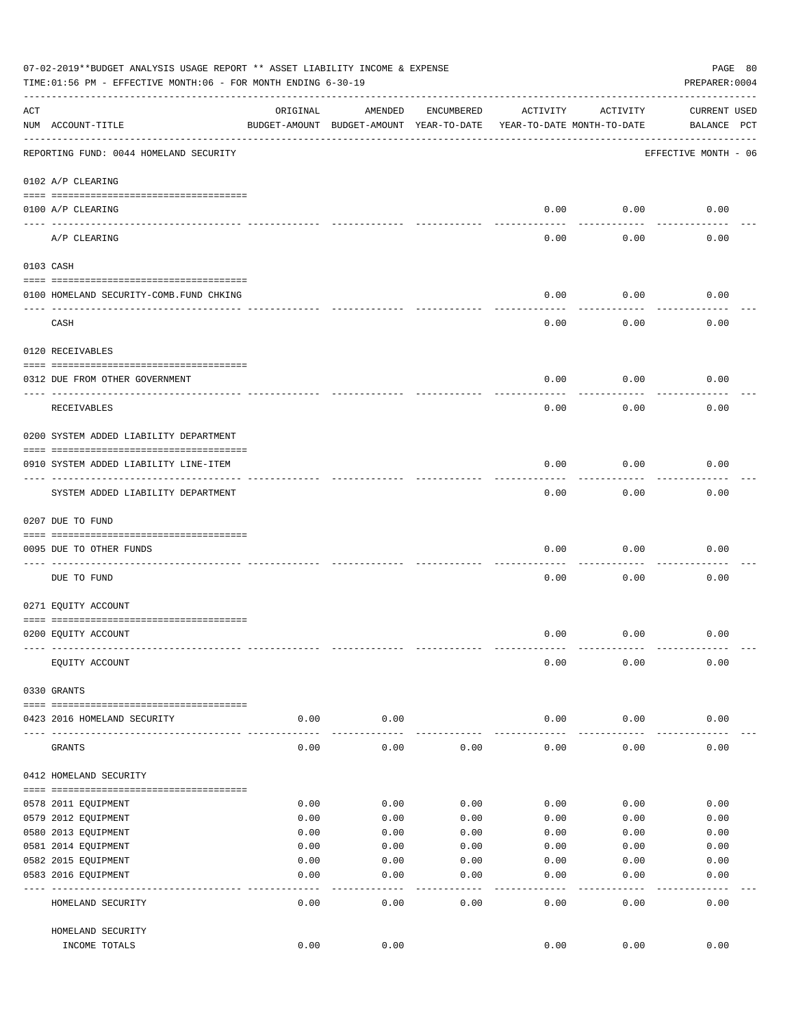07-02-2019**BUDGET ANALYSIS USAGE REPORT ** ASSET LIABILITY INCOME & EXPENSE

TIME:01:56 PM - EFFECTIVE MONTH:06 - FOR MONTH ENDING 6-30-19

PREPARER:0004

| ACT NUM | ACCOUNT-TITLE | ORIGINAL BUDGET-AMOUNT | AMENDED BUDGET-AMOUNT | ENCUMBERED YEAR-TO-DATE | ACTIVITY YEAR-TO-DATE | ACTIVITY MONTH-TO-DATE | CURRENT BALANCE | USED PCT |
|---|---|---|---|---|---|---|---|---|
| | REPORTING FUND: 0044 HOMELAND SECURITY | | | | | | EFFECTIVE MONTH - 06 | |
| | 0102 A/P CLEARING | | | | | | | |
| 0100 | A/P CLEARING | | | | 0.00 | 0.00 | 0.00 | |
| | A/P CLEARING | | | | 0.00 | 0.00 | 0.00 | |
| | 0103 CASH | | | | | | | |
| 0100 | HOMELAND SECURITY-COMB.FUND CHKING | | | | 0.00 | 0.00 | 0.00 | |
| | CASH | | | | 0.00 | 0.00 | 0.00 | |
| | 0120 RECEIVABLES | | | | | | | |
| 0312 | DUE FROM OTHER GOVERNMENT | | | | 0.00 | 0.00 | 0.00 | |
| | RECEIVABLES | | | | 0.00 | 0.00 | 0.00 | |
| | 0200 SYSTEM ADDED LIABILITY DEPARTMENT | | | | | | | |
| 0910 | SYSTEM ADDED LIABILITY LINE-ITEM | | | | 0.00 | 0.00 | 0.00 | |
| | SYSTEM ADDED LIABILITY DEPARTMENT | | | | 0.00 | 0.00 | 0.00 | |
| | 0207 DUE TO FUND | | | | | | | |
| 0095 | DUE TO OTHER FUNDS | | | | 0.00 | 0.00 | 0.00 | |
| | DUE TO FUND | | | | 0.00 | 0.00 | 0.00 | |
| | 0271 EQUITY ACCOUNT | | | | | | | |
| 0200 | EQUITY ACCOUNT | | | | 0.00 | 0.00 | 0.00 | |
| | EQUITY ACCOUNT | | | | 0.00 | 0.00 | 0.00 | |
| | 0330 GRANTS | | | | | | | |
| 0423 | 2016 HOMELAND SECURITY | 0.00 | 0.00 | | 0.00 | 0.00 | 0.00 | |
| | GRANTS | 0.00 | 0.00 | 0.00 | 0.00 | 0.00 | 0.00 | |
| | 0412 HOMELAND SECURITY | | | | | | | |
| 0578 | 2011 EQUIPMENT | 0.00 | 0.00 | 0.00 | 0.00 | 0.00 | 0.00 | |
| 0579 | 2012 EQUIPMENT | 0.00 | 0.00 | 0.00 | 0.00 | 0.00 | 0.00 | |
| 0580 | 2013 EQUIPMENT | 0.00 | 0.00 | 0.00 | 0.00 | 0.00 | 0.00 | |
| 0581 | 2014 EQUIPMENT | 0.00 | 0.00 | 0.00 | 0.00 | 0.00 | 0.00 | |
| 0582 | 2015 EQUIPMENT | 0.00 | 0.00 | 0.00 | 0.00 | 0.00 | 0.00 | |
| 0583 | 2016 EQUIPMENT | 0.00 | 0.00 | 0.00 | 0.00 | 0.00 | 0.00 | |
| | HOMELAND SECURITY | 0.00 | 0.00 | 0.00 | 0.00 | 0.00 | 0.00 | |
| | HOMELAND SECURITY INCOME TOTALS | 0.00 | 0.00 | | 0.00 | 0.00 | 0.00 | |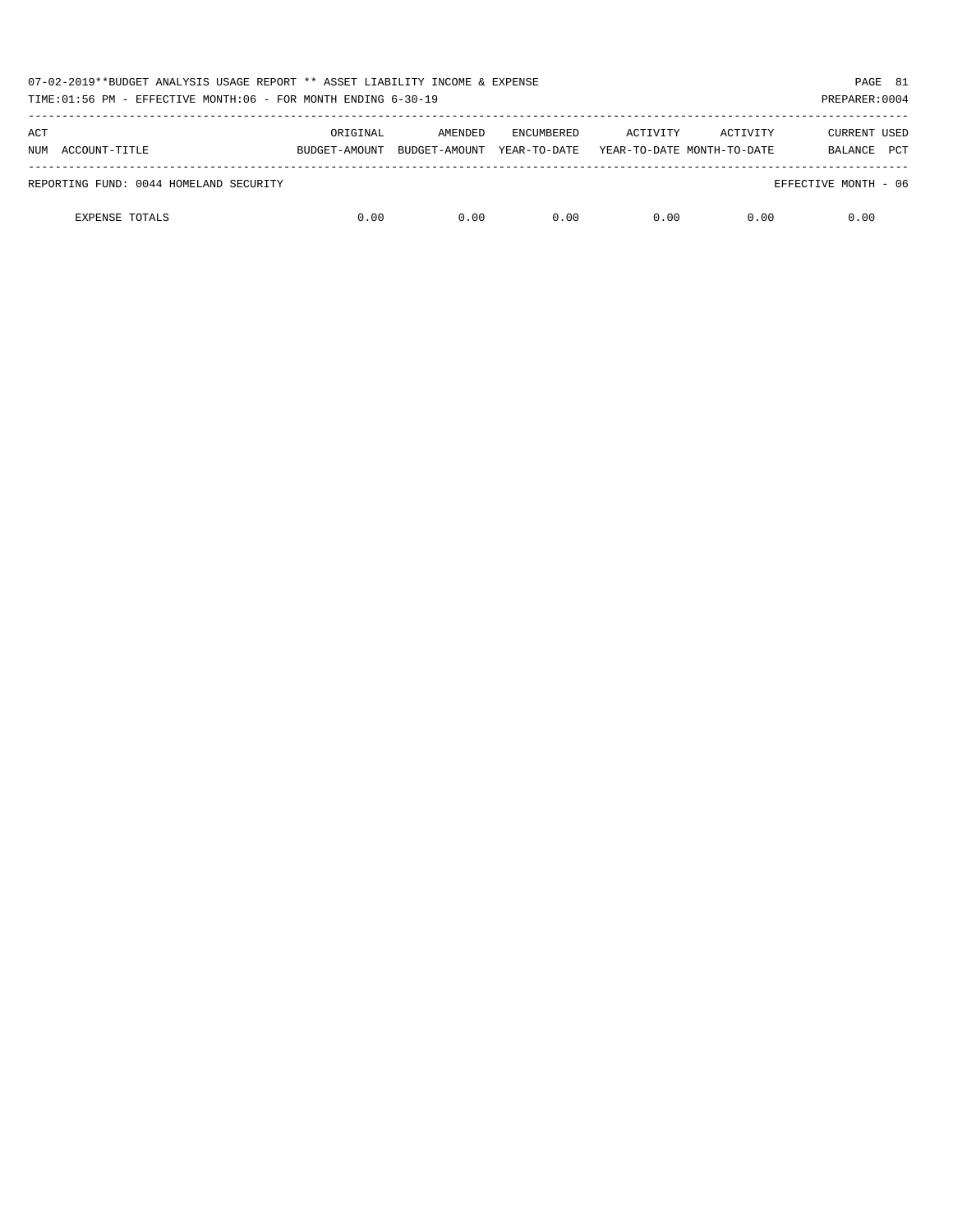| ACT NUM | ACCOUNT-TITLE | ORIGINAL BUDGET-AMOUNT | AMENDED BUDGET-AMOUNT | ENCUMBERED YEAR-TO-DATE | ACTIVITY YEAR-TO-DATE | ACTIVITY MONTH-TO-DATE | CURRENT BALANCE | USED PCT |
|---|---|---|---|---|---|---|---|---|
| REPORTING FUND: 0044 HOMELAND SECURITY | | | | | | | EFFECTIVE MONTH - 06 | |
| | EXPENSE TOTALS | 0.00 | 0.00 | 0.00 | 0.00 | 0.00 | 0.00 | |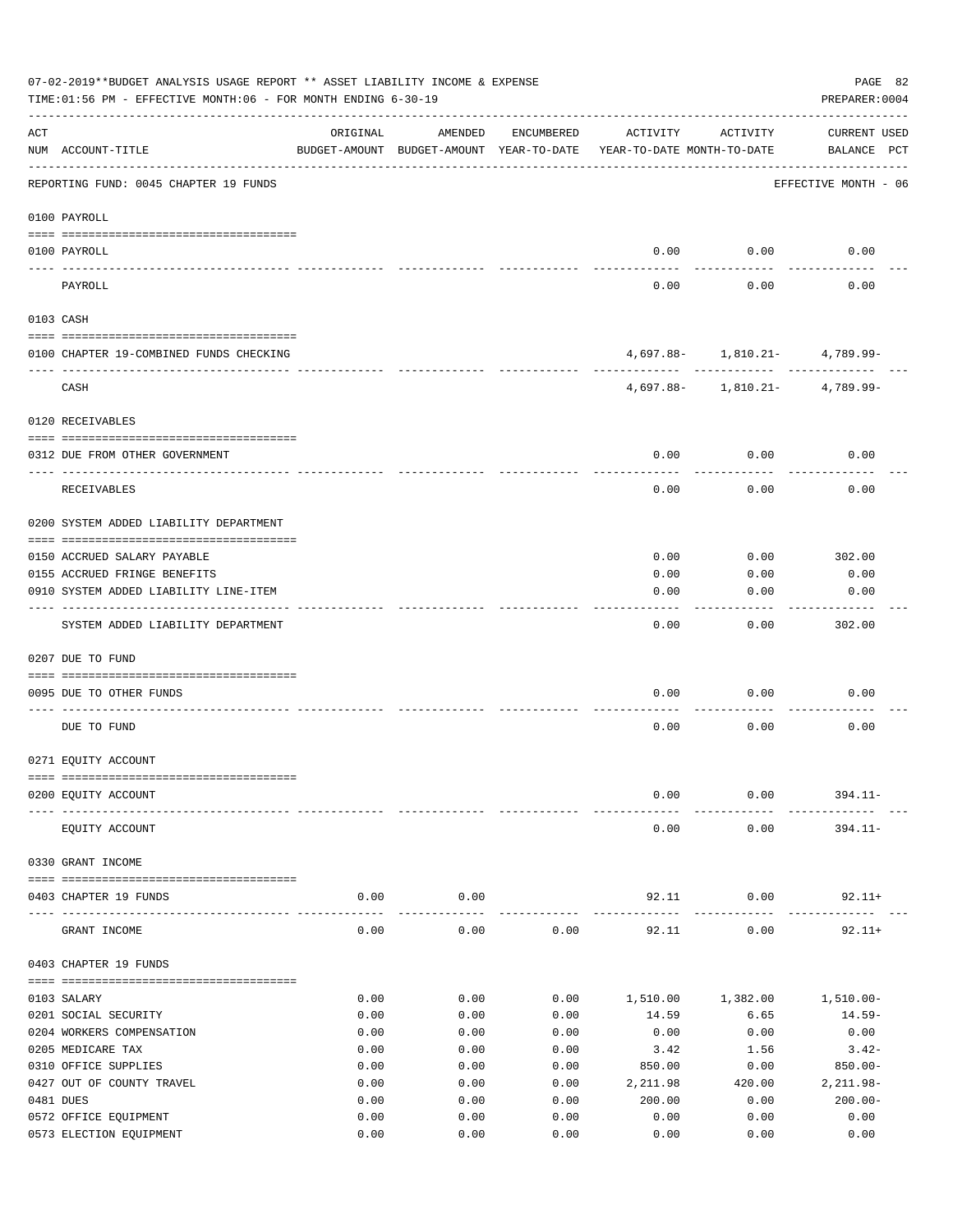07-02-2019**BUDGET ANALYSIS USAGE REPORT ** ASSET LIABILITY INCOME & EXPENSE

TIME:01:56 PM - EFFECTIVE MONTH:06 - FOR MONTH ENDING 6-30-19

PREPARER:0004

| ACT NUM | ACCOUNT-TITLE | ORIGINAL BUDGET-AMOUNT | AMENDED BUDGET-AMOUNT | ENCUMBERED YEAR-TO-DATE | ACTIVITY YEAR-TO-DATE | ACTIVITY MONTH-TO-DATE | CURRENT USED BALANCE | PCT |
|---|---|---|---|---|---|---|---|---|
| | REPORTING FUND: 0045 CHAPTER 19 FUNDS | | | | | | EFFECTIVE MONTH - 06 | |
| | 0100 PAYROLL | | | | | | | |
| 0100 | PAYROLL | | | | 0.00 | 0.00 | 0.00 | |
| | PAYROLL | | | | 0.00 | 0.00 | 0.00 | |
| | 0103 CASH | | | | | | | |
| 0100 | CHAPTER 19-COMBINED FUNDS CHECKING | | | | 4,697.88- | 1,810.21- | 4,789.99- | |
| | CASH | | | | 4,697.88- | 1,810.21- | 4,789.99- | |
| | 0120 RECEIVABLES | | | | | | | |
| 0312 | DUE FROM OTHER GOVERNMENT | | | | 0.00 | 0.00 | 0.00 | |
| | RECEIVABLES | | | | 0.00 | 0.00 | 0.00 | |
| | 0200 SYSTEM ADDED LIABILITY DEPARTMENT | | | | | | | |
| 0150 | ACCRUED SALARY PAYABLE | | | | 0.00 | 0.00 | 302.00 | |
| 0155 | ACCRUED FRINGE BENEFITS | | | | 0.00 | 0.00 | 0.00 | |
| 0910 | SYSTEM ADDED LIABILITY LINE-ITEM | | | | 0.00 | 0.00 | 0.00 | |
| | SYSTEM ADDED LIABILITY DEPARTMENT | | | | 0.00 | 0.00 | 302.00 | |
| | 0207 DUE TO FUND | | | | | | | |
| 0095 | DUE TO OTHER FUNDS | | | | 0.00 | 0.00 | 0.00 | |
| | DUE TO FUND | | | | 0.00 | 0.00 | 0.00 | |
| | 0271 EQUITY ACCOUNT | | | | | | | |
| 0200 | EQUITY ACCOUNT | | | | 0.00 | 0.00 | 394.11- | |
| | EQUITY ACCOUNT | | | | 0.00 | 0.00 | 394.11- | |
| | 0330 GRANT INCOME | | | | | | | |
| 0403 | CHAPTER 19 FUNDS | 0.00 | 0.00 | | 92.11 | 0.00 | 92.11+ | |
| | GRANT INCOME | 0.00 | 0.00 | 0.00 | 92.11 | 0.00 | 92.11+ | |
| | 0403 CHAPTER 19 FUNDS | | | | | | | |
| 0103 | SALARY | 0.00 | 0.00 | 0.00 | 1,510.00 | 1,382.00 | 1,510.00- | |
| 0201 | SOCIAL SECURITY | 0.00 | 0.00 | 0.00 | 14.59 | 6.65 | 14.59- | |
| 0204 | WORKERS COMPENSATION | 0.00 | 0.00 | 0.00 | 0.00 | 0.00 | 0.00 | |
| 0205 | MEDICARE TAX | 0.00 | 0.00 | 0.00 | 3.42 | 1.56 | 3.42- | |
| 0310 | OFFICE SUPPLIES | 0.00 | 0.00 | 0.00 | 850.00 | 0.00 | 850.00- | |
| 0427 | OUT OF COUNTY TRAVEL | 0.00 | 0.00 | 0.00 | 2,211.98 | 420.00 | 2,211.98- | |
| 0481 | DUES | 0.00 | 0.00 | 0.00 | 200.00 | 0.00 | 200.00- | |
| 0572 | OFFICE EQUIPMENT | 0.00 | 0.00 | 0.00 | 0.00 | 0.00 | 0.00 | |
| 0573 | ELECTION EQUIPMENT | 0.00 | 0.00 | 0.00 | 0.00 | 0.00 | 0.00 | |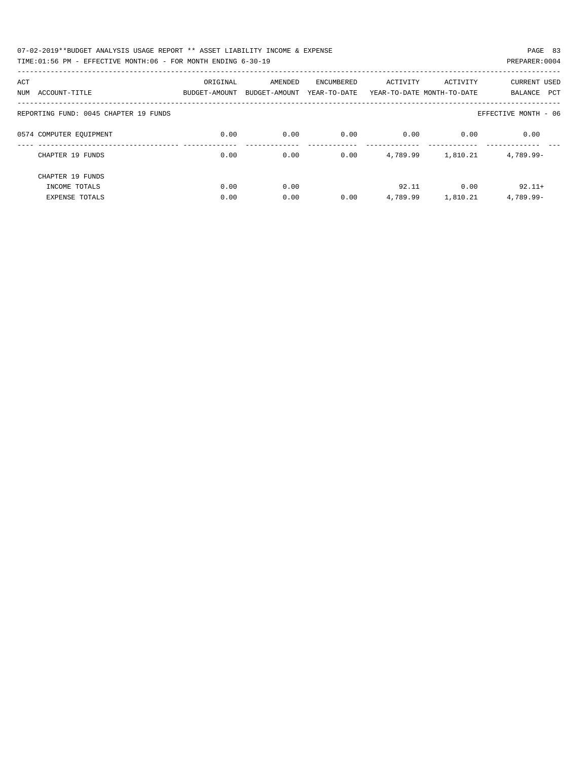REPORTING FUND: 0045 CHAPTER 19 FUNDS — EFFECTIVE MONTH - 06

| ACT NUM | ACCOUNT-TITLE | ORIGINAL BUDGET-AMOUNT | AMENDED BUDGET-AMOUNT | ENCUMBERED YEAR-TO-DATE | ACTIVITY YEAR-TO-DATE | ACTIVITY MONTH-TO-DATE | CURRENT BALANCE | USED PCT |
|---|---|---|---|---|---|---|---|---|
| 0574 | COMPUTER EQUIPMENT | 0.00 | 0.00 | 0.00 | 0.00 | 0.00 | 0.00 | |
| | CHAPTER 19 FUNDS | 0.00 | 0.00 | 0.00 | 4,789.99 | 1,810.21 | 4,789.99- | |
| | CHAPTER 19 FUNDS | | | | | | | |
| | INCOME TOTALS | 0.00 | 0.00 | | 92.11 | 0.00 | 92.11+ | |
| | EXPENSE TOTALS | 0.00 | 0.00 | 0.00 | 4,789.99 | 1,810.21 | 4,789.99- | |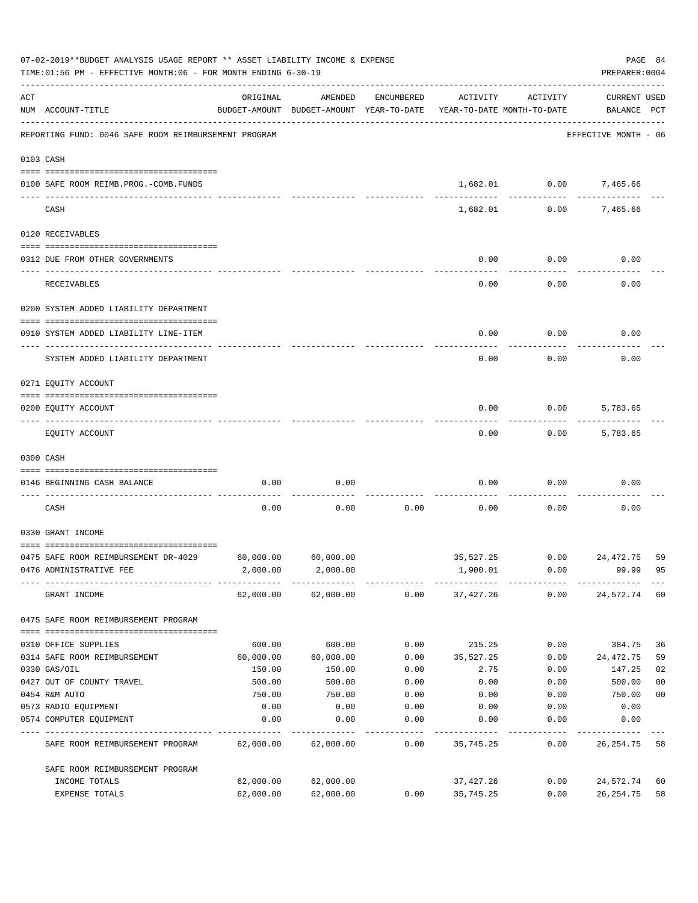07-02-2019**BUDGET ANALYSIS USAGE REPORT ** ASSET LIABILITY INCOME & EXPENSE

TIME:01:56 PM - EFFECTIVE MONTH:06 - FOR MONTH ENDING 6-30-19

PREPARER:0004

| ACT NUM | ACCOUNT-TITLE | ORIGINAL BUDGET-AMOUNT | AMENDED BUDGET-AMOUNT | ENCUMBERED YEAR-TO-DATE | ACTIVITY YEAR-TO-DATE | ACTIVITY MONTH-TO-DATE | CURRENT BALANCE | USED PCT |
|---|---|---|---|---|---|---|---|---|
| | REPORTING FUND: 0046 SAFE ROOM REIMBURSEMENT PROGRAM | | | | | | EFFECTIVE MONTH - 06 | |
| | 0103 CASH | | | | | | | |
| 0100 | SAFE ROOM REIMB.PROG.-COMB.FUNDS | | | | 1,682.01 | 0.00 | 7,465.66 | |
| | CASH | | | | 1,682.01 | 0.00 | 7,465.66 | |
| | 0120 RECEIVABLES | | | | | | | |
| 0312 | DUE FROM OTHER GOVERNMENTS | | | | 0.00 | 0.00 | 0.00 | |
| | RECEIVABLES | | | | 0.00 | 0.00 | 0.00 | |
| | 0200 SYSTEM ADDED LIABILITY DEPARTMENT | | | | | | | |
| 0910 | SYSTEM ADDED LIABILITY LINE-ITEM | | | | 0.00 | 0.00 | 0.00 | |
| | SYSTEM ADDED LIABILITY DEPARTMENT | | | | 0.00 | 0.00 | 0.00 | |
| | 0271 EQUITY ACCOUNT | | | | | | | |
| 0200 | EQUITY ACCOUNT | | | | 0.00 | 0.00 | 5,783.65 | |
| | EQUITY ACCOUNT | | | | 0.00 | 0.00 | 5,783.65 | |
| | 0300 CASH | | | | | | | |
| 0146 | BEGINNING CASH BALANCE | 0.00 | 0.00 | | 0.00 | 0.00 | 0.00 | |
| | CASH | 0.00 | 0.00 | 0.00 | 0.00 | 0.00 | 0.00 | |
| | 0330 GRANT INCOME | | | | | | | |
| 0475 | SAFE ROOM REIMBURSEMENT DR-4029 | 60,000.00 | 60,000.00 | | 35,527.25 | 0.00 | 24,472.75 | 59 |
| 0476 | ADMINISTRATIVE FEE | 2,000.00 | 2,000.00 | | 1,900.01 | 0.00 | 99.99 | 95 |
| | GRANT INCOME | 62,000.00 | 62,000.00 | 0.00 | 37,427.26 | 0.00 | 24,572.74 | 60 |
| | 0475 SAFE ROOM REIMBURSEMENT PROGRAM | | | | | | | |
| 0310 | OFFICE SUPPLIES | 600.00 | 600.00 | 0.00 | 215.25 | 0.00 | 384.75 | 36 |
| 0314 | SAFE ROOM REIMBURSEMENT | 60,000.00 | 60,000.00 | 0.00 | 35,527.25 | 0.00 | 24,472.75 | 59 |
| 0330 | GAS/OIL | 150.00 | 150.00 | 0.00 | 2.75 | 0.00 | 147.25 | 02 |
| 0427 | OUT OF COUNTY TRAVEL | 500.00 | 500.00 | 0.00 | 0.00 | 0.00 | 500.00 | 00 |
| 0454 | R&M AUTO | 750.00 | 750.00 | 0.00 | 0.00 | 0.00 | 750.00 | 00 |
| 0573 | RADIO EQUIPMENT | 0.00 | 0.00 | 0.00 | 0.00 | 0.00 | 0.00 | |
| 0574 | COMPUTER EQUIPMENT | 0.00 | 0.00 | 0.00 | 0.00 | 0.00 | 0.00 | |
| | SAFE ROOM REIMBURSEMENT PROGRAM | 62,000.00 | 62,000.00 | 0.00 | 35,745.25 | 0.00 | 26,254.75 | 58 |
| | SAFE ROOM REIMBURSEMENT PROGRAM | | | | | | | |
| | INCOME TOTALS | 62,000.00 | 62,000.00 | | 37,427.26 | 0.00 | 24,572.74 | 60 |
| | EXPENSE TOTALS | 62,000.00 | 62,000.00 | 0.00 | 35,745.25 | 0.00 | 26,254.75 | 58 |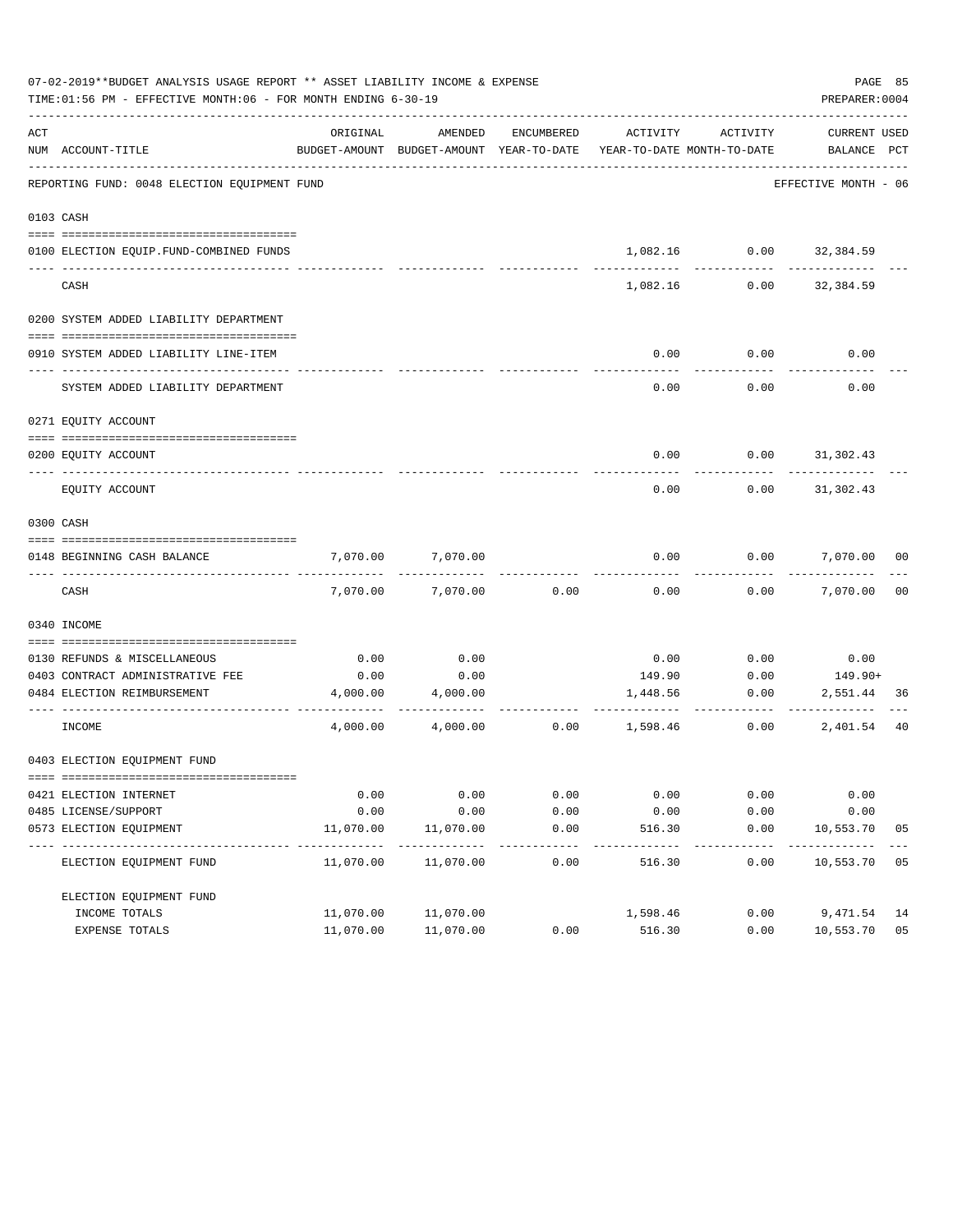07-02-2019**BUDGET ANALYSIS USAGE REPORT ** ASSET LIABILITY INCOME & EXPENSE

TIME:01:56 PM - EFFECTIVE MONTH:06 - FOR MONTH ENDING 6-30-19

PREPARER:0004

| ACT NUM | ACCOUNT-TITLE | ORIGINAL BUDGET-AMOUNT | AMENDED BUDGET-AMOUNT | ENCUMBERED YEAR-TO-DATE | ACTIVITY YEAR-TO-DATE | ACTIVITY MONTH-TO-DATE | CURRENT BALANCE | USED PCT |
|---|---|---|---|---|---|---|---|---|
| | REPORTING FUND: 0048 ELECTION EQUIPMENT FUND | | | | | | EFFECTIVE MONTH - 06 | |
| 0103 | CASH | | | | | | | |
| 0100 | ELECTION EQUIP.FUND-COMBINED FUNDS | | | | 1,082.16 | 0.00 | 32,384.59 | |
| | CASH | | | | 1,082.16 | 0.00 | 32,384.59 | |
| 0200 | SYSTEM ADDED LIABILITY DEPARTMENT | | | | | | | |
| 0910 | SYSTEM ADDED LIABILITY LINE-ITEM | | | | 0.00 | 0.00 | 0.00 | |
| | SYSTEM ADDED LIABILITY DEPARTMENT | | | | 0.00 | 0.00 | 0.00 | |
| 0271 | EQUITY ACCOUNT | | | | | | | |
| 0200 | EQUITY ACCOUNT | | | | 0.00 | 0.00 | 31,302.43 | |
| | EQUITY ACCOUNT | | | | 0.00 | 0.00 | 31,302.43 | |
| 0300 | CASH | | | | | | | |
| 0148 | BEGINNING CASH BALANCE | 7,070.00 | 7,070.00 | | 0.00 | 0.00 | 7,070.00 | 00 |
| | CASH | 7,070.00 | 7,070.00 | 0.00 | 0.00 | 0.00 | 7,070.00 | 00 |
| 0340 | INCOME | | | | | | | |
| 0130 | REFUNDS & MISCELLANEOUS | 0.00 | 0.00 | | 0.00 | 0.00 | 0.00 | |
| 0403 | CONTRACT ADMINISTRATIVE FEE | 0.00 | 0.00 | | 149.90 | 0.00 | 149.90+ | |
| 0484 | ELECTION REIMBURSEMENT | 4,000.00 | 4,000.00 | | 1,448.56 | 0.00 | 2,551.44 | 36 |
| | INCOME | 4,000.00 | 4,000.00 | 0.00 | 1,598.46 | 0.00 | 2,401.54 | 40 |
| 0403 | ELECTION EQUIPMENT FUND | | | | | | | |
| 0421 | ELECTION INTERNET | 0.00 | 0.00 | 0.00 | 0.00 | 0.00 | 0.00 | |
| 0485 | LICENSE/SUPPORT | 0.00 | 0.00 | 0.00 | 0.00 | 0.00 | 0.00 | |
| 0573 | ELECTION EQUIPMENT | 11,070.00 | 11,070.00 | 0.00 | 516.30 | 0.00 | 10,553.70 | 05 |
| | ELECTION EQUIPMENT FUND | 11,070.00 | 11,070.00 | 0.00 | 516.30 | 0.00 | 10,553.70 | 05 |
| | ELECTION EQUIPMENT FUND | | | | | | | |
| | INCOME TOTALS | 11,070.00 | 11,070.00 | | 1,598.46 | 0.00 | 9,471.54 | 14 |
| | EXPENSE TOTALS | 11,070.00 | 11,070.00 | 0.00 | 516.30 | 0.00 | 10,553.70 | 05 |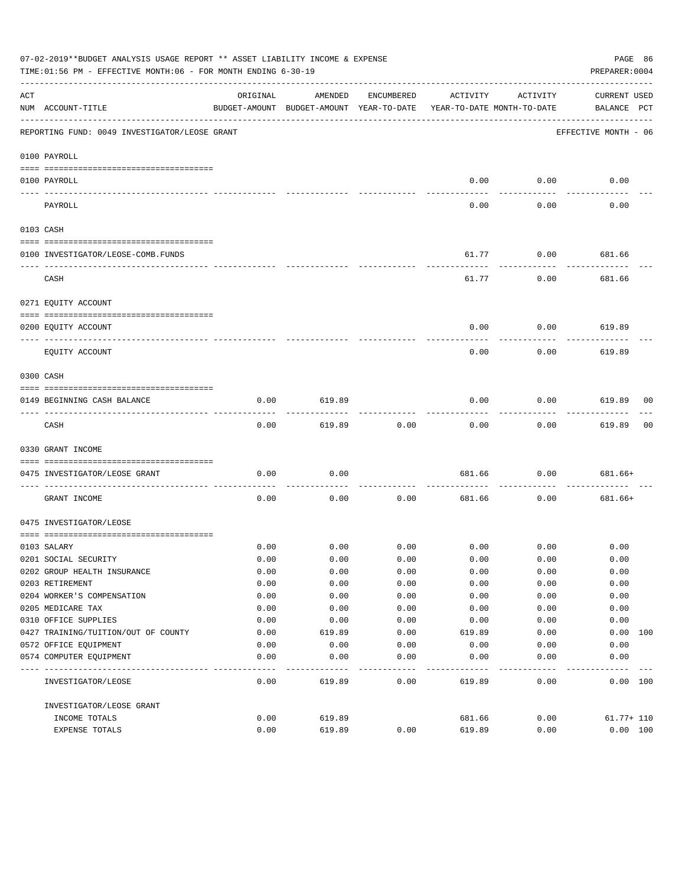07-02-2019**BUDGET ANALYSIS USAGE REPORT ** ASSET LIABILITY INCOME & EXPENSE

TIME:01:56 PM - EFFECTIVE MONTH:06 - FOR MONTH ENDING 6-30-19

PREPARER:0004

| ACT NUM | ACCOUNT-TITLE | ORIGINAL BUDGET-AMOUNT | AMENDED BUDGET-AMOUNT | ENCUMBERED YEAR-TO-DATE | ACTIVITY YEAR-TO-DATE | ACTIVITY MONTH-TO-DATE | CURRENT BALANCE | USED PCT |
|---|---|---|---|---|---|---|---|---|
| | REPORTING FUND: 0049 INVESTIGATOR/LEOSE GRANT | | | | | | EFFECTIVE MONTH - 06 | |
| | 0100 PAYROLL | | | | | | | |
| 0100 | PAYROLL | | | | 0.00 | 0.00 | 0.00 | |
| | PAYROLL | | | | 0.00 | 0.00 | 0.00 | |
| | 0103 CASH | | | | | | | |
| 0100 | INVESTIGATOR/LEOSE-COMB.FUNDS | | | | 61.77 | 0.00 | 681.66 | |
| | CASH | | | | 61.77 | 0.00 | 681.66 | |
| | 0271 EQUITY ACCOUNT | | | | | | | |
| 0200 | EQUITY ACCOUNT | | | | 0.00 | 0.00 | 619.89 | |
| | EQUITY ACCOUNT | | | | 0.00 | 0.00 | 619.89 | |
| | 0300 CASH | | | | | | | |
| 0149 | BEGINNING CASH BALANCE | 0.00 | 619.89 | | 0.00 | 0.00 | 619.89 | 00 |
| | CASH | 0.00 | 619.89 | 0.00 | 0.00 | 0.00 | 619.89 | 00 |
| | 0330 GRANT INCOME | | | | | | | |
| 0475 | INVESTIGATOR/LEOSE GRANT | 0.00 | 0.00 | | 681.66 | 0.00 | 681.66+ | |
| | GRANT INCOME | 0.00 | 0.00 | 0.00 | 681.66 | 0.00 | 681.66+ | |
| | 0475 INVESTIGATOR/LEOSE | | | | | | | |
| 0103 | SALARY | 0.00 | 0.00 | 0.00 | 0.00 | 0.00 | 0.00 | |
| 0201 | SOCIAL SECURITY | 0.00 | 0.00 | 0.00 | 0.00 | 0.00 | 0.00 | |
| 0202 | GROUP HEALTH INSURANCE | 0.00 | 0.00 | 0.00 | 0.00 | 0.00 | 0.00 | |
| 0203 | RETIREMENT | 0.00 | 0.00 | 0.00 | 0.00 | 0.00 | 0.00 | |
| 0204 | WORKER'S COMPENSATION | 0.00 | 0.00 | 0.00 | 0.00 | 0.00 | 0.00 | |
| 0205 | MEDICARE TAX | 0.00 | 0.00 | 0.00 | 0.00 | 0.00 | 0.00 | |
| 0310 | OFFICE SUPPLIES | 0.00 | 0.00 | 0.00 | 0.00 | 0.00 | 0.00 | |
| 0427 | TRAINING/TUITION/OUT OF COUNTY | 0.00 | 619.89 | 0.00 | 619.89 | 0.00 | 0.00 | 100 |
| 0572 | OFFICE EQUIPMENT | 0.00 | 0.00 | 0.00 | 0.00 | 0.00 | 0.00 | |
| 0574 | COMPUTER EQUIPMENT | 0.00 | 0.00 | 0.00 | 0.00 | 0.00 | 0.00 | |
| | INVESTIGATOR/LEOSE | 0.00 | 619.89 | 0.00 | 619.89 | 0.00 | 0.00 | 100 |
| | INVESTIGATOR/LEOSE GRANT | | | | | | | |
| | INCOME TOTALS | 0.00 | 619.89 | | 681.66 | 0.00 | 61.77+ | 110 |
| | EXPENSE TOTALS | 0.00 | 619.89 | 0.00 | 619.89 | 0.00 | 0.00 | 100 |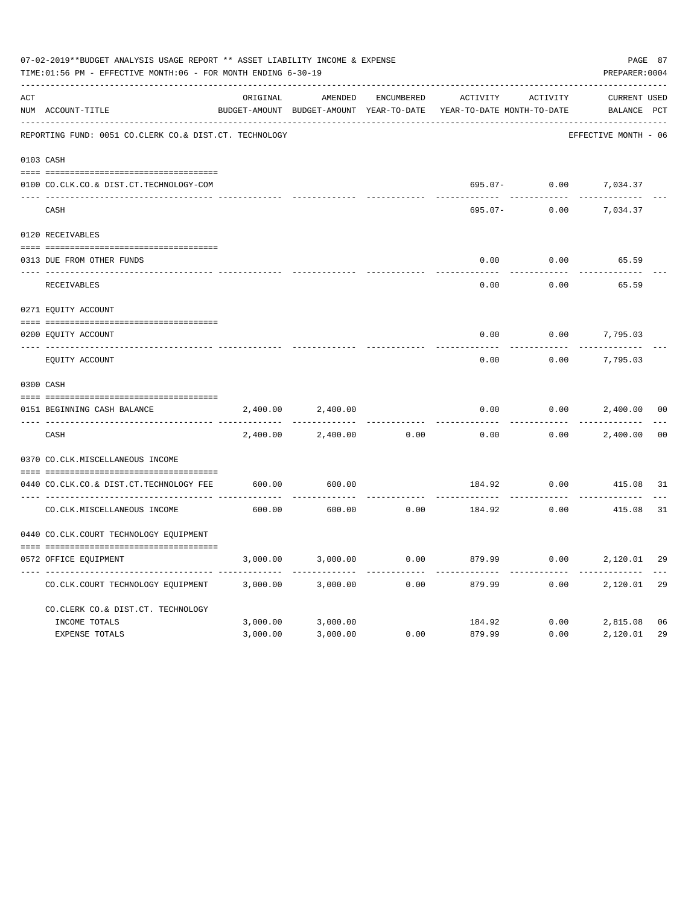07-02-2019**BUDGET ANALYSIS USAGE REPORT ** ASSET LIABILITY INCOME & EXPENSE

TIME:01:56 PM - EFFECTIVE MONTH:06 - FOR MONTH ENDING 6-30-19

PREPARER:0004

| ACT NUM | ACCOUNT-TITLE | ORIGINAL BUDGET-AMOUNT | AMENDED BUDGET-AMOUNT | ENCUMBERED YEAR-TO-DATE | ACTIVITY YEAR-TO-DATE | ACTIVITY MONTH-TO-DATE | CURRENT BALANCE | USED PCT |
|---|---|---|---|---|---|---|---|---|
| | REPORTING FUND: 0051 CO.CLERK CO.& DIST.CT. TECHNOLOGY | | | | | | EFFECTIVE MONTH - 06 | |
| 0103 | CASH | | | | | | | |
| 0100 | CO.CLK.CO.& DIST.CT.TECHNOLOGY-COM | | | | 695.07- | 0.00 | 7,034.37 | |
| | CASH | | | | 695.07- | 0.00 | 7,034.37 | |
| 0120 | RECEIVABLES | | | | | | | |
| 0313 | DUE FROM OTHER FUNDS | | | | 0.00 | 0.00 | 65.59 | |
| | RECEIVABLES | | | | 0.00 | 0.00 | 65.59 | |
| 0271 | EQUITY ACCOUNT | | | | | | | |
| 0200 | EQUITY ACCOUNT | | | | 0.00 | 0.00 | 7,795.03 | |
| | EQUITY ACCOUNT | | | | 0.00 | 0.00 | 7,795.03 | |
| 0300 | CASH | | | | | | | |
| 0151 | BEGINNING CASH BALANCE | 2,400.00 | 2,400.00 | | 0.00 | 0.00 | 2,400.00 | 00 |
| | CASH | 2,400.00 | 2,400.00 | 0.00 | 0.00 | 0.00 | 2,400.00 | 00 |
| 0370 | CO.CLK.MISCELLANEOUS INCOME | | | | | | | |
| 0440 | CO.CLK.CO.& DIST.CT.TECHNOLOGY FEE | 600.00 | 600.00 | | 184.92 | 0.00 | 415.08 | 31 |
| | CO.CLK.MISCELLANEOUS INCOME | 600.00 | 600.00 | 0.00 | 184.92 | 0.00 | 415.08 | 31 |
| 0440 | CO.CLK.COURT TECHNOLOGY EQUIPMENT | | | | | | | |
| 0572 | OFFICE EQUIPMENT | 3,000.00 | 3,000.00 | 0.00 | 879.99 | 0.00 | 2,120.01 | 29 |
| | CO.CLK.COURT TECHNOLOGY EQUIPMENT | 3,000.00 | 3,000.00 | 0.00 | 879.99 | 0.00 | 2,120.01 | 29 |
| | CO.CLERK CO.& DIST.CT. TECHNOLOGY | | | | | | | |
| | INCOME TOTALS | 3,000.00 | 3,000.00 | | 184.92 | 0.00 | 2,815.08 | 06 |
| | EXPENSE TOTALS | 3,000.00 | 3,000.00 | 0.00 | 879.99 | 0.00 | 2,120.01 | 29 |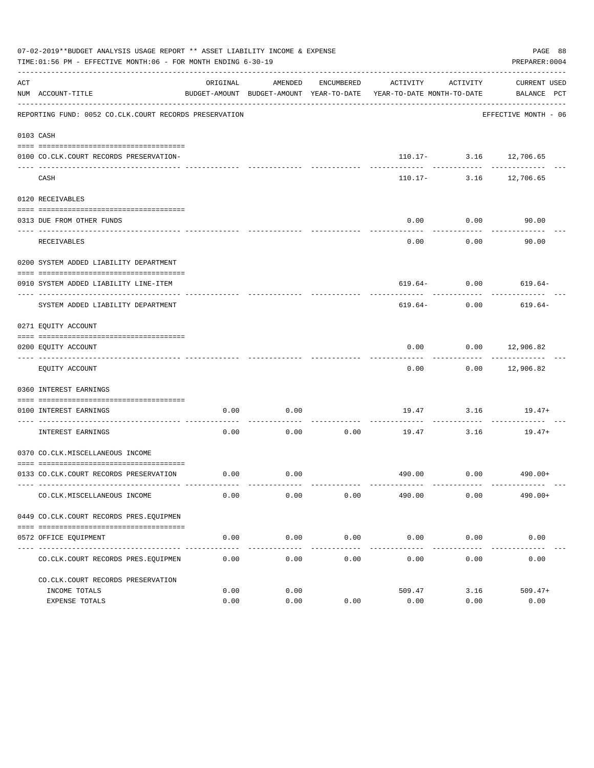07-02-2019**BUDGET ANALYSIS USAGE REPORT ** ASSET LIABILITY INCOME & EXPENSE

TIME:01:56 PM - EFFECTIVE MONTH:06 - FOR MONTH ENDING 6-30-19

PREPARER:0004

REPORTING FUND: 0052 CO.CLK.COURT RECORDS PRESERVATION — EFFECTIVE MONTH - 06

| ACT NUM | ACCOUNT-TITLE | ORIGINAL BUDGET-AMOUNT | AMENDED BUDGET-AMOUNT | ENCUMBERED YEAR-TO-DATE | ACTIVITY YEAR-TO-DATE | ACTIVITY MONTH-TO-DATE | CURRENT BALANCE | USED PCT |
|---|---|---|---|---|---|---|---|---|
| 0103 | CASH | | | | | | | |
| 0100 | CO.CLK.COURT RECORDS PRESERVATION- | | | | 110.17- | 3.16 | 12,706.65 | |
| | CASH | | | | 110.17- | 3.16 | 12,706.65 | |
| 0120 | RECEIVABLES | | | | | | | |
| 0313 | DUE FROM OTHER FUNDS | | | | 0.00 | 0.00 | 90.00 | |
| | RECEIVABLES | | | | 0.00 | 0.00 | 90.00 | |
| 0200 | SYSTEM ADDED LIABILITY DEPARTMENT | | | | | | | |
| 0910 | SYSTEM ADDED LIABILITY LINE-ITEM | | | | 619.64- | 0.00 | 619.64- | |
| | SYSTEM ADDED LIABILITY DEPARTMENT | | | | 619.64- | 0.00 | 619.64- | |
| 0271 | EQUITY ACCOUNT | | | | | | | |
| 0200 | EQUITY ACCOUNT | | | | 0.00 | 0.00 | 12,906.82 | |
| | EQUITY ACCOUNT | | | | 0.00 | 0.00 | 12,906.82 | |
| 0360 | INTEREST EARNINGS | | | | | | | |
| 0100 | INTEREST EARNINGS | 0.00 | 0.00 | | 19.47 | 3.16 | 19.47+ | |
| | INTEREST EARNINGS | 0.00 | 0.00 | 0.00 | 19.47 | 3.16 | 19.47+ | |
| 0370 | CO.CLK.MISCELLANEOUS INCOME | | | | | | | |
| 0133 | CO.CLK.COURT RECORDS PRESERVATION | 0.00 | 0.00 | | 490.00 | 0.00 | 490.00+ | |
| | CO.CLK.MISCELLANEOUS INCOME | 0.00 | 0.00 | 0.00 | 490.00 | 0.00 | 490.00+ | |
| 0449 | CO.CLK.COURT RECORDS PRES.EQUIPMEN | | | | | | | |
| 0572 | OFFICE EQUIPMENT | 0.00 | 0.00 | 0.00 | 0.00 | 0.00 | 0.00 | |
| | CO.CLK.COURT RECORDS PRES.EQUIPMEN | 0.00 | 0.00 | 0.00 | 0.00 | 0.00 | 0.00 | |
| | CO.CLK.COURT RECORDS PRESERVATION | | | | | | | |
| | INCOME TOTALS | 0.00 | 0.00 | | 509.47 | 3.16 | 509.47+ | |
| | EXPENSE TOTALS | 0.00 | 0.00 | 0.00 | 0.00 | 0.00 | 0.00 | |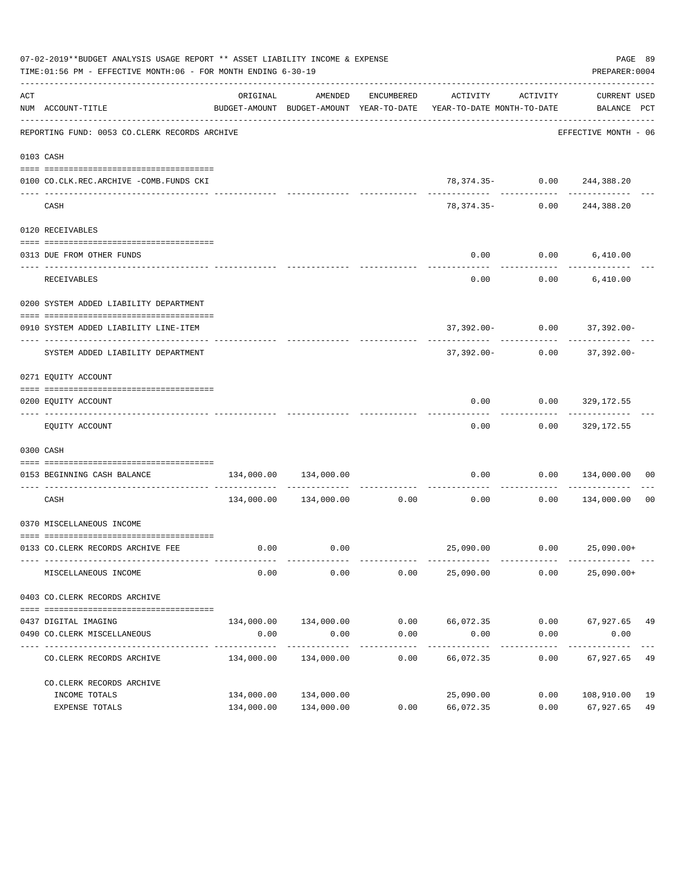07-02-2019**BUDGET ANALYSIS USAGE REPORT ** ASSET LIABILITY INCOME & EXPENSE

TIME:01:56 PM - EFFECTIVE MONTH:06 - FOR MONTH ENDING 6-30-19

PREPARER:0004

REPORTING FUND: 0053 CO.CLERK RECORDS ARCHIVE — EFFECTIVE MONTH - 06

| ACT NUM | ACCOUNT-TITLE | ORIGINAL BUDGET-AMOUNT | AMENDED BUDGET-AMOUNT | ENCUMBERED YEAR-TO-DATE | ACTIVITY YEAR-TO-DATE | ACTIVITY MONTH-TO-DATE | CURRENT BALANCE | USED PCT |
|---|---|---|---|---|---|---|---|---|
| **0103** | **CASH** | | | | | | | |
| 0100 | CO.CLK.REC.ARCHIVE -COMB.FUNDS CKI | | | | 78,374.35- | 0.00 | 244,388.20 | |
| | CASH | | | | 78,374.35- | 0.00 | 244,388.20 | |
| **0120** | **RECEIVABLES** | | | | | | | |
| 0313 | DUE FROM OTHER FUNDS | | | | 0.00 | 0.00 | 6,410.00 | |
| | RECEIVABLES | | | | 0.00 | 0.00 | 6,410.00 | |
| **0200** | **SYSTEM ADDED LIABILITY DEPARTMENT** | | | | | | | |
| 0910 | SYSTEM ADDED LIABILITY LINE-ITEM | | | | 37,392.00- | 0.00 | 37,392.00- | |
| | SYSTEM ADDED LIABILITY DEPARTMENT | | | | 37,392.00- | 0.00 | 37,392.00- | |
| **0271** | **EQUITY ACCOUNT** | | | | | | | |
| 0200 | EQUITY ACCOUNT | | | | 0.00 | 0.00 | 329,172.55 | |
| | EQUITY ACCOUNT | | | | 0.00 | 0.00 | 329,172.55 | |
| **0300** | **CASH** | | | | | | | |
| 0153 | BEGINNING CASH BALANCE | 134,000.00 | 134,000.00 | | 0.00 | 0.00 | 134,000.00 | 00 |
| | CASH | 134,000.00 | 134,000.00 | 0.00 | 0.00 | 0.00 | 134,000.00 | 00 |
| **0370** | **MISCELLANEOUS INCOME** | | | | | | | |
| 0133 | CO.CLERK RECORDS ARCHIVE FEE | 0.00 | 0.00 | | 25,090.00 | 0.00 | 25,090.00+ | |
| | MISCELLANEOUS INCOME | 0.00 | 0.00 | 0.00 | 25,090.00 | 0.00 | 25,090.00+ | |
| **0403** | **CO.CLERK RECORDS ARCHIVE** | | | | | | | |
| 0437 | DIGITAL IMAGING | 134,000.00 | 134,000.00 | 0.00 | 66,072.35 | 0.00 | 67,927.65 | 49 |
| 0490 | CO.CLERK MISCELLANEOUS | 0.00 | 0.00 | 0.00 | 0.00 | 0.00 | 0.00 | |
| | CO.CLERK RECORDS ARCHIVE | 134,000.00 | 134,000.00 | 0.00 | 66,072.35 | 0.00 | 67,927.65 | 49 |
| | CO.CLERK RECORDS ARCHIVE | | | | | | | |
| | INCOME TOTALS | 134,000.00 | 134,000.00 | | 25,090.00 | 0.00 | 108,910.00 | 19 |
| | EXPENSE TOTALS | 134,000.00 | 134,000.00 | 0.00 | 66,072.35 | 0.00 | 67,927.65 | 49 |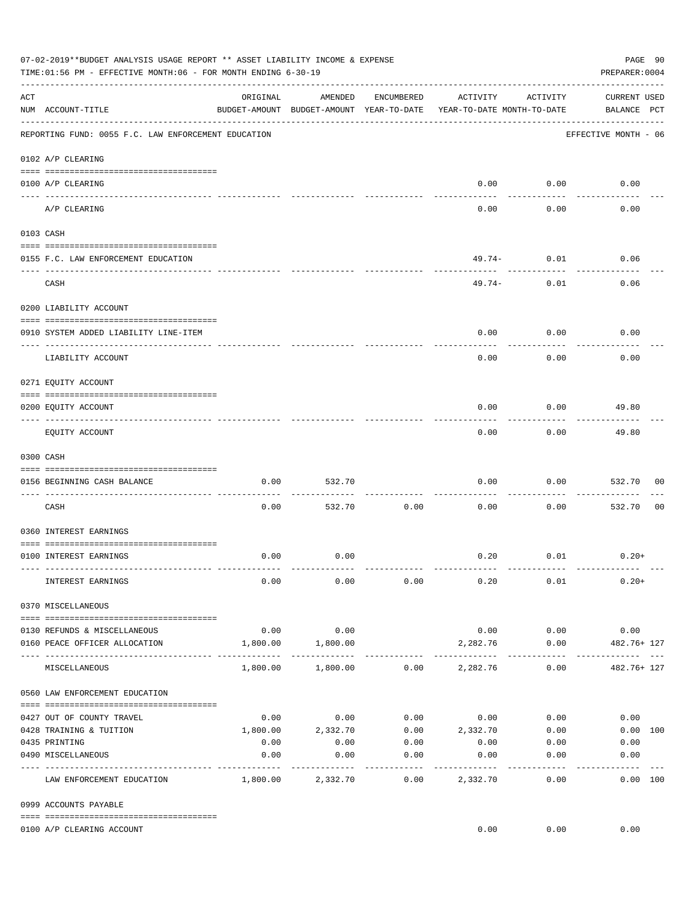07-02-2019**BUDGET ANALYSIS USAGE REPORT ** ASSET LIABILITY INCOME & EXPENSE

TIME:01:56 PM - EFFECTIVE MONTH:06 - FOR MONTH ENDING 6-30-19

PREPARER:0004

REPORTING FUND: 0055 F.C. LAW ENFORCEMENT EDUCATION — EFFECTIVE MONTH - 06

| ACT NUM | ACCOUNT-TITLE | ORIGINAL BUDGET-AMOUNT | AMENDED BUDGET-AMOUNT | ENCUMBERED YEAR-TO-DATE | ACTIVITY YEAR-TO-DATE | ACTIVITY MONTH-TO-DATE | CURRENT USED BALANCE | PCT |
|---|---|---|---|---|---|---|---|---|
| | **0102 A/P CLEARING** | | | | | | | |
| 0100 | A/P CLEARING | | | | 0.00 | 0.00 | 0.00 | |
| | A/P CLEARING | | | | 0.00 | 0.00 | 0.00 | |
| | **0103 CASH** | | | | | | | |
| 0155 | F.C. LAW ENFORCEMENT EDUCATION | | | | 49.74- | 0.01 | 0.06 | |
| | CASH | | | | 49.74- | 0.01 | 0.06 | |
| | **0200 LIABILITY ACCOUNT** | | | | | | | |
| 0910 | SYSTEM ADDED LIABILITY LINE-ITEM | | | | 0.00 | 0.00 | 0.00 | |
| | LIABILITY ACCOUNT | | | | 0.00 | 0.00 | 0.00 | |
| | **0271 EQUITY ACCOUNT** | | | | | | | |
| 0200 | EQUITY ACCOUNT | | | | 0.00 | 0.00 | 49.80 | |
| | EQUITY ACCOUNT | | | | 0.00 | 0.00 | 49.80 | |
| | **0300 CASH** | | | | | | | |
| 0156 | BEGINNING CASH BALANCE | 0.00 | 532.70 | | 0.00 | 0.00 | 532.70 | 00 |
| | CASH | 0.00 | 532.70 | 0.00 | 0.00 | 0.00 | 532.70 | 00 |
| | **0360 INTEREST EARNINGS** | | | | | | | |
| 0100 | INTEREST EARNINGS | 0.00 | 0.00 | | 0.20 | 0.01 | 0.20+ | |
| | INTEREST EARNINGS | 0.00 | 0.00 | 0.00 | 0.20 | 0.01 | 0.20+ | |
| | **0370 MISCELLANEOUS** | | | | | | | |
| 0130 | REFUNDS & MISCELLANEOUS | 0.00 | 0.00 | | 0.00 | 0.00 | 0.00 | |
| 0160 | PEACE OFFICER ALLOCATION | 1,800.00 | 1,800.00 | | 2,282.76 | 0.00 | 482.76+ | 127 |
| | MISCELLANEOUS | 1,800.00 | 1,800.00 | 0.00 | 2,282.76 | 0.00 | 482.76+ | 127 |
| | **0560 LAW ENFORCEMENT EDUCATION** | | | | | | | |
| 0427 | OUT OF COUNTY TRAVEL | 0.00 | 0.00 | 0.00 | 0.00 | 0.00 | 0.00 | |
| 0428 | TRAINING & TUITION | 1,800.00 | 2,332.70 | 0.00 | 2,332.70 | 0.00 | 0.00 | 100 |
| 0435 | PRINTING | 0.00 | 0.00 | 0.00 | 0.00 | 0.00 | 0.00 | |
| 0490 | MISCELLANEOUS | 0.00 | 0.00 | 0.00 | 0.00 | 0.00 | 0.00 | |
| | LAW ENFORCEMENT EDUCATION | 1,800.00 | 2,332.70 | 0.00 | 2,332.70 | 0.00 | 0.00 | 100 |
| | **0999 ACCOUNTS PAYABLE** | | | | | | | |
| 0100 | A/P CLEARING ACCOUNT | | | | 0.00 | 0.00 | 0.00 | |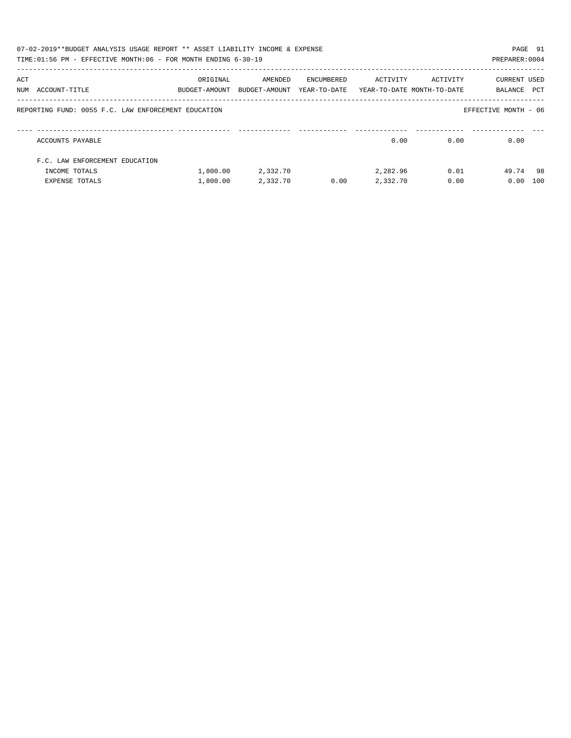07-02-2019**BUDGET ANALYSIS USAGE REPORT ** ASSET LIABILITY INCOME & EXPENSE

TIME:01:56 PM - EFFECTIVE MONTH:06 - FOR MONTH ENDING 6-30-19

PREPARER:0004

| ACT NUM | ACCOUNT-TITLE | ORIGINAL BUDGET-AMOUNT | AMENDED BUDGET-AMOUNT | ENCUMBERED YEAR-TO-DATE | ACTIVITY YEAR-TO-DATE | ACTIVITY MONTH-TO-DATE | CURRENT BALANCE | USED PCT |
|---|---|---|---|---|---|---|---|---|
| | REPORTING FUND: 0055 F.C. LAW ENFORCEMENT EDUCATION | | | | | | EFFECTIVE MONTH - 06 | |
| | ACCOUNTS PAYABLE | | | | 0.00 | 0.00 | 0.00 | |
| | F.C. LAW ENFORCEMENT EDUCATION | | | | | | | |
| | INCOME TOTALS | 1,800.00 | 2,332.70 | | 2,282.96 | 0.01 | 49.74 | 98 |
| | EXPENSE TOTALS | 1,800.00 | 2,332.70 | 0.00 | 2,332.70 | 0.00 | 0.00 | 100 |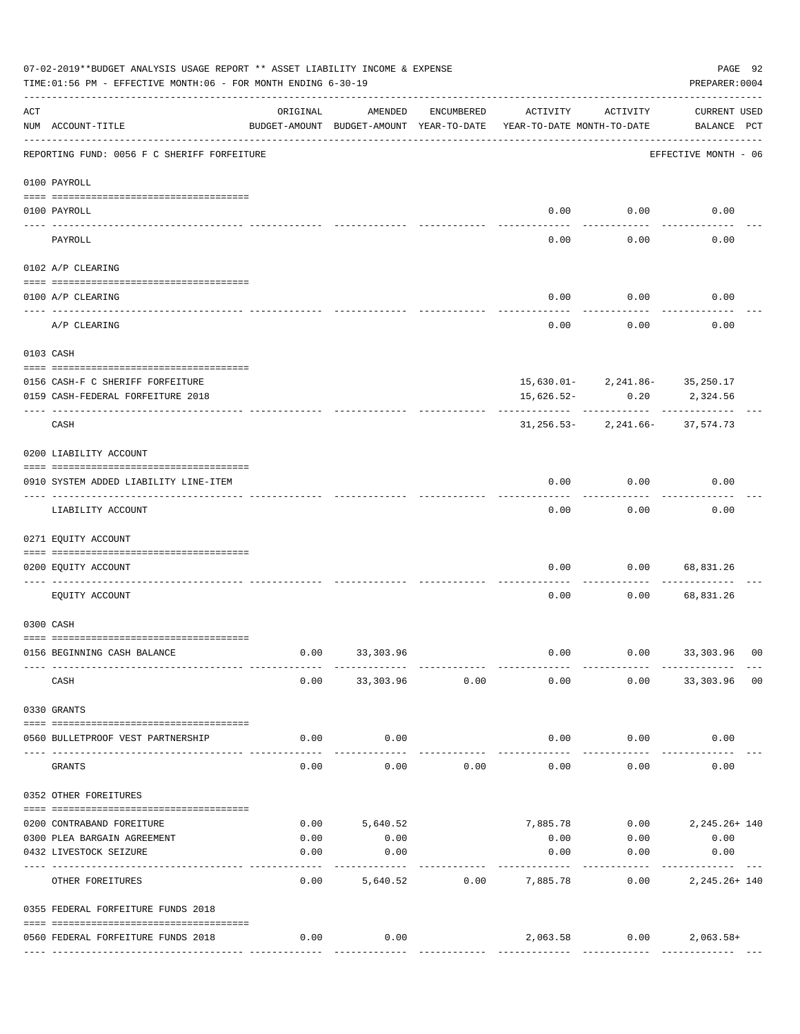07-02-2019**BUDGET ANALYSIS USAGE REPORT ** ASSET LIABILITY INCOME & EXPENSE

TIME:01:56 PM - EFFECTIVE MONTH:06 - FOR MONTH ENDING 6-30-19

PREPARER:0004

| ACT NUM | ACCOUNT-TITLE | ORIGINAL BUDGET-AMOUNT | AMENDED BUDGET-AMOUNT | ENCUMBERED YEAR-TO-DATE | ACTIVITY YEAR-TO-DATE | ACTIVITY MONTH-TO-DATE | CURRENT BALANCE | USED PCT |
|---|---|---|---|---|---|---|---|---|
| | REPORTING FUND: 0056 F C SHERIFF FORFEITURE | | | | | | EFFECTIVE MONTH - 06 | |
| | 0100 PAYROLL | | | | | | | |
| 0100 | PAYROLL | | | | 0.00 | 0.00 | 0.00 | |
| | PAYROLL | | | | 0.00 | 0.00 | 0.00 | |
| | 0102 A/P CLEARING | | | | | | | |
| 0100 | A/P CLEARING | | | | 0.00 | 0.00 | 0.00 | |
| | A/P CLEARING | | | | 0.00 | 0.00 | 0.00 | |
| | 0103 CASH | | | | | | | |
| 0156 | CASH-F C SHERIFF FORFEITURE | | | | 15,630.01- | 2,241.86- | 35,250.17 | |
| 0159 | CASH-FEDERAL FORFEITURE 2018 | | | | 15,626.52- | 0.20 | 2,324.56 | |
| | CASH | | | | 31,256.53- | 2,241.66- | 37,574.73 | |
| | 0200 LIABILITY ACCOUNT | | | | | | | |
| 0910 | SYSTEM ADDED LIABILITY LINE-ITEM | | | | 0.00 | 0.00 | 0.00 | |
| | LIABILITY ACCOUNT | | | | 0.00 | 0.00 | 0.00 | |
| | 0271 EQUITY ACCOUNT | | | | | | | |
| 0200 | EQUITY ACCOUNT | | | | 0.00 | 0.00 | 68,831.26 | |
| | EQUITY ACCOUNT | | | | 0.00 | 0.00 | 68,831.26 | |
| | 0300 CASH | | | | | | | |
| 0156 | BEGINNING CASH BALANCE | 0.00 | 33,303.96 | | 0.00 | 0.00 | 33,303.96 | 00 |
| | CASH | 0.00 | 33,303.96 | 0.00 | 0.00 | 0.00 | 33,303.96 | 00 |
| | 0330 GRANTS | | | | | | | |
| 0560 | BULLETPROOF VEST PARTNERSHIP | 0.00 | 0.00 | | 0.00 | 0.00 | 0.00 | |
| | GRANTS | 0.00 | 0.00 | 0.00 | 0.00 | 0.00 | 0.00 | |
| | 0352 OTHER FOREITURES | | | | | | | |
| 0200 | CONTRABAND FOREITURE | 0.00 | 5,640.52 | | 7,885.78 | 0.00 | 2,245.26+ | 140 |
| 0300 | PLEA BARGAIN AGREEMENT | 0.00 | 0.00 | | 0.00 | 0.00 | 0.00 | |
| 0432 | LIVESTOCK SEIZURE | 0.00 | 0.00 | | 0.00 | 0.00 | 0.00 | |
| | OTHER FOREITURES | 0.00 | 5,640.52 | 0.00 | 7,885.78 | 0.00 | 2,245.26+ | 140 |
| | 0355 FEDERAL FORFEITURE FUNDS 2018 | | | | | | | |
| 0560 | FEDERAL FORFEITURE FUNDS 2018 | 0.00 | 0.00 | | 2,063.58 | 0.00 | 2,063.58+ | |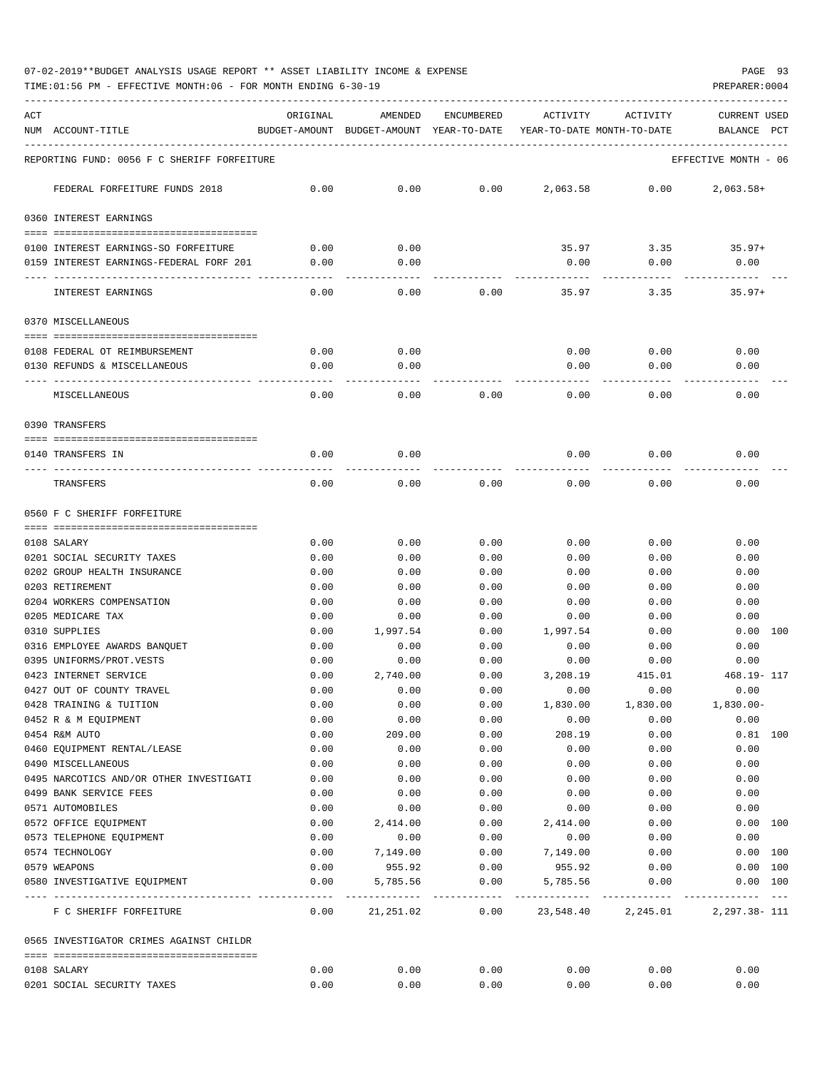07-02-2019**BUDGET ANALYSIS USAGE REPORT ** ASSET LIABILITY INCOME & EXPENSE

TIME:01:56 PM - EFFECTIVE MONTH:06 - FOR MONTH ENDING 6-30-19

PREPARER:0004

| ACT NUM | ACCOUNT-TITLE | ORIGINAL BUDGET-AMOUNT | AMENDED BUDGET-AMOUNT | ENCUMBERED YEAR-TO-DATE | ACTIVITY YEAR-TO-DATE | ACTIVITY MONTH-TO-DATE | CURRENT BALANCE | USED PCT |
|---|---|---|---|---|---|---|---|---|
| | REPORTING FUND: 0056 F C SHERIFF FORFEITURE | | | | | | EFFECTIVE MONTH - 06 | |
| | FEDERAL FORFEITURE FUNDS 2018 | 0.00 | 0.00 | 0.00 | 2,063.58 | 0.00 | 2,063.58+ | |
| | 0360 INTEREST EARNINGS | | | | | | | |
| 0100 | INTEREST EARNINGS-SO FORFEITURE | 0.00 | 0.00 | | 35.97 | 3.35 | 35.97+ | |
| 0159 | INTEREST EARNINGS-FEDERAL FORF 201 | 0.00 | 0.00 | | 0.00 | 0.00 | 0.00 | |
| | INTEREST EARNINGS | 0.00 | 0.00 | 0.00 | 35.97 | 3.35 | 35.97+ | |
| | 0370 MISCELLANEOUS | | | | | | | |
| 0108 | FEDERAL OT REIMBURSEMENT | 0.00 | 0.00 | | 0.00 | 0.00 | 0.00 | |
| 0130 | REFUNDS & MISCELLANEOUS | 0.00 | 0.00 | | 0.00 | 0.00 | 0.00 | |
| | MISCELLANEOUS | 0.00 | 0.00 | 0.00 | 0.00 | 0.00 | 0.00 | |
| | 0390 TRANSFERS | | | | | | | |
| 0140 | TRANSFERS IN | 0.00 | 0.00 | | 0.00 | 0.00 | 0.00 | |
| | TRANSFERS | 0.00 | 0.00 | 0.00 | 0.00 | 0.00 | 0.00 | |
| | 0560 F C SHERIFF FORFEITURE | | | | | | | |
| 0108 | SALARY | 0.00 | 0.00 | 0.00 | 0.00 | 0.00 | 0.00 | |
| 0201 | SOCIAL SECURITY TAXES | 0.00 | 0.00 | 0.00 | 0.00 | 0.00 | 0.00 | |
| 0202 | GROUP HEALTH INSURANCE | 0.00 | 0.00 | 0.00 | 0.00 | 0.00 | 0.00 | |
| 0203 | RETIREMENT | 0.00 | 0.00 | 0.00 | 0.00 | 0.00 | 0.00 | |
| 0204 | WORKERS COMPENSATION | 0.00 | 0.00 | 0.00 | 0.00 | 0.00 | 0.00 | |
| 0205 | MEDICARE TAX | 0.00 | 0.00 | 0.00 | 0.00 | 0.00 | 0.00 | |
| 0310 | SUPPLIES | 0.00 | 1,997.54 | 0.00 | 1,997.54 | 0.00 | 0.00 | 100 |
| 0316 | EMPLOYEE AWARDS BANQUET | 0.00 | 0.00 | 0.00 | 0.00 | 0.00 | 0.00 | |
| 0395 | UNIFORMS/PROT.VESTS | 0.00 | 0.00 | 0.00 | 0.00 | 0.00 | 0.00 | |
| 0423 | INTERNET SERVICE | 0.00 | 2,740.00 | 0.00 | 3,208.19 | 415.01 | 468.19- | 117 |
| 0427 | OUT OF COUNTY TRAVEL | 0.00 | 0.00 | 0.00 | 0.00 | 0.00 | 0.00 | |
| 0428 | TRAINING & TUITION | 0.00 | 0.00 | 0.00 | 1,830.00 | 1,830.00 | 1,830.00- | |
| 0452 | R & M EQUIPMENT | 0.00 | 0.00 | 0.00 | 0.00 | 0.00 | 0.00 | |
| 0454 | R&M AUTO | 0.00 | 209.00 | 0.00 | 208.19 | 0.00 | 0.81 | 100 |
| 0460 | EQUIPMENT RENTAL/LEASE | 0.00 | 0.00 | 0.00 | 0.00 | 0.00 | 0.00 | |
| 0490 | MISCELLANEOUS | 0.00 | 0.00 | 0.00 | 0.00 | 0.00 | 0.00 | |
| 0495 | NARCOTICS AND/OR OTHER INVESTIGATI | 0.00 | 0.00 | 0.00 | 0.00 | 0.00 | 0.00 | |
| 0499 | BANK SERVICE FEES | 0.00 | 0.00 | 0.00 | 0.00 | 0.00 | 0.00 | |
| 0571 | AUTOMOBILES | 0.00 | 0.00 | 0.00 | 0.00 | 0.00 | 0.00 | |
| 0572 | OFFICE EQUIPMENT | 0.00 | 2,414.00 | 0.00 | 2,414.00 | 0.00 | 0.00 | 100 |
| 0573 | TELEPHONE EQUIPMENT | 0.00 | 0.00 | 0.00 | 0.00 | 0.00 | 0.00 | |
| 0574 | TECHNOLOGY | 0.00 | 7,149.00 | 0.00 | 7,149.00 | 0.00 | 0.00 | 100 |
| 0579 | WEAPONS | 0.00 | 955.92 | 0.00 | 955.92 | 0.00 | 0.00 | 100 |
| 0580 | INVESTIGATIVE EQUIPMENT | 0.00 | 5,785.56 | 0.00 | 5,785.56 | 0.00 | 0.00 | 100 |
| | F C SHERIFF FORFEITURE | 0.00 | 21,251.02 | 0.00 | 23,548.40 | 2,245.01 | 2,297.38- | 111 |
| | 0565 INVESTIGATOR CRIMES AGAINST CHILDR | | | | | | | |
| 0108 | SALARY | 0.00 | 0.00 | 0.00 | 0.00 | 0.00 | 0.00 | |
| 0201 | SOCIAL SECURITY TAXES | 0.00 | 0.00 | 0.00 | 0.00 | 0.00 | 0.00 | |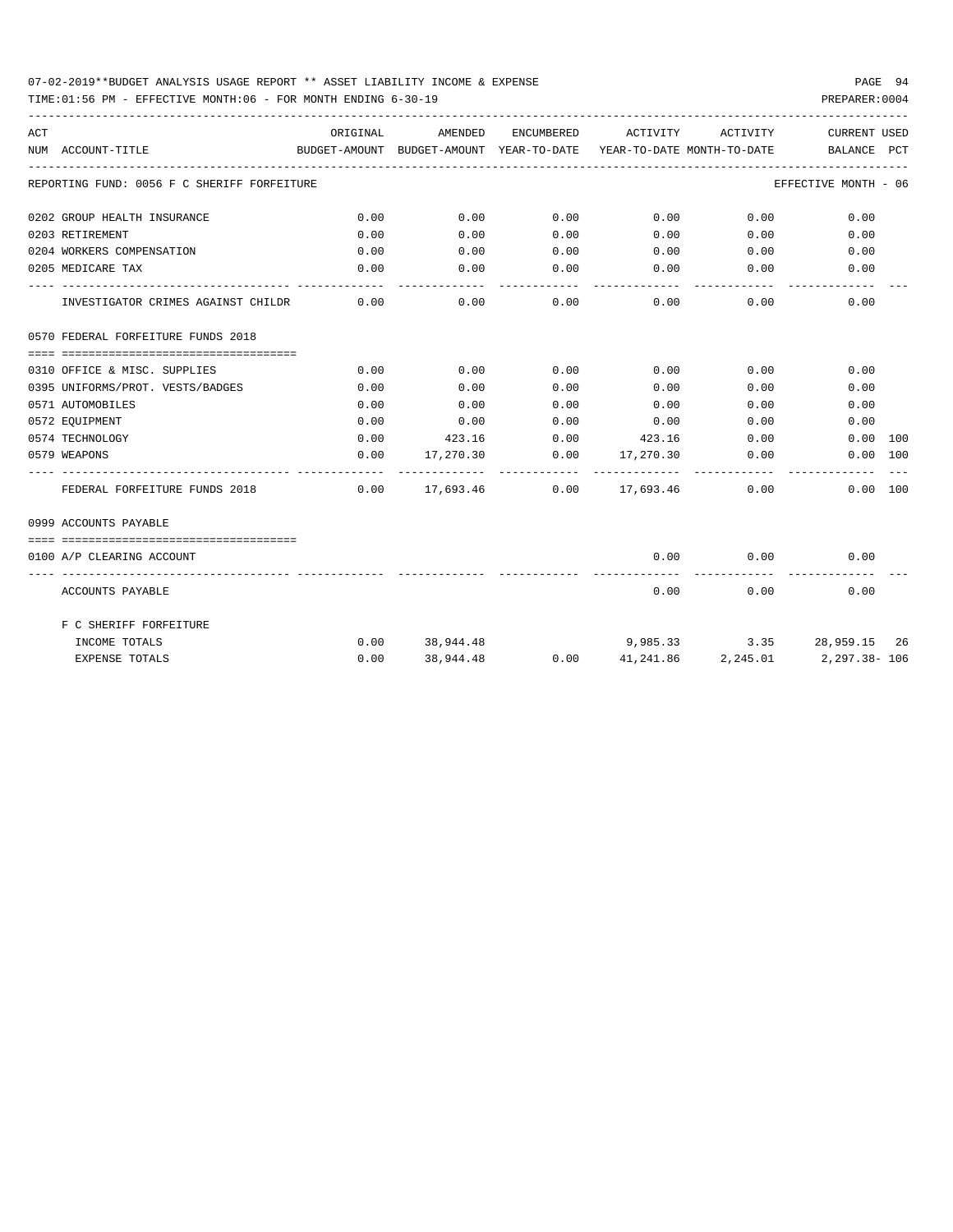07-02-2019**BUDGET ANALYSIS USAGE REPORT ** ASSET LIABILITY INCOME & EXPENSE

TIME:01:56 PM - EFFECTIVE MONTH:06 - FOR MONTH ENDING 6-30-19

PREPARER:0004

| ACT NUM | ACCOUNT-TITLE | ORIGINAL BUDGET-AMOUNT | AMENDED BUDGET-AMOUNT | ENCUMBERED YEAR-TO-DATE | ACTIVITY YEAR-TO-DATE | ACTIVITY MONTH-TO-DATE | CURRENT BALANCE | USED PCT |
|---|---|---|---|---|---|---|---|---|
| REPORTING FUND: 0056 F C SHERIFF FORFEITURE | | | | | | | EFFECTIVE MONTH - 06 | |
| 0202 | GROUP HEALTH INSURANCE | 0.00 | 0.00 | 0.00 | 0.00 | 0.00 | 0.00 | |
| 0203 | RETIREMENT | 0.00 | 0.00 | 0.00 | 0.00 | 0.00 | 0.00 | |
| 0204 | WORKERS COMPENSATION | 0.00 | 0.00 | 0.00 | 0.00 | 0.00 | 0.00 | |
| 0205 | MEDICARE TAX | 0.00 | 0.00 | 0.00 | 0.00 | 0.00 | 0.00 | |
| | INVESTIGATOR CRIMES AGAINST CHILDR | 0.00 | 0.00 | 0.00 | 0.00 | 0.00 | 0.00 | |
| 0570 | FEDERAL FORFEITURE FUNDS 2018 | | | | | | | |
| 0310 | OFFICE & MISC. SUPPLIES | 0.00 | 0.00 | 0.00 | 0.00 | 0.00 | 0.00 | |
| 0395 | UNIFORMS/PROT. VESTS/BADGES | 0.00 | 0.00 | 0.00 | 0.00 | 0.00 | 0.00 | |
| 0571 | AUTOMOBILES | 0.00 | 0.00 | 0.00 | 0.00 | 0.00 | 0.00 | |
| 0572 | EQUIPMENT | 0.00 | 0.00 | 0.00 | 0.00 | 0.00 | 0.00 | |
| 0574 | TECHNOLOGY | 0.00 | 423.16 | 0.00 | 423.16 | 0.00 | 0.00 | 100 |
| 0579 | WEAPONS | 0.00 | 17,270.30 | 0.00 | 17,270.30 | 0.00 | 0.00 | 100 |
| | FEDERAL FORFEITURE FUNDS 2018 | 0.00 | 17,693.46 | 0.00 | 17,693.46 | 0.00 | 0.00 | 100 |
| 0999 | ACCOUNTS PAYABLE | | | | | | | |
| 0100 | A/P CLEARING ACCOUNT | | | | 0.00 | 0.00 | 0.00 | |
| | ACCOUNTS PAYABLE | | | | 0.00 | 0.00 | 0.00 | |
| | F C SHERIFF FORFEITURE | | | | | | | |
| | INCOME TOTALS | 0.00 | 38,944.48 | | 9,985.33 | 3.35 | 28,959.15 | 26 |
| | EXPENSE TOTALS | 0.00 | 38,944.48 | 0.00 | 41,241.86 | 2,245.01 | 2,297.38- | 106 |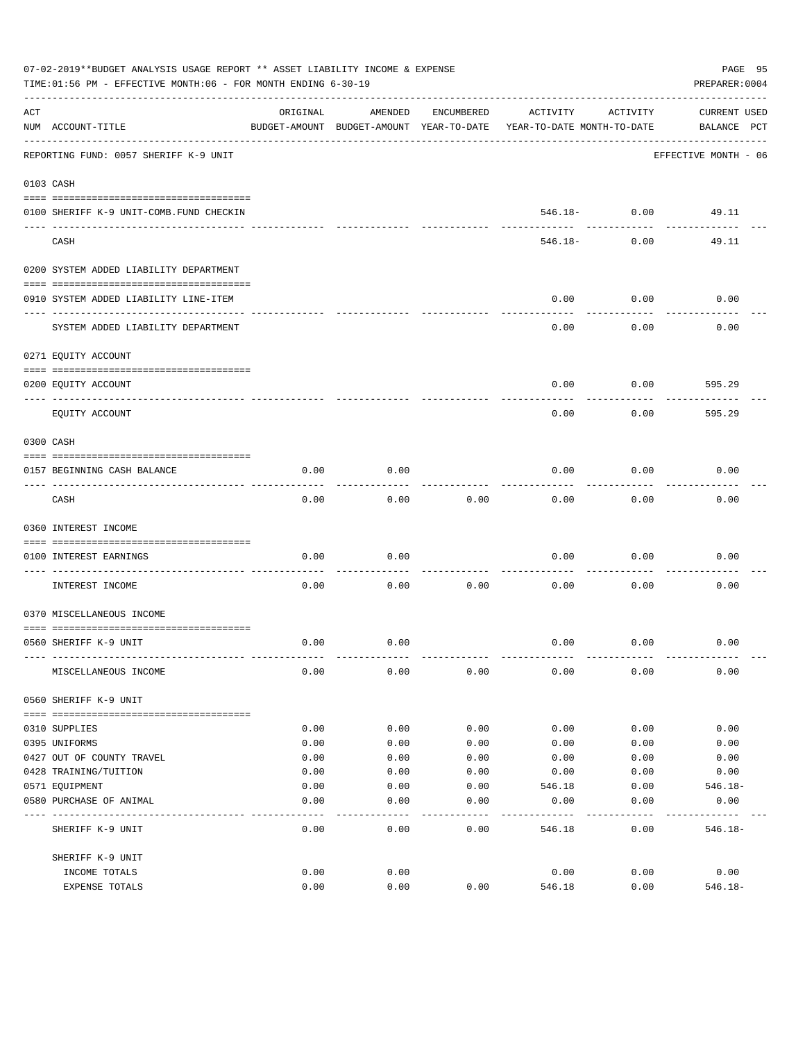07-02-2019**BUDGET ANALYSIS USAGE REPORT ** ASSET LIABILITY INCOME & EXPENSE

TIME:01:56 PM - EFFECTIVE MONTH:06 - FOR MONTH ENDING 6-30-19

PREPARER:0004

REPORTING FUND: 0057 SHERIFF K-9 UNIT — EFFECTIVE MONTH - 06

| ACT NUM | ACCOUNT-TITLE | ORIGINAL BUDGET-AMOUNT | AMENDED BUDGET-AMOUNT | ENCUMBERED YEAR-TO-DATE | ACTIVITY YEAR-TO-DATE | ACTIVITY MONTH-TO-DATE | CURRENT BALANCE | USED PCT |
|---|---|---|---|---|---|---|---|---|
| **0103** | **CASH** | | | | | | | |
| 0100 | SHERIFF K-9 UNIT-COMB.FUND CHECKIN | | | | 546.18- | 0.00 | 49.11 | |
| | CASH | | | | 546.18- | 0.00 | 49.11 | |
| **0200** | **SYSTEM ADDED LIABILITY DEPARTMENT** | | | | | | | |
| 0910 | SYSTEM ADDED LIABILITY LINE-ITEM | | | | 0.00 | 0.00 | 0.00 | |
| | SYSTEM ADDED LIABILITY DEPARTMENT | | | | 0.00 | 0.00 | 0.00 | |
| **0271** | **EQUITY ACCOUNT** | | | | | | | |
| 0200 | EQUITY ACCOUNT | | | | 0.00 | 0.00 | 595.29 | |
| | EQUITY ACCOUNT | | | | 0.00 | 0.00 | 595.29 | |
| **0300** | **CASH** | | | | | | | |
| 0157 | BEGINNING CASH BALANCE | 0.00 | 0.00 | | 0.00 | 0.00 | 0.00 | |
| | CASH | 0.00 | 0.00 | 0.00 | 0.00 | 0.00 | 0.00 | |
| **0360** | **INTEREST INCOME** | | | | | | | |
| 0100 | INTEREST EARNINGS | 0.00 | 0.00 | | 0.00 | 0.00 | 0.00 | |
| | INTEREST INCOME | 0.00 | 0.00 | 0.00 | 0.00 | 0.00 | 0.00 | |
| **0370** | **MISCELLANEOUS INCOME** | | | | | | | |
| 0560 | SHERIFF K-9 UNIT | 0.00 | 0.00 | | 0.00 | 0.00 | 0.00 | |
| | MISCELLANEOUS INCOME | 0.00 | 0.00 | 0.00 | 0.00 | 0.00 | 0.00 | |
| **0560** | **SHERIFF K-9 UNIT** | | | | | | | |
| 0310 | SUPPLIES | 0.00 | 0.00 | 0.00 | 0.00 | 0.00 | 0.00 | |
| 0395 | UNIFORMS | 0.00 | 0.00 | 0.00 | 0.00 | 0.00 | 0.00 | |
| 0427 | OUT OF COUNTY TRAVEL | 0.00 | 0.00 | 0.00 | 0.00 | 0.00 | 0.00 | |
| 0428 | TRAINING/TUITION | 0.00 | 0.00 | 0.00 | 0.00 | 0.00 | 0.00 | |
| 0571 | EQUIPMENT | 0.00 | 0.00 | 0.00 | 546.18 | 0.00 | 546.18- | |
| 0580 | PURCHASE OF ANIMAL | 0.00 | 0.00 | 0.00 | 0.00 | 0.00 | 0.00 | |
| | SHERIFF K-9 UNIT | 0.00 | 0.00 | 0.00 | 546.18 | 0.00 | 546.18- | |
| | SHERIFF K-9 UNIT | | | | | | | |
| | INCOME TOTALS | 0.00 | 0.00 | | 0.00 | 0.00 | 0.00 | |
| | EXPENSE TOTALS | 0.00 | 0.00 | 0.00 | 546.18 | 0.00 | 546.18- | |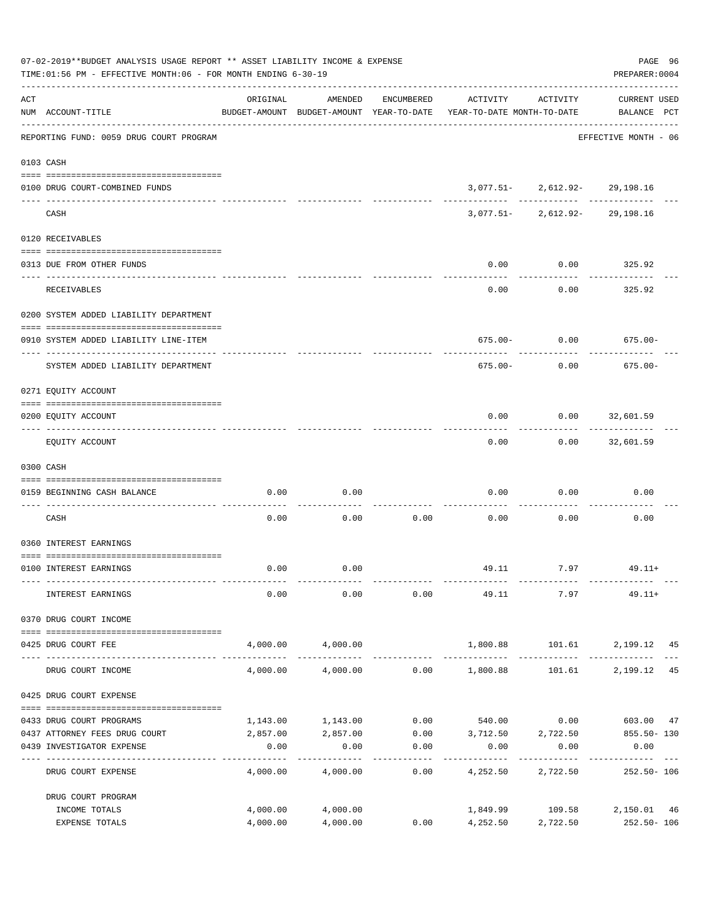07-02-2019**BUDGET ANALYSIS USAGE REPORT ** ASSET LIABILITY INCOME & EXPENSE

TIME:01:56 PM - EFFECTIVE MONTH:06 - FOR MONTH ENDING 6-30-19

PREPARER:0004

REPORTING FUND: 0059 DRUG COURT PROGRAM — EFFECTIVE MONTH - 06

| ACT NUM | ACCOUNT-TITLE | ORIGINAL BUDGET-AMOUNT | AMENDED BUDGET-AMOUNT | ENCUMBERED YEAR-TO-DATE | ACTIVITY YEAR-TO-DATE | ACTIVITY MONTH-TO-DATE | CURRENT USED BALANCE | PCT |
|---|---|---|---|---|---|---|---|---|
| 0103 | CASH | | | | | | | |
| 0100 | DRUG COURT-COMBINED FUNDS | | | | 3,077.51- | 2,612.92- | 29,198.16 | |
| | CASH | | | | 3,077.51- | 2,612.92- | 29,198.16 | |
| 0120 | RECEIVABLES | | | | | | | |
| 0313 | DUE FROM OTHER FUNDS | | | | 0.00 | 0.00 | 325.92 | |
| | RECEIVABLES | | | | 0.00 | 0.00 | 325.92 | |
| 0200 | SYSTEM ADDED LIABILITY DEPARTMENT | | | | | | | |
| 0910 | SYSTEM ADDED LIABILITY LINE-ITEM | | | | 675.00- | 0.00 | 675.00- | |
| | SYSTEM ADDED LIABILITY DEPARTMENT | | | | 675.00- | 0.00 | 675.00- | |
| 0271 | EQUITY ACCOUNT | | | | | | | |
| 0200 | EQUITY ACCOUNT | | | | 0.00 | 0.00 | 32,601.59 | |
| | EQUITY ACCOUNT | | | | 0.00 | 0.00 | 32,601.59 | |
| 0300 | CASH | | | | | | | |
| 0159 | BEGINNING CASH BALANCE | 0.00 | 0.00 | | 0.00 | 0.00 | 0.00 | |
| | CASH | 0.00 | 0.00 | 0.00 | 0.00 | 0.00 | 0.00 | |
| 0360 | INTEREST EARNINGS | | | | | | | |
| 0100 | INTEREST EARNINGS | 0.00 | 0.00 | | 49.11 | 7.97 | 49.11+ | |
| | INTEREST EARNINGS | 0.00 | 0.00 | 0.00 | 49.11 | 7.97 | 49.11+ | |
| 0370 | DRUG COURT INCOME | | | | | | | |
| 0425 | DRUG COURT FEE | 4,000.00 | 4,000.00 | | 1,800.88 | 101.61 | 2,199.12 | 45 |
| | DRUG COURT INCOME | 4,000.00 | 4,000.00 | 0.00 | 1,800.88 | 101.61 | 2,199.12 | 45 |
| 0425 | DRUG COURT EXPENSE | | | | | | | |
| 0433 | DRUG COURT PROGRAMS | 1,143.00 | 1,143.00 | 0.00 | 540.00 | 0.00 | 603.00 | 47 |
| 0437 | ATTORNEY FEES DRUG COURT | 2,857.00 | 2,857.00 | 0.00 | 3,712.50 | 2,722.50 | 855.50- | 130 |
| 0439 | INVESTIGATOR EXPENSE | 0.00 | 0.00 | 0.00 | 0.00 | 0.00 | 0.00 | |
| | DRUG COURT EXPENSE | 4,000.00 | 4,000.00 | 0.00 | 4,252.50 | 2,722.50 | 252.50- | 106 |
| | DRUG COURT PROGRAM | | | | | | | |
| | INCOME TOTALS | 4,000.00 | 4,000.00 | | 1,849.99 | 109.58 | 2,150.01 | 46 |
| | EXPENSE TOTALS | 4,000.00 | 4,000.00 | 0.00 | 4,252.50 | 2,722.50 | 252.50- | 106 |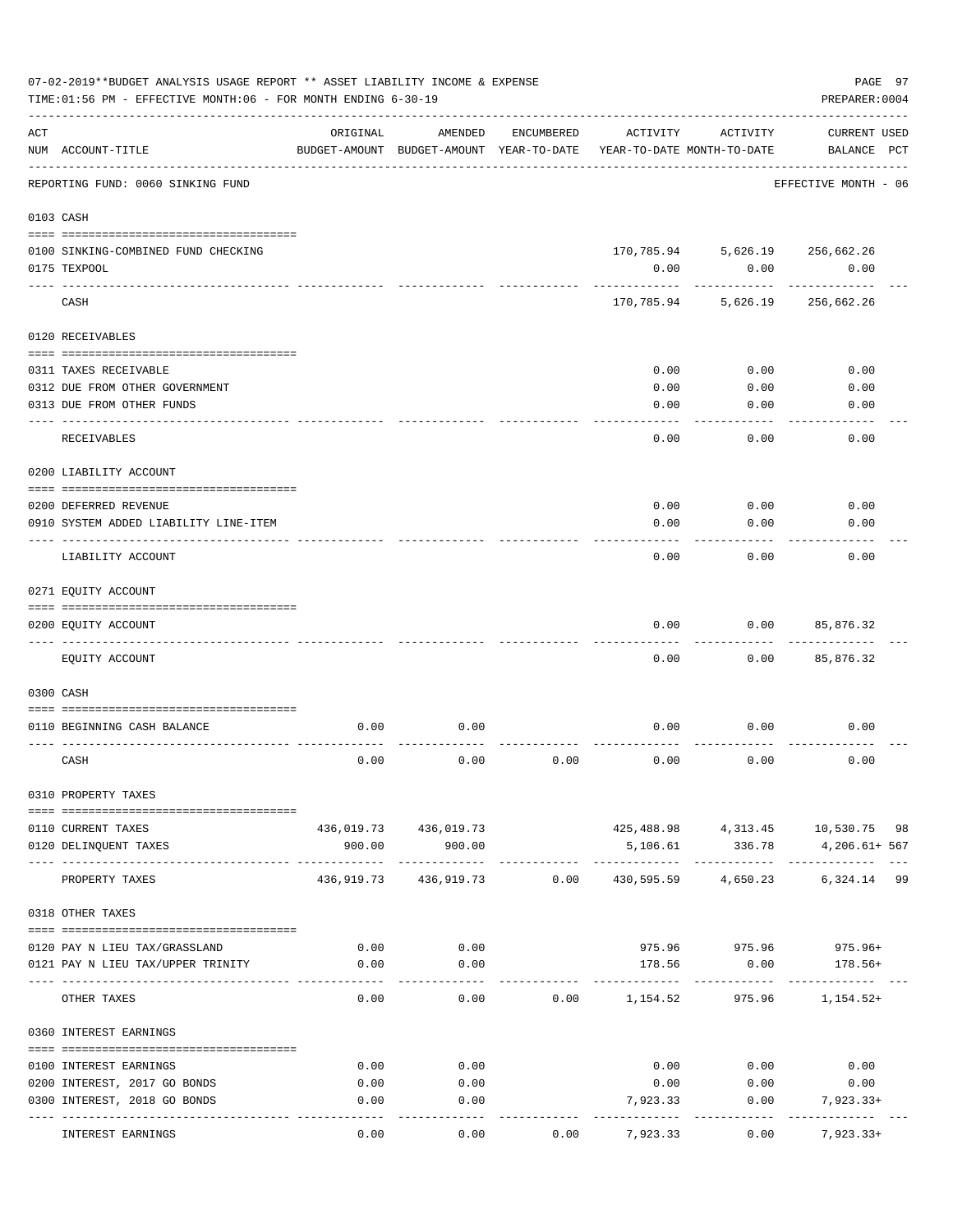07-02-2019**BUDGET ANALYSIS USAGE REPORT ** ASSET LIABILITY INCOME & EXPENSE

TIME:01:56 PM - EFFECTIVE MONTH:06 - FOR MONTH ENDING 6-30-19

PREPARER:0004

| ACT NUM | ACCOUNT-TITLE | ORIGINAL BUDGET-AMOUNT | AMENDED BUDGET-AMOUNT | ENCUMBERED YEAR-TO-DATE | ACTIVITY YEAR-TO-DATE | ACTIVITY MONTH-TO-DATE | CURRENT USED BALANCE | PCT |
|---|---|---|---|---|---|---|---|---|
| | REPORTING FUND: 0060 SINKING FUND | | | | | | EFFECTIVE MONTH - 06 | |
| 0103 | CASH | | | | | | | |
| 0100 | SINKING-COMBINED FUND CHECKING | | | | 170,785.94 | 5,626.19 | 256,662.26 | |
| 0175 | TEXPOOL | | | | 0.00 | 0.00 | 0.00 | |
| | CASH | | | | 170,785.94 | 5,626.19 | 256,662.26 | |
| 0120 | RECEIVABLES | | | | | | | |
| 0311 | TAXES RECEIVABLE | | | | 0.00 | 0.00 | 0.00 | |
| 0312 | DUE FROM OTHER GOVERNMENT | | | | 0.00 | 0.00 | 0.00 | |
| 0313 | DUE FROM OTHER FUNDS | | | | 0.00 | 0.00 | 0.00 | |
| | RECEIVABLES | | | | 0.00 | 0.00 | 0.00 | |
| 0200 | LIABILITY ACCOUNT | | | | | | | |
| 0200 | DEFERRED REVENUE | | | | 0.00 | 0.00 | 0.00 | |
| 0910 | SYSTEM ADDED LIABILITY LINE-ITEM | | | | 0.00 | 0.00 | 0.00 | |
| | LIABILITY ACCOUNT | | | | 0.00 | 0.00 | 0.00 | |
| 0271 | EQUITY ACCOUNT | | | | | | | |
| 0200 | EQUITY ACCOUNT | | | | 0.00 | 0.00 | 85,876.32 | |
| | EQUITY ACCOUNT | | | | 0.00 | 0.00 | 85,876.32 | |
| 0300 | CASH | | | | | | | |
| 0110 | BEGINNING CASH BALANCE | 0.00 | 0.00 | | 0.00 | 0.00 | 0.00 | |
| | CASH | 0.00 | 0.00 | 0.00 | 0.00 | 0.00 | 0.00 | |
| 0310 | PROPERTY TAXES | | | | | | | |
| 0110 | CURRENT TAXES | 436,019.73 | 436,019.73 | | 425,488.98 | 4,313.45 | 10,530.75 | 98 |
| 0120 | DELINQUENT TAXES | 900.00 | 900.00 | | 5,106.61 | 336.78 | 4,206.61+ | 567 |
| | PROPERTY TAXES | 436,919.73 | 436,919.73 | 0.00 | 430,595.59 | 4,650.23 | 6,324.14 | 99 |
| 0318 | OTHER TAXES | | | | | | | |
| 0120 | PAY N LIEU TAX/GRASSLAND | 0.00 | 0.00 | | 975.96 | 975.96 | 975.96+ | |
| 0121 | PAY N LIEU TAX/UPPER TRINITY | 0.00 | 0.00 | | 178.56 | 0.00 | 178.56+ | |
| | OTHER TAXES | 0.00 | 0.00 | 0.00 | 1,154.52 | 975.96 | 1,154.52+ | |
| 0360 | INTEREST EARNINGS | | | | | | | |
| 0100 | INTEREST EARNINGS | 0.00 | 0.00 | | 0.00 | 0.00 | 0.00 | |
| 0200 | INTEREST, 2017 GO BONDS | 0.00 | 0.00 | | 0.00 | 0.00 | 0.00 | |
| 0300 | INTEREST, 2018 GO BONDS | 0.00 | 0.00 | | 7,923.33 | 0.00 | 7,923.33+ | |
| | INTEREST EARNINGS | 0.00 | 0.00 | 0.00 | 7,923.33 | 0.00 | 7,923.33+ | |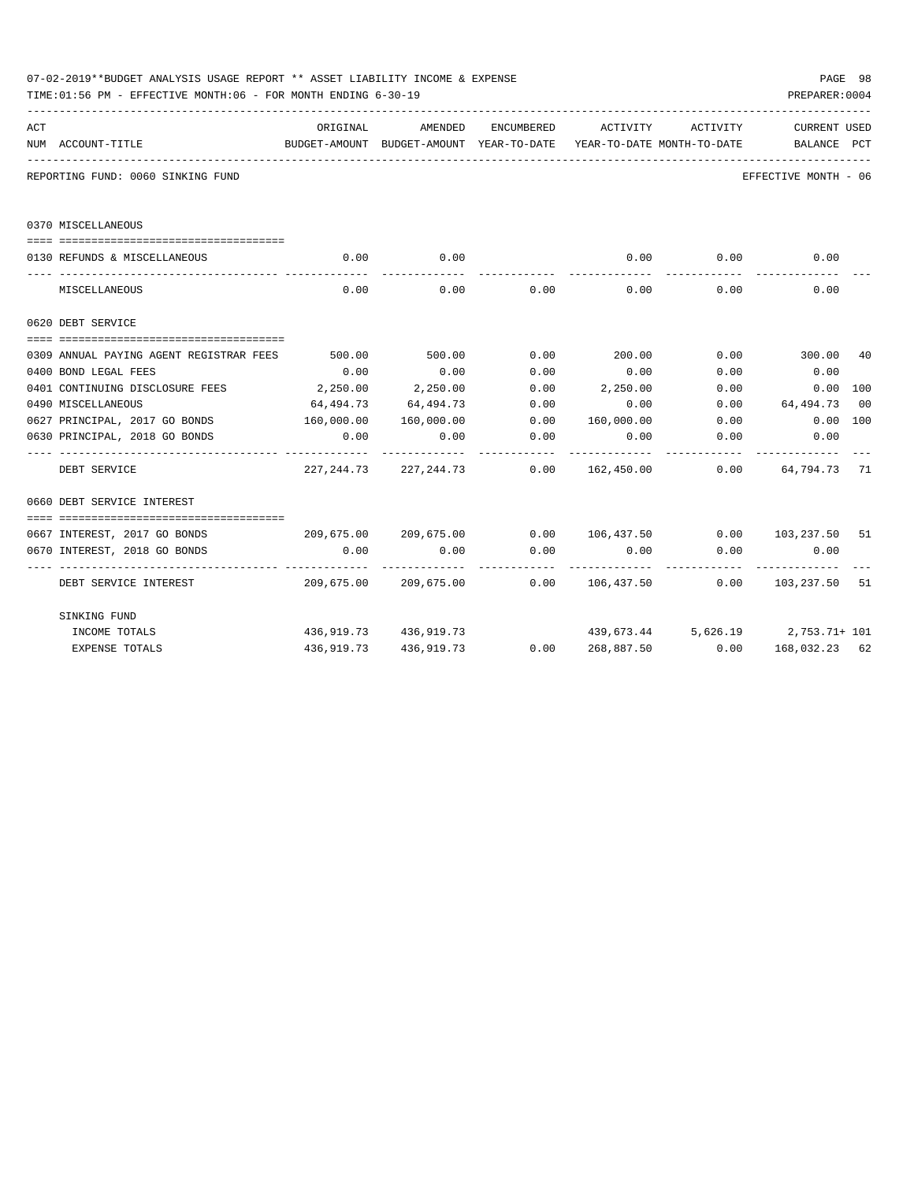07-02-2019**BUDGET ANALYSIS USAGE REPORT ** ASSET LIABILITY INCOME & EXPENSE

TIME:01:56 PM - EFFECTIVE MONTH:06 - FOR MONTH ENDING 6-30-19

PREPARER:0004

REPORTING FUND: 0060 SINKING FUND — EFFECTIVE MONTH - 06

| ACT NUM | ACCOUNT-TITLE | ORIGINAL BUDGET-AMOUNT | AMENDED BUDGET-AMOUNT | ENCUMBERED YEAR-TO-DATE | ACTIVITY YEAR-TO-DATE | ACTIVITY MONTH-TO-DATE | CURRENT BALANCE | USED PCT |
|---|---|---|---|---|---|---|---|---|
| | **0370 MISCELLANEOUS** | | | | | | | |
| 0130 | REFUNDS & MISCELLANEOUS | 0.00 | 0.00 | | 0.00 | 0.00 | 0.00 | |
| | MISCELLANEOUS | 0.00 | 0.00 | 0.00 | 0.00 | 0.00 | 0.00 | |
| | **0620 DEBT SERVICE** | | | | | | | |
| 0309 | ANNUAL PAYING AGENT REGISTRAR FEES | 500.00 | 500.00 | 0.00 | 200.00 | 0.00 | 300.00 | 40 |
| 0400 | BOND LEGAL FEES | 0.00 | 0.00 | 0.00 | 0.00 | 0.00 | 0.00 | |
| 0401 | CONTINUING DISCLOSURE FEES | 2,250.00 | 2,250.00 | 0.00 | 2,250.00 | 0.00 | 0.00 | 100 |
| 0490 | MISCELLANEOUS | 64,494.73 | 64,494.73 | 0.00 | 0.00 | 0.00 | 64,494.73 | 00 |
| 0627 | PRINCIPAL, 2017 GO BONDS | 160,000.00 | 160,000.00 | 0.00 | 160,000.00 | 0.00 | 0.00 | 100 |
| 0630 | PRINCIPAL, 2018 GO BONDS | 0.00 | 0.00 | 0.00 | 0.00 | 0.00 | 0.00 | |
| | DEBT SERVICE | 227,244.73 | 227,244.73 | 0.00 | 162,450.00 | 0.00 | 64,794.73 | 71 |
| | **0660 DEBT SERVICE INTEREST** | | | | | | | |
| 0667 | INTEREST, 2017 GO BONDS | 209,675.00 | 209,675.00 | 0.00 | 106,437.50 | 0.00 | 103,237.50 | 51 |
| 0670 | INTEREST, 2018 GO BONDS | 0.00 | 0.00 | 0.00 | 0.00 | 0.00 | 0.00 | |
| | DEBT SERVICE INTEREST | 209,675.00 | 209,675.00 | 0.00 | 106,437.50 | 0.00 | 103,237.50 | 51 |
| | **SINKING FUND** | | | | | | | |
| | INCOME TOTALS | 436,919.73 | 436,919.73 | | 439,673.44 | 5,626.19 | 2,753.71+ | 101 |
| | EXPENSE TOTALS | 436,919.73 | 436,919.73 | 0.00 | 268,887.50 | 0.00 | 168,032.23 | 62 |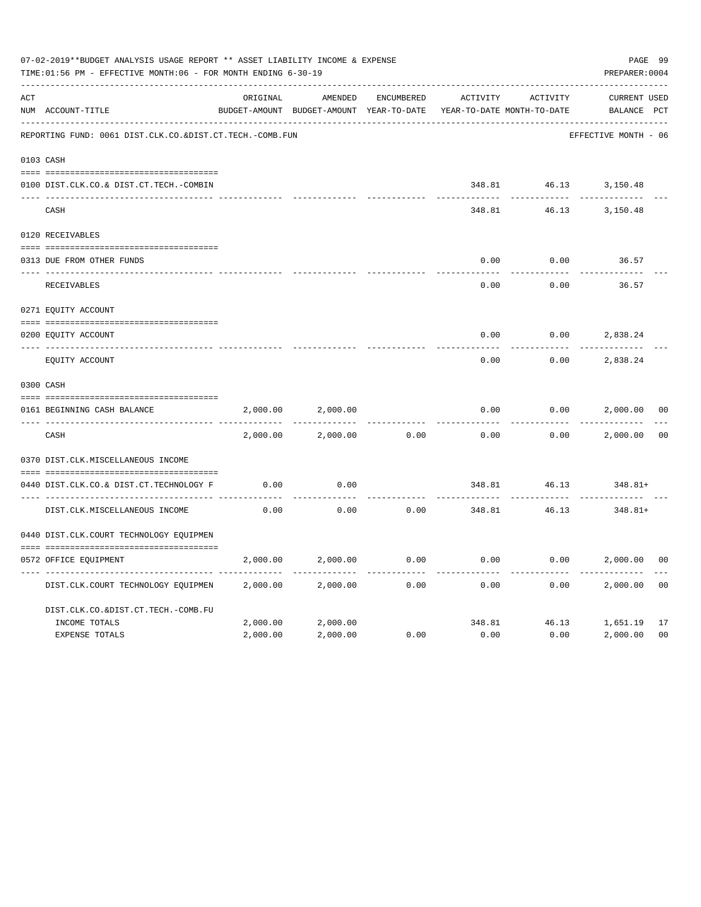07-02-2019**BUDGET ANALYSIS USAGE REPORT ** ASSET LIABILITY INCOME & EXPENSE

TIME:01:56 PM - EFFECTIVE MONTH:06 - FOR MONTH ENDING 6-30-19

PREPARER:0004

REPORTING FUND: 0061 DIST.CLK.CO.&DIST.CT.TECH.-COMB.FUN — EFFECTIVE MONTH - 06

| ACT NUM | ACCOUNT-TITLE | ORIGINAL BUDGET-AMOUNT | AMENDED BUDGET-AMOUNT | ENCUMBERED YEAR-TO-DATE | ACTIVITY YEAR-TO-DATE | ACTIVITY MONTH-TO-DATE | CURRENT BALANCE | USED PCT |
|---|---|---|---|---|---|---|---|---|
| 0103 | CASH | | | | | | | |
| 0100 | DIST.CLK.CO.& DIST.CT.TECH.-COMBIN | | | | 348.81 | 46.13 | 3,150.48 | |
| | CASH | | | | 348.81 | 46.13 | 3,150.48 | |
| 0120 | RECEIVABLES | | | | | | | |
| 0313 | DUE FROM OTHER FUNDS | | | | 0.00 | 0.00 | 36.57 | |
| | RECEIVABLES | | | | 0.00 | 0.00 | 36.57 | |
| 0271 | EQUITY ACCOUNT | | | | | | | |
| 0200 | EQUITY ACCOUNT | | | | 0.00 | 0.00 | 2,838.24 | |
| | EQUITY ACCOUNT | | | | 0.00 | 0.00 | 2,838.24 | |
| 0300 | CASH | | | | | | | |
| 0161 | BEGINNING CASH BALANCE | 2,000.00 | 2,000.00 | | 0.00 | 0.00 | 2,000.00 | 00 |
| | CASH | 2,000.00 | 2,000.00 | 0.00 | 0.00 | 0.00 | 2,000.00 | 00 |
| 0370 | DIST.CLK.MISCELLANEOUS INCOME | | | | | | | |
| 0440 | DIST.CLK.CO.& DIST.CT.TECHNOLOGY F | 0.00 | 0.00 | | 348.81 | 46.13 | 348.81+ | |
| | DIST.CLK.MISCELLANEOUS INCOME | 0.00 | 0.00 | 0.00 | 348.81 | 46.13 | 348.81+ | |
| 0440 | DIST.CLK.COURT TECHNOLOGY EQUIPMEN | | | | | | | |
| 0572 | OFFICE EQUIPMENT | 2,000.00 | 2,000.00 | 0.00 | 0.00 | 0.00 | 2,000.00 | 00 |
| | DIST.CLK.COURT TECHNOLOGY EQUIPMEN | 2,000.00 | 2,000.00 | 0.00 | 0.00 | 0.00 | 2,000.00 | 00 |
| | DIST.CLK.CO.&DIST.CT.TECH.-COMB.FU | | | | | | | |
| | INCOME TOTALS | 2,000.00 | 2,000.00 | | 348.81 | 46.13 | 1,651.19 | 17 |
| | EXPENSE TOTALS | 2,000.00 | 2,000.00 | 0.00 | 0.00 | 0.00 | 2,000.00 | 00 |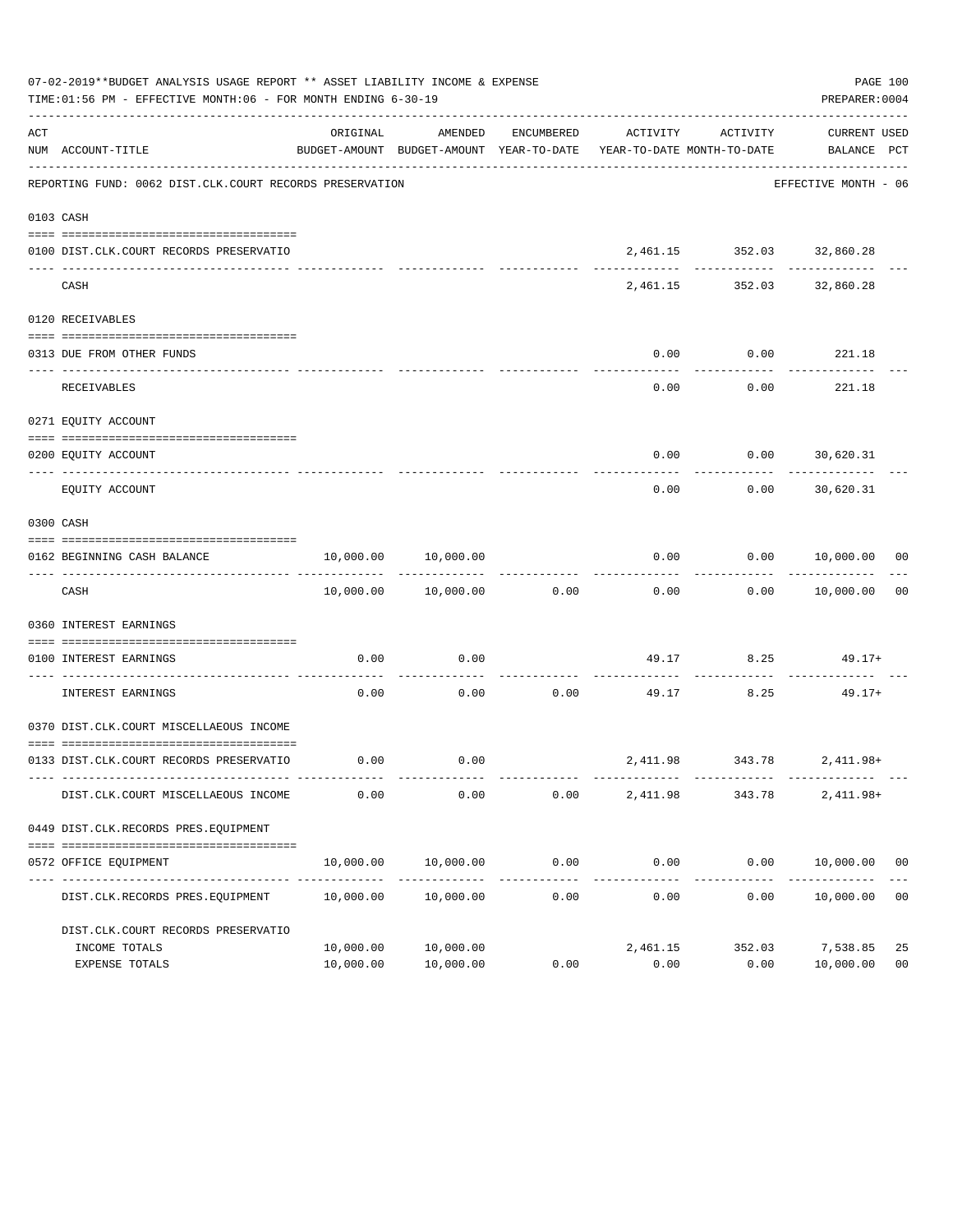07-02-2019**BUDGET ANALYSIS USAGE REPORT ** ASSET LIABILITY INCOME & EXPENSE

TIME:01:56 PM - EFFECTIVE MONTH:06 - FOR MONTH ENDING 6-30-19

PREPARER:0004

REPORTING FUND: 0062 DIST.CLK.COURT RECORDS PRESERVATION — EFFECTIVE MONTH - 06

| ACT NUM | ACCOUNT-TITLE | ORIGINAL BUDGET-AMOUNT | AMENDED BUDGET-AMOUNT | ENCUMBERED YEAR-TO-DATE | ACTIVITY YEAR-TO-DATE | ACTIVITY MONTH-TO-DATE | CURRENT BALANCE | USED PCT |
|---|---|---|---|---|---|---|---|---|
| 0103 | CASH | | | | | | | |
| 0100 | DIST.CLK.COURT RECORDS PRESERVATIO | | | | 2,461.15 | 352.03 | 32,860.28 | |
| | CASH | | | | 2,461.15 | 352.03 | 32,860.28 | |
| 0120 | RECEIVABLES | | | | | | | |
| 0313 | DUE FROM OTHER FUNDS | | | | 0.00 | 0.00 | 221.18 | |
| | RECEIVABLES | | | | 0.00 | 0.00 | 221.18 | |
| 0271 | EQUITY ACCOUNT | | | | | | | |
| 0200 | EQUITY ACCOUNT | | | | 0.00 | 0.00 | 30,620.31 | |
| | EQUITY ACCOUNT | | | | 0.00 | 0.00 | 30,620.31 | |
| 0300 | CASH | | | | | | | |
| 0162 | BEGINNING CASH BALANCE | 10,000.00 | 10,000.00 | | 0.00 | 0.00 | 10,000.00 | 00 |
| | CASH | 10,000.00 | 10,000.00 | 0.00 | 0.00 | 0.00 | 10,000.00 | 00 |
| 0360 | INTEREST EARNINGS | | | | | | | |
| 0100 | INTEREST EARNINGS | 0.00 | 0.00 | | 49.17 | 8.25 | 49.17+ | |
| | INTEREST EARNINGS | 0.00 | 0.00 | 0.00 | 49.17 | 8.25 | 49.17+ | |
| 0370 | DIST.CLK.COURT MISCELLAEOUS INCOME | | | | | | | |
| 0133 | DIST.CLK.COURT RECORDS PRESERVATIO | 0.00 | 0.00 | | 2,411.98 | 343.78 | 2,411.98+ | |
| | DIST.CLK.COURT MISCELLAEOUS INCOME | 0.00 | 0.00 | 0.00 | 2,411.98 | 343.78 | 2,411.98+ | |
| 0449 | DIST.CLK.RECORDS PRES.EQUIPMENT | | | | | | | |
| 0572 | OFFICE EQUIPMENT | 10,000.00 | 10,000.00 | 0.00 | 0.00 | 0.00 | 10,000.00 | 00 |
| | DIST.CLK.RECORDS PRES.EQUIPMENT | 10,000.00 | 10,000.00 | 0.00 | 0.00 | 0.00 | 10,000.00 | 00 |
| | DIST.CLK.COURT RECORDS PRESERVATIO | | | | | | | |
| | INCOME TOTALS | 10,000.00 | 10,000.00 | | 2,461.15 | 352.03 | 7,538.85 | 25 |
| | EXPENSE TOTALS | 10,000.00 | 10,000.00 | 0.00 | 0.00 | 0.00 | 10,000.00 | 00 |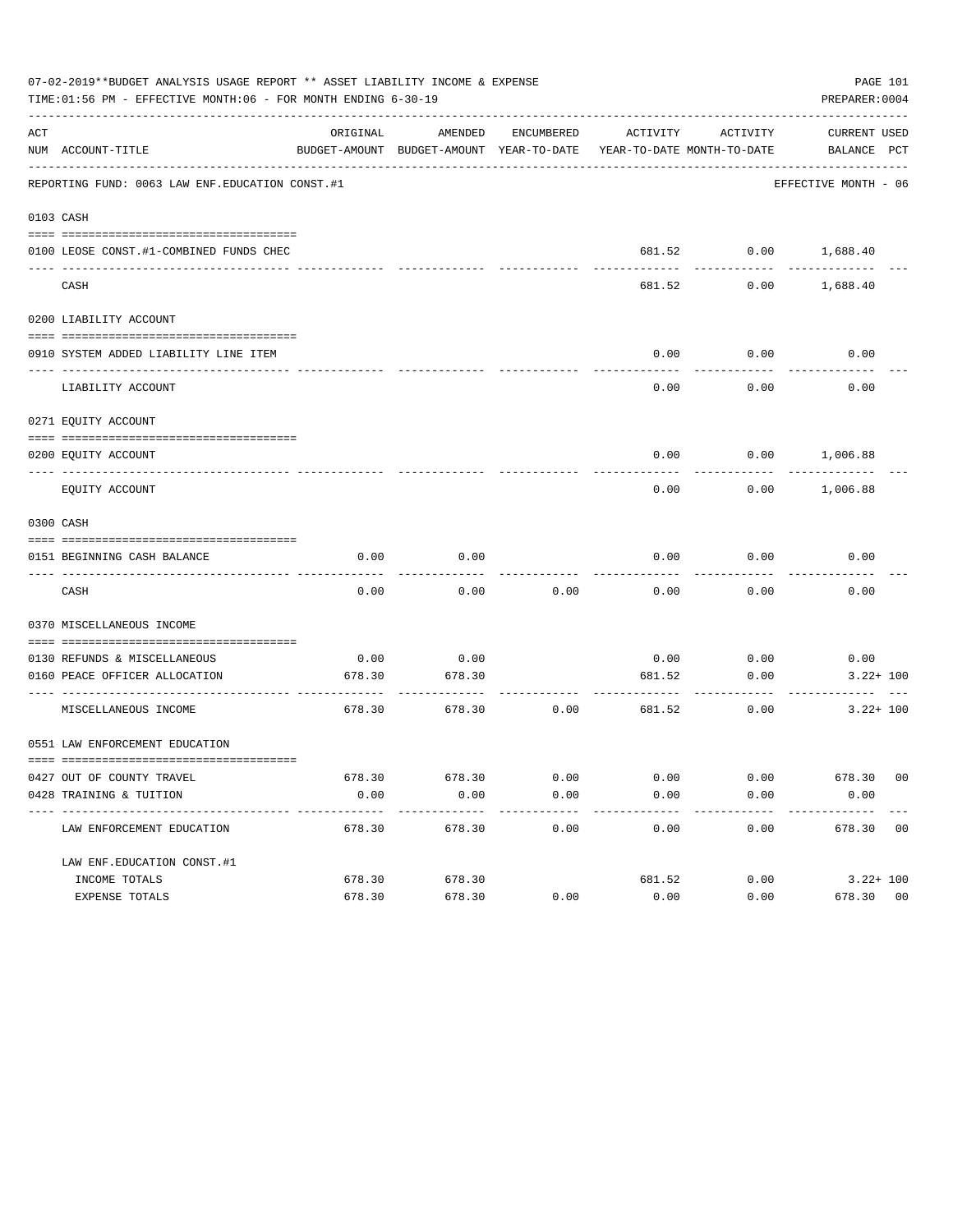07-02-2019**BUDGET ANALYSIS USAGE REPORT ** ASSET LIABILITY INCOME & EXPENSE

TIME:01:56 PM - EFFECTIVE MONTH:06 - FOR MONTH ENDING 6-30-19

PREPARER:0004

| ACT NUM | ACCOUNT-TITLE | ORIGINAL BUDGET-AMOUNT | AMENDED BUDGET-AMOUNT | ENCUMBERED YEAR-TO-DATE | ACTIVITY YEAR-TO-DATE | ACTIVITY MONTH-TO-DATE | CURRENT BALANCE | USED PCT |
|---|---|---|---|---|---|---|---|---|
| REPORTING FUND: 0063 LAW ENF.EDUCATION CONST.#1 | | | | | | | EFFECTIVE MONTH - 06 | |
| 0103 | CASH | | | | | | | |
| 0100 | LEOSE CONST.#1-COMBINED FUNDS CHEC | | | | 681.52 | 0.00 | 1,688.40 | |
| | CASH | | | | 681.52 | 0.00 | 1,688.40 | |
| 0200 | LIABILITY ACCOUNT | | | | | | | |
| 0910 | SYSTEM ADDED LIABILITY LINE ITEM | | | | 0.00 | 0.00 | 0.00 | |
| | LIABILITY ACCOUNT | | | | 0.00 | 0.00 | 0.00 | |
| 0271 | EQUITY ACCOUNT | | | | | | | |
| 0200 | EQUITY ACCOUNT | | | | 0.00 | 0.00 | 1,006.88 | |
| | EQUITY ACCOUNT | | | | 0.00 | 0.00 | 1,006.88 | |
| 0300 | CASH | | | | | | | |
| 0151 | BEGINNING CASH BALANCE | 0.00 | 0.00 | | 0.00 | 0.00 | 0.00 | |
| | CASH | 0.00 | 0.00 | 0.00 | 0.00 | 0.00 | 0.00 | |
| 0370 | MISCELLANEOUS INCOME | | | | | | | |
| 0130 | REFUNDS & MISCELLANEOUS | 0.00 | 0.00 | | 0.00 | 0.00 | 0.00 | |
| 0160 | PEACE OFFICER ALLOCATION | 678.30 | 678.30 | | 681.52 | 0.00 | 3.22+ | 100 |
| | MISCELLANEOUS INCOME | 678.30 | 678.30 | 0.00 | 681.52 | 0.00 | 3.22+ | 100 |
| 0551 | LAW ENFORCEMENT EDUCATION | | | | | | | |
| 0427 | OUT OF COUNTY TRAVEL | 678.30 | 678.30 | 0.00 | 0.00 | 0.00 | 678.30 | 00 |
| 0428 | TRAINING & TUITION | 0.00 | 0.00 | 0.00 | 0.00 | 0.00 | 0.00 | |
| | LAW ENFORCEMENT EDUCATION | 678.30 | 678.30 | 0.00 | 0.00 | 0.00 | 678.30 | 00 |
| | LAW ENF.EDUCATION CONST.#1 | | | | | | | |
| | INCOME TOTALS | 678.30 | 678.30 | | 681.52 | 0.00 | 3.22+ | 100 |
| | EXPENSE TOTALS | 678.30 | 678.30 | 0.00 | 0.00 | 0.00 | 678.30 | 00 |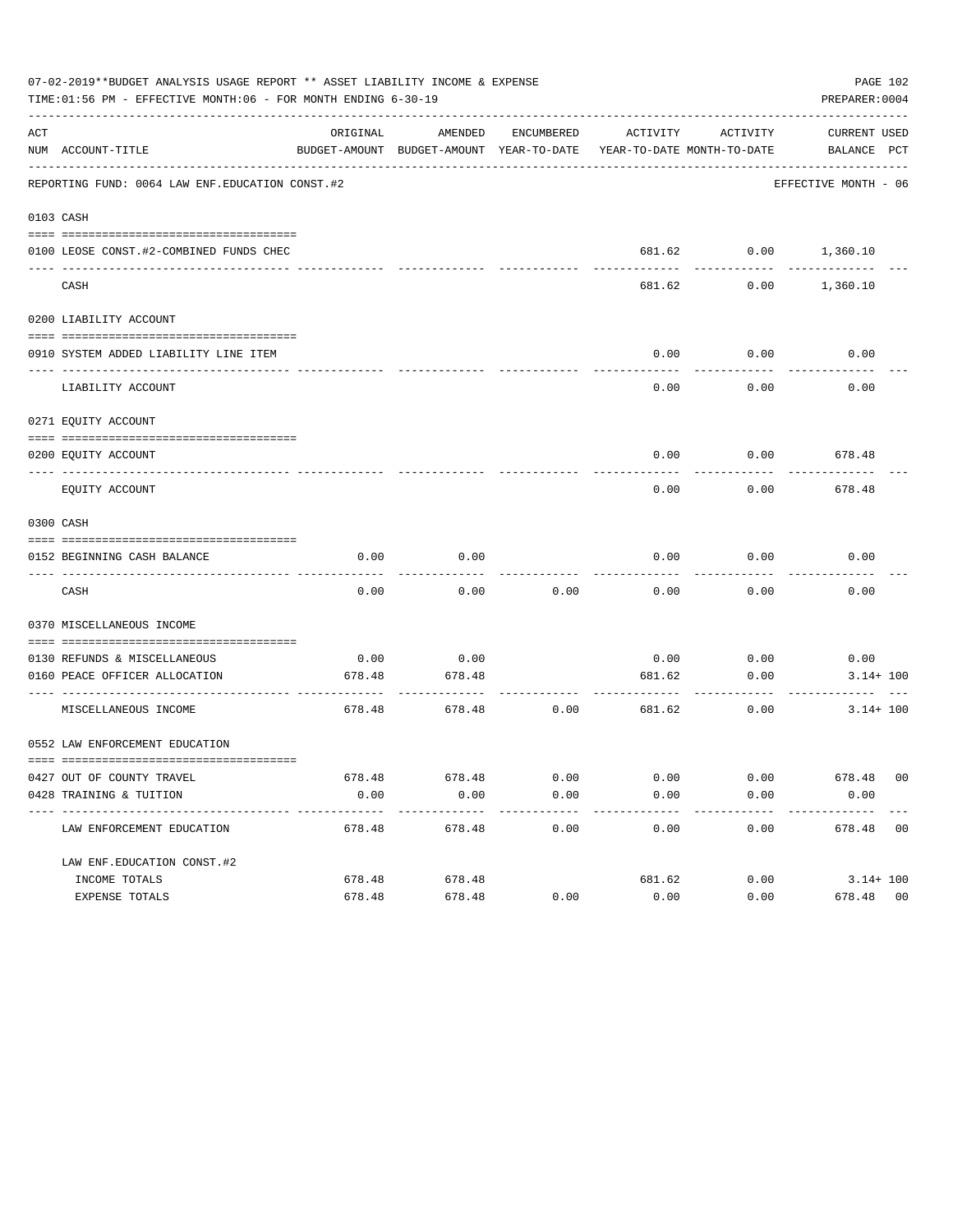07-02-2019**BUDGET ANALYSIS USAGE REPORT ** ASSET LIABILITY INCOME & EXPENSE

TIME:01:56 PM - EFFECTIVE MONTH:06 - FOR MONTH ENDING 6-30-19

PREPARER:0004

| ACT NUM | ACCOUNT-TITLE | ORIGINAL BUDGET-AMOUNT | AMENDED BUDGET-AMOUNT | ENCUMBERED YEAR-TO-DATE | ACTIVITY YEAR-TO-DATE | ACTIVITY MONTH-TO-DATE | CURRENT BALANCE | USED PCT |
|---|---|---|---|---|---|---|---|---|
| | REPORTING FUND: 0064 LAW ENF.EDUCATION CONST.#2 | | | | | | EFFECTIVE MONTH - 06 | |
| 0103 | CASH | | | | | | | |
| 0100 | LEOSE CONST.#2-COMBINED FUNDS CHEC | | | | 681.62 | 0.00 | 1,360.10 | |
| | CASH | | | | 681.62 | 0.00 | 1,360.10 | |
| 0200 | LIABILITY ACCOUNT | | | | | | | |
| 0910 | SYSTEM ADDED LIABILITY LINE ITEM | | | | 0.00 | 0.00 | 0.00 | |
| | LIABILITY ACCOUNT | | | | 0.00 | 0.00 | 0.00 | |
| 0271 | EQUITY ACCOUNT | | | | | | | |
| 0200 | EQUITY ACCOUNT | | | | 0.00 | 0.00 | 678.48 | |
| | EQUITY ACCOUNT | | | | 0.00 | 0.00 | 678.48 | |
| 0300 | CASH | | | | | | | |
| 0152 | BEGINNING CASH BALANCE | 0.00 | 0.00 | | 0.00 | 0.00 | 0.00 | |
| | CASH | 0.00 | 0.00 | 0.00 | 0.00 | 0.00 | 0.00 | |
| 0370 | MISCELLANEOUS INCOME | | | | | | | |
| 0130 | REFUNDS & MISCELLANEOUS | 0.00 | 0.00 | | 0.00 | 0.00 | 0.00 | |
| 0160 | PEACE OFFICER ALLOCATION | 678.48 | 678.48 | | 681.62 | 0.00 | 3.14+ | 100 |
| | MISCELLANEOUS INCOME | 678.48 | 678.48 | 0.00 | 681.62 | 0.00 | 3.14+ | 100 |
| 0552 | LAW ENFORCEMENT EDUCATION | | | | | | | |
| 0427 | OUT OF COUNTY TRAVEL | 678.48 | 678.48 | 0.00 | 0.00 | 0.00 | 678.48 | 00 |
| 0428 | TRAINING & TUITION | 0.00 | 0.00 | 0.00 | 0.00 | 0.00 | 0.00 | |
| | LAW ENFORCEMENT EDUCATION | 678.48 | 678.48 | 0.00 | 0.00 | 0.00 | 678.48 | 00 |
| | LAW ENF.EDUCATION CONST.#2 | | | | | | | |
| | INCOME TOTALS | 678.48 | 678.48 | | 681.62 | 0.00 | 3.14+ | 100 |
| | EXPENSE TOTALS | 678.48 | 678.48 | 0.00 | 0.00 | 0.00 | 678.48 | 00 |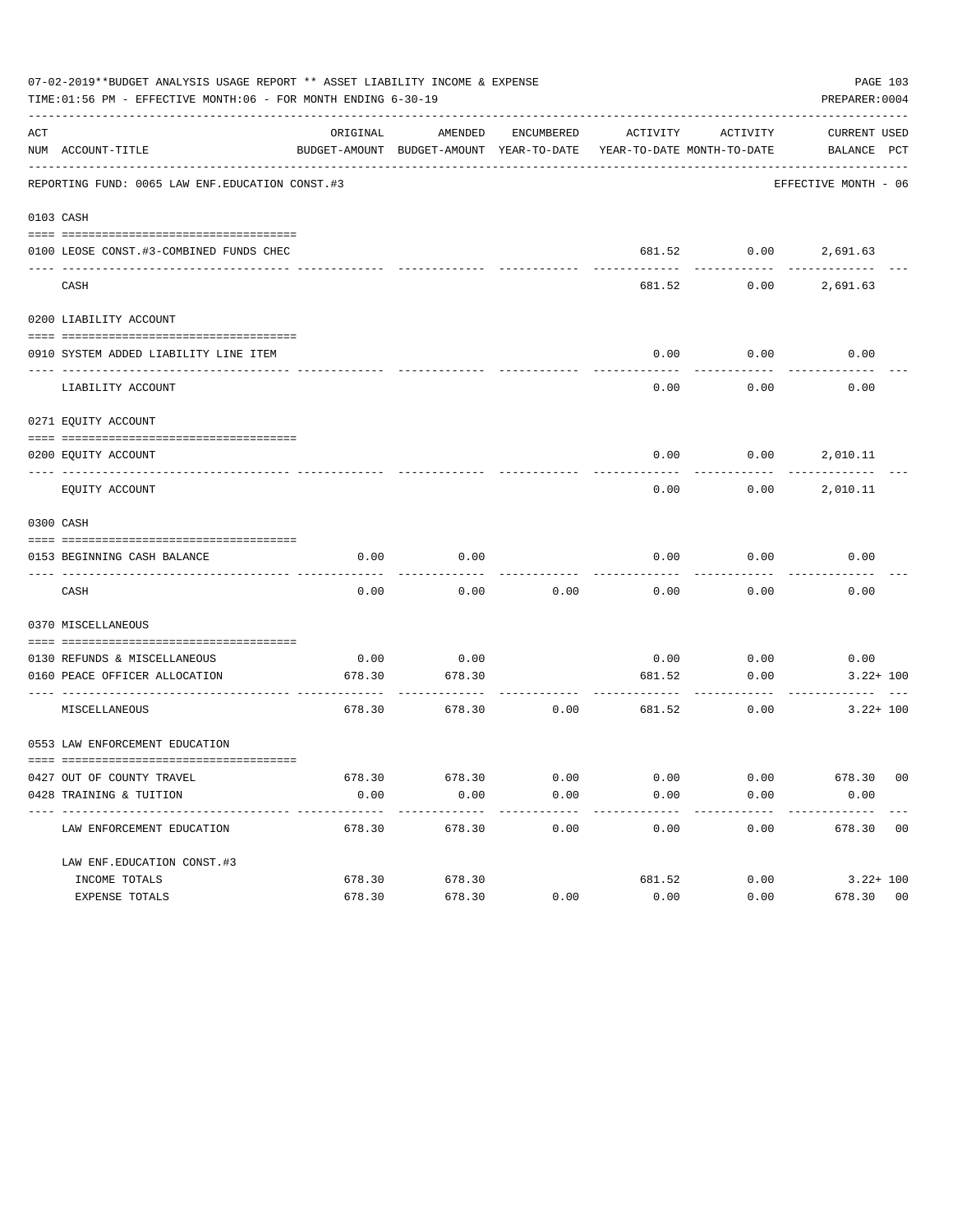07-02-2019**BUDGET ANALYSIS USAGE REPORT ** ASSET LIABILITY INCOME & EXPENSE

TIME:01:56 PM - EFFECTIVE MONTH:06 - FOR MONTH ENDING 6-30-19

PREPARER:0004

| ACT NUM | ACCOUNT-TITLE | ORIGINAL BUDGET-AMOUNT | AMENDED BUDGET-AMOUNT | ENCUMBERED YEAR-TO-DATE | ACTIVITY YEAR-TO-DATE | ACTIVITY MONTH-TO-DATE | CURRENT BALANCE | USED PCT |
|---|---|---|---|---|---|---|---|---|
| | REPORTING FUND: 0065 LAW ENF.EDUCATION CONST.#3 | | | | | | EFFECTIVE MONTH - 06 | |
| 0103 | CASH | | | | | | | |
| 0100 | LEOSE CONST.#3-COMBINED FUNDS CHEC | | | | 681.52 | 0.00 | 2,691.63 | |
| | CASH | | | | 681.52 | 0.00 | 2,691.63 | |
| 0200 | LIABILITY ACCOUNT | | | | | | | |
| 0910 | SYSTEM ADDED LIABILITY LINE ITEM | | | | 0.00 | 0.00 | 0.00 | |
| | LIABILITY ACCOUNT | | | | 0.00 | 0.00 | 0.00 | |
| 0271 | EQUITY ACCOUNT | | | | | | | |
| 0200 | EQUITY ACCOUNT | | | | 0.00 | 0.00 | 2,010.11 | |
| | EQUITY ACCOUNT | | | | 0.00 | 0.00 | 2,010.11 | |
| 0300 | CASH | | | | | | | |
| 0153 | BEGINNING CASH BALANCE | 0.00 | 0.00 | | 0.00 | 0.00 | 0.00 | |
| | CASH | 0.00 | 0.00 | 0.00 | 0.00 | 0.00 | 0.00 | |
| 0370 | MISCELLANEOUS | | | | | | | |
| 0130 | REFUNDS & MISCELLANEOUS | 0.00 | 0.00 | | 0.00 | 0.00 | 0.00 | |
| 0160 | PEACE OFFICER ALLOCATION | 678.30 | 678.30 | | 681.52 | 0.00 | 3.22+ | 100 |
| | MISCELLANEOUS | 678.30 | 678.30 | 0.00 | 681.52 | 0.00 | 3.22+ | 100 |
| 0553 | LAW ENFORCEMENT EDUCATION | | | | | | | |
| 0427 | OUT OF COUNTY TRAVEL | 678.30 | 678.30 | 0.00 | 0.00 | 0.00 | 678.30 | 00 |
| 0428 | TRAINING & TUITION | 0.00 | 0.00 | 0.00 | 0.00 | 0.00 | 0.00 | |
| | LAW ENFORCEMENT EDUCATION | 678.30 | 678.30 | 0.00 | 0.00 | 0.00 | 678.30 | 00 |
| | LAW ENF.EDUCATION CONST.#3 | | | | | | | |
| | INCOME TOTALS | 678.30 | 678.30 | | 681.52 | 0.00 | 3.22+ | 100 |
| | EXPENSE TOTALS | 678.30 | 678.30 | 0.00 | 0.00 | 0.00 | 678.30 | 00 |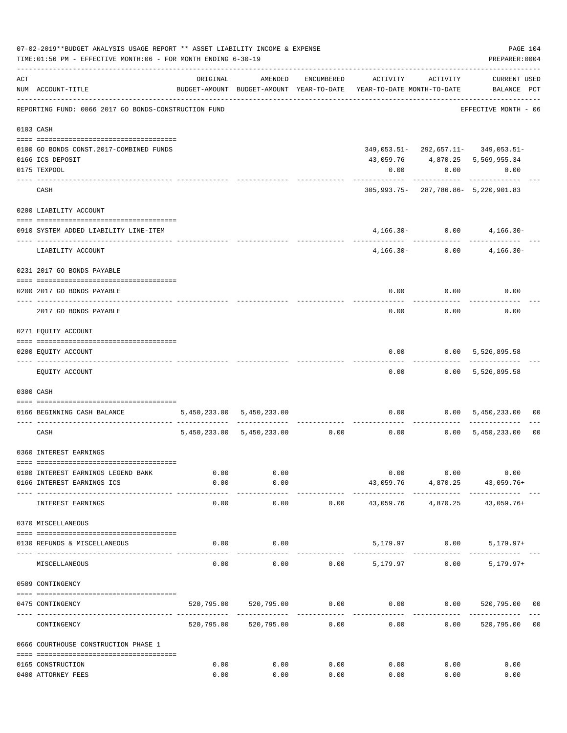07-02-2019**BUDGET ANALYSIS USAGE REPORT ** ASSET LIABILITY INCOME & EXPENSE

TIME:01:56 PM - EFFECTIVE MONTH:06 - FOR MONTH ENDING 6-30-19

PREPARER:0004

| ACT NUM | ACCOUNT-TITLE | ORIGINAL BUDGET-AMOUNT | AMENDED BUDGET-AMOUNT | ENCUMBERED YEAR-TO-DATE | ACTIVITY YEAR-TO-DATE | ACTIVITY MONTH-TO-DATE | CURRENT BALANCE | USED PCT |
|---|---|---|---|---|---|---|---|---|
| | REPORTING FUND: 0066 2017 GO BONDS-CONSTRUCTION FUND | | | | | | EFFECTIVE MONTH - 06 | |
| 0103 | CASH | | | | | | | |
| 0100 | GO BONDS CONST.2017-COMBINED FUNDS | | | | 349,053.51- | 292,657.11- | 349,053.51- | |
| 0166 | ICS DEPOSIT | | | | 43,059.76 | 4,870.25 | 5,569,955.34 | |
| 0175 | TEXPOOL | | | | 0.00 | 0.00 | 0.00 | |
| | CASH | | | | 305,993.75- | 287,786.86- | 5,220,901.83 | |
| 0200 | LIABILITY ACCOUNT | | | | | | | |
| 0910 | SYSTEM ADDED LIABILITY LINE-ITEM | | | | 4,166.30- | 0.00 | 4,166.30- | |
| | LIABILITY ACCOUNT | | | | 4,166.30- | 0.00 | 4,166.30- | |
| 0231 | 2017 GO BONDS PAYABLE | | | | | | | |
| 0200 | 2017 GO BONDS PAYABLE | | | | 0.00 | 0.00 | 0.00 | |
| | 2017 GO BONDS PAYABLE | | | | 0.00 | 0.00 | 0.00 | |
| 0271 | EQUITY ACCOUNT | | | | | | | |
| 0200 | EQUITY ACCOUNT | | | | 0.00 | 0.00 | 5,526,895.58 | |
| | EQUITY ACCOUNT | | | | 0.00 | 0.00 | 5,526,895.58 | |
| 0300 | CASH | | | | | | | |
| 0166 | BEGINNING CASH BALANCE | 5,450,233.00 | 5,450,233.00 | | 0.00 | 0.00 | 5,450,233.00 | 00 |
| | CASH | 5,450,233.00 | 5,450,233.00 | 0.00 | 0.00 | 0.00 | 5,450,233.00 | 00 |
| 0360 | INTEREST EARNINGS | | | | | | | |
| 0100 | INTEREST EARNINGS LEGEND BANK | 0.00 | 0.00 | | 0.00 | 0.00 | 0.00 | |
| 0166 | INTEREST EARNINGS ICS | 0.00 | 0.00 | | 43,059.76 | 4,870.25 | 43,059.76+ | |
| | INTEREST EARNINGS | 0.00 | 0.00 | 0.00 | 43,059.76 | 4,870.25 | 43,059.76+ | |
| 0370 | MISCELLANEOUS | | | | | | | |
| 0130 | REFUNDS & MISCELLANEOUS | 0.00 | 0.00 | | 5,179.97 | 0.00 | 5,179.97+ | |
| | MISCELLANEOUS | 0.00 | 0.00 | 0.00 | 5,179.97 | 0.00 | 5,179.97+ | |
| 0509 | CONTINGENCY | | | | | | | |
| 0475 | CONTINGENCY | 520,795.00 | 520,795.00 | 0.00 | 0.00 | 0.00 | 520,795.00 | 00 |
| | CONTINGENCY | 520,795.00 | 520,795.00 | 0.00 | 0.00 | 0.00 | 520,795.00 | 00 |
| 0666 | COURTHOUSE CONSTRUCTION PHASE 1 | | | | | | | |
| 0165 | CONSTRUCTION | 0.00 | 0.00 | 0.00 | 0.00 | 0.00 | 0.00 | |
| 0400 | ATTORNEY FEES | 0.00 | 0.00 | 0.00 | 0.00 | 0.00 | 0.00 | |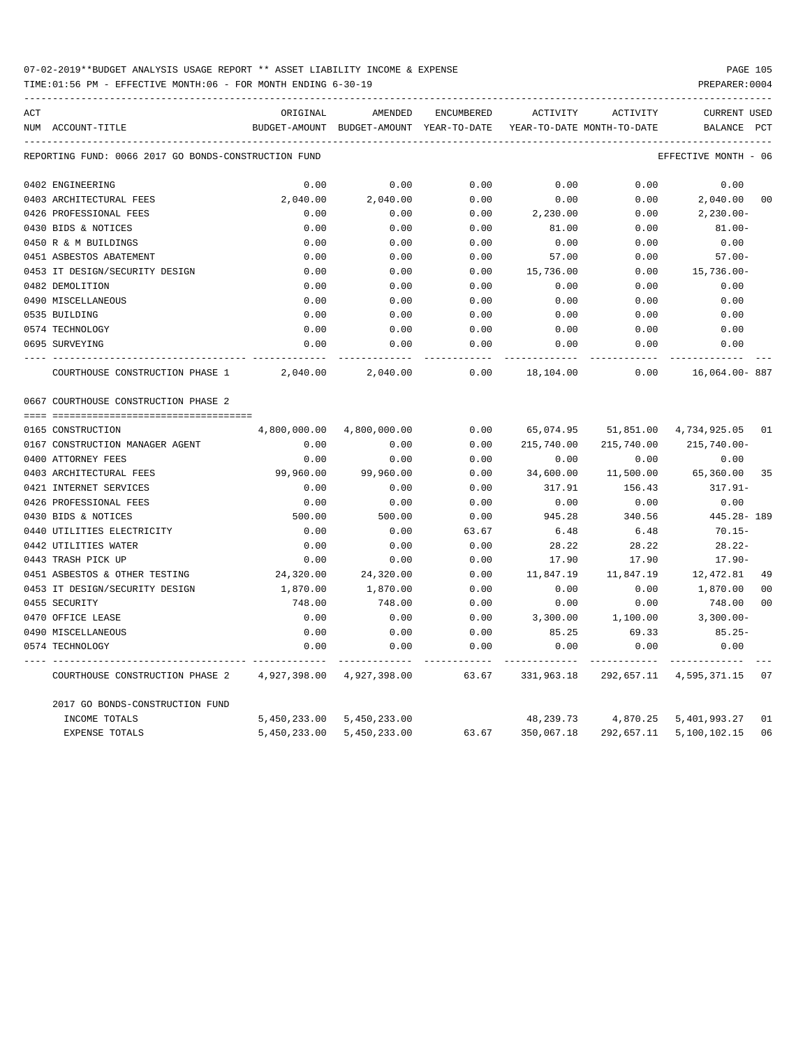07-02-2019**BUDGET ANALYSIS USAGE REPORT ** ASSET LIABILITY INCOME & EXPENSE

TIME:01:56 PM - EFFECTIVE MONTH:06 - FOR MONTH ENDING 6-30-19

REPORTING FUND: 0066 2017 GO BONDS-CONSTRUCTION FUND — EFFECTIVE MONTH - 06

| ACT NUM | ACCOUNT-TITLE | ORIGINAL BUDGET-AMOUNT | AMENDED BUDGET-AMOUNT | ENCUMBERED YEAR-TO-DATE | ACTIVITY YEAR-TO-DATE | ACTIVITY MONTH-TO-DATE | CURRENT BALANCE | USED PCT |
|---|---|---|---|---|---|---|---|---|
| 0402 | ENGINEERING | 0.00 | 0.00 | 0.00 | 0.00 | 0.00 | 0.00 | |
| 0403 | ARCHITECTURAL FEES | 2,040.00 | 2,040.00 | 0.00 | 0.00 | 0.00 | 2,040.00 | 00 |
| 0426 | PROFESSIONAL FEES | 0.00 | 0.00 | 0.00 | 2,230.00 | 0.00 | 2,230.00- | |
| 0430 | BIDS & NOTICES | 0.00 | 0.00 | 0.00 | 81.00 | 0.00 | 81.00- | |
| 0450 | R & M BUILDINGS | 0.00 | 0.00 | 0.00 | 0.00 | 0.00 | 0.00 | |
| 0451 | ASBESTOS ABATEMENT | 0.00 | 0.00 | 0.00 | 57.00 | 0.00 | 57.00- | |
| 0453 | IT DESIGN/SECURITY DESIGN | 0.00 | 0.00 | 0.00 | 15,736.00 | 0.00 | 15,736.00- | |
| 0482 | DEMOLITION | 0.00 | 0.00 | 0.00 | 0.00 | 0.00 | 0.00 | |
| 0490 | MISCELLANEOUS | 0.00 | 0.00 | 0.00 | 0.00 | 0.00 | 0.00 | |
| 0535 | BUILDING | 0.00 | 0.00 | 0.00 | 0.00 | 0.00 | 0.00 | |
| 0574 | TECHNOLOGY | 0.00 | 0.00 | 0.00 | 0.00 | 0.00 | 0.00 | |
| 0695 | SURVEYING | 0.00 | 0.00 | 0.00 | 0.00 | 0.00 | 0.00 | |
| | COURTHOUSE CONSTRUCTION PHASE 1 | 2,040.00 | 2,040.00 | 0.00 | 18,104.00 | 0.00 | 16,064.00- | 887 |
| | **0667 COURTHOUSE CONSTRUCTION PHASE 2** | | | | | | | |
| 0165 | CONSTRUCTION | 4,800,000.00 | 4,800,000.00 | 0.00 | 65,074.95 | 51,851.00 | 4,734,925.05 | 01 |
| 0167 | CONSTRUCTION MANAGER AGENT | 0.00 | 0.00 | 0.00 | 215,740.00 | 215,740.00 | 215,740.00- | |
| 0400 | ATTORNEY FEES | 0.00 | 0.00 | 0.00 | 0.00 | 0.00 | 0.00 | |
| 0403 | ARCHITECTURAL FEES | 99,960.00 | 99,960.00 | 0.00 | 34,600.00 | 11,500.00 | 65,360.00 | 35 |
| 0421 | INTERNET SERVICES | 0.00 | 0.00 | 0.00 | 317.91 | 156.43 | 317.91- | |
| 0426 | PROFESSIONAL FEES | 0.00 | 0.00 | 0.00 | 0.00 | 0.00 | 0.00 | |
| 0430 | BIDS & NOTICES | 500.00 | 500.00 | 0.00 | 945.28 | 340.56 | 445.28- | 189 |
| 0440 | UTILITIES ELECTRICITY | 0.00 | 0.00 | 63.67 | 6.48 | 6.48 | 70.15- | |
| 0442 | UTILITIES WATER | 0.00 | 0.00 | 0.00 | 28.22 | 28.22 | 28.22- | |
| 0443 | TRASH PICK UP | 0.00 | 0.00 | 0.00 | 17.90 | 17.90 | 17.90- | |
| 0451 | ASBESTOS & OTHER TESTING | 24,320.00 | 24,320.00 | 0.00 | 11,847.19 | 11,847.19 | 12,472.81 | 49 |
| 0453 | IT DESIGN/SECURITY DESIGN | 1,870.00 | 1,870.00 | 0.00 | 0.00 | 0.00 | 1,870.00 | 00 |
| 0455 | SECURITY | 748.00 | 748.00 | 0.00 | 0.00 | 0.00 | 748.00 | 00 |
| 0470 | OFFICE LEASE | 0.00 | 0.00 | 0.00 | 3,300.00 | 1,100.00 | 3,300.00- | |
| 0490 | MISCELLANEOUS | 0.00 | 0.00 | 0.00 | 85.25 | 69.33 | 85.25- | |
| 0574 | TECHNOLOGY | 0.00 | 0.00 | 0.00 | 0.00 | 0.00 | 0.00 | |
| | COURTHOUSE CONSTRUCTION PHASE 2 | 4,927,398.00 | 4,927,398.00 | 63.67 | 331,963.18 | 292,657.11 | 4,595,371.15 | 07 |
| | **2017 GO BONDS-CONSTRUCTION FUND** | | | | | | | |
| | INCOME TOTALS | 5,450,233.00 | 5,450,233.00 | | 48,239.73 | 4,870.25 | 5,401,993.27 | 01 |
| | EXPENSE TOTALS | 5,450,233.00 | 5,450,233.00 | 63.67 | 350,067.18 | 292,657.11 | 5,100,102.15 | 06 |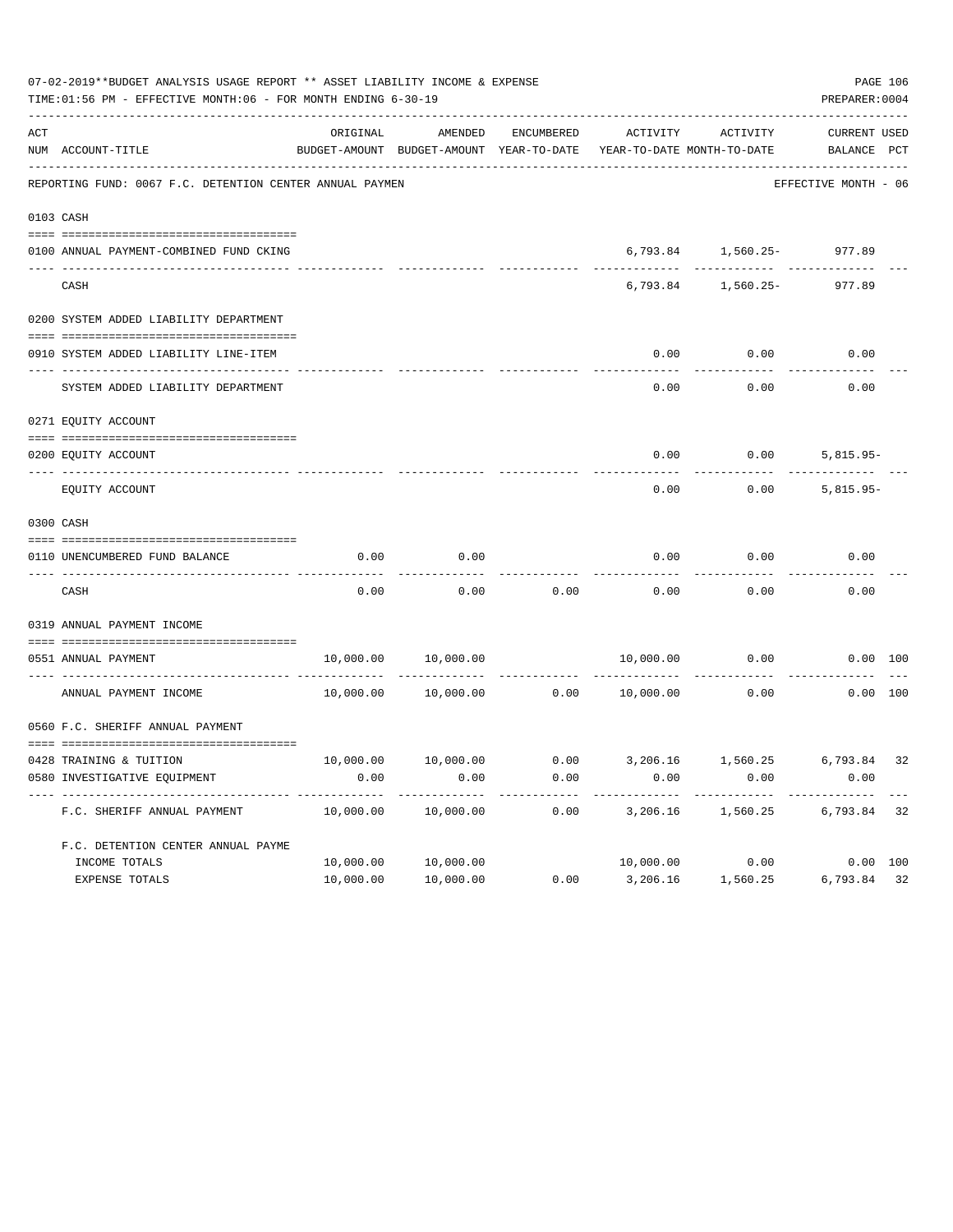07-02-2019**BUDGET ANALYSIS USAGE REPORT ** ASSET LIABILITY INCOME & EXPENSE

TIME:01:56 PM - EFFECTIVE MONTH:06 - FOR MONTH ENDING 6-30-19

PREPARER:0004

| ACT NUM | ACCOUNT-TITLE | ORIGINAL BUDGET-AMOUNT | AMENDED BUDGET-AMOUNT | ENCUMBERED YEAR-TO-DATE | ACTIVITY YEAR-TO-DATE | ACTIVITY MONTH-TO-DATE | CURRENT BALANCE | USED PCT |
|---|---|---|---|---|---|---|---|---|
| | REPORTING FUND: 0067 F.C. DETENTION CENTER ANNUAL PAYMEN | | | | | | EFFECTIVE MONTH - 06 | |
| 0103 | CASH | | | | | | | |
| 0100 | ANNUAL PAYMENT-COMBINED FUND CKING | | | | 6,793.84 | 1,560.25- | 977.89 | |
| | CASH | | | | 6,793.84 | 1,560.25- | 977.89 | |
| 0200 | SYSTEM ADDED LIABILITY DEPARTMENT | | | | | | | |
| 0910 | SYSTEM ADDED LIABILITY LINE-ITEM | | | | 0.00 | 0.00 | 0.00 | |
| | SYSTEM ADDED LIABILITY DEPARTMENT | | | | 0.00 | 0.00 | 0.00 | |
| 0271 | EQUITY ACCOUNT | | | | | | | |
| 0200 | EQUITY ACCOUNT | | | | 0.00 | 0.00 | 5,815.95- | |
| | EQUITY ACCOUNT | | | | 0.00 | 0.00 | 5,815.95- | |
| 0300 | CASH | | | | | | | |
| 0110 | UNENCUMBERED FUND BALANCE | 0.00 | 0.00 | | 0.00 | 0.00 | 0.00 | |
| | CASH | 0.00 | 0.00 | 0.00 | 0.00 | 0.00 | 0.00 | |
| 0319 | ANNUAL PAYMENT INCOME | | | | | | | |
| 0551 | ANNUAL PAYMENT | 10,000.00 | 10,000.00 | | 10,000.00 | 0.00 | 0.00 | 100 |
| | ANNUAL PAYMENT INCOME | 10,000.00 | 10,000.00 | 0.00 | 10,000.00 | 0.00 | 0.00 | 100 |
| 0560 | F.C. SHERIFF ANNUAL PAYMENT | | | | | | | |
| 0428 | TRAINING & TUITION | 10,000.00 | 10,000.00 | 0.00 | 3,206.16 | 1,560.25 | 6,793.84 | 32 |
| 0580 | INVESTIGATIVE EQUIPMENT | 0.00 | 0.00 | 0.00 | 0.00 | 0.00 | 0.00 | |
| | F.C. SHERIFF ANNUAL PAYMENT | 10,000.00 | 10,000.00 | 0.00 | 3,206.16 | 1,560.25 | 6,793.84 | 32 |
| | F.C. DETENTION CENTER ANNUAL PAYME | | | | | | | |
| | INCOME TOTALS | 10,000.00 | 10,000.00 | | 10,000.00 | 0.00 | 0.00 | 100 |
| | EXPENSE TOTALS | 10,000.00 | 10,000.00 | 0.00 | 3,206.16 | 1,560.25 | 6,793.84 | 32 |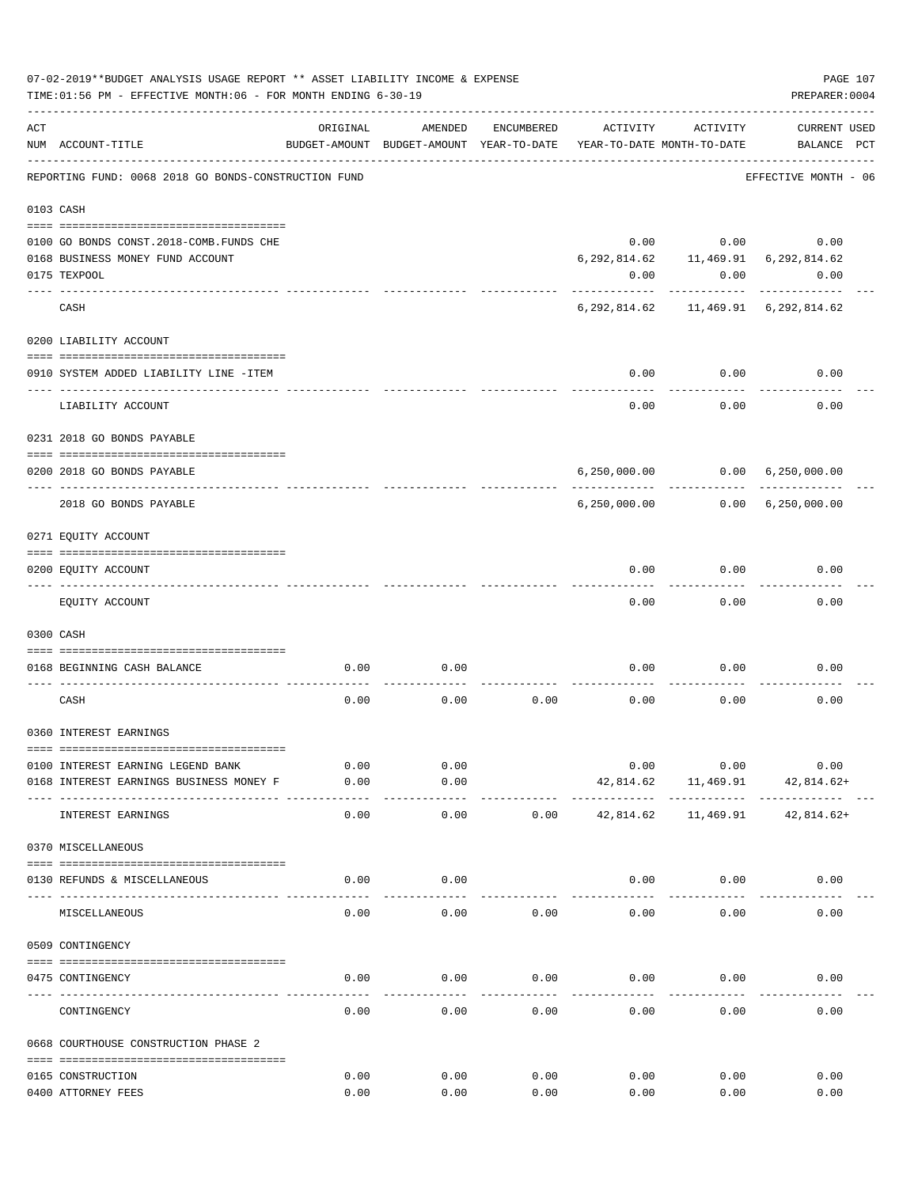07-02-2019**BUDGET ANALYSIS USAGE REPORT ** ASSET LIABILITY INCOME & EXPENSE

TIME:01:56 PM - EFFECTIVE MONTH:06 - FOR MONTH ENDING 6-30-19

PREPARER:0004

REPORTING FUND: 0068 2018 GO BONDS-CONSTRUCTION FUND — EFFECTIVE MONTH - 06

| ACT NUM | ACCOUNT-TITLE | ORIGINAL BUDGET-AMOUNT | AMENDED BUDGET-AMOUNT | ENCUMBERED YEAR-TO-DATE | ACTIVITY YEAR-TO-DATE | ACTIVITY MONTH-TO-DATE | CURRENT BALANCE | USED PCT |
|---|---|---|---|---|---|---|---|---|
| **0103** | **CASH** | | | | | | | |
| 0100 | GO BONDS CONST.2018-COMB.FUNDS CHE | | | | 0.00 | 0.00 | 0.00 | |
| 0168 | BUSINESS MONEY FUND ACCOUNT | | | | 6,292,814.62 | 11,469.91 | 6,292,814.62 | |
| 0175 | TEXPOOL | | | | 0.00 | 0.00 | 0.00 | |
| | CASH | | | | 6,292,814.62 | 11,469.91 | 6,292,814.62 | |
| **0200** | **LIABILITY ACCOUNT** | | | | | | | |
| 0910 | SYSTEM ADDED LIABILITY LINE -ITEM | | | | 0.00 | 0.00 | 0.00 | |
| | LIABILITY ACCOUNT | | | | 0.00 | 0.00 | 0.00 | |
| **0231** | **2018 GO BONDS PAYABLE** | | | | | | | |
| 0200 | 2018 GO BONDS PAYABLE | | | | 6,250,000.00 | 0.00 | 6,250,000.00 | |
| | 2018 GO BONDS PAYABLE | | | | 6,250,000.00 | 0.00 | 6,250,000.00 | |
| **0271** | **EQUITY ACCOUNT** | | | | | | | |
| 0200 | EQUITY ACCOUNT | | | | 0.00 | 0.00 | 0.00 | |
| | EQUITY ACCOUNT | | | | 0.00 | 0.00 | 0.00 | |
| **0300** | **CASH** | | | | | | | |
| 0168 | BEGINNING CASH BALANCE | 0.00 | 0.00 | | 0.00 | 0.00 | 0.00 | |
| | CASH | 0.00 | 0.00 | 0.00 | 0.00 | 0.00 | 0.00 | |
| **0360** | **INTEREST EARNINGS** | | | | | | | |
| 0100 | INTEREST EARNING LEGEND BANK | 0.00 | 0.00 | | 0.00 | 0.00 | 0.00 | |
| 0168 | INTEREST EARNINGS BUSINESS MONEY F | 0.00 | 0.00 | | 42,814.62 | 11,469.91 | 42,814.62+ | |
| | INTEREST EARNINGS | 0.00 | 0.00 | 0.00 | 42,814.62 | 11,469.91 | 42,814.62+ | |
| **0370** | **MISCELLANEOUS** | | | | | | | |
| 0130 | REFUNDS & MISCELLANEOUS | 0.00 | 0.00 | | 0.00 | 0.00 | 0.00 | |
| | MISCELLANEOUS | 0.00 | 0.00 | 0.00 | 0.00 | 0.00 | 0.00 | |
| **0509** | **CONTINGENCY** | | | | | | | |
| 0475 | CONTINGENCY | 0.00 | 0.00 | 0.00 | 0.00 | 0.00 | 0.00 | |
| | CONTINGENCY | 0.00 | 0.00 | 0.00 | 0.00 | 0.00 | 0.00 | |
| **0668** | **COURTHOUSE CONSTRUCTION PHASE 2** | | | | | | | |
| 0165 | CONSTRUCTION | 0.00 | 0.00 | 0.00 | 0.00 | 0.00 | 0.00 | |
| 0400 | ATTORNEY FEES | 0.00 | 0.00 | 0.00 | 0.00 | 0.00 | 0.00 | |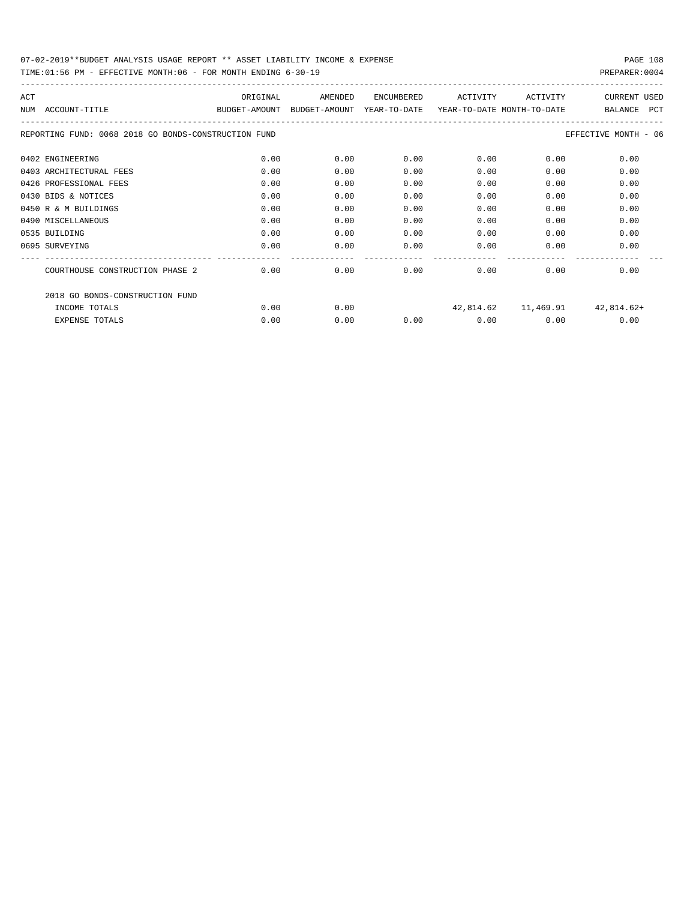07-02-2019**BUDGET ANALYSIS USAGE REPORT ** ASSET LIABILITY INCOME & EXPENSE

TIME:01:56 PM - EFFECTIVE MONTH:06 - FOR MONTH ENDING 6-30-19 PREPARER:0004

REPORTING FUND: 0068 2018 GO BONDS-CONSTRUCTION FUND — EFFECTIVE MONTH - 06

| ACT NUM | ACCOUNT-TITLE | ORIGINAL BUDGET-AMOUNT | AMENDED BUDGET-AMOUNT | ENCUMBERED YEAR-TO-DATE | ACTIVITY YEAR-TO-DATE | ACTIVITY MONTH-TO-DATE | CURRENT BALANCE | USED PCT |
|---|---|---|---|---|---|---|---|---|
| 0402 | ENGINEERING | 0.00 | 0.00 | 0.00 | 0.00 | 0.00 | 0.00 | |
| 0403 | ARCHITECTURAL FEES | 0.00 | 0.00 | 0.00 | 0.00 | 0.00 | 0.00 | |
| 0426 | PROFESSIONAL FEES | 0.00 | 0.00 | 0.00 | 0.00 | 0.00 | 0.00 | |
| 0430 | BIDS & NOTICES | 0.00 | 0.00 | 0.00 | 0.00 | 0.00 | 0.00 | |
| 0450 | R & M BUILDINGS | 0.00 | 0.00 | 0.00 | 0.00 | 0.00 | 0.00 | |
| 0490 | MISCELLANEOUS | 0.00 | 0.00 | 0.00 | 0.00 | 0.00 | 0.00 | |
| 0535 | BUILDING | 0.00 | 0.00 | 0.00 | 0.00 | 0.00 | 0.00 | |
| 0695 | SURVEYING | 0.00 | 0.00 | 0.00 | 0.00 | 0.00 | 0.00 | |
| | COURTHOUSE CONSTRUCTION PHASE 2 | 0.00 | 0.00 | 0.00 | 0.00 | 0.00 | 0.00 | |
| | 2018 GO BONDS-CONSTRUCTION FUND | | | | | | | |
| | INCOME TOTALS | 0.00 | 0.00 | | 42,814.62 | 11,469.91 | 42,814.62+ | |
| | EXPENSE TOTALS | 0.00 | 0.00 | 0.00 | 0.00 | 0.00 | 0.00 | |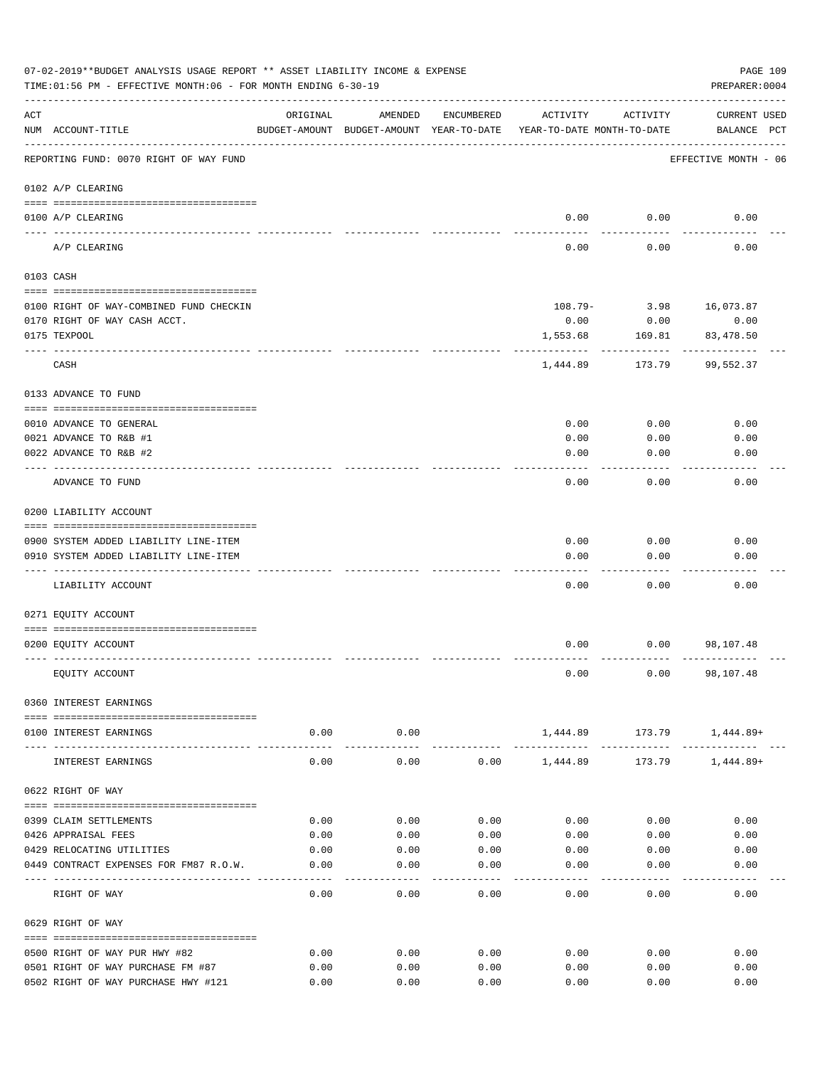07-02-2019**BUDGET ANALYSIS USAGE REPORT ** ASSET LIABILITY INCOME & EXPENSE

TIME:01:56 PM - EFFECTIVE MONTH:06 - FOR MONTH ENDING 6-30-19

PREPARER:0004

| ACT NUM | ACCOUNT-TITLE | ORIGINAL BUDGET-AMOUNT | AMENDED BUDGET-AMOUNT | ENCUMBERED YEAR-TO-DATE | ACTIVITY YEAR-TO-DATE | ACTIVITY MONTH-TO-DATE | CURRENT BALANCE | USED PCT |
|---|---|---|---|---|---|---|---|---|
| | REPORTING FUND: 0070 RIGHT OF WAY FUND | | | | | | EFFECTIVE MONTH - 06 | |
| | 0102 A/P CLEARING | | | | | | | |
| 0100 | A/P CLEARING | | | | 0.00 | 0.00 | 0.00 | |
| | A/P CLEARING | | | | 0.00 | 0.00 | 0.00 | |
| | 0103 CASH | | | | | | | |
| 0100 | RIGHT OF WAY-COMBINED FUND CHECKIN | | | | 108.79- | 3.98 | 16,073.87 | |
| 0170 | RIGHT OF WAY CASH ACCT. | | | | 0.00 | 0.00 | 0.00 | |
| 0175 | TEXPOOL | | | | 1,553.68 | 169.81 | 83,478.50 | |
| | CASH | | | | 1,444.89 | 173.79 | 99,552.37 | |
| | 0133 ADVANCE TO FUND | | | | | | | |
| 0010 | ADVANCE TO GENERAL | | | | 0.00 | 0.00 | 0.00 | |
| 0021 | ADVANCE TO R&B #1 | | | | 0.00 | 0.00 | 0.00 | |
| 0022 | ADVANCE TO R&B #2 | | | | 0.00 | 0.00 | 0.00 | |
| | ADVANCE TO FUND | | | | 0.00 | 0.00 | 0.00 | |
| | 0200 LIABILITY ACCOUNT | | | | | | | |
| 0900 | SYSTEM ADDED LIABILITY LINE-ITEM | | | | 0.00 | 0.00 | 0.00 | |
| 0910 | SYSTEM ADDED LIABILITY LINE-ITEM | | | | 0.00 | 0.00 | 0.00 | |
| | LIABILITY ACCOUNT | | | | 0.00 | 0.00 | 0.00 | |
| | 0271 EQUITY ACCOUNT | | | | | | | |
| 0200 | EQUITY ACCOUNT | | | | 0.00 | 0.00 | 98,107.48 | |
| | EQUITY ACCOUNT | | | | 0.00 | 0.00 | 98,107.48 | |
| | 0360 INTEREST EARNINGS | | | | | | | |
| 0100 | INTEREST EARNINGS | 0.00 | 0.00 | | 1,444.89 | 173.79 | 1,444.89+ | |
| | INTEREST EARNINGS | 0.00 | 0.00 | 0.00 | 1,444.89 | 173.79 | 1,444.89+ | |
| | 0622 RIGHT OF WAY | | | | | | | |
| 0399 | CLAIM SETTLEMENTS | 0.00 | 0.00 | 0.00 | 0.00 | 0.00 | 0.00 | |
| 0426 | APPRAISAL FEES | 0.00 | 0.00 | 0.00 | 0.00 | 0.00 | 0.00 | |
| 0429 | RELOCATING UTILITIES | 0.00 | 0.00 | 0.00 | 0.00 | 0.00 | 0.00 | |
| 0449 | CONTRACT EXPENSES FOR FM87 R.O.W. | 0.00 | 0.00 | 0.00 | 0.00 | 0.00 | 0.00 | |
| | RIGHT OF WAY | 0.00 | 0.00 | 0.00 | 0.00 | 0.00 | 0.00 | |
| | 0629 RIGHT OF WAY | | | | | | | |
| 0500 | RIGHT OF WAY PUR HWY #82 | 0.00 | 0.00 | 0.00 | 0.00 | 0.00 | 0.00 | |
| 0501 | RIGHT OF WAY PURCHASE FM #87 | 0.00 | 0.00 | 0.00 | 0.00 | 0.00 | 0.00 | |
| 0502 | RIGHT OF WAY PURCHASE HWY #121 | 0.00 | 0.00 | 0.00 | 0.00 | 0.00 | 0.00 | |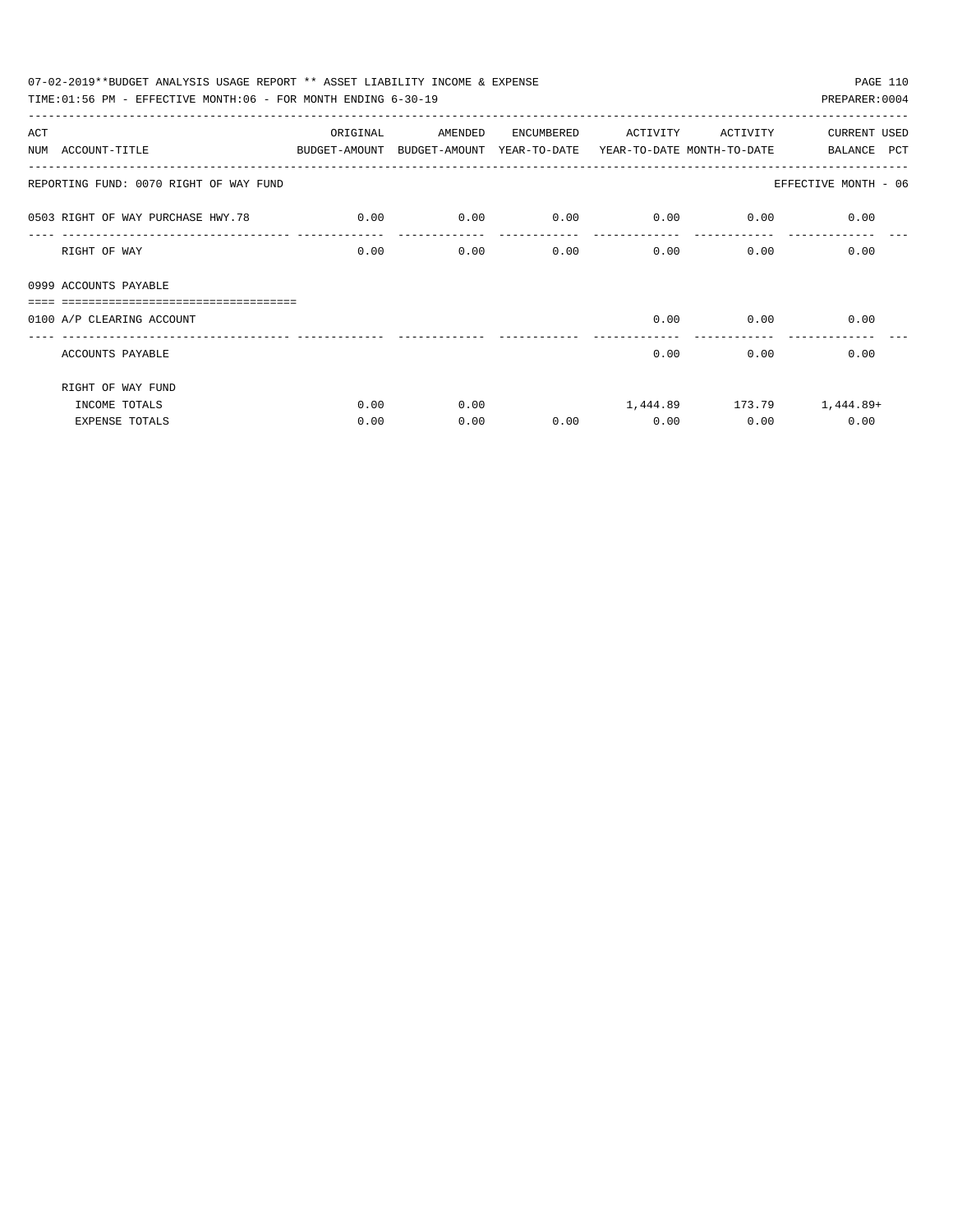07-02-2019**BUDGET ANALYSIS USAGE REPORT ** ASSET LIABILITY INCOME & EXPENSE

TIME:01:56 PM - EFFECTIVE MONTH:06 - FOR MONTH ENDING 6-30-19

PREPARER:0004

| ACT NUM | ACCOUNT-TITLE | ORIGINAL BUDGET-AMOUNT | AMENDED BUDGET-AMOUNT | ENCUMBERED YEAR-TO-DATE | ACTIVITY YEAR-TO-DATE | ACTIVITY MONTH-TO-DATE | CURRENT BALANCE | USED PCT |
|---|---|---|---|---|---|---|---|---|
| | REPORTING FUND: 0070 RIGHT OF WAY FUND | | | | | | EFFECTIVE MONTH - 06 | |
| 0503 | RIGHT OF WAY PURCHASE HWY.78 | 0.00 | 0.00 | 0.00 | 0.00 | 0.00 | 0.00 | |
| | RIGHT OF WAY | 0.00 | 0.00 | 0.00 | 0.00 | 0.00 | 0.00 | |
| 0999 | ACCOUNTS PAYABLE | | | | | | | |
| 0100 | A/P CLEARING ACCOUNT | | | | 0.00 | 0.00 | 0.00 | |
| | ACCOUNTS PAYABLE | | | | 0.00 | 0.00 | 0.00 | |
| | RIGHT OF WAY FUND | | | | | | | |
| | INCOME TOTALS | 0.00 | 0.00 | | 1,444.89 | 173.79 | 1,444.89+ | |
| | EXPENSE TOTALS | 0.00 | 0.00 | 0.00 | 0.00 | 0.00 | 0.00 | |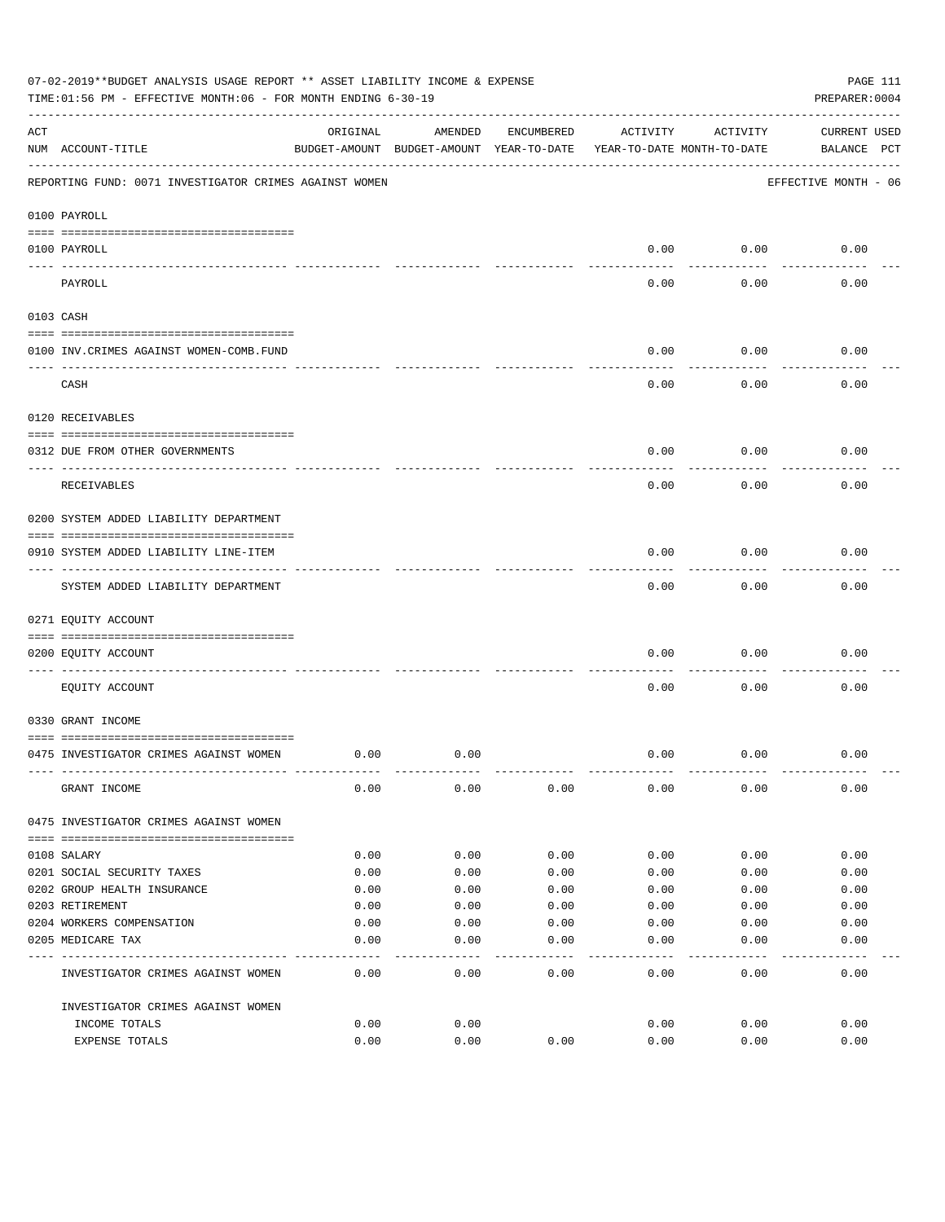07-02-2019**BUDGET ANALYSIS USAGE REPORT ** ASSET LIABILITY INCOME & EXPENSE

TIME:01:56 PM - EFFECTIVE MONTH:06 - FOR MONTH ENDING 6-30-19

PREPARER:0004

REPORTING FUND: 0071 INVESTIGATOR CRIMES AGAINST WOMEN — EFFECTIVE MONTH - 06

| ACT NUM | ACCOUNT-TITLE | ORIGINAL BUDGET-AMOUNT | AMENDED BUDGET-AMOUNT | ENCUMBERED YEAR-TO-DATE | ACTIVITY YEAR-TO-DATE | ACTIVITY MONTH-TO-DATE | CURRENT BALANCE | USED PCT |
|---|---|---|---|---|---|---|---|---|
| | **0100 PAYROLL** | | | | | | | |
| 0100 | PAYROLL | | | | 0.00 | 0.00 | 0.00 | |
| | PAYROLL | | | | 0.00 | 0.00 | 0.00 | |
| | **0103 CASH** | | | | | | | |
| 0100 | INV.CRIMES AGAINST WOMEN-COMB.FUND | | | | 0.00 | 0.00 | 0.00 | |
| | CASH | | | | 0.00 | 0.00 | 0.00 | |
| | **0120 RECEIVABLES** | | | | | | | |
| 0312 | DUE FROM OTHER GOVERNMENTS | | | | 0.00 | 0.00 | 0.00 | |
| | RECEIVABLES | | | | 0.00 | 0.00 | 0.00 | |
| | **0200 SYSTEM ADDED LIABILITY DEPARTMENT** | | | | | | | |
| 0910 | SYSTEM ADDED LIABILITY LINE-ITEM | | | | 0.00 | 0.00 | 0.00 | |
| | SYSTEM ADDED LIABILITY DEPARTMENT | | | | 0.00 | 0.00 | 0.00 | |
| | **0271 EQUITY ACCOUNT** | | | | | | | |
| 0200 | EQUITY ACCOUNT | | | | 0.00 | 0.00 | 0.00 | |
| | EQUITY ACCOUNT | | | | 0.00 | 0.00 | 0.00 | |
| | **0330 GRANT INCOME** | | | | | | | |
| 0475 | INVESTIGATOR CRIMES AGAINST WOMEN | 0.00 | 0.00 | | 0.00 | 0.00 | 0.00 | |
| | GRANT INCOME | 0.00 | 0.00 | 0.00 | 0.00 | 0.00 | 0.00 | |
| | **0475 INVESTIGATOR CRIMES AGAINST WOMEN** | | | | | | | |
| 0108 | SALARY | 0.00 | 0.00 | 0.00 | 0.00 | 0.00 | 0.00 | |
| 0201 | SOCIAL SECURITY TAXES | 0.00 | 0.00 | 0.00 | 0.00 | 0.00 | 0.00 | |
| 0202 | GROUP HEALTH INSURANCE | 0.00 | 0.00 | 0.00 | 0.00 | 0.00 | 0.00 | |
| 0203 | RETIREMENT | 0.00 | 0.00 | 0.00 | 0.00 | 0.00 | 0.00 | |
| 0204 | WORKERS COMPENSATION | 0.00 | 0.00 | 0.00 | 0.00 | 0.00 | 0.00 | |
| 0205 | MEDICARE TAX | 0.00 | 0.00 | 0.00 | 0.00 | 0.00 | 0.00 | |
| | INVESTIGATOR CRIMES AGAINST WOMEN | 0.00 | 0.00 | 0.00 | 0.00 | 0.00 | 0.00 | |
| | **INVESTIGATOR CRIMES AGAINST WOMEN** | | | | | | | |
| | INCOME TOTALS | 0.00 | 0.00 | | 0.00 | 0.00 | 0.00 | |
| | EXPENSE TOTALS | 0.00 | 0.00 | 0.00 | 0.00 | 0.00 | 0.00 | |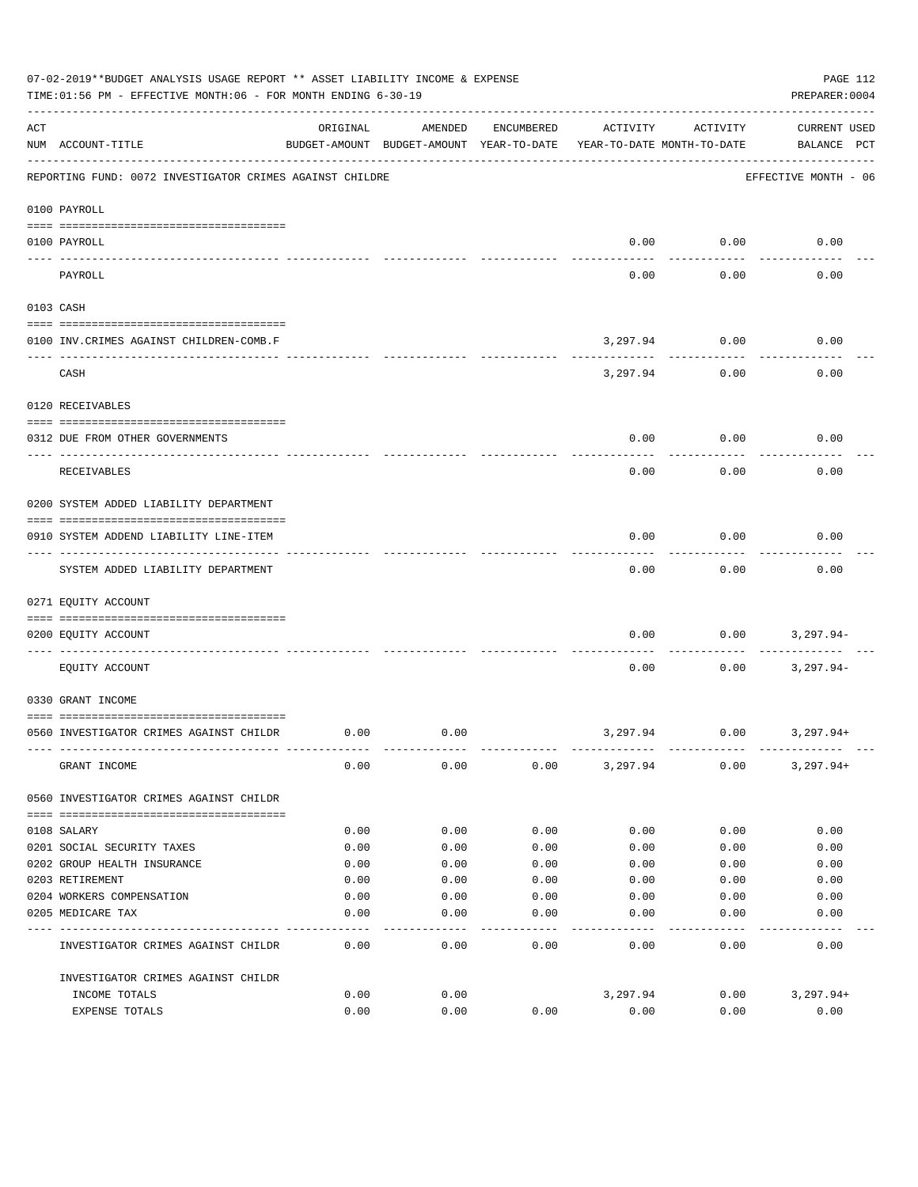07-02-2019**BUDGET ANALYSIS USAGE REPORT ** ASSET LIABILITY INCOME & EXPENSE

TIME:01:56 PM - EFFECTIVE MONTH:06 - FOR MONTH ENDING 6-30-19

PREPARER:0004

REPORTING FUND: 0072 INVESTIGATOR CRIMES AGAINST CHILDRE — EFFECTIVE MONTH - 06

| ACT NUM | ACCOUNT-TITLE | ORIGINAL BUDGET-AMOUNT | AMENDED BUDGET-AMOUNT | ENCUMBERED YEAR-TO-DATE | ACTIVITY YEAR-TO-DATE | ACTIVITY MONTH-TO-DATE | CURRENT USED BALANCE | PCT |
|---|---|---|---|---|---|---|---|---|
| | **0100 PAYROLL** | | | | | | | |
| 0100 | PAYROLL | | | | 0.00 | 0.00 | 0.00 | |
| | PAYROLL | | | | 0.00 | 0.00 | 0.00 | |
| | **0103 CASH** | | | | | | | |
| 0100 | INV.CRIMES AGAINST CHILDREN-COMB.F | | | | 3,297.94 | 0.00 | 0.00 | |
| | CASH | | | | 3,297.94 | 0.00 | 0.00 | |
| | **0120 RECEIVABLES** | | | | | | | |
| 0312 | DUE FROM OTHER GOVERNMENTS | | | | 0.00 | 0.00 | 0.00 | |
| | RECEIVABLES | | | | 0.00 | 0.00 | 0.00 | |
| | **0200 SYSTEM ADDED LIABILITY DEPARTMENT** | | | | | | | |
| 0910 | SYSTEM ADDEND LIABILITY LINE-ITEM | | | | 0.00 | 0.00 | 0.00 | |
| | SYSTEM ADDED LIABILITY DEPARTMENT | | | | 0.00 | 0.00 | 0.00 | |
| | **0271 EQUITY ACCOUNT** | | | | | | | |
| 0200 | EQUITY ACCOUNT | | | | 0.00 | 0.00 | 3,297.94- | |
| | EQUITY ACCOUNT | | | | 0.00 | 0.00 | 3,297.94- | |
| | **0330 GRANT INCOME** | | | | | | | |
| 0560 | INVESTIGATOR CRIMES AGAINST CHILDR | 0.00 | 0.00 | | 3,297.94 | 0.00 | 3,297.94+ | |
| | GRANT INCOME | 0.00 | 0.00 | 0.00 | 3,297.94 | 0.00 | 3,297.94+ | |
| | **0560 INVESTIGATOR CRIMES AGAINST CHILDR** | | | | | | | |
| 0108 | SALARY | 0.00 | 0.00 | 0.00 | 0.00 | 0.00 | 0.00 | |
| 0201 | SOCIAL SECURITY TAXES | 0.00 | 0.00 | 0.00 | 0.00 | 0.00 | 0.00 | |
| 0202 | GROUP HEALTH INSURANCE | 0.00 | 0.00 | 0.00 | 0.00 | 0.00 | 0.00 | |
| 0203 | RETIREMENT | 0.00 | 0.00 | 0.00 | 0.00 | 0.00 | 0.00 | |
| 0204 | WORKERS COMPENSATION | 0.00 | 0.00 | 0.00 | 0.00 | 0.00 | 0.00 | |
| 0205 | MEDICARE TAX | 0.00 | 0.00 | 0.00 | 0.00 | 0.00 | 0.00 | |
| | INVESTIGATOR CRIMES AGAINST CHILDR | 0.00 | 0.00 | 0.00 | 0.00 | 0.00 | 0.00 | |
| | INVESTIGATOR CRIMES AGAINST CHILDR | | | | | | | |
| | INCOME TOTALS | 0.00 | 0.00 | | 3,297.94 | 0.00 | 3,297.94+ | |
| | EXPENSE TOTALS | 0.00 | 0.00 | 0.00 | 0.00 | 0.00 | 0.00 | |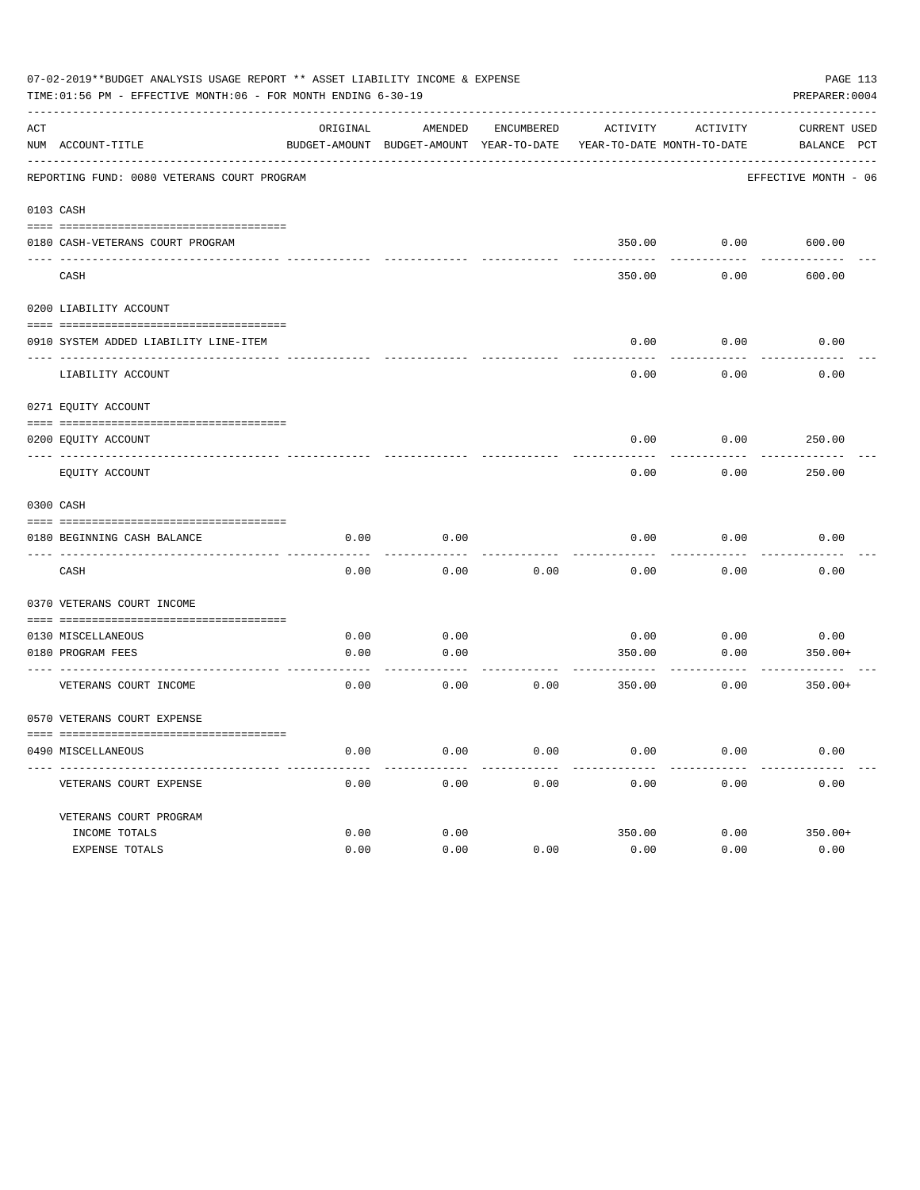07-02-2019**BUDGET ANALYSIS USAGE REPORT ** ASSET LIABILITY INCOME & EXPENSE

TIME:01:56 PM - EFFECTIVE MONTH:06 - FOR MONTH ENDING 6-30-19

PREPARER:0004

REPORTING FUND: 0080 VETERANS COURT PROGRAM — EFFECTIVE MONTH - 06

| ACT NUM | ACCOUNT-TITLE | ORIGINAL BUDGET-AMOUNT | AMENDED BUDGET-AMOUNT | ENCUMBERED YEAR-TO-DATE | ACTIVITY YEAR-TO-DATE | ACTIVITY MONTH-TO-DATE | CURRENT BALANCE | USED PCT |
|---|---|---|---|---|---|---|---|---|
| **0103** | **CASH** | | | | | | | |
| 0180 | CASH-VETERANS COURT PROGRAM | | | | 350.00 | 0.00 | 600.00 | |
| | CASH | | | | 350.00 | 0.00 | 600.00 | |
| **0200** | **LIABILITY ACCOUNT** | | | | | | | |
| 0910 | SYSTEM ADDED LIABILITY LINE-ITEM | | | | 0.00 | 0.00 | 0.00 | |
| | LIABILITY ACCOUNT | | | | 0.00 | 0.00 | 0.00 | |
| **0271** | **EQUITY ACCOUNT** | | | | | | | |
| 0200 | EQUITY ACCOUNT | | | | 0.00 | 0.00 | 250.00 | |
| | EQUITY ACCOUNT | | | | 0.00 | 0.00 | 250.00 | |
| **0300** | **CASH** | | | | | | | |
| 0180 | BEGINNING CASH BALANCE | 0.00 | 0.00 | | 0.00 | 0.00 | 0.00 | |
| | CASH | 0.00 | 0.00 | 0.00 | 0.00 | 0.00 | 0.00 | |
| **0370** | **VETERANS COURT INCOME** | | | | | | | |
| 0130 | MISCELLANEOUS | 0.00 | 0.00 | | 0.00 | 0.00 | 0.00 | |
| 0180 | PROGRAM FEES | 0.00 | 0.00 | | 350.00 | 0.00 | 350.00+ | |
| | VETERANS COURT INCOME | 0.00 | 0.00 | 0.00 | 350.00 | 0.00 | 350.00+ | |
| **0570** | **VETERANS COURT EXPENSE** | | | | | | | |
| 0490 | MISCELLANEOUS | 0.00 | 0.00 | 0.00 | 0.00 | 0.00 | 0.00 | |
| | VETERANS COURT EXPENSE | 0.00 | 0.00 | 0.00 | 0.00 | 0.00 | 0.00 | |
| | VETERANS COURT PROGRAM | | | | | | | |
| | INCOME TOTALS | 0.00 | 0.00 | | 350.00 | 0.00 | 350.00+ | |
| | EXPENSE TOTALS | 0.00 | 0.00 | 0.00 | 0.00 | 0.00 | 0.00 | |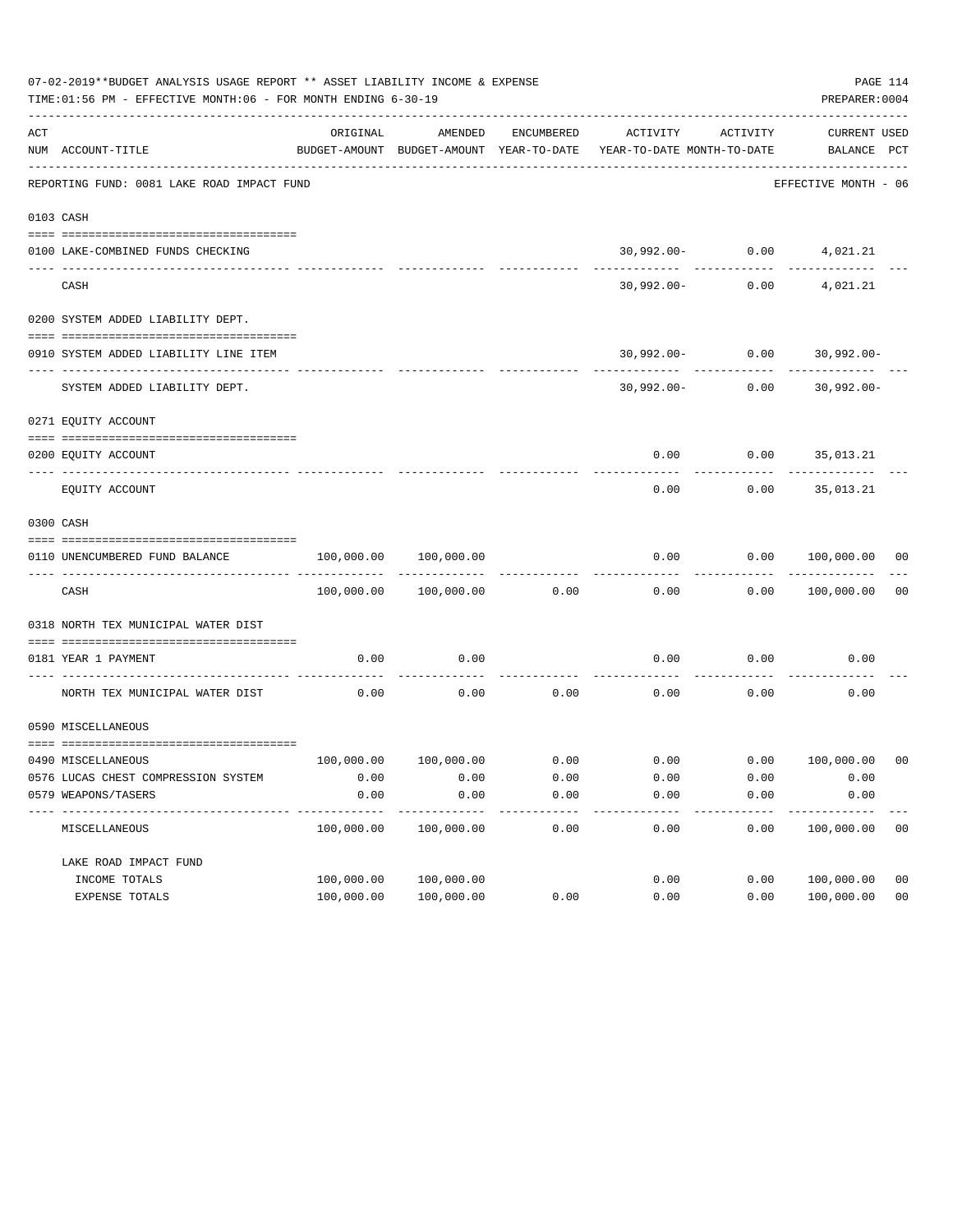07-02-2019**BUDGET ANALYSIS USAGE REPORT ** ASSET LIABILITY INCOME & EXPENSE

TIME:01:56 PM - EFFECTIVE MONTH:06 - FOR MONTH ENDING 6-30-19

PREPARER:0004

| ACT NUM | ACCOUNT-TITLE | ORIGINAL BUDGET-AMOUNT | AMENDED BUDGET-AMOUNT | ENCUMBERED YEAR-TO-DATE | ACTIVITY YEAR-TO-DATE | ACTIVITY MONTH-TO-DATE | CURRENT BALANCE | USED PCT |
|---|---|---|---|---|---|---|---|---|
| | REPORTING FUND: 0081 LAKE ROAD IMPACT FUND | | | | | | EFFECTIVE MONTH - 06 | |
| | **0103 CASH** | | | | | | | |
| 0100 | LAKE-COMBINED FUNDS CHECKING | | | | 30,992.00- | 0.00 | 4,021.21 | |
| | CASH | | | | 30,992.00- | 0.00 | 4,021.21 | |
| | **0200 SYSTEM ADDED LIABILITY DEPT.** | | | | | | | |
| 0910 | SYSTEM ADDED LIABILITY LINE ITEM | | | | 30,992.00- | 0.00 | 30,992.00- | |
| | SYSTEM ADDED LIABILITY DEPT. | | | | 30,992.00- | 0.00 | 30,992.00- | |
| | **0271 EQUITY ACCOUNT** | | | | | | | |
| 0200 | EQUITY ACCOUNT | | | | 0.00 | 0.00 | 35,013.21 | |
| | EQUITY ACCOUNT | | | | 0.00 | 0.00 | 35,013.21 | |
| | **0300 CASH** | | | | | | | |
| 0110 | UNENCUMBERED FUND BALANCE | 100,000.00 | 100,000.00 | | 0.00 | 0.00 | 100,000.00 | 00 |
| | CASH | 100,000.00 | 100,000.00 | 0.00 | 0.00 | 0.00 | 100,000.00 | 00 |
| | **0318 NORTH TEX MUNICIPAL WATER DIST** | | | | | | | |
| 0181 | YEAR 1 PAYMENT | 0.00 | 0.00 | | 0.00 | 0.00 | 0.00 | |
| | NORTH TEX MUNICIPAL WATER DIST | 0.00 | 0.00 | 0.00 | 0.00 | 0.00 | 0.00 | |
| | **0590 MISCELLANEOUS** | | | | | | | |
| 0490 | MISCELLANEOUS | 100,000.00 | 100,000.00 | 0.00 | 0.00 | 0.00 | 100,000.00 | 00 |
| 0576 | LUCAS CHEST COMPRESSION SYSTEM | 0.00 | 0.00 | 0.00 | 0.00 | 0.00 | 0.00 | |
| 0579 | WEAPONS/TASERS | 0.00 | 0.00 | 0.00 | 0.00 | 0.00 | 0.00 | |
| | MISCELLANEOUS | 100,000.00 | 100,000.00 | 0.00 | 0.00 | 0.00 | 100,000.00 | 00 |
| | LAKE ROAD IMPACT FUND | | | | | | | |
| | INCOME TOTALS | 100,000.00 | 100,000.00 | | 0.00 | 0.00 | 100,000.00 | 00 |
| | EXPENSE TOTALS | 100,000.00 | 100,000.00 | 0.00 | 0.00 | 0.00 | 100,000.00 | 00 |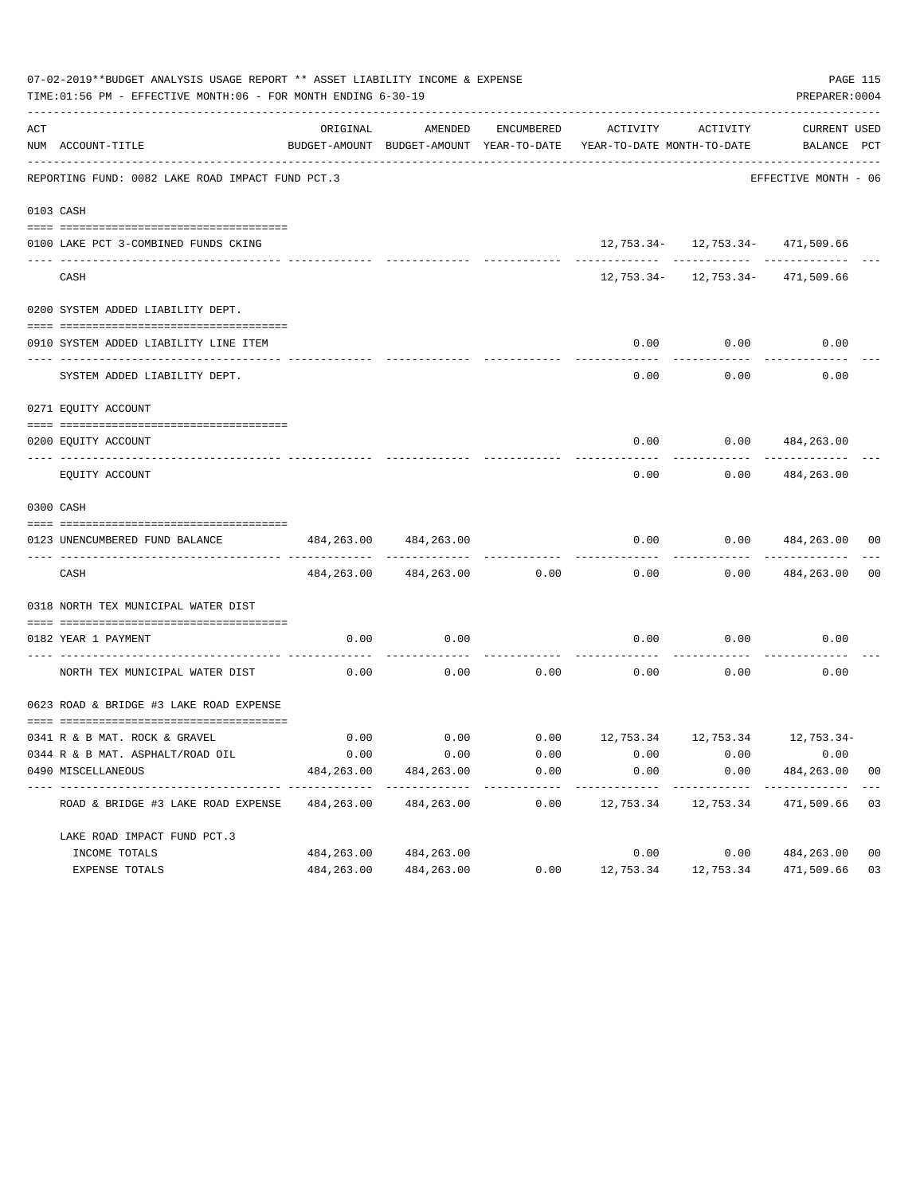07-02-2019**BUDGET ANALYSIS USAGE REPORT ** ASSET LIABILITY INCOME & EXPENSE

TIME:01:56 PM - EFFECTIVE MONTH:06 - FOR MONTH ENDING 6-30-19

PREPARER:0004

REPORTING FUND: 0082 LAKE ROAD IMPACT FUND PCT.3 — EFFECTIVE MONTH - 06

| ACT NUM | ACCOUNT-TITLE | ORIGINAL BUDGET-AMOUNT | AMENDED BUDGET-AMOUNT | ENCUMBERED YEAR-TO-DATE | ACTIVITY YEAR-TO-DATE | ACTIVITY MONTH-TO-DATE | CURRENT BALANCE | USED PCT |
|---|---|---|---|---|---|---|---|---|
| 0103 | CASH | | | | | | | |
| 0100 | LAKE PCT 3-COMBINED FUNDS CKING | | | | 12,753.34- | 12,753.34- | 471,509.66 | |
| | CASH | | | | 12,753.34- | 12,753.34- | 471,509.66 | |
| 0200 | SYSTEM ADDED LIABILITY DEPT. | | | | | | | |
| 0910 | SYSTEM ADDED LIABILITY LINE ITEM | | | | 0.00 | 0.00 | 0.00 | |
| | SYSTEM ADDED LIABILITY DEPT. | | | | 0.00 | 0.00 | 0.00 | |
| 0271 | EQUITY ACCOUNT | | | | | | | |
| 0200 | EQUITY ACCOUNT | | | | 0.00 | 0.00 | 484,263.00 | |
| | EQUITY ACCOUNT | | | | 0.00 | 0.00 | 484,263.00 | |
| 0300 | CASH | | | | | | | |
| 0123 | UNENCUMBERED FUND BALANCE | 484,263.00 | 484,263.00 | | 0.00 | 0.00 | 484,263.00 | 00 |
| | CASH | 484,263.00 | 484,263.00 | 0.00 | 0.00 | 0.00 | 484,263.00 | 00 |
| 0318 | NORTH TEX MUNICIPAL WATER DIST | | | | | | | |
| 0182 | YEAR 1 PAYMENT | 0.00 | 0.00 | | 0.00 | 0.00 | 0.00 | |
| | NORTH TEX MUNICIPAL WATER DIST | 0.00 | 0.00 | 0.00 | 0.00 | 0.00 | 0.00 | |
| 0623 | ROAD & BRIDGE #3 LAKE ROAD EXPENSE | | | | | | | |
| 0341 | R & B MAT. ROCK & GRAVEL | 0.00 | 0.00 | 0.00 | 12,753.34 | 12,753.34 | 12,753.34- | |
| 0344 | R & B MAT. ASPHALT/ROAD OIL | 0.00 | 0.00 | 0.00 | 0.00 | 0.00 | 0.00 | |
| 0490 | MISCELLANEOUS | 484,263.00 | 484,263.00 | 0.00 | 0.00 | 0.00 | 484,263.00 | 00 |
| | ROAD & BRIDGE #3 LAKE ROAD EXPENSE | 484,263.00 | 484,263.00 | 0.00 | 12,753.34 | 12,753.34 | 471,509.66 | 03 |
| | LAKE ROAD IMPACT FUND PCT.3 | | | | | | | |
| | INCOME TOTALS | 484,263.00 | 484,263.00 | | 0.00 | 0.00 | 484,263.00 | 00 |
| | EXPENSE TOTALS | 484,263.00 | 484,263.00 | 0.00 | 12,753.34 | 12,753.34 | 471,509.66 | 03 |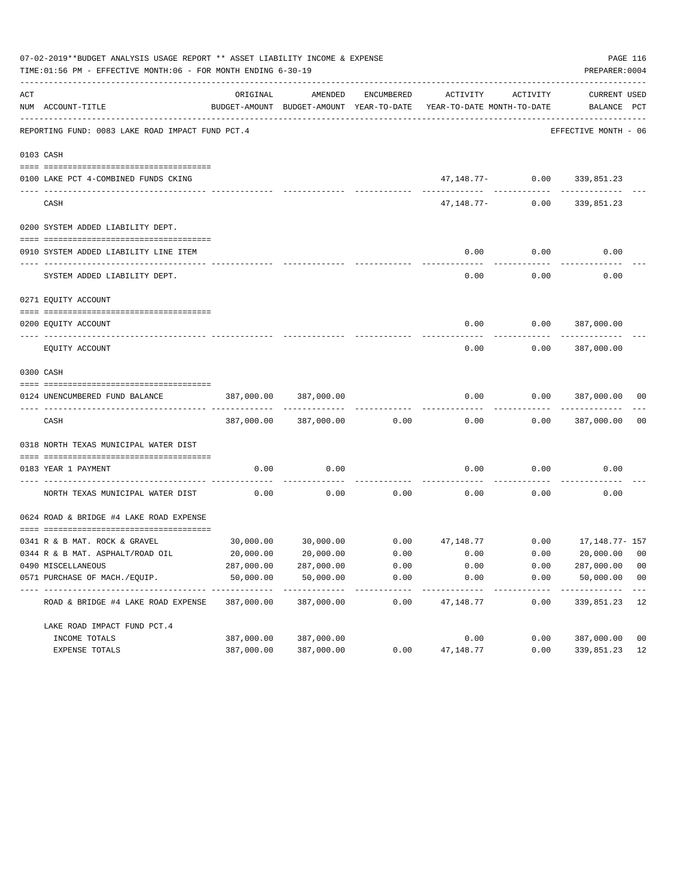07-02-2019**BUDGET ANALYSIS USAGE REPORT ** ASSET LIABILITY INCOME & EXPENSE

TIME:01:56 PM - EFFECTIVE MONTH:06 - FOR MONTH ENDING 6-30-19

PREPARER:0004

| ACT NUM | ACCOUNT-TITLE | ORIGINAL BUDGET-AMOUNT | AMENDED BUDGET-AMOUNT | ENCUMBERED YEAR-TO-DATE | ACTIVITY YEAR-TO-DATE | ACTIVITY MONTH-TO-DATE | CURRENT BALANCE | USED PCT |
|---|---|---|---|---|---|---|---|---|
| | REPORTING FUND: 0083 LAKE ROAD IMPACT FUND PCT.4 | | | | | | EFFECTIVE MONTH - 06 | |
| 0103 | CASH | | | | | | | |
| 0100 | LAKE PCT 4-COMBINED FUNDS CKING | | | | 47,148.77- | 0.00 | 339,851.23 | |
| | CASH | | | | 47,148.77- | 0.00 | 339,851.23 | |
| 0200 | SYSTEM ADDED LIABILITY DEPT. | | | | | | | |
| 0910 | SYSTEM ADDED LIABILITY LINE ITEM | | | | 0.00 | 0.00 | 0.00 | |
| | SYSTEM ADDED LIABILITY DEPT. | | | | 0.00 | 0.00 | 0.00 | |
| 0271 | EQUITY ACCOUNT | | | | | | | |
| 0200 | EQUITY ACCOUNT | | | | 0.00 | 0.00 | 387,000.00 | |
| | EQUITY ACCOUNT | | | | 0.00 | 0.00 | 387,000.00 | |
| 0300 | CASH | | | | | | | |
| 0124 | UNENCUMBERED FUND BALANCE | 387,000.00 | 387,000.00 | | 0.00 | 0.00 | 387,000.00 | 00 |
| | CASH | 387,000.00 | 387,000.00 | 0.00 | 0.00 | 0.00 | 387,000.00 | 00 |
| 0318 | NORTH TEXAS MUNICIPAL WATER DIST | | | | | | | |
| 0183 | YEAR 1 PAYMENT | 0.00 | 0.00 | | 0.00 | 0.00 | 0.00 | |
| | NORTH TEXAS MUNICIPAL WATER DIST | 0.00 | 0.00 | 0.00 | 0.00 | 0.00 | 0.00 | |
| 0624 | ROAD & BRIDGE #4 LAKE ROAD EXPENSE | | | | | | | |
| 0341 | R & B MAT. ROCK & GRAVEL | 30,000.00 | 30,000.00 | 0.00 | 47,148.77 | 0.00 | 17,148.77- | 157 |
| 0344 | R & B MAT. ASPHALT/ROAD OIL | 20,000.00 | 20,000.00 | 0.00 | 0.00 | 0.00 | 20,000.00 | 00 |
| 0490 | MISCELLANEOUS | 287,000.00 | 287,000.00 | 0.00 | 0.00 | 0.00 | 287,000.00 | 00 |
| 0571 | PURCHASE OF MACH./EQUIP. | 50,000.00 | 50,000.00 | 0.00 | 0.00 | 0.00 | 50,000.00 | 00 |
| | ROAD & BRIDGE #4 LAKE ROAD EXPENSE | 387,000.00 | 387,000.00 | 0.00 | 47,148.77 | 0.00 | 339,851.23 | 12 |
| | LAKE ROAD IMPACT FUND PCT.4 | | | | | | | |
| | INCOME TOTALS | 387,000.00 | 387,000.00 | | 0.00 | 0.00 | 387,000.00 | 00 |
| | EXPENSE TOTALS | 387,000.00 | 387,000.00 | 0.00 | 47,148.77 | 0.00 | 339,851.23 | 12 |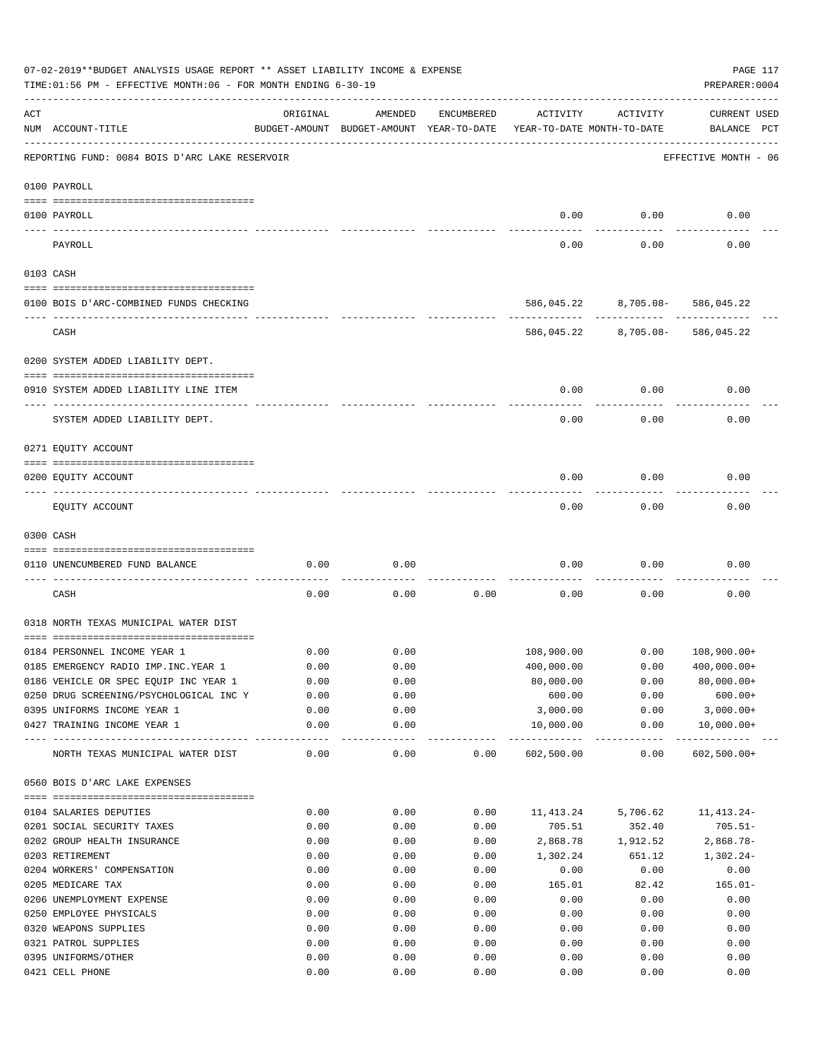07-02-2019**BUDGET ANALYSIS USAGE REPORT ** ASSET LIABILITY INCOME & EXPENSE

TIME:01:56 PM - EFFECTIVE MONTH:06 - FOR MONTH ENDING 6-30-19

PREPARER:0004

REPORTING FUND: 0084 BOIS D'ARC LAKE RESERVOIR — EFFECTIVE MONTH - 06

| ACT NUM | ACCOUNT-TITLE | ORIGINAL BUDGET-AMOUNT | AMENDED BUDGET-AMOUNT | ENCUMBERED YEAR-TO-DATE | ACTIVITY YEAR-TO-DATE | ACTIVITY MONTH-TO-DATE | CURRENT BALANCE | USED PCT |
|---|---|---|---|---|---|---|---|---|
| | **0100 PAYROLL** | | | | | | | |
| 0100 | PAYROLL | | | | 0.00 | 0.00 | 0.00 | |
| | PAYROLL | | | | 0.00 | 0.00 | 0.00 | |
| | **0103 CASH** | | | | | | | |
| 0100 | BOIS D'ARC-COMBINED FUNDS CHECKING | | | | 586,045.22 | 8,705.08- | 586,045.22 | |
| | CASH | | | | 586,045.22 | 8,705.08- | 586,045.22 | |
| | **0200 SYSTEM ADDED LIABILITY DEPT.** | | | | | | | |
| 0910 | SYSTEM ADDED LIABILITY LINE ITEM | | | | 0.00 | 0.00 | 0.00 | |
| | SYSTEM ADDED LIABILITY DEPT. | | | | 0.00 | 0.00 | 0.00 | |
| | **0271 EQUITY ACCOUNT** | | | | | | | |
| 0200 | EQUITY ACCOUNT | | | | 0.00 | 0.00 | 0.00 | |
| | EQUITY ACCOUNT | | | | 0.00 | 0.00 | 0.00 | |
| | **0300 CASH** | | | | | | | |
| 0110 | UNENCUMBERED FUND BALANCE | 0.00 | 0.00 | | 0.00 | 0.00 | 0.00 | |
| | CASH | 0.00 | 0.00 | 0.00 | 0.00 | 0.00 | 0.00 | |
| | **0318 NORTH TEXAS MUNICIPAL WATER DIST** | | | | | | | |
| 0184 | PERSONNEL INCOME YEAR 1 | 0.00 | 0.00 | | 108,900.00 | 0.00 | 108,900.00+ | |
| 0185 | EMERGENCY RADIO IMP.INC.YEAR 1 | 0.00 | 0.00 | | 400,000.00 | 0.00 | 400,000.00+ | |
| 0186 | VEHICLE OR SPEC EQUIP INC YEAR 1 | 0.00 | 0.00 | | 80,000.00 | 0.00 | 80,000.00+ | |
| 0250 | DRUG SCREENING/PSYCHOLOGICAL INC Y | 0.00 | 0.00 | | 600.00 | 0.00 | 600.00+ | |
| 0395 | UNIFORMS INCOME YEAR 1 | 0.00 | 0.00 | | 3,000.00 | 0.00 | 3,000.00+ | |
| 0427 | TRAINING INCOME YEAR 1 | 0.00 | 0.00 | | 10,000.00 | 0.00 | 10,000.00+ | |
| | NORTH TEXAS MUNICIPAL WATER DIST | 0.00 | 0.00 | 0.00 | 602,500.00 | 0.00 | 602,500.00+ | |
| | **0560 BOIS D'ARC LAKE EXPENSES** | | | | | | | |
| 0104 | SALARIES DEPUTIES | 0.00 | 0.00 | 0.00 | 11,413.24 | 5,706.62 | 11,413.24- | |
| 0201 | SOCIAL SECURITY TAXES | 0.00 | 0.00 | 0.00 | 705.51 | 352.40 | 705.51- | |
| 0202 | GROUP HEALTH INSURANCE | 0.00 | 0.00 | 0.00 | 2,868.78 | 1,912.52 | 2,868.78- | |
| 0203 | RETIREMENT | 0.00 | 0.00 | 0.00 | 1,302.24 | 651.12 | 1,302.24- | |
| 0204 | WORKERS' COMPENSATION | 0.00 | 0.00 | 0.00 | 0.00 | 0.00 | 0.00 | |
| 0205 | MEDICARE TAX | 0.00 | 0.00 | 0.00 | 165.01 | 82.42 | 165.01- | |
| 0206 | UNEMPLOYMENT EXPENSE | 0.00 | 0.00 | 0.00 | 0.00 | 0.00 | 0.00 | |
| 0250 | EMPLOYEE PHYSICALS | 0.00 | 0.00 | 0.00 | 0.00 | 0.00 | 0.00 | |
| 0320 | WEAPONS SUPPLIES | 0.00 | 0.00 | 0.00 | 0.00 | 0.00 | 0.00 | |
| 0321 | PATROL SUPPLIES | 0.00 | 0.00 | 0.00 | 0.00 | 0.00 | 0.00 | |
| 0395 | UNIFORMS/OTHER | 0.00 | 0.00 | 0.00 | 0.00 | 0.00 | 0.00 | |
| 0421 | CELL PHONE | 0.00 | 0.00 | 0.00 | 0.00 | 0.00 | 0.00 | |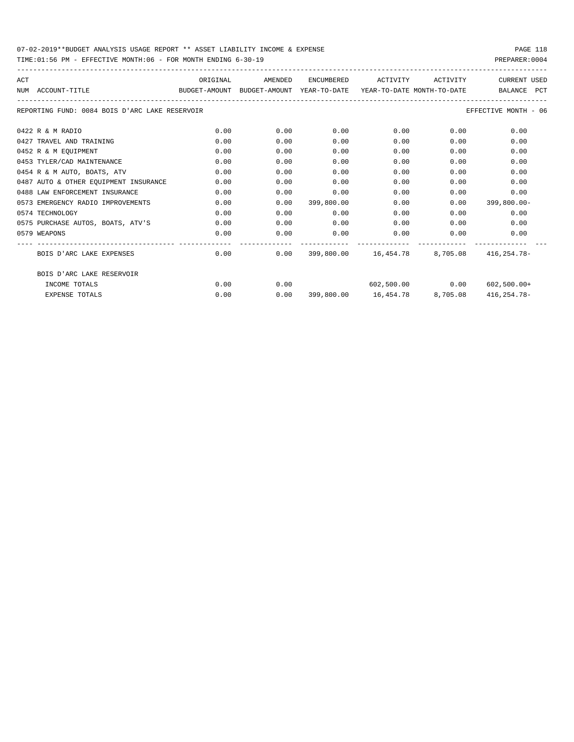07-02-2019**BUDGET ANALYSIS USAGE REPORT ** ASSET LIABILITY INCOME & EXPENSE

TIME:01:56 PM - EFFECTIVE MONTH:06 - FOR MONTH ENDING 6-30-19

PREPARER:0004

| ACT NUM | ACCOUNT-TITLE | ORIGINAL BUDGET-AMOUNT | AMENDED BUDGET-AMOUNT | ENCUMBERED YEAR-TO-DATE | ACTIVITY YEAR-TO-DATE | ACTIVITY MONTH-TO-DATE | CURRENT BALANCE | USED PCT |
|---|---|---|---|---|---|---|---|---|
| | REPORTING FUND: 0084 BOIS D'ARC LAKE RESERVOIR | | | | | | EFFECTIVE MONTH - 06 | |
| 0422 | R & M RADIO | 0.00 | 0.00 | 0.00 | 0.00 | 0.00 | 0.00 | |
| 0427 | TRAVEL AND TRAINING | 0.00 | 0.00 | 0.00 | 0.00 | 0.00 | 0.00 | |
| 0452 | R & M EQUIPMENT | 0.00 | 0.00 | 0.00 | 0.00 | 0.00 | 0.00 | |
| 0453 | TYLER/CAD MAINTENANCE | 0.00 | 0.00 | 0.00 | 0.00 | 0.00 | 0.00 | |
| 0454 | R & M AUTO, BOATS, ATV | 0.00 | 0.00 | 0.00 | 0.00 | 0.00 | 0.00 | |
| 0487 | AUTO & OTHER EQUIPMENT INSURANCE | 0.00 | 0.00 | 0.00 | 0.00 | 0.00 | 0.00 | |
| 0488 | LAW ENFORCEMENT INSURANCE | 0.00 | 0.00 | 0.00 | 0.00 | 0.00 | 0.00 | |
| 0573 | EMERGENCY RADIO IMPROVEMENTS | 0.00 | 0.00 | 399,800.00 | 0.00 | 0.00 | 399,800.00- | |
| 0574 | TECHNOLOGY | 0.00 | 0.00 | 0.00 | 0.00 | 0.00 | 0.00 | |
| 0575 | PURCHASE AUTOS, BOATS, ATV'S | 0.00 | 0.00 | 0.00 | 0.00 | 0.00 | 0.00 | |
| 0579 | WEAPONS | 0.00 | 0.00 | 0.00 | 0.00 | 0.00 | 0.00 | |
| | BOIS D'ARC LAKE EXPENSES | 0.00 | 0.00 | 399,800.00 | 16,454.78 | 8,705.08 | 416,254.78- | |
| | BOIS D'ARC LAKE RESERVOIR | | | | | | | |
| | INCOME TOTALS | 0.00 | 0.00 | | 602,500.00 | 0.00 | 602,500.00+ | |
| | EXPENSE TOTALS | 0.00 | 0.00 | 399,800.00 | 16,454.78 | 8,705.08 | 416,254.78- | |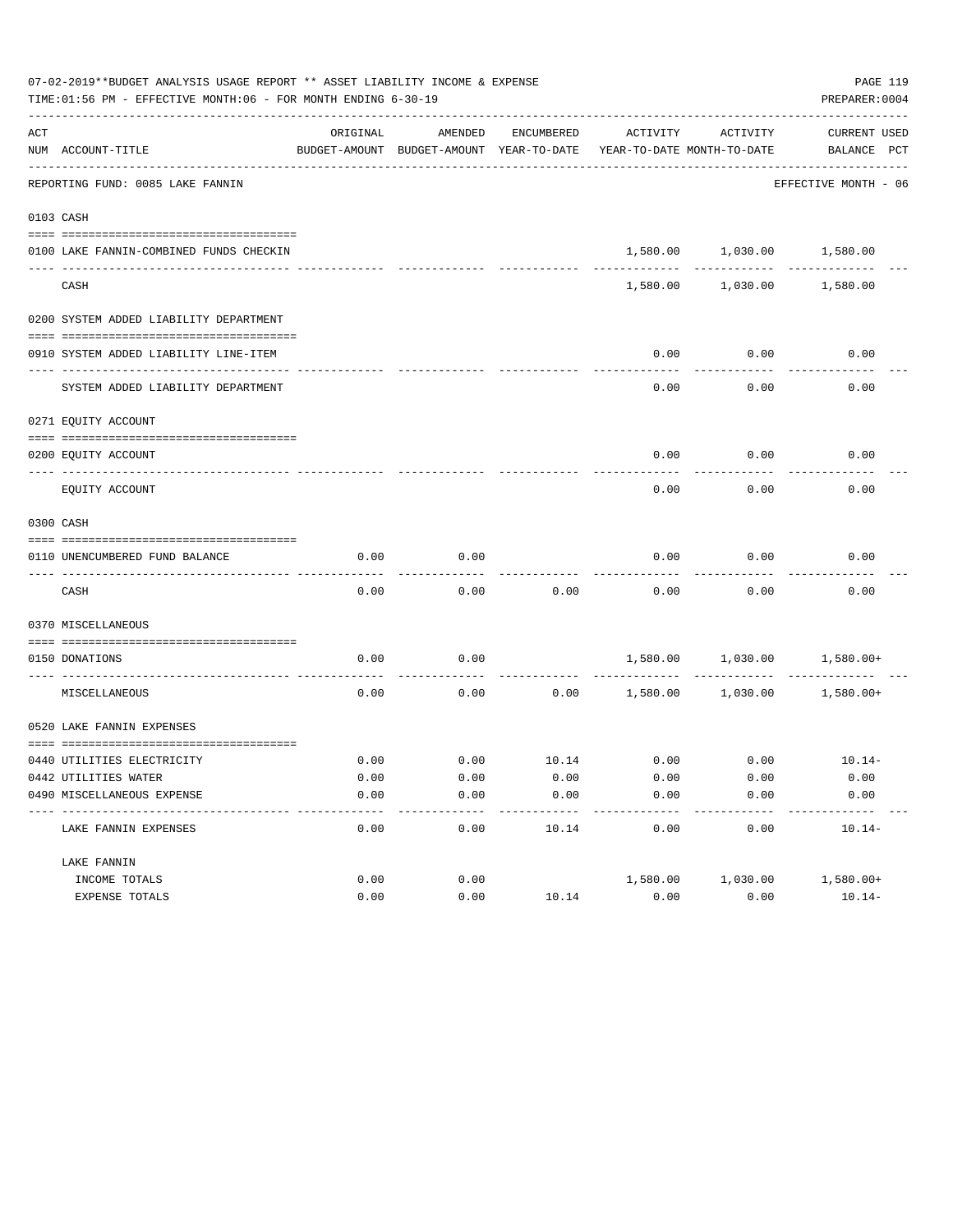07-02-2019**BUDGET ANALYSIS USAGE REPORT ** ASSET LIABILITY INCOME & EXPENSE

TIME:01:56 PM - EFFECTIVE MONTH:06 - FOR MONTH ENDING 6-30-19

PREPARER:0004

REPORTING FUND: 0085 LAKE FANNIN — EFFECTIVE MONTH - 06

| ACT NUM | ACCOUNT-TITLE | ORIGINAL BUDGET-AMOUNT | AMENDED BUDGET-AMOUNT | ENCUMBERED YEAR-TO-DATE | ACTIVITY YEAR-TO-DATE | ACTIVITY MONTH-TO-DATE | CURRENT BALANCE | USED PCT |
|---|---|---|---|---|---|---|---|---|
| **0103** | **CASH** | | | | | | | |
| 0100 | LAKE FANNIN-COMBINED FUNDS CHECKIN | | | | 1,580.00 | 1,030.00 | 1,580.00 | |
| | CASH | | | | 1,580.00 | 1,030.00 | 1,580.00 | |
| **0200** | **SYSTEM ADDED LIABILITY DEPARTMENT** | | | | | | | |
| 0910 | SYSTEM ADDED LIABILITY LINE-ITEM | | | | 0.00 | 0.00 | 0.00 | |
| | SYSTEM ADDED LIABILITY DEPARTMENT | | | | 0.00 | 0.00 | 0.00 | |
| **0271** | **EQUITY ACCOUNT** | | | | | | | |
| 0200 | EQUITY ACCOUNT | | | | 0.00 | 0.00 | 0.00 | |
| | EQUITY ACCOUNT | | | | 0.00 | 0.00 | 0.00 | |
| **0300** | **CASH** | | | | | | | |
| 0110 | UNENCUMBERED FUND BALANCE | 0.00 | 0.00 | | 0.00 | 0.00 | 0.00 | |
| | CASH | 0.00 | 0.00 | 0.00 | 0.00 | 0.00 | 0.00 | |
| **0370** | **MISCELLANEOUS** | | | | | | | |
| 0150 | DONATIONS | 0.00 | 0.00 | | 1,580.00 | 1,030.00 | 1,580.00+ | |
| | MISCELLANEOUS | 0.00 | 0.00 | 0.00 | 1,580.00 | 1,030.00 | 1,580.00+ | |
| **0520** | **LAKE FANNIN EXPENSES** | | | | | | | |
| 0440 | UTILITIES ELECTRICITY | 0.00 | 0.00 | 10.14 | 0.00 | 0.00 | 10.14- | |
| 0442 | UTILITIES WATER | 0.00 | 0.00 | 0.00 | 0.00 | 0.00 | 0.00 | |
| 0490 | MISCELLANEOUS EXPENSE | 0.00 | 0.00 | 0.00 | 0.00 | 0.00 | 0.00 | |
| | LAKE FANNIN EXPENSES | 0.00 | 0.00 | 10.14 | 0.00 | 0.00 | 10.14- | |
| | LAKE FANNIN | | | | | | | |
| | INCOME TOTALS | 0.00 | 0.00 | | 1,580.00 | 1,030.00 | 1,580.00+ | |
| | EXPENSE TOTALS | 0.00 | 0.00 | 10.14 | 0.00 | 0.00 | 10.14- | |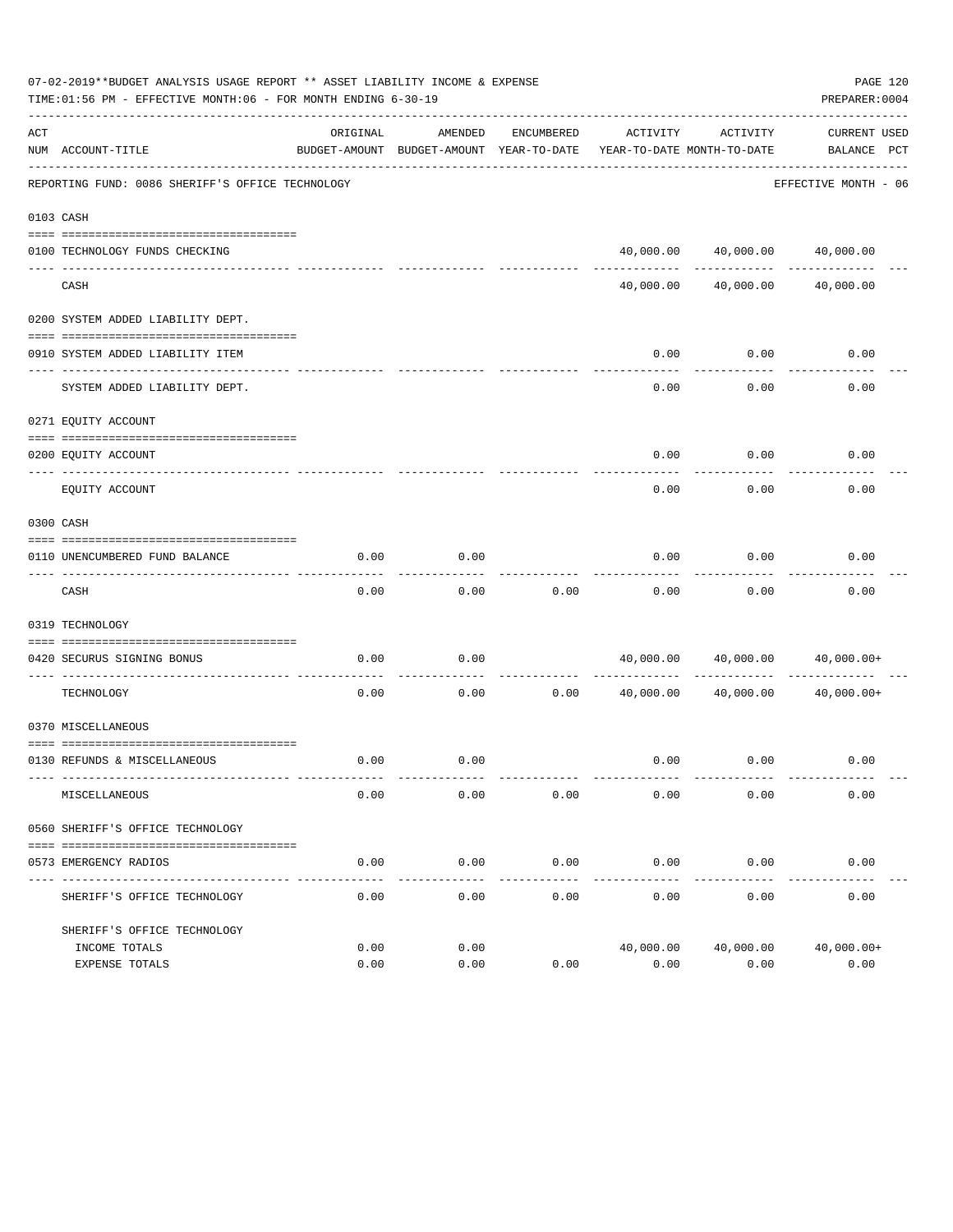07-02-2019**BUDGET ANALYSIS USAGE REPORT ** ASSET LIABILITY INCOME & EXPENSE

TIME:01:56 PM - EFFECTIVE MONTH:06 - FOR MONTH ENDING 6-30-19

PREPARER:0004

| ACT NUM | ACCOUNT-TITLE | ORIGINAL BUDGET-AMOUNT | AMENDED BUDGET-AMOUNT | ENCUMBERED YEAR-TO-DATE | ACTIVITY YEAR-TO-DATE | ACTIVITY MONTH-TO-DATE | CURRENT BALANCE | USED PCT |
|---|---|---|---|---|---|---|---|---|
| | REPORTING FUND: 0086 SHERIFF'S OFFICE TECHNOLOGY | | | | | | EFFECTIVE MONTH - 06 | |
| 0103 | CASH | | | | | | | |
| 0100 | TECHNOLOGY FUNDS CHECKING | | | | 40,000.00 | 40,000.00 | 40,000.00 | |
| | CASH | | | | 40,000.00 | 40,000.00 | 40,000.00 | |
| 0200 | SYSTEM ADDED LIABILITY DEPT. | | | | | | | |
| 0910 | SYSTEM ADDED LIABILITY ITEM | | | | 0.00 | 0.00 | 0.00 | |
| | SYSTEM ADDED LIABILITY DEPT. | | | | 0.00 | 0.00 | 0.00 | |
| 0271 | EQUITY ACCOUNT | | | | | | | |
| 0200 | EQUITY ACCOUNT | | | | 0.00 | 0.00 | 0.00 | |
| | EQUITY ACCOUNT | | | | 0.00 | 0.00 | 0.00 | |
| 0300 | CASH | | | | | | | |
| 0110 | UNENCUMBERED FUND BALANCE | 0.00 | 0.00 | | 0.00 | 0.00 | 0.00 | |
| | CASH | 0.00 | 0.00 | 0.00 | 0.00 | 0.00 | 0.00 | |
| 0319 | TECHNOLOGY | | | | | | | |
| 0420 | SECURUS SIGNING BONUS | 0.00 | 0.00 | | 40,000.00 | 40,000.00 | 40,000.00+ | |
| | TECHNOLOGY | 0.00 | 0.00 | 0.00 | 40,000.00 | 40,000.00 | 40,000.00+ | |
| 0370 | MISCELLANEOUS | | | | | | | |
| 0130 | REFUNDS & MISCELLANEOUS | 0.00 | 0.00 | | 0.00 | 0.00 | 0.00 | |
| | MISCELLANEOUS | 0.00 | 0.00 | 0.00 | 0.00 | 0.00 | 0.00 | |
| 0560 | SHERIFF'S OFFICE TECHNOLOGY | | | | | | | |
| 0573 | EMERGENCY RADIOS | 0.00 | 0.00 | 0.00 | 0.00 | 0.00 | 0.00 | |
| | SHERIFF'S OFFICE TECHNOLOGY | 0.00 | 0.00 | 0.00 | 0.00 | 0.00 | 0.00 | |
| | SHERIFF'S OFFICE TECHNOLOGY | | | | | | | |
| | INCOME TOTALS | 0.00 | 0.00 | | 40,000.00 | 40,000.00 | 40,000.00+ | |
| | EXPENSE TOTALS | 0.00 | 0.00 | 0.00 | 0.00 | 0.00 | 0.00 | |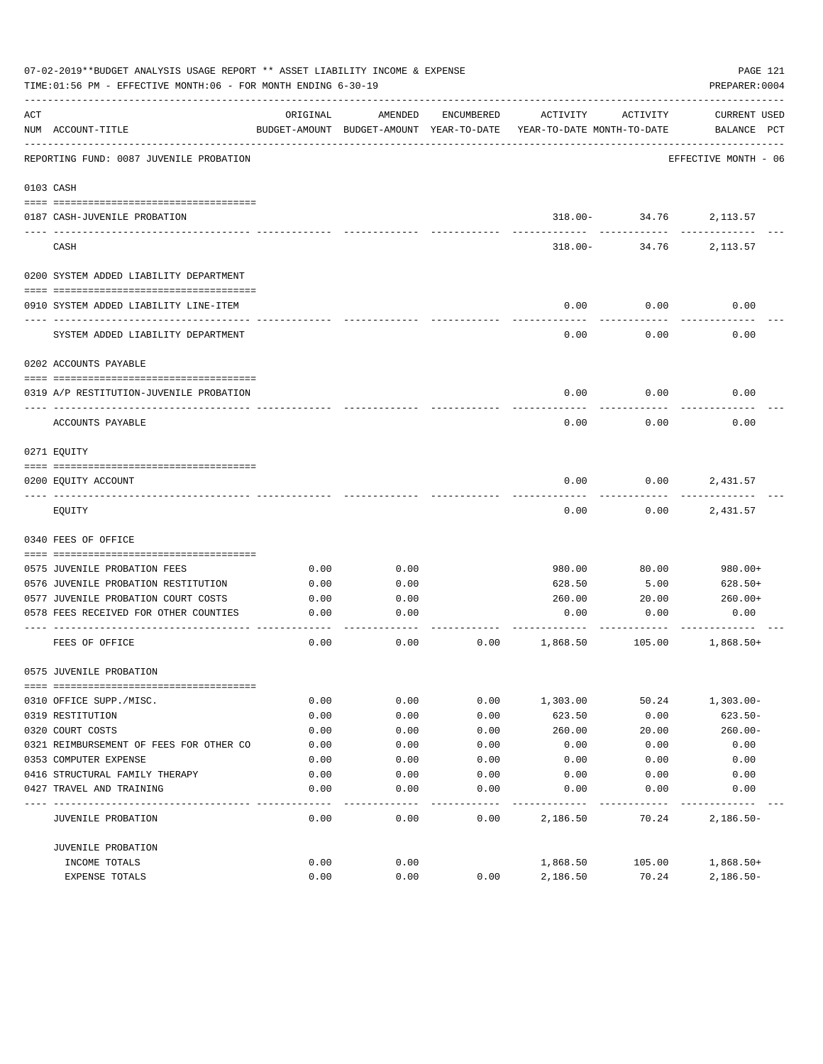07-02-2019**BUDGET ANALYSIS USAGE REPORT ** ASSET LIABILITY INCOME & EXPENSE

TIME:01:56 PM - EFFECTIVE MONTH:06 - FOR MONTH ENDING 6-30-19

PREPARER:0004

| ACT NUM | ACCOUNT-TITLE | ORIGINAL BUDGET-AMOUNT | AMENDED BUDGET-AMOUNT | ENCUMBERED YEAR-TO-DATE | ACTIVITY YEAR-TO-DATE | ACTIVITY MONTH-TO-DATE | CURRENT USED BALANCE PCT |
|---|---|---|---|---|---|---|---|
| | REPORTING FUND: 0087 JUVENILE PROBATION | | | | | | EFFECTIVE MONTH - 06 |
| | 0103 CASH | | | | | | |
| 0187 | CASH-JUVENILE PROBATION | | | | 318.00- | 34.76 | 2,113.57 |
| | CASH | | | | 318.00- | 34.76 | 2,113.57 |
| | 0200 SYSTEM ADDED LIABILITY DEPARTMENT | | | | | | |
| 0910 | SYSTEM ADDED LIABILITY LINE-ITEM | | | | 0.00 | 0.00 | 0.00 |
| | SYSTEM ADDED LIABILITY DEPARTMENT | | | | 0.00 | 0.00 | 0.00 |
| | 0202 ACCOUNTS PAYABLE | | | | | | |
| 0319 | A/P RESTITUTION-JUVENILE PROBATION | | | | 0.00 | 0.00 | 0.00 |
| | ACCOUNTS PAYABLE | | | | 0.00 | 0.00 | 0.00 |
| | 0271 EQUITY | | | | | | |
| 0200 | EQUITY ACCOUNT | | | | 0.00 | 0.00 | 2,431.57 |
| | EQUITY | | | | 0.00 | 0.00 | 2,431.57 |
| | 0340 FEES OF OFFICE | | | | | | |
| 0575 | JUVENILE PROBATION FEES | 0.00 | 0.00 | | 980.00 | 80.00 | 980.00+ |
| 0576 | JUVENILE PROBATION RESTITUTION | 0.00 | 0.00 | | 628.50 | 5.00 | 628.50+ |
| 0577 | JUVENILE PROBATION COURT COSTS | 0.00 | 0.00 | | 260.00 | 20.00 | 260.00+ |
| 0578 | FEES RECEIVED FOR OTHER COUNTIES | 0.00 | 0.00 | | 0.00 | 0.00 | 0.00 |
| | FEES OF OFFICE | 0.00 | 0.00 | 0.00 | 1,868.50 | 105.00 | 1,868.50+ |
| | 0575 JUVENILE PROBATION | | | | | | |
| 0310 | OFFICE SUPP./MISC. | 0.00 | 0.00 | 0.00 | 1,303.00 | 50.24 | 1,303.00- |
| 0319 | RESTITUTION | 0.00 | 0.00 | 0.00 | 623.50 | 0.00 | 623.50- |
| 0320 | COURT COSTS | 0.00 | 0.00 | 0.00 | 260.00 | 20.00 | 260.00- |
| 0321 | REIMBURSEMENT OF FEES FOR OTHER CO | 0.00 | 0.00 | 0.00 | 0.00 | 0.00 | 0.00 |
| 0353 | COMPUTER EXPENSE | 0.00 | 0.00 | 0.00 | 0.00 | 0.00 | 0.00 |
| 0416 | STRUCTURAL FAMILY THERAPY | 0.00 | 0.00 | 0.00 | 0.00 | 0.00 | 0.00 |
| 0427 | TRAVEL AND TRAINING | 0.00 | 0.00 | 0.00 | 0.00 | 0.00 | 0.00 |
| | JUVENILE PROBATION | 0.00 | 0.00 | 0.00 | 2,186.50 | 70.24 | 2,186.50- |
| | JUVENILE PROBATION | | | | | | |
| | INCOME TOTALS | 0.00 | 0.00 | | 1,868.50 | 105.00 | 1,868.50+ |
| | EXPENSE TOTALS | 0.00 | 0.00 | 0.00 | 2,186.50 | 70.24 | 2,186.50- |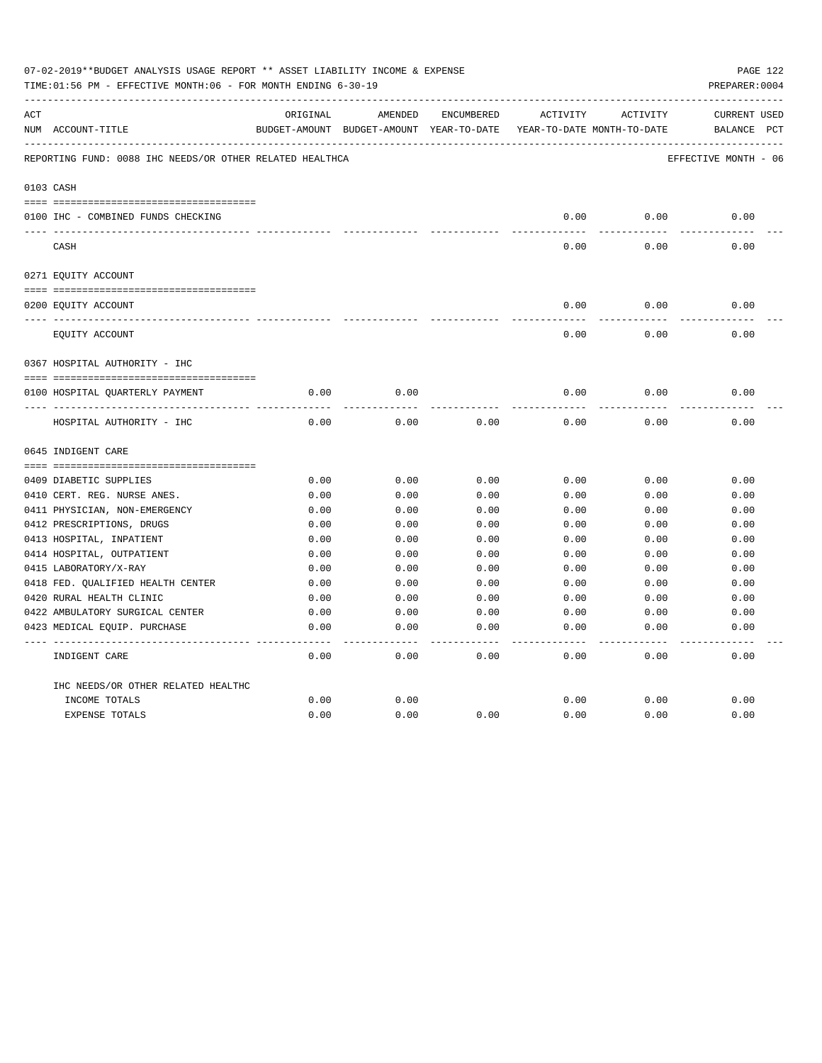07-02-2019**BUDGET ANALYSIS USAGE REPORT ** ASSET LIABILITY INCOME & EXPENSE

TIME:01:56 PM - EFFECTIVE MONTH:06 - FOR MONTH ENDING 6-30-19

PREPARER:0004

| ACT NUM | ACCOUNT-TITLE | ORIGINAL BUDGET-AMOUNT | AMENDED BUDGET-AMOUNT | ENCUMBERED YEAR-TO-DATE | ACTIVITY YEAR-TO-DATE | ACTIVITY MONTH-TO-DATE | CURRENT BALANCE | USED PCT |
|---|---|---|---|---|---|---|---|---|
| | REPORTING FUND: 0088 IHC NEEDS/OR OTHER RELATED HEALTHCA | | | | | | EFFECTIVE MONTH - 06 | |
| 0103 | CASH | | | | | | | |
| 0100 | IHC - COMBINED FUNDS CHECKING | | | | 0.00 | 0.00 | 0.00 | |
| | CASH | | | | 0.00 | 0.00 | 0.00 | |
| 0271 | EQUITY ACCOUNT | | | | | | | |
| 0200 | EQUITY ACCOUNT | | | | 0.00 | 0.00 | 0.00 | |
| | EQUITY ACCOUNT | | | | 0.00 | 0.00 | 0.00 | |
| 0367 | HOSPITAL AUTHORITY - IHC | | | | | | | |
| 0100 | HOSPITAL QUARTERLY PAYMENT | 0.00 | 0.00 | | 0.00 | 0.00 | 0.00 | |
| | HOSPITAL AUTHORITY - IHC | 0.00 | 0.00 | 0.00 | 0.00 | 0.00 | 0.00 | |
| 0645 | INDIGENT CARE | | | | | | | |
| 0409 | DIABETIC SUPPLIES | 0.00 | 0.00 | 0.00 | 0.00 | 0.00 | 0.00 | |
| 0410 | CERT. REG. NURSE ANES. | 0.00 | 0.00 | 0.00 | 0.00 | 0.00 | 0.00 | |
| 0411 | PHYSICIAN, NON-EMERGENCY | 0.00 | 0.00 | 0.00 | 0.00 | 0.00 | 0.00 | |
| 0412 | PRESCRIPTIONS, DRUGS | 0.00 | 0.00 | 0.00 | 0.00 | 0.00 | 0.00 | |
| 0413 | HOSPITAL, INPATIENT | 0.00 | 0.00 | 0.00 | 0.00 | 0.00 | 0.00 | |
| 0414 | HOSPITAL, OUTPATIENT | 0.00 | 0.00 | 0.00 | 0.00 | 0.00 | 0.00 | |
| 0415 | LABORATORY/X-RAY | 0.00 | 0.00 | 0.00 | 0.00 | 0.00 | 0.00 | |
| 0418 | FED. QUALIFIED HEALTH CENTER | 0.00 | 0.00 | 0.00 | 0.00 | 0.00 | 0.00 | |
| 0420 | RURAL HEALTH CLINIC | 0.00 | 0.00 | 0.00 | 0.00 | 0.00 | 0.00 | |
| 0422 | AMBULATORY SURGICAL CENTER | 0.00 | 0.00 | 0.00 | 0.00 | 0.00 | 0.00 | |
| 0423 | MEDICAL EQUIP. PURCHASE | 0.00 | 0.00 | 0.00 | 0.00 | 0.00 | 0.00 | |
| | INDIGENT CARE | 0.00 | 0.00 | 0.00 | 0.00 | 0.00 | 0.00 | |
| | IHC NEEDS/OR OTHER RELATED HEALTHC | | | | | | | |
| | INCOME TOTALS | 0.00 | 0.00 | | 0.00 | 0.00 | 0.00 | |
| | EXPENSE TOTALS | 0.00 | 0.00 | 0.00 | 0.00 | 0.00 | 0.00 | |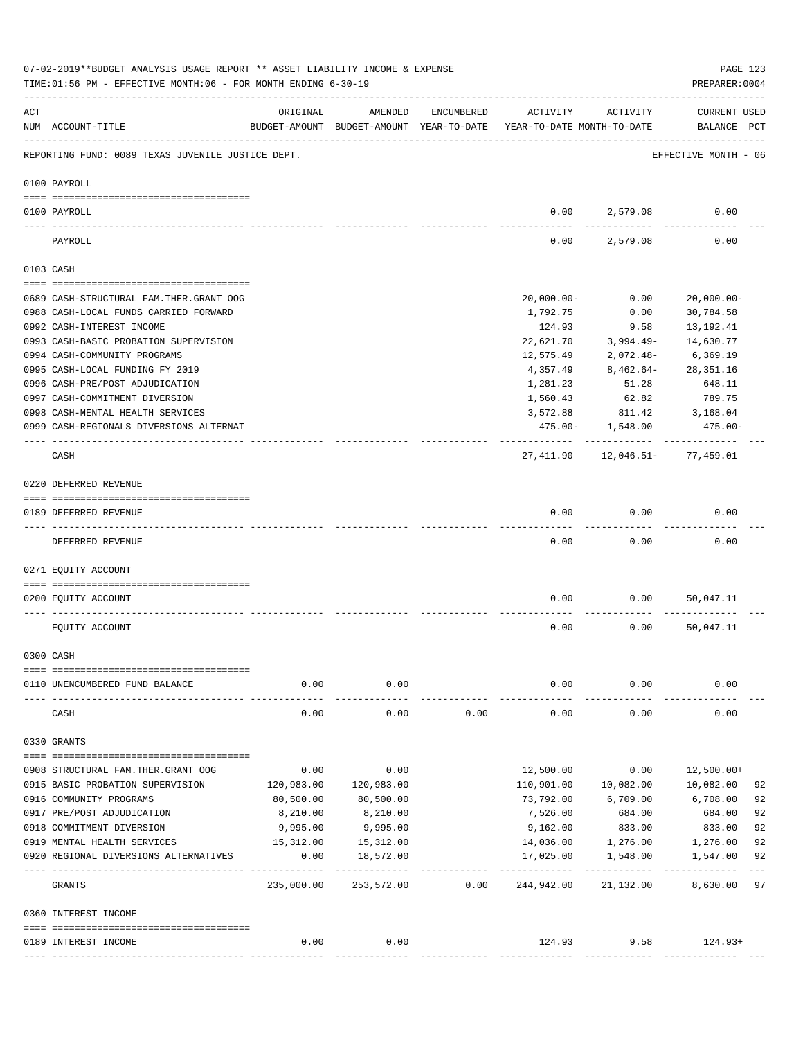07-02-2019**BUDGET ANALYSIS USAGE REPORT ** ASSET LIABILITY INCOME & EXPENSE

TIME:01:56 PM - EFFECTIVE MONTH:06 - FOR MONTH ENDING 6-30-19

PREPARER:0004

| ACT NUM | ACCOUNT-TITLE | ORIGINAL BUDGET-AMOUNT | AMENDED BUDGET-AMOUNT | ENCUMBERED YEAR-TO-DATE | ACTIVITY YEAR-TO-DATE | ACTIVITY MONTH-TO-DATE | CURRENT BALANCE | USED PCT |
|---|---|---|---|---|---|---|---|---|
| | REPORTING FUND: 0089 TEXAS JUVENILE JUSTICE DEPT. | | | | | | EFFECTIVE MONTH - 06 | |
| | **0100 PAYROLL** | | | | | | | |
| 0100 | PAYROLL | | | | 0.00 | 2,579.08 | 0.00 | |
| | PAYROLL | | | | 0.00 | 2,579.08 | 0.00 | |
| | **0103 CASH** | | | | | | | |
| 0689 | CASH-STRUCTURAL FAM.THER.GRANT OOG | | | | 20,000.00- | 0.00 | 20,000.00- | |
| 0988 | CASH-LOCAL FUNDS CARRIED FORWARD | | | | 1,792.75 | 0.00 | 30,784.58 | |
| 0992 | CASH-INTEREST INCOME | | | | 124.93 | 9.58 | 13,192.41 | |
| 0993 | CASH-BASIC PROBATION SUPERVISION | | | | 22,621.70 | 3,994.49- | 14,630.77 | |
| 0994 | CASH-COMMUNITY PROGRAMS | | | | 12,575.49 | 2,072.48- | 6,369.19 | |
| 0995 | CASH-LOCAL FUNDING FY 2019 | | | | 4,357.49 | 8,462.64- | 28,351.16 | |
| 0996 | CASH-PRE/POST ADJUDICATION | | | | 1,281.23 | 51.28 | 648.11 | |
| 0997 | CASH-COMMITMENT DIVERSION | | | | 1,560.43 | 62.82 | 789.75 | |
| 0998 | CASH-MENTAL HEALTH SERVICES | | | | 3,572.88 | 811.42 | 3,168.04 | |
| 0999 | CASH-REGIONALS DIVERSIONS ALTERNAT | | | | 475.00- | 1,548.00 | 475.00- | |
| | CASH | | | | 27,411.90 | 12,046.51- | 77,459.01 | |
| | **0220 DEFERRED REVENUE** | | | | | | | |
| 0189 | DEFERRED REVENUE | | | | 0.00 | 0.00 | 0.00 | |
| | DEFERRED REVENUE | | | | 0.00 | 0.00 | 0.00 | |
| | **0271 EQUITY ACCOUNT** | | | | | | | |
| 0200 | EQUITY ACCOUNT | | | | 0.00 | 0.00 | 50,047.11 | |
| | EQUITY ACCOUNT | | | | 0.00 | 0.00 | 50,047.11 | |
| | **0300 CASH** | | | | | | | |
| 0110 | UNENCUMBERED FUND BALANCE | 0.00 | 0.00 | | 0.00 | 0.00 | 0.00 | |
| | CASH | 0.00 | 0.00 | 0.00 | 0.00 | 0.00 | 0.00 | |
| | **0330 GRANTS** | | | | | | | |
| 0908 | STRUCTURAL FAM.THER.GRANT OOG | 0.00 | 0.00 | | 12,500.00 | 0.00 | 12,500.00+ | |
| 0915 | BASIC PROBATION SUPERVISION | 120,983.00 | 120,983.00 | | 110,901.00 | 10,082.00 | 10,082.00 | 92 |
| 0916 | COMMUNITY PROGRAMS | 80,500.00 | 80,500.00 | | 73,792.00 | 6,709.00 | 6,708.00 | 92 |
| 0917 | PRE/POST ADJUDICATION | 8,210.00 | 8,210.00 | | 7,526.00 | 684.00 | 684.00 | 92 |
| 0918 | COMMITMENT DIVERSION | 9,995.00 | 9,995.00 | | 9,162.00 | 833.00 | 833.00 | 92 |
| 0919 | MENTAL HEALTH SERVICES | 15,312.00 | 15,312.00 | | 14,036.00 | 1,276.00 | 1,276.00 | 92 |
| 0920 | REGIONAL DIVERSIONS ALTERNATIVES | 0.00 | 18,572.00 | | 17,025.00 | 1,548.00 | 1,547.00 | 92 |
| | GRANTS | 235,000.00 | 253,572.00 | 0.00 | 244,942.00 | 21,132.00 | 8,630.00 | 97 |
| | **0360 INTEREST INCOME** | | | | | | | |
| 0189 | INTEREST INCOME | 0.00 | 0.00 | | 124.93 | 9.58 | 124.93+ | |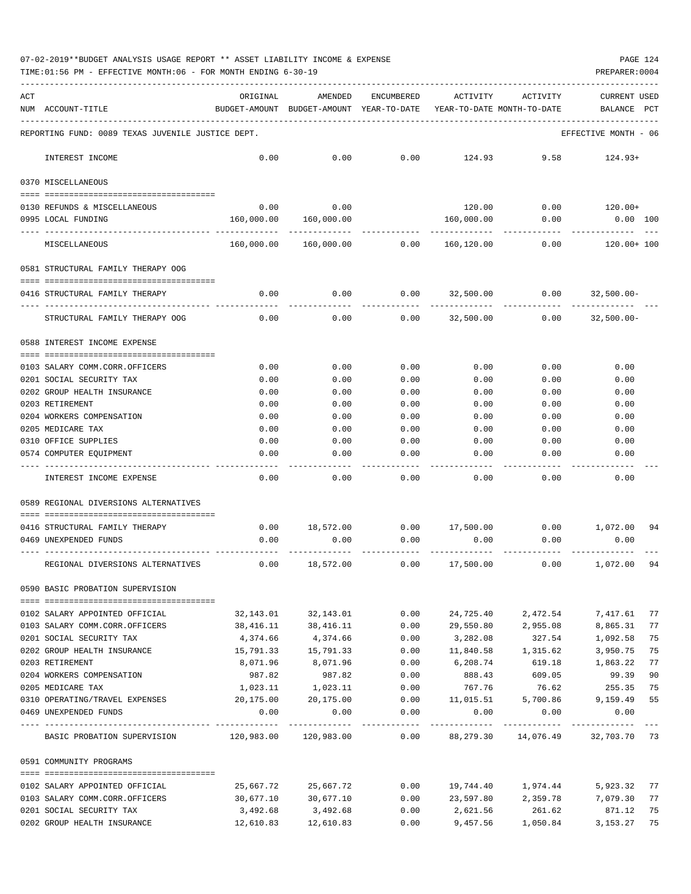07-02-2019**BUDGET ANALYSIS USAGE REPORT ** ASSET LIABILITY INCOME & EXPENSE

TIME:01:56 PM - EFFECTIVE MONTH:06 - FOR MONTH ENDING 6-30-19

PREPARER:0004

REPORTING FUND: 0089 TEXAS JUVENILE JUSTICE DEPT. — EFFECTIVE MONTH - 06

| ACT NUM | ACCOUNT-TITLE | ORIGINAL BUDGET-AMOUNT | AMENDED BUDGET-AMOUNT | ENCUMBERED YEAR-TO-DATE | ACTIVITY YEAR-TO-DATE | ACTIVITY MONTH-TO-DATE | CURRENT USED BALANCE | PCT |
|---|---|---|---|---|---|---|---|---|
| | INTEREST INCOME | 0.00 | 0.00 | 0.00 | 124.93 | 9.58 | 124.93+ | |
| | **0370 MISCELLANEOUS** | | | | | | | |
| 0130 | REFUNDS & MISCELLANEOUS | 0.00 | 0.00 | | 120.00 | 0.00 | 120.00+ | |
| 0995 | LOCAL FUNDING | 160,000.00 | 160,000.00 | | 160,000.00 | 0.00 | 0.00 | 100 |
| | MISCELLANEOUS | 160,000.00 | 160,000.00 | 0.00 | 160,120.00 | 0.00 | 120.00+ | 100 |
| | **0581 STRUCTURAL FAMILY THERAPY OOG** | | | | | | | |
| 0416 | STRUCTURAL FAMILY THERAPY | 0.00 | 0.00 | 0.00 | 32,500.00 | 0.00 | 32,500.00- | |
| | STRUCTURAL FAMILY THERAPY OOG | 0.00 | 0.00 | 0.00 | 32,500.00 | 0.00 | 32,500.00- | |
| | **0588 INTEREST INCOME EXPENSE** | | | | | | | |
| 0103 | SALARY COMM.CORR.OFFICERS | 0.00 | 0.00 | 0.00 | 0.00 | 0.00 | 0.00 | |
| 0201 | SOCIAL SECURITY TAX | 0.00 | 0.00 | 0.00 | 0.00 | 0.00 | 0.00 | |
| 0202 | GROUP HEALTH INSURANCE | 0.00 | 0.00 | 0.00 | 0.00 | 0.00 | 0.00 | |
| 0203 | RETIREMENT | 0.00 | 0.00 | 0.00 | 0.00 | 0.00 | 0.00 | |
| 0204 | WORKERS COMPENSATION | 0.00 | 0.00 | 0.00 | 0.00 | 0.00 | 0.00 | |
| 0205 | MEDICARE TAX | 0.00 | 0.00 | 0.00 | 0.00 | 0.00 | 0.00 | |
| 0310 | OFFICE SUPPLIES | 0.00 | 0.00 | 0.00 | 0.00 | 0.00 | 0.00 | |
| 0574 | COMPUTER EQUIPMENT | 0.00 | 0.00 | 0.00 | 0.00 | 0.00 | 0.00 | |
| | INTEREST INCOME EXPENSE | 0.00 | 0.00 | 0.00 | 0.00 | 0.00 | 0.00 | |
| | **0589 REGIONAL DIVERSIONS ALTERNATIVES** | | | | | | | |
| 0416 | STRUCTURAL FAMILY THERAPY | 0.00 | 18,572.00 | 0.00 | 17,500.00 | 0.00 | 1,072.00 | 94 |
| 0469 | UNEXPENDED FUNDS | 0.00 | 0.00 | 0.00 | 0.00 | 0.00 | 0.00 | |
| | REGIONAL DIVERSIONS ALTERNATIVES | 0.00 | 18,572.00 | 0.00 | 17,500.00 | 0.00 | 1,072.00 | 94 |
| | **0590 BASIC PROBATION SUPERVISION** | | | | | | | |
| 0102 | SALARY APPOINTED OFFICIAL | 32,143.01 | 32,143.01 | 0.00 | 24,725.40 | 2,472.54 | 7,417.61 | 77 |
| 0103 | SALARY COMM.CORR.OFFICERS | 38,416.11 | 38,416.11 | 0.00 | 29,550.80 | 2,955.08 | 8,865.31 | 77 |
| 0201 | SOCIAL SECURITY TAX | 4,374.66 | 4,374.66 | 0.00 | 3,282.08 | 327.54 | 1,092.58 | 75 |
| 0202 | GROUP HEALTH INSURANCE | 15,791.33 | 15,791.33 | 0.00 | 11,840.58 | 1,315.62 | 3,950.75 | 75 |
| 0203 | RETIREMENT | 8,071.96 | 8,071.96 | 0.00 | 6,208.74 | 619.18 | 1,863.22 | 77 |
| 0204 | WORKERS COMPENSATION | 987.82 | 987.82 | 0.00 | 888.43 | 609.05 | 99.39 | 90 |
| 0205 | MEDICARE TAX | 1,023.11 | 1,023.11 | 0.00 | 767.76 | 76.62 | 255.35 | 75 |
| 0310 | OPERATING/TRAVEL EXPENSES | 20,175.00 | 20,175.00 | 0.00 | 11,015.51 | 5,700.86 | 9,159.49 | 55 |
| 0469 | UNEXPENDED FUNDS | 0.00 | 0.00 | 0.00 | 0.00 | 0.00 | 0.00 | |
| | BASIC PROBATION SUPERVISION | 120,983.00 | 120,983.00 | 0.00 | 88,279.30 | 14,076.49 | 32,703.70 | 73 |
| | **0591 COMMUNITY PROGRAMS** | | | | | | | |
| 0102 | SALARY APPOINTED OFFICIAL | 25,667.72 | 25,667.72 | 0.00 | 19,744.40 | 1,974.44 | 5,923.32 | 77 |
| 0103 | SALARY COMM.CORR.OFFICERS | 30,677.10 | 30,677.10 | 0.00 | 23,597.80 | 2,359.78 | 7,079.30 | 77 |
| 0201 | SOCIAL SECURITY TAX | 3,492.68 | 3,492.68 | 0.00 | 2,621.56 | 261.62 | 871.12 | 75 |
| 0202 | GROUP HEALTH INSURANCE | 12,610.83 | 12,610.83 | 0.00 | 9,457.56 | 1,050.84 | 3,153.27 | 75 |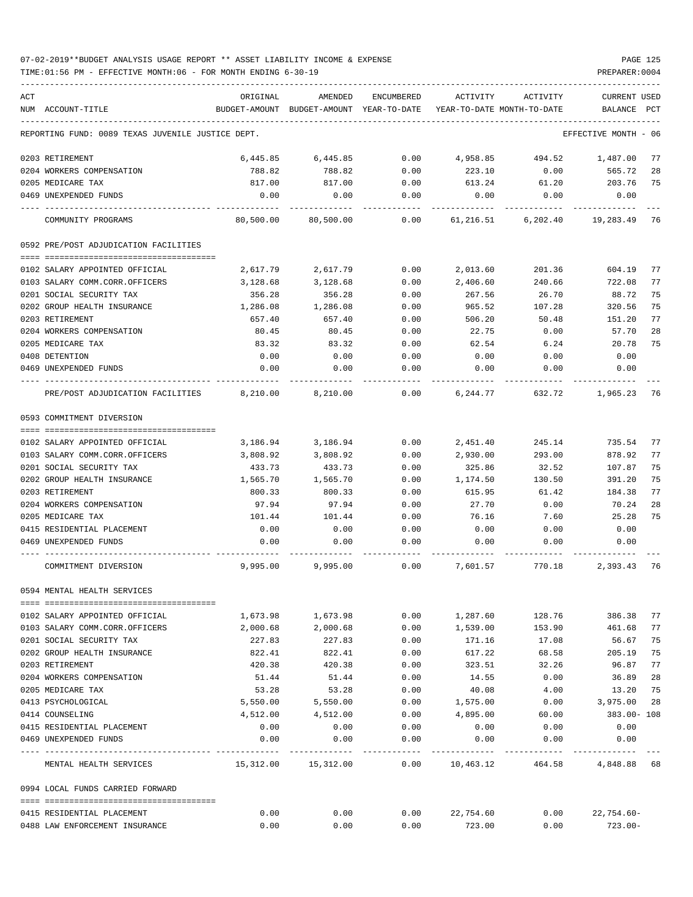07-02-2019**BUDGET ANALYSIS USAGE REPORT ** ASSET LIABILITY INCOME & EXPENSE

TIME:01:56 PM - EFFECTIVE MONTH:06 - FOR MONTH ENDING 6-30-19

PREPARER:0004

| ACT NUM | ACCOUNT-TITLE | ORIGINAL BUDGET-AMOUNT | AMENDED BUDGET-AMOUNT | ENCUMBERED YEAR-TO-DATE | ACTIVITY YEAR-TO-DATE | ACTIVITY MONTH-TO-DATE | CURRENT BALANCE | USED PCT |
|---|---|---|---|---|---|---|---|---|
| | REPORTING FUND: 0089 TEXAS JUVENILE JUSTICE DEPT. | | | | | | EFFECTIVE MONTH - 06 | |
| 0203 | RETIREMENT | 6,445.85 | 6,445.85 | 0.00 | 4,958.85 | 494.52 | 1,487.00 | 77 |
| 0204 | WORKERS COMPENSATION | 788.82 | 788.82 | 0.00 | 223.10 | 0.00 | 565.72 | 28 |
| 0205 | MEDICARE TAX | 817.00 | 817.00 | 0.00 | 613.24 | 61.20 | 203.76 | 75 |
| 0469 | UNEXPENDED FUNDS | 0.00 | 0.00 | 0.00 | 0.00 | 0.00 | 0.00 | |
| | COMMUNITY PROGRAMS | 80,500.00 | 80,500.00 | 0.00 | 61,216.51 | 6,202.40 | 19,283.49 | 76 |
| | 0592 PRE/POST ADJUDICATION FACILITIES | | | | | | | |
| 0102 | SALARY APPOINTED OFFICIAL | 2,617.79 | 2,617.79 | 0.00 | 2,013.60 | 201.36 | 604.19 | 77 |
| 0103 | SALARY COMM.CORR.OFFICERS | 3,128.68 | 3,128.68 | 0.00 | 2,406.60 | 240.66 | 722.08 | 77 |
| 0201 | SOCIAL SECURITY TAX | 356.28 | 356.28 | 0.00 | 267.56 | 26.70 | 88.72 | 75 |
| 0202 | GROUP HEALTH INSURANCE | 1,286.08 | 1,286.08 | 0.00 | 965.52 | 107.28 | 320.56 | 75 |
| 0203 | RETIREMENT | 657.40 | 657.40 | 0.00 | 506.20 | 50.48 | 151.20 | 77 |
| 0204 | WORKERS COMPENSATION | 80.45 | 80.45 | 0.00 | 22.75 | 0.00 | 57.70 | 28 |
| 0205 | MEDICARE TAX | 83.32 | 83.32 | 0.00 | 62.54 | 6.24 | 20.78 | 75 |
| 0408 | DETENTION | 0.00 | 0.00 | 0.00 | 0.00 | 0.00 | 0.00 | |
| 0469 | UNEXPENDED FUNDS | 0.00 | 0.00 | 0.00 | 0.00 | 0.00 | 0.00 | |
| | PRE/POST ADJUDICATION FACILITIES | 8,210.00 | 8,210.00 | 0.00 | 6,244.77 | 632.72 | 1,965.23 | 76 |
| | 0593 COMMITMENT DIVERSION | | | | | | | |
| 0102 | SALARY APPOINTED OFFICIAL | 3,186.94 | 3,186.94 | 0.00 | 2,451.40 | 245.14 | 735.54 | 77 |
| 0103 | SALARY COMM.CORR.OFFICERS | 3,808.92 | 3,808.92 | 0.00 | 2,930.00 | 293.00 | 878.92 | 77 |
| 0201 | SOCIAL SECURITY TAX | 433.73 | 433.73 | 0.00 | 325.86 | 32.52 | 107.87 | 75 |
| 0202 | GROUP HEALTH INSURANCE | 1,565.70 | 1,565.70 | 0.00 | 1,174.50 | 130.50 | 391.20 | 75 |
| 0203 | RETIREMENT | 800.33 | 800.33 | 0.00 | 615.95 | 61.42 | 184.38 | 77 |
| 0204 | WORKERS COMPENSATION | 97.94 | 97.94 | 0.00 | 27.70 | 0.00 | 70.24 | 28 |
| 0205 | MEDICARE TAX | 101.44 | 101.44 | 0.00 | 76.16 | 7.60 | 25.28 | 75 |
| 0415 | RESIDENTIAL PLACEMENT | 0.00 | 0.00 | 0.00 | 0.00 | 0.00 | 0.00 | |
| 0469 | UNEXPENDED FUNDS | 0.00 | 0.00 | 0.00 | 0.00 | 0.00 | 0.00 | |
| | COMMITMENT DIVERSION | 9,995.00 | 9,995.00 | 0.00 | 7,601.57 | 770.18 | 2,393.43 | 76 |
| | 0594 MENTAL HEALTH SERVICES | | | | | | | |
| 0102 | SALARY APPOINTED OFFICIAL | 1,673.98 | 1,673.98 | 0.00 | 1,287.60 | 128.76 | 386.38 | 77 |
| 0103 | SALARY COMM.CORR.OFFICERS | 2,000.68 | 2,000.68 | 0.00 | 1,539.00 | 153.90 | 461.68 | 77 |
| 0201 | SOCIAL SECURITY TAX | 227.83 | 227.83 | 0.00 | 171.16 | 17.08 | 56.67 | 75 |
| 0202 | GROUP HEALTH INSURANCE | 822.41 | 822.41 | 0.00 | 617.22 | 68.58 | 205.19 | 75 |
| 0203 | RETIREMENT | 420.38 | 420.38 | 0.00 | 323.51 | 32.26 | 96.87 | 77 |
| 0204 | WORKERS COMPENSATION | 51.44 | 51.44 | 0.00 | 14.55 | 0.00 | 36.89 | 28 |
| 0205 | MEDICARE TAX | 53.28 | 53.28 | 0.00 | 40.08 | 4.00 | 13.20 | 75 |
| 0413 | PSYCHOLOGICAL | 5,550.00 | 5,550.00 | 0.00 | 1,575.00 | 0.00 | 3,975.00 | 28 |
| 0414 | COUNSELING | 4,512.00 | 4,512.00 | 0.00 | 4,895.00 | 60.00 | 383.00- | 108 |
| 0415 | RESIDENTIAL PLACEMENT | 0.00 | 0.00 | 0.00 | 0.00 | 0.00 | 0.00 | |
| 0469 | UNEXPENDED FUNDS | 0.00 | 0.00 | 0.00 | 0.00 | 0.00 | 0.00 | |
| | MENTAL HEALTH SERVICES | 15,312.00 | 15,312.00 | 0.00 | 10,463.12 | 464.58 | 4,848.88 | 68 |
| | 0994 LOCAL FUNDS CARRIED FORWARD | | | | | | | |
| 0415 | RESIDENTIAL PLACEMENT | 0.00 | 0.00 | 0.00 | 22,754.60 | 0.00 | 22,754.60- | |
| 0488 | LAW ENFORCEMENT INSURANCE | 0.00 | 0.00 | 0.00 | 723.00 | 0.00 | 723.00- | |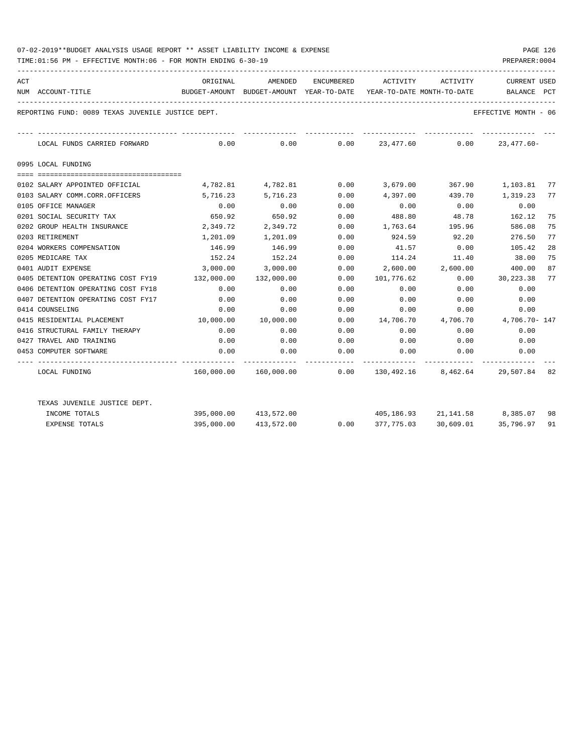07-02-2019**BUDGET ANALYSIS USAGE REPORT ** ASSET LIABILITY INCOME & EXPENSE

TIME:01:56 PM - EFFECTIVE MONTH:06 - FOR MONTH ENDING 6-30-19

PREPARER:0004

REPORTING FUND: 0089 TEXAS JUVENILE JUSTICE DEPT.

EFFECTIVE MONTH - 06

| ACT NUM | ACCOUNT-TITLE | ORIGINAL BUDGET-AMOUNT | AMENDED BUDGET-AMOUNT | ENCUMBERED YEAR-TO-DATE | ACTIVITY YEAR-TO-DATE | ACTIVITY MONTH-TO-DATE | CURRENT BALANCE | USED PCT |
|---|---|---|---|---|---|---|---|---|
| | LOCAL FUNDS CARRIED FORWARD | 0.00 | 0.00 | 0.00 | 23,477.60 | 0.00 | 23,477.60- | |
| | **0995 LOCAL FUNDING** | | | | | | | |
| 0102 | SALARY APPOINTED OFFICIAL | 4,782.81 | 4,782.81 | 0.00 | 3,679.00 | 367.90 | 1,103.81 | 77 |
| 0103 | SALARY COMM.CORR.OFFICERS | 5,716.23 | 5,716.23 | 0.00 | 4,397.00 | 439.70 | 1,319.23 | 77 |
| 0105 | OFFICE MANAGER | 0.00 | 0.00 | 0.00 | 0.00 | 0.00 | 0.00 | |
| 0201 | SOCIAL SECURITY TAX | 650.92 | 650.92 | 0.00 | 488.80 | 48.78 | 162.12 | 75 |
| 0202 | GROUP HEALTH INSURANCE | 2,349.72 | 2,349.72 | 0.00 | 1,763.64 | 195.96 | 586.08 | 75 |
| 0203 | RETIREMENT | 1,201.09 | 1,201.09 | 0.00 | 924.59 | 92.20 | 276.50 | 77 |
| 0204 | WORKERS COMPENSATION | 146.99 | 146.99 | 0.00 | 41.57 | 0.00 | 105.42 | 28 |
| 0205 | MEDICARE TAX | 152.24 | 152.24 | 0.00 | 114.24 | 11.40 | 38.00 | 75 |
| 0401 | AUDIT EXPENSE | 3,000.00 | 3,000.00 | 0.00 | 2,600.00 | 2,600.00 | 400.00 | 87 |
| 0405 | DETENTION OPERATING COST FY19 | 132,000.00 | 132,000.00 | 0.00 | 101,776.62 | 0.00 | 30,223.38 | 77 |
| 0406 | DETENTION OPERATING COST FY18 | 0.00 | 0.00 | 0.00 | 0.00 | 0.00 | 0.00 | |
| 0407 | DETENTION OPERATING COST FY17 | 0.00 | 0.00 | 0.00 | 0.00 | 0.00 | 0.00 | |
| 0414 | COUNSELING | 0.00 | 0.00 | 0.00 | 0.00 | 0.00 | 0.00 | |
| 0415 | RESIDENTIAL PLACEMENT | 10,000.00 | 10,000.00 | 0.00 | 14,706.70 | 4,706.70 | 4,706.70- | 147 |
| 0416 | STRUCTURAL FAMILY THERAPY | 0.00 | 0.00 | 0.00 | 0.00 | 0.00 | 0.00 | |
| 0427 | TRAVEL AND TRAINING | 0.00 | 0.00 | 0.00 | 0.00 | 0.00 | 0.00 | |
| 0453 | COMPUTER SOFTWARE | 0.00 | 0.00 | 0.00 | 0.00 | 0.00 | 0.00 | |
| | LOCAL FUNDING | 160,000.00 | 160,000.00 | 0.00 | 130,492.16 | 8,462.64 | 29,507.84 | 82 |
| | TEXAS JUVENILE JUSTICE DEPT. | | | | | | | |
| | INCOME TOTALS | 395,000.00 | 413,572.00 | | 405,186.93 | 21,141.58 | 8,385.07 | 98 |
| | EXPENSE TOTALS | 395,000.00 | 413,572.00 | 0.00 | 377,775.03 | 30,609.01 | 35,796.97 | 91 |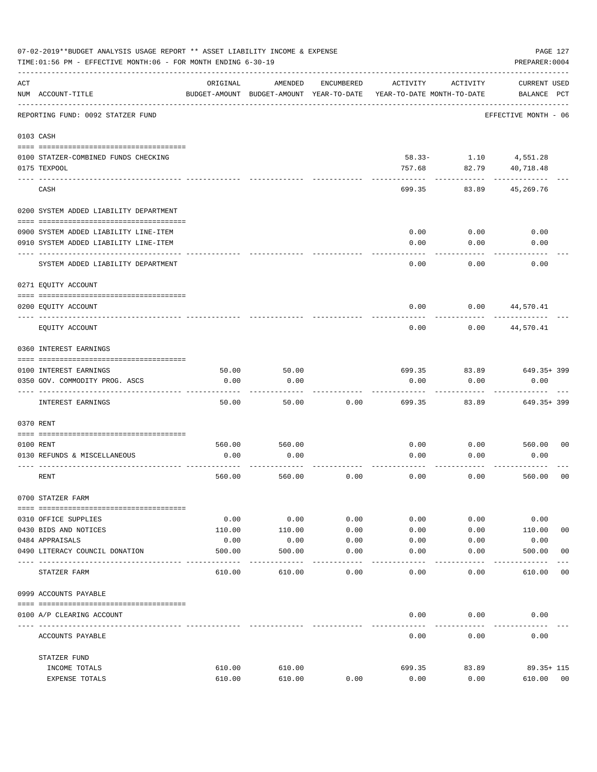07-02-2019**BUDGET ANALYSIS USAGE REPORT ** ASSET LIABILITY INCOME & EXPENSE

TIME:01:56 PM - EFFECTIVE MONTH:06 - FOR MONTH ENDING 6-30-19

PREPARER:0004

| ACT NUM | ACCOUNT-TITLE | ORIGINAL BUDGET-AMOUNT | AMENDED BUDGET-AMOUNT | ENCUMBERED YEAR-TO-DATE | ACTIVITY YEAR-TO-DATE | ACTIVITY MONTH-TO-DATE | CURRENT USED BALANCE | PCT |
|---|---|---|---|---|---|---|---|---|
| | REPORTING FUND: 0092 STATZER FUND | | | | | | EFFECTIVE MONTH - 06 | |
| 0103 | CASH | | | | | | | |
| 0100 | STATZER-COMBINED FUNDS CHECKING | | | | 58.33- | 1.10 | 4,551.28 | |
| 0175 | TEXPOOL | | | | 757.68 | 82.79 | 40,718.48 | |
| | CASH | | | | 699.35 | 83.89 | 45,269.76 | |
| 0200 | SYSTEM ADDED LIABILITY DEPARTMENT | | | | | | | |
| 0900 | SYSTEM ADDED LIABILITY LINE-ITEM | | | | 0.00 | 0.00 | 0.00 | |
| 0910 | SYSTEM ADDED LIABILITY LINE-ITEM | | | | 0.00 | 0.00 | 0.00 | |
| | SYSTEM ADDED LIABILITY DEPARTMENT | | | | 0.00 | 0.00 | 0.00 | |
| 0271 | EQUITY ACCOUNT | | | | | | | |
| 0200 | EQUITY ACCOUNT | | | | 0.00 | 0.00 | 44,570.41 | |
| | EQUITY ACCOUNT | | | | 0.00 | 0.00 | 44,570.41 | |
| 0360 | INTEREST EARNINGS | | | | | | | |
| 0100 | INTEREST EARNINGS | 50.00 | 50.00 | | 699.35 | 83.89 | 649.35+ | 399 |
| 0350 | GOV. COMMODITY PROG. ASCS | 0.00 | 0.00 | | 0.00 | 0.00 | 0.00 | |
| | INTEREST EARNINGS | 50.00 | 50.00 | 0.00 | 699.35 | 83.89 | 649.35+ | 399 |
| 0370 | RENT | | | | | | | |
| 0100 | RENT | 560.00 | 560.00 | | 0.00 | 0.00 | 560.00 | 00 |
| 0130 | REFUNDS & MISCELLANEOUS | 0.00 | 0.00 | | 0.00 | 0.00 | 0.00 | |
| | RENT | 560.00 | 560.00 | 0.00 | 0.00 | 0.00 | 560.00 | 00 |
| 0700 | STATZER FARM | | | | | | | |
| 0310 | OFFICE SUPPLIES | 0.00 | 0.00 | 0.00 | 0.00 | 0.00 | 0.00 | |
| 0430 | BIDS AND NOTICES | 110.00 | 110.00 | 0.00 | 0.00 | 0.00 | 110.00 | 00 |
| 0484 | APPRAISALS | 0.00 | 0.00 | 0.00 | 0.00 | 0.00 | 0.00 | |
| 0490 | LITERACY COUNCIL DONATION | 500.00 | 500.00 | 0.00 | 0.00 | 0.00 | 500.00 | 00 |
| | STATZER FARM | 610.00 | 610.00 | 0.00 | 0.00 | 0.00 | 610.00 | 00 |
| 0999 | ACCOUNTS PAYABLE | | | | | | | |
| 0100 | A/P CLEARING ACCOUNT | | | | 0.00 | 0.00 | 0.00 | |
| | ACCOUNTS PAYABLE | | | | 0.00 | 0.00 | 0.00 | |
| | STATZER FUND | | | | | | | |
| | INCOME TOTALS | 610.00 | 610.00 | | 699.35 | 83.89 | 89.35+ | 115 |
| | EXPENSE TOTALS | 610.00 | 610.00 | 0.00 | 0.00 | 0.00 | 610.00 | 00 |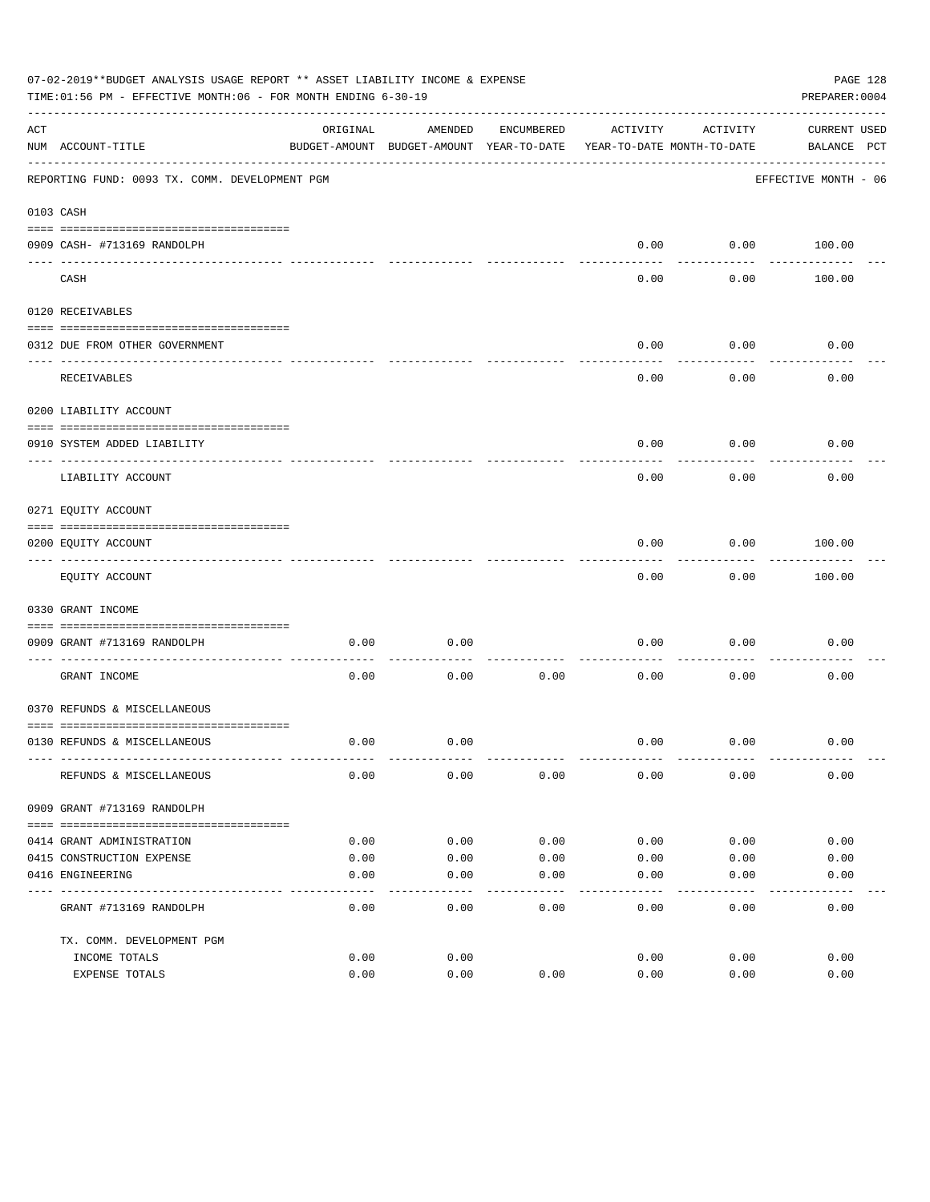07-02-2019**BUDGET ANALYSIS USAGE REPORT ** ASSET LIABILITY INCOME & EXPENSE

TIME:01:56 PM - EFFECTIVE MONTH:06 - FOR MONTH ENDING 6-30-19

PREPARER:0004

REPORTING FUND: 0093 TX. COMM. DEVELOPMENT PGM — EFFECTIVE MONTH - 06

| ACT NUM | ACCOUNT-TITLE | ORIGINAL BUDGET-AMOUNT | AMENDED BUDGET-AMOUNT | ENCUMBERED YEAR-TO-DATE | ACTIVITY YEAR-TO-DATE | ACTIVITY MONTH-TO-DATE | CURRENT BALANCE | USED PCT |
|---|---|---|---|---|---|---|---|---|
| 0103 | CASH | | | | | | | |
| 0909 | CASH- #713169 RANDOLPH | | | | 0.00 | 0.00 | 100.00 | |
| | CASH | | | | 0.00 | 0.00 | 100.00 | |
| 0120 | RECEIVABLES | | | | | | | |
| 0312 | DUE FROM OTHER GOVERNMENT | | | | 0.00 | 0.00 | 0.00 | |
| | RECEIVABLES | | | | 0.00 | 0.00 | 0.00 | |
| 0200 | LIABILITY ACCOUNT | | | | | | | |
| 0910 | SYSTEM ADDED LIABILITY | | | | 0.00 | 0.00 | 0.00 | |
| | LIABILITY ACCOUNT | | | | 0.00 | 0.00 | 0.00 | |
| 0271 | EQUITY ACCOUNT | | | | | | | |
| 0200 | EQUITY ACCOUNT | | | | 0.00 | 0.00 | 100.00 | |
| | EQUITY ACCOUNT | | | | 0.00 | 0.00 | 100.00 | |
| 0330 | GRANT INCOME | | | | | | | |
| 0909 | GRANT #713169 RANDOLPH | 0.00 | 0.00 | | 0.00 | 0.00 | 0.00 | |
| | GRANT INCOME | 0.00 | 0.00 | 0.00 | 0.00 | 0.00 | 0.00 | |
| 0370 | REFUNDS & MISCELLANEOUS | | | | | | | |
| 0130 | REFUNDS & MISCELLANEOUS | 0.00 | 0.00 | | 0.00 | 0.00 | 0.00 | |
| | REFUNDS & MISCELLANEOUS | 0.00 | 0.00 | 0.00 | 0.00 | 0.00 | 0.00 | |
| 0909 | GRANT #713169 RANDOLPH | | | | | | | |
| 0414 | GRANT ADMINISTRATION | 0.00 | 0.00 | 0.00 | 0.00 | 0.00 | 0.00 | |
| 0415 | CONSTRUCTION EXPENSE | 0.00 | 0.00 | 0.00 | 0.00 | 0.00 | 0.00 | |
| 0416 | ENGINEERING | 0.00 | 0.00 | 0.00 | 0.00 | 0.00 | 0.00 | |
| | GRANT #713169 RANDOLPH | 0.00 | 0.00 | 0.00 | 0.00 | 0.00 | 0.00 | |
| | TX. COMM. DEVELOPMENT PGM | | | | | | | |
| | INCOME TOTALS | 0.00 | 0.00 | | 0.00 | 0.00 | 0.00 | |
| | EXPENSE TOTALS | 0.00 | 0.00 | 0.00 | 0.00 | 0.00 | 0.00 | |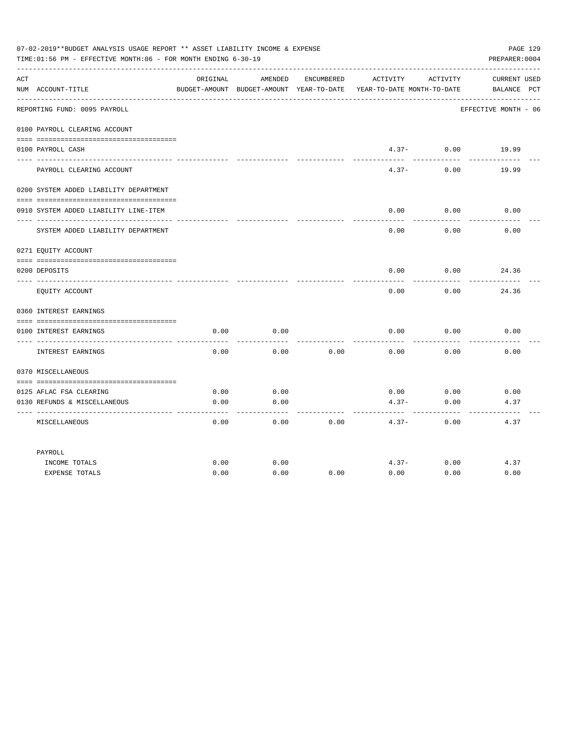07-02-2019**BUDGET ANALYSIS USAGE REPORT ** ASSET LIABILITY INCOME & EXPENSE

TIME:01:56 PM - EFFECTIVE MONTH:06 - FOR MONTH ENDING 6-30-19

PREPARER:0004

| ACT NUM | ACCOUNT-TITLE | ORIGINAL BUDGET-AMOUNT | AMENDED BUDGET-AMOUNT | ENCUMBERED YEAR-TO-DATE | ACTIVITY YEAR-TO-DATE | ACTIVITY MONTH-TO-DATE | CURRENT BALANCE | USED PCT |
|---|---|---|---|---|---|---|---|---|
| | REPORTING FUND: 0095 PAYROLL | | | | | | EFFECTIVE MONTH - 06 | |
| | 0100 PAYROLL CLEARING ACCOUNT | | | | | | | |
| 0100 | PAYROLL CASH | | | | 4.37- | 0.00 | 19.99 | |
| | PAYROLL CLEARING ACCOUNT | | | | 4.37- | 0.00 | 19.99 | |
| | 0200 SYSTEM ADDED LIABILITY DEPARTMENT | | | | | | | |
| 0910 | SYSTEM ADDED LIABILITY LINE-ITEM | | | | 0.00 | 0.00 | 0.00 | |
| | SYSTEM ADDED LIABILITY DEPARTMENT | | | | 0.00 | 0.00 | 0.00 | |
| | 0271 EQUITY ACCOUNT | | | | | | | |
| 0200 | DEPOSITS | | | | 0.00 | 0.00 | 24.36 | |
| | EQUITY ACCOUNT | | | | 0.00 | 0.00 | 24.36 | |
| | 0360 INTEREST EARNINGS | | | | | | | |
| 0100 | INTEREST EARNINGS | 0.00 | 0.00 | | 0.00 | 0.00 | 0.00 | |
| | INTEREST EARNINGS | 0.00 | 0.00 | 0.00 | 0.00 | 0.00 | 0.00 | |
| | 0370 MISCELLANEOUS | | | | | | | |
| 0125 | AFLAC FSA CLEARING | 0.00 | 0.00 | | 0.00 | 0.00 | 0.00 | |
| 0130 | REFUNDS & MISCELLANEOUS | 0.00 | 0.00 | | 4.37- | 0.00 | 4.37 | |
| | MISCELLANEOUS | 0.00 | 0.00 | 0.00 | 4.37- | 0.00 | 4.37 | |
| | PAYROLL | | | | | | | |
| | INCOME TOTALS | 0.00 | 0.00 | | 4.37- | 0.00 | 4.37 | |
| | EXPENSE TOTALS | 0.00 | 0.00 | 0.00 | 0.00 | 0.00 | 0.00 | |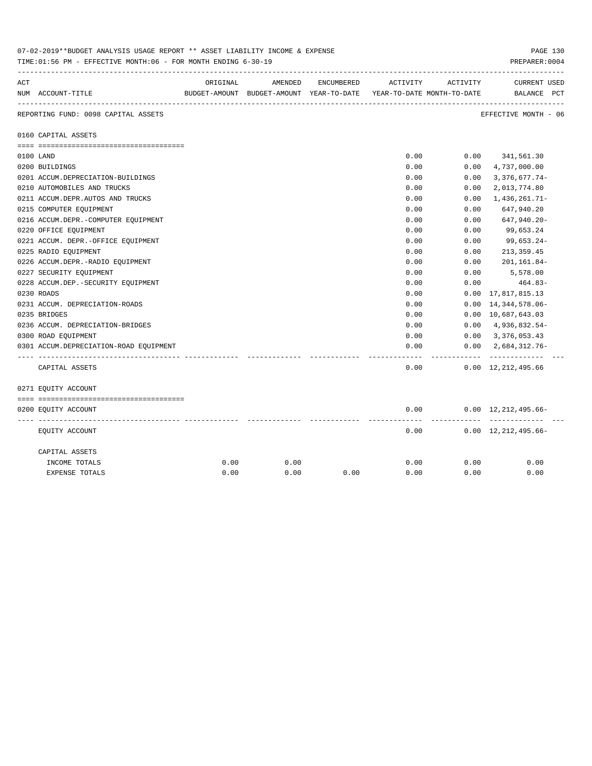07-02-2019**BUDGET ANALYSIS USAGE REPORT ** ASSET LIABILITY INCOME & EXPENSE

TIME:01:56 PM - EFFECTIVE MONTH:06 - FOR MONTH ENDING 6-30-19

PREPARER:0004

| ACT NUM | ACCOUNT-TITLE | ORIGINAL BUDGET-AMOUNT | AMENDED BUDGET-AMOUNT | ENCUMBERED YEAR-TO-DATE | ACTIVITY YEAR-TO-DATE | ACTIVITY MONTH-TO-DATE | CURRENT USED BALANCE | PCT |
|---|---|---|---|---|---|---|---|---|

REPORTING FUND: 0098 CAPITAL ASSETS

EFFECTIVE MONTH - 06

## 0160 CAPITAL ASSETS

| ACT NUM | ACCOUNT-TITLE | ORIGINAL BUDGET-AMOUNT | AMENDED BUDGET-AMOUNT | ENCUMBERED YEAR-TO-DATE | ACTIVITY YEAR-TO-DATE | ACTIVITY MONTH-TO-DATE | CURRENT USED BALANCE | PCT |
|---|---|---|---|---|---|---|---|---|
| 0100 | LAND | | | | 0.00 | 0.00 | 341,561.30 | |
| 0200 | BUILDINGS | | | | 0.00 | 0.00 | 4,737,000.00 | |
| 0201 | ACCUM.DEPRECIATION-BUILDINGS | | | | 0.00 | 0.00 | 3,376,677.74- | |
| 0210 | AUTOMOBILES AND TRUCKS | | | | 0.00 | 0.00 | 2,013,774.80 | |
| 0211 | ACCUM.DEPR.AUTOS AND TRUCKS | | | | 0.00 | 0.00 | 1,436,261.71- | |
| 0215 | COMPUTER EQUIPMENT | | | | 0.00 | 0.00 | 647,940.20 | |
| 0216 | ACCUM.DEPR.-COMPUTER EQUIPMENT | | | | 0.00 | 0.00 | 647,940.20- | |
| 0220 | OFFICE EQUIPMENT | | | | 0.00 | 0.00 | 99,653.24 | |
| 0221 | ACCUM. DEPR.-OFFICE EQUIPMENT | | | | 0.00 | 0.00 | 99,653.24- | |
| 0225 | RADIO EQUIPMENT | | | | 0.00 | 0.00 | 213,359.45 | |
| 0226 | ACCUM.DEPR.-RADIO EQUIPMENT | | | | 0.00 | 0.00 | 201,161.84- | |
| 0227 | SECURITY EQUIPMENT | | | | 0.00 | 0.00 | 5,578.00 | |
| 0228 | ACCUM.DEP.-SECURITY EQUIPMENT | | | | 0.00 | 0.00 | 464.83- | |
| 0230 | ROADS | | | | 0.00 | 0.00 | 17,817,815.13 | |
| 0231 | ACCUM. DEPRECIATION-ROADS | | | | 0.00 | 0.00 | 14,344,578.06- | |
| 0235 | BRIDGES | | | | 0.00 | 0.00 | 10,687,643.03 | |
| 0236 | ACCUM. DEPRECIATION-BRIDGES | | | | 0.00 | 0.00 | 4,936,832.54- | |
| 0300 | ROAD EQUIPMENT | | | | 0.00 | 0.00 | 3,376,053.43 | |
| 0301 | ACCUM.DEPRECIATION-ROAD EQUIPMENT | | | | 0.00 | 0.00 | 2,684,312.76- | |
| | CAPITAL ASSETS | | | | 0.00 | 0.00 | 12,212,495.66 | |

## 0271 EQUITY ACCOUNT

| ACT NUM | ACCOUNT-TITLE | ORIGINAL BUDGET-AMOUNT | AMENDED BUDGET-AMOUNT | ENCUMBERED YEAR-TO-DATE | ACTIVITY YEAR-TO-DATE | ACTIVITY MONTH-TO-DATE | CURRENT USED BALANCE | PCT |
|---|---|---|---|---|---|---|---|---|
| 0200 | EQUITY ACCOUNT | | | | 0.00 | 0.00 | 12,212,495.66- | |
| | EQUITY ACCOUNT | | | | 0.00 | 0.00 | 12,212,495.66- | |

## CAPITAL ASSETS

| | ORIGINAL BUDGET-AMOUNT | AMENDED BUDGET-AMOUNT | ENCUMBERED YEAR-TO-DATE | ACTIVITY YEAR-TO-DATE | ACTIVITY MONTH-TO-DATE | CURRENT USED BALANCE | PCT |
|---|---|---|---|---|---|---|---|
| INCOME TOTALS | 0.00 | 0.00 | | 0.00 | 0.00 | 0.00 | |
| EXPENSE TOTALS | 0.00 | 0.00 | 0.00 | 0.00 | 0.00 | 0.00 | |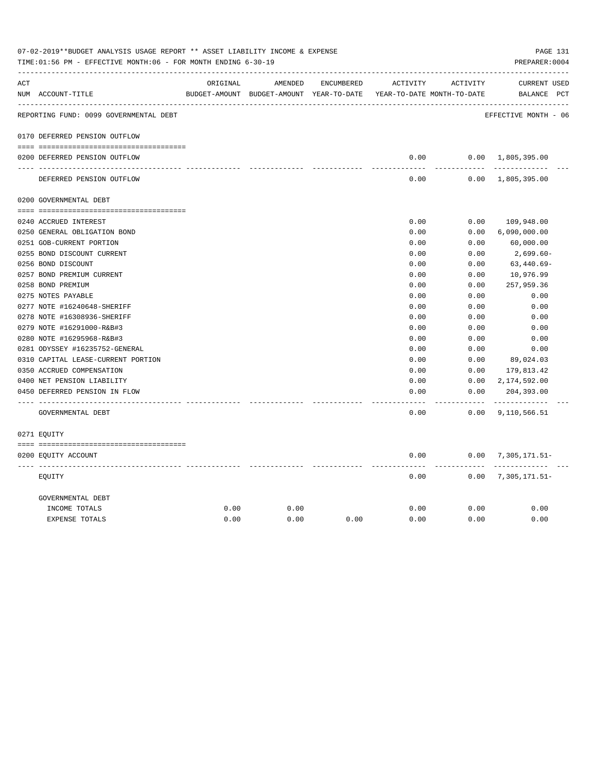07-02-2019**BUDGET ANALYSIS USAGE REPORT ** ASSET LIABILITY INCOME & EXPENSE

TIME:01:56 PM - EFFECTIVE MONTH:06 - FOR MONTH ENDING 6-30-19

PREPARER:0004

| ACT NUM | ACCOUNT-TITLE | ORIGINAL BUDGET-AMOUNT | AMENDED BUDGET-AMOUNT | ENCUMBERED YEAR-TO-DATE | ACTIVITY YEAR-TO-DATE | ACTIVITY MONTH-TO-DATE | CURRENT BALANCE | USED PCT |
|---|---|---|---|---|---|---|---|---|
| | REPORTING FUND: 0099 GOVERNMENTAL DEBT | | | | | | EFFECTIVE MONTH - 06 | |
| 0170 | DEFERRED PENSION OUTFLOW | | | | | | | |
| 0200 | DEFERRED PENSION OUTFLOW | | | | 0.00 | 0.00 | 1,805,395.00 | |
| | DEFERRED PENSION OUTFLOW | | | | 0.00 | 0.00 | 1,805,395.00 | |
| 0200 | GOVERNMENTAL DEBT | | | | | | | |
| 0240 | ACCRUED INTEREST | | | | 0.00 | 0.00 | 109,948.00 | |
| 0250 | GENERAL OBLIGATION BOND | | | | 0.00 | 0.00 | 6,090,000.00 | |
| 0251 | GOB-CURRENT PORTION | | | | 0.00 | 0.00 | 60,000.00 | |
| 0255 | BOND DISCOUNT CURRENT | | | | 0.00 | 0.00 | 2,699.60- | |
| 0256 | BOND DISCOUNT | | | | 0.00 | 0.00 | 63,440.69- | |
| 0257 | BOND PREMIUM CURRENT | | | | 0.00 | 0.00 | 10,976.99 | |
| 0258 | BOND PREMIUM | | | | 0.00 | 0.00 | 257,959.36 | |
| 0275 | NOTES PAYABLE | | | | 0.00 | 0.00 | 0.00 | |
| 0277 | NOTE #16240648-SHERIFF | | | | 0.00 | 0.00 | 0.00 | |
| 0278 | NOTE #16308936-SHERIFF | | | | 0.00 | 0.00 | 0.00 | |
| 0279 | NOTE #16291000-R&B#3 | | | | 0.00 | 0.00 | 0.00 | |
| 0280 | NOTE #16295968-R&B#3 | | | | 0.00 | 0.00 | 0.00 | |
| 0281 | ODYSSEY #16235752-GENERAL | | | | 0.00 | 0.00 | 0.00 | |
| 0310 | CAPITAL LEASE-CURRENT PORTION | | | | 0.00 | 0.00 | 89,024.03 | |
| 0350 | ACCRUED COMPENSATION | | | | 0.00 | 0.00 | 179,813.42 | |
| 0400 | NET PENSION LIABILITY | | | | 0.00 | 0.00 | 2,174,592.00 | |
| 0450 | DEFERRED PENSION IN FLOW | | | | 0.00 | 0.00 | 204,393.00 | |
| | GOVERNMENTAL DEBT | | | | 0.00 | 0.00 | 9,110,566.51 | |
| 0271 | EQUITY | | | | | | | |
| 0200 | EQUITY ACCOUNT | | | | 0.00 | 0.00 | 7,305,171.51- | |
| | EQUITY | | | | 0.00 | 0.00 | 7,305,171.51- | |
| | GOVERNMENTAL DEBT | | | | | | | |
| | INCOME TOTALS | 0.00 | 0.00 | | 0.00 | 0.00 | 0.00 | |
| | EXPENSE TOTALS | 0.00 | 0.00 | 0.00 | 0.00 | 0.00 | 0.00 | |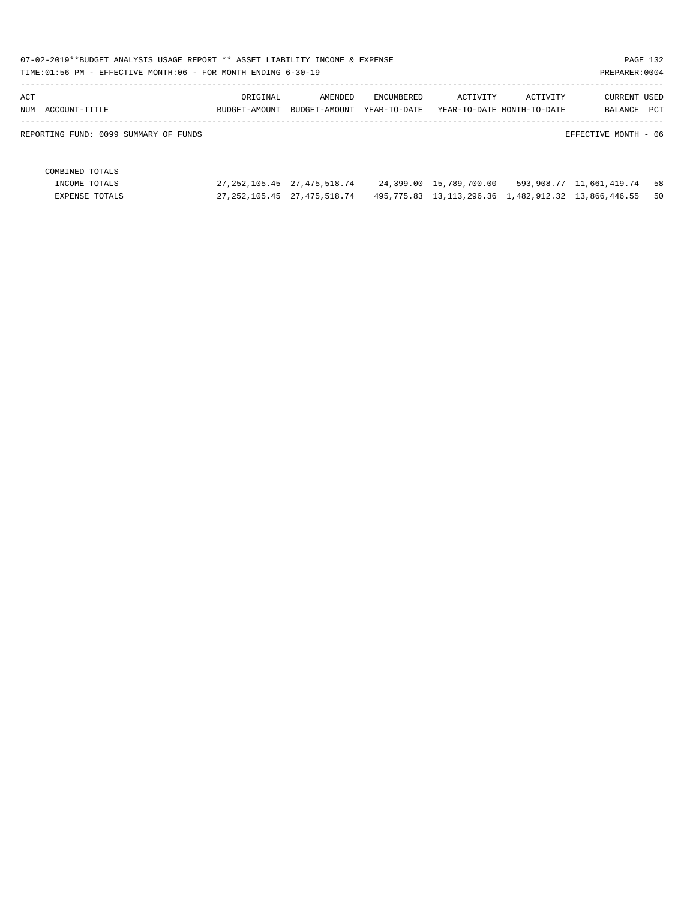07-02-2019**BUDGET ANALYSIS USAGE REPORT ** ASSET LIABILITY INCOME & EXPENSE

TIME:01:56 PM - EFFECTIVE MONTH:06 - FOR MONTH ENDING 6-30-19 PREPARER:0004

| ACT NUM | ACCOUNT-TITLE | ORIGINAL BUDGET-AMOUNT | AMENDED BUDGET-AMOUNT | ENCUMBERED YEAR-TO-DATE | ACTIVITY YEAR-TO-DATE | ACTIVITY MONTH-TO-DATE | CURRENT BALANCE | USED PCT |
|---|---|---|---|---|---|---|---|---|

REPORTING FUND: 0099 SUMMARY OF FUNDS EFFECTIVE MONTH - 06

| | | | | | | | | |
|---|---|---|---|---|---|---|---|---|
| | COMBINED TOTALS | | | | | | | |
| | INCOME TOTALS | 27,252,105.45 | 27,475,518.74 | 24,399.00 | 15,789,700.00 | 593,908.77 | 11,661,419.74 | 58 |
| | EXPENSE TOTALS | 27,252,105.45 | 27,475,518.74 | 495,775.83 | 13,113,296.36 | 1,482,912.32 | 13,866,446.55 | 50 |